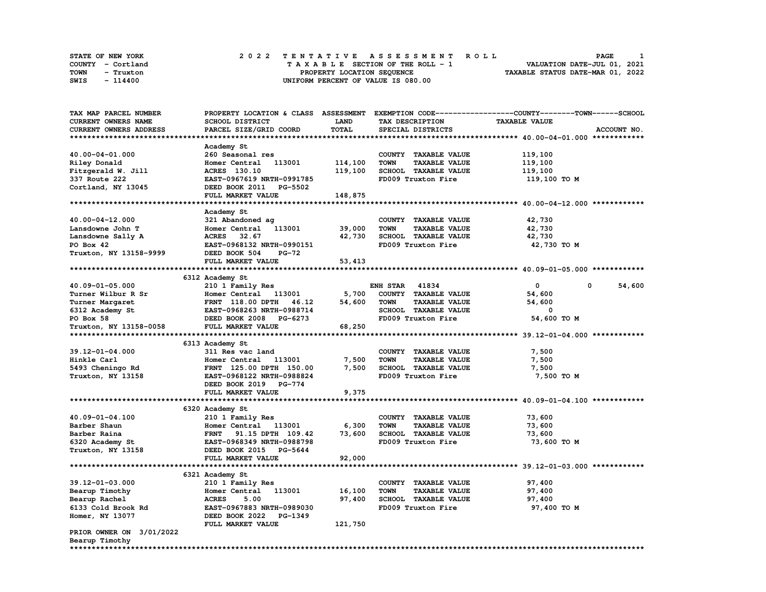STATE OF NEW YORK
COUNTY - Cortland
TOWN - Truxton
SWIS - 114400

# 2022 TENTATIVE ASSESSMENT ROLL

TAXABLE SECTION OF THE ROLL - 1
PROPERTY LOCATION SEQUENCE
UNIFORM PERCENT OF VALUE IS 080.00

VALUATION DATE-JUL 01, 2021
TAXABLE STATUS DATE-MAR 01, 2022

| TAX MAP PARCEL NUMBER / CURRENT OWNERS NAME / CURRENT OWNERS ADDRESS | PROPERTY LOCATION & CLASS / SCHOOL DISTRICT / PARCEL SIZE/GRID COORD | ASSESSMENT LAND / TOTAL | EXEMPTION CODE / TAX DESCRIPTION / SPECIAL DISTRICTS | COUNTY | TOWN | SCHOOL TAXABLE VALUE |
|---|---|---|---|---|---|---|
| **40.00-04-01.000** | Academy St | | | | | |
| 40.00-04-01.000 | 260 Seasonal res | | COUNTY TAXABLE VALUE | 119,100 | | |
| Riley Donald | Homer Central 113001 | 114,100 | TOWN TAXABLE VALUE | | 119,100 | |
| Fitzgerald W. Jill | ACRES 130.10 | 119,100 | SCHOOL TAXABLE VALUE | | | 119,100 |
| 337 Route 222 | EAST-0967619 NRTH-0991785 | | FD009 Truxton Fire | 119,100 TO M | | |
| Cortland, NY 13045 | DEED BOOK 2011 PG-5502 | | | | | |
| | FULL MARKET VALUE | 148,875 | | | | |
| **40.00-04-12.000** | Academy St | | | | | |
| 40.00-04-12.000 | 321 Abandoned ag | | COUNTY TAXABLE VALUE | 42,730 | | |
| Lansdowne John T | Homer Central 113001 | 39,000 | TOWN TAXABLE VALUE | | 42,730 | |
| Lansdowne Sally A | ACRES 32.67 | 42,730 | SCHOOL TAXABLE VALUE | | | 42,730 |
| PO Box 42 | EAST-0968132 NRTH-0990151 | | FD009 Truxton Fire | 42,730 TO M | | |
| Truxton, NY 13158-9999 | DEED BOOK 504 PG-72 | | | | | |
| | FULL MARKET VALUE | 53,413 | | | | |
| **40.09-01-05.000** | 6312 Academy St | | | | | |
| 40.09-01-05.000 | 210 1 Family Res | | ENH STAR 41834 | 0 | 0 | 54,600 |
| Turner Wilbur R Sr | Homer Central 113001 | 5,700 | COUNTY TAXABLE VALUE | 54,600 | | |
| Turner Margaret | FRNT 118.00 DPTH 46.12 | 54,600 | TOWN TAXABLE VALUE | | 54,600 | |
| 6312 Academy St | EAST-0968263 NRTH-0988714 | | SCHOOL TAXABLE VALUE | | | 0 |
| PO Box 58 | DEED BOOK 2008 PG-6273 | | FD009 Truxton Fire | 54,600 TO M | | |
| Truxton, NY 13158-0058 | FULL MARKET VALUE | 68,250 | | | | |
| **39.12-01-04.000** | 6313 Academy St | | | | | |
| 39.12-01-04.000 | 311 Res vac land | | COUNTY TAXABLE VALUE | 7,500 | | |
| Hinkle Carl | Homer Central 113001 | 7,500 | TOWN TAXABLE VALUE | | 7,500 | |
| 5493 Cheningo Rd | FRNT 125.00 DPTH 150.00 | 7,500 | SCHOOL TAXABLE VALUE | | | 7,500 |
| Truxton, NY 13158 | EAST-0968122 NRTH-0988824 | | FD009 Truxton Fire | 7,500 TO M | | |
| | DEED BOOK 2019 PG-774 | | | | | |
| | FULL MARKET VALUE | 9,375 | | | | |
| **40.09-01-04.100** | 6320 Academy St | | | | | |
| 40.09-01-04.100 | 210 1 Family Res | | COUNTY TAXABLE VALUE | 73,600 | | |
| Barber Shaun | Homer Central 113001 | 6,300 | TOWN TAXABLE VALUE | | 73,600 | |
| Barber Raina | FRNT 91.15 DPTH 109.42 | 73,600 | SCHOOL TAXABLE VALUE | | | 73,600 |
| 6320 Academy St | EAST-0968349 NRTH-0988798 | | FD009 Truxton Fire | 73,600 TO M | | |
| Truxton, NY 13158 | DEED BOOK 2015 PG-5644 | | | | | |
| | FULL MARKET VALUE | 92,000 | | | | |
| **39.12-01-03.000** | 6321 Academy St | | | | | |
| 39.12-01-03.000 | 210 1 Family Res | | COUNTY TAXABLE VALUE | 97,400 | | |
| Bearup Timothy | Homer Central 113001 | 16,100 | TOWN TAXABLE VALUE | | 97,400 | |
| Bearup Rachel | ACRES 5.00 | 97,400 | SCHOOL TAXABLE VALUE | | | 97,400 |
| 6133 Cold Brook Rd | EAST-0967883 NRTH-0989030 | | FD009 Truxton Fire | 97,400 TO M | | |
| Homer, NY 13077 | DEED BOOK 2022 PG-1349 | | | | | |
| | FULL MARKET VALUE | 121,750 | | | | |
| PRIOR OWNER ON 3/01/2022 | | | | | | |
| Bearup Timothy | | | | | | |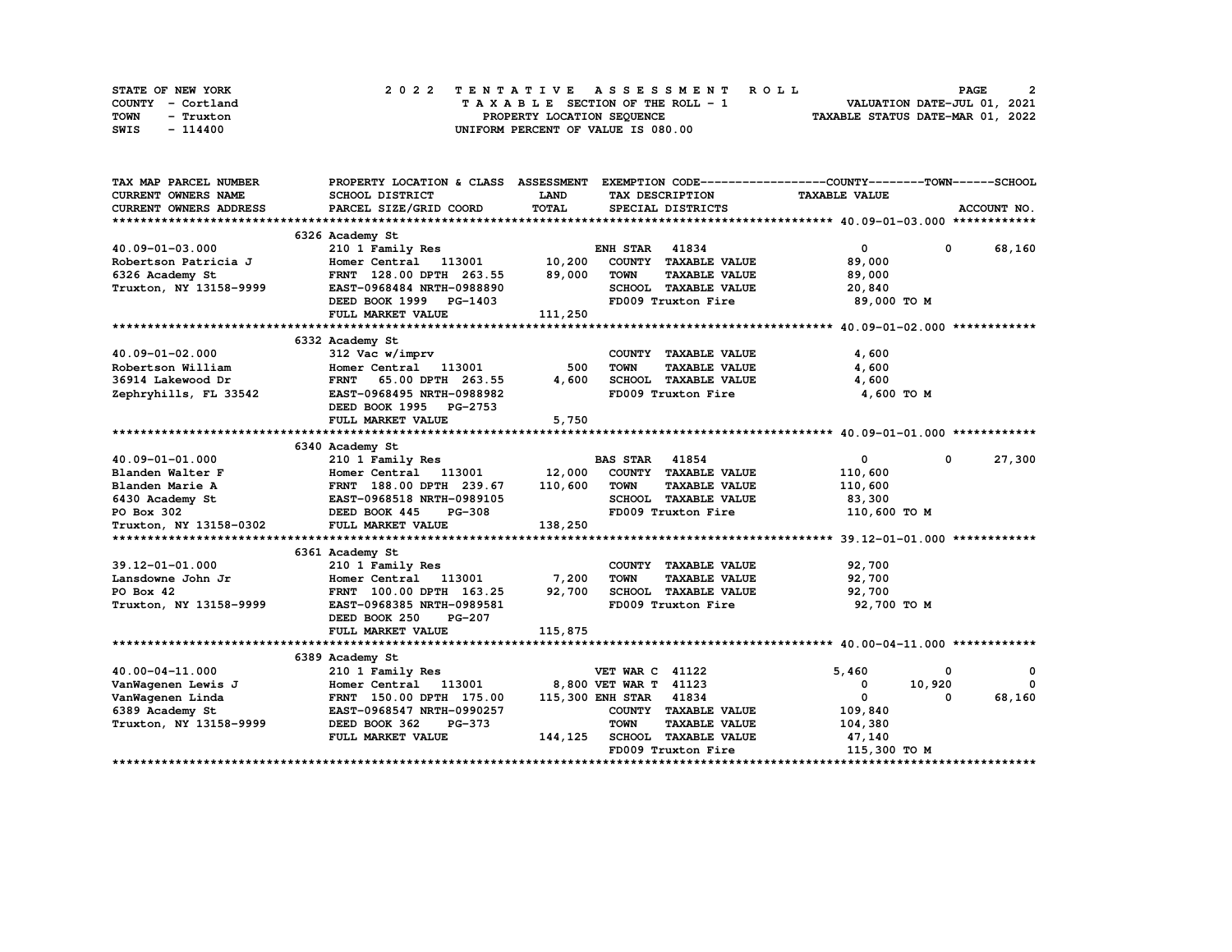STATE OF NEW YORK
COUNTY - Cortland
TOWN - Truxton
SWIS - 114400

# 2022 TENTATIVE ASSESSMENT ROLL

TAXABLE SECTION OF THE ROLL - 1
PROPERTY LOCATION SEQUENCE
UNIFORM PERCENT OF VALUE IS 080.00

VALUATION DATE-JUL 01, 2021
TAXABLE STATUS DATE-MAR 01, 2022

| TAX MAP PARCEL NUMBER / CURRENT OWNERS NAME / CURRENT OWNERS ADDRESS | PROPERTY LOCATION & CLASS / SCHOOL DISTRICT / PARCEL SIZE/GRID COORD | ASSESSMENT LAND / TOTAL | EXEMPTION CODE / TAX DESCRIPTION / SPECIAL DISTRICTS | COUNTY TAXABLE VALUE | TOWN | SCHOOL / ACCOUNT NO. |
|---|---|---|---|---|---|---|
| **40.09-01-03.000** | 6326 Academy St | | | | | |
| 40.09-01-03.000 | 210 1 Family Res | | ENH STAR 41834 | 0 | 0 | 68,160 |
| Robertson Patricia J | Homer Central 113001 | 10,200 | COUNTY TAXABLE VALUE | 89,000 | | |
| 6326 Academy St | FRNT 128.00 DPTH 263.55 | 89,000 | TOWN TAXABLE VALUE | 89,000 | | |
| Truxton, NY 13158-9999 | EAST-0968484 NRTH-0988890 | | SCHOOL TAXABLE VALUE | 20,840 | | |
| | DEED BOOK 1999 PG-1403 | | FD009 Truxton Fire | 89,000 TO M | | |
| | FULL MARKET VALUE | 111,250 | | | | |
| **40.09-01-02.000** | 6332 Academy St | | | | | |
| 40.09-01-02.000 | 312 Vac w/imprv | | COUNTY TAXABLE VALUE | 4,600 | | |
| Robertson William | Homer Central 113001 | 500 | TOWN TAXABLE VALUE | 4,600 | | |
| 36914 Lakewood Dr | FRNT 65.00 DPTH 263.55 | 4,600 | SCHOOL TAXABLE VALUE | 4,600 | | |
| Zephryhills, FL 33542 | EAST-0968495 NRTH-0988982 | | FD009 Truxton Fire | 4,600 TO M | | |
| | DEED BOOK 1995 PG-2753 | | | | | |
| | FULL MARKET VALUE | 5,750 | | | | |
| **40.09-01-01.000** | 6340 Academy St | | | | | |
| 40.09-01-01.000 | 210 1 Family Res | | BAS STAR 41854 | 0 | 0 | 27,300 |
| Blanden Walter F | Homer Central 113001 | 12,000 | COUNTY TAXABLE VALUE | 110,600 | | |
| Blanden Marie A | FRNT 188.00 DPTH 239.67 | 110,600 | TOWN TAXABLE VALUE | 110,600 | | |
| 6430 Academy St | EAST-0968518 NRTH-0989105 | | SCHOOL TAXABLE VALUE | 83,300 | | |
| PO Box 302 | DEED BOOK 445 PG-308 | | FD009 Truxton Fire | 110,600 TO M | | |
| Truxton, NY 13158-0302 | FULL MARKET VALUE | 138,250 | | | | |
| **39.12-01-01.000** | 6361 Academy St | | | | | |
| 39.12-01-01.000 | 210 1 Family Res | | COUNTY TAXABLE VALUE | 92,700 | | |
| Lansdowne John Jr | Homer Central 113001 | 7,200 | TOWN TAXABLE VALUE | 92,700 | | |
| PO Box 42 | FRNT 100.00 DPTH 163.25 | 92,700 | SCHOOL TAXABLE VALUE | 92,700 | | |
| Truxton, NY 13158-9999 | EAST-0968385 NRTH-0989581 | | FD009 Truxton Fire | 92,700 TO M | | |
| | DEED BOOK 250 PG-207 | | | | | |
| | FULL MARKET VALUE | 115,875 | | | | |
| **40.00-04-11.000** | 6389 Academy St | | | | | |
| 40.00-04-11.000 | 210 1 Family Res | | VET WAR C 41122 | 5,460 | 0 | 0 |
| VanWagenen Lewis J | Homer Central 113001 | 8,800 | VET WAR T 41123 | 0 | 10,920 | 0 |
| VanWagenen Linda | FRNT 150.00 DPTH 175.00 | 115,300 | ENH STAR 41834 | 0 | 0 | 68,160 |
| 6389 Academy St | EAST-0968547 NRTH-0990257 | | COUNTY TAXABLE VALUE | 109,840 | | |
| Truxton, NY 13158-9999 | DEED BOOK 362 PG-373 | | TOWN TAXABLE VALUE | 104,380 | | |
| | FULL MARKET VALUE | 144,125 | SCHOOL TAXABLE VALUE | 47,140 | | |
| | | | FD009 Truxton Fire | 115,300 TO M | | |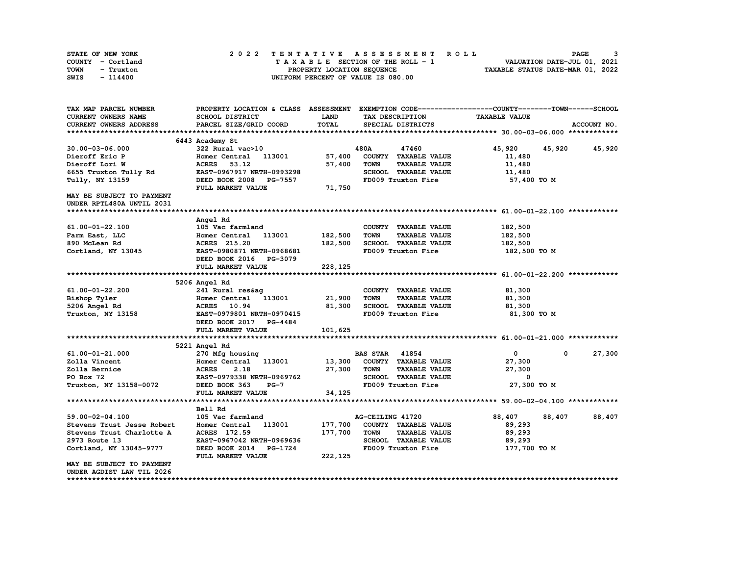STATE OF NEW YORK
COUNTY - Cortland
TOWN - Truxton
SWIS - 114400

2 0 2 2 T E N T A T I V E A S S E S S M E N T R O L L
T A X A B L E SECTION OF THE ROLL - 1
PROPERTY LOCATION SEQUENCE
UNIFORM PERCENT OF VALUE IS 080.00

VALUATION DATE-JUL 01, 2021
TAXABLE STATUS DATE-MAR 01, 2022

```
TAX MAP PARCEL NUMBER          PROPERTY LOCATION & CLASS  ASSESSMENT  EXEMPTION CODE------------------COUNTY--------TOWN------SCHOOL
CURRENT OWNERS NAME            SCHOOL DISTRICT               LAND      TAX DESCRIPTION            TAXABLE VALUE
CURRENT OWNERS ADDRESS         PARCEL SIZE/GRID COORD        TOTAL     SPECIAL DISTRICTS                                  ACCOUNT NO.
******************************************************************************************************* 30.00-03-06.000 ************
                               6443 Academy St
30.00-03-06.000                322 Rural vac>10                       480A        47460            45,920     45,920     45,920
Dieroff Eric P                 Homer Central   113001       57,400    COUNTY  TAXABLE VALUE          11,480
Dieroff Lori W                 ACRES   53.12                57,400    TOWN    TAXABLE VALUE          11,480
6655 Truxton Tully Rd          EAST-0967917 NRTH-0993298              SCHOOL  TAXABLE VALUE          11,480
Tully, NY 13159                DEED BOOK 2008   PG-7557               FD009 Truxton Fire              57,400 TO M
                               FULL MARKET VALUE            71,750
MAY BE SUBJECT TO PAYMENT
UNDER RPTL480A UNTIL 2031
******************************************************************************************************* 61.00-01-22.100 ************
                               Angel Rd
61.00-01-22.100                105 Vac farmland                       COUNTY  TAXABLE VALUE         182,500
Farm East, LLC                 Homer Central   113001      182,500    TOWN    TAXABLE VALUE         182,500
890 McLean Rd                  ACRES  215.20               182,500    SCHOOL  TAXABLE VALUE         182,500
Cortland, NY 13045             EAST-0980871 NRTH-0968681              FD009 Truxton Fire             182,500 TO M
                               DEED BOOK 2016   PG-3079
                               FULL MARKET VALUE           228,125
******************************************************************************************************* 61.00-01-22.200 ************
                               5206 Angel Rd
61.00-01-22.200                241 Rural res&ag                       COUNTY  TAXABLE VALUE          81,300
Bishop Tyler                   Homer Central   113001       21,900    TOWN    TAXABLE VALUE          81,300
5206 Angel Rd                  ACRES   10.94                81,300    SCHOOL  TAXABLE VALUE          81,300
Truxton, NY 13158              EAST-0979801 NRTH-0970415              FD009 Truxton Fire              81,300 TO M
                               DEED BOOK 2017   PG-4484
                               FULL MARKET VALUE           101,625
******************************************************************************************************* 61.00-01-21.000 ************
                               5221 Angel Rd
61.00-01-21.000                270 Mfg housing                        BAS STAR   41854                 0          0     27,300
Zolla Vincent                  Homer Central   113001       13,300    COUNTY  TAXABLE VALUE          27,300
Zolla Bernice                  ACRES    2.18                27,300    TOWN    TAXABLE VALUE          27,300
PO Box 72                      EAST-0979338 NRTH-0969762              SCHOOL  TAXABLE VALUE               0
Truxton, NY 13158-0072         DEED BOOK 363    PG-7                  FD009 Truxton Fire              27,300 TO M
                               FULL MARKET VALUE            34,125
******************************************************************************************************* 59.00-02-04.100 ************
                               Bell Rd
59.00-02-04.100                105 Vac farmland                       AG-CEILING 41720             88,407     88,407     88,407
Stevens Trust Jesse Robert     Homer Central   113001      177,700    COUNTY  TAXABLE VALUE          89,293
Stevens Trust Charlotte A      ACRES  172.59               177,700    TOWN    TAXABLE VALUE          89,293
2973 Route 13                  EAST-0967042 NRTH-0969636              SCHOOL  TAXABLE VALUE          89,293
Cortland, NY 13045-9777        DEED BOOK 2014   PG-1724               FD009 Truxton Fire             177,700 TO M
                               FULL MARKET VALUE           222,125
MAY BE SUBJECT TO PAYMENT
UNDER AGDIST LAW TIL 2026
************************************************************************************************************************************
```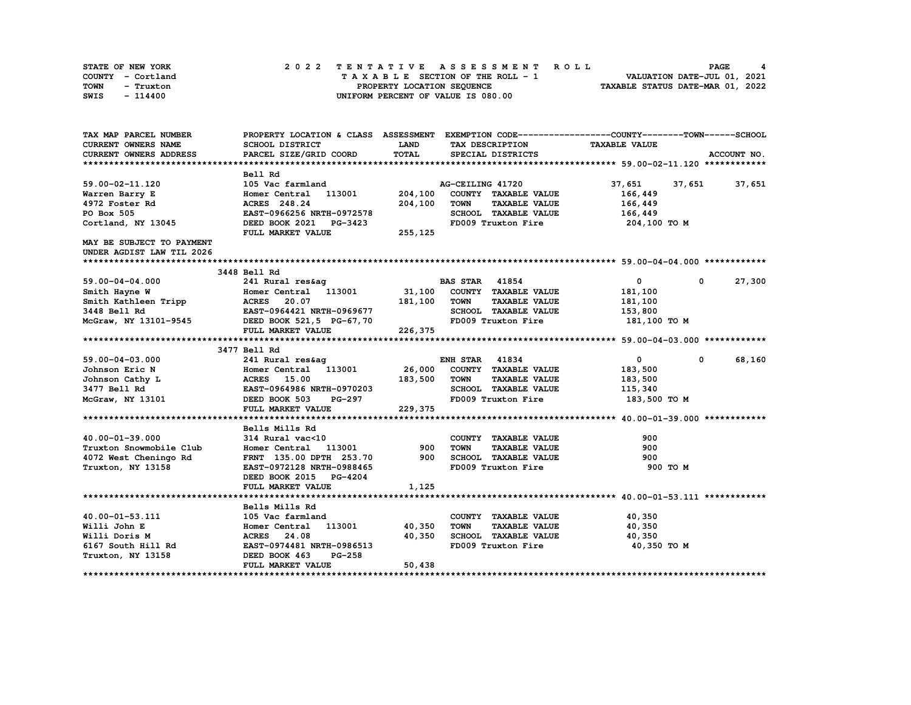STATE OF NEW YORK
COUNTY - Cortland
TOWN - Truxton
SWIS - 114400

2022 TENTATIVE ASSESSMENT ROLL
TAXABLE SECTION OF THE ROLL - 1
PROPERTY LOCATION SEQUENCE
UNIFORM PERCENT OF VALUE IS 080.00

VALUATION DATE-JUL 01, 2021
TAXABLE STATUS DATE-MAR 01, 2022

```
TAX MAP PARCEL NUMBER        PROPERTY LOCATION & CLASS  ASSESSMENT  EXEMPTION CODE------------------COUNTY--------TOWN------SCHOOL
CURRENT OWNERS NAME          SCHOOL DISTRICT              LAND      TAX DESCRIPTION              TAXABLE VALUE
CURRENT OWNERS ADDRESS       PARCEL SIZE/GRID COORD       TOTAL     SPECIAL DISTRICTS                                     ACCOUNT NO.
******************************************************************************************************* 59.00-02-11.120 ************
                             Bell Rd
59.00-02-11.120              105 Vac farmland                       AG-CEILING 41720              37,651     37,651     37,651
Warren Barry E               Homer Central   113001      204,100    COUNTY  TAXABLE VALUE        166,449
4972 Foster Rd               ACRES  248.24               204,100    TOWN    TAXABLE VALUE        166,449
PO Box 505                   EAST-0966256 NRTH-0972578              SCHOOL  TAXABLE VALUE        166,449
Cortland, NY 13045           DEED BOOK 2021   PG-3423               FD009 Truxton Fire            204,100 TO M
                             FULL MARKET VALUE           255,125
MAY BE SUBJECT TO PAYMENT
UNDER AGDIST LAW TIL 2026
******************************************************************************************************* 59.00-04-04.000 ************
                             3448 Bell Rd
59.00-04-04.000              241 Rural res&ag                       BAS STAR  41854                    0          0     27,300
Smith Hayne W                Homer Central   113001       31,100    COUNTY  TAXABLE VALUE        181,100
Smith Kathleen Tripp         ACRES   20.07               181,100    TOWN    TAXABLE VALUE        181,100
3448 Bell Rd                 EAST-0964421 NRTH-0969677              SCHOOL  TAXABLE VALUE        153,800
McGraw, NY 13101-9545        DEED BOOK 521,5  PG-67,70              FD009 Truxton Fire            181,100 TO M
                             FULL MARKET VALUE           226,375
******************************************************************************************************* 59.00-04-03.000 ************
                             3477 Bell Rd
59.00-04-03.000              241 Rural res&ag                       ENH STAR  41834                    0          0     68,160
Johnson Eric N               Homer Central   113001       26,000    COUNTY  TAXABLE VALUE        183,500
Johnson Cathy L              ACRES   15.00               183,500    TOWN    TAXABLE VALUE        183,500
3477 Bell Rd                 EAST-0964986 NRTH-0970203              SCHOOL  TAXABLE VALUE        115,340
McGraw, NY 13101             DEED BOOK 503    PG-297                FD009 Truxton Fire            183,500 TO M
                             FULL MARKET VALUE           229,375
******************************************************************************************************* 40.00-01-39.000 ************
                             Bells Mills Rd
40.00-01-39.000              314 Rural vac<10                       COUNTY  TAXABLE VALUE            900
Truxton Snowmobile Club      Homer Central   113001          900    TOWN    TAXABLE VALUE            900
4072 West Cheningo Rd        FRNT 135.00 DPTH 253.70         900    SCHOOL  TAXABLE VALUE            900
Truxton, NY 13158            EAST-0972128 NRTH-0988465              FD009 Truxton Fire                900 TO M
                             DEED BOOK 2015   PG-4204
                             FULL MARKET VALUE             1,125
******************************************************************************************************* 40.00-01-53.111 ************
                             Bells Mills Rd
40.00-01-53.111              105 Vac farmland                       COUNTY  TAXABLE VALUE         40,350
Willi John E                 Homer Central   113001       40,350    TOWN    TAXABLE VALUE         40,350
Willi Doris M                ACRES   24.08                40,350    SCHOOL  TAXABLE VALUE         40,350
6167 South Hill Rd           EAST-0974481 NRTH-0986513              FD009 Truxton Fire             40,350 TO M
Truxton, NY 13158            DEED BOOK 463    PG-258
                             FULL MARKET VALUE            50,438
************************************************************************************************************************************
```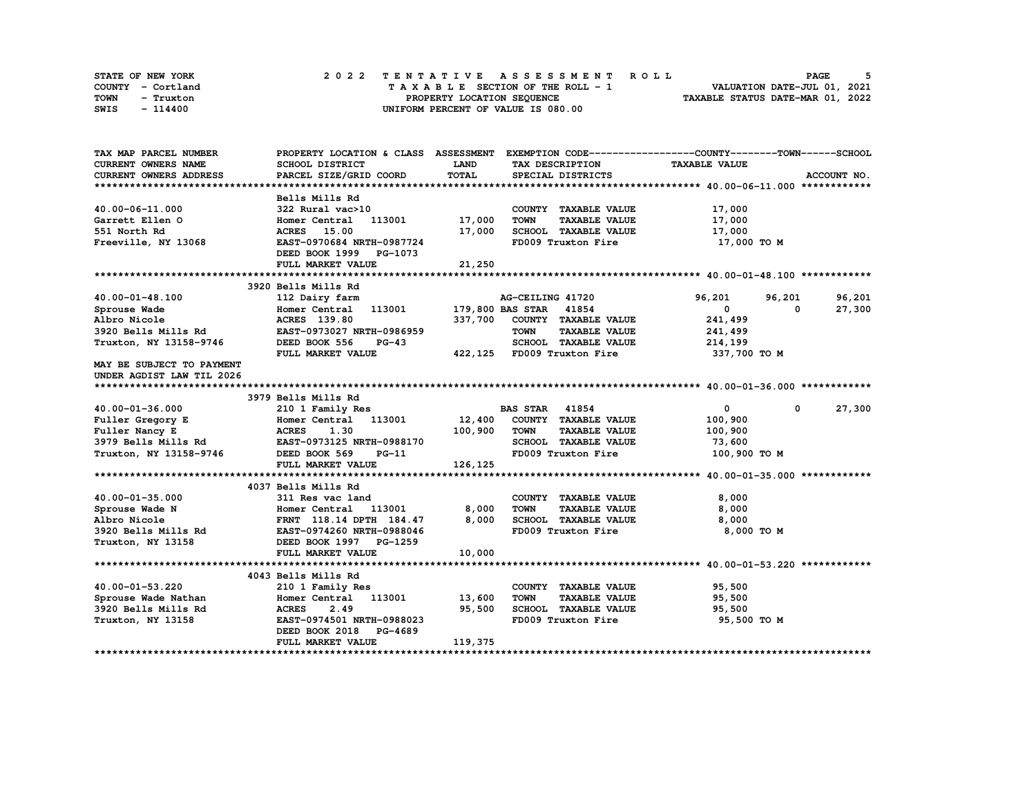STATE OF NEW YORK
COUNTY - Cortland
TOWN - Truxton
SWIS - 114400

# 2022 TENTATIVE ASSESSMENT ROLL

TAXABLE SECTION OF THE ROLL - 1
PROPERTY LOCATION SEQUENCE
UNIFORM PERCENT OF VALUE IS 080.00

VALUATION DATE-JUL 01, 2021
TAXABLE STATUS DATE-MAR 01, 2022

| TAX MAP PARCEL NUMBER / CURRENT OWNERS NAME / CURRENT OWNERS ADDRESS | PROPERTY LOCATION & CLASS / SCHOOL DISTRICT / PARCEL SIZE/GRID COORD | ASSESSMENT LAND / TOTAL | EXEMPTION CODE / TAX DESCRIPTION / SPECIAL DISTRICTS | COUNTY TAXABLE VALUE | TOWN | SCHOOL |
|---|---|---|---|---|---|---|
| **40.00-06-11.000** | Bells Mills Rd | | | | | |
| 40.00-06-11.000 | 322 Rural vac>10 | | COUNTY TAXABLE VALUE | 17,000 | | |
| Garrett Ellen O | Homer Central 113001 | 17,000 | TOWN TAXABLE VALUE | 17,000 | | |
| 551 North Rd | ACRES 15.00 | 17,000 | SCHOOL TAXABLE VALUE | 17,000 | | |
| Freeville, NY 13068 | EAST-0970684 NRTH-0987724 | | FD009 Truxton Fire | 17,000 TO M | | |
| | DEED BOOK 1999 PG-1073 | | | | | |
| | FULL MARKET VALUE | 21,250 | | | | |
| **40.00-01-48.100** | 3920 Bells Mills Rd | | | | | |
| 40.00-01-48.100 | 112 Dairy farm | | AG-CEILING 41720 | 96,201 | 96,201 | 96,201 |
| Sprouse Wade | Homer Central 113001 | 179,800 | BAS STAR 41854 | 0 | 0 | 27,300 |
| Albro Nicole | ACRES 139.80 | 337,700 | COUNTY TAXABLE VALUE | 241,499 | | |
| 3920 Bells Mills Rd | EAST-0973027 NRTH-0986959 | | TOWN TAXABLE VALUE | 241,499 | | |
| Truxton, NY 13158-9746 | DEED BOOK 556 PG-43 | | SCHOOL TAXABLE VALUE | 214,199 | | |
| | FULL MARKET VALUE | 422,125 | FD009 Truxton Fire | 337,700 TO M | | |
| MAY BE SUBJECT TO PAYMENT UNDER AGDIST LAW TIL 2026 | | | | | | |
| **40.00-01-36.000** | 3979 Bells Mills Rd | | | | | |
| 40.00-01-36.000 | 210 1 Family Res | | BAS STAR 41854 | 0 | 0 | 27,300 |
| Fuller Gregory E | Homer Central 113001 | 12,400 | COUNTY TAXABLE VALUE | 100,900 | | |
| Fuller Nancy E | ACRES 1.30 | 100,900 | TOWN TAXABLE VALUE | 100,900 | | |
| 3979 Bells Mills Rd | EAST-0973125 NRTH-0988170 | | SCHOOL TAXABLE VALUE | 73,600 | | |
| Truxton, NY 13158-9746 | DEED BOOK 569 PG-11 | | FD009 Truxton Fire | 100,900 TO M | | |
| | FULL MARKET VALUE | 126,125 | | | | |
| **40.00-01-35.000** | 4037 Bells Mills Rd | | | | | |
| 40.00-01-35.000 | 311 Res vac land | | COUNTY TAXABLE VALUE | 8,000 | | |
| Sprouse Wade N | Homer Central 113001 | 8,000 | TOWN TAXABLE VALUE | 8,000 | | |
| Albro Nicole | FRNT 118.14 DPTH 184.47 | 8,000 | SCHOOL TAXABLE VALUE | 8,000 | | |
| 3920 Bells Mills Rd | EAST-0974260 NRTH-0988046 | | FD009 Truxton Fire | 8,000 TO M | | |
| Truxton, NY 13158 | DEED BOOK 1997 PG-1259 | | | | | |
| | FULL MARKET VALUE | 10,000 | | | | |
| **40.00-01-53.220** | 4043 Bells Mills Rd | | | | | |
| 40.00-01-53.220 | 210 1 Family Res | | COUNTY TAXABLE VALUE | 95,500 | | |
| Sprouse Wade Nathan | Homer Central 113001 | 13,600 | TOWN TAXABLE VALUE | 95,500 | | |
| 3920 Bells Mills Rd | ACRES 2.49 | 95,500 | SCHOOL TAXABLE VALUE | 95,500 | | |
| Truxton, NY 13158 | EAST-0974501 NRTH-0988023 | | FD009 Truxton Fire | 95,500 TO M | | |
| | DEED BOOK 2018 PG-4689 | | | | | |
| | FULL MARKET VALUE | 119,375 | | | | |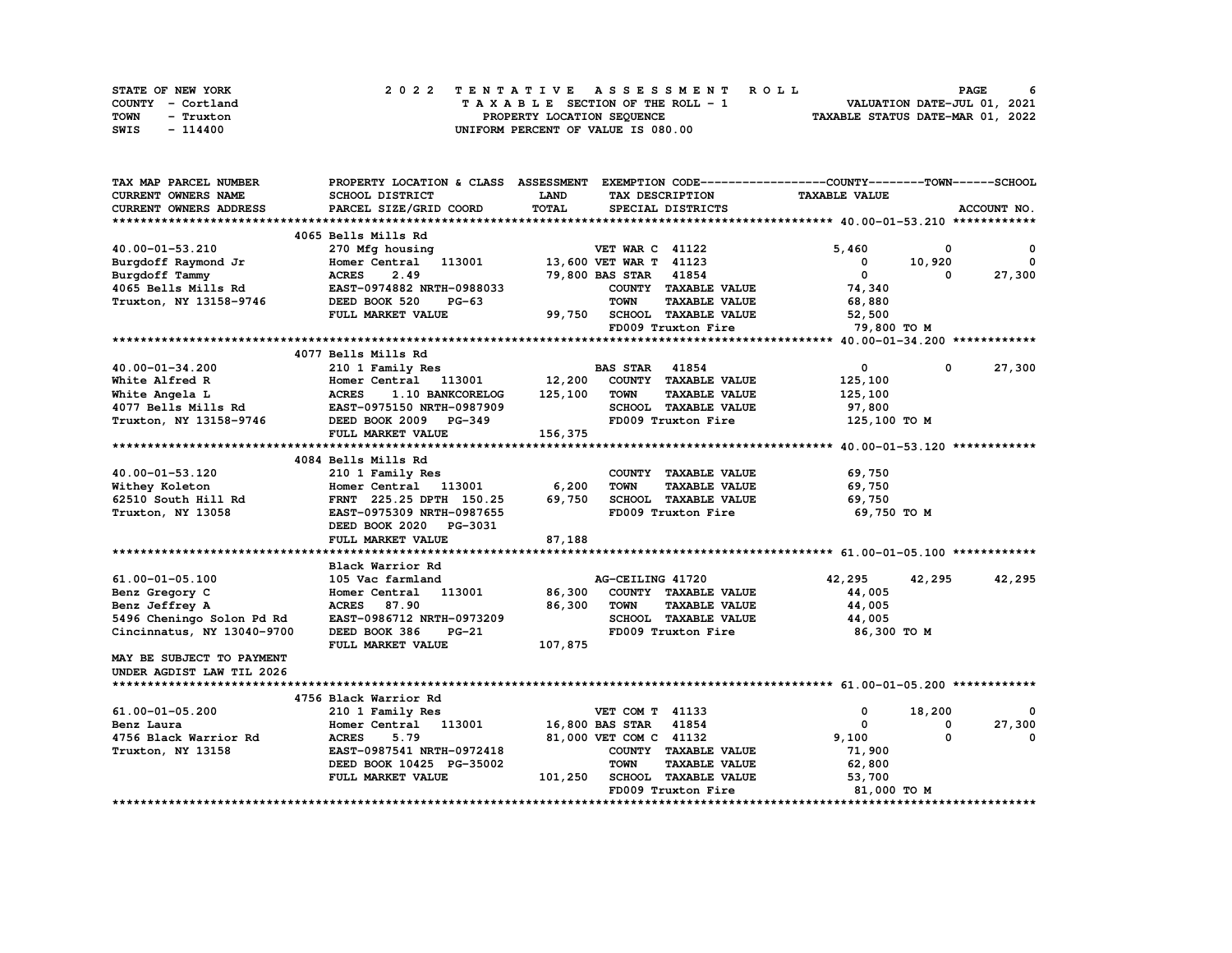STATE OF NEW YORK
COUNTY - Cortland
TOWN - Truxton
SWIS - 114400

# 2022 TENTATIVE ASSESSMENT ROLL

TAXABLE SECTION OF THE ROLL - 1
PROPERTY LOCATION SEQUENCE
UNIFORM PERCENT OF VALUE IS 080.00

VALUATION DATE-JUL 01, 2021
TAXABLE STATUS DATE-MAR 01, 2022

| TAX MAP PARCEL NUMBER / CURRENT OWNERS NAME / CURRENT OWNERS ADDRESS | PROPERTY LOCATION & CLASS / SCHOOL DISTRICT / PARCEL SIZE/GRID COORD | ASSESSMENT LAND / TOTAL | EXEMPTION CODE / TAX DESCRIPTION / SPECIAL DISTRICTS | COUNTY TAXABLE VALUE | TOWN | SCHOOL |
|---|---|---|---|---|---|---|
| **40.00-01-53.210** | 4065 Bells Mills Rd | | | | | |
| 40.00-01-53.210 | 270 Mfg housing | | VET WAR C 41122 | 5,460 | 0 | 0 |
| Burgdoff Raymond Jr | Homer Central 113001 | 13,600 | VET WAR T 41123 | 0 | 10,920 | 0 |
| Burgdoff Tammy | ACRES 2.49 | 79,800 | BAS STAR 41854 | 0 | 0 | 27,300 |
| 4065 Bells Mills Rd | EAST-0974882 NRTH-0988033 | | COUNTY TAXABLE VALUE | 74,340 | | |
| Truxton, NY 13158-9746 | DEED BOOK 520 PG-63 | | TOWN TAXABLE VALUE | 68,880 | | |
| | FULL MARKET VALUE | 99,750 | SCHOOL TAXABLE VALUE | 52,500 | | |
| | | | FD009 Truxton Fire | 79,800 TO M | | |
| **40.00-01-34.200** | 4077 Bells Mills Rd | | | | | |
| 40.00-01-34.200 | 210 1 Family Res | | BAS STAR 41854 | 0 | 0 | 27,300 |
| White Alfred R | Homer Central 113001 | 12,200 | COUNTY TAXABLE VALUE | 125,100 | | |
| White Angela L | ACRES 1.10 BANKCORELOG | 125,100 | TOWN TAXABLE VALUE | 125,100 | | |
| 4077 Bells Mills Rd | EAST-0975150 NRTH-0987909 | | SCHOOL TAXABLE VALUE | 97,800 | | |
| Truxton, NY 13158-9746 | DEED BOOK 2009 PG-349 | | FD009 Truxton Fire | 125,100 TO M | | |
| | FULL MARKET VALUE | 156,375 | | | | |
| **40.00-01-53.120** | 4084 Bells Mills Rd | | | | | |
| 40.00-01-53.120 | 210 1 Family Res | | COUNTY TAXABLE VALUE | 69,750 | | |
| Withey Koleton | Homer Central 113001 | 6,200 | TOWN TAXABLE VALUE | 69,750 | | |
| 62510 South Hill Rd | FRNT 225.25 DPTH 150.25 | 69,750 | SCHOOL TAXABLE VALUE | 69,750 | | |
| Truxton, NY 13058 | EAST-0975309 NRTH-0987655 | | FD009 Truxton Fire | 69,750 TO M | | |
| | DEED BOOK 2020 PG-3031 | | | | | |
| | FULL MARKET VALUE | 87,188 | | | | |
| **61.00-01-05.100** | Black Warrior Rd | | | | | |
| 61.00-01-05.100 | 105 Vac farmland | | AG-CEILING 41720 | 42,295 | 42,295 | 42,295 |
| Benz Gregory C | Homer Central 113001 | 86,300 | COUNTY TAXABLE VALUE | 44,005 | | |
| Benz Jeffrey A | ACRES 87.90 | 86,300 | TOWN TAXABLE VALUE | 44,005 | | |
| 5496 Cheningo Solon Pd Rd | EAST-0986712 NRTH-0973209 | | SCHOOL TAXABLE VALUE | 44,005 | | |
| Cincinnatus, NY 13040-9700 | DEED BOOK 386 PG-21 | | FD009 Truxton Fire | 86,300 TO M | | |
| | FULL MARKET VALUE | 107,875 | | | | |
| MAY BE SUBJECT TO PAYMENT UNDER AGDIST LAW TIL 2026 | | | | | | |
| **61.00-01-05.200** | 4756 Black Warrior Rd | | | | | |
| 61.00-01-05.200 | 210 1 Family Res | | VET COM T 41133 | 0 | 18,200 | 0 |
| Benz Laura | Homer Central 113001 | 16,800 | BAS STAR 41854 | 0 | 0 | 27,300 |
| 4756 Black Warrior Rd | ACRES 5.79 | 81,000 | VET COM C 41132 | 9,100 | 0 | 0 |
| Truxton, NY 13158 | EAST-0987541 NRTH-0972418 | | COUNTY TAXABLE VALUE | 71,900 | | |
| | DEED BOOK 10425 PG-35002 | | TOWN TAXABLE VALUE | 62,800 | | |
| | FULL MARKET VALUE | 101,250 | SCHOOL TAXABLE VALUE | 53,700 | | |
| | | | FD009 Truxton Fire | 81,000 TO M | | |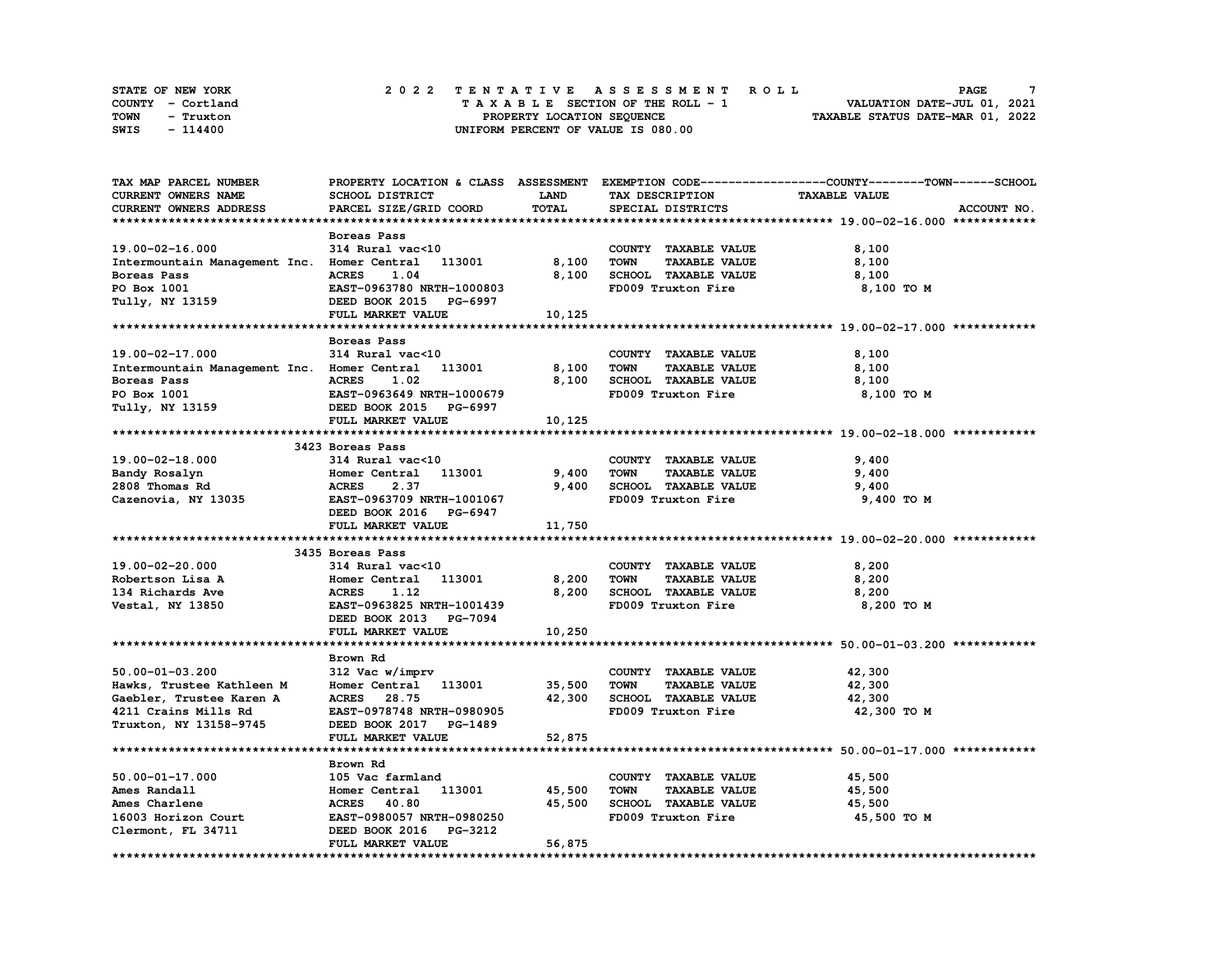STATE OF NEW YORK
COUNTY - Cortland
TOWN - Truxton
SWIS - 114400

# 2022 TENTATIVE ASSESSMENT ROLL

TAXABLE SECTION OF THE ROLL - 1
PROPERTY LOCATION SEQUENCE
UNIFORM PERCENT OF VALUE IS 080.00

VALUATION DATE-JUL 01, 2021
TAXABLE STATUS DATE-MAR 01, 2022

| TAX MAP PARCEL NUMBER / CURRENT OWNERS NAME / CURRENT OWNERS ADDRESS | PROPERTY LOCATION & CLASS / SCHOOL DISTRICT / PARCEL SIZE/GRID COORD | ASSESSMENT LAND | ASSESSMENT TOTAL | EXEMPTION CODE / TAX DESCRIPTION / SPECIAL DISTRICTS | TAXABLE VALUE (COUNTY--TOWN--SCHOOL) | ACCOUNT NO. |
|---|---|---|---|---|---|---|
| **19.00-02-16.000** | Boreas Pass | | | | | |
| 19.00-02-16.000 | 314 Rural vac<10 | | | COUNTY TAXABLE VALUE | 8,100 | |
| Intermountain Management Inc. | Homer Central 113001 | 8,100 | | TOWN TAXABLE VALUE | 8,100 | |
| Boreas Pass | ACRES 1.04 | | 8,100 | SCHOOL TAXABLE VALUE | 8,100 | |
| PO Box 1001 | EAST-0963780 NRTH-1000803 | | | FD009 Truxton Fire | 8,100 TO M | |
| Tully, NY 13159 | DEED BOOK 2015 PG-6997 | | | | | |
| | FULL MARKET VALUE | | 10,125 | | | |
| **19.00-02-17.000** | Boreas Pass | | | | | |
| 19.00-02-17.000 | 314 Rural vac<10 | | | COUNTY TAXABLE VALUE | 8,100 | |
| Intermountain Management Inc. | Homer Central 113001 | 8,100 | | TOWN TAXABLE VALUE | 8,100 | |
| Boreas Pass | ACRES 1.02 | | 8,100 | SCHOOL TAXABLE VALUE | 8,100 | |
| PO Box 1001 | EAST-0963649 NRTH-1000679 | | | FD009 Truxton Fire | 8,100 TO M | |
| Tully, NY 13159 | DEED BOOK 2015 PG-6997 | | | | | |
| | FULL MARKET VALUE | | 10,125 | | | |
| **19.00-02-18.000** | 3423 Boreas Pass | | | | | |
| 19.00-02-18.000 | 314 Rural vac<10 | | | COUNTY TAXABLE VALUE | 9,400 | |
| Bandy Rosalyn | Homer Central 113001 | 9,400 | | TOWN TAXABLE VALUE | 9,400 | |
| 2808 Thomas Rd | ACRES 2.37 | | 9,400 | SCHOOL TAXABLE VALUE | 9,400 | |
| Cazenovia, NY 13035 | EAST-0963709 NRTH-1001067 | | | FD009 Truxton Fire | 9,400 TO M | |
| | DEED BOOK 2016 PG-6947 | | | | | |
| | FULL MARKET VALUE | | 11,750 | | | |
| **19.00-02-20.000** | 3435 Boreas Pass | | | | | |
| 19.00-02-20.000 | 314 Rural vac<10 | | | COUNTY TAXABLE VALUE | 8,200 | |
| Robertson Lisa A | Homer Central 113001 | 8,200 | | TOWN TAXABLE VALUE | 8,200 | |
| 134 Richards Ave | ACRES 1.12 | | 8,200 | SCHOOL TAXABLE VALUE | 8,200 | |
| Vestal, NY 13850 | EAST-0963825 NRTH-1001439 | | | FD009 Truxton Fire | 8,200 TO M | |
| | DEED BOOK 2013 PG-7094 | | | | | |
| | FULL MARKET VALUE | | 10,250 | | | |
| **50.00-01-03.200** | Brown Rd | | | | | |
| 50.00-01-03.200 | 312 Vac w/imprv | | | COUNTY TAXABLE VALUE | 42,300 | |
| Hawks, Trustee Kathleen M | Homer Central 113001 | 35,500 | | TOWN TAXABLE VALUE | 42,300 | |
| Gaebler, Trustee Karen A | ACRES 28.75 | | 42,300 | SCHOOL TAXABLE VALUE | 42,300 | |
| 4211 Crains Mills Rd | EAST-0978748 NRTH-0980905 | | | FD009 Truxton Fire | 42,300 TO M | |
| Truxton, NY 13158-9745 | DEED BOOK 2017 PG-1489 | | | | | |
| | FULL MARKET VALUE | | 52,875 | | | |
| **50.00-01-17.000** | Brown Rd | | | | | |
| 50.00-01-17.000 | 105 Vac farmland | | | COUNTY TAXABLE VALUE | 45,500 | |
| Ames Randall | Homer Central 113001 | 45,500 | | TOWN TAXABLE VALUE | 45,500 | |
| Ames Charlene | ACRES 40.80 | | 45,500 | SCHOOL TAXABLE VALUE | 45,500 | |
| 16003 Horizon Court | EAST-0980057 NRTH-0980250 | | | FD009 Truxton Fire | 45,500 TO M | |
| Clermont, FL 34711 | DEED BOOK 2016 PG-3212 | | | | | |
| | FULL MARKET VALUE | | 56,875 | | | |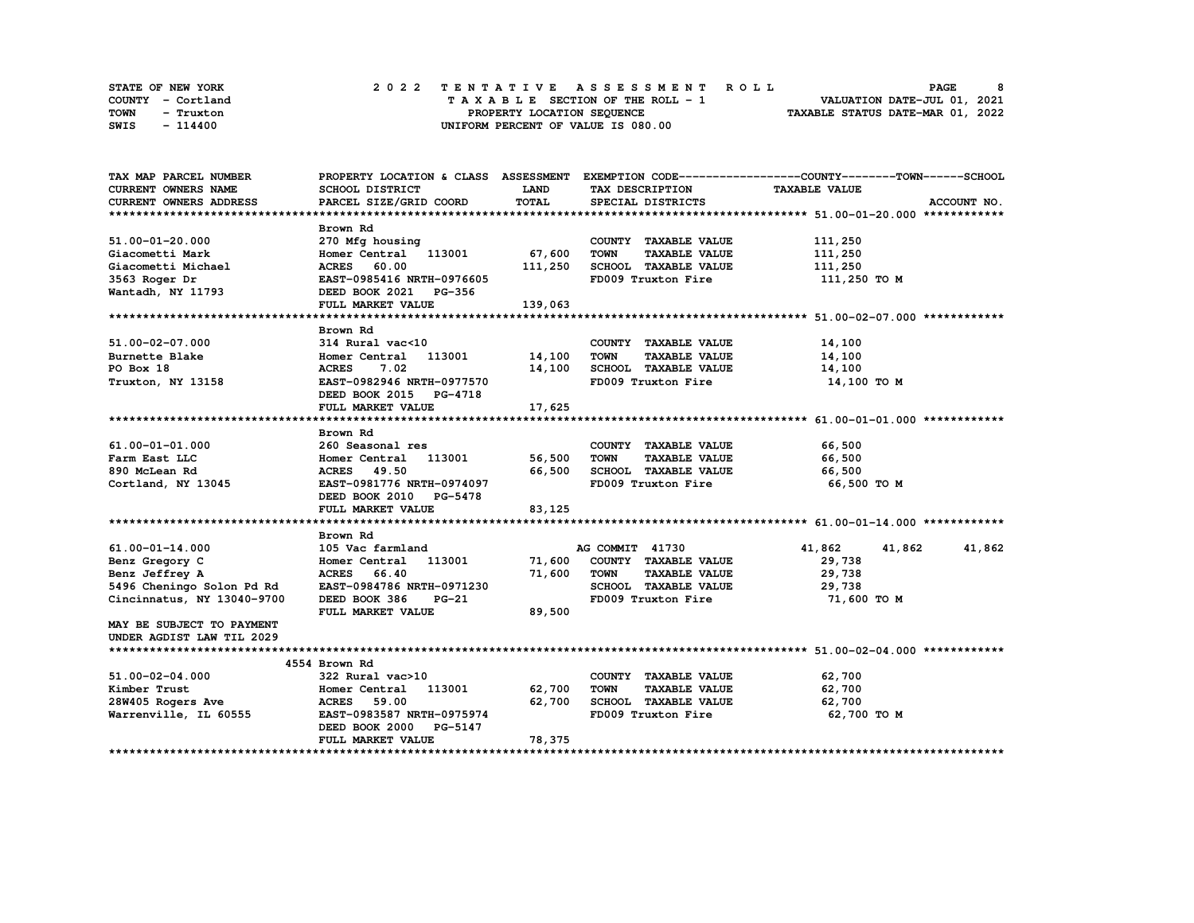STATE OF NEW YORK
COUNTY - Cortland
TOWN - Truxton
SWIS - 114400

# 2022 TENTATIVE ASSESSMENT ROLL

TAXABLE SECTION OF THE ROLL - 1
PROPERTY LOCATION SEQUENCE
UNIFORM PERCENT OF VALUE IS 080.00

VALUATION DATE-JUL 01, 2021
TAXABLE STATUS DATE-MAR 01, 2022

| TAX MAP PARCEL NUMBER / CURRENT OWNERS NAME / CURRENT OWNERS ADDRESS | PROPERTY LOCATION & CLASS / SCHOOL DISTRICT / PARCEL SIZE/GRID COORD | ASSESSMENT LAND / TOTAL | EXEMPTION CODE / TAX DESCRIPTION / SPECIAL DISTRICTS | COUNTY TAXABLE VALUE | TOWN | SCHOOL |
|---|---|---|---|---|---|---|
| **51.00-01-20.000** | Brown Rd | | | | | |
| 51.00-01-20.000 | 270 Mfg housing | | COUNTY TAXABLE VALUE | 111,250 | | |
| Giacometti Mark | Homer Central 113001 | 67,600 | TOWN TAXABLE VALUE | 111,250 | | |
| Giacometti Michael | ACRES 60.00 | 111,250 | SCHOOL TAXABLE VALUE | 111,250 | | |
| 3563 Roger Dr | EAST-0985416 NRTH-0976605 | | FD009 Truxton Fire | 111,250 TO M | | |
| Wantadh, NY 11793 | DEED BOOK 2021 PG-356 | | | | | |
| | FULL MARKET VALUE | 139,063 | | | | |
| **51.00-02-07.000** | Brown Rd | | | | | |
| 51.00-02-07.000 | 314 Rural vac<10 | | COUNTY TAXABLE VALUE | 14,100 | | |
| Burnette Blake | Homer Central 113001 | 14,100 | TOWN TAXABLE VALUE | 14,100 | | |
| PO Box 18 | ACRES 7.02 | 14,100 | SCHOOL TAXABLE VALUE | 14,100 | | |
| Truxton, NY 13158 | EAST-0982946 NRTH-0977570 | | FD009 Truxton Fire | 14,100 TO M | | |
| | DEED BOOK 2015 PG-4718 | | | | | |
| | FULL MARKET VALUE | 17,625 | | | | |
| **61.00-01-01.000** | Brown Rd | | | | | |
| 61.00-01-01.000 | 260 Seasonal res | | COUNTY TAXABLE VALUE | 66,500 | | |
| Farm East LLC | Homer Central 113001 | 56,500 | TOWN TAXABLE VALUE | 66,500 | | |
| 890 McLean Rd | ACRES 49.50 | 66,500 | SCHOOL TAXABLE VALUE | 66,500 | | |
| Cortland, NY 13045 | EAST-0981776 NRTH-0974097 | | FD009 Truxton Fire | 66,500 TO M | | |
| | DEED BOOK 2010 PG-5478 | | | | | |
| | FULL MARKET VALUE | 83,125 | | | | |
| **61.00-01-14.000** | Brown Rd | | | | | |
| 61.00-01-14.000 | 105 Vac farmland | | AG COMMIT 41730 | 41,862 | 41,862 | 41,862 |
| Benz Gregory C | Homer Central 113001 | 71,600 | COUNTY TAXABLE VALUE | 29,738 | | |
| Benz Jeffrey A | ACRES 66.40 | 71,600 | TOWN TAXABLE VALUE | 29,738 | | |
| 5496 Cheningo Solon Pd Rd | EAST-0984786 NRTH-0971230 | | SCHOOL TAXABLE VALUE | 29,738 | | |
| Cincinnatus, NY 13040-9700 | DEED BOOK 386 PG-21 | | FD009 Truxton Fire | 71,600 TO M | | |
| | FULL MARKET VALUE | 89,500 | | | | |
| MAY BE SUBJECT TO PAYMENT UNDER AGDIST LAW TIL 2029 | | | | | | |
| **51.00-02-04.000** | 4554 Brown Rd | | | | | |
| 51.00-02-04.000 | 322 Rural vac>10 | | COUNTY TAXABLE VALUE | 62,700 | | |
| Kimber Trust | Homer Central 113001 | 62,700 | TOWN TAXABLE VALUE | 62,700 | | |
| 28W405 Rogers Ave | ACRES 59.00 | 62,700 | SCHOOL TAXABLE VALUE | 62,700 | | |
| Warrenville, IL 60555 | EAST-0983587 NRTH-0975974 | | FD009 Truxton Fire | 62,700 TO M | | |
| | DEED BOOK 2000 PG-5147 | | | | | |
| | FULL MARKET VALUE | 78,375 | | | | |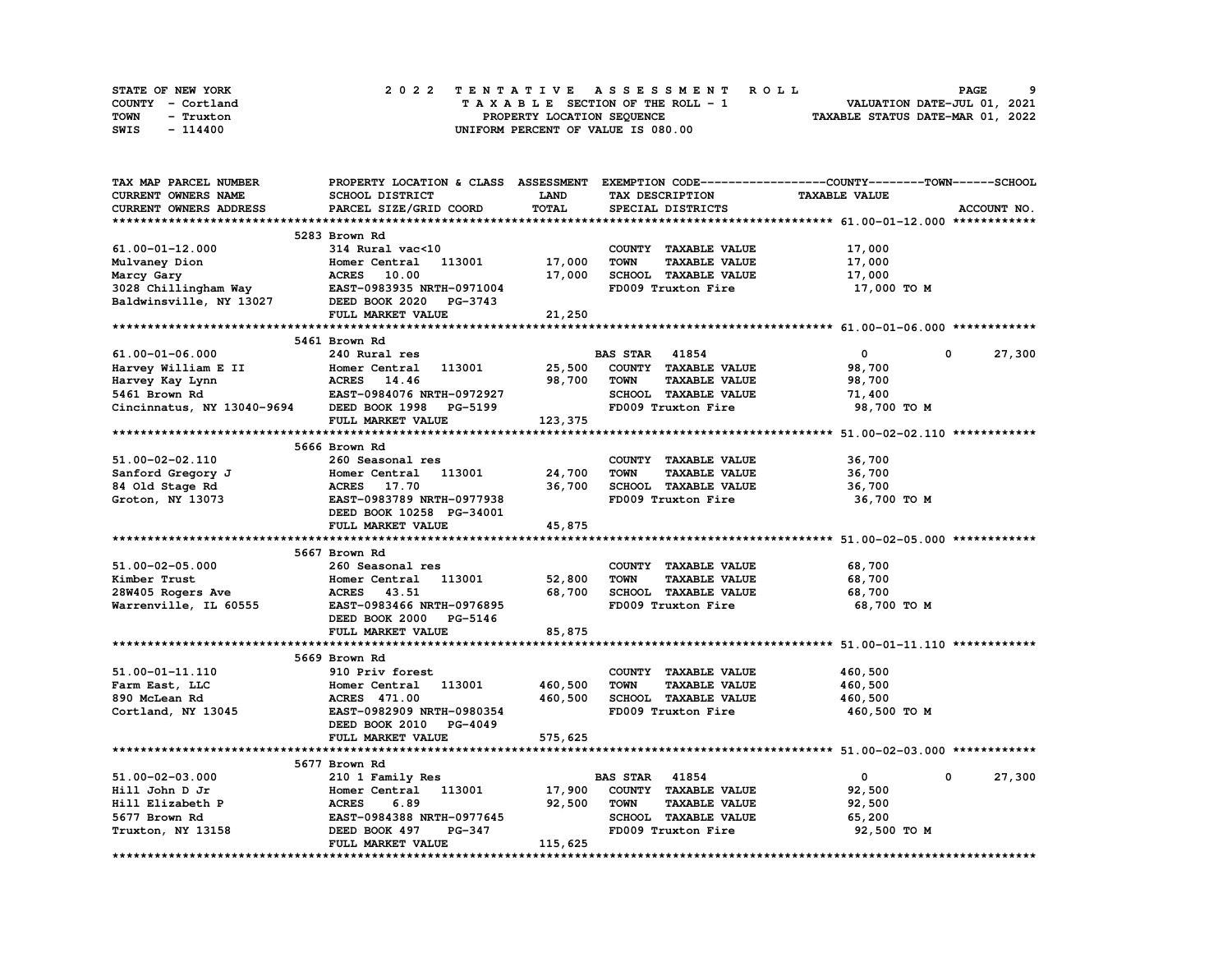STATE OF NEW YORK
COUNTY - Cortland
TOWN - Truxton
SWIS - 114400

**2022 TENTATIVE ASSESSMENT ROLL**
TAXABLE SECTION OF THE ROLL - 1
PROPERTY LOCATION SEQUENCE
UNIFORM PERCENT OF VALUE IS 080.00

VALUATION DATE-JUL 01, 2021
TAXABLE STATUS DATE-MAR 01, 2022

| TAX MAP PARCEL NUMBER / CURRENT OWNERS NAME / CURRENT OWNERS ADDRESS | PROPERTY LOCATION & CLASS / SCHOOL DISTRICT / PARCEL SIZE/GRID COORD | ASSESSMENT LAND | TOTAL | EXEMPTION CODE / TAX DESCRIPTION / SPECIAL DISTRICTS | COUNTY TAXABLE VALUE | TOWN | SCHOOL |
|---|---|---|---|---|---|---|---|
| **61.00-01-12.000** | 5283 Brown Rd | | | | | | |
| 61.00-01-12.000 | 314 Rural vac<10 | | | COUNTY TAXABLE VALUE | 17,000 | | |
| Mulvaney Dion | Homer Central 113001 | 17,000 | | TOWN TAXABLE VALUE | 17,000 | | |
| Marcy Gary | ACRES 10.00 | | 17,000 | SCHOOL TAXABLE VALUE | 17,000 | | |
| 3028 Chillingham Way | EAST-0983935 NRTH-0971004 | | | FD009 Truxton Fire | 17,000 TO M | | |
| Baldwinsville, NY 13027 | DEED BOOK 2020 PG-3743 | | | | | | |
| | FULL MARKET VALUE | | 21,250 | | | | |
| **61.00-01-06.000** | 5461 Brown Rd | | | | | | |
| 61.00-01-06.000 | 240 Rural res | | | BAS STAR 41854 | 0 | 0 | 27,300 |
| Harvey William E II | Homer Central 113001 | 25,500 | | COUNTY TAXABLE VALUE | 98,700 | | |
| Harvey Kay Lynn | ACRES 14.46 | | 98,700 | TOWN TAXABLE VALUE | 98,700 | | |
| 5461 Brown Rd | EAST-0984076 NRTH-0972927 | | | SCHOOL TAXABLE VALUE | 71,400 | | |
| Cincinnatus, NY 13040-9694 | DEED BOOK 1998 PG-5199 | | | FD009 Truxton Fire | 98,700 TO M | | |
| | FULL MARKET VALUE | | 123,375 | | | | |
| **51.00-02-02.110** | 5666 Brown Rd | | | | | | |
| 51.00-02-02.110 | 260 Seasonal res | | | COUNTY TAXABLE VALUE | 36,700 | | |
| Sanford Gregory J | Homer Central 113001 | 24,700 | | TOWN TAXABLE VALUE | 36,700 | | |
| 84 Old Stage Rd | ACRES 17.70 | | 36,700 | SCHOOL TAXABLE VALUE | 36,700 | | |
| Groton, NY 13073 | EAST-0983789 NRTH-0977938 | | | FD009 Truxton Fire | 36,700 TO M | | |
| | DEED BOOK 10258 PG-34001 | | | | | | |
| | FULL MARKET VALUE | | 45,875 | | | | |
| **51.00-02-05.000** | 5667 Brown Rd | | | | | | |
| 51.00-02-05.000 | 260 Seasonal res | | | COUNTY TAXABLE VALUE | 68,700 | | |
| Kimber Trust | Homer Central 113001 | 52,800 | | TOWN TAXABLE VALUE | 68,700 | | |
| 28W405 Rogers Ave | ACRES 43.51 | | 68,700 | SCHOOL TAXABLE VALUE | 68,700 | | |
| Warrenville, IL 60555 | EAST-0983466 NRTH-0976895 | | | FD009 Truxton Fire | 68,700 TO M | | |
| | DEED BOOK 2000 PG-5146 | | | | | | |
| | FULL MARKET VALUE | | 85,875 | | | | |
| **51.00-01-11.110** | 5669 Brown Rd | | | | | | |
| 51.00-01-11.110 | 910 Priv forest | | | COUNTY TAXABLE VALUE | 460,500 | | |
| Farm East, LLC | Homer Central 113001 | 460,500 | | TOWN TAXABLE VALUE | 460,500 | | |
| 890 McLean Rd | ACRES 471.00 | | 460,500 | SCHOOL TAXABLE VALUE | 460,500 | | |
| Cortland, NY 13045 | EAST-0982909 NRTH-0980354 | | | FD009 Truxton Fire | 460,500 TO M | | |
| | DEED BOOK 2010 PG-4049 | | | | | | |
| | FULL MARKET VALUE | | 575,625 | | | | |
| **51.00-02-03.000** | 5677 Brown Rd | | | | | | |
| 51.00-02-03.000 | 210 1 Family Res | | | BAS STAR 41854 | 0 | 0 | 27,300 |
| Hill John D Jr | Homer Central 113001 | 17,900 | | COUNTY TAXABLE VALUE | 92,500 | | |
| Hill Elizabeth P | ACRES 6.89 | | 92,500 | TOWN TAXABLE VALUE | 92,500 | | |
| 5677 Brown Rd | EAST-0984388 NRTH-0977645 | | | SCHOOL TAXABLE VALUE | 65,200 | | |
| Truxton, NY 13158 | DEED BOOK 497 PG-347 | | | FD009 Truxton Fire | 92,500 TO M | | |
| | FULL MARKET VALUE | | 115,625 | | | | |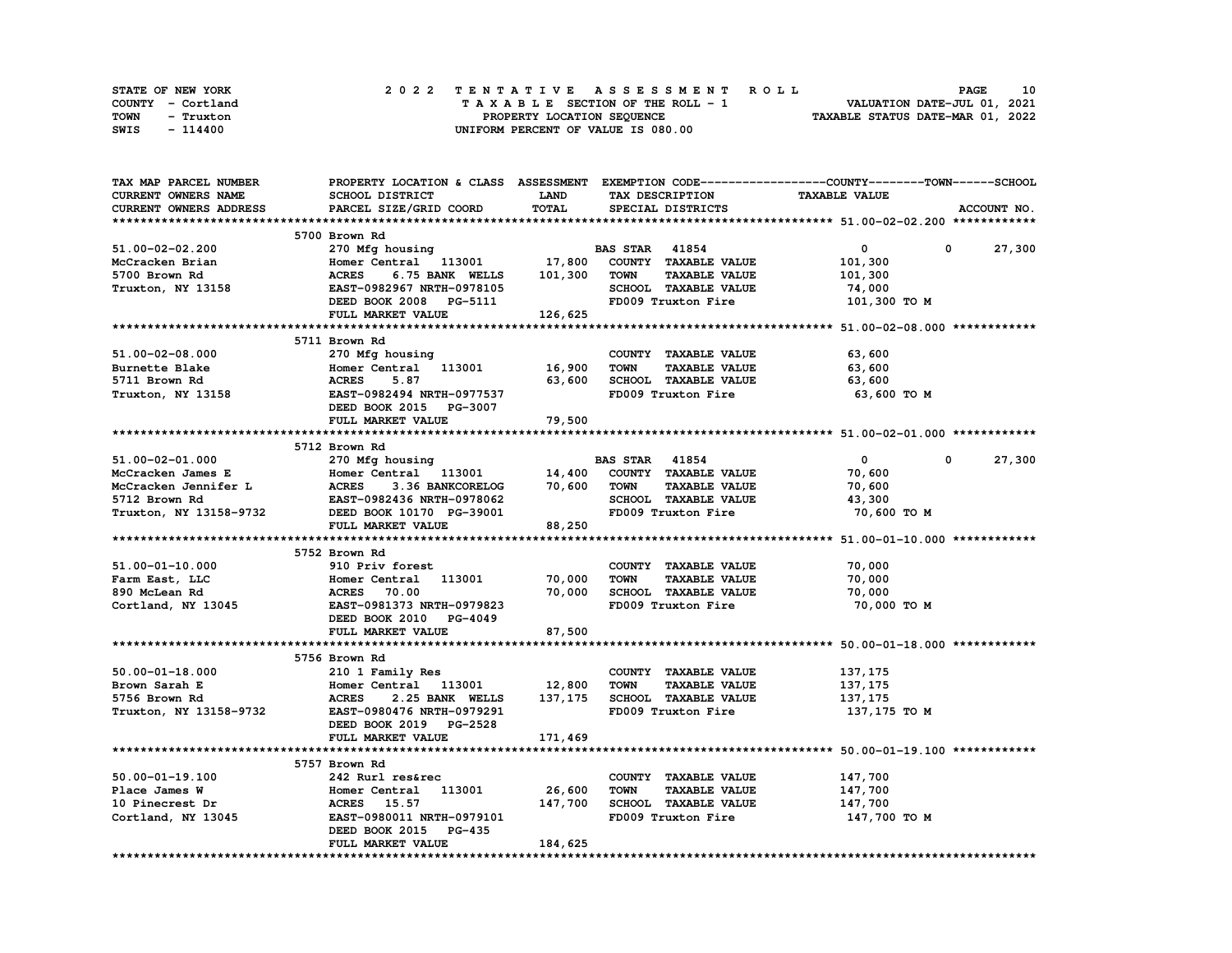STATE OF NEW YORK — 2022 TENTATIVE ASSESSMENT ROLL
COUNTY - Cortland — TAXABLE SECTION OF THE ROLL - 1 — VALUATION DATE-JUL 01, 2021
TOWN - Truxton — PROPERTY LOCATION SEQUENCE — TAXABLE STATUS DATE-MAR 01, 2022
SWIS - 114400 — UNIFORM PERCENT OF VALUE IS 080.00

| TAX MAP PARCEL NUMBER / CURRENT OWNERS NAME / CURRENT OWNERS ADDRESS | PROPERTY LOCATION & CLASS / SCHOOL DISTRICT / PARCEL SIZE/GRID COORD | ASSESSMENT LAND / TOTAL | EXEMPTION CODE / TAX DESCRIPTION / SPECIAL DISTRICTS | COUNTY | TOWN | SCHOOL / TAXABLE VALUE | ACCOUNT NO. |
|---|---|---|---|---|---|---|---|
| **51.00-02-02.200** | 5700 Brown Rd | | | | | | |
| 51.00-02-02.200 | 270 Mfg housing | | BAS STAR 41854 | 0 | 0 | 27,300 | |
| McCracken Brian | Homer Central 113001 | 17,800 | COUNTY TAXABLE VALUE | 101,300 | | | |
| 5700 Brown Rd | ACRES 6.75 BANK WELLS | 101,300 | TOWN TAXABLE VALUE | 101,300 | | | |
| Truxton, NY 13158 | EAST-0982967 NRTH-0978105 | | SCHOOL TAXABLE VALUE | 74,000 | | | |
| | DEED BOOK 2008 PG-5111 | | FD009 Truxton Fire | 101,300 TO M | | | |
| | FULL MARKET VALUE | 126,625 | | | | | |
| **51.00-02-08.000** | 5711 Brown Rd | | | | | | |
| 51.00-02-08.000 | 270 Mfg housing | | COUNTY TAXABLE VALUE | 63,600 | | | |
| Burnette Blake | Homer Central 113001 | 16,900 | TOWN TAXABLE VALUE | 63,600 | | | |
| 5711 Brown Rd | ACRES 5.87 | 63,600 | SCHOOL TAXABLE VALUE | 63,600 | | | |
| Truxton, NY 13158 | EAST-0982494 NRTH-0977537 | | FD009 Truxton Fire | 63,600 TO M | | | |
| | DEED BOOK 2015 PG-3007 | | | | | | |
| | FULL MARKET VALUE | 79,500 | | | | | |
| **51.00-02-01.000** | 5712 Brown Rd | | | | | | |
| 51.00-02-01.000 | 270 Mfg housing | | BAS STAR 41854 | 0 | 0 | 27,300 | |
| McCracken James E | Homer Central 113001 | 14,400 | COUNTY TAXABLE VALUE | 70,600 | | | |
| McCracken Jennifer L | ACRES 3.36 BANKCORELOG | 70,600 | TOWN TAXABLE VALUE | 70,600 | | | |
| 5712 Brown Rd | EAST-0982436 NRTH-0978062 | | SCHOOL TAXABLE VALUE | 43,300 | | | |
| Truxton, NY 13158-9732 | DEED BOOK 10170 PG-39001 | | FD009 Truxton Fire | 70,600 TO M | | | |
| | FULL MARKET VALUE | 88,250 | | | | | |
| **51.00-01-10.000** | 5752 Brown Rd | | | | | | |
| 51.00-01-10.000 | 910 Priv forest | | COUNTY TAXABLE VALUE | 70,000 | | | |
| Farm East, LLC | Homer Central 113001 | 70,000 | TOWN TAXABLE VALUE | 70,000 | | | |
| 890 McLean Rd | ACRES 70.00 | 70,000 | SCHOOL TAXABLE VALUE | 70,000 | | | |
| Cortland, NY 13045 | EAST-0981373 NRTH-0979823 | | FD009 Truxton Fire | 70,000 TO M | | | |
| | DEED BOOK 2010 PG-4049 | | | | | | |
| | FULL MARKET VALUE | 87,500 | | | | | |
| **50.00-01-18.000** | 5756 Brown Rd | | | | | | |
| 50.00-01-18.000 | 210 1 Family Res | | COUNTY TAXABLE VALUE | 137,175 | | | |
| Brown Sarah E | Homer Central 113001 | 12,800 | TOWN TAXABLE VALUE | 137,175 | | | |
| 5756 Brown Rd | ACRES 2.25 BANK WELLS | 137,175 | SCHOOL TAXABLE VALUE | 137,175 | | | |
| Truxton, NY 13158-9732 | EAST-0980476 NRTH-0979291 | | FD009 Truxton Fire | 137,175 TO M | | | |
| | DEED BOOK 2019 PG-2528 | | | | | | |
| | FULL MARKET VALUE | 171,469 | | | | | |
| **50.00-01-19.100** | 5757 Brown Rd | | | | | | |
| 50.00-01-19.100 | 242 Rurl res&rec | | COUNTY TAXABLE VALUE | 147,700 | | | |
| Place James W | Homer Central 113001 | 26,600 | TOWN TAXABLE VALUE | 147,700 | | | |
| 10 Pinecrest Dr | ACRES 15.57 | 147,700 | SCHOOL TAXABLE VALUE | 147,700 | | | |
| Cortland, NY 13045 | EAST-0980011 NRTH-0979101 | | FD009 Truxton Fire | 147,700 TO M | | | |
| | DEED BOOK 2015 PG-435 | | | | | | |
| | FULL MARKET VALUE | 184,625 | | | | | |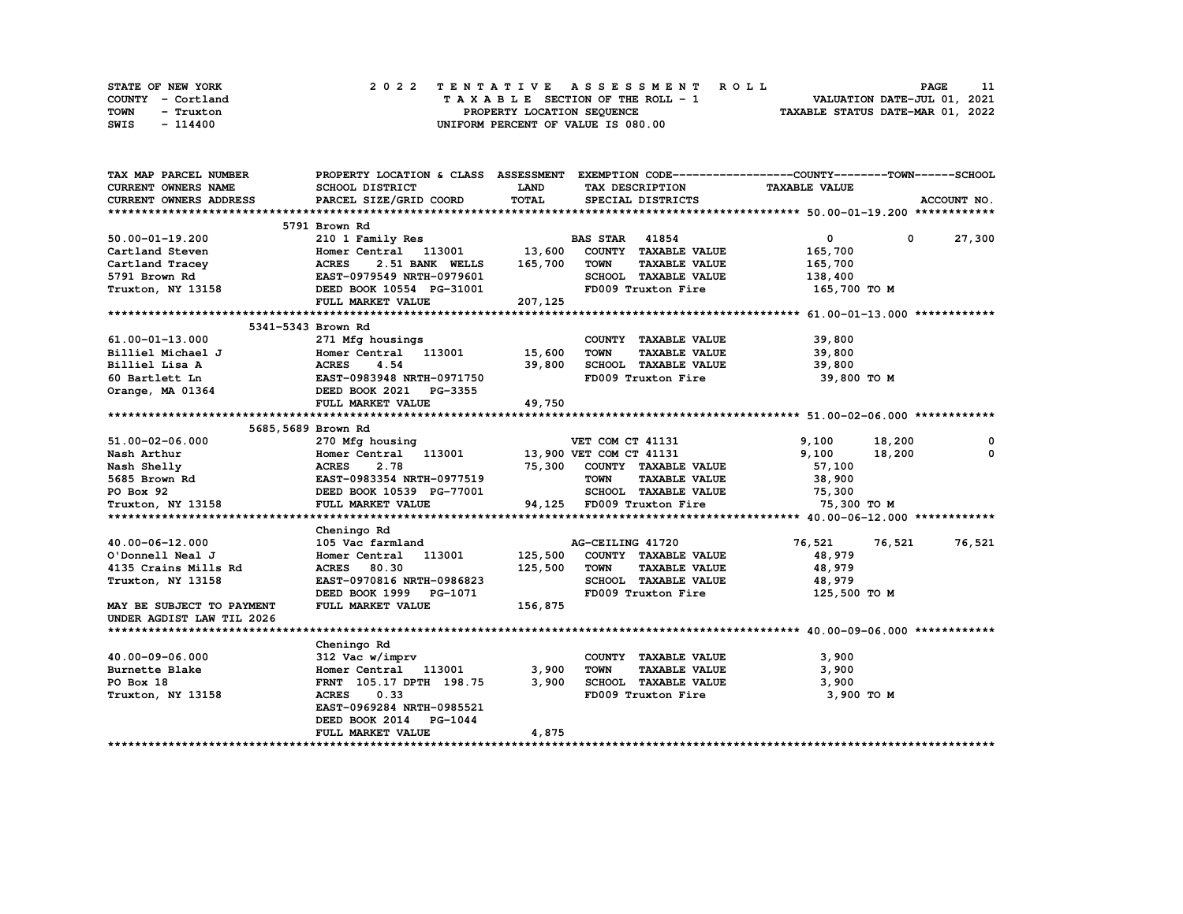STATE OF NEW YORK — 2022 TENTATIVE ASSESSMENT ROLL
COUNTY - Cortland — TAXABLE SECTION OF THE ROLL - 1 — VALUATION DATE-JUL 01, 2021
TOWN - Truxton — PROPERTY LOCATION SEQUENCE — TAXABLE STATUS DATE-MAR 01, 2022
SWIS - 114400 — UNIFORM PERCENT OF VALUE IS 080.00

| TAX MAP PARCEL NUMBER / CURRENT OWNERS NAME / CURRENT OWNERS ADDRESS | PROPERTY LOCATION & CLASS / SCHOOL DISTRICT / PARCEL SIZE/GRID COORD | ASSESSMENT LAND / TOTAL | EXEMPTION CODE / TAX DESCRIPTION / SPECIAL DISTRICTS | COUNTY | TOWN | SCHOOL |
|---|---|---|---|---|---|---|
| **50.00-01-19.200** | 5791 Brown Rd | | | | | |
| 50.00-01-19.200 | 210 1 Family Res | | BAS STAR 41854 | 0 | 0 | 27,300 |
| Cartland Steven | Homer Central 113001 | 13,600 | COUNTY TAXABLE VALUE | 165,700 | | |
| Cartland Tracey | ACRES 2.51 BANK WELLS | 165,700 | TOWN TAXABLE VALUE | 165,700 | | |
| 5791 Brown Rd | EAST-0979549 NRTH-0979601 | | SCHOOL TAXABLE VALUE | 138,400 | | |
| Truxton, NY 13158 | DEED BOOK 10554 PG-31001 | | FD009 Truxton Fire | 165,700 TO M | | |
| | FULL MARKET VALUE | 207,125 | | | | |
| **61.00-01-13.000** | 5341-5343 Brown Rd | | | | | |
| 61.00-01-13.000 | 271 Mfg housings | | COUNTY TAXABLE VALUE | 39,800 | | |
| Billiel Michael J | Homer Central 113001 | 15,600 | TOWN TAXABLE VALUE | 39,800 | | |
| Billiel Lisa A | ACRES 4.54 | 39,800 | SCHOOL TAXABLE VALUE | 39,800 | | |
| 60 Bartlett Ln | EAST-0983948 NRTH-0971750 | | FD009 Truxton Fire | 39,800 TO M | | |
| Orange, MA 01364 | DEED BOOK 2021 PG-3355 | | | | | |
| | FULL MARKET VALUE | 49,750 | | | | |
| **51.00-02-06.000** | 5685,5689 Brown Rd | | | | | |
| 51.00-02-06.000 | 270 Mfg housing | | VET COM CT 41131 | 9,100 | 18,200 | 0 |
| Nash Arthur | Homer Central 113001 | 13,900 | VET COM CT 41131 | 9,100 | 18,200 | 0 |
| Nash Shelly | ACRES 2.78 | 75,300 | COUNTY TAXABLE VALUE | 57,100 | | |
| 5685 Brown Rd | EAST-0983354 NRTH-0977519 | | TOWN TAXABLE VALUE | 38,900 | | |
| PO Box 92 | DEED BOOK 10539 PG-77001 | | SCHOOL TAXABLE VALUE | 75,300 | | |
| Truxton, NY 13158 | FULL MARKET VALUE | 94,125 | FD009 Truxton Fire | 75,300 TO M | | |
| **40.00-06-12.000** | Cheningo Rd | | | | | |
| 40.00-06-12.000 | 105 Vac farmland | | AG-CEILING 41720 | 76,521 | 76,521 | 76,521 |
| O'Donnell Neal J | Homer Central 113001 | 125,500 | COUNTY TAXABLE VALUE | 48,979 | | |
| 4135 Crains Mills Rd | ACRES 80.30 | 125,500 | TOWN TAXABLE VALUE | 48,979 | | |
| Truxton, NY 13158 | EAST-0970816 NRTH-0986823 | | SCHOOL TAXABLE VALUE | 48,979 | | |
| | DEED BOOK 1999 PG-1071 | | FD009 Truxton Fire | 125,500 TO M | | |
| MAY BE SUBJECT TO PAYMENT | FULL MARKET VALUE | 156,875 | | | | |
| UNDER AGDIST LAW TIL 2026 | | | | | | |
| **40.00-09-06.000** | Cheningo Rd | | | | | |
| 40.00-09-06.000 | 312 Vac w/imprv | | COUNTY TAXABLE VALUE | 3,900 | | |
| Burnette Blake | Homer Central 113001 | 3,900 | TOWN TAXABLE VALUE | 3,900 | | |
| PO Box 18 | FRNT 105.17 DPTH 198.75 | 3,900 | SCHOOL TAXABLE VALUE | 3,900 | | |
| Truxton, NY 13158 | ACRES 0.33 | | FD009 Truxton Fire | 3,900 TO M | | |
| | EAST-0969284 NRTH-0985521 | | | | | |
| | DEED BOOK 2014 PG-1044 | | | | | |
| | FULL MARKET VALUE | 4,875 | | | | |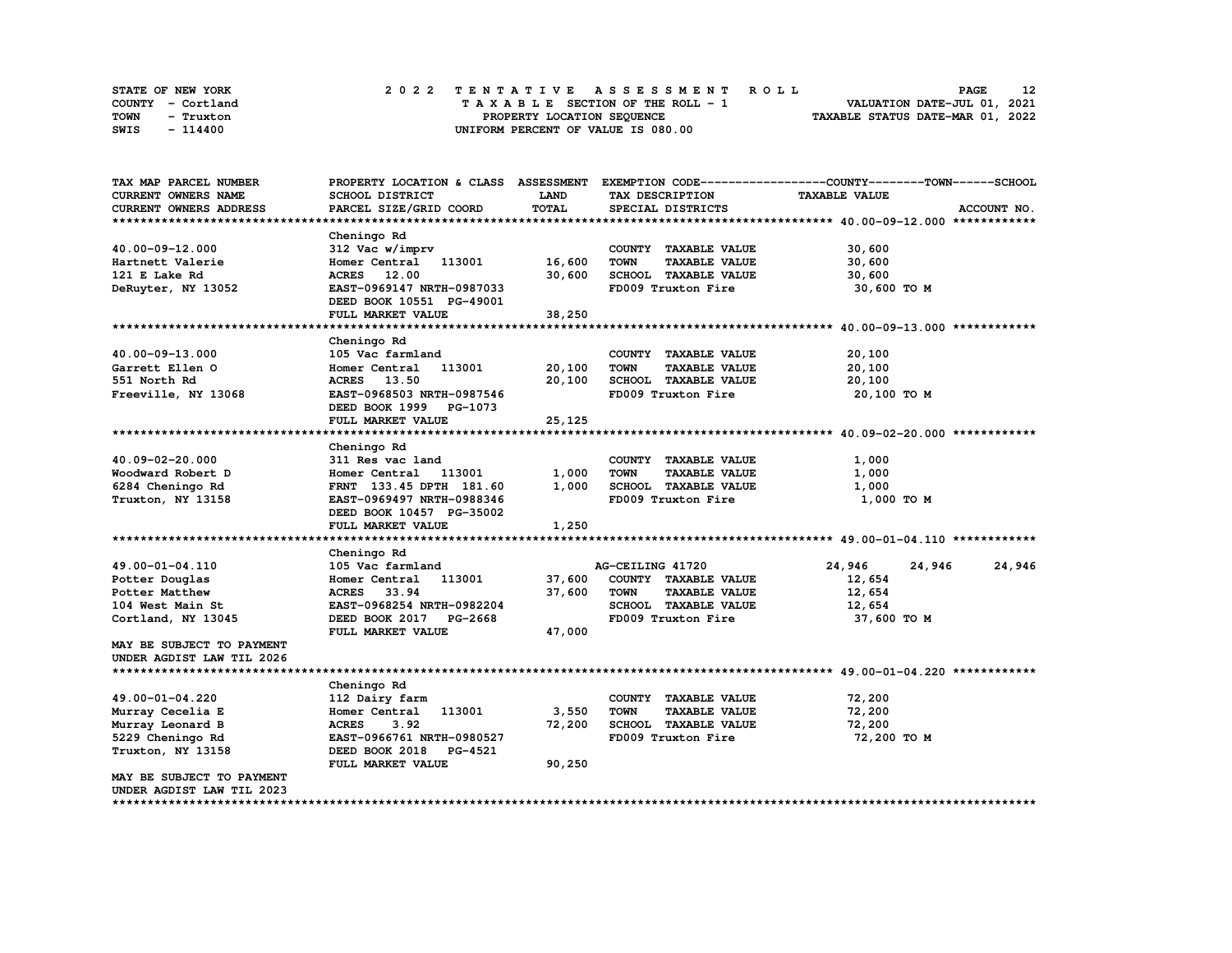STATE OF NEW YORK
COUNTY - Cortland
TOWN - Truxton
SWIS - 114400

**2022 TENTATIVE ASSESSMENT ROLL**
TAXABLE SECTION OF THE ROLL - 1
PROPERTY LOCATION SEQUENCE
UNIFORM PERCENT OF VALUE IS 080.00

VALUATION DATE-JUL 01, 2021
TAXABLE STATUS DATE-MAR 01, 2022

| TAX MAP PARCEL NUMBER / CURRENT OWNERS NAME / CURRENT OWNERS ADDRESS | PROPERTY LOCATION & CLASS / SCHOOL DISTRICT / PARCEL SIZE/GRID COORD | ASSESSMENT LAND / TOTAL | EXEMPTION CODE / TAX DESCRIPTION / SPECIAL DISTRICTS | COUNTY TAXABLE VALUE | TOWN | SCHOOL |
|---|---|---|---|---|---|---|
| **40.00-09-12.000** | Cheningo Rd | | | | | |
| 40.00-09-12.000 | 312 Vac w/imprv | | COUNTY TAXABLE VALUE | 30,600 | | |
| Hartnett Valerie | Homer Central 113001 | 16,600 | TOWN TAXABLE VALUE | 30,600 | | |
| 121 E Lake Rd | ACRES 12.00 | 30,600 | SCHOOL TAXABLE VALUE | 30,600 | | |
| DeRuyter, NY 13052 | EAST-0969147 NRTH-0987033 | | FD009 Truxton Fire | 30,600 TO M | | |
| | DEED BOOK 10551 PG-49001 | | | | | |
| | FULL MARKET VALUE | 38,250 | | | | |
| **40.00-09-13.000** | Cheningo Rd | | | | | |
| 40.00-09-13.000 | 105 Vac farmland | | COUNTY TAXABLE VALUE | 20,100 | | |
| Garrett Ellen O | Homer Central 113001 | 20,100 | TOWN TAXABLE VALUE | 20,100 | | |
| 551 North Rd | ACRES 13.50 | 20,100 | SCHOOL TAXABLE VALUE | 20,100 | | |
| Freeville, NY 13068 | EAST-0968503 NRTH-0987546 | | FD009 Truxton Fire | 20,100 TO M | | |
| | DEED BOOK 1999 PG-1073 | | | | | |
| | FULL MARKET VALUE | 25,125 | | | | |
| **40.09-02-20.000** | Cheningo Rd | | | | | |
| 40.09-02-20.000 | 311 Res vac land | | COUNTY TAXABLE VALUE | 1,000 | | |
| Woodward Robert D | Homer Central 113001 | 1,000 | TOWN TAXABLE VALUE | 1,000 | | |
| 6284 Cheningo Rd | FRNT 133.45 DPTH 181.60 | 1,000 | SCHOOL TAXABLE VALUE | 1,000 | | |
| Truxton, NY 13158 | EAST-0969497 NRTH-0988346 | | FD009 Truxton Fire | 1,000 TO M | | |
| | DEED BOOK 10457 PG-35002 | | | | | |
| | FULL MARKET VALUE | 1,250 | | | | |
| **49.00-01-04.110** | Cheningo Rd | | | | | |
| 49.00-01-04.110 | 105 Vac farmland | | AG-CEILING 41720 | 24,946 | 24,946 | 24,946 |
| Potter Douglas | Homer Central 113001 | 37,600 | COUNTY TAXABLE VALUE | 12,654 | | |
| Potter Matthew | ACRES 33.94 | 37,600 | TOWN TAXABLE VALUE | 12,654 | | |
| 104 West Main St | EAST-0968254 NRTH-0982204 | | SCHOOL TAXABLE VALUE | 12,654 | | |
| Cortland, NY 13045 | DEED BOOK 2017 PG-2668 | | FD009 Truxton Fire | 37,600 TO M | | |
| | FULL MARKET VALUE | 47,000 | | | | |
| MAY BE SUBJECT TO PAYMENT UNDER AGDIST LAW TIL 2026 | | | | | | |
| **49.00-01-04.220** | Cheningo Rd | | | | | |
| 49.00-01-04.220 | 112 Dairy farm | | COUNTY TAXABLE VALUE | 72,200 | | |
| Murray Cecelia E | Homer Central 113001 | 3,550 | TOWN TAXABLE VALUE | 72,200 | | |
| Murray Leonard B | ACRES 3.92 | 72,200 | SCHOOL TAXABLE VALUE | 72,200 | | |
| 5229 Cheningo Rd | EAST-0966761 NRTH-0980527 | | FD009 Truxton Fire | 72,200 TO M | | |
| Truxton, NY 13158 | DEED BOOK 2018 PG-4521 | | | | | |
| | FULL MARKET VALUE | 90,250 | | | | |
| MAY BE SUBJECT TO PAYMENT UNDER AGDIST LAW TIL 2023 | | | | | | |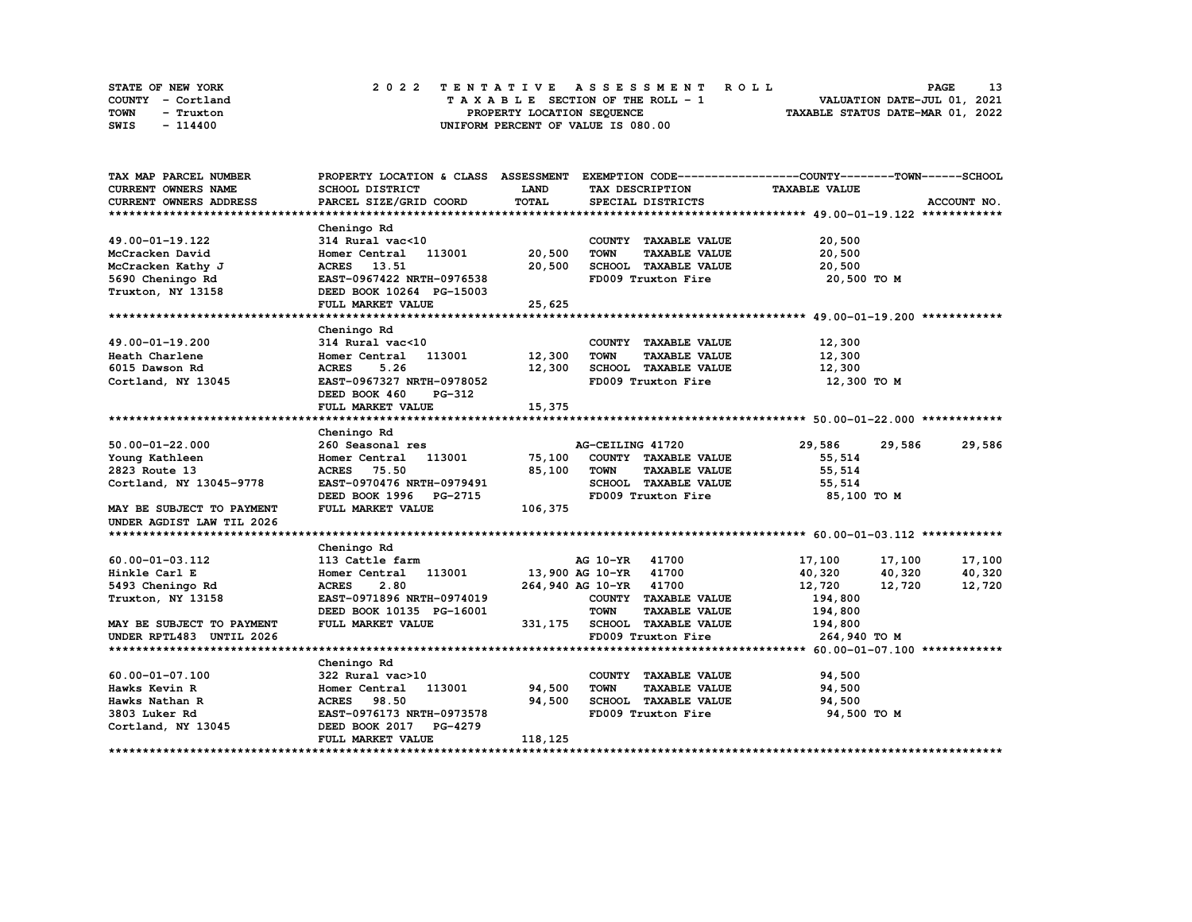STATE OF NEW YORK
COUNTY - Cortland
TOWN - Truxton
SWIS - 114400

# 2022 TENTATIVE ASSESSMENT ROLL

TAXABLE SECTION OF THE ROLL - 1
PROPERTY LOCATION SEQUENCE
UNIFORM PERCENT OF VALUE IS 080.00

VALUATION DATE-JUL 01, 2021
TAXABLE STATUS DATE-MAR 01, 2022

| TAX MAP PARCEL NUMBER / CURRENT OWNERS NAME / CURRENT OWNERS ADDRESS | PROPERTY LOCATION & CLASS / SCHOOL DISTRICT / PARCEL SIZE/GRID COORD | ASSESSMENT LAND / TOTAL | EXEMPTION CODE / TAX DESCRIPTION / SPECIAL DISTRICTS | COUNTY TAXABLE VALUE | TOWN | SCHOOL |
|---|---|---|---|---|---|---|
| **49.00-01-19.122** | Cheningo Rd | | | | | |
| 49.00-01-19.122 | 314 Rural vac<10 | | COUNTY TAXABLE VALUE | 20,500 | | |
| McCracken David | Homer Central 113001 | 20,500 | TOWN TAXABLE VALUE | 20,500 | | |
| McCracken Kathy J | ACRES 13.51 | 20,500 | SCHOOL TAXABLE VALUE | 20,500 | | |
| 5690 Cheningo Rd | EAST-0967422 NRTH-0976538 | | FD009 Truxton Fire | 20,500 TO M | | |
| Truxton, NY 13158 | DEED BOOK 10264 PG-15003 | | | | | |
| | FULL MARKET VALUE | 25,625 | | | | |
| **49.00-01-19.200** | Cheningo Rd | | | | | |
| 49.00-01-19.200 | 314 Rural vac<10 | | COUNTY TAXABLE VALUE | 12,300 | | |
| Heath Charlene | Homer Central 113001 | 12,300 | TOWN TAXABLE VALUE | 12,300 | | |
| 6015 Dawson Rd | ACRES 5.26 | 12,300 | SCHOOL TAXABLE VALUE | 12,300 | | |
| Cortland, NY 13045 | EAST-0967327 NRTH-0978052 | | FD009 Truxton Fire | 12,300 TO M | | |
| | DEED BOOK 460 PG-312 | | | | | |
| | FULL MARKET VALUE | 15,375 | | | | |
| **50.00-01-22.000** | Cheningo Rd | | | | | |
| 50.00-01-22.000 | 260 Seasonal res | | AG-CEILING 41720 | 29,586 | 29,586 | 29,586 |
| Young Kathleen | Homer Central 113001 | 75,100 | COUNTY TAXABLE VALUE | 55,514 | | |
| 2823 Route 13 | ACRES 75.50 | 85,100 | TOWN TAXABLE VALUE | 55,514 | | |
| Cortland, NY 13045-9778 | EAST-0970476 NRTH-0979491 | | SCHOOL TAXABLE VALUE | 55,514 | | |
| | DEED BOOK 1996 PG-2715 | | FD009 Truxton Fire | 85,100 TO M | | |
| MAY BE SUBJECT TO PAYMENT | FULL MARKET VALUE | 106,375 | | | | |
| UNDER AGDIST LAW TIL 2026 | | | | | | |
| **60.00-01-03.112** | Cheningo Rd | | | | | |
| 60.00-01-03.112 | 113 Cattle farm | | AG 10-YR 41700 | 17,100 | 17,100 | 17,100 |
| Hinkle Carl E | Homer Central 113001 | 13,900 | AG 10-YR 41700 | 40,320 | 40,320 | 40,320 |
| 5493 Cheningo Rd | ACRES 2.80 | 264,940 | AG 10-YR 41700 | 12,720 | 12,720 | 12,720 |
| Truxton, NY 13158 | EAST-0971896 NRTH-0974019 | | COUNTY TAXABLE VALUE | 194,800 | | |
| | DEED BOOK 10135 PG-16001 | | TOWN TAXABLE VALUE | 194,800 | | |
| MAY BE SUBJECT TO PAYMENT | FULL MARKET VALUE | 331,175 | SCHOOL TAXABLE VALUE | 194,800 | | |
| UNDER RPTL483 UNTIL 2026 | | | FD009 Truxton Fire | 264,940 TO M | | |
| **60.00-01-07.100** | Cheningo Rd | | | | | |
| 60.00-01-07.100 | 322 Rural vac>10 | | COUNTY TAXABLE VALUE | 94,500 | | |
| Hawks Kevin R | Homer Central 113001 | 94,500 | TOWN TAXABLE VALUE | 94,500 | | |
| Hawks Nathan R | ACRES 98.50 | 94,500 | SCHOOL TAXABLE VALUE | 94,500 | | |
| 3803 Luker Rd | EAST-0976173 NRTH-0973578 | | FD009 Truxton Fire | 94,500 TO M | | |
| Cortland, NY 13045 | DEED BOOK 2017 PG-4279 | | | | | |
| | FULL MARKET VALUE | 118,125 | | | | |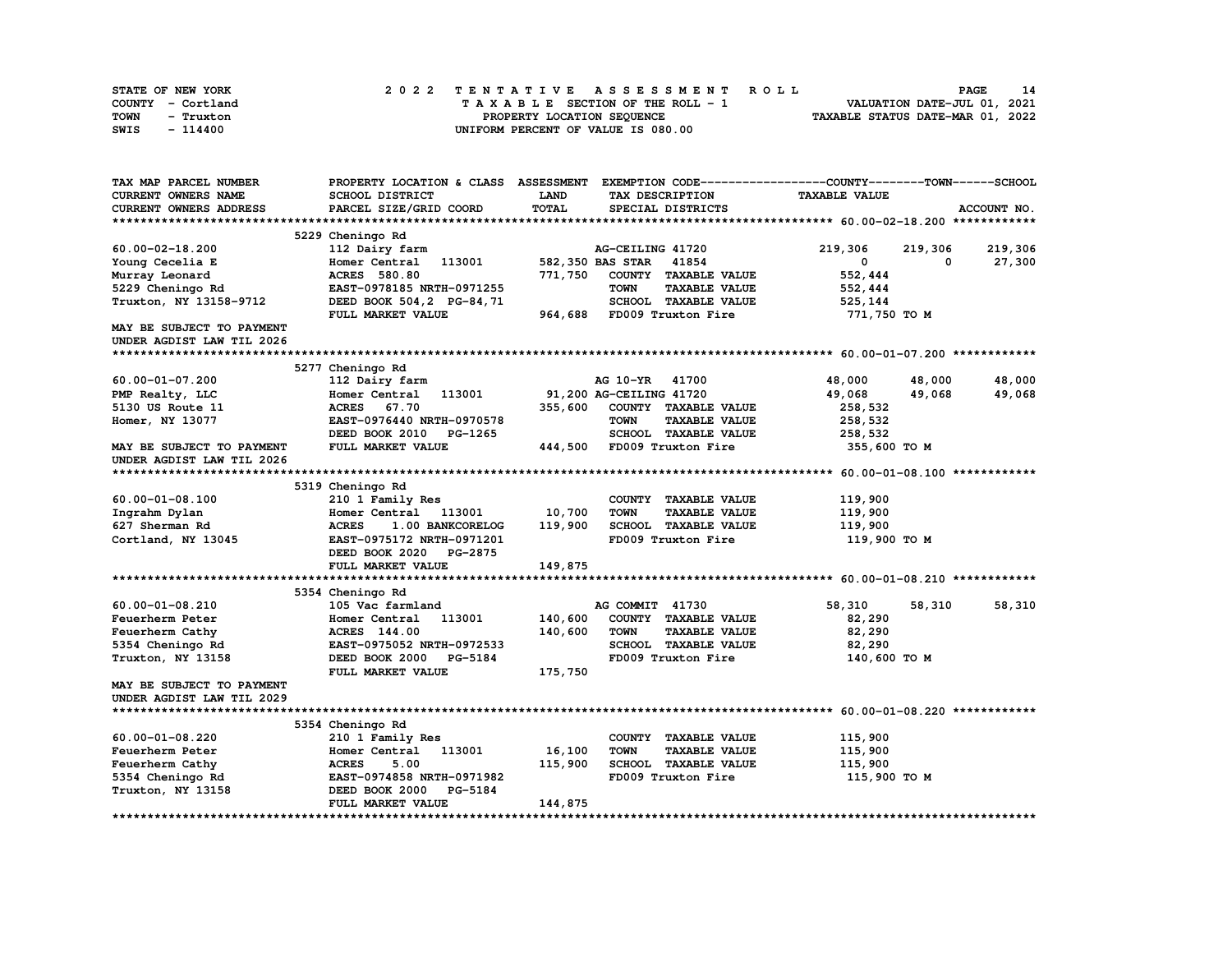STATE OF NEW YORK
COUNTY - Cortland
TOWN - Truxton
SWIS - 114400

2022 TENTATIVE ASSESSMENT ROLL
TAXABLE SECTION OF THE ROLL - 1
PROPERTY LOCATION SEQUENCE
UNIFORM PERCENT OF VALUE IS 080.00

VALUATION DATE-JUL 01, 2021
TAXABLE STATUS DATE-MAR 01, 2022

```
TAX MAP PARCEL NUMBER          PROPERTY LOCATION & CLASS  ASSESSMENT  EXEMPTION CODE------------------COUNTY--------TOWN------SCHOOL
CURRENT OWNERS NAME            SCHOOL DISTRICT             LAND        TAX DESCRIPTION            TAXABLE VALUE
CURRENT OWNERS ADDRESS         PARCEL SIZE/GRID COORD      TOTAL       SPECIAL DISTRICTS                                      ACCOUNT NO.
******************************************************************************************************* 60.00-02-18.200 ************
                               5229 Cheningo Rd
60.00-02-18.200                112 Dairy farm                          AG-CEILING 41720              219,306     219,306     219,306
Young Cecelia E                Homer Central    113001    582,350 BAS STAR   41854                         0           0      27,300
Murray Leonard                 ACRES  580.80              771,750   COUNTY  TAXABLE VALUE            552,444
5229 Cheningo Rd               EAST-0978185 NRTH-0971255            TOWN    TAXABLE VALUE            552,444
Truxton, NY 13158-9712         DEED BOOK 504,2  PG-84,71            SCHOOL  TAXABLE VALUE            525,144
                               FULL MARKET VALUE          964,688   FD009 Truxton Fire                771,750 TO M
MAY BE SUBJECT TO PAYMENT
UNDER AGDIST LAW TIL 2026
******************************************************************************************************* 60.00-01-07.200 ************
                               5277 Cheningo Rd
60.00-01-07.200                112 Dairy farm                          AG 10-YR   41700               48,000      48,000      48,000
PMP Realty, LLC                Homer Central    113001     91,200 AG-CEILING 41720                    49,068      49,068      49,068
5130 US Route 11               ACRES   67.70              355,600   COUNTY  TAXABLE VALUE            258,532
Homer, NY 13077                EAST-0976440 NRTH-0970578            TOWN    TAXABLE VALUE            258,532
                               DEED BOOK 2010   PG-1265             SCHOOL  TAXABLE VALUE            258,532
MAY BE SUBJECT TO PAYMENT      FULL MARKET VALUE          444,500   FD009 Truxton Fire                355,600 TO M
UNDER AGDIST LAW TIL 2026
******************************************************************************************************* 60.00-01-08.100 ************
                               5319 Cheningo Rd
60.00-01-08.100                210 1 Family Res                     COUNTY  TAXABLE VALUE            119,900
Ingrahm Dylan                  Homer Central    113001     10,700   TOWN    TAXABLE VALUE            119,900
627 Sherman Rd                 ACRES    1.00 BANKCORELOG  119,900   SCHOOL  TAXABLE VALUE            119,900
Cortland, NY 13045             EAST-0975172 NRTH-0971201            FD009 Truxton Fire                119,900 TO M
                               DEED BOOK 2020   PG-2875
                               FULL MARKET VALUE          149,875
******************************************************************************************************* 60.00-01-08.210 ************
                               5354 Cheningo Rd
60.00-01-08.210                105 Vac farmland                     AG COMMIT  41730                  58,310      58,310      58,310
Feuerherm Peter                Homer Central    113001    140,600   COUNTY  TAXABLE VALUE             82,290
Feuerherm Cathy                ACRES  144.00              140,600   TOWN    TAXABLE VALUE             82,290
5354 Cheningo Rd               EAST-0975052 NRTH-0972533            SCHOOL  TAXABLE VALUE             82,290
Truxton, NY 13158              DEED BOOK 2000   PG-5184             FD009 Truxton Fire                140,600 TO M
                               FULL MARKET VALUE          175,750
MAY BE SUBJECT TO PAYMENT
UNDER AGDIST LAW TIL 2029
******************************************************************************************************* 60.00-01-08.220 ************
                               5354 Cheningo Rd
60.00-01-08.220                210 1 Family Res                     COUNTY  TAXABLE VALUE            115,900
Feuerherm Peter                Homer Central    113001     16,100   TOWN    TAXABLE VALUE            115,900
Feuerherm Cathy                ACRES    5.00              115,900   SCHOOL  TAXABLE VALUE            115,900
5354 Cheningo Rd               EAST-0974858 NRTH-0971982            FD009 Truxton Fire                115,900 TO M
Truxton, NY 13158              DEED BOOK 2000   PG-5184
                               FULL MARKET VALUE          144,875
************************************************************************************************************************************
```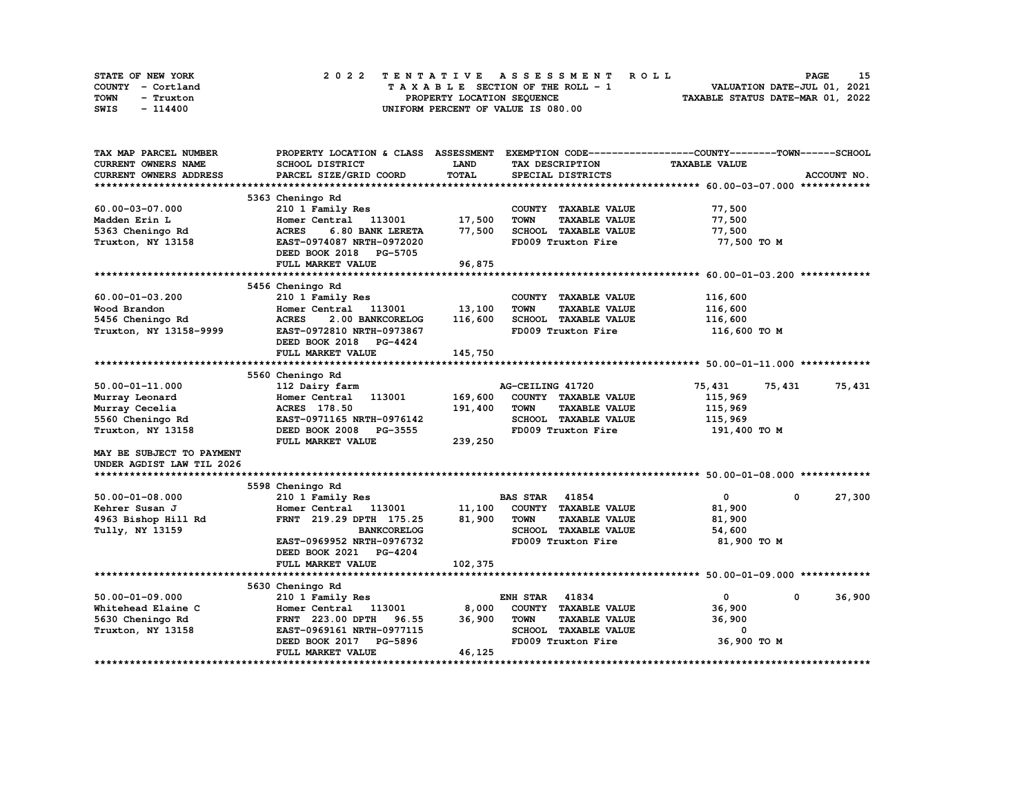STATE OF NEW YORK
COUNTY - Cortland
TOWN - Truxton
SWIS - 114400

# 2022 TENTATIVE ASSESSMENT ROLL

TAXABLE SECTION OF THE ROLL - 1
PROPERTY LOCATION SEQUENCE
UNIFORM PERCENT OF VALUE IS 080.00

VALUATION DATE-JUL 01, 2021
TAXABLE STATUS DATE-MAR 01, 2022

| TAX MAP PARCEL NUMBER / CURRENT OWNERS NAME / CURRENT OWNERS ADDRESS | PROPERTY LOCATION & CLASS / SCHOOL DISTRICT / PARCEL SIZE/GRID COORD | ASSESSMENT LAND / TOTAL | EXEMPTION CODE / TAX DESCRIPTION / SPECIAL DISTRICTS | COUNTY TAXABLE VALUE | TOWN | SCHOOL | ACCOUNT NO. |
|---|---|---|---|---|---|---|---|
| **60.00-03-07.000** | 5363 Cheningo Rd | | | | | | |
| 60.00-03-07.000 | 210 1 Family Res | | COUNTY TAXABLE VALUE | 77,500 | | | |
| Madden Erin L | Homer Central 113001 | 17,500 | TOWN TAXABLE VALUE | 77,500 | | | |
| 5363 Cheningo Rd | ACRES 6.80 BANK LERETA | 77,500 | SCHOOL TAXABLE VALUE | 77,500 | | | |
| Truxton, NY 13158 | EAST-0974087 NRTH-0972020 | | FD009 Truxton Fire | 77,500 TO M | | | |
| | DEED BOOK 2018 PG-5705 | | | | | | |
| | FULL MARKET VALUE | 96,875 | | | | | |
| **60.00-01-03.200** | 5456 Cheningo Rd | | | | | | |
| 60.00-01-03.200 | 210 1 Family Res | | COUNTY TAXABLE VALUE | 116,600 | | | |
| Wood Brandon | Homer Central 113001 | 13,100 | TOWN TAXABLE VALUE | 116,600 | | | |
| 5456 Cheningo Rd | ACRES 2.00 BANKCORELOG | 116,600 | SCHOOL TAXABLE VALUE | 116,600 | | | |
| Truxton, NY 13158-9999 | EAST-0972810 NRTH-0973867 | | FD009 Truxton Fire | 116,600 TO M | | | |
| | DEED BOOK 2018 PG-4424 | | | | | | |
| | FULL MARKET VALUE | 145,750 | | | | | |
| **50.00-01-11.000** | 5560 Cheningo Rd | | | | | | |
| 50.00-01-11.000 | 112 Dairy farm | | AG-CEILING 41720 | 75,431 | 75,431 | 75,431 | |
| Murray Leonard | Homer Central 113001 | 169,600 | COUNTY TAXABLE VALUE | 115,969 | | | |
| Murray Cecelia | ACRES 178.50 | 191,400 | TOWN TAXABLE VALUE | 115,969 | | | |
| 5560 Cheningo Rd | EAST-0971165 NRTH-0976142 | | SCHOOL TAXABLE VALUE | 115,969 | | | |
| Truxton, NY 13158 | DEED BOOK 2008 PG-3555 | | FD009 Truxton Fire | 191,400 TO M | | | |
| | FULL MARKET VALUE | 239,250 | | | | | |
| MAY BE SUBJECT TO PAYMENT UNDER AGDIST LAW TIL 2026 | | | | | | | |
| **50.00-01-08.000** | 5598 Cheningo Rd | | | | | | |
| 50.00-01-08.000 | 210 1 Family Res | | BAS STAR 41854 | 0 | 0 | 27,300 | |
| Kehrer Susan J | Homer Central 113001 | 11,100 | COUNTY TAXABLE VALUE | 81,900 | | | |
| 4963 Bishop Hill Rd | FRNT 219.29 DPTH 175.25 | 81,900 | TOWN TAXABLE VALUE | 81,900 | | | |
| Tully, NY 13159 | BANKCORELOG | | SCHOOL TAXABLE VALUE | 54,600 | | | |
| | EAST-0969952 NRTH-0976732 | | FD009 Truxton Fire | 81,900 TO M | | | |
| | DEED BOOK 2021 PG-4204 | | | | | | |
| | FULL MARKET VALUE | 102,375 | | | | | |
| **50.00-01-09.000** | 5630 Cheningo Rd | | | | | | |
| 50.00-01-09.000 | 210 1 Family Res | | ENH STAR 41834 | 0 | 0 | 36,900 | |
| Whitehead Elaine C | Homer Central 113001 | 8,000 | COUNTY TAXABLE VALUE | 36,900 | | | |
| 5630 Cheningo Rd | FRNT 223.00 DPTH 96.55 | 36,900 | TOWN TAXABLE VALUE | 36,900 | | | |
| Truxton, NY 13158 | EAST-0969161 NRTH-0977115 | | SCHOOL TAXABLE VALUE | 0 | | | |
| | DEED BOOK 2017 PG-5896 | | FD009 Truxton Fire | 36,900 TO M | | | |
| | FULL MARKET VALUE | 46,125 | | | | | |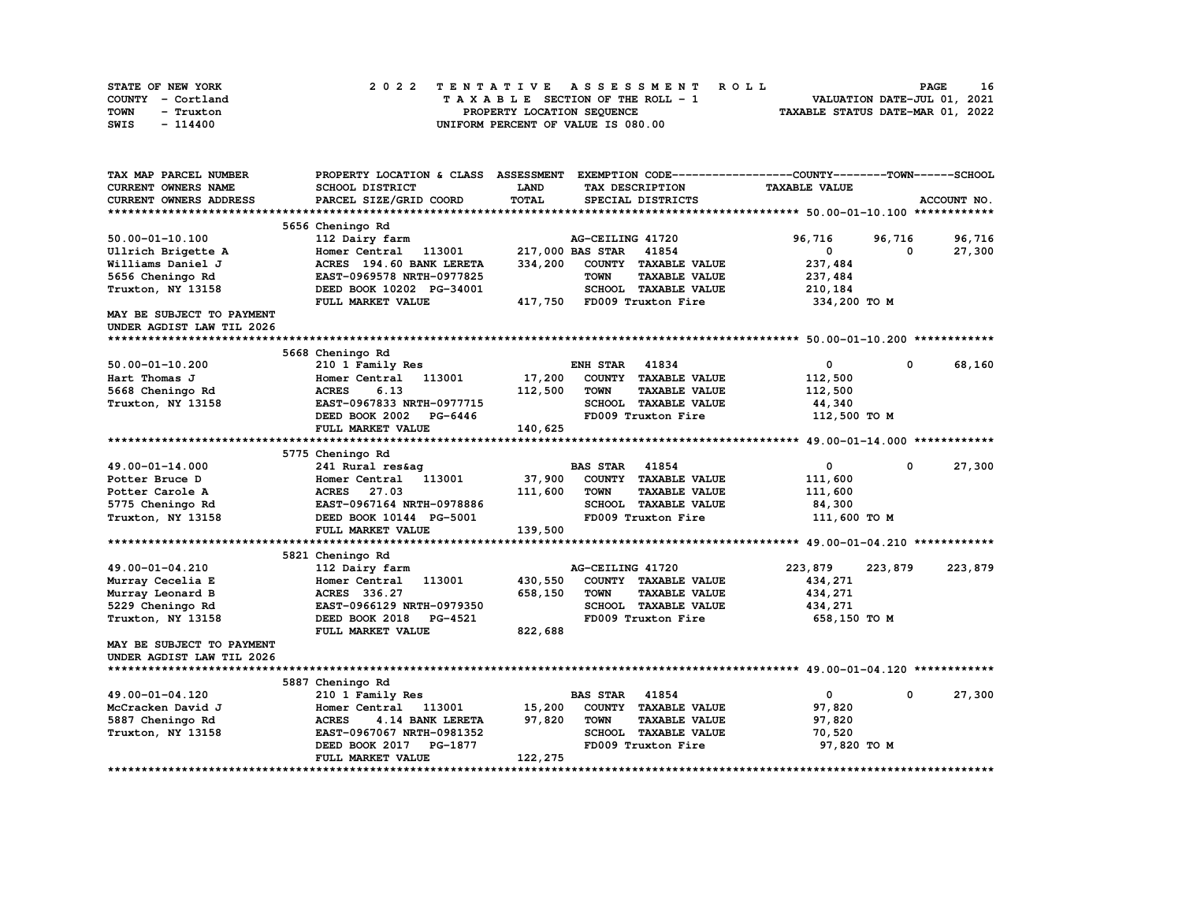STATE OF NEW YORK
COUNTY - Cortland
TOWN - Truxton
SWIS - 114400

2 0 2 2 T E N T A T I V E A S S E S S M E N T R O L L
T A X A B L E SECTION OF THE ROLL - 1
PROPERTY LOCATION SEQUENCE
UNIFORM PERCENT OF VALUE IS 080.00

VALUATION DATE-JUL 01, 2021
TAXABLE STATUS DATE-MAR 01, 2022

| TAX MAP PARCEL NUMBER<br>CURRENT OWNERS NAME<br>CURRENT OWNERS ADDRESS | PROPERTY LOCATION & CLASS<br>SCHOOL DISTRICT<br>PARCEL SIZE/GRID COORD | ASSESSMENT<br>LAND<br>TOTAL | EXEMPTION CODE<br>TAX DESCRIPTION<br>SPECIAL DISTRICTS | COUNTY<br>TAXABLE VALUE | TOWN | SCHOOL<br>ACCOUNT NO. |
|---|---|---|---|---|---|---|
| **50.00-01-10.100** | 5656 Cheningo Rd | | | | | |
| 50.00-01-10.100 | 112 Dairy farm | | AG-CEILING 41720 | 96,716 | 96,716 | 96,716 |
| Ullrich Brigette A | Homer Central 113001 | 217,000 | BAS STAR 41854 | 0 | 0 | 27,300 |
| Williams Daniel J | ACRES 194.60 BANK LERETA | 334,200 | COUNTY TAXABLE VALUE | 237,484 | | |
| 5656 Cheningo Rd | EAST-0969578 NRTH-0977825 | | TOWN TAXABLE VALUE | 237,484 | | |
| Truxton, NY 13158 | DEED BOOK 10202 PG-34001 | | SCHOOL TAXABLE VALUE | 210,184 | | |
| | FULL MARKET VALUE | 417,750 | FD009 Truxton Fire | 334,200 TO M | | |
| MAY BE SUBJECT TO PAYMENT<br>UNDER AGDIST LAW TIL 2026 | | | | | | |
| **50.00-01-10.200** | 5668 Cheningo Rd | | | | | |
| 50.00-01-10.200 | 210 1 Family Res | | ENH STAR 41834 | 0 | 0 | 68,160 |
| Hart Thomas J | Homer Central 113001 | 17,200 | COUNTY TAXABLE VALUE | 112,500 | | |
| 5668 Cheningo Rd | ACRES 6.13 | 112,500 | TOWN TAXABLE VALUE | 112,500 | | |
| Truxton, NY 13158 | EAST-0967833 NRTH-0977715 | | SCHOOL TAXABLE VALUE | 44,340 | | |
| | DEED BOOK 2002 PG-6446 | | FD009 Truxton Fire | 112,500 TO M | | |
| | FULL MARKET VALUE | 140,625 | | | | |
| **49.00-01-14.000** | 5775 Cheningo Rd | | | | | |
| 49.00-01-14.000 | 241 Rural res&ag | | BAS STAR 41854 | 0 | 0 | 27,300 |
| Potter Bruce D | Homer Central 113001 | 37,900 | COUNTY TAXABLE VALUE | 111,600 | | |
| Potter Carole A | ACRES 27.03 | 111,600 | TOWN TAXABLE VALUE | 111,600 | | |
| 5775 Cheningo Rd | EAST-0967164 NRTH-0978886 | | SCHOOL TAXABLE VALUE | 84,300 | | |
| Truxton, NY 13158 | DEED BOOK 10144 PG-5001 | | FD009 Truxton Fire | 111,600 TO M | | |
| | FULL MARKET VALUE | 139,500 | | | | |
| **49.00-01-04.210** | 5821 Cheningo Rd | | | | | |
| 49.00-01-04.210 | 112 Dairy farm | | AG-CEILING 41720 | 223,879 | 223,879 | 223,879 |
| Murray Cecelia E | Homer Central 113001 | 430,550 | COUNTY TAXABLE VALUE | 434,271 | | |
| Murray Leonard B | ACRES 336.27 | 658,150 | TOWN TAXABLE VALUE | 434,271 | | |
| 5229 Cheningo Rd | EAST-0966129 NRTH-0979350 | | SCHOOL TAXABLE VALUE | 434,271 | | |
| Truxton, NY 13158 | DEED BOOK 2018 PG-4521 | | FD009 Truxton Fire | 658,150 TO M | | |
| | FULL MARKET VALUE | 822,688 | | | | |
| MAY BE SUBJECT TO PAYMENT<br>UNDER AGDIST LAW TIL 2026 | | | | | | |
| **49.00-01-04.120** | 5887 Cheningo Rd | | | | | |
| 49.00-01-04.120 | 210 1 Family Res | | BAS STAR 41854 | 0 | 0 | 27,300 |
| McCracken David J | Homer Central 113001 | 15,200 | COUNTY TAXABLE VALUE | 97,820 | | |
| 5887 Cheningo Rd | ACRES 4.14 BANK LERETA | 97,820 | TOWN TAXABLE VALUE | 97,820 | | |
| Truxton, NY 13158 | EAST-0967067 NRTH-0981352 | | SCHOOL TAXABLE VALUE | 70,520 | | |
| | DEED BOOK 2017 PG-1877 | | FD009 Truxton Fire | 97,820 TO M | | |
| | FULL MARKET VALUE | 122,275 | | | | |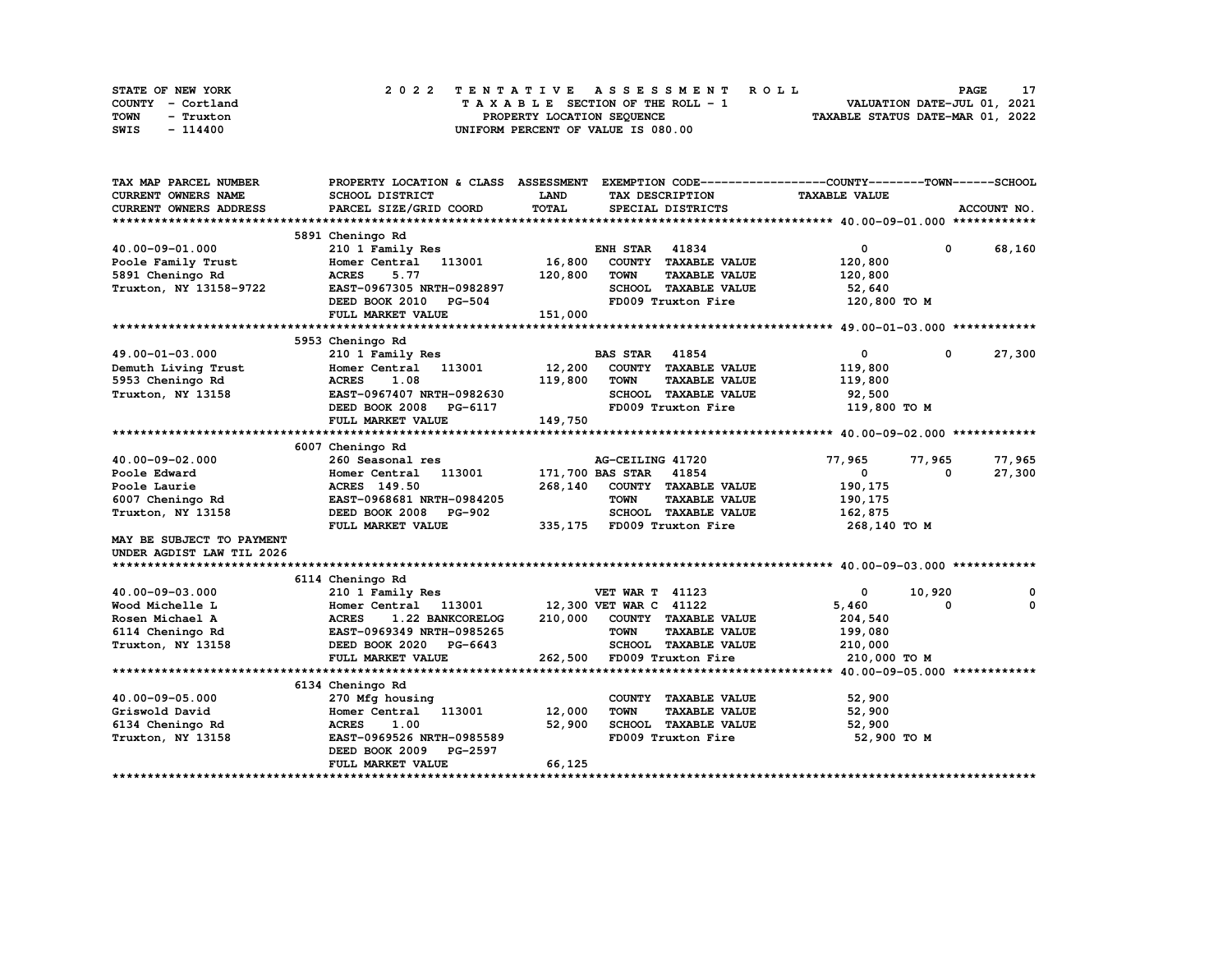STATE OF NEW YORK
COUNTY - Cortland
TOWN - Truxton
SWIS - 114400

2022 TENTATIVE ASSESSMENT ROLL
TAXABLE SECTION OF THE ROLL - 1
PROPERTY LOCATION SEQUENCE
UNIFORM PERCENT OF VALUE IS 080.00

VALUATION DATE-JUL 01, 2021
TAXABLE STATUS DATE-MAR 01, 2022

| TAX MAP PARCEL NUMBER / CURRENT OWNERS NAME / CURRENT OWNERS ADDRESS | PROPERTY LOCATION & CLASS / SCHOOL DISTRICT / PARCEL SIZE/GRID COORD | ASSESSMENT LAND / TOTAL | EXEMPTION CODE / TAX DESCRIPTION / SPECIAL DISTRICTS | COUNTY TAXABLE VALUE | TOWN | SCHOOL / ACCOUNT NO. |
|---|---|---|---|---|---|---|
| **40.00-09-01.000** | 5891 Cheningo Rd | | | | | |
| 40.00-09-01.000 | 210 1 Family Res | | ENH STAR 41834 | 0 | 0 | 68,160 |
| Poole Family Trust | Homer Central 113001 | 16,800 | COUNTY TAXABLE VALUE | 120,800 | | |
| 5891 Cheningo Rd | ACRES 5.77 | 120,800 | TOWN TAXABLE VALUE | 120,800 | | |
| Truxton, NY 13158-9722 | EAST-0967305 NRTH-0982897 | | SCHOOL TAXABLE VALUE | 52,640 | | |
| | DEED BOOK 2010 PG-504 | | FD009 Truxton Fire | 120,800 TO M | | |
| | FULL MARKET VALUE | 151,000 | | | | |
| **49.00-01-03.000** | 5953 Cheningo Rd | | | | | |
| 49.00-01-03.000 | 210 1 Family Res | | BAS STAR 41854 | 0 | 0 | 27,300 |
| Demuth Living Trust | Homer Central 113001 | 12,200 | COUNTY TAXABLE VALUE | 119,800 | | |
| 5953 Cheningo Rd | ACRES 1.08 | 119,800 | TOWN TAXABLE VALUE | 119,800 | | |
| Truxton, NY 13158 | EAST-0967407 NRTH-0982630 | | SCHOOL TAXABLE VALUE | 92,500 | | |
| | DEED BOOK 2008 PG-6117 | | FD009 Truxton Fire | 119,800 TO M | | |
| | FULL MARKET VALUE | 149,750 | | | | |
| **40.00-09-02.000** | 6007 Cheningo Rd | | | | | |
| 40.00-09-02.000 | 260 Seasonal res | | AG-CEILING 41720 | 77,965 | 77,965 | 77,965 |
| Poole Edward | Homer Central 113001 | 171,700 | BAS STAR 41854 | 0 | 0 | 27,300 |
| Poole Laurie | ACRES 149.50 | 268,140 | COUNTY TAXABLE VALUE | 190,175 | | |
| 6007 Cheningo Rd | EAST-0968681 NRTH-0984205 | | TOWN TAXABLE VALUE | 190,175 | | |
| Truxton, NY 13158 | DEED BOOK 2008 PG-902 | | SCHOOL TAXABLE VALUE | 162,875 | | |
| | FULL MARKET VALUE | 335,175 | FD009 Truxton Fire | 268,140 TO M | | |
| MAY BE SUBJECT TO PAYMENT UNDER AGDIST LAW TIL 2026 | | | | | | |
| **40.00-09-03.000** | 6114 Cheningo Rd | | | | | |
| 40.00-09-03.000 | 210 1 Family Res | | VET WAR T 41123 | 0 | 10,920 | 0 |
| Wood Michelle L | Homer Central 113001 | 12,300 | VET WAR C 41122 | 5,460 | 0 | 0 |
| Rosen Michael A | ACRES 1.22 BANKCORELOG | 210,000 | COUNTY TAXABLE VALUE | 204,540 | | |
| 6114 Cheningo Rd | EAST-0969349 NRTH-0985265 | | TOWN TAXABLE VALUE | 199,080 | | |
| Truxton, NY 13158 | DEED BOOK 2020 PG-6643 | | SCHOOL TAXABLE VALUE | 210,000 | | |
| | FULL MARKET VALUE | 262,500 | FD009 Truxton Fire | 210,000 TO M | | |
| **40.00-09-05.000** | 6134 Cheningo Rd | | | | | |
| 40.00-09-05.000 | 270 Mfg housing | | COUNTY TAXABLE VALUE | 52,900 | | |
| Griswold David | Homer Central 113001 | 12,000 | TOWN TAXABLE VALUE | 52,900 | | |
| 6134 Cheningo Rd | ACRES 1.00 | 52,900 | SCHOOL TAXABLE VALUE | 52,900 | | |
| Truxton, NY 13158 | EAST-0969526 NRTH-0985589 | | FD009 Truxton Fire | 52,900 TO M | | |
| | DEED BOOK 2009 PG-2597 | | | | | |
| | FULL MARKET VALUE | 66,125 | | | | |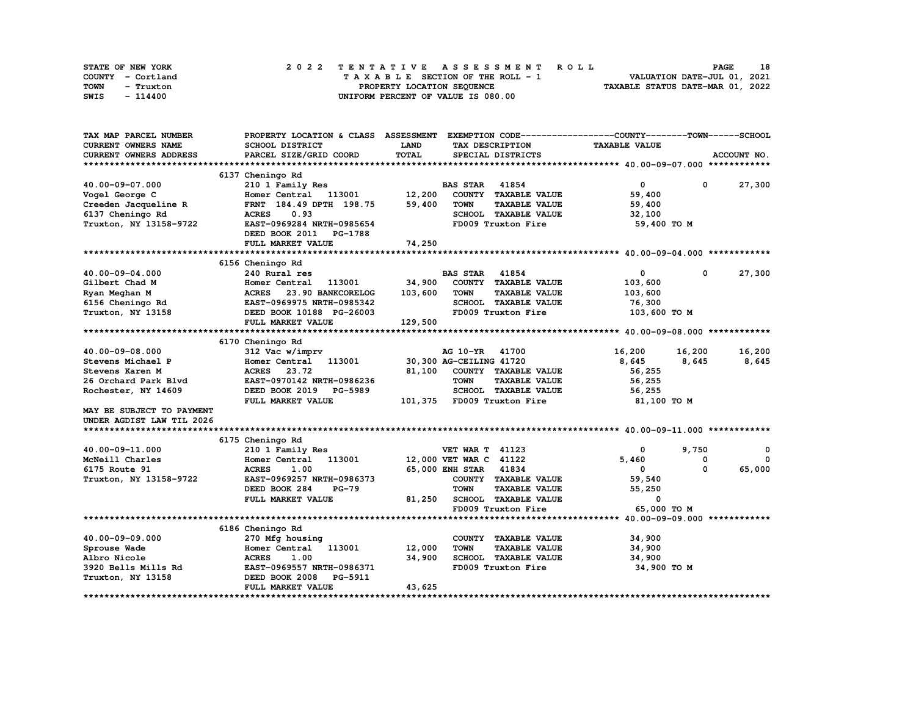STATE OF NEW YORK | COUNTY - Cortland | TOWN - Truxton | SWIS - 114400

# 2022 TENTATIVE ASSESSMENT ROLL
TAXABLE SECTION OF THE ROLL - 1
PROPERTY LOCATION SEQUENCE
UNIFORM PERCENT OF VALUE IS 080.00

VALUATION DATE-JUL 01, 2021
TAXABLE STATUS DATE-MAR 01, 2022

| TAX MAP PARCEL NUMBER / CURRENT OWNERS NAME / CURRENT OWNERS ADDRESS | PROPERTY LOCATION & CLASS / SCHOOL DISTRICT / PARCEL SIZE/GRID COORD | ASSESSMENT LAND | TOTAL | EXEMPTION CODE / TAX DESCRIPTION / SPECIAL DISTRICTS | COUNTY TAXABLE VALUE | TOWN | SCHOOL |
|---|---|---|---|---|---|---|---|
| | 6137 Cheningo Rd | | | | | | |
| 40.00-09-07.000 | 210 1 Family Res | | | BAS STAR 41854 | 0 | 0 | 27,300 |
| Vogel George C | Homer Central 113001 | 12,200 | | COUNTY TAXABLE VALUE | 59,400 | | |
| Creeden Jacqueline R | FRNT 184.49 DPTH 198.75 | | 59,400 | TOWN TAXABLE VALUE | 59,400 | | |
| 6137 Cheningo Rd | ACRES 0.93 | | | SCHOOL TAXABLE VALUE | 32,100 | | |
| Truxton, NY 13158-9722 | EAST-0969284 NRTH-0985654 | | | FD009 Truxton Fire | 59,400 TO M | | |
| | DEED BOOK 2011 PG-1788 | | | | | | |
| | FULL MARKET VALUE | | 74,250 | | | | |
| | 6156 Cheningo Rd | | | | | | |
| 40.00-09-04.000 | 240 Rural res | | | BAS STAR 41854 | 0 | 0 | 27,300 |
| Gilbert Chad M | Homer Central 113001 | 34,900 | | COUNTY TAXABLE VALUE | 103,600 | | |
| Ryan Meghan M | ACRES 23.90 BANKCORELOG | | 103,600 | TOWN TAXABLE VALUE | 103,600 | | |
| 6156 Cheningo Rd | EAST-0969975 NRTH-0985342 | | | SCHOOL TAXABLE VALUE | 76,300 | | |
| Truxton, NY 13158 | DEED BOOK 10188 PG-26003 | | | FD009 Truxton Fire | 103,600 TO M | | |
| | FULL MARKET VALUE | | 129,500 | | | | |
| | 6170 Cheningo Rd | | | | | | |
| 40.00-09-08.000 | 312 Vac w/imprv | | | AG 10-YR 41700 | 16,200 | 16,200 | 16,200 |
| Stevens Michael P | Homer Central 113001 | 30,300 | | AG-CEILING 41720 | 8,645 | 8,645 | 8,645 |
| Stevens Karen M | ACRES 23.72 | | 81,100 | COUNTY TAXABLE VALUE | 56,255 | | |
| 26 Orchard Park Blvd | EAST-0970142 NRTH-0986236 | | | TOWN TAXABLE VALUE | 56,255 | | |
| Rochester, NY 14609 | DEED BOOK 2019 PG-5989 | | | SCHOOL TAXABLE VALUE | 56,255 | | |
| | FULL MARKET VALUE | | 101,375 | FD009 Truxton Fire | 81,100 TO M | | |
| MAY BE SUBJECT TO PAYMENT UNDER AGDIST LAW TIL 2026 | | | | | | | |
| | 6175 Cheningo Rd | | | | | | |
| 40.00-09-11.000 | 210 1 Family Res | | | VET WAR T 41123 | 0 | 9,750 | 0 |
| McNeill Charles | Homer Central 113001 | 12,000 | | VET WAR C 41122 | 5,460 | 0 | 0 |
| 6175 Route 91 | ACRES 1.00 | | 65,000 | ENH STAR 41834 | 0 | 0 | 65,000 |
| Truxton, NY 13158-9722 | EAST-0969257 NRTH-0986373 | | | COUNTY TAXABLE VALUE | 59,540 | | |
| | DEED BOOK 284 PG-79 | | | TOWN TAXABLE VALUE | 55,250 | | |
| | FULL MARKET VALUE | | 81,250 | SCHOOL TAXABLE VALUE | 0 | | |
| | | | | FD009 Truxton Fire | 65,000 TO M | | |
| | 6186 Cheningo Rd | | | | | | |
| 40.00-09-09.000 | 270 Mfg housing | | | COUNTY TAXABLE VALUE | 34,900 | | |
| Sprouse Wade | Homer Central 113001 | 12,000 | | TOWN TAXABLE VALUE | 34,900 | | |
| Albro Nicole | ACRES 1.00 | | 34,900 | SCHOOL TAXABLE VALUE | 34,900 | | |
| 3920 Bells Mills Rd | EAST-0969557 NRTH-0986371 | | | FD009 Truxton Fire | 34,900 TO M | | |
| Truxton, NY 13158 | DEED BOOK 2008 PG-5911 | | | | | | |
| | FULL MARKET VALUE | | 43,625 | | | | |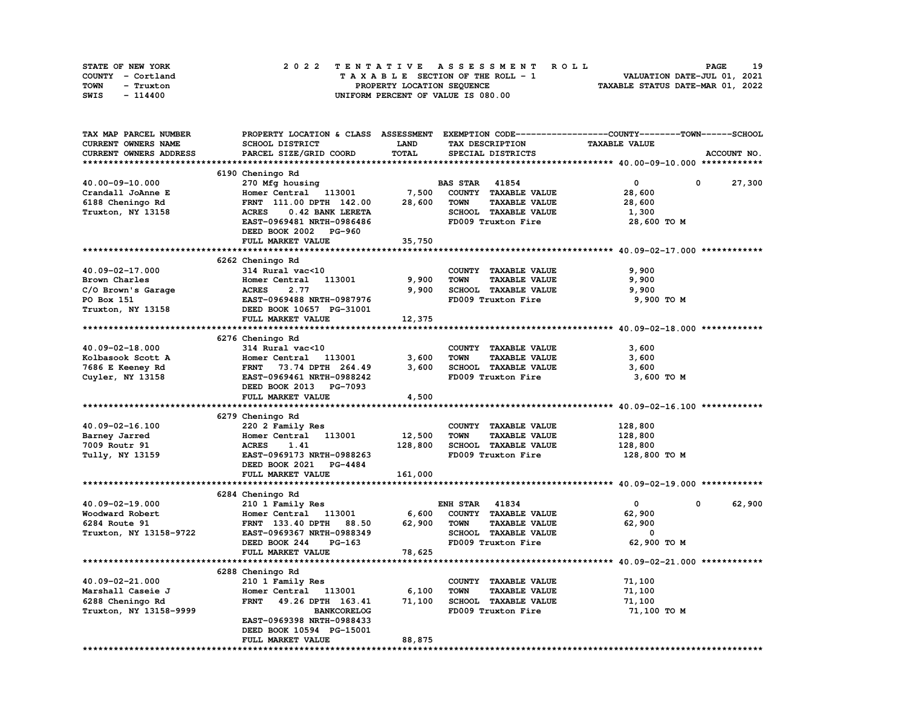STATE OF NEW YORK
COUNTY - Cortland
TOWN - Truxton
SWIS - 114400

2022 TENTATIVE ASSESSMENT ROLL
TAXABLE SECTION OF THE ROLL - 1
PROPERTY LOCATION SEQUENCE
UNIFORM PERCENT OF VALUE IS 080.00

VALUATION DATE-JUL 01, 2021
TAXABLE STATUS DATE-MAR 01, 2022

| TAX MAP PARCEL NUMBER / CURRENT OWNERS NAME / CURRENT OWNERS ADDRESS | PROPERTY LOCATION & CLASS / SCHOOL DISTRICT / PARCEL SIZE/GRID COORD | ASSESSMENT LAND | TOTAL | EXEMPTION CODE / TAX DESCRIPTION / SPECIAL DISTRICTS | COUNTY TAXABLE VALUE | TOWN | SCHOOL |
|---|---|---|---|---|---|---|---|
| **40.00-09-10.000** | 6190 Cheningo Rd | | | | | | |
| 40.00-09-10.000 | 270 Mfg housing | | | BAS STAR 41854 | 0 | 0 | 27,300 |
| Crandall JoAnne E | Homer Central 113001 | 7,500 | | COUNTY TAXABLE VALUE | 28,600 | | |
| 6188 Cheningo Rd | FRNT 111.00 DPTH 142.00 | | 28,600 | TOWN TAXABLE VALUE | 28,600 | | |
| Truxton, NY 13158 | ACRES 0.42 BANK LERETA | | | SCHOOL TAXABLE VALUE | 1,300 | | |
| | EAST-0969481 NRTH-0986486 | | | FD009 Truxton Fire | 28,600 TO M | | |
| | DEED BOOK 2002 PG-960 | | | | | | |
| | FULL MARKET VALUE | 35,750 | | | | | |
| **40.09-02-17.000** | 6262 Cheningo Rd | | | | | | |
| 40.09-02-17.000 | 314 Rural vac<10 | | | COUNTY TAXABLE VALUE | 9,900 | | |
| Brown Charles | Homer Central 113001 | 9,900 | | TOWN TAXABLE VALUE | 9,900 | | |
| C/O Brown's Garage | ACRES 2.77 | | 9,900 | SCHOOL TAXABLE VALUE | 9,900 | | |
| PO Box 151 | EAST-0969488 NRTH-0987976 | | | FD009 Truxton Fire | 9,900 TO M | | |
| Truxton, NY 13158 | DEED BOOK 10657 PG-31001 | | | | | | |
| | FULL MARKET VALUE | 12,375 | | | | | |
| **40.09-02-18.000** | 6276 Cheningo Rd | | | | | | |
| 40.09-02-18.000 | 314 Rural vac<10 | | | COUNTY TAXABLE VALUE | 3,600 | | |
| Kolbasook Scott A | Homer Central 113001 | 3,600 | | TOWN TAXABLE VALUE | 3,600 | | |
| 7686 E Keeney Rd | FRNT 73.74 DPTH 264.49 | | 3,600 | SCHOOL TAXABLE VALUE | 3,600 | | |
| Cuyler, NY 13158 | EAST-0969461 NRTH-0988242 | | | FD009 Truxton Fire | 3,600 TO M | | |
| | DEED BOOK 2013 PG-7093 | | | | | | |
| | FULL MARKET VALUE | 4,500 | | | | | |
| **40.09-02-16.100** | 6279 Cheningo Rd | | | | | | |
| 40.09-02-16.100 | 220 2 Family Res | | | COUNTY TAXABLE VALUE | 128,800 | | |
| Barney Jarred | Homer Central 113001 | 12,500 | | TOWN TAXABLE VALUE | 128,800 | | |
| 7009 Routr 91 | ACRES 1.41 | | 128,800 | SCHOOL TAXABLE VALUE | 128,800 | | |
| Tully, NY 13159 | EAST-0969173 NRTH-0988263 | | | FD009 Truxton Fire | 128,800 TO M | | |
| | DEED BOOK 2021 PG-4484 | | | | | | |
| | FULL MARKET VALUE | 161,000 | | | | | |
| **40.09-02-19.000** | 6284 Cheningo Rd | | | | | | |
| 40.09-02-19.000 | 210 1 Family Res | | | ENH STAR 41834 | 0 | 0 | 62,900 |
| Woodward Robert | Homer Central 113001 | 6,600 | | COUNTY TAXABLE VALUE | 62,900 | | |
| 6284 Route 91 | FRNT 133.40 DPTH 88.50 | | 62,900 | TOWN TAXABLE VALUE | 62,900 | | |
| Truxton, NY 13158-9722 | EAST-0969367 NRTH-0988349 | | | SCHOOL TAXABLE VALUE | 0 | | |
| | DEED BOOK 244 PG-163 | | | FD009 Truxton Fire | 62,900 TO M | | |
| | FULL MARKET VALUE | 78,625 | | | | | |
| **40.09-02-21.000** | 6288 Cheningo Rd | | | | | | |
| 40.09-02-21.000 | 210 1 Family Res | | | COUNTY TAXABLE VALUE | 71,100 | | |
| Marshall Caseie J | Homer Central 113001 | 6,100 | | TOWN TAXABLE VALUE | 71,100 | | |
| 6288 Cheningo Rd | FRNT 49.26 DPTH 163.41 | | 71,100 | SCHOOL TAXABLE VALUE | 71,100 | | |
| Truxton, NY 13158-9999 | BANKCORELOG | | | FD009 Truxton Fire | 71,100 TO M | | |
| | EAST-0969398 NRTH-0988433 | | | | | | |
| | DEED BOOK 10594 PG-15001 | | | | | | |
| | FULL MARKET VALUE | 88,875 | | | | | |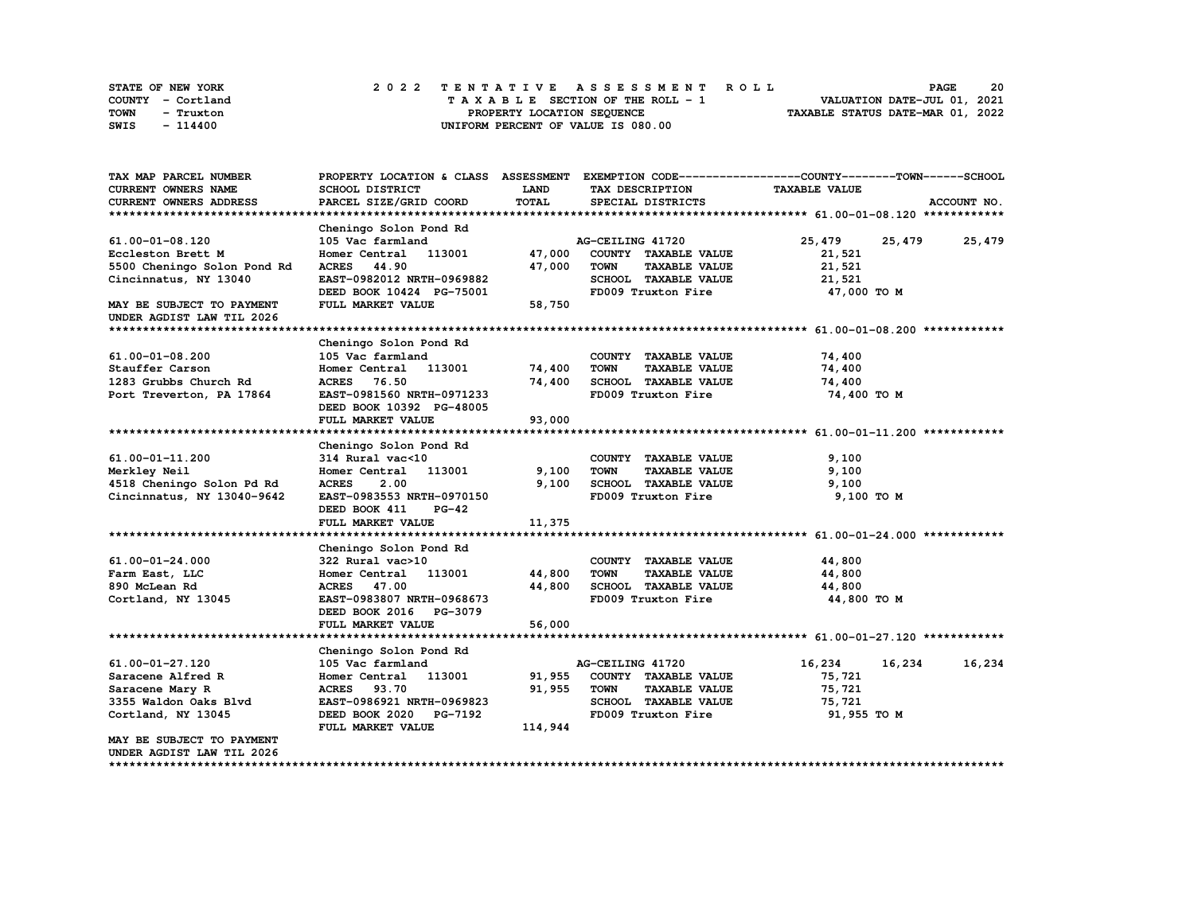STATE OF NEW YORK
COUNTY - Cortland
TOWN - Truxton
SWIS - 114400

2022 TENTATIVE ASSESSMENT ROLL
TAXABLE SECTION OF THE ROLL - 1
PROPERTY LOCATION SEQUENCE
UNIFORM PERCENT OF VALUE IS 080.00

VALUATION DATE-JUL 01, 2021
TAXABLE STATUS DATE-MAR 01, 2022

| TAX MAP PARCEL NUMBER / CURRENT OWNERS NAME / CURRENT OWNERS ADDRESS | PROPERTY LOCATION & CLASS / SCHOOL DISTRICT / PARCEL SIZE/GRID COORD | ASSESSMENT LAND / TOTAL | EXEMPTION CODE / TAX DESCRIPTION / SPECIAL DISTRICTS | COUNTY TAXABLE VALUE | TOWN | SCHOOL | ACCOUNT NO. |
|---|---|---|---|---|---|---|---|
| **61.00-01-08.120** | Cheningo Solon Pond Rd | | | | | | |
| 61.00-01-08.120 | 105 Vac farmland | | AG-CEILING 41720 | 25,479 | 25,479 | 25,479 | |
| Eccleston Brett M | Homer Central 113001 | 47,000 | COUNTY TAXABLE VALUE | 21,521 | | | |
| 5500 Cheningo Solon Pond Rd | ACRES 44.90 | 47,000 | TOWN TAXABLE VALUE | 21,521 | | | |
| Cincinnatus, NY 13040 | EAST-0982012 NRTH-0969882 | | SCHOOL TAXABLE VALUE | 21,521 | | | |
| | DEED BOOK 10424 PG-75001 | | FD009 Truxton Fire | 47,000 TO M | | | |
| MAY BE SUBJECT TO PAYMENT UNDER AGDIST LAW TIL 2026 | FULL MARKET VALUE | 58,750 | | | | | |
| **61.00-01-08.200** | Cheningo Solon Pond Rd | | | | | | |
| 61.00-01-08.200 | 105 Vac farmland | | COUNTY TAXABLE VALUE | 74,400 | | | |
| Stauffer Carson | Homer Central 113001 | 74,400 | TOWN TAXABLE VALUE | 74,400 | | | |
| 1283 Grubbs Church Rd | ACRES 76.50 | 74,400 | SCHOOL TAXABLE VALUE | 74,400 | | | |
| Port Treverton, PA 17864 | EAST-0981560 NRTH-0971233 | | FD009 Truxton Fire | 74,400 TO M | | | |
| | DEED BOOK 10392 PG-48005 | | | | | | |
| | FULL MARKET VALUE | 93,000 | | | | | |
| **61.00-01-11.200** | Cheningo Solon Pond Rd | | | | | | |
| 61.00-01-11.200 | 314 Rural vac<10 | | COUNTY TAXABLE VALUE | 9,100 | | | |
| Merkley Neil | Homer Central 113001 | 9,100 | TOWN TAXABLE VALUE | 9,100 | | | |
| 4518 Cheningo Solon Pd Rd | ACRES 2.00 | 9,100 | SCHOOL TAXABLE VALUE | 9,100 | | | |
| Cincinnatus, NY 13040-9642 | EAST-0983553 NRTH-0970150 | | FD009 Truxton Fire | 9,100 TO M | | | |
| | DEED BOOK 411 PG-42 | | | | | | |
| | FULL MARKET VALUE | 11,375 | | | | | |
| **61.00-01-24.000** | Cheningo Solon Pond Rd | | | | | | |
| 61.00-01-24.000 | 322 Rural vac>10 | | COUNTY TAXABLE VALUE | 44,800 | | | |
| Farm East, LLC | Homer Central 113001 | 44,800 | TOWN TAXABLE VALUE | 44,800 | | | |
| 890 McLean Rd | ACRES 47.00 | 44,800 | SCHOOL TAXABLE VALUE | 44,800 | | | |
| Cortland, NY 13045 | EAST-0983807 NRTH-0968673 | | FD009 Truxton Fire | 44,800 TO M | | | |
| | DEED BOOK 2016 PG-3079 | | | | | | |
| | FULL MARKET VALUE | 56,000 | | | | | |
| **61.00-01-27.120** | Cheningo Solon Pond Rd | | | | | | |
| 61.00-01-27.120 | 105 Vac farmland | | AG-CEILING 41720 | 16,234 | 16,234 | 16,234 | |
| Saracene Alfred R | Homer Central 113001 | 91,955 | COUNTY TAXABLE VALUE | 75,721 | | | |
| Saracene Mary R | ACRES 93.70 | 91,955 | TOWN TAXABLE VALUE | 75,721 | | | |
| 3355 Waldon Oaks Blvd | EAST-0986921 NRTH-0969823 | | SCHOOL TAXABLE VALUE | 75,721 | | | |
| Cortland, NY 13045 | DEED BOOK 2020 PG-7192 | | FD009 Truxton Fire | 91,955 TO M | | | |
| | FULL MARKET VALUE | 114,944 | | | | | |
| MAY BE SUBJECT TO PAYMENT UNDER AGDIST LAW TIL 2026 | | | | | | | |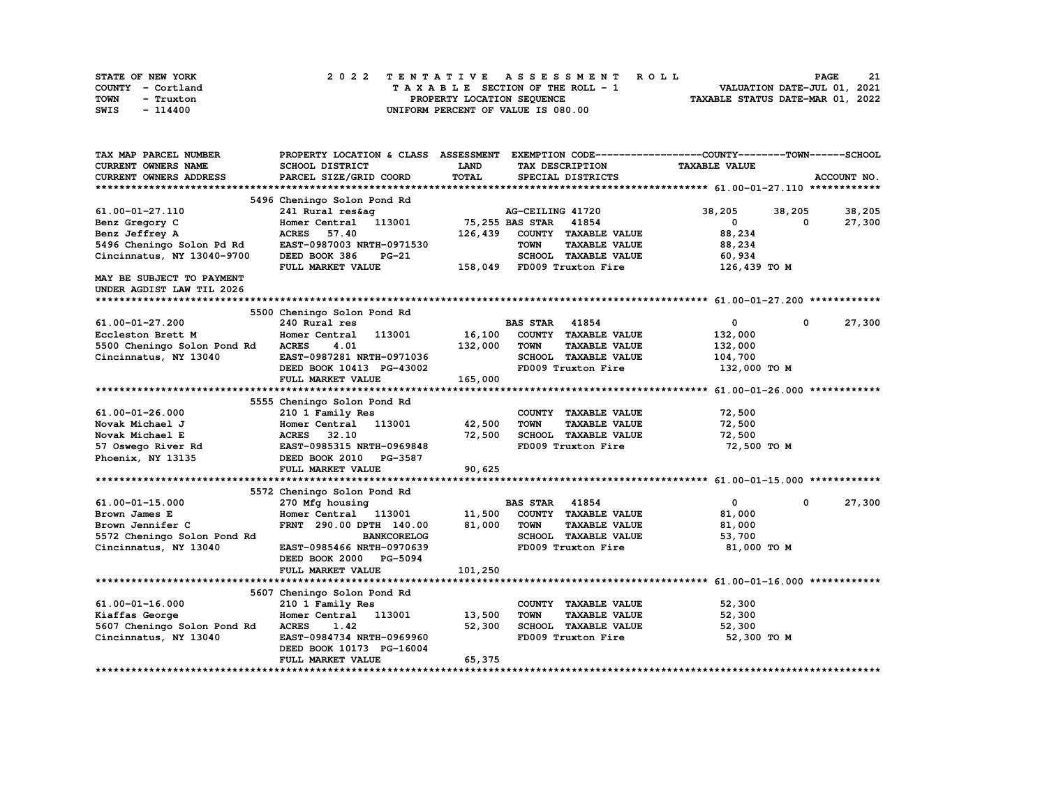STATE OF NEW YORK 2022 TENTATIVE ASSESSMENT ROLL
COUNTY - Cortland TAXABLE SECTION OF THE ROLL - 1 VALUATION DATE-JUL 01, 2021
TOWN - Truxton PROPERTY LOCATION SEQUENCE TAXABLE STATUS DATE-MAR 01, 2022
SWIS - 114400 UNIFORM PERCENT OF VALUE IS 080.00

| TAX MAP PARCEL NUMBER / CURRENT OWNERS NAME / CURRENT OWNERS ADDRESS | PROPERTY LOCATION & CLASS / SCHOOL DISTRICT / PARCEL SIZE/GRID COORD | ASSESSMENT LAND / TOTAL | EXEMPTION CODE / TAX DESCRIPTION / SPECIAL DISTRICTS | COUNTY TAXABLE VALUE | TOWN | SCHOOL / ACCOUNT NO. |
|---|---|---|---|---|---|---|
| **61.00-01-27.110** | 5496 Cheningo Solon Pond Rd | | | | | |
| 61.00-01-27.110 | 241 Rural res&ag | | AG-CEILING 41720 | 38,205 | 38,205 | 38,205 |
| Benz Gregory C | Homer Central 113001 | 75,255 | BAS STAR 41854 | 0 | 0 | 27,300 |
| Benz Jeffrey A | ACRES 57.40 | 126,439 | COUNTY TAXABLE VALUE | 88,234 | | |
| 5496 Cheningo Solon Pd Rd | EAST-0987003 NRTH-0971530 | | TOWN TAXABLE VALUE | 88,234 | | |
| Cincinnatus, NY 13040-9700 | DEED BOOK 386 PG-21 | | SCHOOL TAXABLE VALUE | 60,934 | | |
| | FULL MARKET VALUE | 158,049 | FD009 Truxton Fire | 126,439 TO M | | |
| MAY BE SUBJECT TO PAYMENT | | | | | | |
| UNDER AGDIST LAW TIL 2026 | | | | | | |
| **61.00-01-27.200** | 5500 Cheningo Solon Pond Rd | | | | | |
| 61.00-01-27.200 | 240 Rural res | | BAS STAR 41854 | 0 | 0 | 27,300 |
| Eccleston Brett M | Homer Central 113001 | 16,100 | COUNTY TAXABLE VALUE | 132,000 | | |
| 5500 Cheningo Solon Pond Rd | ACRES 4.01 | 132,000 | TOWN TAXABLE VALUE | 132,000 | | |
| Cincinnatus, NY 13040 | EAST-0987281 NRTH-0971036 | | SCHOOL TAXABLE VALUE | 104,700 | | |
| | DEED BOOK 10413 PG-43002 | | FD009 Truxton Fire | 132,000 TO M | | |
| | FULL MARKET VALUE | 165,000 | | | | |
| **61.00-01-26.000** | 5555 Cheningo Solon Pond Rd | | | | | |
| 61.00-01-26.000 | 210 1 Family Res | | COUNTY TAXABLE VALUE | 72,500 | | |
| Novak Michael J | Homer Central 113001 | 42,500 | TOWN TAXABLE VALUE | 72,500 | | |
| Novak Michael E | ACRES 32.10 | 72,500 | SCHOOL TAXABLE VALUE | 72,500 | | |
| 57 Oswego River Rd | EAST-0985315 NRTH-0969848 | | FD009 Truxton Fire | 72,500 TO M | | |
| Phoenix, NY 13135 | DEED BOOK 2010 PG-3587 | | | | | |
| | FULL MARKET VALUE | 90,625 | | | | |
| **61.00-01-15.000** | 5572 Cheningo Solon Pond Rd | | | | | |
| 61.00-01-15.000 | 270 Mfg housing | | BAS STAR 41854 | 0 | 0 | 27,300 |
| Brown James E | Homer Central 113001 | 11,500 | COUNTY TAXABLE VALUE | 81,000 | | |
| Brown Jennifer C | FRNT 290.00 DPTH 140.00 | 81,000 | TOWN TAXABLE VALUE | 81,000 | | |
| 5572 Cheningo Solon Pond Rd | BANKCORELOG | | SCHOOL TAXABLE VALUE | 53,700 | | |
| Cincinnatus, NY 13040 | EAST-0985466 NRTH-0970639 | | FD009 Truxton Fire | 81,000 TO M | | |
| | DEED BOOK 2000 PG-5094 | | | | | |
| | FULL MARKET VALUE | 101,250 | | | | |
| **61.00-01-16.000** | 5607 Cheningo Solon Pond Rd | | | | | |
| 61.00-01-16.000 | 210 1 Family Res | | COUNTY TAXABLE VALUE | 52,300 | | |
| Kiaffas George | Homer Central 113001 | 13,500 | TOWN TAXABLE VALUE | 52,300 | | |
| 5607 Cheningo Solon Pond Rd | ACRES 1.42 | 52,300 | SCHOOL TAXABLE VALUE | 52,300 | | |
| Cincinnatus, NY 13040 | EAST-0984734 NRTH-0969960 | | FD009 Truxton Fire | 52,300 TO M | | |
| | DEED BOOK 10173 PG-16004 | | | | | |
| | FULL MARKET VALUE | 65,375 | | | | |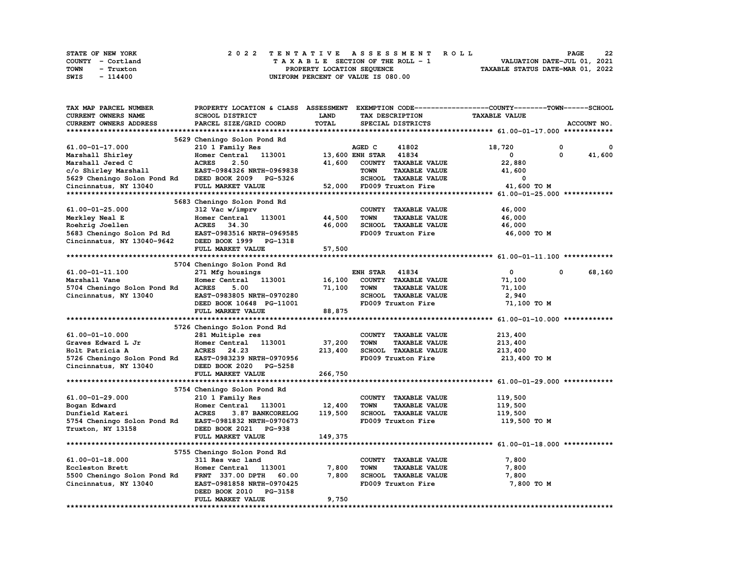STATE OF NEW YORK
COUNTY - Cortland
TOWN - Truxton
SWIS - 114400

2 0 2 2 T E N T A T I V E A S S E S S M E N T R O L L
T A X A B L E SECTION OF THE ROLL - 1
PROPERTY LOCATION SEQUENCE
UNIFORM PERCENT OF VALUE IS 080.00

VALUATION DATE-JUL 01, 2021
TAXABLE STATUS DATE-MAR 01, 2022

| TAX MAP PARCEL NUMBER / CURRENT OWNERS NAME / CURRENT OWNERS ADDRESS | PROPERTY LOCATION & CLASS / SCHOOL DISTRICT / PARCEL SIZE/GRID COORD | ASSESSMENT LAND / TOTAL | EXEMPTION CODE / TAX DESCRIPTION / SPECIAL DISTRICTS | COUNTY TAXABLE VALUE | TOWN | SCHOOL / ACCOUNT NO. |
|---|---|---|---|---|---|---|
| ******** 61.00-01-17.000 ******** | 5629 Cheningo Solon Pond Rd | | | | | |
| 61.00-01-17.000 | 210 1 Family Res | | AGED C 41802 | 18,720 | 0 | 0 |
| Marshall Shirley | Homer Central 113001 | 13,600 | ENH STAR 41834 | 0 | 0 | 41,600 |
| Marshall Jered C | ACRES 2.50 | 41,600 | COUNTY TAXABLE VALUE | 22,880 | | |
| c/o Shirley Marshall | EAST-0984326 NRTH-0969838 | | TOWN TAXABLE VALUE | 41,600 | | |
| 5629 Cheningo Solon Pond Rd | DEED BOOK 2009 PG-5326 | | SCHOOL TAXABLE VALUE | 0 | | |
| Cincinnatus, NY 13040 | FULL MARKET VALUE | 52,000 | FD009 Truxton Fire | 41,600 TO M | | |
| ******** 61.00-01-25.000 ******** | 5683 Cheningo Solon Pond Rd | | | | | |
| 61.00-01-25.000 | 312 Vac w/imprv | | COUNTY TAXABLE VALUE | 46,000 | | |
| Merkley Neal E | Homer Central 113001 | 44,500 | TOWN TAXABLE VALUE | 46,000 | | |
| Roehrig Joellen | ACRES 34.30 | 46,000 | SCHOOL TAXABLE VALUE | 46,000 | | |
| 5683 Cheningo Solon Pd Rd | EAST-0983516 NRTH-0969585 | | FD009 Truxton Fire | 46,000 TO M | | |
| Cincinnatus, NY 13040-9642 | DEED BOOK 1999 PG-1318 | | | | | |
| | FULL MARKET VALUE | 57,500 | | | | |
| ******** 61.00-01-11.100 ******** | 5704 Cheningo Solon Pond Rd | | | | | |
| 61.00-01-11.100 | 271 Mfg housings | | ENH STAR 41834 | 0 | 0 | 68,160 |
| Marshall Vane | Homer Central 113001 | 16,100 | COUNTY TAXABLE VALUE | 71,100 | | |
| 5704 Cheningo Solon Pond Rd | ACRES 5.00 | 71,100 | TOWN TAXABLE VALUE | 71,100 | | |
| Cincinnatus, NY 13040 | EAST-0983805 NRTH-0970280 | | SCHOOL TAXABLE VALUE | 2,940 | | |
| | DEED BOOK 10648 PG-11001 | | FD009 Truxton Fire | 71,100 TO M | | |
| | FULL MARKET VALUE | 88,875 | | | | |
| ******** 61.00-01-10.000 ******** | 5726 Cheningo Solon Pond Rd | | | | | |
| 61.00-01-10.000 | 281 Multiple res | | COUNTY TAXABLE VALUE | 213,400 | | |
| Graves Edward L Jr | Homer Central 113001 | 37,200 | TOWN TAXABLE VALUE | 213,400 | | |
| Holt Patricia A | ACRES 24.23 | 213,400 | SCHOOL TAXABLE VALUE | 213,400 | | |
| 5726 Cheningo Solon Pond Rd | EAST-0983239 NRTH-0970956 | | FD009 Truxton Fire | 213,400 TO M | | |
| Cincinnatus, NY 13040 | DEED BOOK 2020 PG-5258 | | | | | |
| | FULL MARKET VALUE | 266,750 | | | | |
| ******** 61.00-01-29.000 ******** | 5754 Cheningo Solon Pond Rd | | | | | |
| 61.00-01-29.000 | 210 1 Family Res | | COUNTY TAXABLE VALUE | 119,500 | | |
| Bogan Edward | Homer Central 113001 | 12,400 | TOWN TAXABLE VALUE | 119,500 | | |
| Dunfield Kateri | ACRES 3.87 BANKCORELOG | 119,500 | SCHOOL TAXABLE VALUE | 119,500 | | |
| 5754 Cheningo Solon Pond Rd | EAST-0981832 NRTH-0970673 | | FD009 Truxton Fire | 119,500 TO M | | |
| Truxton, NY 13158 | DEED BOOK 2021 PG-938 | | | | | |
| | FULL MARKET VALUE | 149,375 | | | | |
| ******** 61.00-01-18.000 ******** | 5755 Cheningo Solon Pond Rd | | | | | |
| 61.00-01-18.000 | 311 Res vac land | | COUNTY TAXABLE VALUE | 7,800 | | |
| Eccleston Brett | Homer Central 113001 | 7,800 | TOWN TAXABLE VALUE | 7,800 | | |
| 5500 Cheningo Solon Pond Rd | FRNT 337.00 DPTH 60.00 | 7,800 | SCHOOL TAXABLE VALUE | 7,800 | | |
| Cincinnatus, NY 13040 | EAST-0981858 NRTH-0970425 | | FD009 Truxton Fire | 7,800 TO M | | |
| | DEED BOOK 2010 PG-3158 | | | | | |
| | FULL MARKET VALUE | 9,750 | | | | |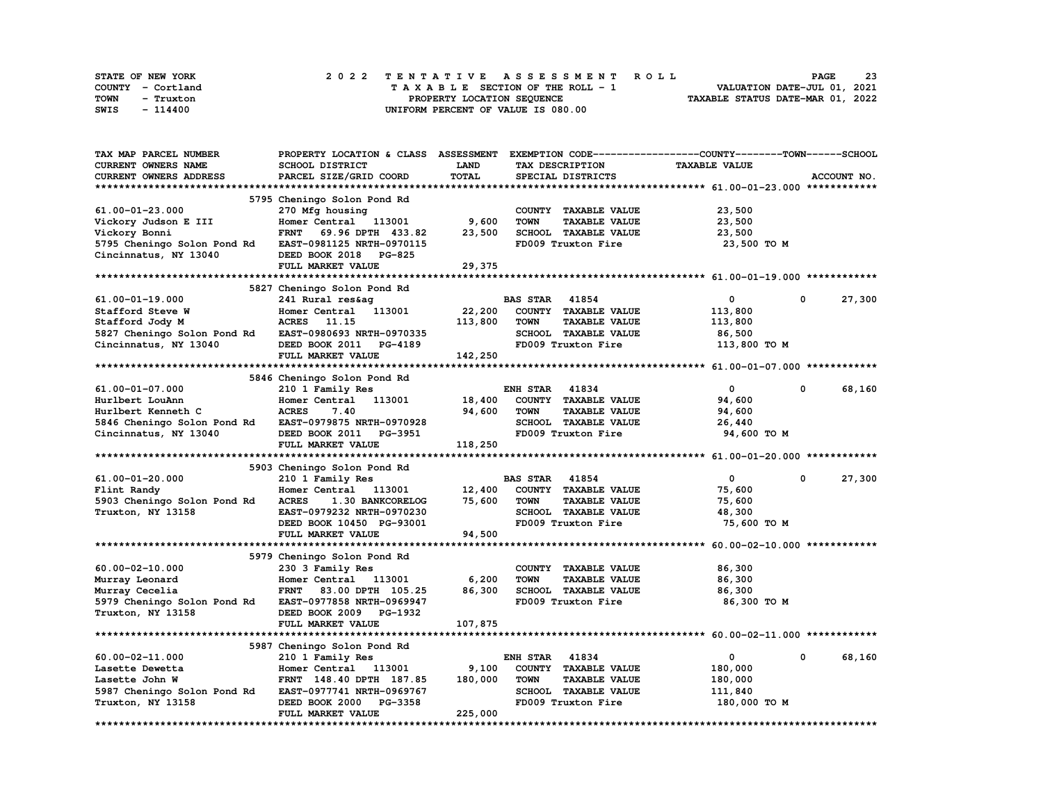STATE OF NEW YORK — 2022 TENTATIVE ASSESSMENT ROLL
COUNTY - Cortland — TAXABLE SECTION OF THE ROLL - 1 — VALUATION DATE-JUL 01, 2021
TOWN - Truxton — PROPERTY LOCATION SEQUENCE — TAXABLE STATUS DATE-MAR 01, 2022
SWIS - 114400 — UNIFORM PERCENT OF VALUE IS 080.00

| TAX MAP PARCEL NUMBER / CURRENT OWNERS NAME / CURRENT OWNERS ADDRESS | PROPERTY LOCATION & CLASS / SCHOOL DISTRICT / PARCEL SIZE/GRID COORD | ASSESSMENT LAND / TOTAL | EXEMPTION CODE / TAX DESCRIPTION / SPECIAL DISTRICTS | COUNTY TAXABLE VALUE | TOWN | SCHOOL |
|---|---|---|---|---|---|---|
| **61.00-01-23.000** | 5795 Cheningo Solon Pond Rd | | | | | |
| 61.00-01-23.000 | 270 Mfg housing | | COUNTY TAXABLE VALUE | 23,500 | | |
| Vickory Judson E III | Homer Central 113001 | 9,600 | TOWN TAXABLE VALUE | 23,500 | | |
| Vickory Bonni | FRNT 69.96 DPTH 433.82 | 23,500 | SCHOOL TAXABLE VALUE | 23,500 | | |
| 5795 Cheningo Solon Pond Rd | EAST-0981125 NRTH-0970115 | | FD009 Truxton Fire | 23,500 TO M | | |
| Cincinnatus, NY 13040 | DEED BOOK 2018 PG-825 | | | | | |
| | FULL MARKET VALUE | 29,375 | | | | |
| **61.00-01-19.000** | 5827 Cheningo Solon Pond Rd | | | | | |
| 61.00-01-19.000 | 241 Rural res&ag | | BAS STAR 41854 | 0 | 0 | 27,300 |
| Stafford Steve W | Homer Central 113001 | 22,200 | COUNTY TAXABLE VALUE | 113,800 | | |
| Stafford Jody M | ACRES 11.15 | 113,800 | TOWN TAXABLE VALUE | 113,800 | | |
| 5827 Cheningo Solon Pond Rd | EAST-0980693 NRTH-0970335 | | SCHOOL TAXABLE VALUE | 86,500 | | |
| Cincinnatus, NY 13040 | DEED BOOK 2011 PG-4189 | | FD009 Truxton Fire | 113,800 TO M | | |
| | FULL MARKET VALUE | 142,250 | | | | |
| **61.00-01-07.000** | 5846 Cheningo Solon Pond Rd | | | | | |
| 61.00-01-07.000 | 210 1 Family Res | | ENH STAR 41834 | 0 | 0 | 68,160 |
| Hurlbert LouAnn | Homer Central 113001 | 18,400 | COUNTY TAXABLE VALUE | 94,600 | | |
| Hurlbert Kenneth C | ACRES 7.40 | 94,600 | TOWN TAXABLE VALUE | 94,600 | | |
| 5846 Cheningo Solon Pond Rd | EAST-0979875 NRTH-0970928 | | SCHOOL TAXABLE VALUE | 26,440 | | |
| Cincinnatus, NY 13040 | DEED BOOK 2011 PG-3951 | | FD009 Truxton Fire | 94,600 TO M | | |
| | FULL MARKET VALUE | 118,250 | | | | |
| **61.00-01-20.000** | 5903 Cheningo Solon Pond Rd | | | | | |
| 61.00-01-20.000 | 210 1 Family Res | | BAS STAR 41854 | 0 | 0 | 27,300 |
| Flint Randy | Homer Central 113001 | 12,400 | COUNTY TAXABLE VALUE | 75,600 | | |
| 5903 Cheningo Solon Pond Rd | ACRES 1.30 BANKCORELOG | 75,600 | TOWN TAXABLE VALUE | 75,600 | | |
| Truxton, NY 13158 | EAST-0979232 NRTH-0970230 | | SCHOOL TAXABLE VALUE | 48,300 | | |
| | DEED BOOK 10450 PG-93001 | | FD009 Truxton Fire | 75,600 TO M | | |
| | FULL MARKET VALUE | 94,500 | | | | |
| **60.00-02-10.000** | 5979 Cheningo Solon Pond Rd | | | | | |
| 60.00-02-10.000 | 230 3 Family Res | | COUNTY TAXABLE VALUE | 86,300 | | |
| Murray Leonard | Homer Central 113001 | 6,200 | TOWN TAXABLE VALUE | 86,300 | | |
| Murray Cecelia | FRNT 83.00 DPTH 105.25 | 86,300 | SCHOOL TAXABLE VALUE | 86,300 | | |
| 5979 Cheningo Solon Pond Rd | EAST-0977858 NRTH-0969947 | | FD009 Truxton Fire | 86,300 TO M | | |
| Truxton, NY 13158 | DEED BOOK 2009 PG-1932 | | | | | |
| | FULL MARKET VALUE | 107,875 | | | | |
| **60.00-02-11.000** | 5987 Cheningo Solon Pond Rd | | | | | |
| 60.00-02-11.000 | 210 1 Family Res | | ENH STAR 41834 | 0 | 0 | 68,160 |
| Lasette Dewetta | Homer Central 113001 | 9,100 | COUNTY TAXABLE VALUE | 180,000 | | |
| Lasette John W | FRNT 148.40 DPTH 187.85 | 180,000 | TOWN TAXABLE VALUE | 180,000 | | |
| 5987 Cheningo Solon Pond Rd | EAST-0977741 NRTH-0969767 | | SCHOOL TAXABLE VALUE | 111,840 | | |
| Truxton, NY 13158 | DEED BOOK 2000 PG-3358 | | FD009 Truxton Fire | 180,000 TO M | | |
| | FULL MARKET VALUE | 225,000 | | | | |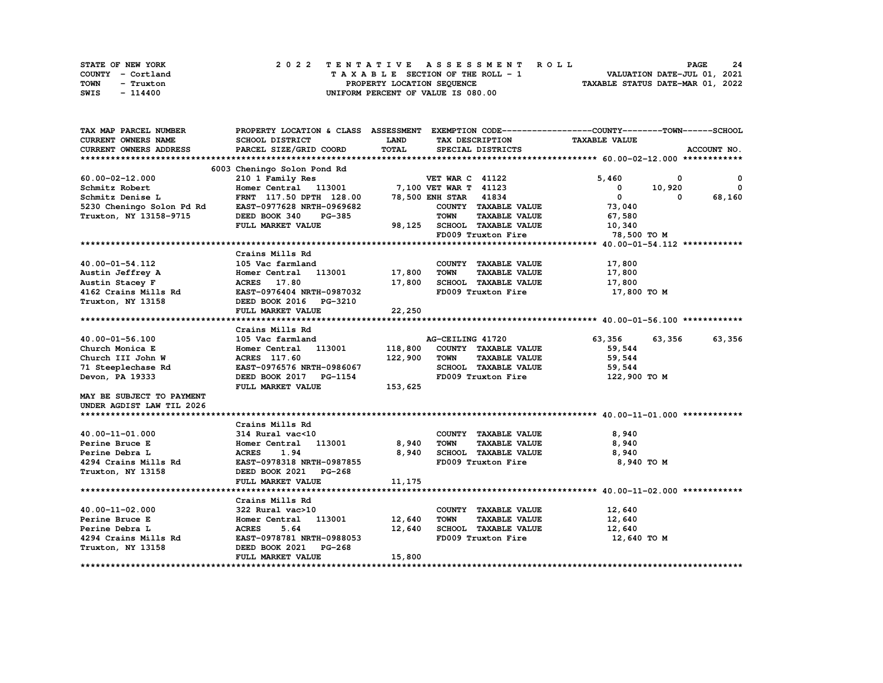STATE OF NEW YORK
COUNTY - Cortland
TOWN - Truxton
SWIS - 114400

## 2022 TENTATIVE ASSESSMENT ROLL
TAXABLE SECTION OF THE ROLL - 1
PROPERTY LOCATION SEQUENCE
UNIFORM PERCENT OF VALUE IS 080.00

VALUATION DATE-JUL 01, 2021
TAXABLE STATUS DATE-MAR 01, 2022

| TAX MAP PARCEL NUMBER / CURRENT OWNERS NAME / CURRENT OWNERS ADDRESS | PROPERTY LOCATION & CLASS / SCHOOL DISTRICT / PARCEL SIZE/GRID COORD | ASSESSMENT LAND / TOTAL | EXEMPTION CODE / TAX DESCRIPTION / SPECIAL DISTRICTS | COUNTY TAXABLE VALUE | TOWN | SCHOOL / ACCOUNT NO. |
|---|---|---|---|---|---|---|
| **60.00-02-12.000** | 6003 Cheningo Solon Pond Rd | | | | | |
| 60.00-02-12.000 | 210 1 Family Res | | VET WAR C 41122 | 5,460 | 0 | 0 |
| Schmitz Robert | Homer Central 113001 | 7,100 | VET WAR T 41123 | 0 | 10,920 | 0 |
| Schmitz Denise L | FRNT 117.50 DPTH 128.00 | 78,500 | ENH STAR 41834 | 0 | 0 | 68,160 |
| 5230 Cheningo Solon Pd Rd | EAST-0977628 NRTH-0969682 | | COUNTY TAXABLE VALUE | 73,040 | | |
| Truxton, NY 13158-9715 | DEED BOOK 340 PG-385 | | TOWN TAXABLE VALUE | 67,580 | | |
| | FULL MARKET VALUE | 98,125 | SCHOOL TAXABLE VALUE | 10,340 | | |
| | | | FD009 Truxton Fire | 78,500 TO M | | |
| **40.00-01-54.112** | Crains Mills Rd | | | | | |
| 40.00-01-54.112 | 105 Vac farmland | | COUNTY TAXABLE VALUE | 17,800 | | |
| Austin Jeffrey A | Homer Central 113001 | 17,800 | TOWN TAXABLE VALUE | 17,800 | | |
| Austin Stacey F | ACRES 17.80 | 17,800 | SCHOOL TAXABLE VALUE | 17,800 | | |
| 4162 Crains Mills Rd | EAST-0976404 NRTH-0987032 | | FD009 Truxton Fire | 17,800 TO M | | |
| Truxton, NY 13158 | DEED BOOK 2016 PG-3210 | | | | | |
| | FULL MARKET VALUE | 22,250 | | | | |
| **40.00-01-56.100** | Crains Mills Rd | | | | | |
| 40.00-01-56.100 | 105 Vac farmland | | AG-CEILING 41720 | 63,356 | 63,356 | 63,356 |
| Church Monica E | Homer Central 113001 | 118,800 | COUNTY TAXABLE VALUE | 59,544 | | |
| Church III John W | ACRES 117.60 | 122,900 | TOWN TAXABLE VALUE | 59,544 | | |
| 71 Steeplechase Rd | EAST-0976576 NRTH-0986067 | | SCHOOL TAXABLE VALUE | 59,544 | | |
| Devon, PA 19333 | DEED BOOK 2017 PG-1154 | | FD009 Truxton Fire | 122,900 TO M | | |
| | FULL MARKET VALUE | 153,625 | | | | |
| MAY BE SUBJECT TO PAYMENT UNDER AGDIST LAW TIL 2026 | | | | | | |
| **40.00-11-01.000** | Crains Mills Rd | | | | | |
| 40.00-11-01.000 | 314 Rural vac<10 | | COUNTY TAXABLE VALUE | 8,940 | | |
| Perine Bruce E | Homer Central 113001 | 8,940 | TOWN TAXABLE VALUE | 8,940 | | |
| Perine Debra L | ACRES 1.94 | 8,940 | SCHOOL TAXABLE VALUE | 8,940 | | |
| 4294 Crains Mills Rd | EAST-0978318 NRTH-0987855 | | FD009 Truxton Fire | 8,940 TO M | | |
| Truxton, NY 13158 | DEED BOOK 2021 PG-268 | | | | | |
| | FULL MARKET VALUE | 11,175 | | | | |
| **40.00-11-02.000** | Crains Mills Rd | | | | | |
| 40.00-11-02.000 | 322 Rural vac>10 | | COUNTY TAXABLE VALUE | 12,640 | | |
| Perine Bruce E | Homer Central 113001 | 12,640 | TOWN TAXABLE VALUE | 12,640 | | |
| Perine Debra L | ACRES 5.64 | 12,640 | SCHOOL TAXABLE VALUE | 12,640 | | |
| 4294 Crains Mills Rd | EAST-0978781 NRTH-0988053 | | FD009 Truxton Fire | 12,640 TO M | | |
| Truxton, NY 13158 | DEED BOOK 2021 PG-268 | | | | | |
| | FULL MARKET VALUE | 15,800 | | | | |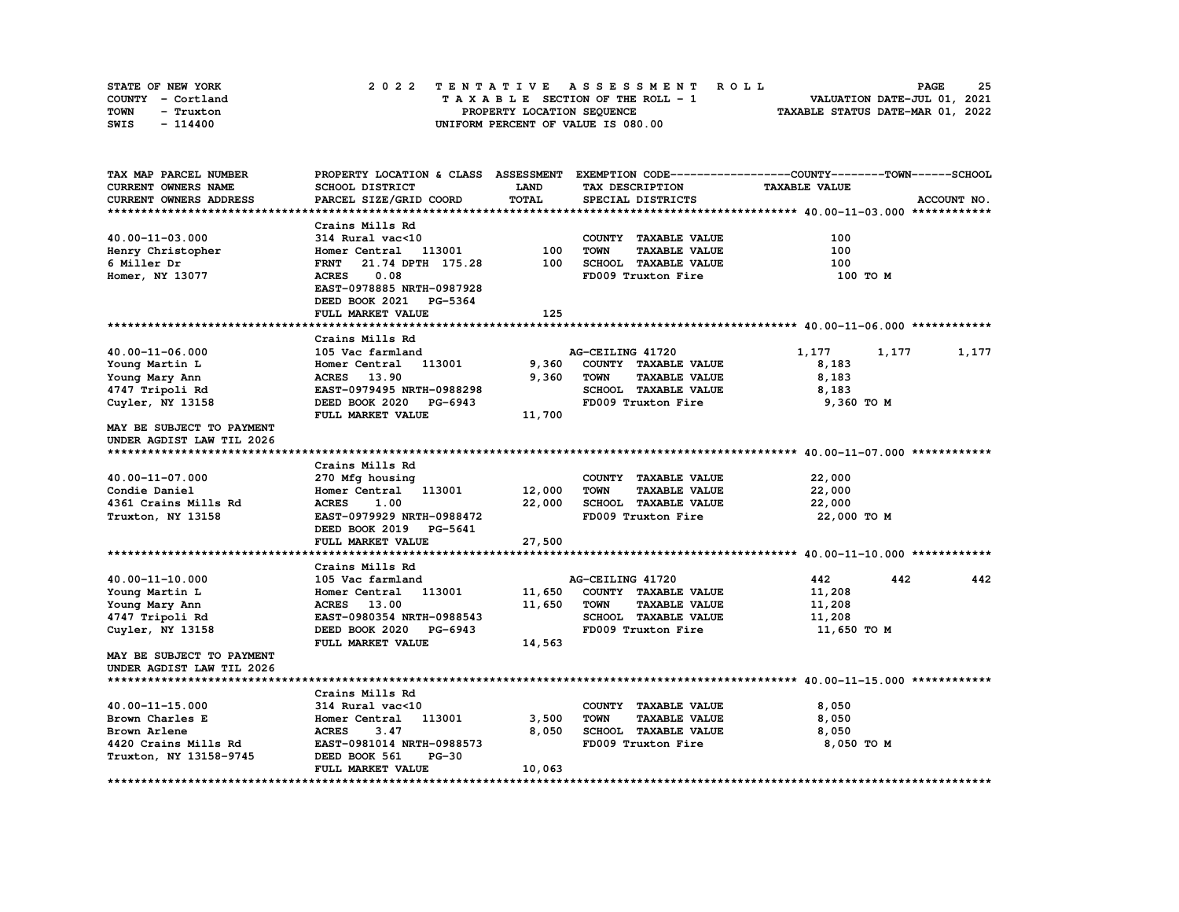STATE OF NEW YORK | 2022 TENTATIVE ASSESSMENT ROLL | VALUATION DATE-JUL 01, 2021
COUNTY - Cortland | TAXABLE SECTION OF THE ROLL - 1 | TAXABLE STATUS DATE-MAR 01, 2022
TOWN - Truxton | PROPERTY LOCATION SEQUENCE
SWIS - 114400 | UNIFORM PERCENT OF VALUE IS 080.00

| TAX MAP PARCEL NUMBER / CURRENT OWNERS NAME / CURRENT OWNERS ADDRESS | PROPERTY LOCATION & CLASS / SCHOOL DISTRICT / PARCEL SIZE/GRID COORD | ASSESSMENT LAND / TOTAL | EXEMPTION CODE / TAX DESCRIPTION / SPECIAL DISTRICTS | COUNTY TAXABLE VALUE | TOWN | SCHOOL |
|---|---|---|---|---|---|---|
| **40.00-11-03.000** | Crains Mills Rd | | | | | |
| 40.00-11-03.000 | 314 Rural vac<10 | | COUNTY TAXABLE VALUE | 100 | | |
| Henry Christopher | Homer Central 113001 | 100 | TOWN TAXABLE VALUE | 100 | | |
| 6 Miller Dr | FRNT 21.74 DPTH 175.28 | 100 | SCHOOL TAXABLE VALUE | 100 | | |
| Homer, NY 13077 | ACRES 0.08 | | FD009 Truxton Fire | 100 TO M | | |
| | EAST-0978885 NRTH-0987928 | | | | | |
| | DEED BOOK 2021 PG-5364 | | | | | |
| | FULL MARKET VALUE | 125 | | | | |
| **40.00-11-06.000** | Crains Mills Rd | | | | | |
| 40.00-11-06.000 | 105 Vac farmland | | AG-CEILING 41720 | 1,177 | 1,177 | 1,177 |
| Young Martin L | Homer Central 113001 | 9,360 | COUNTY TAXABLE VALUE | 8,183 | | |
| Young Mary Ann | ACRES 13.90 | 9,360 | TOWN TAXABLE VALUE | 8,183 | | |
| 4747 Tripoli Rd | EAST-0979495 NRTH-0988298 | | SCHOOL TAXABLE VALUE | 8,183 | | |
| Cuyler, NY 13158 | DEED BOOK 2020 PG-6943 | | FD009 Truxton Fire | 9,360 TO M | | |
| | FULL MARKET VALUE | 11,700 | | | | |
| MAY BE SUBJECT TO PAYMENT UNDER AGDIST LAW TIL 2026 | | | | | | |
| **40.00-11-07.000** | Crains Mills Rd | | | | | |
| 40.00-11-07.000 | 270 Mfg housing | | COUNTY TAXABLE VALUE | 22,000 | | |
| Condie Daniel | Homer Central 113001 | 12,000 | TOWN TAXABLE VALUE | 22,000 | | |
| 4361 Crains Mills Rd | ACRES 1.00 | 22,000 | SCHOOL TAXABLE VALUE | 22,000 | | |
| Truxton, NY 13158 | EAST-0979929 NRTH-0988472 | | FD009 Truxton Fire | 22,000 TO M | | |
| | DEED BOOK 2019 PG-5641 | | | | | |
| | FULL MARKET VALUE | 27,500 | | | | |
| **40.00-11-10.000** | Crains Mills Rd | | | | | |
| 40.00-11-10.000 | 105 Vac farmland | | AG-CEILING 41720 | 442 | 442 | 442 |
| Young Martin L | Homer Central 113001 | 11,650 | COUNTY TAXABLE VALUE | 11,208 | | |
| Young Mary Ann | ACRES 13.00 | 11,650 | TOWN TAXABLE VALUE | 11,208 | | |
| 4747 Tripoli Rd | EAST-0980354 NRTH-0988543 | | SCHOOL TAXABLE VALUE | 11,208 | | |
| Cuyler, NY 13158 | DEED BOOK 2020 PG-6943 | | FD009 Truxton Fire | 11,650 TO M | | |
| | FULL MARKET VALUE | 14,563 | | | | |
| MAY BE SUBJECT TO PAYMENT UNDER AGDIST LAW TIL 2026 | | | | | | |
| **40.00-11-15.000** | Crains Mills Rd | | | | | |
| 40.00-11-15.000 | 314 Rural vac<10 | | COUNTY TAXABLE VALUE | 8,050 | | |
| Brown Charles E | Homer Central 113001 | 3,500 | TOWN TAXABLE VALUE | 8,050 | | |
| Brown Arlene | ACRES 3.47 | 8,050 | SCHOOL TAXABLE VALUE | 8,050 | | |
| 4420 Crains Mills Rd | EAST-0981014 NRTH-0988573 | | FD009 Truxton Fire | 8,050 TO M | | |
| Truxton, NY 13158-9745 | DEED BOOK 561 PG-30 | | | | | |
| | FULL MARKET VALUE | 10,063 | | | | |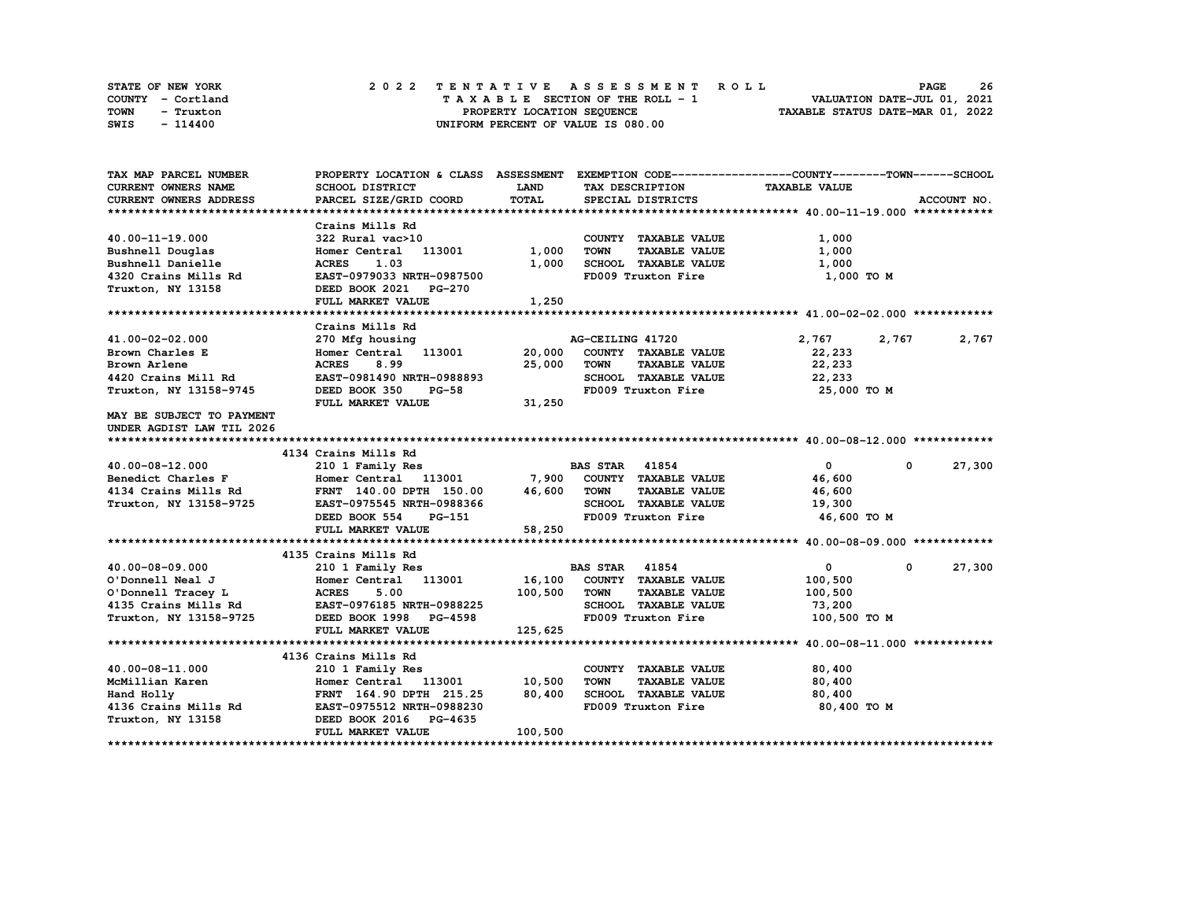STATE OF NEW YORK
COUNTY - Cortland
TOWN - Truxton
SWIS - 114400

2022 TENTATIVE ASSESSMENT ROLL
TAXABLE SECTION OF THE ROLL - 1
PROPERTY LOCATION SEQUENCE
UNIFORM PERCENT OF VALUE IS 080.00

VALUATION DATE-JUL 01, 2021
TAXABLE STATUS DATE-MAR 01, 2022

| TAX MAP PARCEL NUMBER / CURRENT OWNERS NAME / CURRENT OWNERS ADDRESS | PROPERTY LOCATION & CLASS / SCHOOL DISTRICT / PARCEL SIZE/GRID COORD | ASSESSMENT LAND | TOTAL | EXEMPTION CODE / TAX DESCRIPTION / SPECIAL DISTRICTS | COUNTY TAXABLE VALUE | TOWN | SCHOOL | ACCOUNT NO. |
|---|---|---|---|---|---|---|---|---|
| **40.00-11-19.000** | Crains Mills Rd | | | | | | | |
| 40.00-11-19.000 | 322 Rural vac>10 | | | COUNTY TAXABLE VALUE | 1,000 | | | |
| Bushnell Douglas | Homer Central 113001 | 1,000 | | TOWN TAXABLE VALUE | 1,000 | | | |
| Bushnell Danielle | ACRES 1.03 | | 1,000 | SCHOOL TAXABLE VALUE | 1,000 | | | |
| 4320 Crains Mills Rd | EAST-0979033 NRTH-0987500 | | | FD009 Truxton Fire | 1,000 TO M | | | |
| Truxton, NY 13158 | DEED BOOK 2021 PG-270 | | | | | | | |
| | FULL MARKET VALUE | | 1,250 | | | | | |
| **41.00-02-02.000** | Crains Mills Rd | | | | | | | |
| 41.00-02-02.000 | 270 Mfg housing | | | AG-CEILING 41720 | 2,767 | 2,767 | 2,767 | |
| Brown Charles E | Homer Central 113001 | 20,000 | | COUNTY TAXABLE VALUE | 22,233 | | | |
| Brown Arlene | ACRES 8.99 | | 25,000 | TOWN TAXABLE VALUE | 22,233 | | | |
| 4420 Crains Mill Rd | EAST-0981490 NRTH-0988893 | | | SCHOOL TAXABLE VALUE | 22,233 | | | |
| Truxton, NY 13158-9745 | DEED BOOK 350 PG-58 | | | FD009 Truxton Fire | 25,000 TO M | | | |
| | FULL MARKET VALUE | | 31,250 | | | | | |
| MAY BE SUBJECT TO PAYMENT UNDER AGDIST LAW TIL 2026 | | | | | | | | |
| **40.00-08-12.000** | 4134 Crains Mills Rd | | | | | | | |
| 40.00-08-12.000 | 210 1 Family Res | | | BAS STAR 41854 | 0 | 0 | 27,300 | |
| Benedict Charles F | Homer Central 113001 | 7,900 | | COUNTY TAXABLE VALUE | 46,600 | | | |
| 4134 Crains Mills Rd | FRNT 140.00 DPTH 150.00 | | 46,600 | TOWN TAXABLE VALUE | 46,600 | | | |
| Truxton, NY 13158-9725 | EAST-0975545 NRTH-0988366 | | | SCHOOL TAXABLE VALUE | 19,300 | | | |
| | DEED BOOK 554 PG-151 | | | FD009 Truxton Fire | 46,600 TO M | | | |
| | FULL MARKET VALUE | | 58,250 | | | | | |
| **40.00-08-09.000** | 4135 Crains Mills Rd | | | | | | | |
| 40.00-08-09.000 | 210 1 Family Res | | | BAS STAR 41854 | 0 | 0 | 27,300 | |
| O'Donnell Neal J | Homer Central 113001 | 16,100 | | COUNTY TAXABLE VALUE | 100,500 | | | |
| O'Donnell Tracey L | ACRES 5.00 | | 100,500 | TOWN TAXABLE VALUE | 100,500 | | | |
| 4135 Crains Mills Rd | EAST-0976185 NRTH-0988225 | | | SCHOOL TAXABLE VALUE | 73,200 | | | |
| Truxton, NY 13158-9725 | DEED BOOK 1998 PG-4598 | | | FD009 Truxton Fire | 100,500 TO M | | | |
| | FULL MARKET VALUE | | 125,625 | | | | | |
| **40.00-08-11.000** | 4136 Crains Mills Rd | | | | | | | |
| 40.00-08-11.000 | 210 1 Family Res | | | COUNTY TAXABLE VALUE | 80,400 | | | |
| McMillian Karen | Homer Central 113001 | 10,500 | | TOWN TAXABLE VALUE | 80,400 | | | |
| Hand Holly | FRNT 164.90 DPTH 215.25 | | 80,400 | SCHOOL TAXABLE VALUE | 80,400 | | | |
| 4136 Crains Mills Rd | EAST-0975512 NRTH-0988230 | | | FD009 Truxton Fire | 80,400 TO M | | | |
| Truxton, NY 13158 | DEED BOOK 2016 PG-4635 | | | | | | | |
| | FULL MARKET VALUE | | 100,500 | | | | | |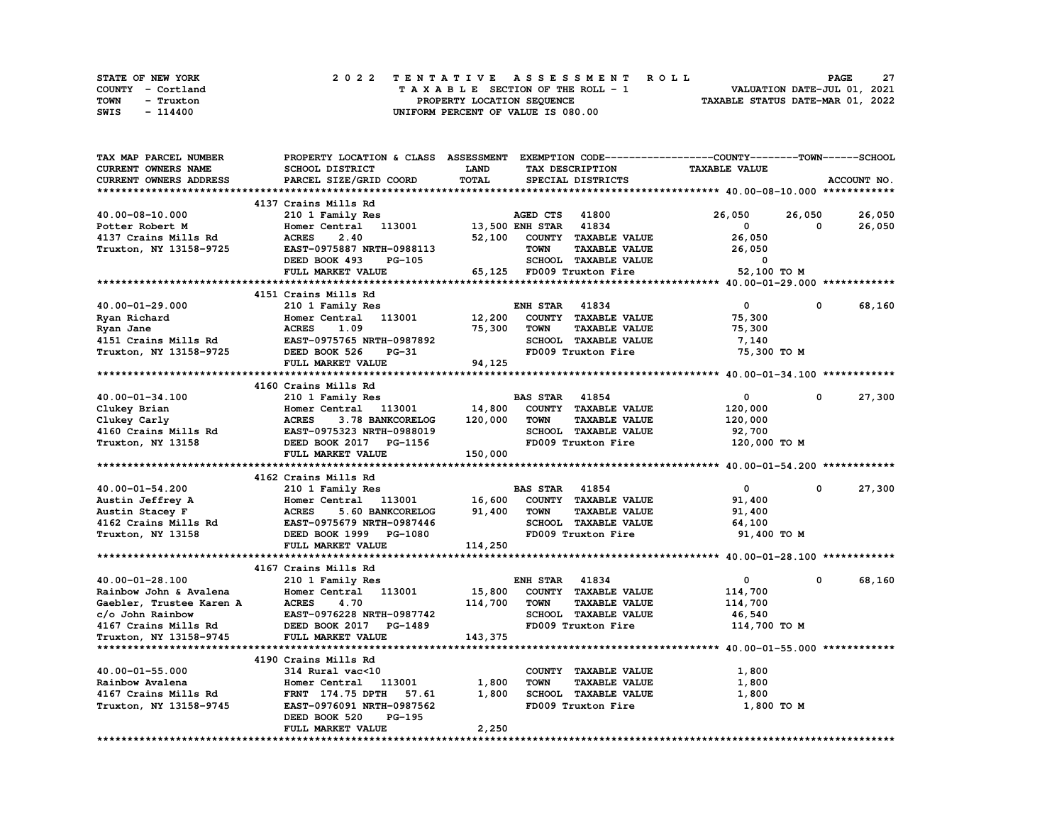STATE OF NEW YORK — COUNTY - Cortland — TOWN - Truxton — SWIS - 114400

**2022 TENTATIVE ASSESSMENT ROLL**
TAXABLE SECTION OF THE ROLL - 1
PROPERTY LOCATION SEQUENCE
UNIFORM PERCENT OF VALUE IS 080.00

VALUATION DATE-JUL 01, 2021
TAXABLE STATUS DATE-MAR 01, 2022

| TAX MAP PARCEL NUMBER / CURRENT OWNERS NAME / CURRENT OWNERS ADDRESS | PROPERTY LOCATION & CLASS / SCHOOL DISTRICT / PARCEL SIZE/GRID COORD | ASSESSMENT LAND / TOTAL | EXEMPTION CODE / TAX DESCRIPTION / SPECIAL DISTRICTS | COUNTY | TOWN | SCHOOL |
|---|---|---|---|---|---|---|
| **40.00-08-10.000** | 4137 Crains Mills Rd | | | | | |
| 40.00-08-10.000 | 210 1 Family Res | | AGED CTS 41800 | 26,050 | 26,050 | 26,050 |
| Potter Robert M | Homer Central 113001 | 13,500 | ENH STAR 41834 | 0 | 0 | 26,050 |
| 4137 Crains Mills Rd | ACRES 2.40 | 52,100 | COUNTY TAXABLE VALUE | 26,050 | | |
| Truxton, NY 13158-9725 | EAST-0975887 NRTH-0988113 | | TOWN TAXABLE VALUE | 26,050 | | |
| | DEED BOOK 493 PG-105 | | SCHOOL TAXABLE VALUE | 0 | | |
| | FULL MARKET VALUE | 65,125 | FD009 Truxton Fire | 52,100 TO M | | |
| **40.00-01-29.000** | 4151 Crains Mills Rd | | | | | |
| 40.00-01-29.000 | 210 1 Family Res | | ENH STAR 41834 | 0 | 0 | 68,160 |
| Ryan Richard | Homer Central 113001 | 12,200 | COUNTY TAXABLE VALUE | 75,300 | | |
| Ryan Jane | ACRES 1.09 | 75,300 | TOWN TAXABLE VALUE | 75,300 | | |
| 4151 Crains Mills Rd | EAST-0975765 NRTH-0987892 | | SCHOOL TAXABLE VALUE | 7,140 | | |
| Truxton, NY 13158-9725 | DEED BOOK 526 PG-31 | | FD009 Truxton Fire | 75,300 TO M | | |
| | FULL MARKET VALUE | 94,125 | | | | |
| **40.00-01-34.100** | 4160 Crains Mills Rd | | | | | |
| 40.00-01-34.100 | 210 1 Family Res | | BAS STAR 41854 | 0 | 0 | 27,300 |
| Clukey Brian | Homer Central 113001 | 14,800 | COUNTY TAXABLE VALUE | 120,000 | | |
| Clukey Carly | ACRES 3.78 BANKCORELOG | 120,000 | TOWN TAXABLE VALUE | 120,000 | | |
| 4160 Crains Mills Rd | EAST-0975323 NRTH-0988019 | | SCHOOL TAXABLE VALUE | 92,700 | | |
| Truxton, NY 13158 | DEED BOOK 2017 PG-1156 | | FD009 Truxton Fire | 120,000 TO M | | |
| | FULL MARKET VALUE | 150,000 | | | | |
| **40.00-01-54.200** | 4162 Crains Mills Rd | | | | | |
| 40.00-01-54.200 | 210 1 Family Res | | BAS STAR 41854 | 0 | 0 | 27,300 |
| Austin Jeffrey A | Homer Central 113001 | 16,600 | COUNTY TAXABLE VALUE | 91,400 | | |
| Austin Stacey F | ACRES 5.60 BANKCORELOG | 91,400 | TOWN TAXABLE VALUE | 91,400 | | |
| 4162 Crains Mills Rd | EAST-0975679 NRTH-0987446 | | SCHOOL TAXABLE VALUE | 64,100 | | |
| Truxton, NY 13158 | DEED BOOK 1999 PG-1080 | | FD009 Truxton Fire | 91,400 TO M | | |
| | FULL MARKET VALUE | 114,250 | | | | |
| **40.00-01-28.100** | 4167 Crains Mills Rd | | | | | |
| 40.00-01-28.100 | 210 1 Family Res | | ENH STAR 41834 | 0 | 0 | 68,160 |
| Rainbow John & Avalena | Homer Central 113001 | 15,800 | COUNTY TAXABLE VALUE | 114,700 | | |
| Gaebler, Trustee Karen A | ACRES 4.70 | 114,700 | TOWN TAXABLE VALUE | 114,700 | | |
| c/o John Rainbow | EAST-0976228 NRTH-0987742 | | SCHOOL TAXABLE VALUE | 46,540 | | |
| 4167 Crains Mills Rd | DEED BOOK 2017 PG-1489 | | FD009 Truxton Fire | 114,700 TO M | | |
| Truxton, NY 13158-9745 | FULL MARKET VALUE | 143,375 | | | | |
| **40.00-01-55.000** | 4190 Crains Mills Rd | | | | | |
| 40.00-01-55.000 | 314 Rural vac<10 | | COUNTY TAXABLE VALUE | 1,800 | | |
| Rainbow Avalena | Homer Central 113001 | 1,800 | TOWN TAXABLE VALUE | 1,800 | | |
| 4167 Crains Mills Rd | FRNT 174.75 DPTH 57.61 | 1,800 | SCHOOL TAXABLE VALUE | 1,800 | | |
| Truxton, NY 13158-9745 | EAST-0976091 NRTH-0987562 | | FD009 Truxton Fire | 1,800 TO M | | |
| | DEED BOOK 520 PG-195 | | | | | |
| | FULL MARKET VALUE | 2,250 | | | | |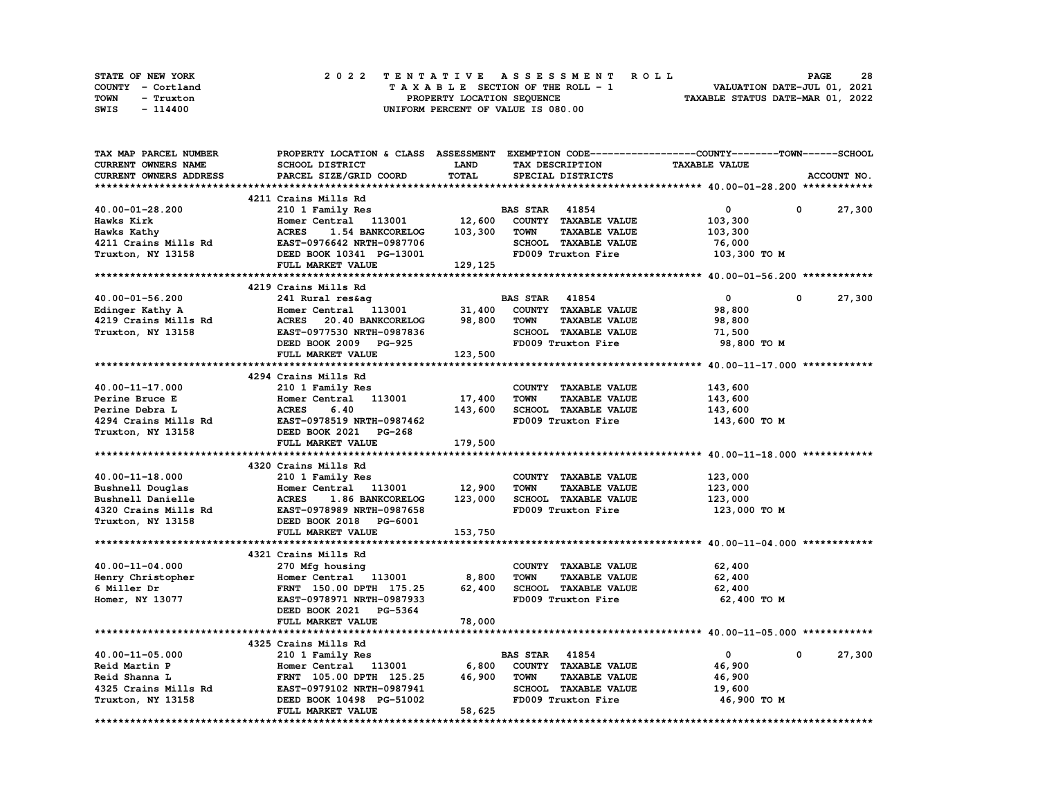STATE OF NEW YORK — 2022 TENTATIVE ASSESSMENT ROLL

COUNTY - Cortland — TAXABLE SECTION OF THE ROLL - 1 — VALUATION DATE-JUL 01, 2021

TOWN - Truxton — PROPERTY LOCATION SEQUENCE — TAXABLE STATUS DATE-MAR 01, 2022

SWIS - 114400 — UNIFORM PERCENT OF VALUE IS 080.00

| TAX MAP PARCEL NUMBER / CURRENT OWNERS NAME / CURRENT OWNERS ADDRESS | PROPERTY LOCATION & CLASS / SCHOOL DISTRICT / PARCEL SIZE/GRID COORD | ASSESSMENT LAND / TOTAL | EXEMPTION CODE / TAX DESCRIPTION / SPECIAL DISTRICTS | COUNTY | TOWN | SCHOOL |
|---|---|---|---|---|---|---|
| 40.00-01-28.200 | 4211 Crains Mills Rd | | | | | |
| 40.00-01-28.200 | 210 1 Family Res | | BAS STAR 41854 | 0 | 0 | 27,300 |
| Hawks Kirk | Homer Central 113001 | 12,600 | COUNTY TAXABLE VALUE | 103,300 | | |
| Hawks Kathy | ACRES 1.54 BANKCORELOG | 103,300 | TOWN TAXABLE VALUE | 103,300 | | |
| 4211 Crains Mills Rd | EAST-0976642 NRTH-0987706 | | SCHOOL TAXABLE VALUE | 76,000 | | |
| Truxton, NY 13158 | DEED BOOK 10341 PG-13001 | | FD009 Truxton Fire | 103,300 TO M | | |
| | FULL MARKET VALUE | 129,125 | | | | |
| 40.00-01-56.200 | 4219 Crains Mills Rd | | | | | |
| 40.00-01-56.200 | 241 Rural res&ag | | BAS STAR 41854 | 0 | 0 | 27,300 |
| Edinger Kathy A | Homer Central 113001 | 31,400 | COUNTY TAXABLE VALUE | 98,800 | | |
| 4219 Crains Mills Rd | ACRES 20.40 BANKCORELOG | 98,800 | TOWN TAXABLE VALUE | 98,800 | | |
| Truxton, NY 13158 | EAST-0977530 NRTH-0987836 | | SCHOOL TAXABLE VALUE | 71,500 | | |
| | DEED BOOK 2009 PG-925 | | FD009 Truxton Fire | 98,800 TO M | | |
| | FULL MARKET VALUE | 123,500 | | | | |
| 40.00-11-17.000 | 4294 Crains Mills Rd | | | | | |
| 40.00-11-17.000 | 210 1 Family Res | | COUNTY TAXABLE VALUE | 143,600 | | |
| Perine Bruce E | Homer Central 113001 | 17,400 | TOWN TAXABLE VALUE | 143,600 | | |
| Perine Debra L | ACRES 6.40 | 143,600 | SCHOOL TAXABLE VALUE | 143,600 | | |
| 4294 Crains Mills Rd | EAST-0978519 NRTH-0987462 | | FD009 Truxton Fire | 143,600 TO M | | |
| Truxton, NY 13158 | DEED BOOK 2021 PG-268 | | | | | |
| | FULL MARKET VALUE | 179,500 | | | | |
| 40.00-11-18.000 | 4320 Crains Mills Rd | | | | | |
| 40.00-11-18.000 | 210 1 Family Res | | COUNTY TAXABLE VALUE | 123,000 | | |
| Bushnell Douglas | Homer Central 113001 | 12,900 | TOWN TAXABLE VALUE | 123,000 | | |
| Bushnell Danielle | ACRES 1.86 BANKCORELOG | 123,000 | SCHOOL TAXABLE VALUE | 123,000 | | |
| 4320 Crains Mills Rd | EAST-0978989 NRTH-0987658 | | FD009 Truxton Fire | 123,000 TO M | | |
| Truxton, NY 13158 | DEED BOOK 2018 PG-6001 | | | | | |
| | FULL MARKET VALUE | 153,750 | | | | |
| 40.00-11-04.000 | 4321 Crains Mills Rd | | | | | |
| 40.00-11-04.000 | 270 Mfg housing | | COUNTY TAXABLE VALUE | 62,400 | | |
| Henry Christopher | Homer Central 113001 | 8,800 | TOWN TAXABLE VALUE | 62,400 | | |
| 6 Miller Dr | FRNT 150.00 DPTH 175.25 | 62,400 | SCHOOL TAXABLE VALUE | 62,400 | | |
| Homer, NY 13077 | EAST-0978971 NRTH-0987933 | | FD009 Truxton Fire | 62,400 TO M | | |
| | DEED BOOK 2021 PG-5364 | | | | | |
| | FULL MARKET VALUE | 78,000 | | | | |
| 40.00-11-05.000 | 4325 Crains Mills Rd | | | | | |
| 40.00-11-05.000 | 210 1 Family Res | | BAS STAR 41854 | 0 | 0 | 27,300 |
| Reid Martin P | Homer Central 113001 | 6,800 | COUNTY TAXABLE VALUE | 46,900 | | |
| Reid Shanna L | FRNT 105.00 DPTH 125.25 | 46,900 | TOWN TAXABLE VALUE | 46,900 | | |
| 4325 Crains Mills Rd | EAST-0979102 NRTH-0987941 | | SCHOOL TAXABLE VALUE | 19,600 | | |
| Truxton, NY 13158 | DEED BOOK 10498 PG-51002 | | FD009 Truxton Fire | 46,900 TO M | | |
| | FULL MARKET VALUE | 58,625 | | | | |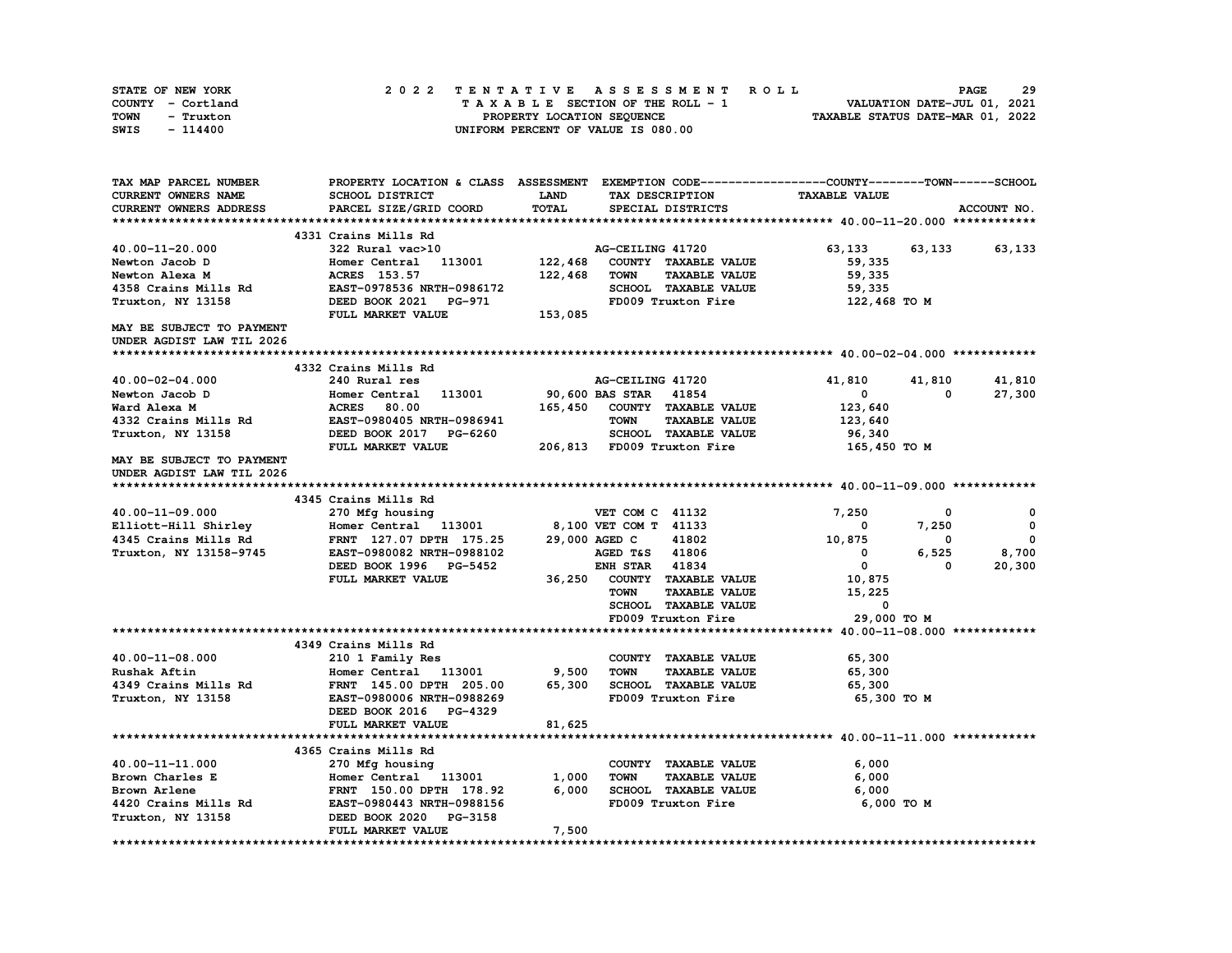STATE OF NEW YORK | COUNTY - Cortland | TOWN - Truxton | SWIS - 114400

**2022 TENTATIVE ASSESSMENT ROLL**
TAXABLE SECTION OF THE ROLL - 1
PROPERTY LOCATION SEQUENCE
UNIFORM PERCENT OF VALUE IS 080.00

VALUATION DATE-JUL 01, 2021
TAXABLE STATUS DATE-MAR 01, 2022

| TAX MAP PARCEL NUMBER / CURRENT OWNERS NAME / CURRENT OWNERS ADDRESS | PROPERTY LOCATION & CLASS / SCHOOL DISTRICT / PARCEL SIZE/GRID COORD | ASSESSMENT LAND / TOTAL | EXEMPTION CODE / TAX DESCRIPTION / SPECIAL DISTRICTS | COUNTY TAXABLE VALUE | TOWN | SCHOOL |
|---|---|---|---|---|---|---|
| **40.00-11-20.000** | 4331 Crains Mills Rd | | | | | |
| 40.00-11-20.000 | 322 Rural vac>10 | | AG-CEILING 41720 | 63,133 | 63,133 | 63,133 |
| Newton Jacob D | Homer Central 113001 | 122,468 | COUNTY TAXABLE VALUE | 59,335 | | |
| Newton Alexa M | ACRES 153.57 | 122,468 | TOWN TAXABLE VALUE | 59,335 | | |
| 4358 Crains Mills Rd | EAST-0978536 NRTH-0986172 | | SCHOOL TAXABLE VALUE | 59,335 | | |
| Truxton, NY 13158 | DEED BOOK 2021 PG-971 | | FD009 Truxton Fire | 122,468 TO M | | |
| | FULL MARKET VALUE | 153,085 | | | | |
| MAY BE SUBJECT TO PAYMENT UNDER AGDIST LAW TIL 2026 | | | | | | |
| **40.00-02-04.000** | 4332 Crains Mills Rd | | | | | |
| 40.00-02-04.000 | 240 Rural res | | AG-CEILING 41720 | 41,810 | 41,810 | 41,810 |
| Newton Jacob D | Homer Central 113001 | 90,600 | BAS STAR 41854 | 0 | 0 | 27,300 |
| Ward Alexa M | ACRES 80.00 | 165,450 | COUNTY TAXABLE VALUE | 123,640 | | |
| 4332 Crains Mills Rd | EAST-0980405 NRTH-0986941 | | TOWN TAXABLE VALUE | 123,640 | | |
| Truxton, NY 13158 | DEED BOOK 2017 PG-6260 | | SCHOOL TAXABLE VALUE | 96,340 | | |
| | FULL MARKET VALUE | 206,813 | FD009 Truxton Fire | 165,450 TO M | | |
| MAY BE SUBJECT TO PAYMENT UNDER AGDIST LAW TIL 2026 | | | | | | |
| **40.00-11-09.000** | 4345 Crains Mills Rd | | | | | |
| 40.00-11-09.000 | 270 Mfg housing | | VET COM C 41132 | 7,250 | 0 | 0 |
| Elliott-Hill Shirley | Homer Central 113001 | 8,100 | VET COM T 41133 | 0 | 7,250 | 0 |
| 4345 Crains Mills Rd | FRNT 127.07 DPTH 175.25 | 29,000 | AGED C 41802 | 10,875 | 0 | 0 |
| Truxton, NY 13158-9745 | EAST-0980082 NRTH-0988102 | | AGED T&S 41806 | 0 | 6,525 | 8,700 |
| | DEED BOOK 1996 PG-5452 | | ENH STAR 41834 | 0 | 0 | 20,300 |
| | FULL MARKET VALUE | 36,250 | COUNTY TAXABLE VALUE | 10,875 | | |
| | | | TOWN TAXABLE VALUE | 15,225 | | |
| | | | SCHOOL TAXABLE VALUE | 0 | | |
| | | | FD009 Truxton Fire | 29,000 TO M | | |
| **40.00-11-08.000** | 4349 Crains Mills Rd | | | | | |
| 40.00-11-08.000 | 210 1 Family Res | | COUNTY TAXABLE VALUE | 65,300 | | |
| Rushak Aftin | Homer Central 113001 | 9,500 | TOWN TAXABLE VALUE | 65,300 | | |
| 4349 Crains Mills Rd | FRNT 145.00 DPTH 205.00 | 65,300 | SCHOOL TAXABLE VALUE | 65,300 | | |
| Truxton, NY 13158 | EAST-0980006 NRTH-0988269 | | FD009 Truxton Fire | 65,300 TO M | | |
| | DEED BOOK 2016 PG-4329 | | | | | |
| | FULL MARKET VALUE | 81,625 | | | | |
| **40.00-11-11.000** | 4365 Crains Mills Rd | | | | | |
| 40.00-11-11.000 | 270 Mfg housing | | COUNTY TAXABLE VALUE | 6,000 | | |
| Brown Charles E | Homer Central 113001 | 1,000 | TOWN TAXABLE VALUE | 6,000 | | |
| Brown Arlene | FRNT 150.00 DPTH 178.92 | 6,000 | SCHOOL TAXABLE VALUE | 6,000 | | |
| 4420 Crains Mills Rd | EAST-0980443 NRTH-0988156 | | FD009 Truxton Fire | 6,000 TO M | | |
| Truxton, NY 13158 | DEED BOOK 2020 PG-3158 | | | | | |
| | FULL MARKET VALUE | 7,500 | | | | |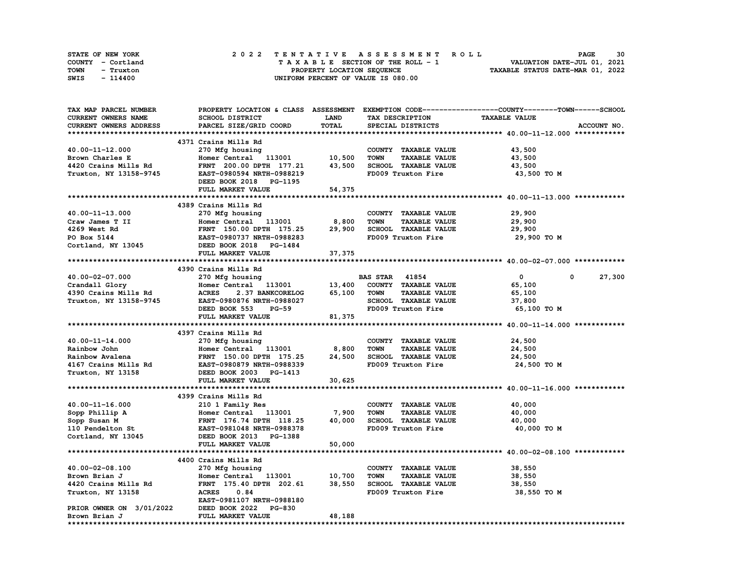STATE OF NEW YORK
COUNTY - Cortland
TOWN - Truxton
SWIS - 114400

2022 TENTATIVE ASSESSMENT ROLL
TAXABLE SECTION OF THE ROLL - 1
PROPERTY LOCATION SEQUENCE
UNIFORM PERCENT OF VALUE IS 080.00

VALUATION DATE-JUL 01, 2021
TAXABLE STATUS DATE-MAR 01, 2022

| TAX MAP PARCEL NUMBER / CURRENT OWNERS NAME / CURRENT OWNERS ADDRESS | PROPERTY LOCATION & CLASS / SCHOOL DISTRICT / PARCEL SIZE/GRID COORD | ASSESSMENT LAND | TOTAL | EXEMPTION CODE / TAX DESCRIPTION / SPECIAL DISTRICTS | COUNTY | TOWN | SCHOOL | ACCOUNT NO. |
|---|---|---|---|---|---|---|---|---|
| **40.00-11-12.000** | 4371 Crains Mills Rd | | | | | | | |
| 40.00-11-12.000 | 270 Mfg housing | | | COUNTY TAXABLE VALUE | 43,500 | | | |
| Brown Charles E | Homer Central 113001 | 10,500 | | TOWN TAXABLE VALUE | | 43,500 | | |
| 4420 Crains Mills Rd | FRNT 200.00 DPTH 177.21 | | 43,500 | SCHOOL TAXABLE VALUE | | | 43,500 | |
| Truxton, NY 13158-9745 | EAST-0980594 NRTH-0988219 | | | FD009 Truxton Fire | 43,500 TO M | | | |
| | DEED BOOK 2018 PG-1195 | | | | | | | |
| | FULL MARKET VALUE | | 54,375 | | | | | |
| **40.00-11-13.000** | 4389 Crains Mills Rd | | | | | | | |
| 40.00-11-13.000 | 270 Mfg housing | | | COUNTY TAXABLE VALUE | 29,900 | | | |
| Craw James T II | Homer Central 113001 | 8,800 | | TOWN TAXABLE VALUE | | 29,900 | | |
| 4269 West Rd | FRNT 150.00 DPTH 175.25 | | 29,900 | SCHOOL TAXABLE VALUE | | | 29,900 | |
| PO Box 5144 | EAST-0980737 NRTH-0988283 | | | FD009 Truxton Fire | 29,900 TO M | | | |
| Cortland, NY 13045 | DEED BOOK 2018 PG-1484 | | | | | | | |
| | FULL MARKET VALUE | | 37,375 | | | | | |
| **40.00-02-07.000** | 4390 Crains Mills Rd | | | | | | | |
| 40.00-02-07.000 | 270 Mfg housing | | | BAS STAR 41854 | 0 | 0 | 27,300 | |
| Crandall Glory | Homer Central 113001 | 13,400 | | COUNTY TAXABLE VALUE | 65,100 | | | |
| 4390 Crains Mills Rd | ACRES 2.37 BANKCORELOG | | 65,100 | TOWN TAXABLE VALUE | | 65,100 | | |
| Truxton, NY 13158-9745 | EAST-0980876 NRTH-0988027 | | | SCHOOL TAXABLE VALUE | | | 37,800 | |
| | DEED BOOK 553 PG-59 | | | FD009 Truxton Fire | 65,100 TO M | | | |
| | FULL MARKET VALUE | | 81,375 | | | | | |
| **40.00-11-14.000** | 4397 Crains Mills Rd | | | | | | | |
| 40.00-11-14.000 | 270 Mfg housing | | | COUNTY TAXABLE VALUE | 24,500 | | | |
| Rainbow John | Homer Central 113001 | 8,800 | | TOWN TAXABLE VALUE | | 24,500 | | |
| Rainbow Avalena | FRNT 150.00 DPTH 175.25 | | 24,500 | SCHOOL TAXABLE VALUE | | | 24,500 | |
| 4167 Crains Mills Rd | EAST-0980879 NRTH-0988339 | | | FD009 Truxton Fire | 24,500 TO M | | | |
| Truxton, NY 13158 | DEED BOOK 2003 PG-1413 | | | | | | | |
| | FULL MARKET VALUE | | 30,625 | | | | | |
| **40.00-11-16.000** | 4399 Crains Mills Rd | | | | | | | |
| 40.00-11-16.000 | 210 1 Family Res | | | COUNTY TAXABLE VALUE | 40,000 | | | |
| Sopp Phillip A | Homer Central 113001 | 7,900 | | TOWN TAXABLE VALUE | | 40,000 | | |
| Sopp Susan M | FRNT 176.74 DPTH 118.25 | | 40,000 | SCHOOL TAXABLE VALUE | | | 40,000 | |
| 110 Pendelton St | EAST-0981048 NRTH-0988378 | | | FD009 Truxton Fire | 40,000 TO M | | | |
| Cortland, NY 13045 | DEED BOOK 2013 PG-1388 | | | | | | | |
| | FULL MARKET VALUE | | 50,000 | | | | | |
| **40.00-02-08.100** | 4400 Crains Mills Rd | | | | | | | |
| 40.00-02-08.100 | 270 Mfg housing | | | COUNTY TAXABLE VALUE | 38,550 | | | |
| Brown Brian J | Homer Central 113001 | 10,700 | | TOWN TAXABLE VALUE | | 38,550 | | |
| 4420 Crains Mills Rd | FRNT 175.40 DPTH 202.61 | | 38,550 | SCHOOL TAXABLE VALUE | | | 38,550 | |
| Truxton, NY 13158 | ACRES 0.84 | | | FD009 Truxton Fire | 38,550 TO M | | | |
| | EAST-0981107 NRTH-0988180 | | | | | | | |
| PRIOR OWNER ON 3/01/2022 | DEED BOOK 2022 PG-830 | | | | | | | |
| Brown Brian J | FULL MARKET VALUE | | 48,188 | | | | | |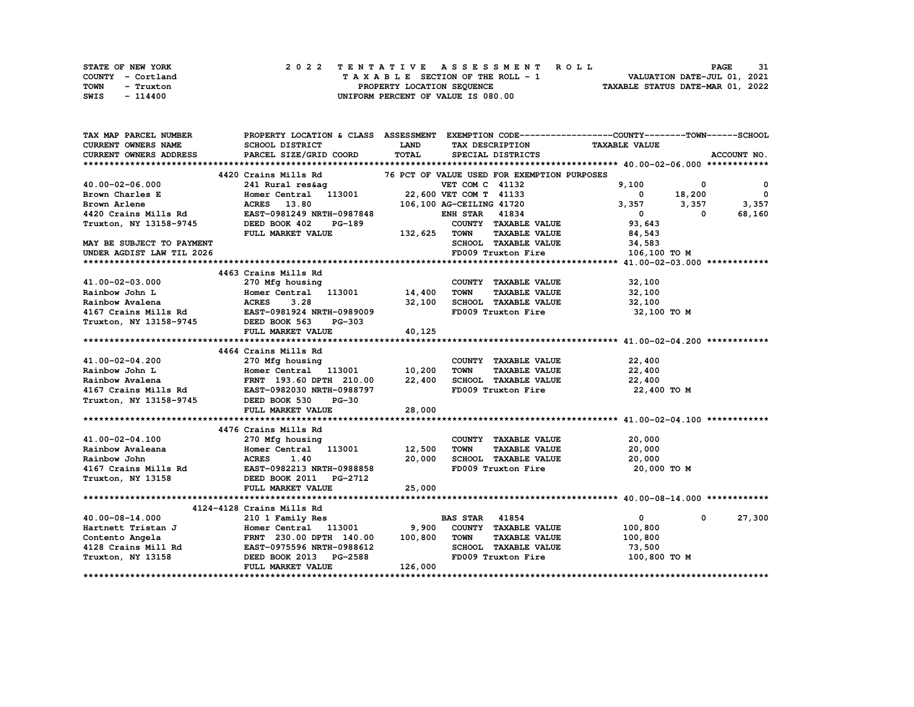STATE OF NEW YORK
COUNTY - Cortland
TOWN - Truxton
SWIS - 114400

**2022 TENTATIVE ASSESSMENT ROLL**
TAXABLE SECTION OF THE ROLL - 1
PROPERTY LOCATION SEQUENCE
UNIFORM PERCENT OF VALUE IS 080.00

VALUATION DATE-JUL 01, 2021
TAXABLE STATUS DATE-MAR 01, 2022

| TAX MAP PARCEL NUMBER / CURRENT OWNERS NAME / CURRENT OWNERS ADDRESS | PROPERTY LOCATION & CLASS / SCHOOL DISTRICT / PARCEL SIZE/GRID COORD | ASSESSMENT LAND / TOTAL | EXEMPTION CODE / TAX DESCRIPTION / SPECIAL DISTRICTS | COUNTY / TAXABLE VALUE | TOWN | SCHOOL / ACCOUNT NO. |
|---|---|---|---|---|---|---|
| **40.00-02-06.000** | 4420 Crains Mills Rd | | 76 PCT OF VALUE USED FOR EXEMPTION PURPOSES | | | |
| 40.00-02-06.000 | 241 Rural res&ag | | VET COM C 41132 | 9,100 | 0 | 0 |
| Brown Charles E | Homer Central 113001 | 22,600 | VET COM T 41133 | 0 | 18,200 | 0 |
| Brown Arlene | ACRES 13.80 | 106,100 | AG-CEILING 41720 | 3,357 | 3,357 | 3,357 |
| 4420 Crains Mills Rd | EAST-0981249 NRTH-0987848 | | ENH STAR 41834 | 0 | 0 | 68,160 |
| Truxton, NY 13158-9745 | DEED BOOK 402 PG-189 | | COUNTY TAXABLE VALUE | 93,643 | | |
| | FULL MARKET VALUE | 132,625 | TOWN TAXABLE VALUE | 84,543 | | |
| MAY BE SUBJECT TO PAYMENT | | | SCHOOL TAXABLE VALUE | 34,583 | | |
| UNDER AGDIST LAW TIL 2026 | | | FD009 Truxton Fire | 106,100 TO M | | |
| **41.00-02-03.000** | 4463 Crains Mills Rd | | | | | |
| 41.00-02-03.000 | 270 Mfg housing | | COUNTY TAXABLE VALUE | 32,100 | | |
| Rainbow John L | Homer Central 113001 | 14,400 | TOWN TAXABLE VALUE | 32,100 | | |
| Rainbow Avalena | ACRES 3.28 | 32,100 | SCHOOL TAXABLE VALUE | 32,100 | | |
| 4167 Crains Mills Rd | EAST-0981924 NRTH-0989009 | | FD009 Truxton Fire | 32,100 TO M | | |
| Truxton, NY 13158-9745 | DEED BOOK 563 PG-303 | | | | | |
| | FULL MARKET VALUE | 40,125 | | | | |
| **41.00-02-04.200** | 4464 Crains Mills Rd | | | | | |
| 41.00-02-04.200 | 270 Mfg housing | | COUNTY TAXABLE VALUE | 22,400 | | |
| Rainbow John L | Homer Central 113001 | 10,200 | TOWN TAXABLE VALUE | 22,400 | | |
| Rainbow Avalena | FRNT 193.60 DPTH 210.00 | 22,400 | SCHOOL TAXABLE VALUE | 22,400 | | |
| 4167 Crains Mills Rd | EAST-0982030 NRTH-0988797 | | FD009 Truxton Fire | 22,400 TO M | | |
| Truxton, NY 13158-9745 | DEED BOOK 530 PG-30 | | | | | |
| | FULL MARKET VALUE | 28,000 | | | | |
| **41.00-02-04.100** | 4476 Crains Mills Rd | | | | | |
| 41.00-02-04.100 | 270 Mfg housing | | COUNTY TAXABLE VALUE | 20,000 | | |
| Rainbow Avaleana | Homer Central 113001 | 12,500 | TOWN TAXABLE VALUE | 20,000 | | |
| Rainbow John | ACRES 1.40 | 20,000 | SCHOOL TAXABLE VALUE | 20,000 | | |
| 4167 Crains Mills Rd | EAST-0982213 NRTH-0988858 | | FD009 Truxton Fire | 20,000 TO M | | |
| Truxton, NY 13158 | DEED BOOK 2011 PG-2712 | | | | | |
| | FULL MARKET VALUE | 25,000 | | | | |
| **40.00-08-14.000** | 4124-4128 Crains Mills Rd | | | | | |
| 40.00-08-14.000 | 210 1 Family Res | | BAS STAR 41854 | 0 | 0 | 27,300 |
| Hartnett Tristan J | Homer Central 113001 | 9,900 | COUNTY TAXABLE VALUE | 100,800 | | |
| Contento Angela | FRNT 230.00 DPTH 140.00 | 100,800 | TOWN TAXABLE VALUE | 100,800 | | |
| 4128 Crains Mill Rd | EAST-0975596 NRTH-0988612 | | SCHOOL TAXABLE VALUE | 73,500 | | |
| Truxton, NY 13158 | DEED BOOK 2013 PG-2588 | | FD009 Truxton Fire | 100,800 TO M | | |
| | FULL MARKET VALUE | 126,000 | | | | |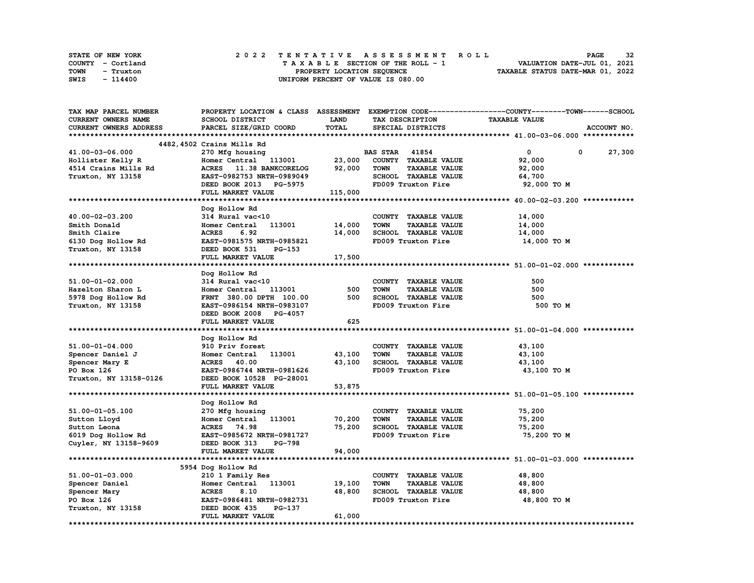STATE OF NEW YORK — 2022 TENTATIVE ASSESSMENT ROLL
COUNTY - Cortland — TAXABLE SECTION OF THE ROLL - 1 — VALUATION DATE-JUL 01, 2021
TOWN - Truxton — PROPERTY LOCATION SEQUENCE — TAXABLE STATUS DATE-MAR 01, 2022
SWIS - 114400 — UNIFORM PERCENT OF VALUE IS 080.00

| TAX MAP PARCEL NUMBER / CURRENT OWNERS NAME / CURRENT OWNERS ADDRESS | PROPERTY LOCATION & CLASS / SCHOOL DISTRICT / PARCEL SIZE/GRID COORD | ASSESSMENT LAND / TOTAL | EXEMPTION CODE / TAX DESCRIPTION / SPECIAL DISTRICTS | COUNTY | TOWN | SCHOOL |
|---|---|---|---|---|---|---|
| **41.00-03-06.000** | 4482,4502 Crains Mills Rd | | | | | |
| 41.00-03-06.000 | 270 Mfg housing | | BAS STAR 41854 | 0 | 0 | 27,300 |
| Hollister Kelly R | Homer Central 113001 | 23,000 | COUNTY TAXABLE VALUE | 92,000 | | |
| 4514 Crains Mills Rd | ACRES 11.38 BANKCORELOG | 92,000 | TOWN TAXABLE VALUE | | 92,000 | |
| Truxton, NY 13158 | EAST-0982753 NRTH-0989049 | | SCHOOL TAXABLE VALUE | | | 64,700 |
| | DEED BOOK 2013 PG-5975 | | FD009 Truxton Fire | 92,000 TO M | | |
| | FULL MARKET VALUE | 115,000 | | | | |
| **40.00-02-03.200** | Dog Hollow Rd | | | | | |
| 40.00-02-03.200 | 314 Rural vac<10 | | COUNTY TAXABLE VALUE | 14,000 | | |
| Smith Donald | Homer Central 113001 | 14,000 | TOWN TAXABLE VALUE | | 14,000 | |
| Smith Claire | ACRES 6.92 | 14,000 | SCHOOL TAXABLE VALUE | | | 14,000 |
| 6130 Dog Hollow Rd | EAST-0981575 NRTH-0985821 | | FD009 Truxton Fire | 14,000 TO M | | |
| Truxton, NY 13158 | DEED BOOK 531 PG-153 | | | | | |
| | FULL MARKET VALUE | 17,500 | | | | |
| **51.00-01-02.000** | Dog Hollow Rd | | | | | |
| 51.00-01-02.000 | 314 Rural vac<10 | | COUNTY TAXABLE VALUE | 500 | | |
| Hazelton Sharon L | Homer Central 113001 | 500 | TOWN TAXABLE VALUE | | 500 | |
| 5978 Dog Hollow Rd | FRNT 380.00 DPTH 100.00 | 500 | SCHOOL TAXABLE VALUE | | | 500 |
| Truxton, NY 13158 | EAST-0986154 NRTH-0983107 | | FD009 Truxton Fire | 500 TO M | | |
| | DEED BOOK 2008 PG-4057 | | | | | |
| | FULL MARKET VALUE | 625 | | | | |
| **51.00-01-04.000** | Dog Hollow Rd | | | | | |
| 51.00-01-04.000 | 910 Priv forest | | COUNTY TAXABLE VALUE | 43,100 | | |
| Spencer Daniel J | Homer Central 113001 | 43,100 | TOWN TAXABLE VALUE | | 43,100 | |
| Spencer Mary E | ACRES 40.00 | 43,100 | SCHOOL TAXABLE VALUE | | | 43,100 |
| PO Box 126 | EAST-0986744 NRTH-0981626 | | FD009 Truxton Fire | 43,100 TO M | | |
| Truxton, NY 13158-0126 | DEED BOOK 10528 PG-28001 | | | | | |
| | FULL MARKET VALUE | 53,875 | | | | |
| **51.00-01-05.100** | Dog Hollow Rd | | | | | |
| 51.00-01-05.100 | 270 Mfg housing | | COUNTY TAXABLE VALUE | 75,200 | | |
| Sutton Lloyd | Homer Central 113001 | 70,200 | TOWN TAXABLE VALUE | | 75,200 | |
| Sutton Leona | ACRES 74.98 | 75,200 | SCHOOL TAXABLE VALUE | | | 75,200 |
| 6019 Dog Hollow Rd | EAST-0985672 NRTH-0981727 | | FD009 Truxton Fire | 75,200 TO M | | |
| Cuyler, NY 13158-9609 | DEED BOOK 313 PG-798 | | | | | |
| | FULL MARKET VALUE | 94,000 | | | | |
| **51.00-01-03.000** | 5954 Dog Hollow Rd | | | | | |
| 51.00-01-03.000 | 210 1 Family Res | | COUNTY TAXABLE VALUE | 48,800 | | |
| Spencer Daniel | Homer Central 113001 | 19,100 | TOWN TAXABLE VALUE | | 48,800 | |
| Spencer Mary | ACRES 8.10 | 48,800 | SCHOOL TAXABLE VALUE | | | 48,800 |
| PO Box 126 | EAST-0986481 NRTH-0982731 | | FD009 Truxton Fire | 48,800 TO M | | |
| Truxton, NY 13158 | DEED BOOK 435 PG-137 | | | | | |
| | FULL MARKET VALUE | 61,000 | | | | |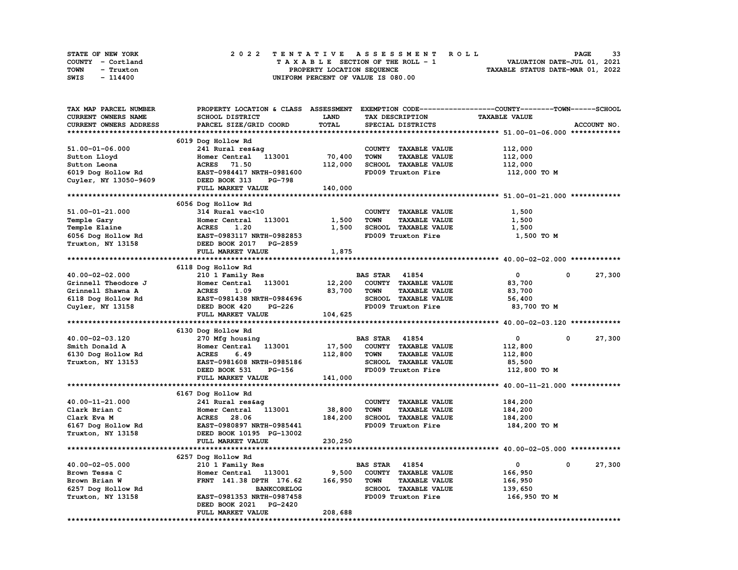STATE OF NEW YORK
COUNTY - Cortland
TOWN - Truxton
SWIS - 114400

# 2022 TENTATIVE ASSESSMENT ROLL

TAXABLE SECTION OF THE ROLL - 1
PROPERTY LOCATION SEQUENCE
UNIFORM PERCENT OF VALUE IS 080.00

VALUATION DATE-JUL 01, 2021
TAXABLE STATUS DATE-MAR 01, 2022

| TAX MAP PARCEL NUMBER / CURRENT OWNERS NAME / CURRENT OWNERS ADDRESS | PROPERTY LOCATION & CLASS / SCHOOL DISTRICT / PARCEL SIZE/GRID COORD | ASSESSMENT LAND / TOTAL | EXEMPTION CODE / TAX DESCRIPTION / SPECIAL DISTRICTS | COUNTY | TOWN | SCHOOL | ACCOUNT NO. |
|---|---|---|---|---|---|---|---|
| **51.00-01-06.000** | 6019 Dog Hollow Rd | | | | | | |
| 51.00-01-06.000 | 241 Rural res&ag | | COUNTY TAXABLE VALUE | 112,000 | | | |
| Sutton Lloyd | Homer Central 113001 | 70,400 | TOWN TAXABLE VALUE | | 112,000 | | |
| Sutton Leona | ACRES 71.50 | 112,000 | SCHOOL TAXABLE VALUE | | | 112,000 | |
| 6019 Dog Hollow Rd | EAST-0984417 NRTH-0981600 | | FD009 Truxton Fire | 112,000 TO M | | | |
| Cuyler, NY 13050-9609 | DEED BOOK 313 PG-798 | | | | | | |
| | FULL MARKET VALUE | 140,000 | | | | | |
| **51.00-01-21.000** | 6056 Dog Hollow Rd | | | | | | |
| 51.00-01-21.000 | 314 Rural vac<10 | | COUNTY TAXABLE VALUE | 1,500 | | | |
| Temple Gary | Homer Central 113001 | 1,500 | TOWN TAXABLE VALUE | | 1,500 | | |
| Temple Elaine | ACRES 1.20 | 1,500 | SCHOOL TAXABLE VALUE | | | 1,500 | |
| 6056 Dog Hollow Rd | EAST-0983117 NRTH-0982853 | | FD009 Truxton Fire | 1,500 TO M | | | |
| Truxton, NY 13158 | DEED BOOK 2017 PG-2859 | | | | | | |
| | FULL MARKET VALUE | 1,875 | | | | | |
| **40.00-02-02.000** | 6118 Dog Hollow Rd | | | | | | |
| 40.00-02-02.000 | 210 1 Family Res | | BAS STAR 41854 | 0 | 0 | 27,300 | |
| Grinnell Theodore J | Homer Central 113001 | 12,200 | COUNTY TAXABLE VALUE | 83,700 | | | |
| Grinnell Shawna A | ACRES 1.09 | 83,700 | TOWN TAXABLE VALUE | | 83,700 | | |
| 6118 Dog Hollow Rd | EAST-0981438 NRTH-0984696 | | SCHOOL TAXABLE VALUE | | | 56,400 | |
| Cuyler, NY 13158 | DEED BOOK 420 PG-226 | | FD009 Truxton Fire | 83,700 TO M | | | |
| | FULL MARKET VALUE | 104,625 | | | | | |
| **40.00-02-03.120** | 6130 Dog Hollow Rd | | | | | | |
| 40.00-02-03.120 | 270 Mfg housing | | BAS STAR 41854 | 0 | 0 | 27,300 | |
| Smith Donald A | Homer Central 113001 | 17,500 | COUNTY TAXABLE VALUE | 112,800 | | | |
| 6130 Dog Hollow Rd | ACRES 6.49 | 112,800 | TOWN TAXABLE VALUE | | 112,800 | | |
| Truxton, NY 13153 | EAST-0981608 NRTH-0985186 | | SCHOOL TAXABLE VALUE | | | 85,500 | |
| | DEED BOOK 531 PG-156 | | FD009 Truxton Fire | 112,800 TO M | | | |
| | FULL MARKET VALUE | 141,000 | | | | | |
| **40.00-11-21.000** | 6167 Dog Hollow Rd | | | | | | |
| 40.00-11-21.000 | 241 Rural res&ag | | COUNTY TAXABLE VALUE | 184,200 | | | |
| Clark Brian C | Homer Central 113001 | 38,800 | TOWN TAXABLE VALUE | | 184,200 | | |
| Clark Eva M | ACRES 28.06 | 184,200 | SCHOOL TAXABLE VALUE | | | 184,200 | |
| 6167 Dog Hollow Rd | EAST-0980897 NRTH-0985441 | | FD009 Truxton Fire | 184,200 TO M | | | |
| Truxton, NY 13158 | DEED BOOK 10195 PG-13002 | | | | | | |
| | FULL MARKET VALUE | 230,250 | | | | | |
| **40.00-02-05.000** | 6257 Dog Hollow Rd | | | | | | |
| 40.00-02-05.000 | 210 1 Family Res | | BAS STAR 41854 | 0 | 0 | 27,300 | |
| Brown Tessa C | Homer Central 113001 | 9,500 | COUNTY TAXABLE VALUE | 166,950 | | | |
| Brown Brian W | FRNT 141.38 DPTH 176.62 | 166,950 | TOWN TAXABLE VALUE | | 166,950 | | |
| 6257 Dog Hollow Rd | BANKCORELOG | | SCHOOL TAXABLE VALUE | | | 139,650 | |
| Truxton, NY 13158 | EAST-0981353 NRTH-0987458 | | FD009 Truxton Fire | 166,950 TO M | | | |
| | DEED BOOK 2021 PG-2420 | | | | | | |
| | FULL MARKET VALUE | 208,688 | | | | | |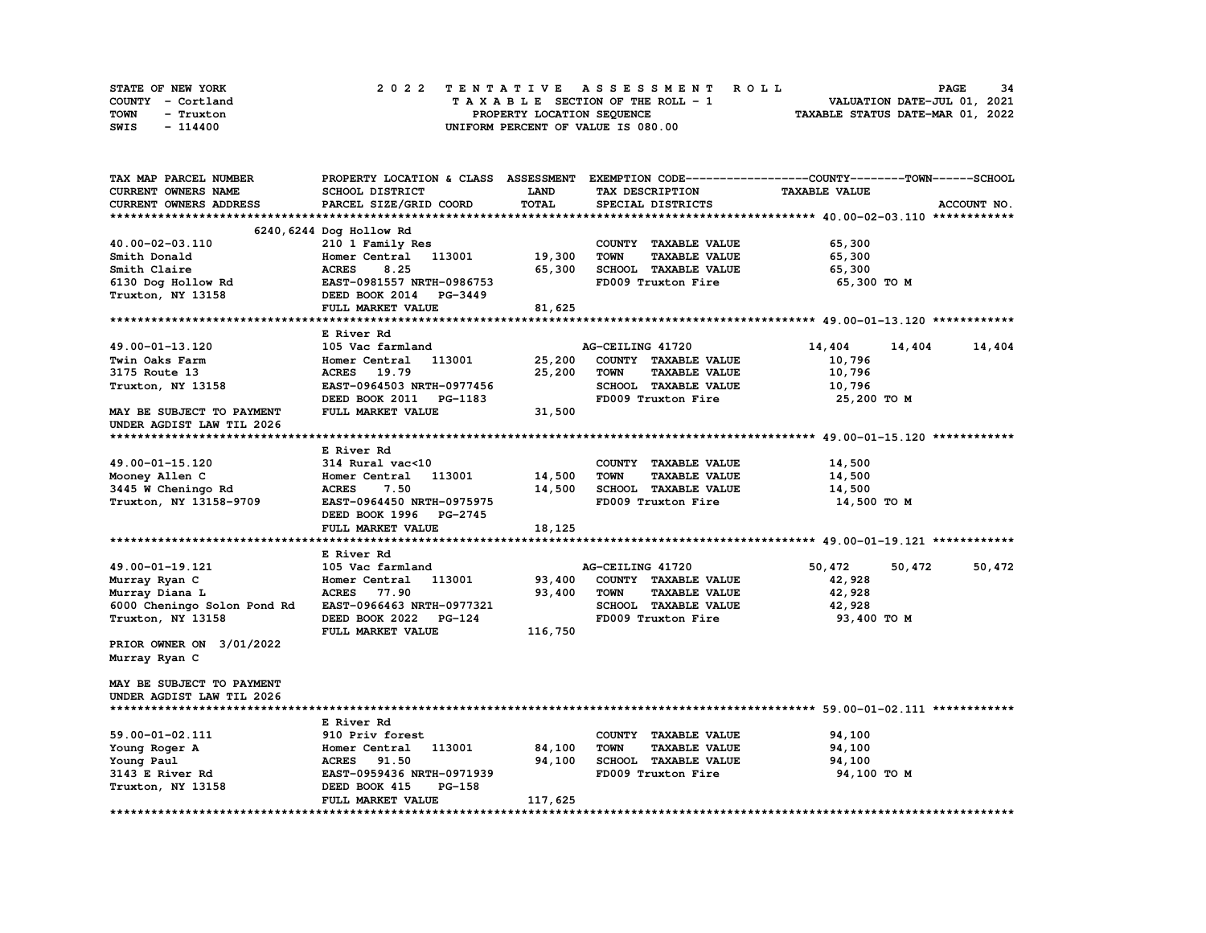STATE OF NEW YORK
COUNTY - Cortland
TOWN - Truxton
SWIS - 114400

2022 TENTATIVE ASSESSMENT ROLL
TAXABLE SECTION OF THE ROLL - 1
PROPERTY LOCATION SEQUENCE
UNIFORM PERCENT OF VALUE IS 080.00

VALUATION DATE-JUL 01, 2021
TAXABLE STATUS DATE-MAR 01, 2022

| TAX MAP PARCEL NUMBER / CURRENT OWNERS NAME / CURRENT OWNERS ADDRESS | PROPERTY LOCATION & CLASS / SCHOOL DISTRICT / PARCEL SIZE/GRID COORD | ASSESSMENT LAND / TOTAL | EXEMPTION CODE / TAX DESCRIPTION / SPECIAL DISTRICTS | COUNTY | TOWN | SCHOOL / TAXABLE VALUE / ACCOUNT NO. |
|---|---|---|---|---|---|---|
| **40.00-02-03.110** | 6240,6244 Dog Hollow Rd | | | | | |
| 40.00-02-03.110 | 210 1 Family Res | | COUNTY TAXABLE VALUE | 65,300 | | |
| Smith Donald | Homer Central 113001 | 19,300 | TOWN TAXABLE VALUE | 65,300 | | |
| Smith Claire | ACRES 8.25 | 65,300 | SCHOOL TAXABLE VALUE | 65,300 | | |
| 6130 Dog Hollow Rd | EAST-0981557 NRTH-0986753 | | FD009 Truxton Fire | 65,300 TO M | | |
| Truxton, NY 13158 | DEED BOOK 2014 PG-3449 | | | | | |
| | FULL MARKET VALUE | 81,625 | | | | |
| **49.00-01-13.120** | E River Rd | | | | | |
| 49.00-01-13.120 | 105 Vac farmland | | AG-CEILING 41720 | 14,404 | 14,404 | 14,404 |
| Twin Oaks Farm | Homer Central 113001 | 25,200 | COUNTY TAXABLE VALUE | 10,796 | | |
| 3175 Route 13 | ACRES 19.79 | 25,200 | TOWN TAXABLE VALUE | 10,796 | | |
| Truxton, NY 13158 | EAST-0964503 NRTH-0977456 | | SCHOOL TAXABLE VALUE | 10,796 | | |
| | DEED BOOK 2011 PG-1183 | | FD009 Truxton Fire | 25,200 TO M | | |
| MAY BE SUBJECT TO PAYMENT | FULL MARKET VALUE | 31,500 | | | | |
| UNDER AGDIST LAW TIL 2026 | | | | | | |
| **49.00-01-15.120** | E River Rd | | | | | |
| 49.00-01-15.120 | 314 Rural vac<10 | | COUNTY TAXABLE VALUE | 14,500 | | |
| Mooney Allen C | Homer Central 113001 | 14,500 | TOWN TAXABLE VALUE | 14,500 | | |
| 3445 W Cheningo Rd | ACRES 7.50 | 14,500 | SCHOOL TAXABLE VALUE | 14,500 | | |
| Truxton, NY 13158-9709 | EAST-0964450 NRTH-0975975 | | FD009 Truxton Fire | 14,500 TO M | | |
| | DEED BOOK 1996 PG-2745 | | | | | |
| | FULL MARKET VALUE | 18,125 | | | | |
| **49.00-01-19.121** | E River Rd | | | | | |
| 49.00-01-19.121 | 105 Vac farmland | | AG-CEILING 41720 | 50,472 | 50,472 | 50,472 |
| Murray Ryan C | Homer Central 113001 | 93,400 | COUNTY TAXABLE VALUE | 42,928 | | |
| Murray Diana L | ACRES 77.90 | 93,400 | TOWN TAXABLE VALUE | 42,928 | | |
| 6000 Cheningo Solon Pond Rd | EAST-0966463 NRTH-0977321 | | SCHOOL TAXABLE VALUE | 42,928 | | |
| Truxton, NY 13158 | DEED BOOK 2022 PG-124 | | FD009 Truxton Fire | 93,400 TO M | | |
| | FULL MARKET VALUE | 116,750 | | | | |
| PRIOR OWNER ON 3/01/2022 | | | | | | |
| Murray Ryan C | | | | | | |
| MAY BE SUBJECT TO PAYMENT | | | | | | |
| UNDER AGDIST LAW TIL 2026 | | | | | | |
| **59.00-01-02.111** | E River Rd | | | | | |
| 59.00-01-02.111 | 910 Priv forest | | COUNTY TAXABLE VALUE | 94,100 | | |
| Young Roger A | Homer Central 113001 | 84,100 | TOWN TAXABLE VALUE | 94,100 | | |
| Young Paul | ACRES 91.50 | 94,100 | SCHOOL TAXABLE VALUE | 94,100 | | |
| 3143 E River Rd | EAST-0959436 NRTH-0971939 | | FD009 Truxton Fire | 94,100 TO M | | |
| Truxton, NY 13158 | DEED BOOK 415 PG-158 | | | | | |
| | FULL MARKET VALUE | 117,625 | | | | |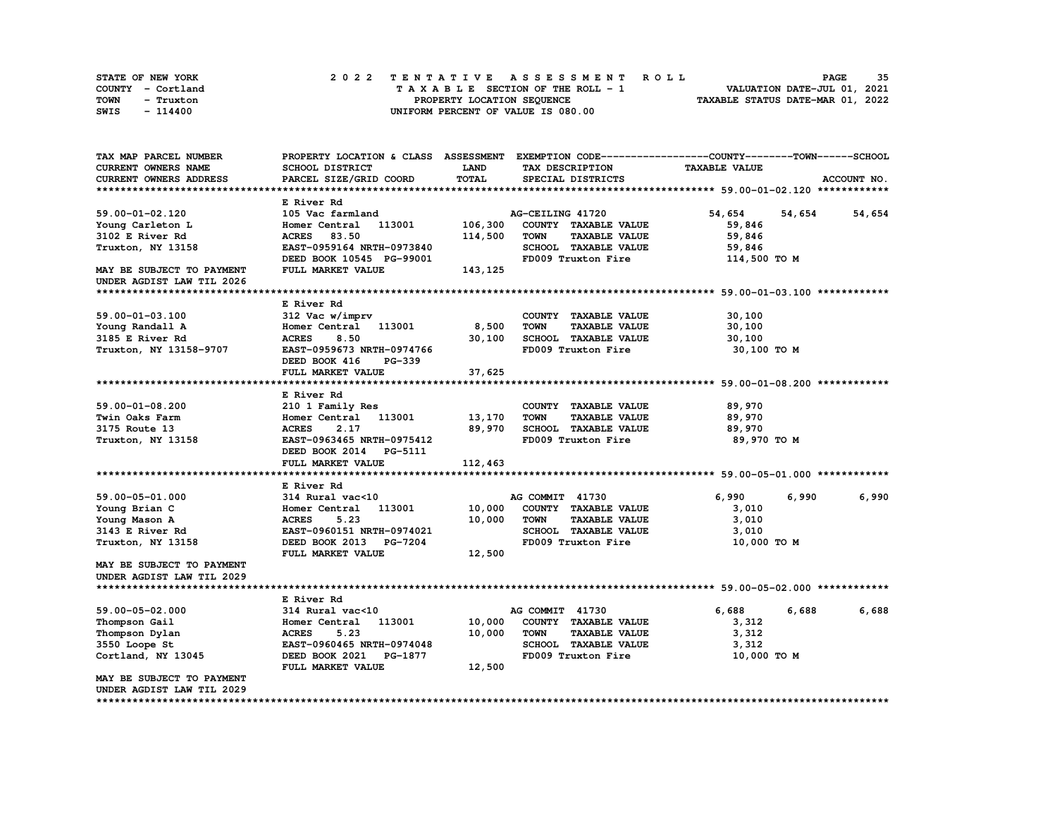STATE OF NEW YORK — COUNTY - Cortland — TOWN - Truxton — SWIS - 114400

**2022 TENTATIVE ASSESSMENT ROLL**
TAXABLE SECTION OF THE ROLL - 1
PROPERTY LOCATION SEQUENCE
UNIFORM PERCENT OF VALUE IS 080.00

VALUATION DATE-JUL 01, 2021
TAXABLE STATUS DATE-MAR 01, 2022

| TAX MAP PARCEL NUMBER / CURRENT OWNERS NAME / CURRENT OWNERS ADDRESS | PROPERTY LOCATION & CLASS / SCHOOL DISTRICT / PARCEL SIZE/GRID COORD | ASSESSMENT LAND / TOTAL | EXEMPTION CODE / TAX DESCRIPTION / SPECIAL DISTRICTS | COUNTY | TOWN | SCHOOL |
|---|---|---|---|---|---|---|
| **59.00-01-02.120** | E River Rd | | | | | |
| 59.00-01-02.120 | 105 Vac farmland | | AG-CEILING 41720 | 54,654 | 54,654 | 54,654 |
| Young Carleton L | Homer Central 113001 | 106,300 | COUNTY TAXABLE VALUE | 59,846 | | |
| 3102 E River Rd | ACRES 83.50 | 114,500 | TOWN TAXABLE VALUE | 59,846 | | |
| Truxton, NY 13158 | EAST-0959164 NRTH-0973840 | | SCHOOL TAXABLE VALUE | 59,846 | | |
| | DEED BOOK 10545 PG-99001 | | FD009 Truxton Fire | 114,500 TO M | | |
| MAY BE SUBJECT TO PAYMENT UNDER AGDIST LAW TIL 2026 | FULL MARKET VALUE | 143,125 | | | | |
| **59.00-01-03.100** | E River Rd | | | | | |
| 59.00-01-03.100 | 312 Vac w/imprv | | COUNTY TAXABLE VALUE | 30,100 | | |
| Young Randall A | Homer Central 113001 | 8,500 | TOWN TAXABLE VALUE | 30,100 | | |
| 3185 E River Rd | ACRES 8.50 | 30,100 | SCHOOL TAXABLE VALUE | 30,100 | | |
| Truxton, NY 13158-9707 | EAST-0959673 NRTH-0974766 | | FD009 Truxton Fire | 30,100 TO M | | |
| | DEED BOOK 416 PG-339 | | | | | |
| | FULL MARKET VALUE | 37,625 | | | | |
| **59.00-01-08.200** | E River Rd | | | | | |
| 59.00-01-08.200 | 210 1 Family Res | | COUNTY TAXABLE VALUE | 89,970 | | |
| Twin Oaks Farm | Homer Central 113001 | 13,170 | TOWN TAXABLE VALUE | 89,970 | | |
| 3175 Route 13 | ACRES 2.17 | 89,970 | SCHOOL TAXABLE VALUE | 89,970 | | |
| Truxton, NY 13158 | EAST-0963465 NRTH-0975412 | | FD009 Truxton Fire | 89,970 TO M | | |
| | DEED BOOK 2014 PG-5111 | | | | | |
| | FULL MARKET VALUE | 112,463 | | | | |
| **59.00-05-01.000** | E River Rd | | | | | |
| 59.00-05-01.000 | 314 Rural vac<10 | | AG COMMIT 41730 | 6,990 | 6,990 | 6,990 |
| Young Brian C | Homer Central 113001 | 10,000 | COUNTY TAXABLE VALUE | 3,010 | | |
| Young Mason A | ACRES 5.23 | 10,000 | TOWN TAXABLE VALUE | 3,010 | | |
| 3143 E River Rd | EAST-0960151 NRTH-0974021 | | SCHOOL TAXABLE VALUE | 3,010 | | |
| Truxton, NY 13158 | DEED BOOK 2013 PG-7204 | | FD009 Truxton Fire | 10,000 TO M | | |
| | FULL MARKET VALUE | 12,500 | | | | |
| MAY BE SUBJECT TO PAYMENT UNDER AGDIST LAW TIL 2029 | | | | | | |
| **59.00-05-02.000** | E River Rd | | | | | |
| 59.00-05-02.000 | 314 Rural vac<10 | | AG COMMIT 41730 | 6,688 | 6,688 | 6,688 |
| Thompson Gail | Homer Central 113001 | 10,000 | COUNTY TAXABLE VALUE | 3,312 | | |
| Thompson Dylan | ACRES 5.23 | 10,000 | TOWN TAXABLE VALUE | 3,312 | | |
| 3550 Loope St | EAST-0960465 NRTH-0974048 | | SCHOOL TAXABLE VALUE | 3,312 | | |
| Cortland, NY 13045 | DEED BOOK 2021 PG-1877 | | FD009 Truxton Fire | 10,000 TO M | | |
| | FULL MARKET VALUE | 12,500 | | | | |
| MAY BE SUBJECT TO PAYMENT UNDER AGDIST LAW TIL 2029 | | | | | | |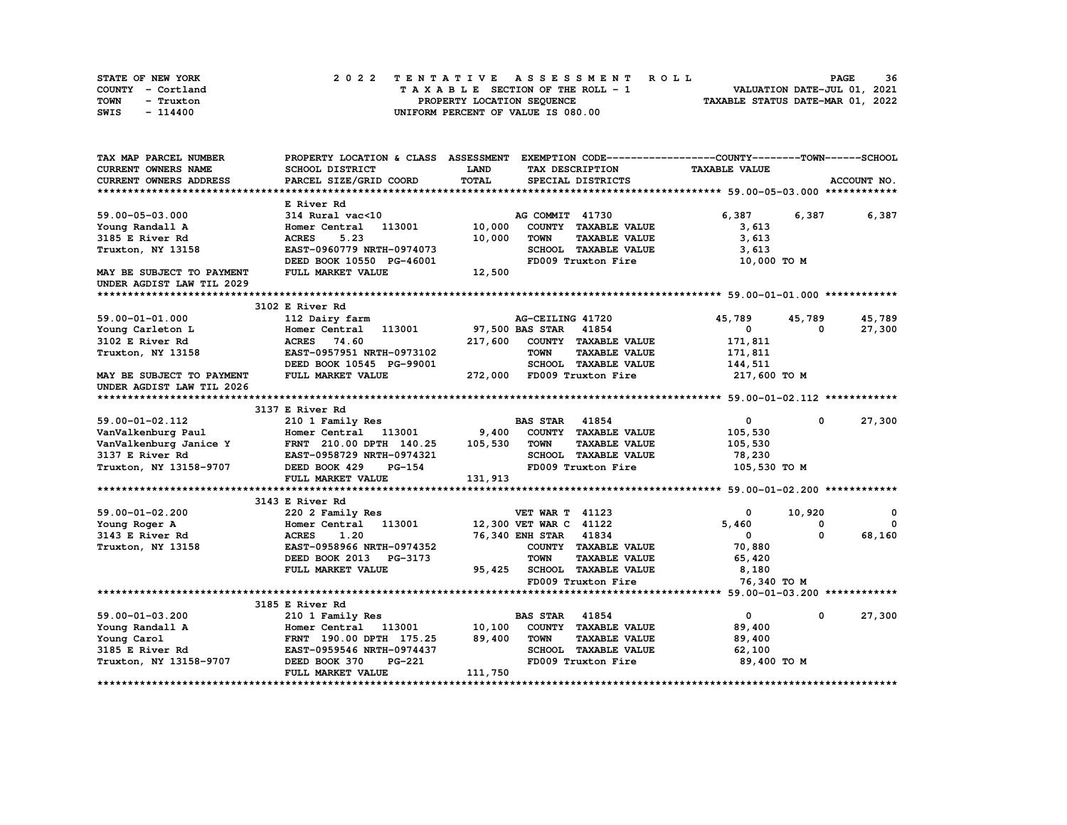STATE OF NEW YORK — COUNTY - Cortland — TOWN - Truxton — SWIS - 114400

**2022 TENTATIVE ASSESSMENT ROLL**
TAXABLE SECTION OF THE ROLL - 1
PROPERTY LOCATION SEQUENCE
UNIFORM PERCENT OF VALUE IS 080.00

VALUATION DATE-JUL 01, 2021
TAXABLE STATUS DATE-MAR 01, 2022

| TAX MAP PARCEL NUMBER / CURRENT OWNERS NAME / CURRENT OWNERS ADDRESS | PROPERTY LOCATION & CLASS / SCHOOL DISTRICT / PARCEL SIZE/GRID COORD | ASSESSMENT LAND / TOTAL | EXEMPTION CODE / TAX DESCRIPTION / SPECIAL DISTRICTS | COUNTY TAXABLE VALUE | TOWN | SCHOOL |
|---|---|---|---|---|---|---|
| **59.00-05-03.000** | E River Rd | | | | | |
| 59.00-05-03.000 | 314 Rural vac<10 | | AG COMMIT 41730 | 6,387 | 6,387 | 6,387 |
| Young Randall A | Homer Central 113001 | 10,000 | COUNTY TAXABLE VALUE | 3,613 | | |
| 3185 E River Rd | ACRES 5.23 | 10,000 | TOWN TAXABLE VALUE | 3,613 | | |
| Truxton, NY 13158 | EAST-0960779 NRTH-0974073 | | SCHOOL TAXABLE VALUE | 3,613 | | |
| | DEED BOOK 10550 PG-46001 | | FD009 Truxton Fire | 10,000 TO M | | |
| MAY BE SUBJECT TO PAYMENT UNDER AGDIST LAW TIL 2029 | FULL MARKET VALUE | 12,500 | | | | |
| **59.00-01-01.000** | 3102 E River Rd | | | | | |
| 59.00-01-01.000 | 112 Dairy farm | | AG-CEILING 41720 | 45,789 | 45,789 | 45,789 |
| Young Carleton L | Homer Central 113001 | 97,500 | BAS STAR 41854 | 0 | 0 | 27,300 |
| 3102 E River Rd | ACRES 74.60 | 217,600 | COUNTY TAXABLE VALUE | 171,811 | | |
| Truxton, NY 13158 | EAST-0957951 NRTH-0973102 | | TOWN TAXABLE VALUE | 171,811 | | |
| | DEED BOOK 10545 PG-99001 | | SCHOOL TAXABLE VALUE | 144,511 | | |
| MAY BE SUBJECT TO PAYMENT UNDER AGDIST LAW TIL 2026 | FULL MARKET VALUE | 272,000 | FD009 Truxton Fire | 217,600 TO M | | |
| **59.00-01-02.112** | 3137 E River Rd | | | | | |
| 59.00-01-02.112 | 210 1 Family Res | | BAS STAR 41854 | 0 | 0 | 27,300 |
| VanValkenburg Paul | Homer Central 113001 | 9,400 | COUNTY TAXABLE VALUE | 105,530 | | |
| VanValkenburg Janice Y | FRNT 210.00 DPTH 140.25 | 105,530 | TOWN TAXABLE VALUE | 105,530 | | |
| 3137 E River Rd | EAST-0958729 NRTH-0974321 | | SCHOOL TAXABLE VALUE | 78,230 | | |
| Truxton, NY 13158-9707 | DEED BOOK 429 PG-154 | | FD009 Truxton Fire | 105,530 TO M | | |
| | FULL MARKET VALUE | 131,913 | | | | |
| **59.00-01-02.200** | 3143 E River Rd | | | | | |
| 59.00-01-02.200 | 220 2 Family Res | | VET WAR T 41123 | 0 | 10,920 | 0 |
| Young Roger A | Homer Central 113001 | 12,300 | VET WAR C 41122 | 5,460 | 0 | 0 |
| 3143 E River Rd | ACRES 1.20 | 76,340 | ENH STAR 41834 | 0 | 0 | 68,160 |
| Truxton, NY 13158 | EAST-0958966 NRTH-0974352 | | COUNTY TAXABLE VALUE | 70,880 | | |
| | DEED BOOK 2013 PG-3173 | | TOWN TAXABLE VALUE | 65,420 | | |
| | FULL MARKET VALUE | 95,425 | SCHOOL TAXABLE VALUE | 8,180 | | |
| | | | FD009 Truxton Fire | 76,340 TO M | | |
| **59.00-01-03.200** | 3185 E River Rd | | | | | |
| 59.00-01-03.200 | 210 1 Family Res | | BAS STAR 41854 | 0 | 0 | 27,300 |
| Young Randall A | Homer Central 113001 | 10,100 | COUNTY TAXABLE VALUE | 89,400 | | |
| Young Carol | FRNT 190.00 DPTH 175.25 | 89,400 | TOWN TAXABLE VALUE | 89,400 | | |
| 3185 E River Rd | EAST-0959546 NRTH-0974437 | | SCHOOL TAXABLE VALUE | 62,100 | | |
| Truxton, NY 13158-9707 | DEED BOOK 370 PG-221 | | FD009 Truxton Fire | 89,400 TO M | | |
| | FULL MARKET VALUE | 111,750 | | | | |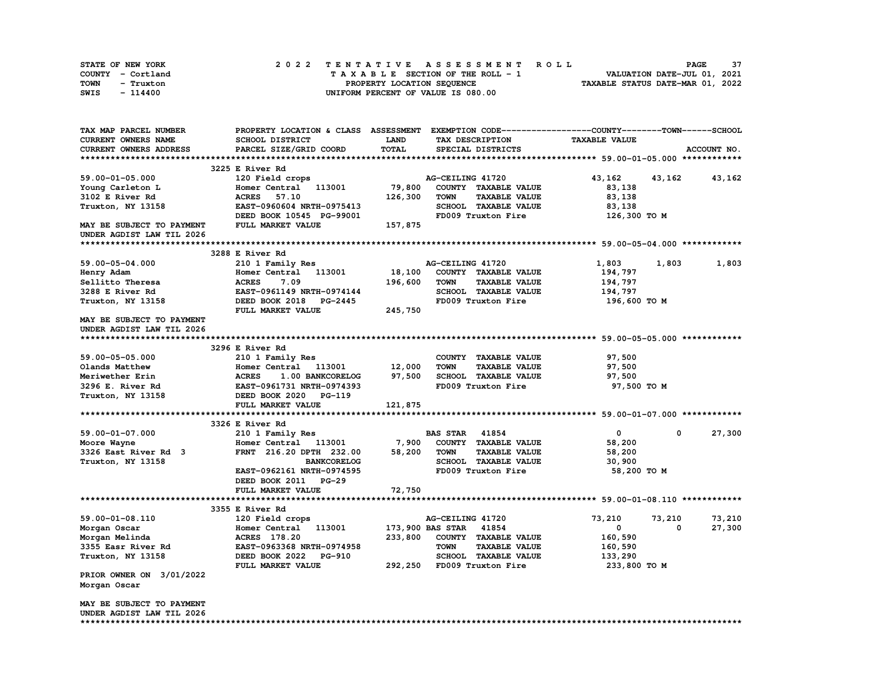STATE OF NEW YORK
COUNTY - Cortland
TOWN - Truxton
SWIS - 114400

# 2022 TENTATIVE ASSESSMENT ROLL

TAXABLE SECTION OF THE ROLL - 1
PROPERTY LOCATION SEQUENCE
UNIFORM PERCENT OF VALUE IS 080.00

VALUATION DATE-JUL 01, 2021
TAXABLE STATUS DATE-MAR 01, 2022

| TAX MAP PARCEL NUMBER / CURRENT OWNERS NAME / CURRENT OWNERS ADDRESS | PROPERTY LOCATION & CLASS / SCHOOL DISTRICT / PARCEL SIZE/GRID COORD | ASSESSMENT LAND / TOTAL | EXEMPTION CODE / TAX DESCRIPTION / SPECIAL DISTRICTS | COUNTY TAXABLE VALUE | TOWN | SCHOOL | ACCOUNT NO. |
|---|---|---|---|---|---|---|---|
| **59.00-01-05.000** | 3225 E River Rd | | | | | | |
| 59.00-01-05.000 | 120 Field crops | | AG-CEILING 41720 | 43,162 | 43,162 | 43,162 | |
| Young Carleton L | Homer Central 113001 | 79,800 | COUNTY TAXABLE VALUE | 83,138 | | | |
| 3102 E River Rd | ACRES 57.10 | 126,300 | TOWN TAXABLE VALUE | 83,138 | | | |
| Truxton, NY 13158 | EAST-0960604 NRTH-0975413 | | SCHOOL TAXABLE VALUE | 83,138 | | | |
| | DEED BOOK 10545 PG-99001 | | FD009 Truxton Fire | 126,300 TO M | | | |
| MAY BE SUBJECT TO PAYMENT UNDER AGDIST LAW TIL 2026 | FULL MARKET VALUE | 157,875 | | | | | |
| **59.00-05-04.000** | 3288 E River Rd | | | | | | |
| 59.00-05-04.000 | 210 1 Family Res | | AG-CEILING 41720 | 1,803 | 1,803 | 1,803 | |
| Henry Adam | Homer Central 113001 | 18,100 | COUNTY TAXABLE VALUE | 194,797 | | | |
| Sellitto Theresa | ACRES 7.09 | 196,600 | TOWN TAXABLE VALUE | 194,797 | | | |
| 3288 E River Rd | EAST-0961149 NRTH-0974144 | | SCHOOL TAXABLE VALUE | 194,797 | | | |
| Truxton, NY 13158 | DEED BOOK 2018 PG-2445 | | FD009 Truxton Fire | 196,600 TO M | | | |
| MAY BE SUBJECT TO PAYMENT UNDER AGDIST LAW TIL 2026 | FULL MARKET VALUE | 245,750 | | | | | |
| **59.00-05-05.000** | 3296 E River Rd | | | | | | |
| 59.00-05-05.000 | 210 1 Family Res | | COUNTY TAXABLE VALUE | 97,500 | | | |
| Olands Matthew | Homer Central 113001 | 12,000 | TOWN TAXABLE VALUE | 97,500 | | | |
| Meriwether Erin | ACRES 1.00 BANKCORELOG | 97,500 | SCHOOL TAXABLE VALUE | 97,500 | | | |
| 3296 E. River Rd | EAST-0961731 NRTH-0974393 | | FD009 Truxton Fire | 97,500 TO M | | | |
| Truxton, NY 13158 | DEED BOOK 2020 PG-119 | | | | | | |
| | FULL MARKET VALUE | 121,875 | | | | | |
| **59.00-01-07.000** | 3326 E River Rd | | | | | | |
| 59.00-01-07.000 | 210 1 Family Res | | BAS STAR 41854 | 0 | 0 | 27,300 | |
| Moore Wayne | Homer Central 113001 | 7,900 | COUNTY TAXABLE VALUE | 58,200 | | | |
| 3326 East River Rd 3 | FRNT 216.20 DPTH 232.00 | 58,200 | TOWN TAXABLE VALUE | 58,200 | | | |
| Truxton, NY 13158 | BANKCORELOG | | SCHOOL TAXABLE VALUE | 30,900 | | | |
| | EAST-0962161 NRTH-0974595 | | FD009 Truxton Fire | 58,200 TO M | | | |
| | DEED BOOK 2011 PG-29 | | | | | | |
| | FULL MARKET VALUE | 72,750 | | | | | |
| **59.00-01-08.110** | 3355 E River Rd | | | | | | |
| 59.00-01-08.110 | 120 Field crops | | AG-CEILING 41720 | 73,210 | 73,210 | 73,210 | |
| Morgan Oscar | Homer Central 113001 | 173,900 | BAS STAR 41854 | 0 | 0 | 27,300 | |
| Morgan Melinda | ACRES 178.20 | 233,800 | COUNTY TAXABLE VALUE | 160,590 | | | |
| 3355 Easr River Rd | EAST-0963368 NRTH-0974958 | | TOWN TAXABLE VALUE | 160,590 | | | |
| Truxton, NY 13158 | DEED BOOK 2022 PG-910 | | SCHOOL TAXABLE VALUE | 133,290 | | | |
| | FULL MARKET VALUE | 292,250 | FD009 Truxton Fire | 233,800 TO M | | | |
| PRIOR OWNER ON 3/01/2022 Morgan Oscar | | | | | | | |
| MAY BE SUBJECT TO PAYMENT UNDER AGDIST LAW TIL 2026 | | | | | | | |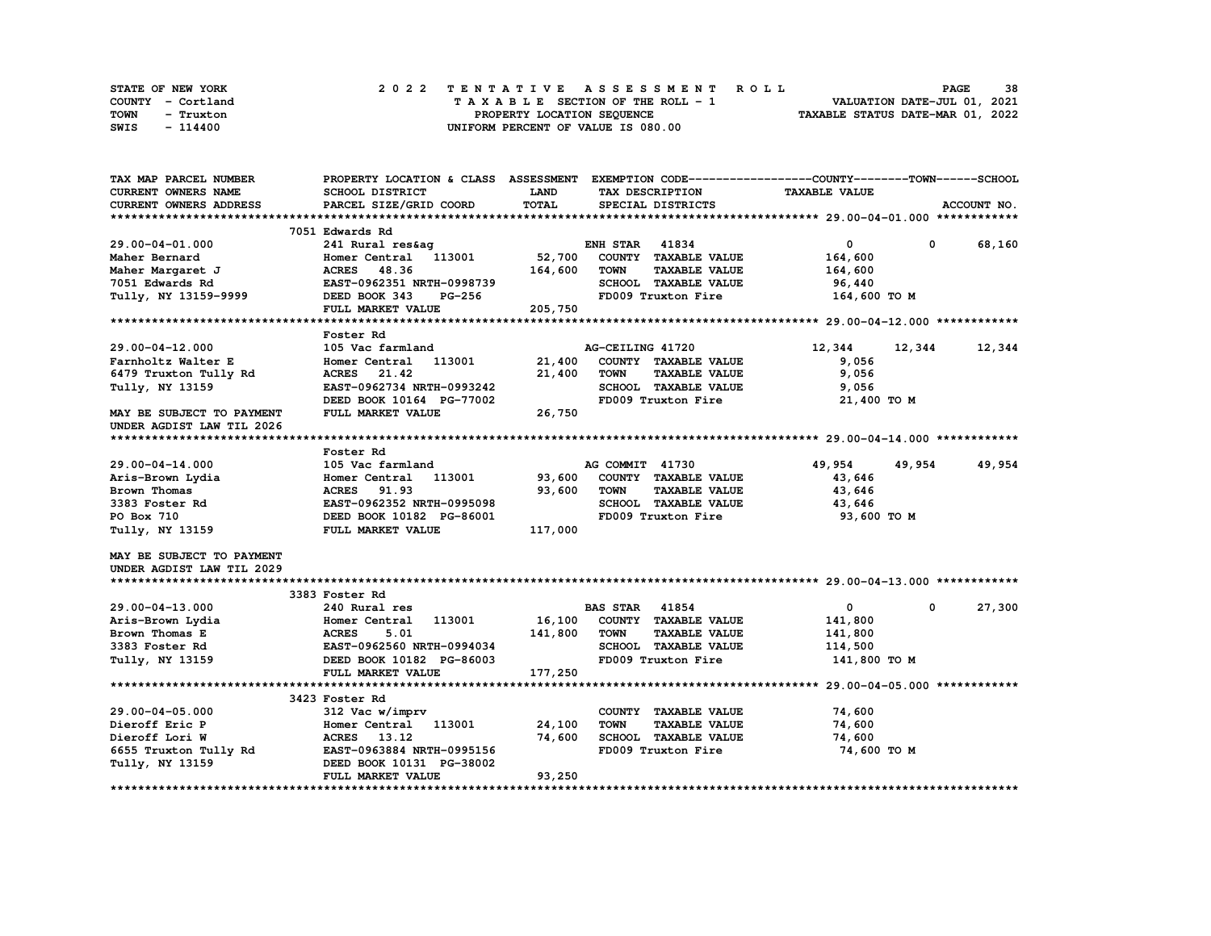STATE OF NEW YORK — 2022 TENTATIVE ASSESSMENT ROLL
COUNTY - Cortland — TAXABLE SECTION OF THE ROLL - 1 — VALUATION DATE-JUL 01, 2021
TOWN - Truxton — PROPERTY LOCATION SEQUENCE — TAXABLE STATUS DATE-MAR 01, 2022
SWIS - 114400 — UNIFORM PERCENT OF VALUE IS 080.00

| TAX MAP PARCEL NUMBER / CURRENT OWNERS NAME / CURRENT OWNERS ADDRESS | PROPERTY LOCATION & CLASS / SCHOOL DISTRICT / PARCEL SIZE/GRID COORD | ASSESSMENT LAND / TOTAL | EXEMPTION CODE / TAX DESCRIPTION / SPECIAL DISTRICTS | COUNTY / TAXABLE VALUE | TOWN | SCHOOL / ACCOUNT NO. |
|---|---|---|---|---|---|---|
| **29.00-04-01.000** | 7051 Edwards Rd | | | | | |
| | 241 Rural res&ag | | ENH STAR 41834 | 0 | 0 | 68,160 |
| Maher Bernard | Homer Central 113001 | 52,700 | COUNTY TAXABLE VALUE | 164,600 | | |
| Maher Margaret J | ACRES 48.36 | 164,600 | TOWN TAXABLE VALUE | 164,600 | | |
| 7051 Edwards Rd | EAST-0962351 NRTH-0998739 | | SCHOOL TAXABLE VALUE | 96,440 | | |
| Tully, NY 13159-9999 | DEED BOOK 343 PG-256 | | FD009 Truxton Fire | 164,600 TO M | | |
| | FULL MARKET VALUE | 205,750 | | | | |
| **29.00-04-12.000** | Foster Rd | | | | | |
| | 105 Vac farmland | | AG-CEILING 41720 | 12,344 | 12,344 | 12,344 |
| Farnholtz Walter E | Homer Central 113001 | 21,400 | COUNTY TAXABLE VALUE | 9,056 | | |
| 6479 Truxton Tully Rd | ACRES 21.42 | 21,400 | TOWN TAXABLE VALUE | 9,056 | | |
| Tully, NY 13159 | EAST-0962734 NRTH-0993242 | | SCHOOL TAXABLE VALUE | 9,056 | | |
| | DEED BOOK 10164 PG-77002 | | FD009 Truxton Fire | 21,400 TO M | | |
| MAY BE SUBJECT TO PAYMENT | FULL MARKET VALUE | 26,750 | | | | |
| UNDER AGDIST LAW TIL 2026 | | | | | | |
| **29.00-04-14.000** | Foster Rd | | | | | |
| | 105 Vac farmland | | AG COMMIT 41730 | 49,954 | 49,954 | 49,954 |
| Aris-Brown Lydia | Homer Central 113001 | 93,600 | COUNTY TAXABLE VALUE | 43,646 | | |
| Brown Thomas | ACRES 91.93 | 93,600 | TOWN TAXABLE VALUE | 43,646 | | |
| 3383 Foster Rd | EAST-0962352 NRTH-0995098 | | SCHOOL TAXABLE VALUE | 43,646 | | |
| PO Box 710 | DEED BOOK 10182 PG-86001 | | FD009 Truxton Fire | 93,600 TO M | | |
| Tully, NY 13159 | FULL MARKET VALUE | 117,000 | | | | |
| MAY BE SUBJECT TO PAYMENT | | | | | | |
| UNDER AGDIST LAW TIL 2029 | | | | | | |
| **29.00-04-13.000** | 3383 Foster Rd | | | | | |
| | 240 Rural res | | BAS STAR 41854 | 0 | 0 | 27,300 |
| Aris-Brown Lydia | Homer Central 113001 | 16,100 | COUNTY TAXABLE VALUE | 141,800 | | |
| Brown Thomas E | ACRES 5.01 | 141,800 | TOWN TAXABLE VALUE | 141,800 | | |
| 3383 Foster Rd | EAST-0962560 NRTH-0994034 | | SCHOOL TAXABLE VALUE | 114,500 | | |
| Tully, NY 13159 | DEED BOOK 10182 PG-86003 | | FD009 Truxton Fire | 141,800 TO M | | |
| | FULL MARKET VALUE | 177,250 | | | | |
| **29.00-04-05.000** | 3423 Foster Rd | | | | | |
| | 312 Vac w/imprv | | COUNTY TAXABLE VALUE | 74,600 | | |
| Dieroff Eric P | Homer Central 113001 | 24,100 | TOWN TAXABLE VALUE | 74,600 | | |
| Dieroff Lori W | ACRES 13.12 | 74,600 | SCHOOL TAXABLE VALUE | 74,600 | | |
| 6655 Truxton Tully Rd | EAST-0963884 NRTH-0995156 | | FD009 Truxton Fire | 74,600 TO M | | |
| Tully, NY 13159 | DEED BOOK 10131 PG-38002 | | | | | |
| | FULL MARKET VALUE | 93,250 | | | | |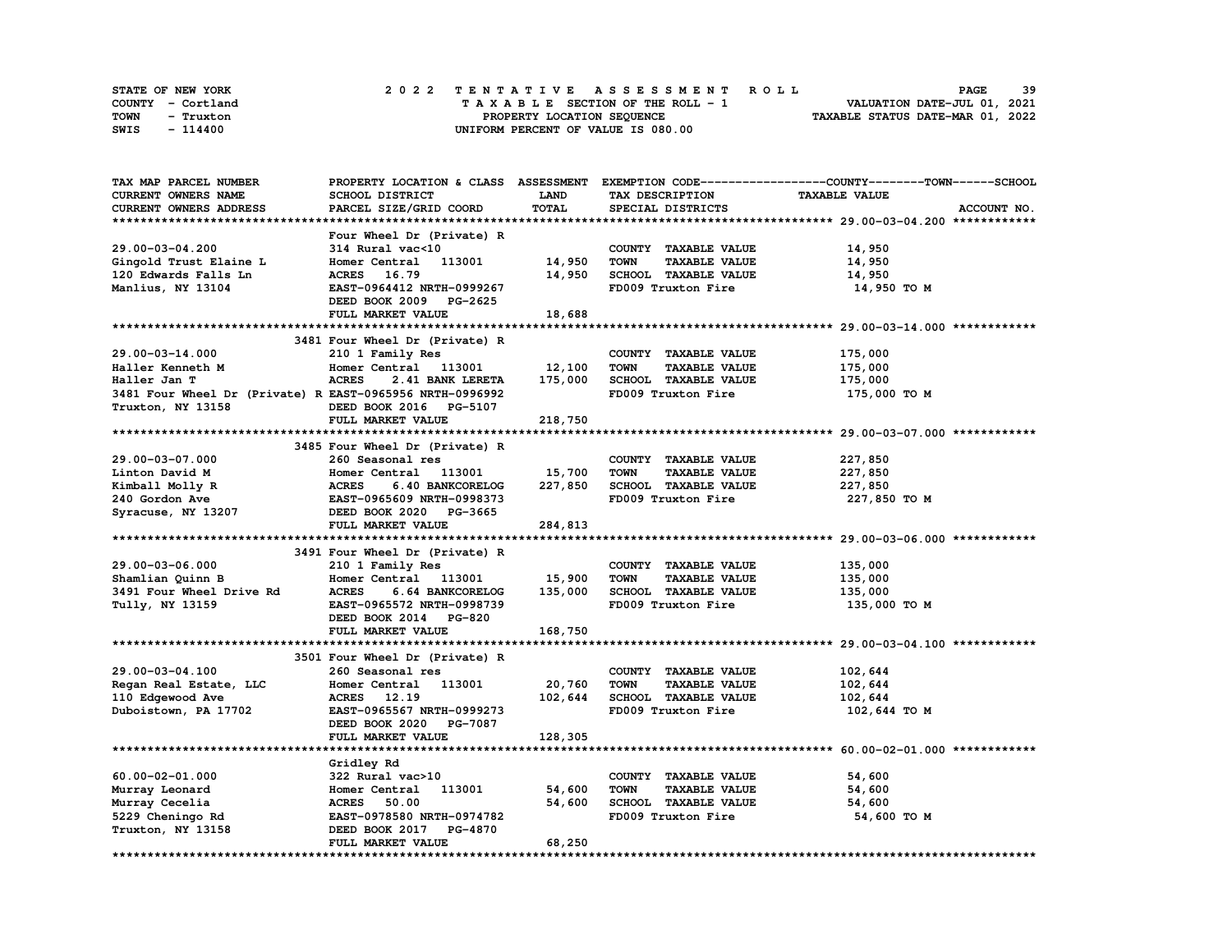STATE OF NEW YORK
COUNTY - Cortland
TOWN - Truxton
SWIS - 114400

# 2022 TENTATIVE ASSESSMENT ROLL

TAXABLE SECTION OF THE ROLL - 1
PROPERTY LOCATION SEQUENCE
UNIFORM PERCENT OF VALUE IS 080.00

VALUATION DATE-JUL 01, 2021
TAXABLE STATUS DATE-MAR 01, 2022

| TAX MAP PARCEL NUMBER / CURRENT OWNERS NAME / CURRENT OWNERS ADDRESS | PROPERTY LOCATION & CLASS / SCHOOL DISTRICT / PARCEL SIZE/GRID COORD | ASSESSMENT LAND | TOTAL | EXEMPTION CODE / TAX DESCRIPTION / SPECIAL DISTRICTS | TAXABLE VALUE (COUNTY / TOWN / SCHOOL) | ACCOUNT NO. |
|---|---|---|---|---|---|---|
| **29.00-03-04.200** | Four Wheel Dr (Private) R | | | | | |
| 29.00-03-04.200 | 314 Rural vac<10 | | | COUNTY TAXABLE VALUE | 14,950 | |
| Gingold Trust Elaine L | Homer Central 113001 | 14,950 | | TOWN TAXABLE VALUE | 14,950 | |
| 120 Edwards Falls Ln | ACRES 16.79 | | 14,950 | SCHOOL TAXABLE VALUE | 14,950 | |
| Manlius, NY 13104 | EAST-0964412 NRTH-0999267 | | | FD009 Truxton Fire | 14,950 TO M | |
| | DEED BOOK 2009 PG-2625 | | | | | |
| | FULL MARKET VALUE | | 18,688 | | | |
| **29.00-03-14.000** | 3481 Four Wheel Dr (Private) R | | | | | |
| 29.00-03-14.000 | 210 1 Family Res | | | COUNTY TAXABLE VALUE | 175,000 | |
| Haller Kenneth M | Homer Central 113001 | 12,100 | | TOWN TAXABLE VALUE | 175,000 | |
| Haller Jan T | ACRES 2.41 BANK LERETA | | 175,000 | SCHOOL TAXABLE VALUE | 175,000 | |
| 3481 Four Wheel Dr (Private) R | EAST-0965956 NRTH-0996992 | | | FD009 Truxton Fire | 175,000 TO M | |
| Truxton, NY 13158 | DEED BOOK 2016 PG-5107 | | | | | |
| | FULL MARKET VALUE | | 218,750 | | | |
| **29.00-03-07.000** | 3485 Four Wheel Dr (Private) R | | | | | |
| 29.00-03-07.000 | 260 Seasonal res | | | COUNTY TAXABLE VALUE | 227,850 | |
| Linton David M | Homer Central 113001 | 15,700 | | TOWN TAXABLE VALUE | 227,850 | |
| Kimball Molly R | ACRES 6.40 BANKCORELOG | | 227,850 | SCHOOL TAXABLE VALUE | 227,850 | |
| 240 Gordon Ave | EAST-0965609 NRTH-0998373 | | | FD009 Truxton Fire | 227,850 TO M | |
| Syracuse, NY 13207 | DEED BOOK 2020 PG-3665 | | | | | |
| | FULL MARKET VALUE | | 284,813 | | | |
| **29.00-03-06.000** | 3491 Four Wheel Dr (Private) R | | | | | |
| 29.00-03-06.000 | 210 1 Family Res | | | COUNTY TAXABLE VALUE | 135,000 | |
| Shamlian Quinn B | Homer Central 113001 | 15,900 | | TOWN TAXABLE VALUE | 135,000 | |
| 3491 Four Wheel Drive Rd | ACRES 6.64 BANKCORELOG | | 135,000 | SCHOOL TAXABLE VALUE | 135,000 | |
| Tully, NY 13159 | EAST-0965572 NRTH-0998739 | | | FD009 Truxton Fire | 135,000 TO M | |
| | DEED BOOK 2014 PG-820 | | | | | |
| | FULL MARKET VALUE | | 168,750 | | | |
| **29.00-03-04.100** | 3501 Four Wheel Dr (Private) R | | | | | |
| 29.00-03-04.100 | 260 Seasonal res | | | COUNTY TAXABLE VALUE | 102,644 | |
| Regan Real Estate, LLC | Homer Central 113001 | 20,760 | | TOWN TAXABLE VALUE | 102,644 | |
| 110 Edgewood Ave | ACRES 12.19 | | 102,644 | SCHOOL TAXABLE VALUE | 102,644 | |
| Duboistown, PA 17702 | EAST-0965567 NRTH-0999273 | | | FD009 Truxton Fire | 102,644 TO M | |
| | DEED BOOK 2020 PG-7087 | | | | | |
| | FULL MARKET VALUE | | 128,305 | | | |
| **60.00-02-01.000** | Gridley Rd | | | | | |
| 60.00-02-01.000 | 322 Rural vac>10 | | | COUNTY TAXABLE VALUE | 54,600 | |
| Murray Leonard | Homer Central 113001 | 54,600 | | TOWN TAXABLE VALUE | 54,600 | |
| Murray Cecelia | ACRES 50.00 | | 54,600 | SCHOOL TAXABLE VALUE | 54,600 | |
| 5229 Cheningo Rd | EAST-0978580 NRTH-0974782 | | | FD009 Truxton Fire | 54,600 TO M | |
| Truxton, NY 13158 | DEED BOOK 2017 PG-4870 | | | | | |
| | FULL MARKET VALUE | | 68,250 | | | |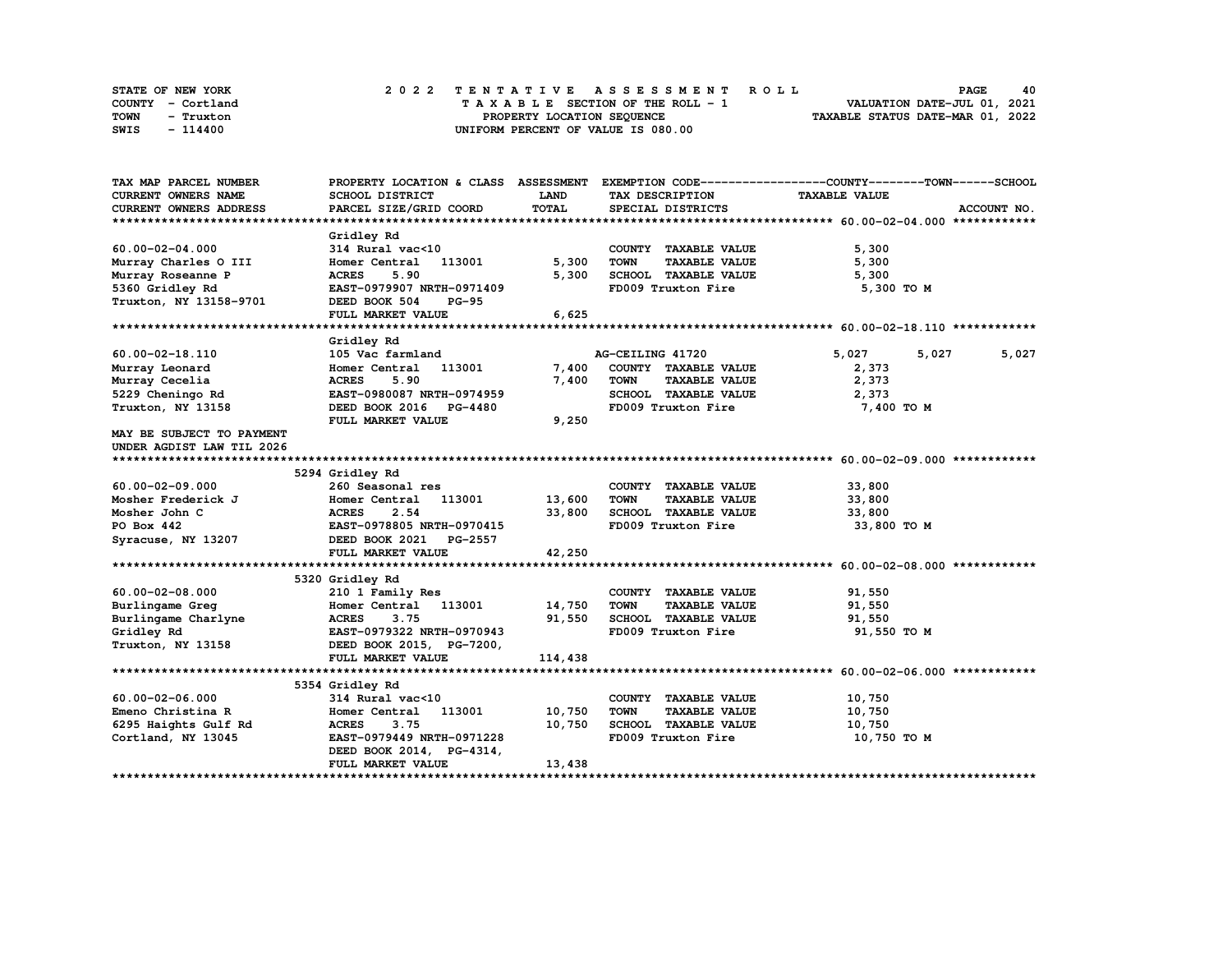STATE OF NEW YORK
COUNTY - Cortland
TOWN - Truxton
SWIS - 114400

# 2022 TENTATIVE ASSESSMENT ROLL

TAXABLE SECTION OF THE ROLL - 1
PROPERTY LOCATION SEQUENCE
UNIFORM PERCENT OF VALUE IS 080.00

VALUATION DATE-JUL 01, 2021
TAXABLE STATUS DATE-MAR 01, 2022

| TAX MAP PARCEL NUMBER / CURRENT OWNERS NAME / CURRENT OWNERS ADDRESS | PROPERTY LOCATION & CLASS / SCHOOL DISTRICT / PARCEL SIZE/GRID COORD | ASSESSMENT LAND / TOTAL | EXEMPTION CODE / TAX DESCRIPTION / SPECIAL DISTRICTS | COUNTY TAXABLE VALUE | TOWN | SCHOOL |
|---|---|---|---|---|---|---|
| **60.00-02-04.000** | Gridley Rd | | | | | |
| 60.00-02-04.000 | 314 Rural vac<10 | | COUNTY TAXABLE VALUE | 5,300 | | |
| Murray Charles O III | Homer Central 113001 | 5,300 | TOWN TAXABLE VALUE | 5,300 | | |
| Murray Roseanne P | ACRES 5.90 | 5,300 | SCHOOL TAXABLE VALUE | 5,300 | | |
| 5360 Gridley Rd | EAST-0979907 NRTH-0971409 | | FD009 Truxton Fire | 5,300 TO M | | |
| Truxton, NY 13158-9701 | DEED BOOK 504 PG-95 | | | | | |
| | FULL MARKET VALUE | 6,625 | | | | |
| **60.00-02-18.110** | Gridley Rd | | | | | |
| 60.00-02-18.110 | 105 Vac farmland | | AG-CEILING 41720 | 5,027 | 5,027 | 5,027 |
| Murray Leonard | Homer Central 113001 | 7,400 | COUNTY TAXABLE VALUE | 2,373 | | |
| Murray Cecelia | ACRES 5.90 | 7,400 | TOWN TAXABLE VALUE | 2,373 | | |
| 5229 Cheningo Rd | EAST-0980087 NRTH-0974959 | | SCHOOL TAXABLE VALUE | 2,373 | | |
| Truxton, NY 13158 | DEED BOOK 2016 PG-4480 | | FD009 Truxton Fire | 7,400 TO M | | |
| | FULL MARKET VALUE | 9,250 | | | | |
| MAY BE SUBJECT TO PAYMENT UNDER AGDIST LAW TIL 2026 | | | | | | |
| **60.00-02-09.000** | 5294 Gridley Rd | | | | | |
| 60.00-02-09.000 | 260 Seasonal res | | COUNTY TAXABLE VALUE | 33,800 | | |
| Mosher Frederick J | Homer Central 113001 | 13,600 | TOWN TAXABLE VALUE | 33,800 | | |
| Mosher John C | ACRES 2.54 | 33,800 | SCHOOL TAXABLE VALUE | 33,800 | | |
| PO Box 442 | EAST-0978805 NRTH-0970415 | | FD009 Truxton Fire | 33,800 TO M | | |
| Syracuse, NY 13207 | DEED BOOK 2021 PG-2557 | | | | | |
| | FULL MARKET VALUE | 42,250 | | | | |
| **60.00-02-08.000** | 5320 Gridley Rd | | | | | |
| 60.00-02-08.000 | 210 1 Family Res | | COUNTY TAXABLE VALUE | 91,550 | | |
| Burlingame Greg | Homer Central 113001 | 14,750 | TOWN TAXABLE VALUE | 91,550 | | |
| Burlingame Charlyne | ACRES 3.75 | 91,550 | SCHOOL TAXABLE VALUE | 91,550 | | |
| Gridley Rd | EAST-0979322 NRTH-0970943 | | FD009 Truxton Fire | 91,550 TO M | | |
| Truxton, NY 13158 | DEED BOOK 2015, PG-7200, | | | | | |
| | FULL MARKET VALUE | 114,438 | | | | |
| **60.00-02-06.000** | 5354 Gridley Rd | | | | | |
| 60.00-02-06.000 | 314 Rural vac<10 | | COUNTY TAXABLE VALUE | 10,750 | | |
| Emeno Christina R | Homer Central 113001 | 10,750 | TOWN TAXABLE VALUE | 10,750 | | |
| 6295 Haights Gulf Rd | ACRES 3.75 | 10,750 | SCHOOL TAXABLE VALUE | 10,750 | | |
| Cortland, NY 13045 | EAST-0979449 NRTH-0971228 | | FD009 Truxton Fire | 10,750 TO M | | |
| | DEED BOOK 2014, PG-4314, | | | | | |
| | FULL MARKET VALUE | 13,438 | | | | |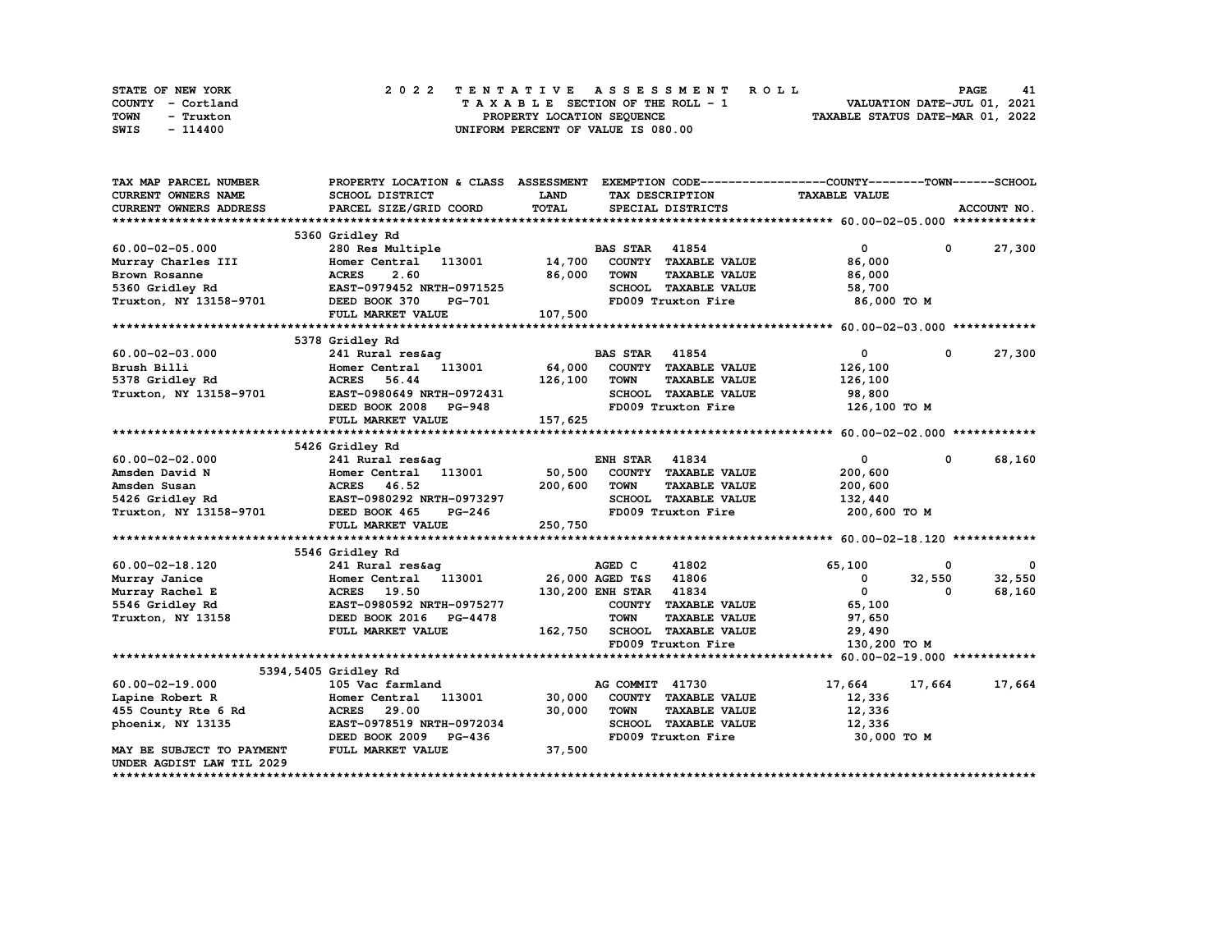STATE OF NEW YORK
COUNTY - Cortland
TOWN - Truxton
SWIS - 114400

2022 TENTATIVE ASSESSMENT ROLL
TAXABLE SECTION OF THE ROLL - 1
PROPERTY LOCATION SEQUENCE
UNIFORM PERCENT OF VALUE IS 080.00

VALUATION DATE-JUL 01, 2021
TAXABLE STATUS DATE-MAR 01, 2022

| TAX MAP PARCEL NUMBER / CURRENT OWNERS NAME / CURRENT OWNERS ADDRESS | PROPERTY LOCATION & CLASS / SCHOOL DISTRICT / PARCEL SIZE/GRID COORD | ASSESSMENT LAND / TOTAL | EXEMPTION CODE / TAX DESCRIPTION / SPECIAL DISTRICTS | COUNTY TAXABLE VALUE | TOWN | SCHOOL |
|---|---|---|---|---|---|---|
| **60.00-02-05.000** | 5360 Gridley Rd | | | | | |
| 60.00-02-05.000 | 280 Res Multiple | | BAS STAR 41854 | 0 | 0 | 27,300 |
| Murray Charles III | Homer Central 113001 | 14,700 | COUNTY TAXABLE VALUE | 86,000 | | |
| Brown Rosanne | ACRES 2.60 | 86,000 | TOWN TAXABLE VALUE | 86,000 | | |
| 5360 Gridley Rd | EAST-0979452 NRTH-0971525 | | SCHOOL TAXABLE VALUE | 58,700 | | |
| Truxton, NY 13158-9701 | DEED BOOK 370 PG-701 | | FD009 Truxton Fire | 86,000 TO M | | |
| | FULL MARKET VALUE | 107,500 | | | | |
| **60.00-02-03.000** | 5378 Gridley Rd | | | | | |
| 60.00-02-03.000 | 241 Rural res&ag | | BAS STAR 41854 | 0 | 0 | 27,300 |
| Brush Billi | Homer Central 113001 | 64,000 | COUNTY TAXABLE VALUE | 126,100 | | |
| 5378 Gridley Rd | ACRES 56.44 | 126,100 | TOWN TAXABLE VALUE | 126,100 | | |
| Truxton, NY 13158-9701 | EAST-0980649 NRTH-0972431 | | SCHOOL TAXABLE VALUE | 98,800 | | |
| | DEED BOOK 2008 PG-948 | | FD009 Truxton Fire | 126,100 TO M | | |
| | FULL MARKET VALUE | 157,625 | | | | |
| **60.00-02-02.000** | 5426 Gridley Rd | | | | | |
| 60.00-02-02.000 | 241 Rural res&ag | | ENH STAR 41834 | 0 | 0 | 68,160 |
| Amsden David N | Homer Central 113001 | 50,500 | COUNTY TAXABLE VALUE | 200,600 | | |
| Amsden Susan | ACRES 46.52 | 200,600 | TOWN TAXABLE VALUE | 200,600 | | |
| 5426 Gridley Rd | EAST-0980292 NRTH-0973297 | | SCHOOL TAXABLE VALUE | 132,440 | | |
| Truxton, NY 13158-9701 | DEED BOOK 465 PG-246 | | FD009 Truxton Fire | 200,600 TO M | | |
| | FULL MARKET VALUE | 250,750 | | | | |
| **60.00-02-18.120** | 5546 Gridley Rd | | | | | |
| 60.00-02-18.120 | 241 Rural res&ag | | AGED C 41802 | 65,100 | 0 | 0 |
| Murray Janice | Homer Central 113001 | 26,000 | AGED T&S 41806 | 0 | 32,550 | 32,550 |
| Murray Rachel E | ACRES 19.50 | 130,200 | ENH STAR 41834 | 0 | 0 | 68,160 |
| 5546 Gridley Rd | EAST-0980592 NRTH-0975277 | | COUNTY TAXABLE VALUE | 65,100 | | |
| Truxton, NY 13158 | DEED BOOK 2016 PG-4478 | | TOWN TAXABLE VALUE | 97,650 | | |
| | FULL MARKET VALUE | 162,750 | SCHOOL TAXABLE VALUE | 29,490 | | |
| | | | FD009 Truxton Fire | 130,200 TO M | | |
| **60.00-02-19.000** | 5394,5405 Gridley Rd | | | | | |
| 60.00-02-19.000 | 105 Vac farmland | | AG COMMIT 41730 | 17,664 | 17,664 | 17,664 |
| Lapine Robert R | Homer Central 113001 | 30,000 | COUNTY TAXABLE VALUE | 12,336 | | |
| 455 County Rte 6 Rd | ACRES 29.00 | 30,000 | TOWN TAXABLE VALUE | 12,336 | | |
| phoenix, NY 13135 | EAST-0978519 NRTH-0972034 | | SCHOOL TAXABLE VALUE | 12,336 | | |
| | DEED BOOK 2009 PG-436 | | FD009 Truxton Fire | 30,000 TO M | | |
| MAY BE SUBJECT TO PAYMENT | FULL MARKET VALUE | 37,500 | | | | |
| UNDER AGDIST LAW TIL 2029 | | | | | | |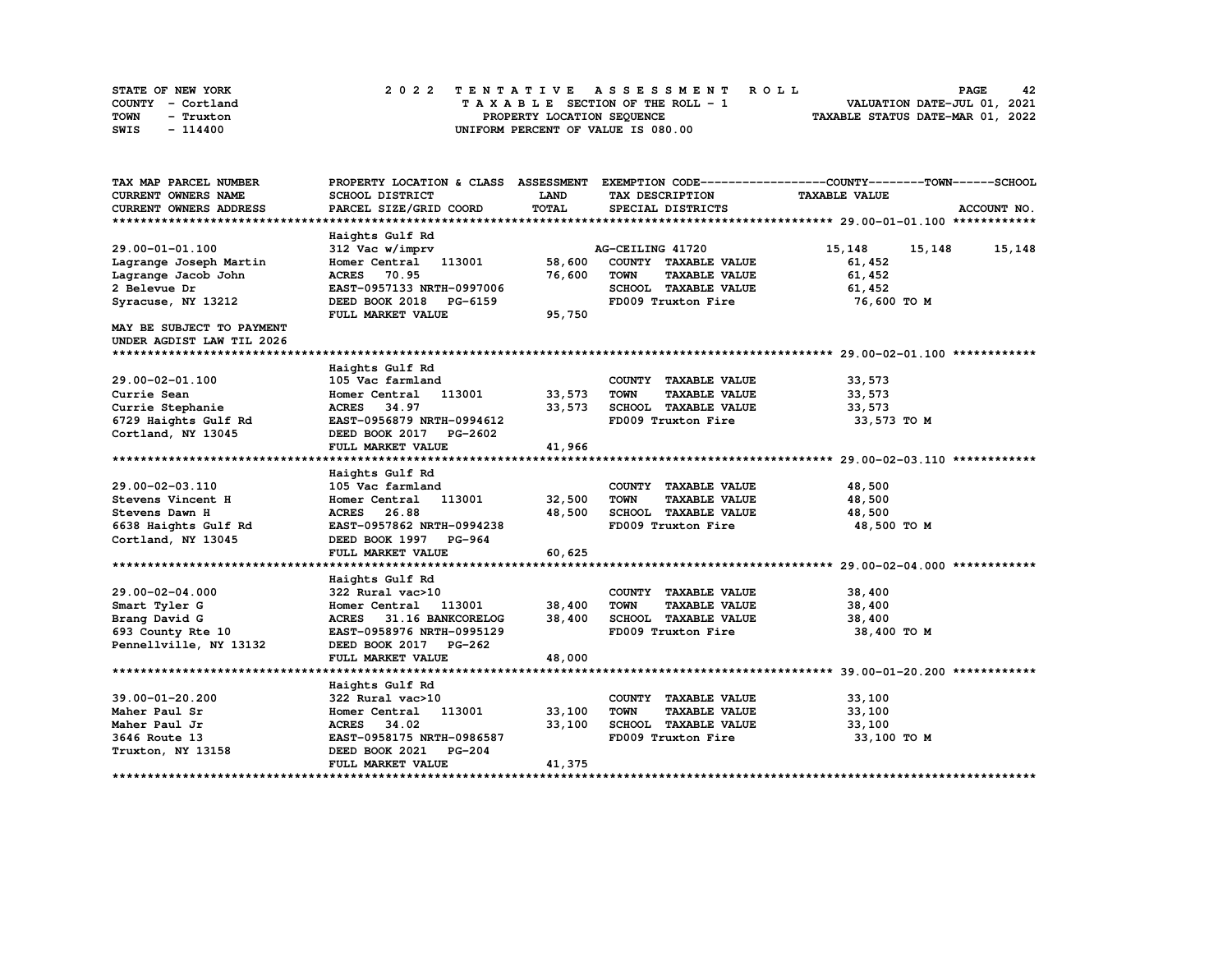STATE OF NEW YORK — COUNTY - Cortland — TOWN - Truxton — SWIS - 114400

# 2022 TENTATIVE ASSESSMENT ROLL

TAXABLE SECTION OF THE ROLL - 1
PROPERTY LOCATION SEQUENCE
UNIFORM PERCENT OF VALUE IS 080.00

VALUATION DATE-JUL 01, 2021
TAXABLE STATUS DATE-MAR 01, 2022

| TAX MAP PARCEL NUMBER / CURRENT OWNERS NAME / CURRENT OWNERS ADDRESS | PROPERTY LOCATION & CLASS / SCHOOL DISTRICT / PARCEL SIZE/GRID COORD | ASSESSMENT LAND / TOTAL | EXEMPTION CODE / TAX DESCRIPTION / SPECIAL DISTRICTS | COUNTY | TOWN | SCHOOL |
|---|---|---|---|---|---|---|
| **29.00-01-01.100** | Haights Gulf Rd | | | | | |
| | 312 Vac w/imprv | | AG-CEILING 41720 | 15,148 | 15,148 | 15,148 |
| Lagrange Joseph Martin | Homer Central 113001 | 58,600 | COUNTY TAXABLE VALUE | 61,452 | | |
| Lagrange Jacob John | ACRES 70.95 | 76,600 | TOWN TAXABLE VALUE | 61,452 | | |
| 2 Belevue Dr | EAST-0957133 NRTH-0997006 | | SCHOOL TAXABLE VALUE | 61,452 | | |
| Syracuse, NY 13212 | DEED BOOK 2018 PG-6159 | | FD009 Truxton Fire | 76,600 TO M | | |
| | FULL MARKET VALUE | 95,750 | | | | |
| MAY BE SUBJECT TO PAYMENT UNDER AGDIST LAW TIL 2026 | | | | | | |
| **29.00-02-01.100** | Haights Gulf Rd | | | | | |
| | 105 Vac farmland | | COUNTY TAXABLE VALUE | 33,573 | | |
| Currie Sean | Homer Central 113001 | 33,573 | TOWN TAXABLE VALUE | 33,573 | | |
| Currie Stephanie | ACRES 34.97 | 33,573 | SCHOOL TAXABLE VALUE | 33,573 | | |
| 6729 Haights Gulf Rd | EAST-0956879 NRTH-0994612 | | FD009 Truxton Fire | 33,573 TO M | | |
| Cortland, NY 13045 | DEED BOOK 2017 PG-2602 | | | | | |
| | FULL MARKET VALUE | 41,966 | | | | |
| **29.00-02-03.110** | Haights Gulf Rd | | | | | |
| | 105 Vac farmland | | COUNTY TAXABLE VALUE | 48,500 | | |
| Stevens Vincent H | Homer Central 113001 | 32,500 | TOWN TAXABLE VALUE | 48,500 | | |
| Stevens Dawn H | ACRES 26.88 | 48,500 | SCHOOL TAXABLE VALUE | 48,500 | | |
| 6638 Haights Gulf Rd | EAST-0957862 NRTH-0994238 | | FD009 Truxton Fire | 48,500 TO M | | |
| Cortland, NY 13045 | DEED BOOK 1997 PG-964 | | | | | |
| | FULL MARKET VALUE | 60,625 | | | | |
| **29.00-02-04.000** | Haights Gulf Rd | | | | | |
| | 322 Rural vac>10 | | COUNTY TAXABLE VALUE | 38,400 | | |
| Smart Tyler G | Homer Central 113001 | 38,400 | TOWN TAXABLE VALUE | 38,400 | | |
| Brang David G | ACRES 31.16 BANKCORELOG | 38,400 | SCHOOL TAXABLE VALUE | 38,400 | | |
| 693 County Rte 10 | EAST-0958976 NRTH-0995129 | | FD009 Truxton Fire | 38,400 TO M | | |
| Pennellville, NY 13132 | DEED BOOK 2017 PG-262 | | | | | |
| | FULL MARKET VALUE | 48,000 | | | | |
| **39.00-01-20.200** | Haights Gulf Rd | | | | | |
| | 322 Rural vac>10 | | COUNTY TAXABLE VALUE | 33,100 | | |
| Maher Paul Sr | Homer Central 113001 | 33,100 | TOWN TAXABLE VALUE | 33,100 | | |
| Maher Paul Jr | ACRES 34.02 | 33,100 | SCHOOL TAXABLE VALUE | 33,100 | | |
| 3646 Route 13 | EAST-0958175 NRTH-0986587 | | FD009 Truxton Fire | 33,100 TO M | | |
| Truxton, NY 13158 | DEED BOOK 2021 PG-204 | | | | | |
| | FULL MARKET VALUE | 41,375 | | | | |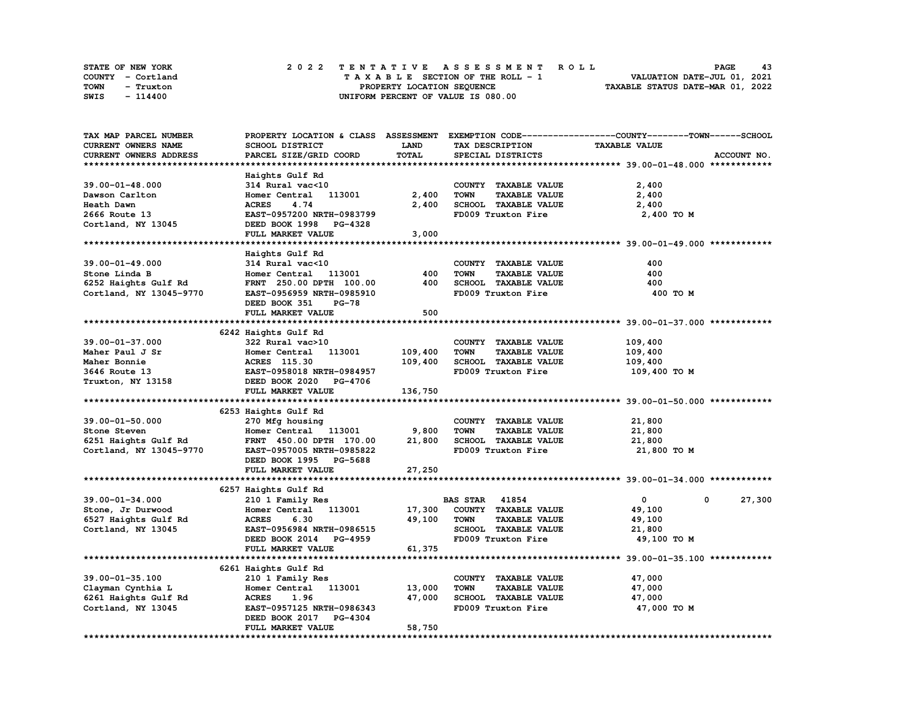STATE OF NEW YORK
COUNTY - Cortland
TOWN - Truxton
SWIS - 114400

2022 TENTATIVE ASSESSMENT ROLL
TAXABLE SECTION OF THE ROLL - 1
PROPERTY LOCATION SEQUENCE
UNIFORM PERCENT OF VALUE IS 080.00

VALUATION DATE-JUL 01, 2021
TAXABLE STATUS DATE-MAR 01, 2022

| TAX MAP PARCEL NUMBER / CURRENT OWNERS NAME / CURRENT OWNERS ADDRESS | PROPERTY LOCATION & CLASS / SCHOOL DISTRICT / PARCEL SIZE/GRID COORD | ASSESSMENT LAND / TOTAL | EXEMPTION CODE / TAX DESCRIPTION / SPECIAL DISTRICTS | COUNTY | TOWN | SCHOOL |
|---|---|---|---|---|---|---|
| **39.00-01-48.000** | Haights Gulf Rd | | | | | |
| 39.00-01-48.000 | 314 Rural vac<10 | | COUNTY TAXABLE VALUE | 2,400 | | |
| Dawson Carlton | Homer Central 113001 | 2,400 | TOWN TAXABLE VALUE | | 2,400 | |
| Heath Dawn | ACRES 4.74 | 2,400 | SCHOOL TAXABLE VALUE | | | 2,400 |
| 2666 Route 13 | EAST-0957200 NRTH-0983799 | | FD009 Truxton Fire | 2,400 TO M | | |
| Cortland, NY 13045 | DEED BOOK 1998 PG-4328 | | | | | |
| | FULL MARKET VALUE | 3,000 | | | | |
| **39.00-01-49.000** | Haights Gulf Rd | | | | | |
| 39.00-01-49.000 | 314 Rural vac<10 | | COUNTY TAXABLE VALUE | 400 | | |
| Stone Linda B | Homer Central 113001 | 400 | TOWN TAXABLE VALUE | | 400 | |
| 6252 Haights Gulf Rd | FRNT 250.00 DPTH 100.00 | 400 | SCHOOL TAXABLE VALUE | | | 400 |
| Cortland, NY 13045-9770 | EAST-0956959 NRTH-0985910 | | FD009 Truxton Fire | 400 TO M | | |
| | DEED BOOK 351 PG-78 | | | | | |
| | FULL MARKET VALUE | 500 | | | | |
| **39.00-01-37.000** | 6242 Haights Gulf Rd | | | | | |
| 39.00-01-37.000 | 322 Rural vac>10 | | COUNTY TAXABLE VALUE | 109,400 | | |
| Maher Paul J Sr | Homer Central 113001 | 109,400 | TOWN TAXABLE VALUE | | 109,400 | |
| Maher Bonnie | ACRES 115.30 | 109,400 | SCHOOL TAXABLE VALUE | | | 109,400 |
| 3646 Route 13 | EAST-0958018 NRTH-0984957 | | FD009 Truxton Fire | 109,400 TO M | | |
| Truxton, NY 13158 | DEED BOOK 2020 PG-4706 | | | | | |
| | FULL MARKET VALUE | 136,750 | | | | |
| **39.00-01-50.000** | 6253 Haights Gulf Rd | | | | | |
| 39.00-01-50.000 | 270 Mfg housing | | COUNTY TAXABLE VALUE | 21,800 | | |
| Stone Steven | Homer Central 113001 | 9,800 | TOWN TAXABLE VALUE | | 21,800 | |
| 6251 Haights Gulf Rd | FRNT 450.00 DPTH 170.00 | 21,800 | SCHOOL TAXABLE VALUE | | | 21,800 |
| Cortland, NY 13045-9770 | EAST-0957005 NRTH-0985822 | | FD009 Truxton Fire | 21,800 TO M | | |
| | DEED BOOK 1995 PG-5688 | | | | | |
| | FULL MARKET VALUE | 27,250 | | | | |
| **39.00-01-34.000** | 6257 Haights Gulf Rd | | | | | |
| 39.00-01-34.000 | 210 1 Family Res | | BAS STAR 41854 | 0 | 0 | 27,300 |
| Stone, Jr Durwood | Homer Central 113001 | 17,300 | COUNTY TAXABLE VALUE | 49,100 | | |
| 6527 Haights Gulf Rd | ACRES 6.30 | 49,100 | TOWN TAXABLE VALUE | | 49,100 | |
| Cortland, NY 13045 | EAST-0956984 NRTH-0986515 | | SCHOOL TAXABLE VALUE | | | 21,800 |
| | DEED BOOK 2014 PG-4959 | | FD009 Truxton Fire | 49,100 TO M | | |
| | FULL MARKET VALUE | 61,375 | | | | |
| **39.00-01-35.100** | 6261 Haights Gulf Rd | | | | | |
| 39.00-01-35.100 | 210 1 Family Res | | COUNTY TAXABLE VALUE | 47,000 | | |
| Clayman Cynthia L | Homer Central 113001 | 13,000 | TOWN TAXABLE VALUE | | 47,000 | |
| 6261 Haights Gulf Rd | ACRES 1.96 | 47,000 | SCHOOL TAXABLE VALUE | | | 47,000 |
| Cortland, NY 13045 | EAST-0957125 NRTH-0986343 | | FD009 Truxton Fire | 47,000 TO M | | |
| | DEED BOOK 2017 PG-4304 | | | | | |
| | FULL MARKET VALUE | 58,750 | | | | |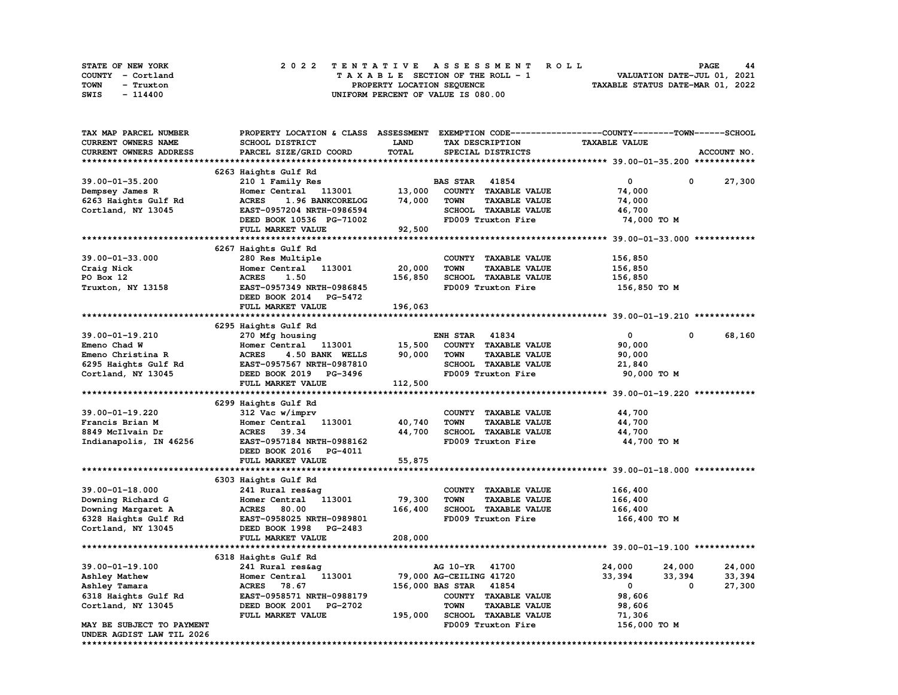STATE OF NEW YORK
COUNTY - Cortland
TOWN - Truxton
SWIS - 114400

2022 TENTATIVE ASSESSMENT ROLL
TAXABLE SECTION OF THE ROLL - 1
PROPERTY LOCATION SEQUENCE
UNIFORM PERCENT OF VALUE IS 080.00

VALUATION DATE-JUL 01, 2021
TAXABLE STATUS DATE-MAR 01, 2022

```
TAX MAP PARCEL NUMBER          PROPERTY LOCATION & CLASS  ASSESSMENT  EXEMPTION CODE------------------COUNTY--------TOWN------SCHOOL
CURRENT OWNERS NAME            SCHOOL DISTRICT              LAND      TAX DESCRIPTION            TAXABLE VALUE
CURRENT OWNERS ADDRESS         PARCEL SIZE/GRID COORD       TOTAL     SPECIAL DISTRICTS                                    ACCOUNT NO.
******************************************************************************************************* 39.00-01-35.200 ************
                               6263 Haights Gulf Rd
39.00-01-35.200                210 1 Family Res                        BAS STAR   41854              0           0      27,300
Dempsey James R                Homer Central   113001       13,000    COUNTY  TAXABLE VALUE         74,000
6263 Haights Gulf Rd           ACRES     1.96 BANKCORELOG   74,000    TOWN    TAXABLE VALUE         74,000
Cortland, NY 13045             EAST-0957204 NRTH-0986594              SCHOOL  TAXABLE VALUE         46,700
                               DEED BOOK 10536 PG-71002               FD009 Truxton Fire            74,000 TO M
                               FULL MARKET VALUE            92,500
******************************************************************************************************* 39.00-01-33.000 ************
                               6267 Haights Gulf Rd
39.00-01-33.000                280 Res Multiple                        COUNTY  TAXABLE VALUE        156,850
Craig Nick                     Homer Central   113001       20,000    TOWN    TAXABLE VALUE        156,850
PO Box 12                      ACRES     1.50              156,850    SCHOOL  TAXABLE VALUE        156,850
Truxton, NY 13158              EAST-0957349 NRTH-0986845              FD009 Truxton Fire           156,850 TO M
                               DEED BOOK 2014   PG-5472
                               FULL MARKET VALUE           196,063
******************************************************************************************************* 39.00-01-19.210 ************
                               6295 Haights Gulf Rd
39.00-01-19.210                270 Mfg housing                         ENH STAR   41834              0           0      68,160
Emeno Chad W                   Homer Central   113001       15,500    COUNTY  TAXABLE VALUE         90,000
Emeno Christina R              ACRES     4.50 BANK  WELLS   90,000    TOWN    TAXABLE VALUE         90,000
6295 Haights Gulf Rd           EAST-0957567 NRTH-0987810              SCHOOL  TAXABLE VALUE         21,840
Cortland, NY 13045             DEED BOOK 2019   PG-3496               FD009 Truxton Fire            90,000 TO M
                               FULL MARKET VALUE           112,500
******************************************************************************************************* 39.00-01-19.220 ************
                               6299 Haights Gulf Rd
39.00-01-19.220                312 Vac w/imprv                         COUNTY  TAXABLE VALUE         44,700
Francis Brian M                Homer Central   113001       40,740    TOWN    TAXABLE VALUE         44,700
8849 McIlvain Dr               ACRES    39.34               44,700    SCHOOL  TAXABLE VALUE         44,700
Indianapolis, IN 46256         EAST-0957184 NRTH-0988162              FD009 Truxton Fire            44,700 TO M
                               DEED BOOK 2016   PG-4011
                               FULL MARKET VALUE            55,875
******************************************************************************************************* 39.00-01-18.000 ************
                               6303 Haights Gulf Rd
39.00-01-18.000                241 Rural res&ag                        COUNTY  TAXABLE VALUE        166,400
Downing Richard G              Homer Central   113001       79,300    TOWN    TAXABLE VALUE        166,400
Downing Margaret A             ACRES    80.00              166,400    SCHOOL  TAXABLE VALUE        166,400
6328 Haights Gulf Rd           EAST-0958025 NRTH-0989801              FD009 Truxton Fire           166,400 TO M
Cortland, NY 13045             DEED BOOK 1998   PG-2483
                               FULL MARKET VALUE           208,000
******************************************************************************************************* 39.00-01-19.100 ************
                               6318 Haights Gulf Rd
39.00-01-19.100                241 Rural res&ag                        AG 10-YR   41700         24,000      24,000      24,000
Ashley Mathew                  Homer Central   113001       79,000 AG-CEILING 41720         33,394      33,394      33,394
Ashley Tamara                  ACRES    78.67              156,000 BAS STAR   41854              0           0      27,300
6318 Haights Gulf Rd           EAST-0958571 NRTH-0988179              COUNTY  TAXABLE VALUE         98,606
Cortland, NY 13045             DEED BOOK 2001   PG-2702               TOWN    TAXABLE VALUE         98,606
                               FULL MARKET VALUE           195,000    SCHOOL  TAXABLE VALUE         71,306
MAY BE SUBJECT TO PAYMENT                                             FD009 Truxton Fire           156,000 TO M
UNDER AGDIST LAW TIL 2026
*************************************************************************************************************************************
```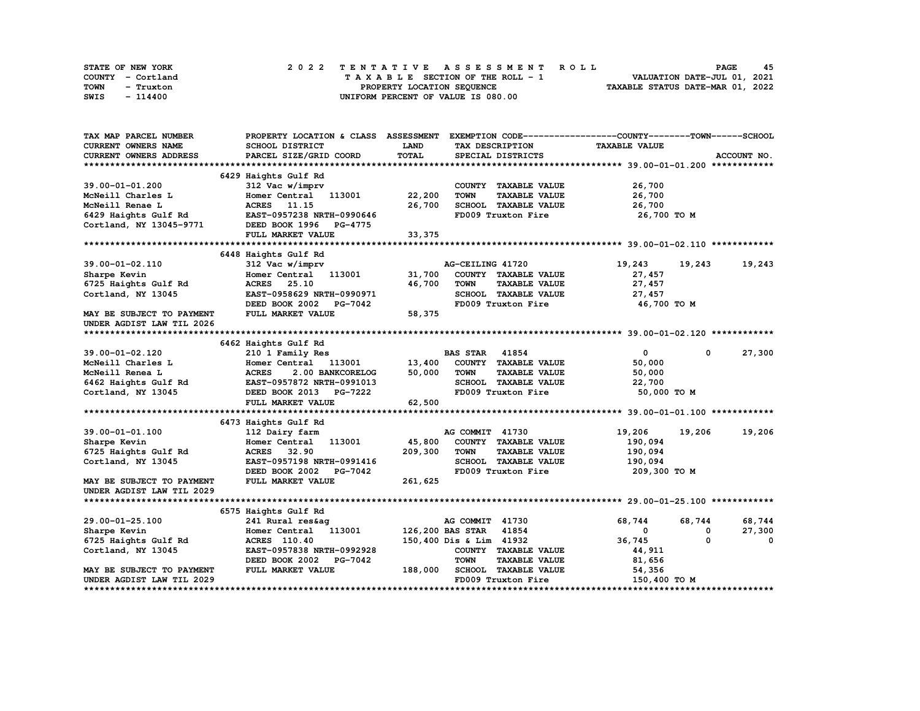STATE OF NEW YORK
COUNTY - Cortland
TOWN - Truxton
SWIS - 114400

2022 TENTATIVE ASSESSMENT ROLL
TAXABLE SECTION OF THE ROLL - 1
PROPERTY LOCATION SEQUENCE
UNIFORM PERCENT OF VALUE IS 080.00

VALUATION DATE-JUL 01, 2021
TAXABLE STATUS DATE-MAR 01, 2022

| TAX MAP PARCEL NUMBER / CURRENT OWNERS NAME / CURRENT OWNERS ADDRESS | PROPERTY LOCATION & CLASS / SCHOOL DISTRICT / PARCEL SIZE/GRID COORD | ASSESSMENT LAND | TOTAL | EXEMPTION CODE / TAX DESCRIPTION / SPECIAL DISTRICTS | COUNTY TAXABLE VALUE | TOWN | SCHOOL |
|---|---|---|---|---|---|---|---|
| **39.00-01-01.200** | 6429 Haights Gulf Rd | | | | | | |
| 39.00-01-01.200 | 312 Vac w/imprv | | | COUNTY TAXABLE VALUE | 26,700 | | |
| McNeill Charles L | Homer Central 113001 | 22,200 | | TOWN TAXABLE VALUE | 26,700 | | |
| McNeill Renae L | ACRES 11.15 | | 26,700 | SCHOOL TAXABLE VALUE | 26,700 | | |
| 6429 Haights Gulf Rd | EAST-0957238 NRTH-0990646 | | | FD009 Truxton Fire | 26,700 TO M | | |
| Cortland, NY 13045-9771 | DEED BOOK 1996 PG-4775 | | | | | | |
| | FULL MARKET VALUE | | 33,375 | | | | |
| **39.00-01-02.110** | 6448 Haights Gulf Rd | | | | | | |
| 39.00-01-02.110 | 312 Vac w/imprv | | | AG-CEILING 41720 | 19,243 | 19,243 | 19,243 |
| Sharpe Kevin | Homer Central 113001 | 31,700 | | COUNTY TAXABLE VALUE | 27,457 | | |
| 6725 Haights Gulf Rd | ACRES 25.10 | | 46,700 | TOWN TAXABLE VALUE | 27,457 | | |
| Cortland, NY 13045 | EAST-0958629 NRTH-0990971 | | | SCHOOL TAXABLE VALUE | 27,457 | | |
| | DEED BOOK 2002 PG-7042 | | | FD009 Truxton Fire | 46,700 TO M | | |
| MAY BE SUBJECT TO PAYMENT | FULL MARKET VALUE | | 58,375 | | | | |
| UNDER AGDIST LAW TIL 2026 | | | | | | | |
| **39.00-01-02.120** | 6462 Haights Gulf Rd | | | | | | |
| 39.00-01-02.120 | 210 1 Family Res | | | BAS STAR 41854 | 0 | 0 | 27,300 |
| McNeill Charles L | Homer Central 113001 | 13,400 | | COUNTY TAXABLE VALUE | 50,000 | | |
| McNeill Renea L | ACRES 2.00 BANKCORELOG | | 50,000 | TOWN TAXABLE VALUE | 50,000 | | |
| 6462 Haights Gulf Rd | EAST-0957872 NRTH-0991013 | | | SCHOOL TAXABLE VALUE | 22,700 | | |
| Cortland, NY 13045 | DEED BOOK 2013 PG-7222 | | | FD009 Truxton Fire | 50,000 TO M | | |
| | FULL MARKET VALUE | | 62,500 | | | | |
| **39.00-01-01.100** | 6473 Haights Gulf Rd | | | | | | |
| 39.00-01-01.100 | 112 Dairy farm | | | AG COMMIT 41730 | 19,206 | 19,206 | 19,206 |
| Sharpe Kevin | Homer Central 113001 | 45,800 | | COUNTY TAXABLE VALUE | 190,094 | | |
| 6725 Haights Gulf Rd | ACRES 32.90 | | 209,300 | TOWN TAXABLE VALUE | 190,094 | | |
| Cortland, NY 13045 | EAST-0957198 NRTH-0991416 | | | SCHOOL TAXABLE VALUE | 190,094 | | |
| | DEED BOOK 2002 PG-7042 | | | FD009 Truxton Fire | 209,300 TO M | | |
| MAY BE SUBJECT TO PAYMENT | FULL MARKET VALUE | | 261,625 | | | | |
| UNDER AGDIST LAW TIL 2029 | | | | | | | |
| **29.00-01-25.100** | 6575 Haights Gulf Rd | | | | | | |
| 29.00-01-25.100 | 241 Rural res&ag | | | AG COMMIT 41730 | 68,744 | 68,744 | 68,744 |
| Sharpe Kevin | Homer Central 113001 | 126,200 | | BAS STAR 41854 | 0 | 0 | 27,300 |
| 6725 Haights Gulf Rd | ACRES 110.40 | | 150,400 | Dis & Lim 41932 | 36,745 | 0 | 0 |
| Cortland, NY 13045 | EAST-0957838 NRTH-0992928 | | | COUNTY TAXABLE VALUE | 44,911 | | |
| | DEED BOOK 2002 PG-7042 | | | TOWN TAXABLE VALUE | 81,656 | | |
| MAY BE SUBJECT TO PAYMENT | FULL MARKET VALUE | | 188,000 | SCHOOL TAXABLE VALUE | 54,356 | | |
| UNDER AGDIST LAW TIL 2029 | | | | FD009 Truxton Fire | 150,400 TO M | | |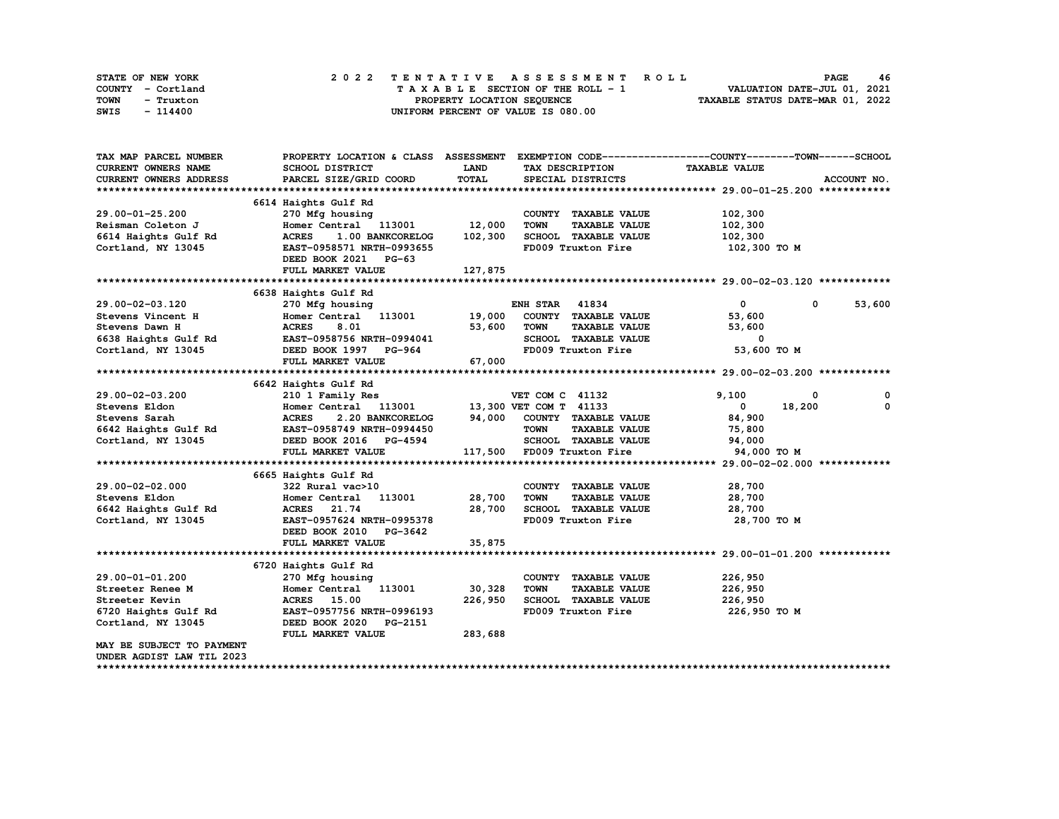STATE OF NEW YORK — COUNTY - Cortland — TOWN - Truxton — SWIS - 114400

**2022 TENTATIVE ASSESSMENT ROLL**
TAXABLE SECTION OF THE ROLL - 1
PROPERTY LOCATION SEQUENCE
UNIFORM PERCENT OF VALUE IS 080.00

VALUATION DATE-JUL 01, 2021
TAXABLE STATUS DATE-MAR 01, 2022

| TAX MAP PARCEL NUMBER / CURRENT OWNERS NAME / CURRENT OWNERS ADDRESS | PROPERTY LOCATION & CLASS / SCHOOL DISTRICT / PARCEL SIZE/GRID COORD | ASSESSMENT LAND / TOTAL | EXEMPTION CODE / TAX DESCRIPTION / SPECIAL DISTRICTS | COUNTY TAXABLE VALUE | TOWN | SCHOOL |
|---|---|---|---|---|---|---|
| **29.00-01-25.200** | 6614 Haights Gulf Rd | | | | | |
| 29.00-01-25.200 | 270 Mfg housing | | COUNTY TAXABLE VALUE | 102,300 | | |
| Reisman Coleton J | Homer Central 113001 | 12,000 | TOWN TAXABLE VALUE | 102,300 | | |
| 6614 Haights Gulf Rd | ACRES 1.00 BANKCORELOG | 102,300 | SCHOOL TAXABLE VALUE | 102,300 | | |
| Cortland, NY 13045 | EAST-0958571 NRTH-0993655 | | FD009 Truxton Fire | 102,300 TO M | | |
| | DEED BOOK 2021 PG-63 | | | | | |
| | FULL MARKET VALUE | 127,875 | | | | |
| **29.00-02-03.120** | 6638 Haights Gulf Rd | | | | | |
| 29.00-02-03.120 | 270 Mfg housing | | ENH STAR 41834 | 0 | 0 | 53,600 |
| Stevens Vincent H | Homer Central 113001 | 19,000 | COUNTY TAXABLE VALUE | 53,600 | | |
| Stevens Dawn H | ACRES 8.01 | 53,600 | TOWN TAXABLE VALUE | 53,600 | | |
| 6638 Haights Gulf Rd | EAST-0958756 NRTH-0994041 | | SCHOOL TAXABLE VALUE | 0 | | |
| Cortland, NY 13045 | DEED BOOK 1997 PG-964 | | FD009 Truxton Fire | 53,600 TO M | | |
| | FULL MARKET VALUE | 67,000 | | | | |
| **29.00-02-03.200** | 6642 Haights Gulf Rd | | | | | |
| 29.00-02-03.200 | 210 1 Family Res | | VET COM C 41132 | 9,100 | 0 | 0 |
| Stevens Eldon | Homer Central 113001 | 13,300 | VET COM T 41133 | 0 | 18,200 | 0 |
| Stevens Sarah | ACRES 2.20 BANKCORELOG | 94,000 | COUNTY TAXABLE VALUE | 84,900 | | |
| 6642 Haights Gulf Rd | EAST-0958749 NRTH-0994450 | | TOWN TAXABLE VALUE | 75,800 | | |
| Cortland, NY 13045 | DEED BOOK 2016 PG-4594 | | SCHOOL TAXABLE VALUE | 94,000 | | |
| | FULL MARKET VALUE | 117,500 | FD009 Truxton Fire | 94,000 TO M | | |
| **29.00-02-02.000** | 6665 Haights Gulf Rd | | | | | |
| 29.00-02-02.000 | 322 Rural vac>10 | | COUNTY TAXABLE VALUE | 28,700 | | |
| Stevens Eldon | Homer Central 113001 | 28,700 | TOWN TAXABLE VALUE | 28,700 | | |
| 6642 Haights Gulf Rd | ACRES 21.74 | 28,700 | SCHOOL TAXABLE VALUE | 28,700 | | |
| Cortland, NY 13045 | EAST-0957624 NRTH-0995378 | | FD009 Truxton Fire | 28,700 TO M | | |
| | DEED BOOK 2010 PG-3642 | | | | | |
| | FULL MARKET VALUE | 35,875 | | | | |
| **29.00-01-01.200** | 6720 Haights Gulf Rd | | | | | |
| 29.00-01-01.200 | 270 Mfg housing | | COUNTY TAXABLE VALUE | 226,950 | | |
| Streeter Renee M | Homer Central 113001 | 30,328 | TOWN TAXABLE VALUE | 226,950 | | |
| Streeter Kevin | ACRES 15.00 | 226,950 | SCHOOL TAXABLE VALUE | 226,950 | | |
| 6720 Haights Gulf Rd | EAST-0957756 NRTH-0996193 | | FD009 Truxton Fire | 226,950 TO M | | |
| Cortland, NY 13045 | DEED BOOK 2020 PG-2151 | | | | | |
| | FULL MARKET VALUE | 283,688 | | | | |
| MAY BE SUBJECT TO PAYMENT UNDER AGDIST LAW TIL 2023 | | | | | | |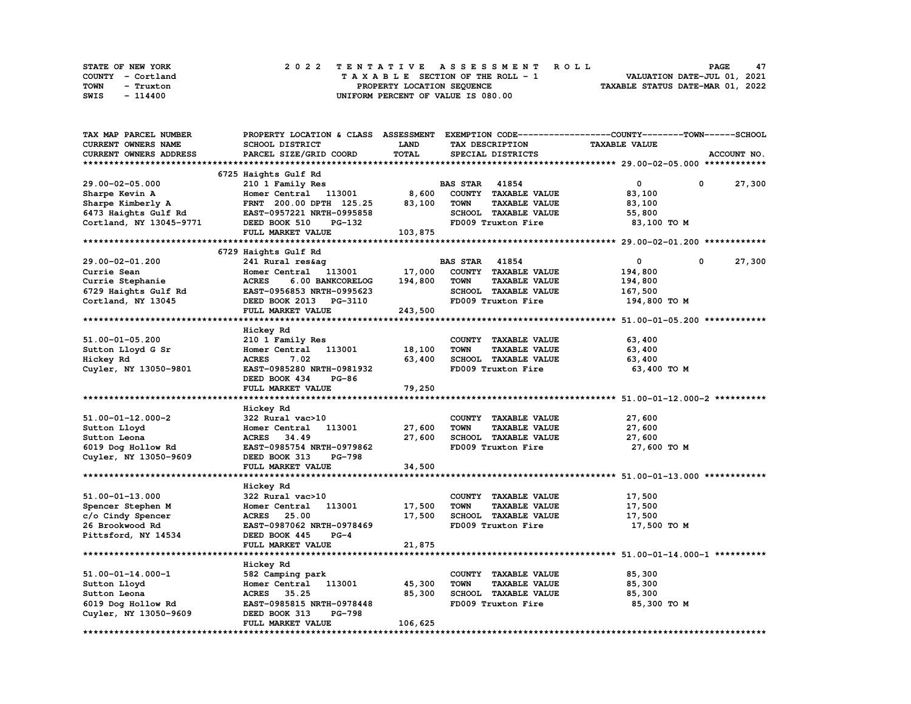STATE OF NEW YORK — 2022 TENTATIVE ASSESSMENT ROLL
COUNTY - Cortland — TAXABLE SECTION OF THE ROLL - 1 — VALUATION DATE-JUL 01, 2021
TOWN - Truxton — PROPERTY LOCATION SEQUENCE — TAXABLE STATUS DATE-MAR 01, 2022
SWIS - 114400 — UNIFORM PERCENT OF VALUE IS 080.00

| TAX MAP PARCEL NUMBER / CURRENT OWNERS NAME / CURRENT OWNERS ADDRESS | PROPERTY LOCATION & CLASS / SCHOOL DISTRICT / PARCEL SIZE/GRID COORD | ASSESSMENT LAND | TOTAL | EXEMPTION CODE / TAX DESCRIPTION / SPECIAL DISTRICTS | COUNTY | TOWN | SCHOOL / TAXABLE VALUE |
|---|---|---|---|---|---|---|---|
| **29.00-02-05.000** | 6725 Haights Gulf Rd | | | | | | |
| 29.00-02-05.000 | 210 1 Family Res | | | BAS STAR 41854 | 0 | 0 | 27,300 |
| Sharpe Kevin A | Homer Central 113001 | 8,600 | | COUNTY TAXABLE VALUE | 83,100 | | |
| Sharpe Kimberly A | FRNT 200.00 DPTH 125.25 | | 83,100 | TOWN TAXABLE VALUE | | 83,100 | |
| 6473 Haights Gulf Rd | EAST-0957221 NRTH-0995858 | | | SCHOOL TAXABLE VALUE | | | 55,800 |
| Cortland, NY 13045-9771 | DEED BOOK 510 PG-132 | | | FD009 Truxton Fire | 83,100 TO M | | |
| | FULL MARKET VALUE | | 103,875 | | | | |
| **29.00-02-01.200** | 6729 Haights Gulf Rd | | | | | | |
| 29.00-02-01.200 | 241 Rural res&ag | | | BAS STAR 41854 | 0 | 0 | 27,300 |
| Currie Sean | Homer Central 113001 | 17,000 | | COUNTY TAXABLE VALUE | 194,800 | | |
| Currie Stephanie | ACRES 6.00 BANKCORELOG | | 194,800 | TOWN TAXABLE VALUE | | 194,800 | |
| 6729 Haights Gulf Rd | EAST-0956853 NRTH-0995623 | | | SCHOOL TAXABLE VALUE | | | 167,500 |
| Cortland, NY 13045 | DEED BOOK 2013 PG-3110 | | | FD009 Truxton Fire | 194,800 TO M | | |
| | FULL MARKET VALUE | | 243,500 | | | | |
| **51.00-01-05.200** | Hickey Rd | | | | | | |
| 51.00-01-05.200 | 210 1 Family Res | | | COUNTY TAXABLE VALUE | 63,400 | | |
| Sutton Lloyd G Sr | Homer Central 113001 | 18,100 | | TOWN TAXABLE VALUE | | 63,400 | |
| Hickey Rd | ACRES 7.02 | | 63,400 | SCHOOL TAXABLE VALUE | | | 63,400 |
| Cuyler, NY 13050-9801 | EAST-0985280 NRTH-0981932 | | | FD009 Truxton Fire | 63,400 TO M | | |
| | DEED BOOK 434 PG-86 | | | | | | |
| | FULL MARKET VALUE | | 79,250 | | | | |
| **51.00-01-12.000-2** | Hickey Rd | | | | | | |
| 51.00-01-12.000-2 | 322 Rural vac>10 | | | COUNTY TAXABLE VALUE | 27,600 | | |
| Sutton Lloyd | Homer Central 113001 | 27,600 | | TOWN TAXABLE VALUE | | 27,600 | |
| Sutton Leona | ACRES 34.49 | | 27,600 | SCHOOL TAXABLE VALUE | | | 27,600 |
| 6019 Dog Hollow Rd | EAST-0985754 NRTH-0979862 | | | FD009 Truxton Fire | 27,600 TO M | | |
| Cuyler, NY 13050-9609 | DEED BOOK 313 PG-798 | | | | | | |
| | FULL MARKET VALUE | | 34,500 | | | | |
| **51.00-01-13.000** | Hickey Rd | | | | | | |
| 51.00-01-13.000 | 322 Rural vac>10 | | | COUNTY TAXABLE VALUE | 17,500 | | |
| Spencer Stephen M | Homer Central 113001 | 17,500 | | TOWN TAXABLE VALUE | | 17,500 | |
| c/o Cindy Spencer | ACRES 25.00 | | 17,500 | SCHOOL TAXABLE VALUE | | | 17,500 |
| 26 Brookwood Rd | EAST-0987062 NRTH-0978469 | | | FD009 Truxton Fire | 17,500 TO M | | |
| Pittsford, NY 14534 | DEED BOOK 445 PG-4 | | | | | | |
| | FULL MARKET VALUE | | 21,875 | | | | |
| **51.00-01-14.000-1** | Hickey Rd | | | | | | |
| 51.00-01-14.000-1 | 582 Camping park | | | COUNTY TAXABLE VALUE | 85,300 | | |
| Sutton Lloyd | Homer Central 113001 | 45,300 | | TOWN TAXABLE VALUE | | 85,300 | |
| Sutton Leona | ACRES 35.25 | | 85,300 | SCHOOL TAXABLE VALUE | | | 85,300 |
| 6019 Dog Hollow Rd | EAST-0985815 NRTH-0978448 | | | FD009 Truxton Fire | 85,300 TO M | | |
| Cuyler, NY 13050-9609 | DEED BOOK 313 PG-798 | | | | | | |
| | FULL MARKET VALUE | | 106,625 | | | | |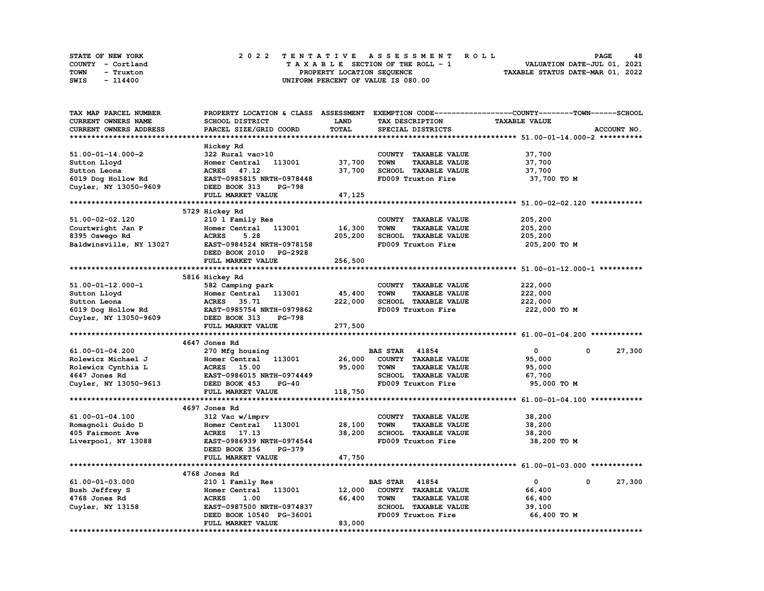STATE OF NEW YORK
COUNTY - Cortland
TOWN - Truxton
SWIS - 114400

# 2022 TENTATIVE ASSESSMENT ROLL

TAXABLE SECTION OF THE ROLL - 1
PROPERTY LOCATION SEQUENCE
UNIFORM PERCENT OF VALUE IS 080.00

VALUATION DATE-JUL 01, 2021
TAXABLE STATUS DATE-MAR 01, 2022

| TAX MAP PARCEL NUMBER / CURRENT OWNERS NAME / CURRENT OWNERS ADDRESS | PROPERTY LOCATION & CLASS / SCHOOL DISTRICT / PARCEL SIZE/GRID COORD | ASSESSMENT LAND | TOTAL | EXEMPTION CODE / TAX DESCRIPTION / SPECIAL DISTRICTS | COUNTY/TOWN TAXABLE VALUE | SCHOOL | ACCOUNT NO. |
|---|---|---|---|---|---|---|---|
| **51.00-01-14.000-2** | Hickey Rd | | | | | | |
| 51.00-01-14.000-2 | 322 Rural vac>10 | | | COUNTY TAXABLE VALUE | 37,700 | | |
| Sutton Lloyd | Homer Central 113001 | 37,700 | | TOWN TAXABLE VALUE | 37,700 | | |
| Sutton Leona | ACRES 47.12 | | 37,700 | SCHOOL TAXABLE VALUE | 37,700 | | |
| 6019 Dog Hollow Rd | EAST-0985815 NRTH-0978448 | | | FD009 Truxton Fire | 37,700 TO M | | |
| Cuyler, NY 13050-9609 | DEED BOOK 313 PG-798 | | | | | | |
| | FULL MARKET VALUE | | 47,125 | | | | |
| **51.00-02-02.120** | 5729 Hickey Rd | | | | | | |
| 51.00-02-02.120 | 210 1 Family Res | | | COUNTY TAXABLE VALUE | 205,200 | | |
| Courtwright Jan P | Homer Central 113001 | 16,300 | | TOWN TAXABLE VALUE | 205,200 | | |
| 8395 Oswego Rd | ACRES 5.28 | | 205,200 | SCHOOL TAXABLE VALUE | 205,200 | | |
| Baldwinsville, NY 13027 | EAST-0984524 NRTH-0978158 | | | FD009 Truxton Fire | 205,200 TO M | | |
| | DEED BOOK 2010 PG-2928 | | | | | | |
| | FULL MARKET VALUE | | 256,500 | | | | |
| **51.00-01-12.000-1** | 5816 Hickey Rd | | | | | | |
| 51.00-01-12.000-1 | 582 Camping park | | | COUNTY TAXABLE VALUE | 222,000 | | |
| Sutton Lloyd | Homer Central 113001 | 45,400 | | TOWN TAXABLE VALUE | 222,000 | | |
| Sutton Leona | ACRES 35.71 | | 222,000 | SCHOOL TAXABLE VALUE | 222,000 | | |
| 6019 Dog Hollow Rd | EAST-0985754 NRTH-0979862 | | | FD009 Truxton Fire | 222,000 TO M | | |
| Cuyler, NY 13050-9609 | DEED BOOK 313 PG-798 | | | | | | |
| | FULL MARKET VALUE | | 277,500 | | | | |
| **61.00-01-04.200** | 4647 Jones Rd | | | | | | |
| 61.00-01-04.200 | 270 Mfg housing | | | BAS STAR 41854 | 0 / 0 | 27,300 | |
| Rolewicz Michael J | Homer Central 113001 | 26,000 | | COUNTY TAXABLE VALUE | 95,000 | | |
| Rolewicz Cynthia L | ACRES 15.00 | | 95,000 | TOWN TAXABLE VALUE | 95,000 | | |
| 4647 Jones Rd | EAST-0986015 NRTH-0974449 | | | SCHOOL TAXABLE VALUE | 67,700 | | |
| Cuyler, NY 13050-9613 | DEED BOOK 453 PG-40 | | | FD009 Truxton Fire | 95,000 TO M | | |
| | FULL MARKET VALUE | | 118,750 | | | | |
| **61.00-01-04.100** | 4697 Jones Rd | | | | | | |
| 61.00-01-04.100 | 312 Vac w/imprv | | | COUNTY TAXABLE VALUE | 38,200 | | |
| Romagnoli Guido D | Homer Central 113001 | 28,100 | | TOWN TAXABLE VALUE | 38,200 | | |
| 405 Fairmont Ave | ACRES 17.13 | | 38,200 | SCHOOL TAXABLE VALUE | 38,200 | | |
| Liverpool, NY 13088 | EAST-0986939 NRTH-0974544 | | | FD009 Truxton Fire | 38,200 TO M | | |
| | DEED BOOK 356 PG-379 | | | | | | |
| | FULL MARKET VALUE | | 47,750 | | | | |
| **61.00-01-03.000** | 4768 Jones Rd | | | | | | |
| 61.00-01-03.000 | 210 1 Family Res | | | BAS STAR 41854 | 0 / 0 | 27,300 | |
| Bush Jeffrey S | Homer Central 113001 | 12,000 | | COUNTY TAXABLE VALUE | 66,400 | | |
| 4768 Jones Rd | ACRES 1.00 | | 66,400 | TOWN TAXABLE VALUE | 66,400 | | |
| Cuyler, NY 13158 | EAST-0987500 NRTH-0974837 | | | SCHOOL TAXABLE VALUE | 39,100 | | |
| | DEED BOOK 10540 PG-36001 | | | FD009 Truxton Fire | 66,400 TO M | | |
| | FULL MARKET VALUE | | 83,000 | | | | |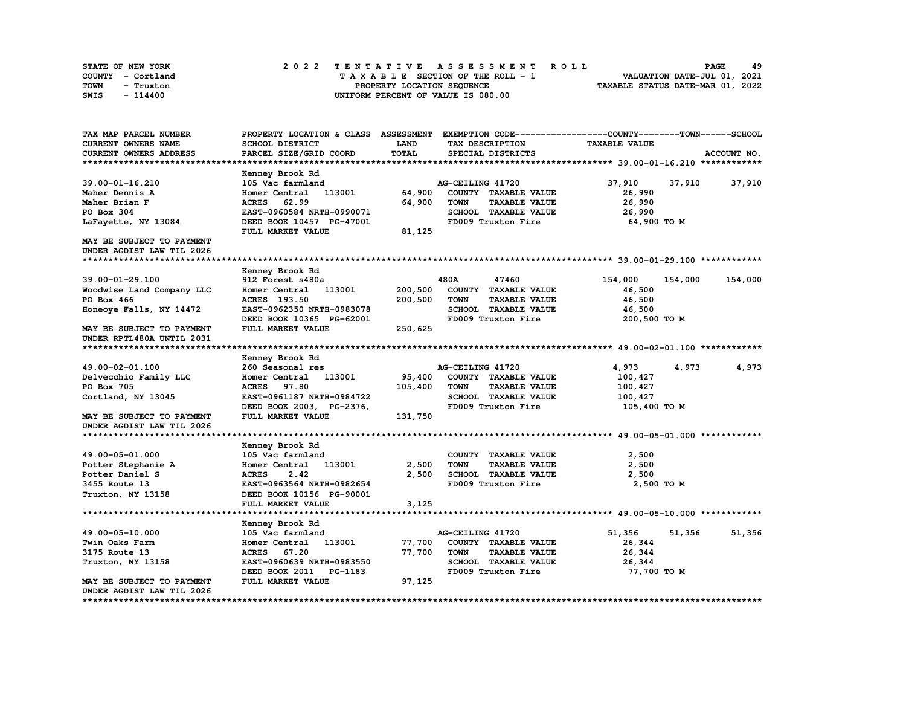STATE OF NEW YORK
COUNTY - Cortland
TOWN - Truxton
SWIS - 114400

2022 TENTATIVE ASSESSMENT ROLL
TAXABLE SECTION OF THE ROLL - 1
PROPERTY LOCATION SEQUENCE
UNIFORM PERCENT OF VALUE IS 080.00

VALUATION DATE-JUL 01, 2021
TAXABLE STATUS DATE-MAR 01, 2022

| TAX MAP PARCEL NUMBER / CURRENT OWNERS NAME / CURRENT OWNERS ADDRESS | PROPERTY LOCATION & CLASS / SCHOOL DISTRICT / PARCEL SIZE/GRID COORD | ASSESSMENT LAND / TOTAL | EXEMPTION CODE / TAX DESCRIPTION / SPECIAL DISTRICTS | COUNTY TAXABLE VALUE | TOWN | SCHOOL | ACCOUNT NO. |
|---|---|---|---|---|---|---|---|
| **39.00-01-16.210** | Kenney Brook Rd | | | | | | |
| 39.00-01-16.210 | 105 Vac farmland | | AG-CEILING 41720 | 37,910 | 37,910 | 37,910 | |
| Maher Dennis A | Homer Central 113001 | 64,900 | COUNTY TAXABLE VALUE | 26,990 | | | |
| Maher Brian F | ACRES 62.99 | 64,900 | TOWN TAXABLE VALUE | 26,990 | | | |
| PO Box 304 | EAST-0960584 NRTH-0990071 | | SCHOOL TAXABLE VALUE | 26,990 | | | |
| LaFayette, NY 13084 | DEED BOOK 10457 PG-47001 | | FD009 Truxton Fire | 64,900 TO M | | | |
| | FULL MARKET VALUE | 81,125 | | | | | |
| MAY BE SUBJECT TO PAYMENT UNDER AGDIST LAW TIL 2026 | | | | | | | |
| **39.00-01-29.100** | Kenney Brook Rd | | | | | | |
| 39.00-01-29.100 | 912 Forest s480a | | 480A 47460 | 154,000 | 154,000 | 154,000 | |
| Woodwise Land Company LLC | Homer Central 113001 | 200,500 | COUNTY TAXABLE VALUE | 46,500 | | | |
| PO Box 466 | ACRES 193.50 | 200,500 | TOWN TAXABLE VALUE | 46,500 | | | |
| Honeoye Falls, NY 14472 | EAST-0962350 NRTH-0983078 | | SCHOOL TAXABLE VALUE | 46,500 | | | |
| | DEED BOOK 10365 PG-62001 | | FD009 Truxton Fire | 200,500 TO M | | | |
| MAY BE SUBJECT TO PAYMENT UNDER RPTL480A UNTIL 2031 | FULL MARKET VALUE | 250,625 | | | | | |
| **49.00-02-01.100** | Kenney Brook Rd | | | | | | |
| 49.00-02-01.100 | 260 Seasonal res | | AG-CEILING 41720 | 4,973 | 4,973 | 4,973 | |
| Delvecchio Family LLC | Homer Central 113001 | 95,400 | COUNTY TAXABLE VALUE | 100,427 | | | |
| PO Box 705 | ACRES 97.80 | 105,400 | TOWN TAXABLE VALUE | 100,427 | | | |
| Cortland, NY 13045 | EAST-0961187 NRTH-0984722 | | SCHOOL TAXABLE VALUE | 100,427 | | | |
| | DEED BOOK 2003, PG-2376, | | FD009 Truxton Fire | 105,400 TO M | | | |
| MAY BE SUBJECT TO PAYMENT UNDER AGDIST LAW TIL 2026 | FULL MARKET VALUE | 131,750 | | | | | |
| **49.00-05-01.000** | Kenney Brook Rd | | | | | | |
| 49.00-05-01.000 | 105 Vac farmland | | COUNTY TAXABLE VALUE | 2,500 | | | |
| Potter Stephanie A | Homer Central 113001 | 2,500 | TOWN TAXABLE VALUE | 2,500 | | | |
| Potter Daniel S | ACRES 2.42 | 2,500 | SCHOOL TAXABLE VALUE | 2,500 | | | |
| 3455 Route 13 | EAST-0963564 NRTH-0982654 | | FD009 Truxton Fire | 2,500 TO M | | | |
| Truxton, NY 13158 | DEED BOOK 10156 PG-90001 | | | | | | |
| | FULL MARKET VALUE | 3,125 | | | | | |
| **49.00-05-10.000** | Kenney Brook Rd | | | | | | |
| 49.00-05-10.000 | 105 Vac farmland | | AG-CEILING 41720 | 51,356 | 51,356 | 51,356 | |
| Twin Oaks Farm | Homer Central 113001 | 77,700 | COUNTY TAXABLE VALUE | 26,344 | | | |
| 3175 Route 13 | ACRES 67.20 | 77,700 | TOWN TAXABLE VALUE | 26,344 | | | |
| Truxton, NY 13158 | EAST-0960639 NRTH-0983550 | | SCHOOL TAXABLE VALUE | 26,344 | | | |
| | DEED BOOK 2011 PG-1183 | | FD009 Truxton Fire | 77,700 TO M | | | |
| MAY BE SUBJECT TO PAYMENT UNDER AGDIST LAW TIL 2026 | FULL MARKET VALUE | 97,125 | | | | | |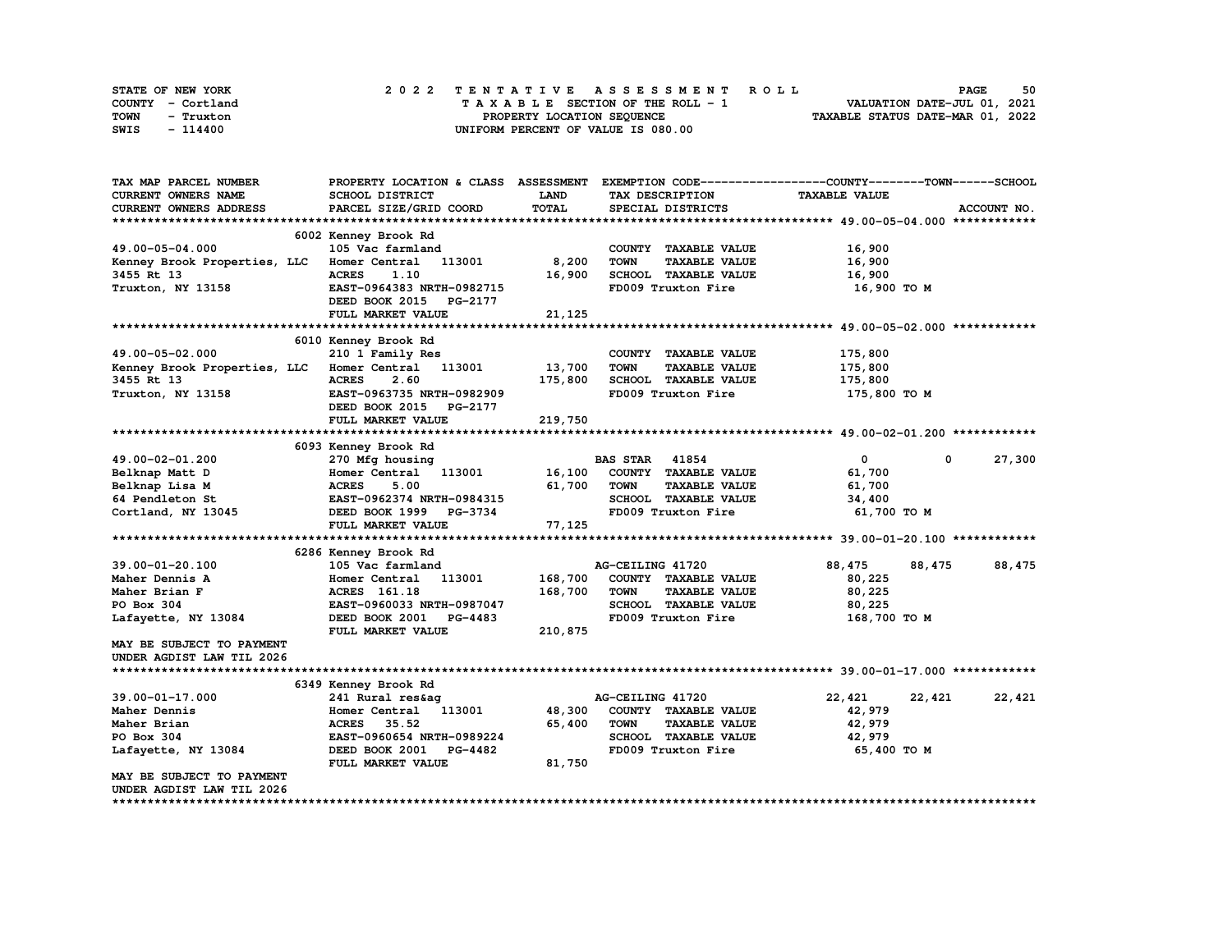STATE OF NEW YORK
COUNTY - Cortland
TOWN - Truxton
SWIS - 114400

2022 TENTATIVE ASSESSMENT ROLL
TAXABLE SECTION OF THE ROLL - 1
PROPERTY LOCATION SEQUENCE
UNIFORM PERCENT OF VALUE IS 080.00

VALUATION DATE-JUL 01, 2021
TAXABLE STATUS DATE-MAR 01, 2022

| TAX MAP PARCEL NUMBER / CURRENT OWNERS NAME / CURRENT OWNERS ADDRESS | PROPERTY LOCATION & CLASS / SCHOOL DISTRICT / PARCEL SIZE/GRID COORD | ASSESSMENT LAND / TOTAL | EXEMPTION CODE / TAX DESCRIPTION / SPECIAL DISTRICTS | COUNTY TAXABLE VALUE | TOWN | SCHOOL | ACCOUNT NO. |
|---|---|---|---|---|---|---|---|
| **49.00-05-04.000** | 6002 Kenney Brook Rd | | | | | | |
| 49.00-05-04.000 | 105 Vac farmland | | COUNTY TAXABLE VALUE | 16,900 | | | |
| Kenney Brook Properties, LLC | Homer Central 113001 | 8,200 | TOWN TAXABLE VALUE | 16,900 | | | |
| 3455 Rt 13 | ACRES 1.10 | 16,900 | SCHOOL TAXABLE VALUE | 16,900 | | | |
| Truxton, NY 13158 | EAST-0964383 NRTH-0982715 | | FD009 Truxton Fire | 16,900 TO M | | | |
| | DEED BOOK 2015 PG-2177 | | | | | | |
| | FULL MARKET VALUE | 21,125 | | | | | |
| **49.00-05-02.000** | 6010 Kenney Brook Rd | | | | | | |
| 49.00-05-02.000 | 210 1 Family Res | | COUNTY TAXABLE VALUE | 175,800 | | | |
| Kenney Brook Properties, LLC | Homer Central 113001 | 13,700 | TOWN TAXABLE VALUE | 175,800 | | | |
| 3455 Rt 13 | ACRES 2.60 | 175,800 | SCHOOL TAXABLE VALUE | 175,800 | | | |
| Truxton, NY 13158 | EAST-0963735 NRTH-0982909 | | FD009 Truxton Fire | 175,800 TO M | | | |
| | DEED BOOK 2015 PG-2177 | | | | | | |
| | FULL MARKET VALUE | 219,750 | | | | | |
| **49.00-02-01.200** | 6093 Kenney Brook Rd | | | | | | |
| 49.00-02-01.200 | 270 Mfg housing | | BAS STAR 41854 | 0 | 0 | 27,300 | |
| Belknap Matt D | Homer Central 113001 | 16,100 | COUNTY TAXABLE VALUE | 61,700 | | | |
| Belknap Lisa M | ACRES 5.00 | 61,700 | TOWN TAXABLE VALUE | 61,700 | | | |
| 64 Pendleton St | EAST-0962374 NRTH-0984315 | | SCHOOL TAXABLE VALUE | 34,400 | | | |
| Cortland, NY 13045 | DEED BOOK 1999 PG-3734 | | FD009 Truxton Fire | 61,700 TO M | | | |
| | FULL MARKET VALUE | 77,125 | | | | | |
| **39.00-01-20.100** | 6286 Kenney Brook Rd | | | | | | |
| 39.00-01-20.100 | 105 Vac farmland | | AG-CEILING 41720 | 88,475 | 88,475 | 88,475 | |
| Maher Dennis A | Homer Central 113001 | 168,700 | COUNTY TAXABLE VALUE | 80,225 | | | |
| Maher Brian F | ACRES 161.18 | 168,700 | TOWN TAXABLE VALUE | 80,225 | | | |
| PO Box 304 | EAST-0960033 NRTH-0987047 | | SCHOOL TAXABLE VALUE | 80,225 | | | |
| Lafayette, NY 13084 | DEED BOOK 2001 PG-4483 | | FD009 Truxton Fire | 168,700 TO M | | | |
| | FULL MARKET VALUE | 210,875 | | | | | |
| MAY BE SUBJECT TO PAYMENT UNDER AGDIST LAW TIL 2026 | | | | | | | |
| **39.00-01-17.000** | 6349 Kenney Brook Rd | | | | | | |
| 39.00-01-17.000 | 241 Rural res&ag | | AG-CEILING 41720 | 22,421 | 22,421 | 22,421 | |
| Maher Dennis | Homer Central 113001 | 48,300 | COUNTY TAXABLE VALUE | 42,979 | | | |
| Maher Brian | ACRES 35.52 | 65,400 | TOWN TAXABLE VALUE | 42,979 | | | |
| PO Box 304 | EAST-0960654 NRTH-0989224 | | SCHOOL TAXABLE VALUE | 42,979 | | | |
| Lafayette, NY 13084 | DEED BOOK 2001 PG-4482 | | FD009 Truxton Fire | 65,400 TO M | | | |
| | FULL MARKET VALUE | 81,750 | | | | | |
| MAY BE SUBJECT TO PAYMENT UNDER AGDIST LAW TIL 2026 | | | | | | | |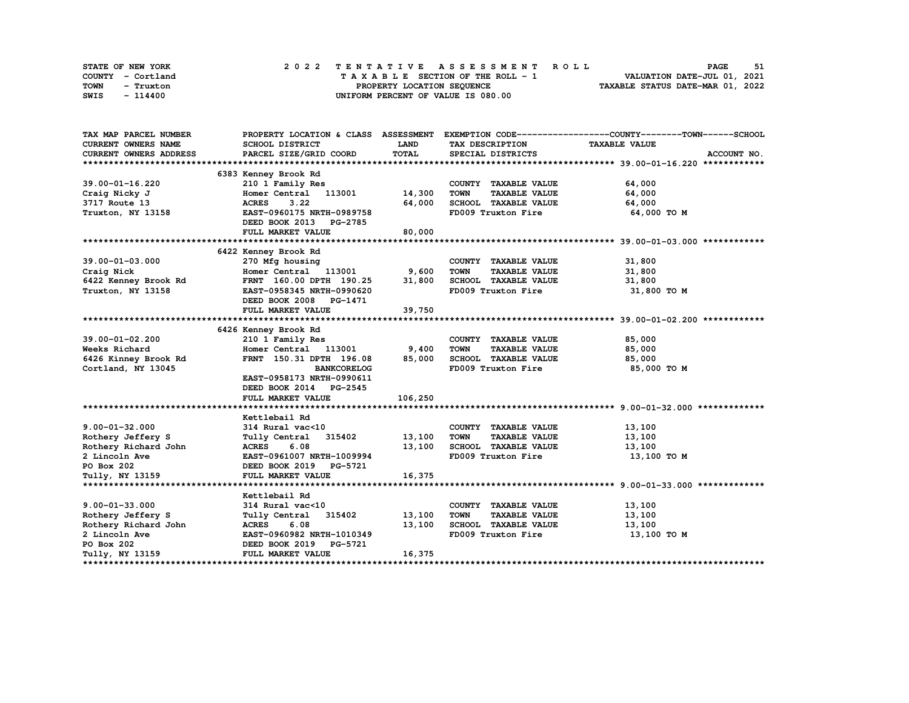STATE OF NEW YORK — COUNTY - Cortland — TOWN - Truxton — SWIS - 114400

2022 TENTATIVE ASSESSMENT ROLL
TAXABLE SECTION OF THE ROLL - 1
PROPERTY LOCATION SEQUENCE
UNIFORM PERCENT OF VALUE IS 080.00

VALUATION DATE-JUL 01, 2021
TAXABLE STATUS DATE-MAR 01, 2022

| TAX MAP PARCEL NUMBER / CURRENT OWNERS NAME / CURRENT OWNERS ADDRESS | PROPERTY LOCATION & CLASS / SCHOOL DISTRICT / PARCEL SIZE/GRID COORD | ASSESSMENT LAND / TOTAL | EXEMPTION CODE / TAX DESCRIPTION / SPECIAL DISTRICTS | TAXABLE VALUE (COUNTY / TOWN / SCHOOL) | ACCOUNT NO. |
|---|---|---|---|---|---|
| **39.00-01-16.220** | 6383 Kenney Brook Rd | | | | |
| 39.00-01-16.220 | 210 1 Family Res | | COUNTY TAXABLE VALUE | 64,000 | |
| Craig Nicky J | Homer Central 113001 | 14,300 | TOWN TAXABLE VALUE | 64,000 | |
| 3717 Route 13 | ACRES 3.22 | 64,000 | SCHOOL TAXABLE VALUE | 64,000 | |
| Truxton, NY 13158 | EAST-0960175 NRTH-0989758 | | FD009 Truxton Fire | 64,000 TO M | |
| | DEED BOOK 2013 PG-2785 | | | | |
| | FULL MARKET VALUE | 80,000 | | | |
| **39.00-01-03.000** | 6422 Kenney Brook Rd | | | | |
| 39.00-01-03.000 | 270 Mfg housing | | COUNTY TAXABLE VALUE | 31,800 | |
| Craig Nick | Homer Central 113001 | 9,600 | TOWN TAXABLE VALUE | 31,800 | |
| 6422 Kenney Brook Rd | FRNT 160.00 DPTH 190.25 | 31,800 | SCHOOL TAXABLE VALUE | 31,800 | |
| Truxton, NY 13158 | EAST-0958345 NRTH-0990620 | | FD009 Truxton Fire | 31,800 TO M | |
| | DEED BOOK 2008 PG-1471 | | | | |
| | FULL MARKET VALUE | 39,750 | | | |
| **39.00-01-02.200** | 6426 Kenney Brook Rd | | | | |
| 39.00-01-02.200 | 210 1 Family Res | | COUNTY TAXABLE VALUE | 85,000 | |
| Weeks Richard | Homer Central 113001 | 9,400 | TOWN TAXABLE VALUE | 85,000 | |
| 6426 Kinney Brook Rd | FRNT 150.31 DPTH 196.08 | 85,000 | SCHOOL TAXABLE VALUE | 85,000 | |
| Cortland, NY 13045 | BANKCORELOG | | FD009 Truxton Fire | 85,000 TO M | |
| | EAST-0958173 NRTH-0990611 | | | | |
| | DEED BOOK 2014 PG-2545 | | | | |
| | FULL MARKET VALUE | 106,250 | | | |
| **9.00-01-32.000** | Kettlebail Rd | | | | |
| 9.00-01-32.000 | 314 Rural vac<10 | | COUNTY TAXABLE VALUE | 13,100 | |
| Rothery Jeffery S | Tully Central 315402 | 13,100 | TOWN TAXABLE VALUE | 13,100 | |
| Rothery Richard John | ACRES 6.08 | 13,100 | SCHOOL TAXABLE VALUE | 13,100 | |
| 2 Lincoln Ave | EAST-0961007 NRTH-1009994 | | FD009 Truxton Fire | 13,100 TO M | |
| PO Box 202 | DEED BOOK 2019 PG-5721 | | | | |
| Tully, NY 13159 | FULL MARKET VALUE | 16,375 | | | |
| **9.00-01-33.000** | Kettlebail Rd | | | | |
| 9.00-01-33.000 | 314 Rural vac<10 | | COUNTY TAXABLE VALUE | 13,100 | |
| Rothery Jeffery S | Tully Central 315402 | 13,100 | TOWN TAXABLE VALUE | 13,100 | |
| Rothery Richard John | ACRES 6.08 | 13,100 | SCHOOL TAXABLE VALUE | 13,100 | |
| 2 Lincoln Ave | EAST-0960982 NRTH-1010349 | | FD009 Truxton Fire | 13,100 TO M | |
| PO Box 202 | DEED BOOK 2019 PG-5721 | | | | |
| Tully, NY 13159 | FULL MARKET VALUE | 16,375 | | | |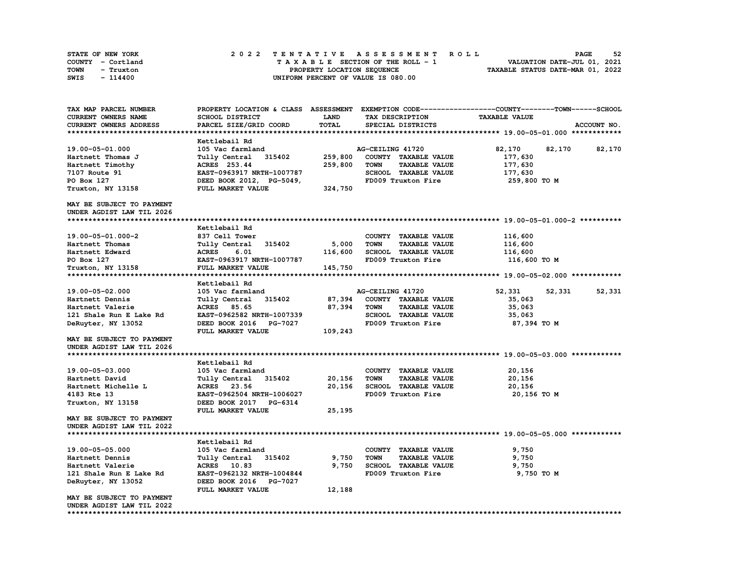STATE OF NEW YORK
COUNTY - Cortland
TOWN - Truxton
SWIS - 114400

# 2022 TENTATIVE ASSESSMENT ROLL

TAXABLE SECTION OF THE ROLL - 1
PROPERTY LOCATION SEQUENCE
UNIFORM PERCENT OF VALUE IS 080.00

VALUATION DATE-JUL 01, 2021
TAXABLE STATUS DATE-MAR 01, 2022

| TAX MAP PARCEL NUMBER / CURRENT OWNERS NAME / CURRENT OWNERS ADDRESS | PROPERTY LOCATION & CLASS / SCHOOL DISTRICT / PARCEL SIZE/GRID COORD | ASSESSMENT LAND / TOTAL | EXEMPTION CODE / TAX DESCRIPTION / SPECIAL DISTRICTS | COUNTY TAXABLE VALUE | TOWN | SCHOOL / ACCOUNT NO. |
|---|---|---|---|---|---|---|
| **19.00-05-01.000** | Kettlebail Rd | | | | | |
| 19.00-05-01.000 | 105 Vac farmland | | AG-CEILING 41720 | 82,170 | 82,170 | 82,170 |
| Hartnett Thomas J | Tully Central 315402 | 259,800 | COUNTY TAXABLE VALUE | 177,630 | | |
| Hartnett Timothy | ACRES 253.44 | 259,800 | TOWN TAXABLE VALUE | 177,630 | | |
| 7107 Route 91 | EAST-0963917 NRTH-1007787 | | SCHOOL TAXABLE VALUE | 177,630 | | |
| PO Box 127 | DEED BOOK 2012, PG-5049, | | FD009 Truxton Fire | 259,800 TO M | | |
| Truxton, NY 13158 | FULL MARKET VALUE | 324,750 | | | | |
| MAY BE SUBJECT TO PAYMENT UNDER AGDIST LAW TIL 2026 | | | | | | |
| **19.00-05-01.000-2** | Kettlebail Rd | | | | | |
| 19.00-05-01.000-2 | 837 Cell Tower | | COUNTY TAXABLE VALUE | 116,600 | | |
| Hartnett Thomas | Tully Central 315402 | 5,000 | TOWN TAXABLE VALUE | 116,600 | | |
| Hartnett Edward | ACRES 6.01 | 116,600 | SCHOOL TAXABLE VALUE | 116,600 | | |
| PO Box 127 | EAST-0963917 NRTH-1007787 | | FD009 Truxton Fire | 116,600 TO M | | |
| Truxton, NY 13158 | FULL MARKET VALUE | 145,750 | | | | |
| **19.00-05-02.000** | Kettlebail Rd | | | | | |
| 19.00-05-02.000 | 105 Vac farmland | | AG-CEILING 41720 | 52,331 | 52,331 | 52,331 |
| Hartnett Dennis | Tully Central 315402 | 87,394 | COUNTY TAXABLE VALUE | 35,063 | | |
| Hartnett Valerie | ACRES 85.65 | 87,394 | TOWN TAXABLE VALUE | 35,063 | | |
| 121 Shale Run E Lake Rd | EAST-0962582 NRTH-1007339 | | SCHOOL TAXABLE VALUE | 35,063 | | |
| DeRuyter, NY 13052 | DEED BOOK 2016 PG-7027 | | FD009 Truxton Fire | 87,394 TO M | | |
| | FULL MARKET VALUE | 109,243 | | | | |
| MAY BE SUBJECT TO PAYMENT UNDER AGDIST LAW TIL 2026 | | | | | | |
| **19.00-05-03.000** | Kettlebail Rd | | | | | |
| 19.00-05-03.000 | 105 Vac farmland | | COUNTY TAXABLE VALUE | 20,156 | | |
| Hartnett David | Tully Central 315402 | 20,156 | TOWN TAXABLE VALUE | 20,156 | | |
| Hartnett Michelle L | ACRES 23.56 | 20,156 | SCHOOL TAXABLE VALUE | 20,156 | | |
| 4183 Rte 13 | EAST-0962504 NRTH-1006027 | | FD009 Truxton Fire | 20,156 TO M | | |
| Truxton, NY 13158 | DEED BOOK 2017 PG-6314 | | | | | |
| | FULL MARKET VALUE | 25,195 | | | | |
| MAY BE SUBJECT TO PAYMENT UNDER AGDIST LAW TIL 2022 | | | | | | |
| **19.00-05-05.000** | Kettlebail Rd | | | | | |
| 19.00-05-05.000 | 105 Vac farmland | | COUNTY TAXABLE VALUE | 9,750 | | |
| Hartnett Dennis | Tully Central 315402 | 9,750 | TOWN TAXABLE VALUE | 9,750 | | |
| Hartnett Valerie | ACRES 10.83 | 9,750 | SCHOOL TAXABLE VALUE | 9,750 | | |
| 121 Shale Run E Lake Rd | EAST-0962132 NRTH-1004844 | | FD009 Truxton Fire | 9,750 TO M | | |
| DeRuyter, NY 13052 | DEED BOOK 2016 PG-7027 | | | | | |
| | FULL MARKET VALUE | 12,188 | | | | |
| MAY BE SUBJECT TO PAYMENT UNDER AGDIST LAW TIL 2022 | | | | | | |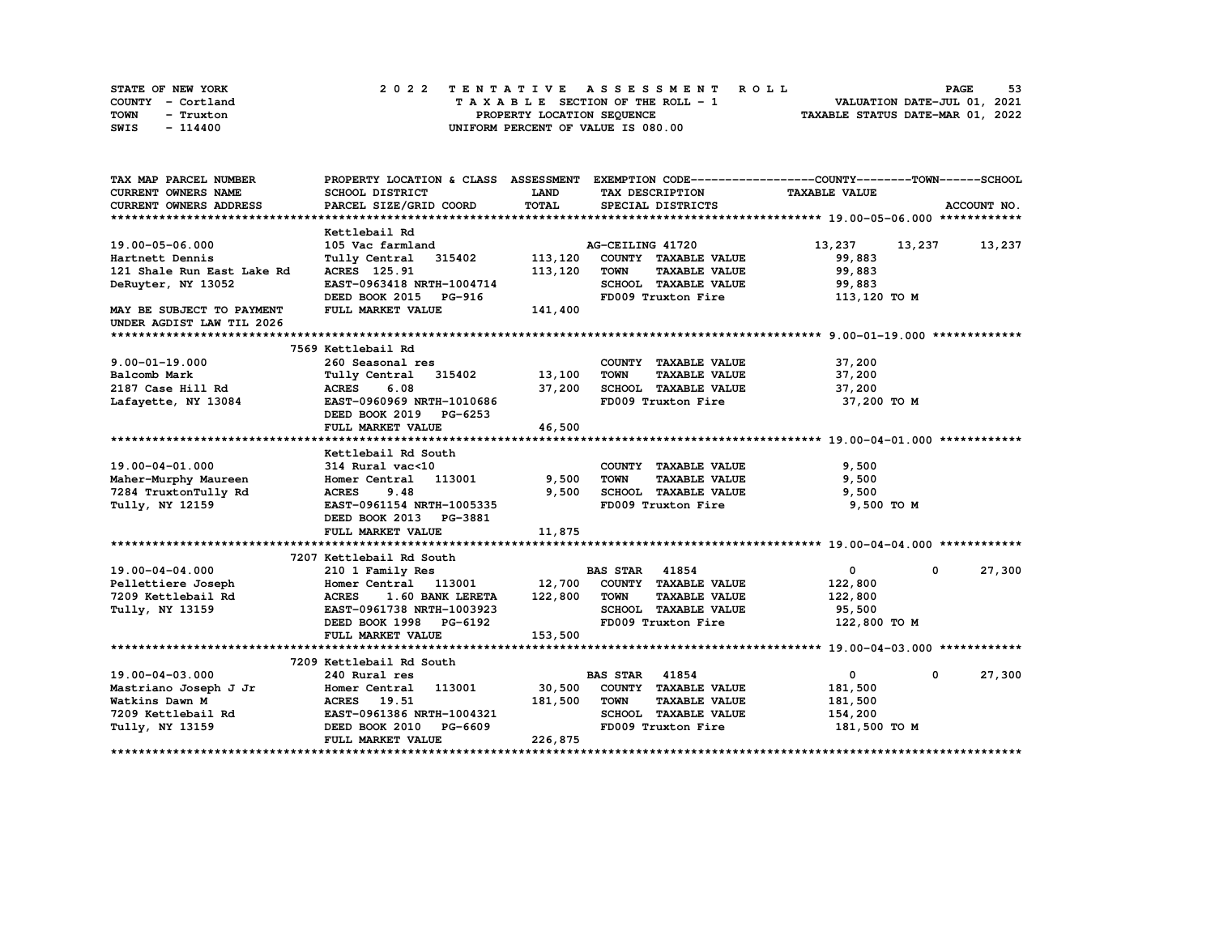STATE OF NEW YORK
COUNTY - Cortland
TOWN - Truxton
SWIS - 114400

2022 TENTATIVE ASSESSMENT ROLL
TAXABLE SECTION OF THE ROLL - 1
PROPERTY LOCATION SEQUENCE
UNIFORM PERCENT OF VALUE IS 080.00

VALUATION DATE-JUL 01, 2021
TAXABLE STATUS DATE-MAR 01, 2022

| TAX MAP PARCEL NUMBER / CURRENT OWNERS NAME / CURRENT OWNERS ADDRESS | PROPERTY LOCATION & CLASS / SCHOOL DISTRICT / PARCEL SIZE/GRID COORD | ASSESSMENT LAND / TOTAL | EXEMPTION CODE / TAX DESCRIPTION / SPECIAL DISTRICTS | COUNTY | TOWN | SCHOOL |
|---|---|---|---|---|---|---|
| **19.00-05-06.000** | Kettlebail Rd | | | | | |
| 19.00-05-06.000 | 105 Vac farmland | | AG-CEILING 41720 | 13,237 | 13,237 | 13,237 |
| Hartnett Dennis | Tully Central 315402 | 113,120 | COUNTY TAXABLE VALUE | 99,883 | | |
| 121 Shale Run East Lake Rd | ACRES 125.91 | 113,120 | TOWN TAXABLE VALUE | 99,883 | | |
| DeRuyter, NY 13052 | EAST-0963418 NRTH-1004714 | | SCHOOL TAXABLE VALUE | 99,883 | | |
| | DEED BOOK 2015 PG-916 | | FD009 Truxton Fire | 113,120 TO M | | |
| MAY BE SUBJECT TO PAYMENT UNDER AGDIST LAW TIL 2026 | FULL MARKET VALUE | 141,400 | | | | |
| **9.00-01-19.000** | 7569 Kettlebail Rd | | | | | |
| 9.00-01-19.000 | 260 Seasonal res | | COUNTY TAXABLE VALUE | 37,200 | | |
| Balcomb Mark | Tully Central 315402 | 13,100 | TOWN TAXABLE VALUE | 37,200 | | |
| 2187 Case Hill Rd | ACRES 6.08 | 37,200 | SCHOOL TAXABLE VALUE | 37,200 | | |
| Lafayette, NY 13084 | EAST-0960969 NRTH-1010686 | | FD009 Truxton Fire | 37,200 TO M | | |
| | DEED BOOK 2019 PG-6253 | | | | | |
| | FULL MARKET VALUE | 46,500 | | | | |
| **19.00-04-01.000** | Kettlebail Rd South | | | | | |
| 19.00-04-01.000 | 314 Rural vac<10 | | COUNTY TAXABLE VALUE | 9,500 | | |
| Maher-Murphy Maureen | Homer Central 113001 | 9,500 | TOWN TAXABLE VALUE | 9,500 | | |
| 7284 TruxtonTully Rd | ACRES 9.48 | 9,500 | SCHOOL TAXABLE VALUE | 9,500 | | |
| Tully, NY 12159 | EAST-0961154 NRTH-1005335 | | FD009 Truxton Fire | 9,500 TO M | | |
| | DEED BOOK 2013 PG-3881 | | | | | |
| | FULL MARKET VALUE | 11,875 | | | | |
| **19.00-04-04.000** | 7207 Kettlebail Rd South | | | | | |
| 19.00-04-04.000 | 210 1 Family Res | | BAS STAR 41854 | 0 | 0 | 27,300 |
| Pellettiere Joseph | Homer Central 113001 | 12,700 | COUNTY TAXABLE VALUE | 122,800 | | |
| 7209 Kettlebail Rd | ACRES 1.60 BANK LERETA | 122,800 | TOWN TAXABLE VALUE | 122,800 | | |
| Tully, NY 13159 | EAST-0961738 NRTH-1003923 | | SCHOOL TAXABLE VALUE | 95,500 | | |
| | DEED BOOK 1998 PG-6192 | | FD009 Truxton Fire | 122,800 TO M | | |
| | FULL MARKET VALUE | 153,500 | | | | |
| **19.00-04-03.000** | 7209 Kettlebail Rd South | | | | | |
| 19.00-04-03.000 | 240 Rural res | | BAS STAR 41854 | 0 | 0 | 27,300 |
| Mastriano Joseph J Jr | Homer Central 113001 | 30,500 | COUNTY TAXABLE VALUE | 181,500 | | |
| Watkins Dawn M | ACRES 19.51 | 181,500 | TOWN TAXABLE VALUE | 181,500 | | |
| 7209 Kettlebail Rd | EAST-0961386 NRTH-1004321 | | SCHOOL TAXABLE VALUE | 154,200 | | |
| Tully, NY 13159 | DEED BOOK 2010 PG-6609 | | FD009 Truxton Fire | 181,500 TO M | | |
| | FULL MARKET VALUE | 226,875 | | | | |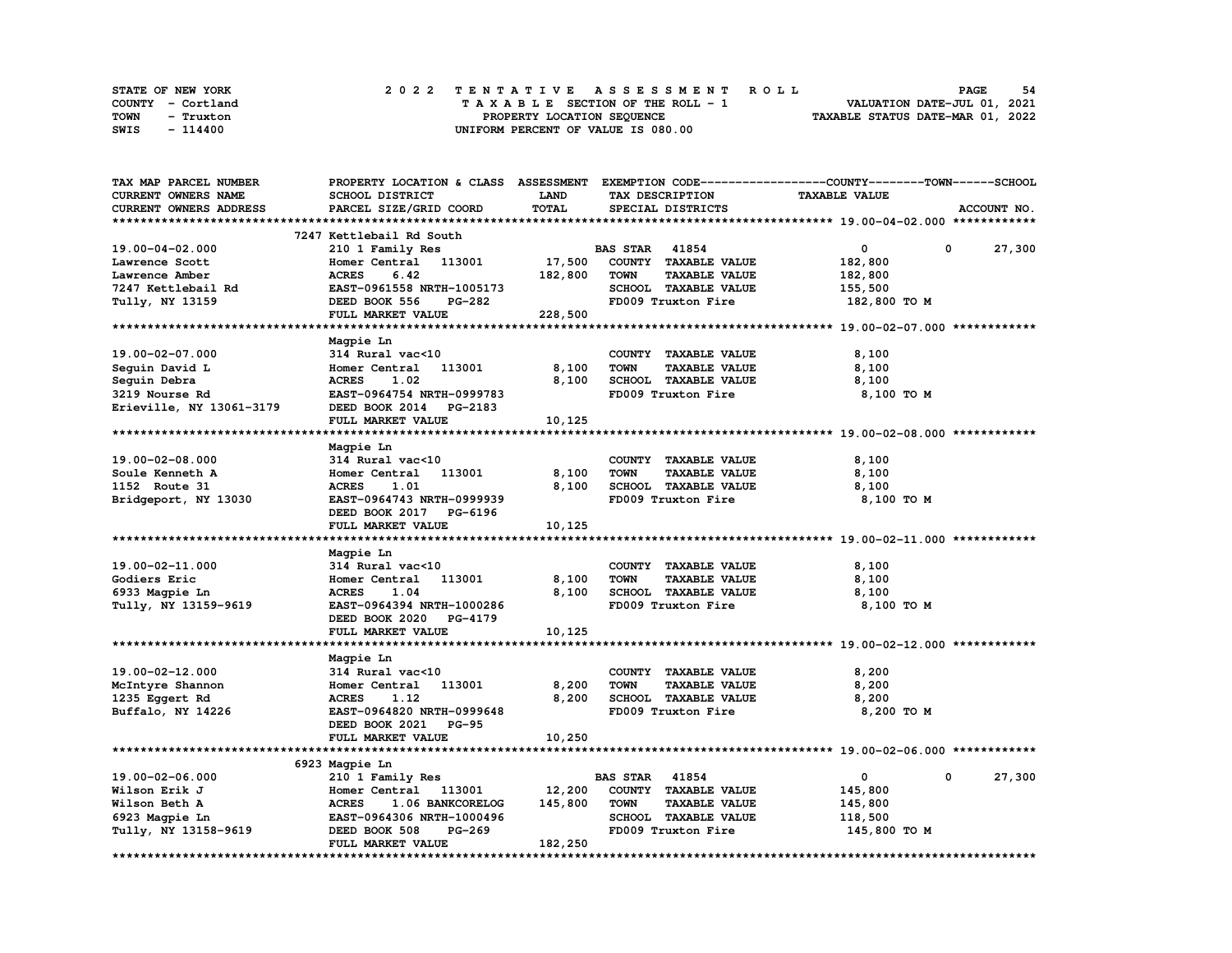STATE OF NEW YORK
COUNTY - Cortland
TOWN - Truxton
SWIS - 114400

2022 TENTATIVE ASSESSMENT ROLL
TAXABLE SECTION OF THE ROLL - 1
PROPERTY LOCATION SEQUENCE
UNIFORM PERCENT OF VALUE IS 080.00

VALUATION DATE-JUL 01, 2021
TAXABLE STATUS DATE-MAR 01, 2022

| TAX MAP PARCEL NUMBER / CURRENT OWNERS NAME / CURRENT OWNERS ADDRESS | PROPERTY LOCATION & CLASS / SCHOOL DISTRICT / PARCEL SIZE/GRID COORD | ASSESSMENT LAND / TOTAL | EXEMPTION CODE / TAX DESCRIPTION / SPECIAL DISTRICTS | COUNTY / TOWN / SCHOOL TAXABLE VALUE | ACCOUNT NO. |
|---|---|---|---|---|---|
| **19.00-04-02.000** | 7247 Kettlebail Rd South | | | | |
| 19.00-04-02.000 | 210 1 Family Res | | BAS STAR 41854 | 0 0 27,300 | |
| Lawrence Scott | Homer Central 113001 | 17,500 | COUNTY TAXABLE VALUE | 182,800 | |
| Lawrence Amber | ACRES 6.42 | 182,800 | TOWN TAXABLE VALUE | 182,800 | |
| 7247 Kettlebail Rd | EAST-0961558 NRTH-1005173 | | SCHOOL TAXABLE VALUE | 155,500 | |
| Tully, NY 13159 | DEED BOOK 556 PG-282 | | FD009 Truxton Fire | 182,800 TO M | |
| | FULL MARKET VALUE | 228,500 | | | |
| **19.00-02-07.000** | Magpie Ln | | | | |
| 19.00-02-07.000 | 314 Rural vac<10 | | COUNTY TAXABLE VALUE | 8,100 | |
| Seguin David L | Homer Central 113001 | 8,100 | TOWN TAXABLE VALUE | 8,100 | |
| Seguin Debra | ACRES 1.02 | 8,100 | SCHOOL TAXABLE VALUE | 8,100 | |
| 3219 Nourse Rd | EAST-0964754 NRTH-0999783 | | FD009 Truxton Fire | 8,100 TO M | |
| Erieville, NY 13061-3179 | DEED BOOK 2014 PG-2183 | | | | |
| | FULL MARKET VALUE | 10,125 | | | |
| **19.00-02-08.000** | Magpie Ln | | | | |
| 19.00-02-08.000 | 314 Rural vac<10 | | COUNTY TAXABLE VALUE | 8,100 | |
| Soule Kenneth A | Homer Central 113001 | 8,100 | TOWN TAXABLE VALUE | 8,100 | |
| 1152 Route 31 | ACRES 1.01 | 8,100 | SCHOOL TAXABLE VALUE | 8,100 | |
| Bridgeport, NY 13030 | EAST-0964743 NRTH-0999939 | | FD009 Truxton Fire | 8,100 TO M | |
| | DEED BOOK 2017 PG-6196 | | | | |
| | FULL MARKET VALUE | 10,125 | | | |
| **19.00-02-11.000** | Magpie Ln | | | | |
| 19.00-02-11.000 | 314 Rural vac<10 | | COUNTY TAXABLE VALUE | 8,100 | |
| Godiers Eric | Homer Central 113001 | 8,100 | TOWN TAXABLE VALUE | 8,100 | |
| 6933 Magpie Ln | ACRES 1.04 | 8,100 | SCHOOL TAXABLE VALUE | 8,100 | |
| Tully, NY 13159-9619 | EAST-0964394 NRTH-1000286 | | FD009 Truxton Fire | 8,100 TO M | |
| | DEED BOOK 2020 PG-4179 | | | | |
| | FULL MARKET VALUE | 10,125 | | | |
| **19.00-02-12.000** | Magpie Ln | | | | |
| 19.00-02-12.000 | 314 Rural vac<10 | | COUNTY TAXABLE VALUE | 8,200 | |
| McIntyre Shannon | Homer Central 113001 | 8,200 | TOWN TAXABLE VALUE | 8,200 | |
| 1235 Eggert Rd | ACRES 1.12 | 8,200 | SCHOOL TAXABLE VALUE | 8,200 | |
| Buffalo, NY 14226 | EAST-0964820 NRTH-0999648 | | FD009 Truxton Fire | 8,200 TO M | |
| | DEED BOOK 2021 PG-95 | | | | |
| | FULL MARKET VALUE | 10,250 | | | |
| **19.00-02-06.000** | 6923 Magpie Ln | | | | |
| 19.00-02-06.000 | 210 1 Family Res | | BAS STAR 41854 | 0 0 27,300 | |
| Wilson Erik J | Homer Central 113001 | 12,200 | COUNTY TAXABLE VALUE | 145,800 | |
| Wilson Beth A | ACRES 1.06 BANKCORELOG | 145,800 | TOWN TAXABLE VALUE | 145,800 | |
| 6923 Magpie Ln | EAST-0964306 NRTH-1000496 | | SCHOOL TAXABLE VALUE | 118,500 | |
| Tully, NY 13158-9619 | DEED BOOK 508 PG-269 | | FD009 Truxton Fire | 145,800 TO M | |
| | FULL MARKET VALUE | 182,250 | | | |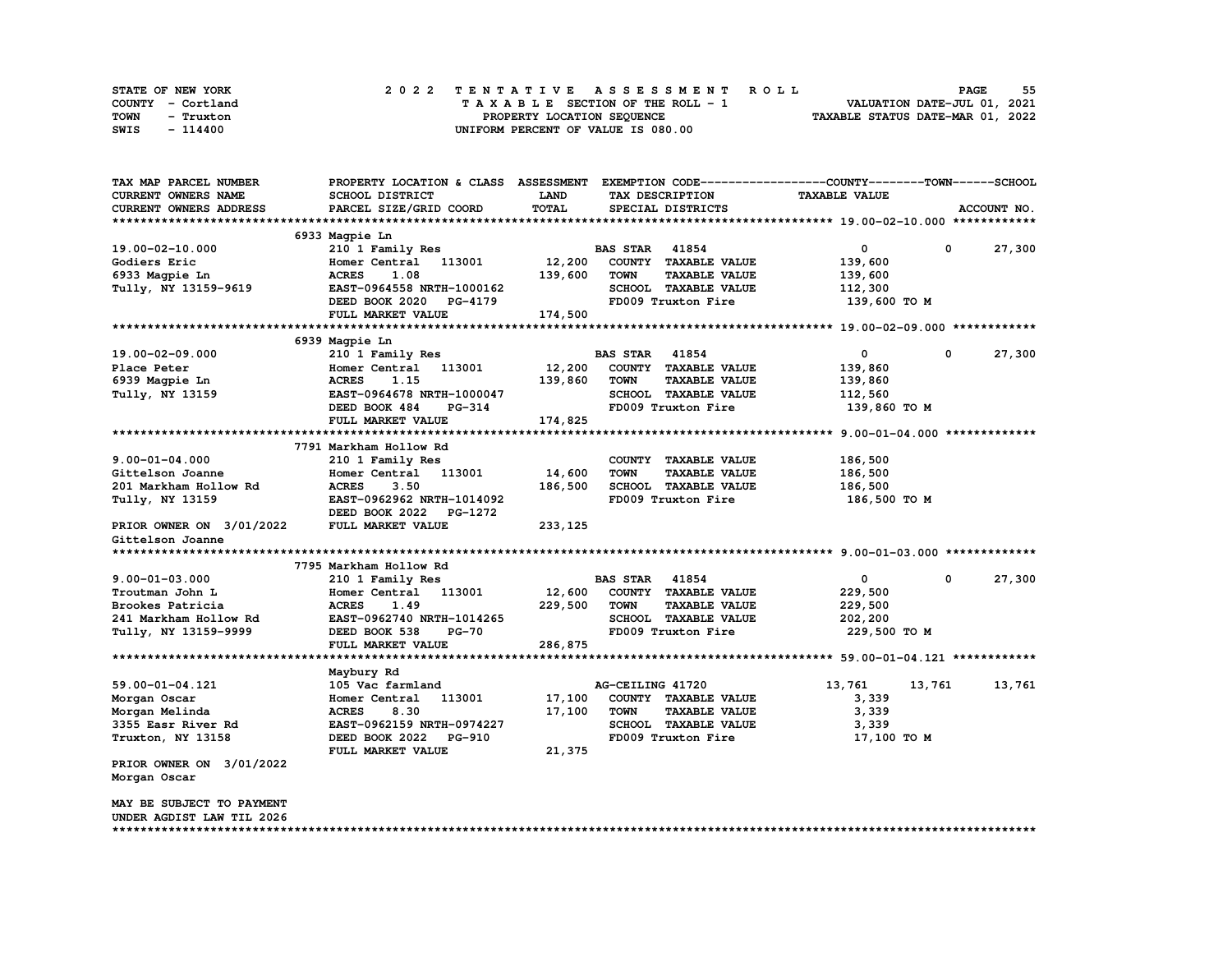STATE OF NEW YORK
COUNTY - Cortland
TOWN - Truxton
SWIS - 114400

# 2022 TENTATIVE ASSESSMENT ROLL

TAXABLE SECTION OF THE ROLL - 1
PROPERTY LOCATION SEQUENCE
UNIFORM PERCENT OF VALUE IS 080.00

VALUATION DATE-JUL 01, 2021
TAXABLE STATUS DATE-MAR 01, 2022

| TAX MAP PARCEL NUMBER / CURRENT OWNERS NAME / CURRENT OWNERS ADDRESS | PROPERTY LOCATION & CLASS / SCHOOL DISTRICT / PARCEL SIZE/GRID COORD | ASSESSMENT LAND / TOTAL | EXEMPTION CODE / TAX DESCRIPTION / SPECIAL DISTRICTS | COUNTY TAXABLE VALUE | TOWN | SCHOOL |
|---|---|---|---|---|---|---|
| **19.00-02-10.000** | 6933 Magpie Ln | | | | | |
| 19.00-02-10.000 | 210 1 Family Res | | BAS STAR 41854 | 0 | 0 | 27,300 |
| Godiers Eric | Homer Central 113001 | 12,200 | COUNTY TAXABLE VALUE | 139,600 | | |
| 6933 Magpie Ln | ACRES 1.08 | 139,600 | TOWN TAXABLE VALUE | 139,600 | | |
| Tully, NY 13159-9619 | EAST-0964558 NRTH-1000162 | | SCHOOL TAXABLE VALUE | 112,300 | | |
| | DEED BOOK 2020 PG-4179 | | FD009 Truxton Fire | 139,600 TO M | | |
| | FULL MARKET VALUE | 174,500 | | | | |
| **19.00-02-09.000** | 6939 Magpie Ln | | | | | |
| 19.00-02-09.000 | 210 1 Family Res | | BAS STAR 41854 | 0 | 0 | 27,300 |
| Place Peter | Homer Central 113001 | 12,200 | COUNTY TAXABLE VALUE | 139,860 | | |
| 6939 Magpie Ln | ACRES 1.15 | 139,860 | TOWN TAXABLE VALUE | 139,860 | | |
| Tully, NY 13159 | EAST-0964678 NRTH-1000047 | | SCHOOL TAXABLE VALUE | 112,560 | | |
| | DEED BOOK 484 PG-314 | | FD009 Truxton Fire | 139,860 TO M | | |
| | FULL MARKET VALUE | 174,825 | | | | |
| **9.00-01-04.000** | 7791 Markham Hollow Rd | | | | | |
| 9.00-01-04.000 | 210 1 Family Res | | COUNTY TAXABLE VALUE | 186,500 | | |
| Gittelson Joanne | Homer Central 113001 | 14,600 | TOWN TAXABLE VALUE | 186,500 | | |
| 201 Markham Hollow Rd | ACRES 3.50 | 186,500 | SCHOOL TAXABLE VALUE | 186,500 | | |
| Tully, NY 13159 | EAST-0962962 NRTH-1014092 | | FD009 Truxton Fire | 186,500 TO M | | |
| | DEED BOOK 2022 PG-1272 | | | | | |
| PRIOR OWNER ON 3/01/2022 | FULL MARKET VALUE | 233,125 | | | | |
| Gittelson Joanne | | | | | | |
| **9.00-01-03.000** | 7795 Markham Hollow Rd | | | | | |
| 9.00-01-03.000 | 210 1 Family Res | | BAS STAR 41854 | 0 | 0 | 27,300 |
| Troutman John L | Homer Central 113001 | 12,600 | COUNTY TAXABLE VALUE | 229,500 | | |
| Brookes Patricia | ACRES 1.49 | 229,500 | TOWN TAXABLE VALUE | 229,500 | | |
| 241 Markham Hollow Rd | EAST-0962740 NRTH-1014265 | | SCHOOL TAXABLE VALUE | 202,200 | | |
| Tully, NY 13159-9999 | DEED BOOK 538 PG-70 | | FD009 Truxton Fire | 229,500 TO M | | |
| | FULL MARKET VALUE | 286,875 | | | | |
| **59.00-01-04.121** | Maybury Rd | | | | | |
| 59.00-01-04.121 | 105 Vac farmland | | AG-CEILING 41720 | 13,761 | 13,761 | 13,761 |
| Morgan Oscar | Homer Central 113001 | 17,100 | COUNTY TAXABLE VALUE | 3,339 | | |
| Morgan Melinda | ACRES 8.30 | 17,100 | TOWN TAXABLE VALUE | 3,339 | | |
| 3355 Easr River Rd | EAST-0962159 NRTH-0974227 | | SCHOOL TAXABLE VALUE | 3,339 | | |
| Truxton, NY 13158 | DEED BOOK 2022 PG-910 | | FD009 Truxton Fire | 17,100 TO M | | |
| | FULL MARKET VALUE | 21,375 | | | | |
| PRIOR OWNER ON 3/01/2022 | | | | | | |
| Morgan Oscar | | | | | | |
| MAY BE SUBJECT TO PAYMENT | | | | | | |
| UNDER AGDIST LAW TIL 2026 | | | | | | |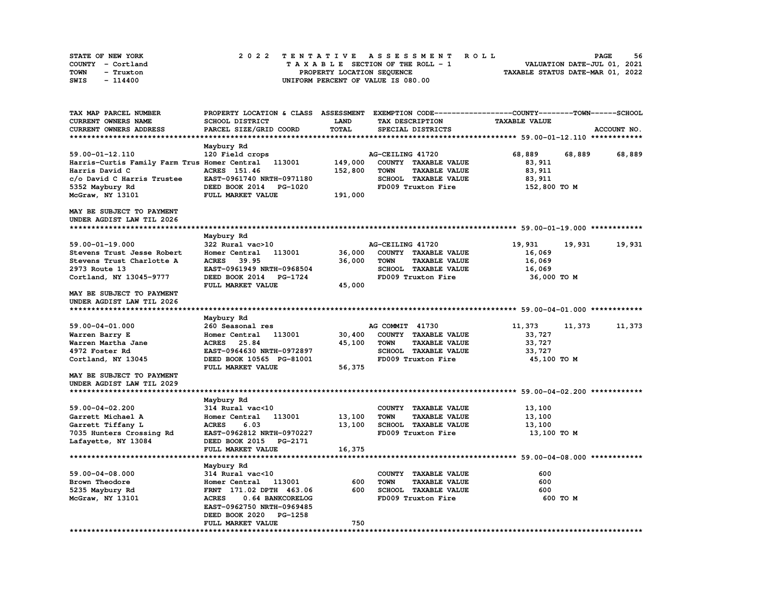STATE OF NEW YORK — 2022 TENTATIVE ASSESSMENT ROLL
COUNTY - Cortland — TAXABLE SECTION OF THE ROLL - 1 — VALUATION DATE-JUL 01, 2021
TOWN - Truxton — PROPERTY LOCATION SEQUENCE — TAXABLE STATUS DATE-MAR 01, 2022
SWIS - 114400 — UNIFORM PERCENT OF VALUE IS 080.00

| TAX MAP PARCEL NUMBER / CURRENT OWNERS NAME / CURRENT OWNERS ADDRESS | PROPERTY LOCATION & CLASS / SCHOOL DISTRICT / PARCEL SIZE/GRID COORD | ASSESSMENT LAND / TOTAL | EXEMPTION CODE / TAX DESCRIPTION / SPECIAL DISTRICTS | COUNTY TAXABLE VALUE | TOWN | SCHOOL ACCOUNT NO. |
|---|---|---|---|---|---|---|
| **59.00-01-12.110** | Maybury Rd | | | | | |
| 59.00-01-12.110 | 120 Field crops | | AG-CEILING 41720 | 68,889 | 68,889 | 68,889 |
| Harris-Curtis Family Farm Trus | Homer Central 113001 | 149,000 | COUNTY TAXABLE VALUE | 83,911 | | |
| Harris David C | ACRES 151.46 | 152,800 | TOWN TAXABLE VALUE | 83,911 | | |
| c/o David C Harris Trustee | EAST-0961740 NRTH-0971180 | | SCHOOL TAXABLE VALUE | 83,911 | | |
| 5352 Maybury Rd | DEED BOOK 2014 PG-1020 | | FD009 Truxton Fire | 152,800 TO M | | |
| McGraw, NY 13101 | FULL MARKET VALUE | 191,000 | | | | |
| MAY BE SUBJECT TO PAYMENT UNDER AGDIST LAW TIL 2026 | | | | | | |
| **59.00-01-19.000** | Maybury Rd | | | | | |
| 59.00-01-19.000 | 322 Rural vac>10 | | AG-CEILING 41720 | 19,931 | 19,931 | 19,931 |
| Stevens Trust Jesse Robert | Homer Central 113001 | 36,000 | COUNTY TAXABLE VALUE | 16,069 | | |
| Stevens Trust Charlotte A | ACRES 39.95 | 36,000 | TOWN TAXABLE VALUE | 16,069 | | |
| 2973 Route 13 | EAST-0961949 NRTH-0968504 | | SCHOOL TAXABLE VALUE | 16,069 | | |
| Cortland, NY 13045-9777 | DEED BOOK 2014 PG-1724 | | FD009 Truxton Fire | 36,000 TO M | | |
| | FULL MARKET VALUE | 45,000 | | | | |
| MAY BE SUBJECT TO PAYMENT UNDER AGDIST LAW TIL 2026 | | | | | | |
| **59.00-04-01.000** | Maybury Rd | | | | | |
| 59.00-04-01.000 | 260 Seasonal res | | AG COMMIT 41730 | 11,373 | 11,373 | 11,373 |
| Warren Barry E | Homer Central 113001 | 30,400 | COUNTY TAXABLE VALUE | 33,727 | | |
| Warren Martha Jane | ACRES 25.84 | 45,100 | TOWN TAXABLE VALUE | 33,727 | | |
| 4972 Foster Rd | EAST-0964630 NRTH-0972897 | | SCHOOL TAXABLE VALUE | 33,727 | | |
| Cortland, NY 13045 | DEED BOOK 10565 PG-81001 | | FD009 Truxton Fire | 45,100 TO M | | |
| | FULL MARKET VALUE | 56,375 | | | | |
| MAY BE SUBJECT TO PAYMENT UNDER AGDIST LAW TIL 2029 | | | | | | |
| **59.00-04-02.200** | Maybury Rd | | | | | |
| 59.00-04-02.200 | 314 Rural vac<10 | | COUNTY TAXABLE VALUE | 13,100 | | |
| Garrett Michael A | Homer Central 113001 | 13,100 | TOWN TAXABLE VALUE | 13,100 | | |
| Garrett Tiffany L | ACRES 6.03 | 13,100 | SCHOOL TAXABLE VALUE | 13,100 | | |
| 7035 Hunters Crossing Rd | EAST-0962812 NRTH-0970227 | | FD009 Truxton Fire | 13,100 TO M | | |
| Lafayette, NY 13084 | DEED BOOK 2015 PG-2171 | | | | | |
| | FULL MARKET VALUE | 16,375 | | | | |
| **59.00-04-08.000** | Maybury Rd | | | | | |
| 59.00-04-08.000 | 314 Rural vac<10 | | COUNTY TAXABLE VALUE | 600 | | |
| Brown Theodore | Homer Central 113001 | 600 | TOWN TAXABLE VALUE | 600 | | |
| 5235 Maybury Rd | FRNT 171.02 DPTH 463.06 | 600 | SCHOOL TAXABLE VALUE | 600 | | |
| McGraw, NY 13101 | ACRES 0.64 BANKCORELOG | | FD009 Truxton Fire | 600 TO M | | |
| | EAST-0962750 NRTH-0969485 | | | | | |
| | DEED BOOK 2020 PG-1258 | | | | | |
| | FULL MARKET VALUE | 750 | | | | |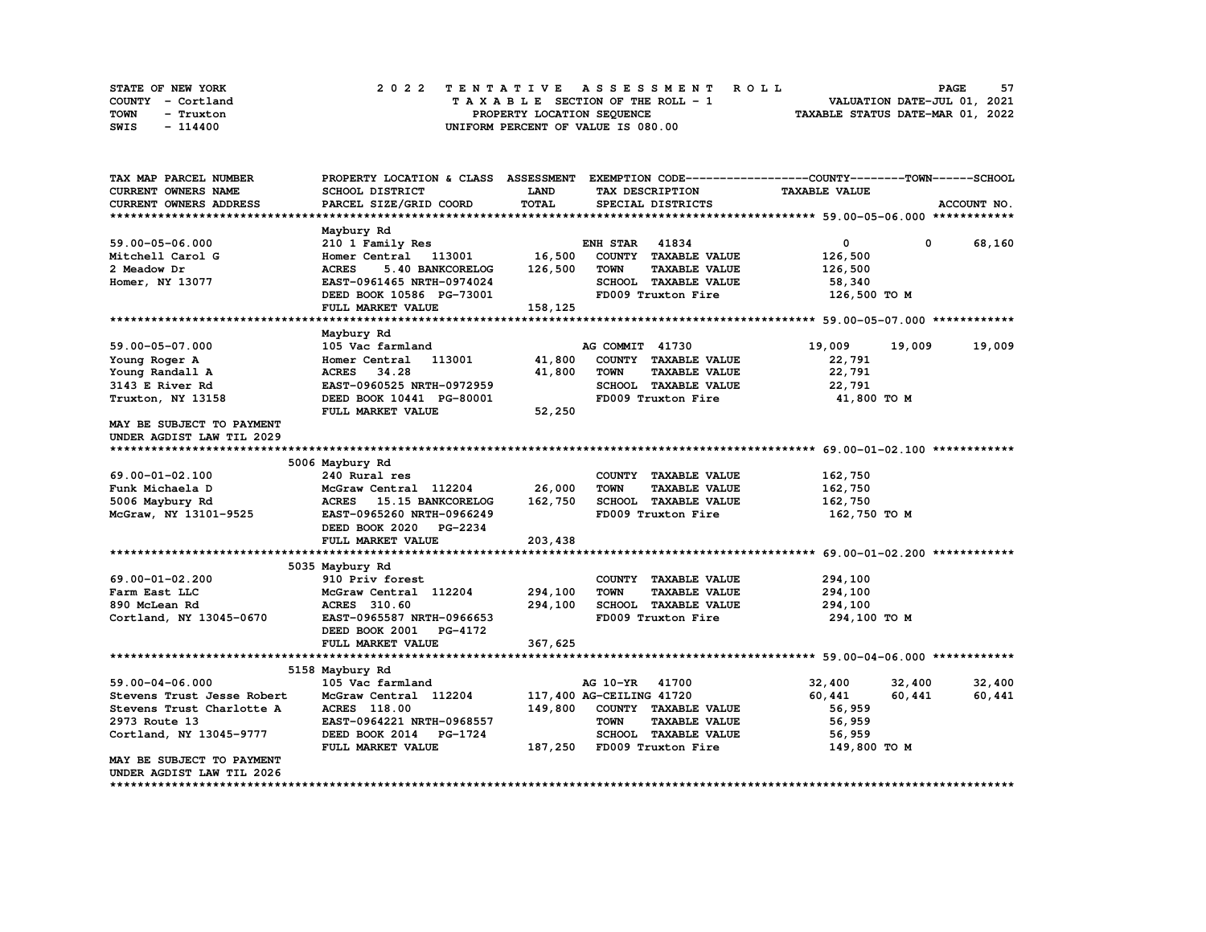STATE OF NEW YORK
COUNTY - Cortland
TOWN - Truxton
SWIS - 114400

# 2022 TENTATIVE ASSESSMENT ROLL

TAXABLE SECTION OF THE ROLL - 1
PROPERTY LOCATION SEQUENCE
UNIFORM PERCENT OF VALUE IS 080.00

VALUATION DATE-JUL 01, 2021
TAXABLE STATUS DATE-MAR 01, 2022

| TAX MAP PARCEL NUMBER<br>CURRENT OWNERS NAME<br>CURRENT OWNERS ADDRESS | PROPERTY LOCATION & CLASS<br>SCHOOL DISTRICT<br>PARCEL SIZE/GRID COORD | ASSESSMENT<br>LAND<br>TOTAL | EXEMPTION CODE<br>TAX DESCRIPTION<br>SPECIAL DISTRICTS | COUNTY<br>TAXABLE VALUE | TOWN | SCHOOL<br>ACCOUNT NO. |
|---|---|---|---|---|---|---|
| | Maybury Rd | | | | | |
| 59.00-05-06.000 | 210 1 Family Res | | ENH STAR 41834 | 0 | 0 | 68,160 |
| Mitchell Carol G | Homer Central 113001 | 16,500 | COUNTY TAXABLE VALUE | 126,500 | | |
| 2 Meadow Dr | ACRES 5.40 BANKCORELOG | 126,500 | TOWN TAXABLE VALUE | 126,500 | | |
| Homer, NY 13077 | EAST-0961465 NRTH-0974024 | | SCHOOL TAXABLE VALUE | 58,340 | | |
| | DEED BOOK 10586 PG-73001 | | FD009 Truxton Fire | 126,500 TO M | | |
| | FULL MARKET VALUE | 158,125 | | | | |
| | Maybury Rd | | | | | |
| 59.00-05-07.000 | 105 Vac farmland | | AG COMMIT 41730 | 19,009 | 19,009 | 19,009 |
| Young Roger A | Homer Central 113001 | 41,800 | COUNTY TAXABLE VALUE | 22,791 | | |
| Young Randall A | ACRES 34.28 | 41,800 | TOWN TAXABLE VALUE | 22,791 | | |
| 3143 E River Rd | EAST-0960525 NRTH-0972959 | | SCHOOL TAXABLE VALUE | 22,791 | | |
| Truxton, NY 13158 | DEED BOOK 10441 PG-80001 | | FD009 Truxton Fire | 41,800 TO M | | |
| | FULL MARKET VALUE | 52,250 | | | | |
| MAY BE SUBJECT TO PAYMENT<br>UNDER AGDIST LAW TIL 2029 | | | | | | |
| | 5006 Maybury Rd | | | | | |
| 69.00-01-02.100 | 240 Rural res | | COUNTY TAXABLE VALUE | 162,750 | | |
| Funk Michaela D | McGraw Central 112204 | 26,000 | TOWN TAXABLE VALUE | 162,750 | | |
| 5006 Maybury Rd | ACRES 15.15 BANKCORELOG | 162,750 | SCHOOL TAXABLE VALUE | 162,750 | | |
| McGraw, NY 13101-9525 | EAST-0965260 NRTH-0966249 | | FD009 Truxton Fire | 162,750 TO M | | |
| | DEED BOOK 2020 PG-2234 | | | | | |
| | FULL MARKET VALUE | 203,438 | | | | |
| | 5035 Maybury Rd | | | | | |
| 69.00-01-02.200 | 910 Priv forest | | COUNTY TAXABLE VALUE | 294,100 | | |
| Farm East LLC | McGraw Central 112204 | 294,100 | TOWN TAXABLE VALUE | 294,100 | | |
| 890 McLean Rd | ACRES 310.60 | 294,100 | SCHOOL TAXABLE VALUE | 294,100 | | |
| Cortland, NY 13045-0670 | EAST-0965587 NRTH-0966653 | | FD009 Truxton Fire | 294,100 TO M | | |
| | DEED BOOK 2001 PG-4172 | | | | | |
| | FULL MARKET VALUE | 367,625 | | | | |
| | 5158 Maybury Rd | | | | | |
| 59.00-04-06.000 | 105 Vac farmland | | AG 10-YR 41700 | 32,400 | 32,400 | 32,400 |
| Stevens Trust Jesse Robert | McGraw Central 112204 | 117,400 | AG-CEILING 41720 | 60,441 | 60,441 | 60,441 |
| Stevens Trust Charlotte A | ACRES 118.00 | 149,800 | COUNTY TAXABLE VALUE | 56,959 | | |
| 2973 Route 13 | EAST-0964221 NRTH-0968557 | | TOWN TAXABLE VALUE | 56,959 | | |
| Cortland, NY 13045-9777 | DEED BOOK 2014 PG-1724 | | SCHOOL TAXABLE VALUE | 56,959 | | |
| | FULL MARKET VALUE | 187,250 | FD009 Truxton Fire | 149,800 TO M | | |
| MAY BE SUBJECT TO PAYMENT<br>UNDER AGDIST LAW TIL 2026 | | | | | | |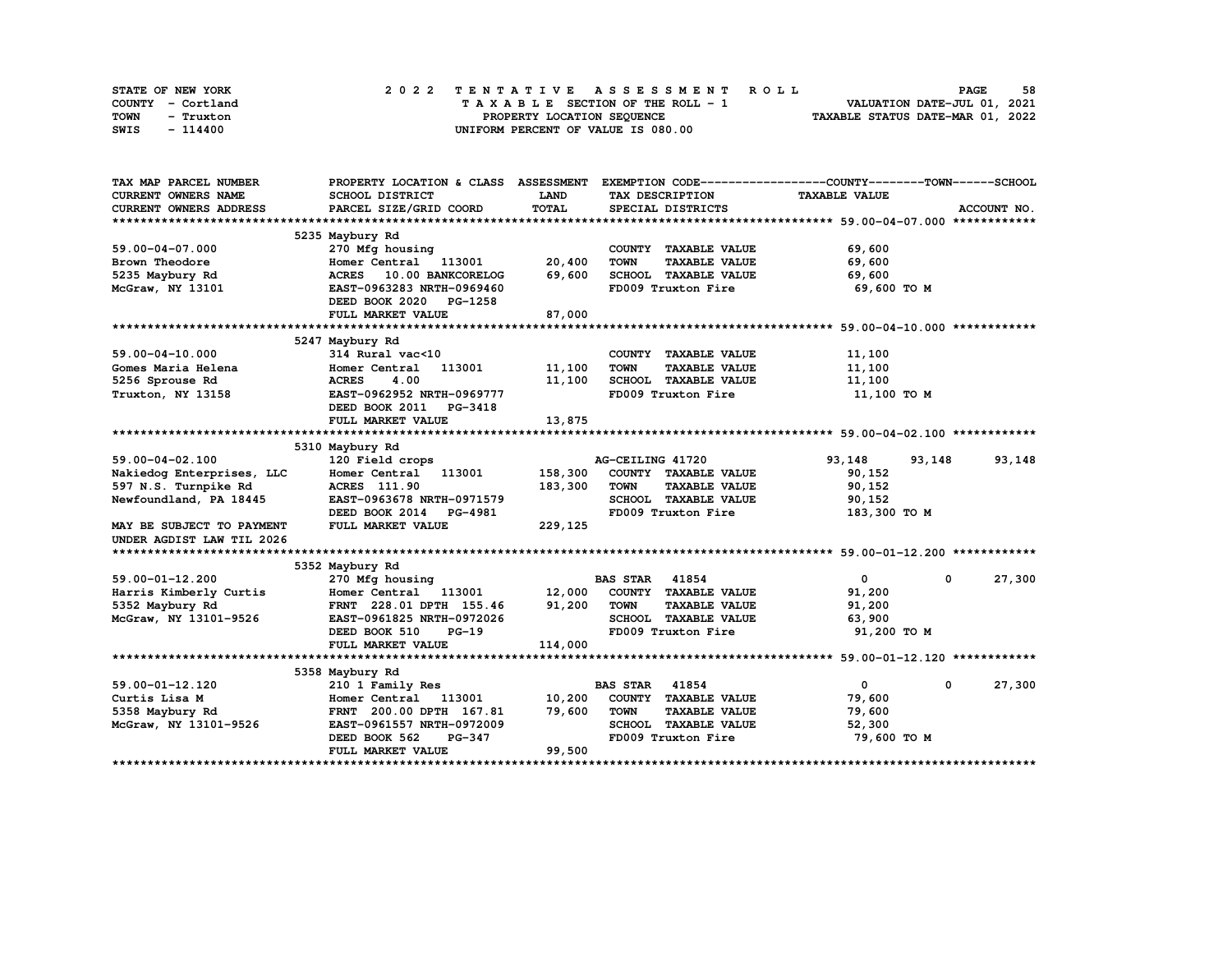STATE OF NEW YORK — 2022 TENTATIVE ASSESSMENT ROLL
COUNTY - Cortland — TAXABLE SECTION OF THE ROLL - 1 — VALUATION DATE-JUL 01, 2021
TOWN - Truxton — PROPERTY LOCATION SEQUENCE — TAXABLE STATUS DATE-MAR 01, 2022
SWIS - 114400 — UNIFORM PERCENT OF VALUE IS 080.00

| TAX MAP PARCEL NUMBER / CURRENT OWNERS NAME / CURRENT OWNERS ADDRESS | PROPERTY LOCATION & CLASS / SCHOOL DISTRICT / PARCEL SIZE/GRID COORD | ASSESSMENT LAND | TOTAL | EXEMPTION CODE / TAX DESCRIPTION / SPECIAL DISTRICTS | COUNTY TAXABLE VALUE | TOWN | SCHOOL |
|---|---|---|---|---|---|---|---|
| **59.00-04-07.000** | 5235 Maybury Rd | | | | | | |
| 59.00-04-07.000 | 270 Mfg housing | | | COUNTY TAXABLE VALUE | 69,600 | | |
| Brown Theodore | Homer Central 113001 | 20,400 | | TOWN TAXABLE VALUE | 69,600 | | |
| 5235 Maybury Rd | ACRES 10.00 BANKCORELOG | | 69,600 | SCHOOL TAXABLE VALUE | 69,600 | | |
| McGraw, NY 13101 | EAST-0963283 NRTH-0969460 | | | FD009 Truxton Fire | 69,600 TO M | | |
| | DEED BOOK 2020 PG-1258 | | | | | | |
| | FULL MARKET VALUE | | 87,000 | | | | |
| **59.00-04-10.000** | 5247 Maybury Rd | | | | | | |
| 59.00-04-10.000 | 314 Rural vac<10 | | | COUNTY TAXABLE VALUE | 11,100 | | |
| Gomes Maria Helena | Homer Central 113001 | 11,100 | | TOWN TAXABLE VALUE | 11,100 | | |
| 5256 Sprouse Rd | ACRES 4.00 | | 11,100 | SCHOOL TAXABLE VALUE | 11,100 | | |
| Truxton, NY 13158 | EAST-0962952 NRTH-0969777 | | | FD009 Truxton Fire | 11,100 TO M | | |
| | DEED BOOK 2011 PG-3418 | | | | | | |
| | FULL MARKET VALUE | | 13,875 | | | | |
| **59.00-04-02.100** | 5310 Maybury Rd | | | | | | |
| 59.00-04-02.100 | 120 Field crops | | | AG-CEILING 41720 | 93,148 | 93,148 | 93,148 |
| Nakiedog Enterprises, LLC | Homer Central 113001 | 158,300 | | COUNTY TAXABLE VALUE | 90,152 | | |
| 597 N.S. Turnpike Rd | ACRES 111.90 | | 183,300 | TOWN TAXABLE VALUE | 90,152 | | |
| Newfoundland, PA 18445 | EAST-0963678 NRTH-0971579 | | | SCHOOL TAXABLE VALUE | 90,152 | | |
| | DEED BOOK 2014 PG-4981 | | | FD009 Truxton Fire | 183,300 TO M | | |
| MAY BE SUBJECT TO PAYMENT | FULL MARKET VALUE | | 229,125 | | | | |
| UNDER AGDIST LAW TIL 2026 | | | | | | | |
| **59.00-01-12.200** | 5352 Maybury Rd | | | | | | |
| 59.00-01-12.200 | 270 Mfg housing | | | BAS STAR 41854 | 0 | 0 | 27,300 |
| Harris Kimberly Curtis | Homer Central 113001 | 12,000 | | COUNTY TAXABLE VALUE | 91,200 | | |
| 5352 Maybury Rd | FRNT 228.01 DPTH 155.46 | | 91,200 | TOWN TAXABLE VALUE | 91,200 | | |
| McGraw, NY 13101-9526 | EAST-0961825 NRTH-0972026 | | | SCHOOL TAXABLE VALUE | 63,900 | | |
| | DEED BOOK 510 PG-19 | | | FD009 Truxton Fire | 91,200 TO M | | |
| | FULL MARKET VALUE | | 114,000 | | | | |
| **59.00-01-12.120** | 5358 Maybury Rd | | | | | | |
| 59.00-01-12.120 | 210 1 Family Res | | | BAS STAR 41854 | 0 | 0 | 27,300 |
| Curtis Lisa M | Homer Central 113001 | 10,200 | | COUNTY TAXABLE VALUE | 79,600 | | |
| 5358 Maybury Rd | FRNT 200.00 DPTH 167.81 | | 79,600 | TOWN TAXABLE VALUE | 79,600 | | |
| McGraw, NY 13101-9526 | EAST-0961557 NRTH-0972009 | | | SCHOOL TAXABLE VALUE | 52,300 | | |
| | DEED BOOK 562 PG-347 | | | FD009 Truxton Fire | 79,600 TO M | | |
| | FULL MARKET VALUE | | 99,500 | | | | |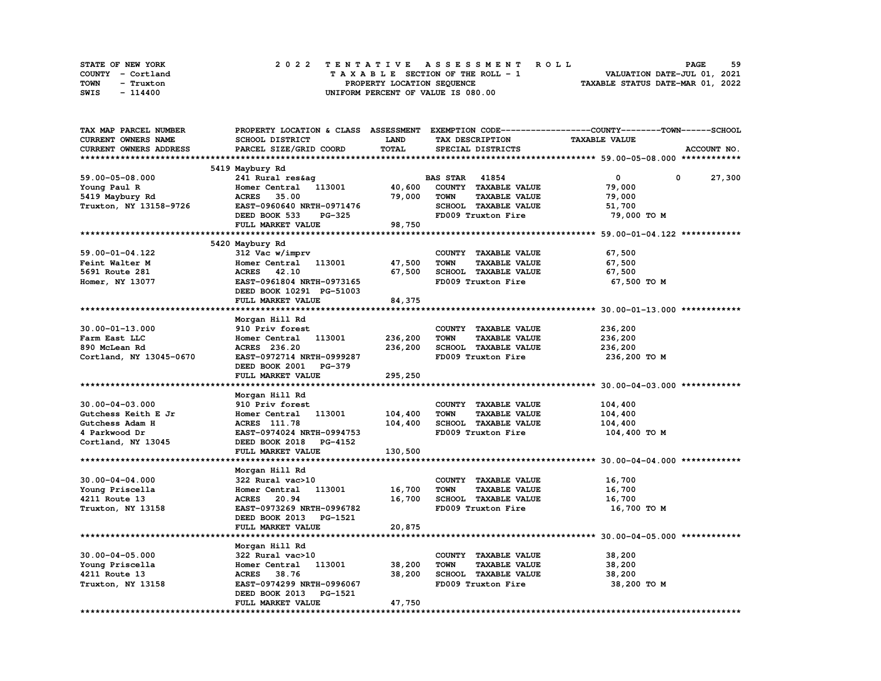STATE OF NEW YORK
COUNTY - Cortland
TOWN - Truxton
SWIS - 114400

# 2022 TENTATIVE ASSESSMENT ROLL
TAXABLE SECTION OF THE ROLL - 1
PROPERTY LOCATION SEQUENCE
UNIFORM PERCENT OF VALUE IS 080.00

VALUATION DATE-JUL 01, 2021
TAXABLE STATUS DATE-MAR 01, 2022

| TAX MAP PARCEL NUMBER / CURRENT OWNERS NAME / CURRENT OWNERS ADDRESS | PROPERTY LOCATION & CLASS / SCHOOL DISTRICT / PARCEL SIZE/GRID COORD | ASSESSMENT LAND | TOTAL | EXEMPTION CODE / TAX DESCRIPTION / SPECIAL DISTRICTS | COUNTY TAXABLE VALUE | TOWN | SCHOOL | ACCOUNT NO. |
|---|---|---|---|---|---|---|---|---|
| **59.00-05-08.000** | 5419 Maybury Rd | | | | | | | |
| 59.00-05-08.000 | 241 Rural res&ag | | | BAS STAR 41854 | 0 | 0 | 27,300 | |
| Young Paul R | Homer Central 113001 | 40,600 | | COUNTY TAXABLE VALUE | 79,000 | | | |
| 5419 Maybury Rd | ACRES 35.00 | | 79,000 | TOWN TAXABLE VALUE | 79,000 | | | |
| Truxton, NY 13158-9726 | EAST-0960640 NRTH-0971476 | | | SCHOOL TAXABLE VALUE | 51,700 | | | |
| | DEED BOOK 533 PG-325 | | | FD009 Truxton Fire | 79,000 TO M | | | |
| | FULL MARKET VALUE | | 98,750 | | | | | |
| **59.00-01-04.122** | 5420 Maybury Rd | | | | | | | |
| 59.00-01-04.122 | 312 Vac w/imprv | | | COUNTY TAXABLE VALUE | 67,500 | | | |
| Feint Walter M | Homer Central 113001 | 47,500 | | TOWN TAXABLE VALUE | 67,500 | | | |
| 5691 Route 281 | ACRES 42.10 | | 67,500 | SCHOOL TAXABLE VALUE | 67,500 | | | |
| Homer, NY 13077 | EAST-0961804 NRTH-0973165 | | | FD009 Truxton Fire | 67,500 TO M | | | |
| | DEED BOOK 10291 PG-51003 | | | | | | | |
| | FULL MARKET VALUE | | 84,375 | | | | | |
| **30.00-01-13.000** | Morgan Hill Rd | | | | | | | |
| 30.00-01-13.000 | 910 Priv forest | | | COUNTY TAXABLE VALUE | 236,200 | | | |
| Farm East LLC | Homer Central 113001 | 236,200 | | TOWN TAXABLE VALUE | 236,200 | | | |
| 890 McLean Rd | ACRES 236.20 | | 236,200 | SCHOOL TAXABLE VALUE | 236,200 | | | |
| Cortland, NY 13045-0670 | EAST-0972714 NRTH-0999287 | | | FD009 Truxton Fire | 236,200 TO M | | | |
| | DEED BOOK 2001 PG-379 | | | | | | | |
| | FULL MARKET VALUE | | 295,250 | | | | | |
| **30.00-04-03.000** | Morgan Hill Rd | | | | | | | |
| 30.00-04-03.000 | 910 Priv forest | | | COUNTY TAXABLE VALUE | 104,400 | | | |
| Gutchess Keith E Jr | Homer Central 113001 | 104,400 | | TOWN TAXABLE VALUE | 104,400 | | | |
| Gutchess Adam H | ACRES 111.78 | | 104,400 | SCHOOL TAXABLE VALUE | 104,400 | | | |
| 4 Parkwood Dr | EAST-0974024 NRTH-0994753 | | | FD009 Truxton Fire | 104,400 TO M | | | |
| Cortland, NY 13045 | DEED BOOK 2018 PG-4152 | | | | | | | |
| | FULL MARKET VALUE | | 130,500 | | | | | |
| **30.00-04-04.000** | Morgan Hill Rd | | | | | | | |
| 30.00-04-04.000 | 322 Rural vac>10 | | | COUNTY TAXABLE VALUE | 16,700 | | | |
| Young Priscella | Homer Central 113001 | 16,700 | | TOWN TAXABLE VALUE | 16,700 | | | |
| 4211 Route 13 | ACRES 20.94 | | 16,700 | SCHOOL TAXABLE VALUE | 16,700 | | | |
| Truxton, NY 13158 | EAST-0973269 NRTH-0996782 | | | FD009 Truxton Fire | 16,700 TO M | | | |
| | DEED BOOK 2013 PG-1521 | | | | | | | |
| | FULL MARKET VALUE | | 20,875 | | | | | |
| **30.00-04-05.000** | Morgan Hill Rd | | | | | | | |
| 30.00-04-05.000 | 322 Rural vac>10 | | | COUNTY TAXABLE VALUE | 38,200 | | | |
| Young Priscella | Homer Central 113001 | 38,200 | | TOWN TAXABLE VALUE | 38,200 | | | |
| 4211 Route 13 | ACRES 38.76 | | 38,200 | SCHOOL TAXABLE VALUE | 38,200 | | | |
| Truxton, NY 13158 | EAST-0974299 NRTH-0996067 | | | FD009 Truxton Fire | 38,200 TO M | | | |
| | DEED BOOK 2013 PG-1521 | | | | | | | |
| | FULL MARKET VALUE | | 47,750 | | | | | |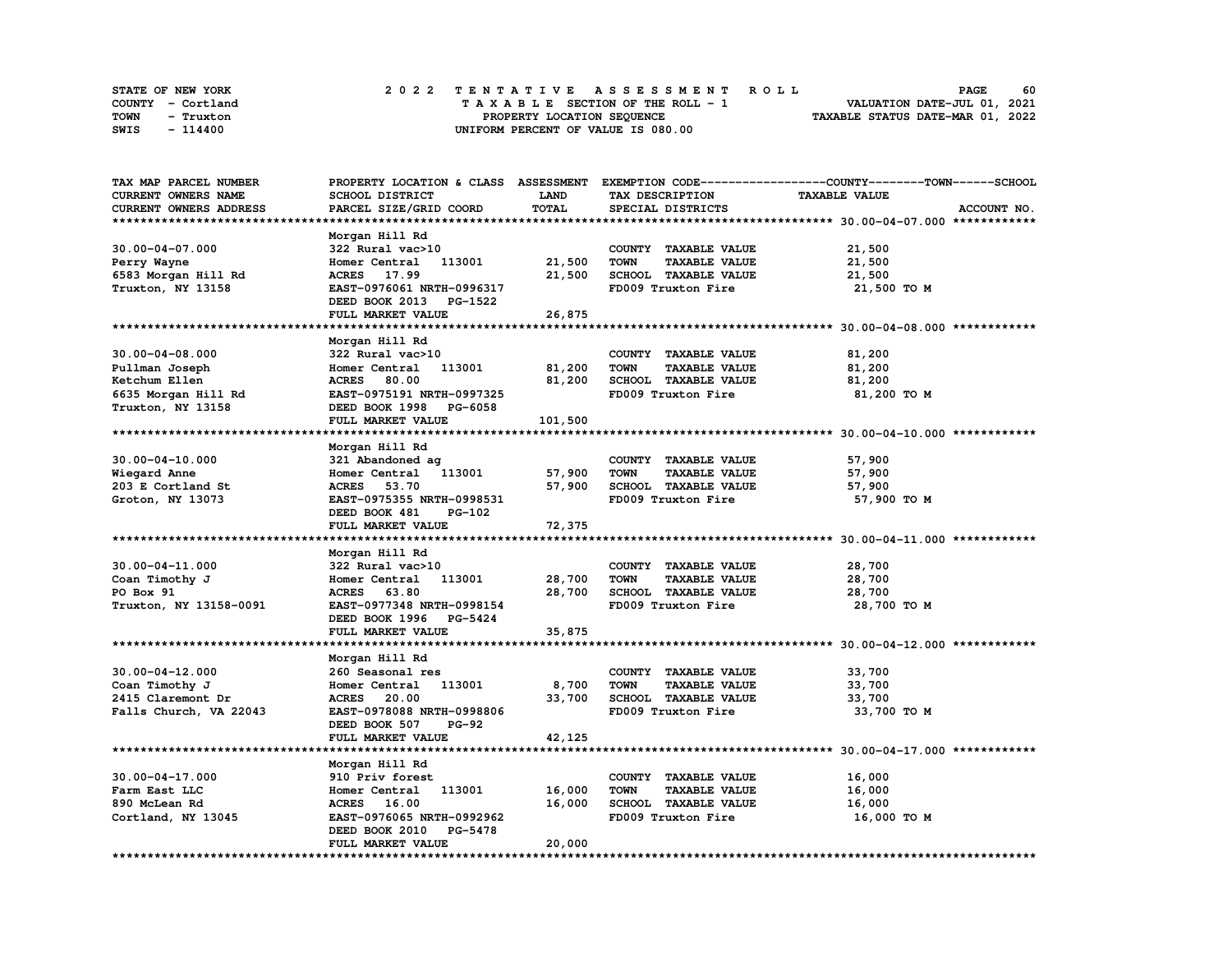STATE OF NEW YORK
COUNTY - Cortland
TOWN - Truxton
SWIS - 114400

# 2022 TENTATIVE ASSESSMENT ROLL

TAXABLE SECTION OF THE ROLL - 1
PROPERTY LOCATION SEQUENCE
UNIFORM PERCENT OF VALUE IS 080.00

VALUATION DATE-JUL 01, 2021
TAXABLE STATUS DATE-MAR 01, 2022

| TAX MAP PARCEL NUMBER<br>CURRENT OWNERS NAME<br>CURRENT OWNERS ADDRESS | PROPERTY LOCATION & CLASS<br>SCHOOL DISTRICT<br>PARCEL SIZE/GRID COORD | ASSESSMENT<br>LAND<br>TOTAL | EXEMPTION CODE<br>TAX DESCRIPTION<br>SPECIAL DISTRICTS | COUNTY--------TOWN------SCHOOL<br>TAXABLE VALUE | ACCOUNT NO. |
|---|---|---|---|---|---|
| **30.00-04-07.000** | Morgan Hill Rd | | | | |
| 30.00-04-07.000 | 322 Rural vac>10 | | COUNTY TAXABLE VALUE | 21,500 | |
| Perry Wayne | Homer Central 113001 | 21,500 | TOWN TAXABLE VALUE | 21,500 | |
| 6583 Morgan Hill Rd | ACRES 17.99 | 21,500 | SCHOOL TAXABLE VALUE | 21,500 | |
| Truxton, NY 13158 | EAST-0976061 NRTH-0996317 | | FD009 Truxton Fire | 21,500 TO M | |
| | DEED BOOK 2013 PG-1522 | | | | |
| | FULL MARKET VALUE | 26,875 | | | |
| **30.00-04-08.000** | Morgan Hill Rd | | | | |
| 30.00-04-08.000 | 322 Rural vac>10 | | COUNTY TAXABLE VALUE | 81,200 | |
| Pullman Joseph | Homer Central 113001 | 81,200 | TOWN TAXABLE VALUE | 81,200 | |
| Ketchum Ellen | ACRES 80.00 | 81,200 | SCHOOL TAXABLE VALUE | 81,200 | |
| 6635 Morgan Hill Rd | EAST-0975191 NRTH-0997325 | | FD009 Truxton Fire | 81,200 TO M | |
| Truxton, NY 13158 | DEED BOOK 1998 PG-6058 | | | | |
| | FULL MARKET VALUE | 101,500 | | | |
| **30.00-04-10.000** | Morgan Hill Rd | | | | |
| 30.00-04-10.000 | 321 Abandoned ag | | COUNTY TAXABLE VALUE | 57,900 | |
| Wiegard Anne | Homer Central 113001 | 57,900 | TOWN TAXABLE VALUE | 57,900 | |
| 203 E Cortland St | ACRES 53.70 | 57,900 | SCHOOL TAXABLE VALUE | 57,900 | |
| Groton, NY 13073 | EAST-0975355 NRTH-0998531 | | FD009 Truxton Fire | 57,900 TO M | |
| | DEED BOOK 481 PG-102 | | | | |
| | FULL MARKET VALUE | 72,375 | | | |
| **30.00-04-11.000** | Morgan Hill Rd | | | | |
| 30.00-04-11.000 | 322 Rural vac>10 | | COUNTY TAXABLE VALUE | 28,700 | |
| Coan Timothy J | Homer Central 113001 | 28,700 | TOWN TAXABLE VALUE | 28,700 | |
| PO Box 91 | ACRES 63.80 | 28,700 | SCHOOL TAXABLE VALUE | 28,700 | |
| Truxton, NY 13158-0091 | EAST-0977348 NRTH-0998154 | | FD009 Truxton Fire | 28,700 TO M | |
| | DEED BOOK 1996 PG-5424 | | | | |
| | FULL MARKET VALUE | 35,875 | | | |
| **30.00-04-12.000** | Morgan Hill Rd | | | | |
| 30.00-04-12.000 | 260 Seasonal res | | COUNTY TAXABLE VALUE | 33,700 | |
| Coan Timothy J | Homer Central 113001 | 8,700 | TOWN TAXABLE VALUE | 33,700 | |
| 2415 Claremont Dr | ACRES 20.00 | 33,700 | SCHOOL TAXABLE VALUE | 33,700 | |
| Falls Church, VA 22043 | EAST-0978088 NRTH-0998806 | | FD009 Truxton Fire | 33,700 TO M | |
| | DEED BOOK 507 PG-92 | | | | |
| | FULL MARKET VALUE | 42,125 | | | |
| **30.00-04-17.000** | Morgan Hill Rd | | | | |
| 30.00-04-17.000 | 910 Priv forest | | COUNTY TAXABLE VALUE | 16,000 | |
| Farm East LLC | Homer Central 113001 | 16,000 | TOWN TAXABLE VALUE | 16,000 | |
| 890 McLean Rd | ACRES 16.00 | 16,000 | SCHOOL TAXABLE VALUE | 16,000 | |
| Cortland, NY 13045 | EAST-0976065 NRTH-0992962 | | FD009 Truxton Fire | 16,000 TO M | |
| | DEED BOOK 2010 PG-5478 | | | | |
| | FULL MARKET VALUE | 20,000 | | | |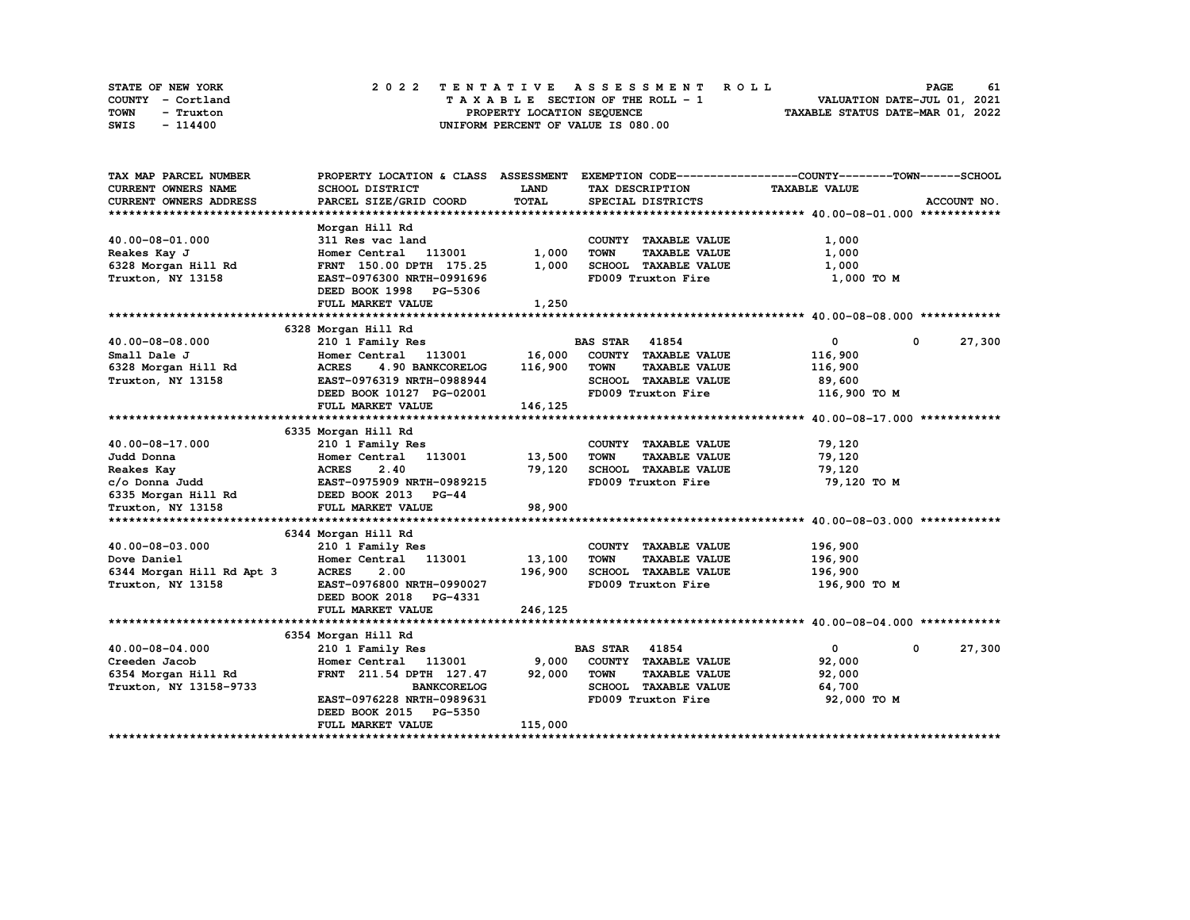STATE OF NEW YORK — 2022 TENTATIVE ASSESSMENT ROLL
COUNTY - Cortland — TAXABLE SECTION OF THE ROLL - 1 — VALUATION DATE-JUL 01, 2021
TOWN - Truxton — PROPERTY LOCATION SEQUENCE — TAXABLE STATUS DATE-MAR 01, 2022
SWIS - 114400 — UNIFORM PERCENT OF VALUE IS 080.00

| TAX MAP PARCEL NUMBER / CURRENT OWNERS NAME / CURRENT OWNERS ADDRESS | PROPERTY LOCATION & CLASS / SCHOOL DISTRICT / PARCEL SIZE/GRID COORD | ASSESSMENT LAND | TOTAL | EXEMPTION CODE / TAX DESCRIPTION / SPECIAL DISTRICTS | COUNTY | TOWN | SCHOOL | ACCOUNT NO. |
|---|---|---|---|---|---|---|---|---|
| **40.00-08-01.000** | Morgan Hill Rd | | | | | | | |
| 40.00-08-01.000 | 311 Res vac land | | | COUNTY TAXABLE VALUE | 1,000 | | | |
| Reakes Kay J | Homer Central 113001 | 1,000 | | TOWN TAXABLE VALUE | | 1,000 | | |
| 6328 Morgan Hill Rd | FRNT 150.00 DPTH 175.25 | | 1,000 | SCHOOL TAXABLE VALUE | | | 1,000 | |
| Truxton, NY 13158 | EAST-0976300 NRTH-0991696 | | | FD009 Truxton Fire | 1,000 TO M | | | |
| | DEED BOOK 1998 PG-5306 | | | | | | | |
| | FULL MARKET VALUE | | 1,250 | | | | | |
| **40.00-08-08.000** | 6328 Morgan Hill Rd | | | | | | | |
| 40.00-08-08.000 | 210 1 Family Res | | | BAS STAR 41854 | 0 | 0 | 27,300 | |
| Small Dale J | Homer Central 113001 | 16,000 | | COUNTY TAXABLE VALUE | 116,900 | | | |
| 6328 Morgan Hill Rd | ACRES 4.90 BANKCORELOG | | 116,900 | TOWN TAXABLE VALUE | | 116,900 | | |
| Truxton, NY 13158 | EAST-0976319 NRTH-0988944 | | | SCHOOL TAXABLE VALUE | | | 89,600 | |
| | DEED BOOK 10127 PG-02001 | | | FD009 Truxton Fire | 116,900 TO M | | | |
| | FULL MARKET VALUE | | 146,125 | | | | | |
| **40.00-08-17.000** | 6335 Morgan Hill Rd | | | | | | | |
| 40.00-08-17.000 | 210 1 Family Res | | | COUNTY TAXABLE VALUE | 79,120 | | | |
| Judd Donna | Homer Central 113001 | 13,500 | | TOWN TAXABLE VALUE | | 79,120 | | |
| Reakes Kay | ACRES 2.40 | | 79,120 | SCHOOL TAXABLE VALUE | | | 79,120 | |
| c/o Donna Judd | EAST-0975909 NRTH-0989215 | | | FD009 Truxton Fire | 79,120 TO M | | | |
| 6335 Morgan Hill Rd | DEED BOOK 2013 PG-44 | | | | | | | |
| Truxton, NY 13158 | FULL MARKET VALUE | | 98,900 | | | | | |
| **40.00-08-03.000** | 6344 Morgan Hill Rd | | | | | | | |
| 40.00-08-03.000 | 210 1 Family Res | | | COUNTY TAXABLE VALUE | 196,900 | | | |
| Dove Daniel | Homer Central 113001 | 13,100 | | TOWN TAXABLE VALUE | | 196,900 | | |
| 6344 Morgan Hill Rd Apt 3 | ACRES 2.00 | | 196,900 | SCHOOL TAXABLE VALUE | | | 196,900 | |
| Truxton, NY 13158 | EAST-0976800 NRTH-0990027 | | | FD009 Truxton Fire | 196,900 TO M | | | |
| | DEED BOOK 2018 PG-4331 | | | | | | | |
| | FULL MARKET VALUE | | 246,125 | | | | | |
| **40.00-08-04.000** | 6354 Morgan Hill Rd | | | | | | | |
| 40.00-08-04.000 | 210 1 Family Res | | | BAS STAR 41854 | 0 | 0 | 27,300 | |
| Creeden Jacob | Homer Central 113001 | 9,000 | | COUNTY TAXABLE VALUE | 92,000 | | | |
| 6354 Morgan Hill Rd | FRNT 211.54 DPTH 127.47 | | 92,000 | TOWN TAXABLE VALUE | | 92,000 | | |
| Truxton, NY 13158-9733 | BANKCORELOG | | | SCHOOL TAXABLE VALUE | | | 64,700 | |
| | EAST-0976228 NRTH-0989631 | | | FD009 Truxton Fire | 92,000 TO M | | | |
| | DEED BOOK 2015 PG-5350 | | | | | | | |
| | FULL MARKET VALUE | | 115,000 | | | | | |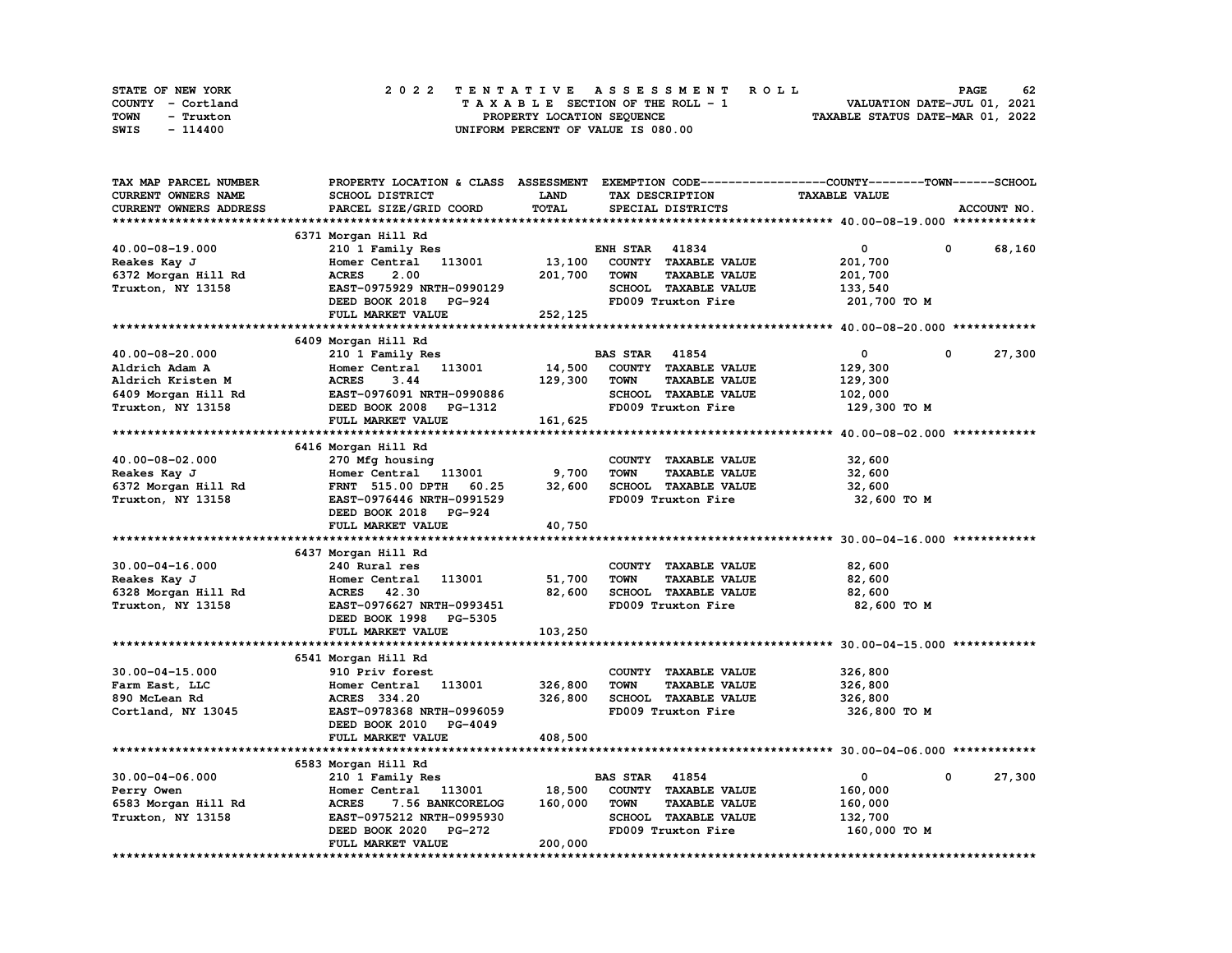STATE OF NEW YORK — COUNTY - Cortland — TOWN - Truxton — SWIS - 114400

2022 TENTATIVE ASSESSMENT ROLL
TAXABLE SECTION OF THE ROLL - 1
PROPERTY LOCATION SEQUENCE
UNIFORM PERCENT OF VALUE IS 080.00

VALUATION DATE-JUL 01, 2021
TAXABLE STATUS DATE-MAR 01, 2022

| TAX MAP PARCEL NUMBER / CURRENT OWNERS NAME / CURRENT OWNERS ADDRESS | PROPERTY LOCATION & CLASS / SCHOOL DISTRICT / PARCEL SIZE/GRID COORD | ASSESSMENT LAND / TOTAL | EXEMPTION CODE / TAX DESCRIPTION / SPECIAL DISTRICTS | COUNTY | TOWN | SCHOOL / TAXABLE VALUE |
|---|---|---|---|---|---|---|
| **40.00-08-19.000** | 6371 Morgan Hill Rd | | | | | |
| 40.00-08-19.000 | 210 1 Family Res | | ENH STAR 41834 | 0 | 0 | 68,160 |
| Reakes Kay J | Homer Central 113001 | 13,100 | COUNTY TAXABLE VALUE | 201,700 | | |
| 6372 Morgan Hill Rd | ACRES 2.00 | 201,700 | TOWN TAXABLE VALUE | | 201,700 | |
| Truxton, NY 13158 | EAST-0975929 NRTH-0990129 | | SCHOOL TAXABLE VALUE | | | 133,540 |
| | DEED BOOK 2018 PG-924 | | FD009 Truxton Fire | 201,700 TO M | | |
| | FULL MARKET VALUE | 252,125 | | | | |
| **40.00-08-20.000** | 6409 Morgan Hill Rd | | | | | |
| 40.00-08-20.000 | 210 1 Family Res | | BAS STAR 41854 | 0 | 0 | 27,300 |
| Aldrich Adam A | Homer Central 113001 | 14,500 | COUNTY TAXABLE VALUE | 129,300 | | |
| Aldrich Kristen M | ACRES 3.44 | 129,300 | TOWN TAXABLE VALUE | | 129,300 | |
| 6409 Morgan Hill Rd | EAST-0976091 NRTH-0990886 | | SCHOOL TAXABLE VALUE | | | 102,000 |
| Truxton, NY 13158 | DEED BOOK 2008 PG-1312 | | FD009 Truxton Fire | 129,300 TO M | | |
| | FULL MARKET VALUE | 161,625 | | | | |
| **40.00-08-02.000** | 6416 Morgan Hill Rd | | | | | |
| 40.00-08-02.000 | 270 Mfg housing | | COUNTY TAXABLE VALUE | 32,600 | | |
| Reakes Kay J | Homer Central 113001 | 9,700 | TOWN TAXABLE VALUE | | 32,600 | |
| 6372 Morgan Hill Rd | FRNT 515.00 DPTH 60.25 | 32,600 | SCHOOL TAXABLE VALUE | | | 32,600 |
| Truxton, NY 13158 | EAST-0976446 NRTH-0991529 | | FD009 Truxton Fire | 32,600 TO M | | |
| | DEED BOOK 2018 PG-924 | | | | | |
| | FULL MARKET VALUE | 40,750 | | | | |
| **30.00-04-16.000** | 6437 Morgan Hill Rd | | | | | |
| 30.00-04-16.000 | 240 Rural res | | COUNTY TAXABLE VALUE | 82,600 | | |
| Reakes Kay J | Homer Central 113001 | 51,700 | TOWN TAXABLE VALUE | | 82,600 | |
| 6328 Morgan Hill Rd | ACRES 42.30 | 82,600 | SCHOOL TAXABLE VALUE | | | 82,600 |
| Truxton, NY 13158 | EAST-0976627 NRTH-0993451 | | FD009 Truxton Fire | 82,600 TO M | | |
| | DEED BOOK 1998 PG-5305 | | | | | |
| | FULL MARKET VALUE | 103,250 | | | | |
| **30.00-04-15.000** | 6541 Morgan Hill Rd | | | | | |
| 30.00-04-15.000 | 910 Priv forest | | COUNTY TAXABLE VALUE | 326,800 | | |
| Farm East, LLC | Homer Central 113001 | 326,800 | TOWN TAXABLE VALUE | | 326,800 | |
| 890 McLean Rd | ACRES 334.20 | 326,800 | SCHOOL TAXABLE VALUE | | | 326,800 |
| Cortland, NY 13045 | EAST-0978368 NRTH-0996059 | | FD009 Truxton Fire | 326,800 TO M | | |
| | DEED BOOK 2010 PG-4049 | | | | | |
| | FULL MARKET VALUE | 408,500 | | | | |
| **30.00-04-06.000** | 6583 Morgan Hill Rd | | | | | |
| 30.00-04-06.000 | 210 1 Family Res | | BAS STAR 41854 | 0 | 0 | 27,300 |
| Perry Owen | Homer Central 113001 | 18,500 | COUNTY TAXABLE VALUE | 160,000 | | |
| 6583 Morgan Hill Rd | ACRES 7.56 BANKCORELOG | 160,000 | TOWN TAXABLE VALUE | | 160,000 | |
| Truxton, NY 13158 | EAST-0975212 NRTH-0995930 | | SCHOOL TAXABLE VALUE | | | 132,700 |
| | DEED BOOK 2020 PG-272 | | FD009 Truxton Fire | 160,000 TO M | | |
| | FULL MARKET VALUE | 200,000 | | | | |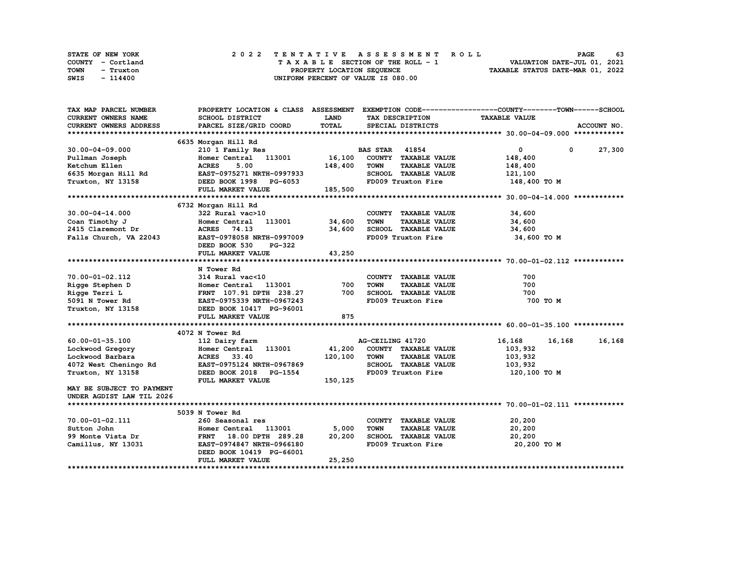STATE OF NEW YORK
COUNTY - Cortland
TOWN - Truxton
SWIS - 114400

2022 TENTATIVE ASSESSMENT ROLL
TAXABLE SECTION OF THE ROLL - 1
PROPERTY LOCATION SEQUENCE
UNIFORM PERCENT OF VALUE IS 080.00

VALUATION DATE-JUL 01, 2021
TAXABLE STATUS DATE-MAR 01, 2022

| TAX MAP PARCEL NUMBER / CURRENT OWNERS NAME / CURRENT OWNERS ADDRESS | PROPERTY LOCATION & CLASS / SCHOOL DISTRICT / PARCEL SIZE/GRID COORD | ASSESSMENT LAND / TOTAL | EXEMPTION CODE / TAX DESCRIPTION / SPECIAL DISTRICTS | COUNTY TAXABLE VALUE | TOWN | SCHOOL / ACCOUNT NO. |
|---|---|---|---|---|---|---|
| **30.00-04-09.000** | 6635 Morgan Hill Rd | | | | | |
| 30.00-04-09.000 | 210 1 Family Res | | BAS STAR 41854 | 0 | 0 | 27,300 |
| Pullman Joseph | Homer Central 113001 | 16,100 | COUNTY TAXABLE VALUE | 148,400 | | |
| Ketchum Ellen | ACRES 5.00 | 148,400 | TOWN TAXABLE VALUE | 148,400 | | |
| 6635 Morgan Hill Rd | EAST-0975271 NRTH-0997933 | | SCHOOL TAXABLE VALUE | 121,100 | | |
| Truxton, NY 13158 | DEED BOOK 1998 PG-6053 | | FD009 Truxton Fire | 148,400 TO M | | |
| | FULL MARKET VALUE | 185,500 | | | | |
| **30.00-04-14.000** | 6732 Morgan Hill Rd | | | | | |
| 30.00-04-14.000 | 322 Rural vac>10 | | COUNTY TAXABLE VALUE | 34,600 | | |
| Coan Timothy J | Homer Central 113001 | 34,600 | TOWN TAXABLE VALUE | 34,600 | | |
| 2415 Claremont Dr | ACRES 74.13 | 34,600 | SCHOOL TAXABLE VALUE | 34,600 | | |
| Falls Church, VA 22043 | EAST-0978058 NRTH-0997009 | | FD009 Truxton Fire | 34,600 TO M | | |
| | DEED BOOK 530 PG-322 | | | | | |
| | FULL MARKET VALUE | 43,250 | | | | |
| **70.00-01-02.112** | N Tower Rd | | | | | |
| 70.00-01-02.112 | 314 Rural vac<10 | | COUNTY TAXABLE VALUE | 700 | | |
| Rigge Stephen D | Homer Central 113001 | 700 | TOWN TAXABLE VALUE | 700 | | |
| Rigge Terri L | FRNT 107.91 DPTH 238.27 | 700 | SCHOOL TAXABLE VALUE | 700 | | |
| 5091 N Tower Rd | EAST-0975339 NRTH-0967243 | | FD009 Truxton Fire | 700 TO M | | |
| Truxton, NY 13158 | DEED BOOK 10417 PG-96001 | | | | | |
| | FULL MARKET VALUE | 875 | | | | |
| **60.00-01-35.100** | 4072 N Tower Rd | | | | | |
| 60.00-01-35.100 | 112 Dairy farm | | AG-CEILING 41720 | 16,168 | 16,168 | 16,168 |
| Lockwood Gregory | Homer Central 113001 | 41,200 | COUNTY TAXABLE VALUE | 103,932 | | |
| Lockwood Barbara | ACRES 33.40 | 120,100 | TOWN TAXABLE VALUE | 103,932 | | |
| 4072 West Cheningo Rd | EAST-0975124 NRTH-0967869 | | SCHOOL TAXABLE VALUE | 103,932 | | |
| Truxton, NY 13158 | DEED BOOK 2018 PG-1554 | | FD009 Truxton Fire | 120,100 TO M | | |
| | FULL MARKET VALUE | 150,125 | | | | |
| MAY BE SUBJECT TO PAYMENT UNDER AGDIST LAW TIL 2026 | | | | | | |
| **70.00-01-02.111** | 5039 N Tower Rd | | | | | |
| 70.00-01-02.111 | 260 Seasonal res | | COUNTY TAXABLE VALUE | 20,200 | | |
| Sutton John | Homer Central 113001 | 5,000 | TOWN TAXABLE VALUE | 20,200 | | |
| 99 Monte Vista Dr | FRNT 18.00 DPTH 289.28 | 20,200 | SCHOOL TAXABLE VALUE | 20,200 | | |
| Camillus, NY 13031 | EAST-0974847 NRTH-0966180 | | FD009 Truxton Fire | 20,200 TO M | | |
| | DEED BOOK 10419 PG-66001 | | | | | |
| | FULL MARKET VALUE | 25,250 | | | | |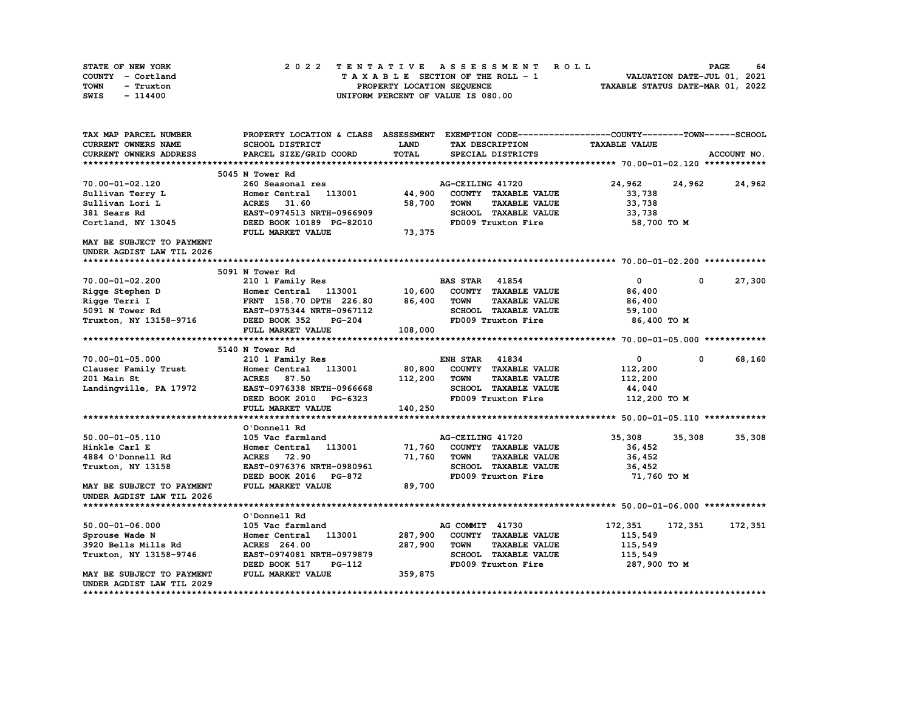STATE OF NEW YORK — 2022 TENTATIVE ASSESSMENT ROLL
COUNTY - Cortland — TAXABLE SECTION OF THE ROLL - 1 — VALUATION DATE-JUL 01, 2021
TOWN - Truxton — PROPERTY LOCATION SEQUENCE — TAXABLE STATUS DATE-MAR 01, 2022
SWIS - 114400 — UNIFORM PERCENT OF VALUE IS 080.00

| TAX MAP PARCEL NUMBER / CURRENT OWNERS NAME / CURRENT OWNERS ADDRESS | PROPERTY LOCATION & CLASS / SCHOOL DISTRICT / PARCEL SIZE/GRID COORD | ASSESSMENT LAND / TOTAL | EXEMPTION CODE / TAX DESCRIPTION / SPECIAL DISTRICTS | COUNTY TAXABLE VALUE | TOWN | SCHOOL / ACCOUNT NO. |
|---|---|---|---|---|---|---|
| **70.00-01-02.120** | 5045 N Tower Rd | | | | | |
| 70.00-01-02.120 | 260 Seasonal res | | AG-CEILING 41720 | 24,962 | 24,962 | 24,962 |
| Sullivan Terry L | Homer Central 113001 | 44,900 | COUNTY TAXABLE VALUE | 33,738 | | |
| Sullivan Lori L | ACRES 31.60 | 58,700 | TOWN TAXABLE VALUE | 33,738 | | |
| 381 Sears Rd | EAST-0974513 NRTH-0966909 | | SCHOOL TAXABLE VALUE | 33,738 | | |
| Cortland, NY 13045 | DEED BOOK 10189 PG-82010 | | FD009 Truxton Fire | 58,700 TO M | | |
| | FULL MARKET VALUE | 73,375 | | | | |
| MAY BE SUBJECT TO PAYMENT UNDER AGDIST LAW TIL 2026 | | | | | | |
| **70.00-01-02.200** | 5091 N Tower Rd | | | | | |
| 70.00-01-02.200 | 210 1 Family Res | | BAS STAR 41854 | 0 | 0 | 27,300 |
| Rigge Stephen D | Homer Central 113001 | 10,600 | COUNTY TAXABLE VALUE | 86,400 | | |
| Rigge Terri I | FRNT 158.70 DPTH 226.80 | 86,400 | TOWN TAXABLE VALUE | 86,400 | | |
| 5091 N Tower Rd | EAST-0975344 NRTH-0967112 | | SCHOOL TAXABLE VALUE | 59,100 | | |
| Truxton, NY 13158-9716 | DEED BOOK 352 PG-204 | | FD009 Truxton Fire | 86,400 TO M | | |
| | FULL MARKET VALUE | 108,000 | | | | |
| **70.00-01-05.000** | 5140 N Tower Rd | | | | | |
| 70.00-01-05.000 | 210 1 Family Res | | ENH STAR 41834 | 0 | 0 | 68,160 |
| Clauser Family Trust | Homer Central 113001 | 80,800 | COUNTY TAXABLE VALUE | 112,200 | | |
| 201 Main St | ACRES 87.50 | 112,200 | TOWN TAXABLE VALUE | 112,200 | | |
| Landingville, PA 17972 | EAST-0976338 NRTH-0966668 | | SCHOOL TAXABLE VALUE | 44,040 | | |
| | DEED BOOK 2010 PG-6323 | | FD009 Truxton Fire | 112,200 TO M | | |
| | FULL MARKET VALUE | 140,250 | | | | |
| **50.00-01-05.110** | O'Donnell Rd | | | | | |
| 50.00-01-05.110 | 105 Vac farmland | | AG-CEILING 41720 | 35,308 | 35,308 | 35,308 |
| Hinkle Carl E | Homer Central 113001 | 71,760 | COUNTY TAXABLE VALUE | 36,452 | | |
| 4884 O'Donnell Rd | ACRES 72.90 | 71,760 | TOWN TAXABLE VALUE | 36,452 | | |
| Truxton, NY 13158 | EAST-0976376 NRTH-0980961 | | SCHOOL TAXABLE VALUE | 36,452 | | |
| | DEED BOOK 2016 PG-872 | | FD009 Truxton Fire | 71,760 TO M | | |
| MAY BE SUBJECT TO PAYMENT UNDER AGDIST LAW TIL 2026 | FULL MARKET VALUE | 89,700 | | | | |
| **50.00-01-06.000** | O'Donnell Rd | | | | | |
| 50.00-01-06.000 | 105 Vac farmland | | AG COMMIT 41730 | 172,351 | 172,351 | 172,351 |
| Sprouse Wade N | Homer Central 113001 | 287,900 | COUNTY TAXABLE VALUE | 115,549 | | |
| 3920 Bells Mills Rd | ACRES 264.00 | 287,900 | TOWN TAXABLE VALUE | 115,549 | | |
| Truxton, NY 13158-9746 | EAST-0974081 NRTH-0979879 | | SCHOOL TAXABLE VALUE | 115,549 | | |
| | DEED BOOK 517 PG-112 | | FD009 Truxton Fire | 287,900 TO M | | |
| MAY BE SUBJECT TO PAYMENT UNDER AGDIST LAW TIL 2029 | FULL MARKET VALUE | 359,875 | | | | |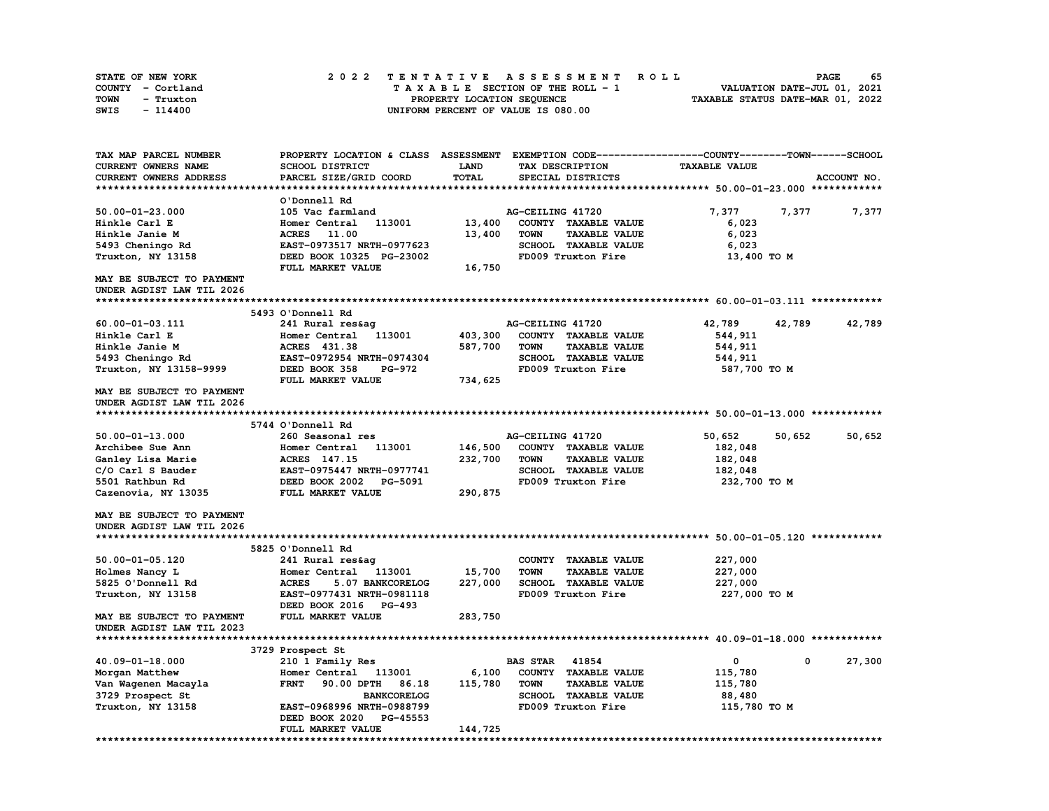STATE OF NEW YORK — 2022 TENTATIVE ASSESSMENT ROLL
COUNTY - Cortland — TAXABLE SECTION OF THE ROLL - 1 — VALUATION DATE-JUL 01, 2021
TOWN - Truxton — PROPERTY LOCATION SEQUENCE — TAXABLE STATUS DATE-MAR 01, 2022
SWIS - 114400 — UNIFORM PERCENT OF VALUE IS 080.00

| TAX MAP PARCEL NUMBER / CURRENT OWNERS NAME / CURRENT OWNERS ADDRESS | PROPERTY LOCATION & CLASS / SCHOOL DISTRICT / PARCEL SIZE/GRID COORD | ASSESSMENT LAND | TOTAL | EXEMPTION CODE / TAX DESCRIPTION / SPECIAL DISTRICTS | COUNTY TAXABLE VALUE | TOWN | SCHOOL |
|---|---|---|---|---|---|---|---|
| **50.00-01-23.000** | O'Donnell Rd | | | | | | |
| 50.00-01-23.000 | 105 Vac farmland | | | AG-CEILING 41720 | 7,377 | 7,377 | 7,377 |
| Hinkle Carl E | Homer Central 113001 | 13,400 | | COUNTY TAXABLE VALUE | 6,023 | | |
| Hinkle Janie M | ACRES 11.00 | | 13,400 | TOWN TAXABLE VALUE | 6,023 | | |
| 5493 Cheningo Rd | EAST-0973517 NRTH-0977623 | | | SCHOOL TAXABLE VALUE | 6,023 | | |
| Truxton, NY 13158 | DEED BOOK 10325 PG-23002 | | | FD009 Truxton Fire | 13,400 TO M | | |
| | FULL MARKET VALUE | | 16,750 | | | | |
| MAY BE SUBJECT TO PAYMENT UNDER AGDIST LAW TIL 2026 | | | | | | | |
| **60.00-01-03.111** | 5493 O'Donnell Rd | | | | | | |
| 60.00-01-03.111 | 241 Rural res&ag | | | AG-CEILING 41720 | 42,789 | 42,789 | 42,789 |
| Hinkle Carl E | Homer Central 113001 | 403,300 | | COUNTY TAXABLE VALUE | 544,911 | | |
| Hinkle Janie M | ACRES 431.38 | | 587,700 | TOWN TAXABLE VALUE | 544,911 | | |
| 5493 Cheningo Rd | EAST-0972954 NRTH-0974304 | | | SCHOOL TAXABLE VALUE | 544,911 | | |
| Truxton, NY 13158-9999 | DEED BOOK 358 PG-972 | | | FD009 Truxton Fire | 587,700 TO M | | |
| | FULL MARKET VALUE | | 734,625 | | | | |
| MAY BE SUBJECT TO PAYMENT UNDER AGDIST LAW TIL 2026 | | | | | | | |
| **50.00-01-13.000** | 5744 O'Donnell Rd | | | | | | |
| 50.00-01-13.000 | 260 Seasonal res | | | AG-CEILING 41720 | 50,652 | 50,652 | 50,652 |
| Archibee Sue Ann | Homer Central 113001 | 146,500 | | COUNTY TAXABLE VALUE | 182,048 | | |
| Ganley Lisa Marie | ACRES 147.15 | | 232,700 | TOWN TAXABLE VALUE | 182,048 | | |
| C/O Carl S Bauder | EAST-0975447 NRTH-0977741 | | | SCHOOL TAXABLE VALUE | 182,048 | | |
| 5501 Rathbun Rd | DEED BOOK 2002 PG-5091 | | | FD009 Truxton Fire | 232,700 TO M | | |
| Cazenovia, NY 13035 | FULL MARKET VALUE | | 290,875 | | | | |
| MAY BE SUBJECT TO PAYMENT UNDER AGDIST LAW TIL 2026 | | | | | | | |
| **50.00-01-05.120** | 5825 O'Donnell Rd | | | | | | |
| 50.00-01-05.120 | 241 Rural res&ag | | | COUNTY TAXABLE VALUE | 227,000 | | |
| Holmes Nancy L | Homer Central 113001 | 15,700 | | TOWN TAXABLE VALUE | 227,000 | | |
| 5825 O'Donnell Rd | ACRES 5.07 BANKCORELOG | | 227,000 | SCHOOL TAXABLE VALUE | 227,000 | | |
| Truxton, NY 13158 | EAST-0977431 NRTH-0981118 | | | FD009 Truxton Fire | 227,000 TO M | | |
| | DEED BOOK 2016 PG-493 | | | | | | |
| MAY BE SUBJECT TO PAYMENT UNDER AGDIST LAW TIL 2023 | FULL MARKET VALUE | | 283,750 | | | | |
| **40.09-01-18.000** | 3729 Prospect St | | | | | | |
| 40.09-01-18.000 | 210 1 Family Res | | | BAS STAR 41854 | 0 | 0 | 27,300 |
| Morgan Matthew | Homer Central 113001 | 6,100 | | COUNTY TAXABLE VALUE | 115,780 | | |
| Van Wagenen Macayla | FRNT 90.00 DPTH 86.18 | | 115,780 | TOWN TAXABLE VALUE | 115,780 | | |
| 3729 Prospect St | BANKCORELOG | | | SCHOOL TAXABLE VALUE | 88,480 | | |
| Truxton, NY 13158 | EAST-0968996 NRTH-0988799 | | | FD009 Truxton Fire | 115,780 TO M | | |
| | DEED BOOK 2020 PG-45553 | | | | | | |
| | FULL MARKET VALUE | | 144,725 | | | | |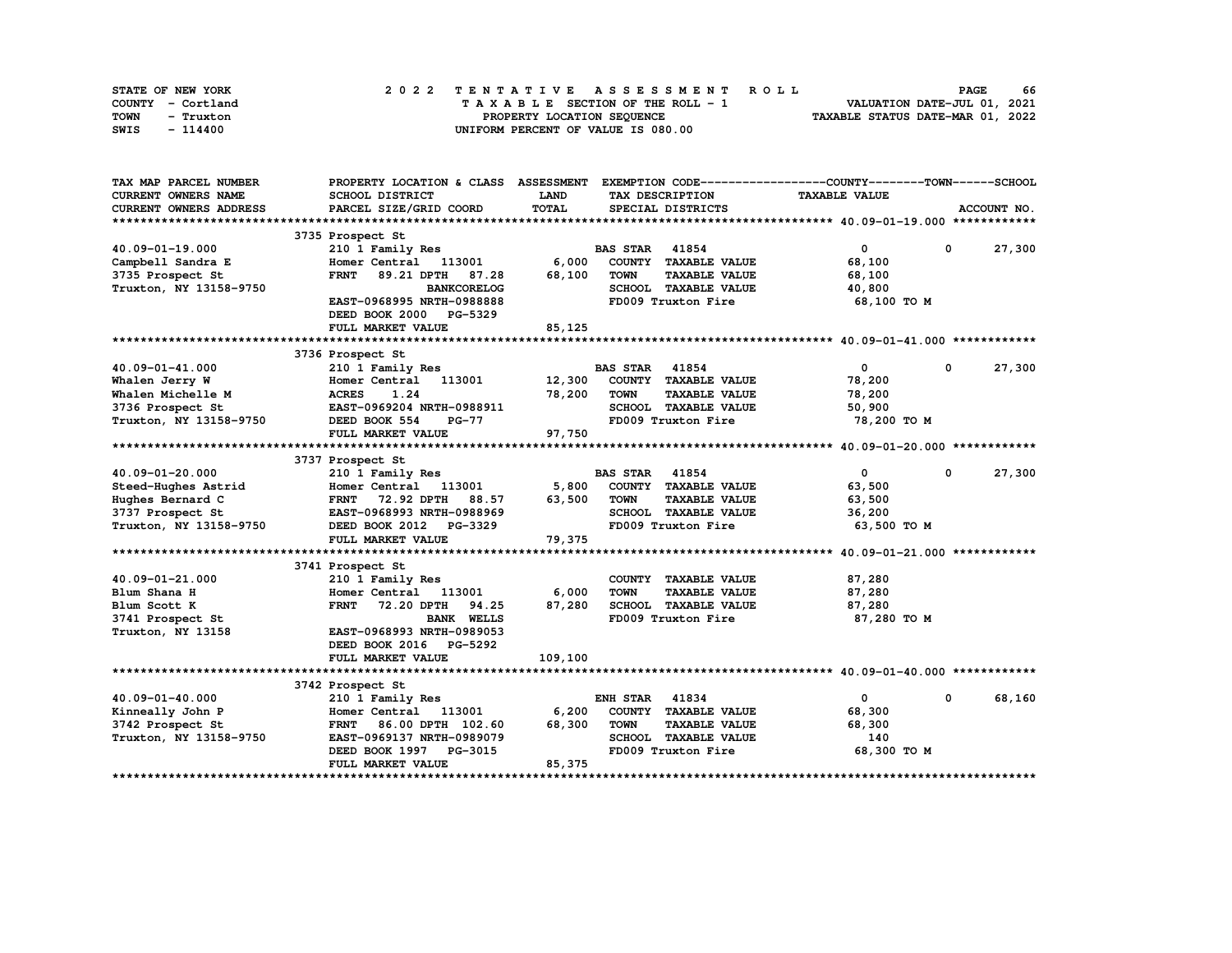STATE OF NEW YORK
COUNTY - Cortland
TOWN - Truxton
SWIS - 114400

2022 TENTATIVE ASSESSMENT ROLL
TAXABLE SECTION OF THE ROLL - 1
PROPERTY LOCATION SEQUENCE
UNIFORM PERCENT OF VALUE IS 080.00

VALUATION DATE-JUL 01, 2021
TAXABLE STATUS DATE-MAR 01, 2022

| TAX MAP PARCEL NUMBER / CURRENT OWNERS NAME / CURRENT OWNERS ADDRESS | PROPERTY LOCATION & CLASS / SCHOOL DISTRICT / PARCEL SIZE/GRID COORD | ASSESSMENT LAND / TOTAL | EXEMPTION CODE / TAX DESCRIPTION / SPECIAL DISTRICTS | COUNTY TAXABLE VALUE | TOWN | SCHOOL / ACCOUNT NO. |
|---|---|---|---|---|---|---|
| **40.09-01-19.000** | 3735 Prospect St | | | | | |
| 40.09-01-19.000 | 210 1 Family Res | | BAS STAR 41854 | 0 | 0 | 27,300 |
| Campbell Sandra E | Homer Central 113001 | 6,000 | COUNTY TAXABLE VALUE | 68,100 | | |
| 3735 Prospect St | FRNT 89.21 DPTH 87.28 | 68,100 | TOWN TAXABLE VALUE | 68,100 | | |
| Truxton, NY 13158-9750 | BANKCORELOG | | SCHOOL TAXABLE VALUE | 40,800 | | |
| | EAST-0968995 NRTH-0988888 | | FD009 Truxton Fire | 68,100 TO M | | |
| | DEED BOOK 2000 PG-5329 | | | | | |
| | FULL MARKET VALUE | 85,125 | | | | |
| **40.09-01-41.000** | 3736 Prospect St | | | | | |
| 40.09-01-41.000 | 210 1 Family Res | | BAS STAR 41854 | 0 | 0 | 27,300 |
| Whalen Jerry W | Homer Central 113001 | 12,300 | COUNTY TAXABLE VALUE | 78,200 | | |
| Whalen Michelle M | ACRES 1.24 | 78,200 | TOWN TAXABLE VALUE | 78,200 | | |
| 3736 Prospect St | EAST-0969204 NRTH-0988911 | | SCHOOL TAXABLE VALUE | 50,900 | | |
| Truxton, NY 13158-9750 | DEED BOOK 554 PG-77 | | FD009 Truxton Fire | 78,200 TO M | | |
| | FULL MARKET VALUE | 97,750 | | | | |
| **40.09-01-20.000** | 3737 Prospect St | | | | | |
| 40.09-01-20.000 | 210 1 Family Res | | BAS STAR 41854 | 0 | 0 | 27,300 |
| Steed-Hughes Astrid | Homer Central 113001 | 5,800 | COUNTY TAXABLE VALUE | 63,500 | | |
| Hughes Bernard C | FRNT 72.92 DPTH 88.57 | 63,500 | TOWN TAXABLE VALUE | 63,500 | | |
| 3737 Prospect St | EAST-0968993 NRTH-0988969 | | SCHOOL TAXABLE VALUE | 36,200 | | |
| Truxton, NY 13158-9750 | DEED BOOK 2012 PG-3329 | | FD009 Truxton Fire | 63,500 TO M | | |
| | FULL MARKET VALUE | 79,375 | | | | |
| **40.09-01-21.000** | 3741 Prospect St | | | | | |
| 40.09-01-21.000 | 210 1 Family Res | | COUNTY TAXABLE VALUE | 87,280 | | |
| Blum Shana H | Homer Central 113001 | 6,000 | TOWN TAXABLE VALUE | 87,280 | | |
| Blum Scott K | FRNT 72.20 DPTH 94.25 | 87,280 | SCHOOL TAXABLE VALUE | 87,280 | | |
| 3741 Prospect St | BANK WELLS | | FD009 Truxton Fire | 87,280 TO M | | |
| Truxton, NY 13158 | EAST-0968993 NRTH-0989053 | | | | | |
| | DEED BOOK 2016 PG-5292 | | | | | |
| | FULL MARKET VALUE | 109,100 | | | | |
| **40.09-01-40.000** | 3742 Prospect St | | | | | |
| 40.09-01-40.000 | 210 1 Family Res | | ENH STAR 41834 | 0 | 0 | 68,160 |
| Kinneally John P | Homer Central 113001 | 6,200 | COUNTY TAXABLE VALUE | 68,300 | | |
| 3742 Prospect St | FRNT 86.00 DPTH 102.60 | 68,300 | TOWN TAXABLE VALUE | 68,300 | | |
| Truxton, NY 13158-9750 | EAST-0969137 NRTH-0989079 | | SCHOOL TAXABLE VALUE | 140 | | |
| | DEED BOOK 1997 PG-3015 | | FD009 Truxton Fire | 68,300 TO M | | |
| | FULL MARKET VALUE | 85,375 | | | | |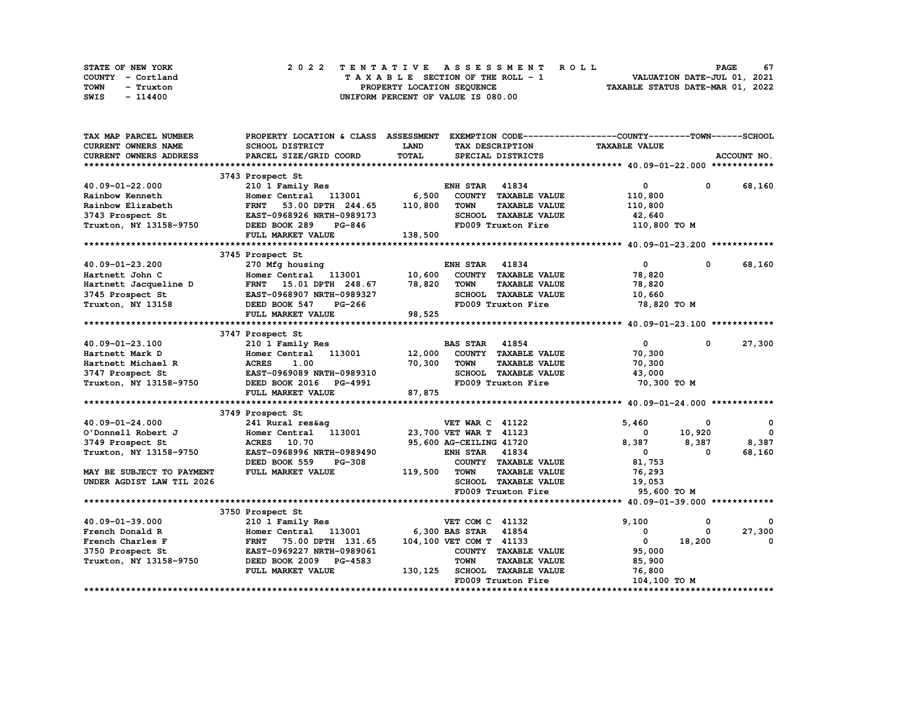STATE OF NEW YORK | 2022 TENTATIVE ASSESSMENT ROLL | PAGE 67
COUNTY - Cortland | TAXABLE SECTION OF THE ROLL - 1 | VALUATION DATE-JUL 01, 2021
TOWN - Truxton | PROPERTY LOCATION SEQUENCE | TAXABLE STATUS DATE-MAR 01, 2022
SWIS - 114400 | UNIFORM PERCENT OF VALUE IS 080.00

| TAX MAP PARCEL NUMBER / CURRENT OWNERS NAME / CURRENT OWNERS ADDRESS | PROPERTY LOCATION & CLASS / SCHOOL DISTRICT / PARCEL SIZE/GRID COORD | ASSESSMENT LAND / TOTAL | EXEMPTION CODE / TAX DESCRIPTION / SPECIAL DISTRICTS | COUNTY TAXABLE VALUE | TOWN | SCHOOL / ACCOUNT NO. |
|---|---|---|---|---|---|---|
| **40.09-01-22.000** | 3743 Prospect St | | | | | |
| 40.09-01-22.000 | 210 1 Family Res | | ENH STAR 41834 | 0 | 0 | 68,160 |
| Rainbow Kenneth | Homer Central 113001 | 6,500 | COUNTY TAXABLE VALUE | 110,800 | | |
| Rainbow Elizabeth | FRNT 53.00 DPTH 244.65 | 110,800 | TOWN TAXABLE VALUE | 110,800 | | |
| 3743 Prospect St | EAST-0968926 NRTH-0989173 | | SCHOOL TAXABLE VALUE | 42,640 | | |
| Truxton, NY 13158-9750 | DEED BOOK 289 PG-846 | | FD009 Truxton Fire | 110,800 TO M | | |
| | FULL MARKET VALUE | 138,500 | | | | |
| **40.09-01-23.200** | 3745 Prospect St | | | | | |
| 40.09-01-23.200 | 270 Mfg housing | | ENH STAR 41834 | 0 | 0 | 68,160 |
| Hartnett John C | Homer Central 113001 | 10,600 | COUNTY TAXABLE VALUE | 78,820 | | |
| Hartnett Jacqueline D | FRNT 15.01 DPTH 248.67 | 78,820 | TOWN TAXABLE VALUE | 78,820 | | |
| 3745 Prospect St | EAST-0968907 NRTH-0989327 | | SCHOOL TAXABLE VALUE | 10,660 | | |
| Truxton, NY 13158 | DEED BOOK 547 PG-266 | | FD009 Truxton Fire | 78,820 TO M | | |
| | FULL MARKET VALUE | 98,525 | | | | |
| **40.09-01-23.100** | 3747 Prospect St | | | | | |
| 40.09-01-23.100 | 210 1 Family Res | | BAS STAR 41854 | 0 | 0 | 27,300 |
| Hartnett Mark D | Homer Central 113001 | 12,000 | COUNTY TAXABLE VALUE | 70,300 | | |
| Hartnett Michael R | ACRES 1.00 | 70,300 | TOWN TAXABLE VALUE | 70,300 | | |
| 3747 Prospect St | EAST-0969089 NRTH-0989310 | | SCHOOL TAXABLE VALUE | 43,000 | | |
| Truxton, NY 13158-9750 | DEED BOOK 2016 PG-4991 | | FD009 Truxton Fire | 70,300 TO M | | |
| | FULL MARKET VALUE | 87,875 | | | | |
| **40.09-01-24.000** | 3749 Prospect St | | | | | |
| 40.09-01-24.000 | 241 Rural res&ag | | VET WAR C 41122 | 5,460 | 0 | 0 |
| O'Donnell Robert J | Homer Central 113001 | 23,700 | VET WAR T 41123 | 0 | 10,920 | 0 |
| 3749 Prospect St | ACRES 10.70 | 95,600 | AG-CEILING 41720 | 8,387 | 8,387 | 8,387 |
| Truxton, NY 13158-9750 | EAST-0968996 NRTH-0989490 | | ENH STAR 41834 | 0 | 0 | 68,160 |
| | DEED BOOK 559 PG-308 | | COUNTY TAXABLE VALUE | 81,753 | | |
| MAY BE SUBJECT TO PAYMENT | FULL MARKET VALUE | 119,500 | TOWN TAXABLE VALUE | 76,293 | | |
| UNDER AGDIST LAW TIL 2026 | | | SCHOOL TAXABLE VALUE | 19,053 | | |
| | | | FD009 Truxton Fire | 95,600 TO M | | |
| **40.09-01-39.000** | 3750 Prospect St | | | | | |
| 40.09-01-39.000 | 210 1 Family Res | | VET COM C 41132 | 9,100 | 0 | 0 |
| French Donald R | Homer Central 113001 | 6,300 | BAS STAR 41854 | 0 | 0 | 27,300 |
| French Charles F | FRNT 75.00 DPTH 131.65 | 104,100 | VET COM T 41133 | 0 | 18,200 | 0 |
| 3750 Prospect St | EAST-0969227 NRTH-0989061 | | COUNTY TAXABLE VALUE | 95,000 | | |
| Truxton, NY 13158-9750 | DEED BOOK 2009 PG-4583 | | TOWN TAXABLE VALUE | 85,900 | | |
| | FULL MARKET VALUE | 130,125 | SCHOOL TAXABLE VALUE | 76,800 | | |
| | | | FD009 Truxton Fire | 104,100 TO M | | |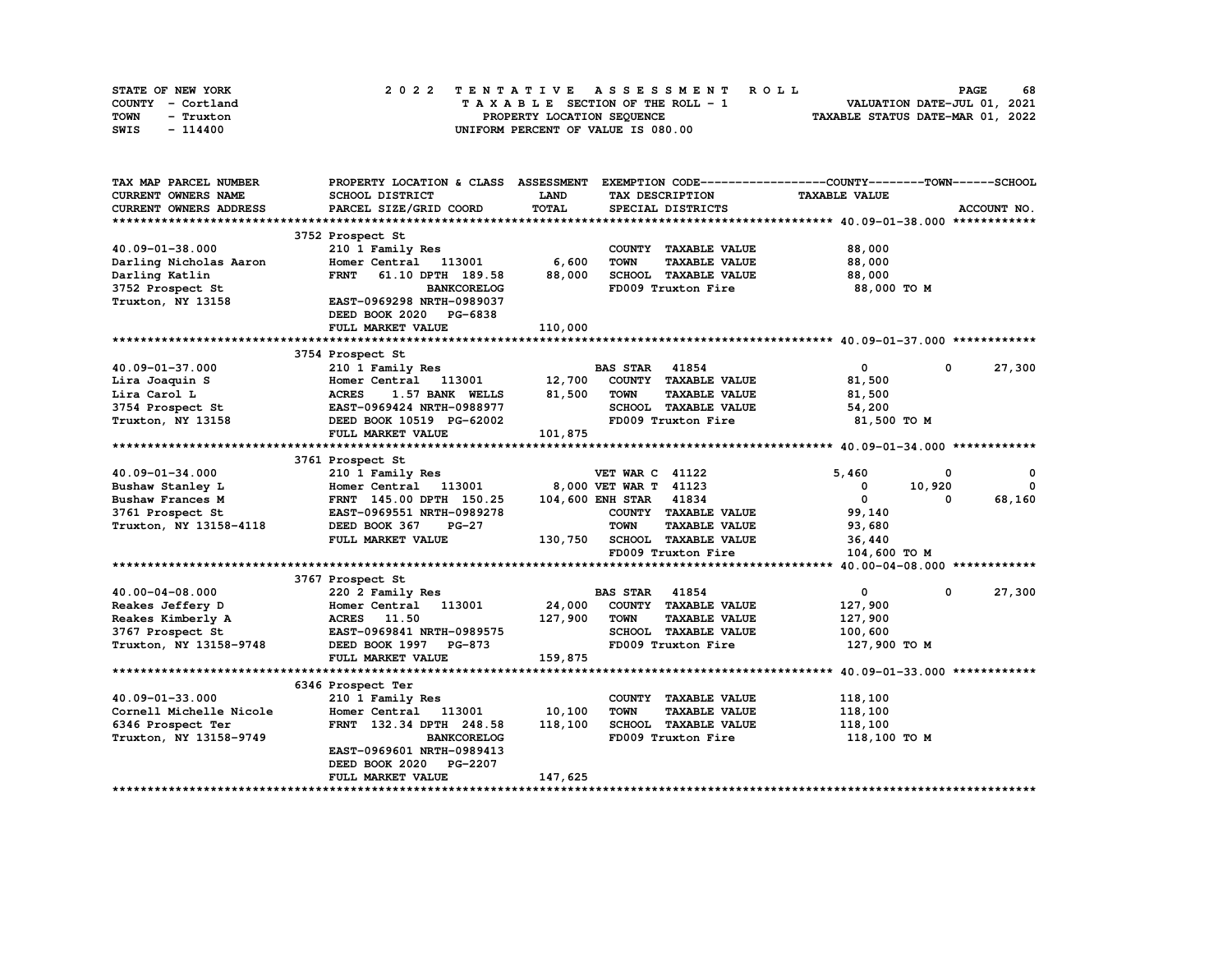STATE OF NEW YORK | COUNTY - Cortland | TOWN - Truxton | SWIS - 114400

# 2022 TENTATIVE ASSESSMENT ROLL

TAXABLE SECTION OF THE ROLL - 1
PROPERTY LOCATION SEQUENCE
UNIFORM PERCENT OF VALUE IS 080.00

VALUATION DATE-JUL 01, 2021
TAXABLE STATUS DATE-MAR 01, 2022

| TAX MAP PARCEL NUMBER / CURRENT OWNERS NAME / CURRENT OWNERS ADDRESS | PROPERTY LOCATION & CLASS / SCHOOL DISTRICT / PARCEL SIZE/GRID COORD | ASSESSMENT LAND / TOTAL | EXEMPTION CODE / TAX DESCRIPTION / SPECIAL DISTRICTS | COUNTY TAXABLE VALUE | TOWN | SCHOOL | ACCOUNT NO. |
|---|---|---|---|---|---|---|---|
| **40.09-01-38.000** | 3752 Prospect St | | | | | | |
| 40.09-01-38.000 | 210 1 Family Res | | COUNTY TAXABLE VALUE | 88,000 | | | |
| Darling Nicholas Aaron | Homer Central 113001 | 6,600 | TOWN TAXABLE VALUE | 88,000 | | | |
| Darling Katlin | FRNT 61.10 DPTH 189.58 | 88,000 | SCHOOL TAXABLE VALUE | 88,000 | | | |
| 3752 Prospect St | BANKCORELOG | | FD009 Truxton Fire | 88,000 TO M | | | |
| Truxton, NY 13158 | EAST-0969298 NRTH-0989037 | | | | | | |
| | DEED BOOK 2020 PG-6838 | | | | | | |
| | FULL MARKET VALUE | 110,000 | | | | | |
| **40.09-01-37.000** | 3754 Prospect St | | | | | | |
| 40.09-01-37.000 | 210 1 Family Res | | BAS STAR 41854 | 0 | 0 | 27,300 | |
| Lira Joaquin S | Homer Central 113001 | 12,700 | COUNTY TAXABLE VALUE | 81,500 | | | |
| Lira Carol L | ACRES 1.57 BANK WELLS | 81,500 | TOWN TAXABLE VALUE | 81,500 | | | |
| 3754 Prospect St | EAST-0969424 NRTH-0988977 | | SCHOOL TAXABLE VALUE | 54,200 | | | |
| Truxton, NY 13158 | DEED BOOK 10519 PG-62002 | | FD009 Truxton Fire | 81,500 TO M | | | |
| | FULL MARKET VALUE | 101,875 | | | | | |
| **40.09-01-34.000** | 3761 Prospect St | | | | | | |
| 40.09-01-34.000 | 210 1 Family Res | | VET WAR C 41122 | 5,460 | 0 | 0 | |
| Bushaw Stanley L | Homer Central 113001 | 8,000 | VET WAR T 41123 | 0 | 10,920 | 0 | |
| Bushaw Frances M | FRNT 145.00 DPTH 150.25 | 104,600 | ENH STAR 41834 | 0 | 0 | 68,160 | |
| 3761 Prospect St | EAST-0969551 NRTH-0989278 | | COUNTY TAXABLE VALUE | 99,140 | | | |
| Truxton, NY 13158-4118 | DEED BOOK 367 PG-27 | | TOWN TAXABLE VALUE | 93,680 | | | |
| | FULL MARKET VALUE | 130,750 | SCHOOL TAXABLE VALUE | 36,440 | | | |
| | | | FD009 Truxton Fire | 104,600 TO M | | | |
| **40.00-04-08.000** | 3767 Prospect St | | | | | | |
| 40.00-04-08.000 | 220 2 Family Res | | BAS STAR 41854 | 0 | 0 | 27,300 | |
| Reakes Jeffery D | Homer Central 113001 | 24,000 | COUNTY TAXABLE VALUE | 127,900 | | | |
| Reakes Kimberly A | ACRES 11.50 | 127,900 | TOWN TAXABLE VALUE | 127,900 | | | |
| 3767 Prospect St | EAST-0969841 NRTH-0989575 | | SCHOOL TAXABLE VALUE | 100,600 | | | |
| Truxton, NY 13158-9748 | DEED BOOK 1997 PG-873 | | FD009 Truxton Fire | 127,900 TO M | | | |
| | FULL MARKET VALUE | 159,875 | | | | | |
| **40.09-01-33.000** | 6346 Prospect Ter | | | | | | |
| 40.09-01-33.000 | 210 1 Family Res | | COUNTY TAXABLE VALUE | 118,100 | | | |
| Cornell Michelle Nicole | Homer Central 113001 | 10,100 | TOWN TAXABLE VALUE | 118,100 | | | |
| 6346 Prospect Ter | FRNT 132.34 DPTH 248.58 | 118,100 | SCHOOL TAXABLE VALUE | 118,100 | | | |
| Truxton, NY 13158-9749 | BANKCORELOG | | FD009 Truxton Fire | 118,100 TO M | | | |
| | EAST-0969601 NRTH-0989413 | | | | | | |
| | DEED BOOK 2020 PG-2207 | | | | | | |
| | FULL MARKET VALUE | 147,625 | | | | | |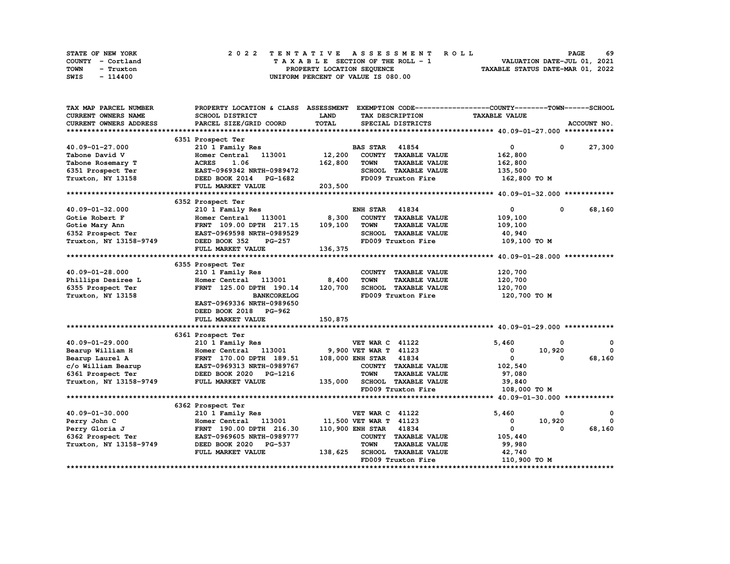STATE OF NEW YORK — COUNTY - Cortland — TOWN - Truxton — SWIS - 114400

**2022 TENTATIVE ASSESSMENT ROLL**
TAXABLE SECTION OF THE ROLL - 1
PROPERTY LOCATION SEQUENCE
UNIFORM PERCENT OF VALUE IS 080.00

VALUATION DATE-JUL 01, 2021
TAXABLE STATUS DATE-MAR 01, 2022

| TAX MAP PARCEL NUMBER / CURRENT OWNERS NAME / CURRENT OWNERS ADDRESS | PROPERTY LOCATION & CLASS / SCHOOL DISTRICT / PARCEL SIZE/GRID COORD | ASSESSMENT LAND / TOTAL | EXEMPTION CODE / TAX DESCRIPTION / SPECIAL DISTRICTS | COUNTY TAXABLE VALUE | TOWN | SCHOOL |
|---|---|---|---|---|---|---|
| **40.09-01-27.000** | 6351 Prospect Ter | | | | | |
| | 210 1 Family Res | | BAS STAR 41854 | 0 | 0 | 27,300 |
| Tabone David V | Homer Central 113001 | 12,200 | COUNTY TAXABLE VALUE | 162,800 | | |
| Tabone Rosemary T | ACRES 1.06 | 162,800 | TOWN TAXABLE VALUE | 162,800 | | |
| 6351 Prospect Ter | EAST-0969342 NRTH-0989472 | | SCHOOL TAXABLE VALUE | 135,500 | | |
| Truxton, NY 13158 | DEED BOOK 2014 PG-1682 | | FD009 Truxton Fire | 162,800 TO M | | |
| | FULL MARKET VALUE | 203,500 | | | | |
| **40.09-01-32.000** | 6352 Prospect Ter | | | | | |
| | 210 1 Family Res | | ENH STAR 41834 | 0 | 0 | 68,160 |
| Gotie Robert F | Homer Central 113001 | 8,300 | COUNTY TAXABLE VALUE | 109,100 | | |
| Gotie Mary Ann | FRNT 109.00 DPTH 217.15 | 109,100 | TOWN TAXABLE VALUE | 109,100 | | |
| 6352 Prospect Ter | EAST-0969598 NRTH-0989529 | | SCHOOL TAXABLE VALUE | 40,940 | | |
| Truxton, NY 13158-9749 | DEED BOOK 352 PG-257 | | FD009 Truxton Fire | 109,100 TO M | | |
| | FULL MARKET VALUE | 136,375 | | | | |
| **40.09-01-28.000** | 6355 Prospect Ter | | | | | |
| | 210 1 Family Res | | COUNTY TAXABLE VALUE | 120,700 | | |
| Phillips Desiree L | Homer Central 113001 | 8,400 | TOWN TAXABLE VALUE | 120,700 | | |
| 6355 Prospect Ter | FRNT 125.00 DPTH 190.14 | 120,700 | SCHOOL TAXABLE VALUE | 120,700 | | |
| Truxton, NY 13158 | BANKCORELOG | | FD009 Truxton Fire | 120,700 TO M | | |
| | EAST-0969336 NRTH-0989650 | | | | | |
| | DEED BOOK 2018 PG-962 | | | | | |
| | FULL MARKET VALUE | 150,875 | | | | |
| **40.09-01-29.000** | 6361 Prospect Ter | | | | | |
| | 210 1 Family Res | | VET WAR C 41122 | 5,460 | 0 | 0 |
| Bearup William H | Homer Central 113001 | 9,900 | VET WAR T 41123 | 0 | 10,920 | 0 |
| Bearup Laurel A | FRNT 170.00 DPTH 189.51 | 108,000 | ENH STAR 41834 | 0 | 0 | 68,160 |
| c/o William Bearup | EAST-0969313 NRTH-0989767 | | COUNTY TAXABLE VALUE | 102,540 | | |
| 6361 Prospect Ter | DEED BOOK 2020 PG-1216 | | TOWN TAXABLE VALUE | 97,080 | | |
| Truxton, NY 13158-9749 | FULL MARKET VALUE | 135,000 | SCHOOL TAXABLE VALUE | 39,840 | | |
| | | | FD009 Truxton Fire | 108,000 TO M | | |
| **40.09-01-30.000** | 6362 Prospect Ter | | | | | |
| | 210 1 Family Res | | VET WAR C 41122 | 5,460 | 0 | 0 |
| Perry John C | Homer Central 113001 | 11,500 | VET WAR T 41123 | 0 | 10,920 | 0 |
| Perry Gloria J | FRNT 190.00 DPTH 216.30 | 110,900 | ENH STAR 41834 | 0 | 0 | 68,160 |
| 6362 Prospect Ter | EAST-0969605 NRTH-0989777 | | COUNTY TAXABLE VALUE | 105,440 | | |
| Truxton, NY 13158-9749 | DEED BOOK 2020 PG-537 | | TOWN TAXABLE VALUE | 99,980 | | |
| | FULL MARKET VALUE | 138,625 | SCHOOL TAXABLE VALUE | 42,740 | | |
| | | | FD009 Truxton Fire | 110,900 TO M | | |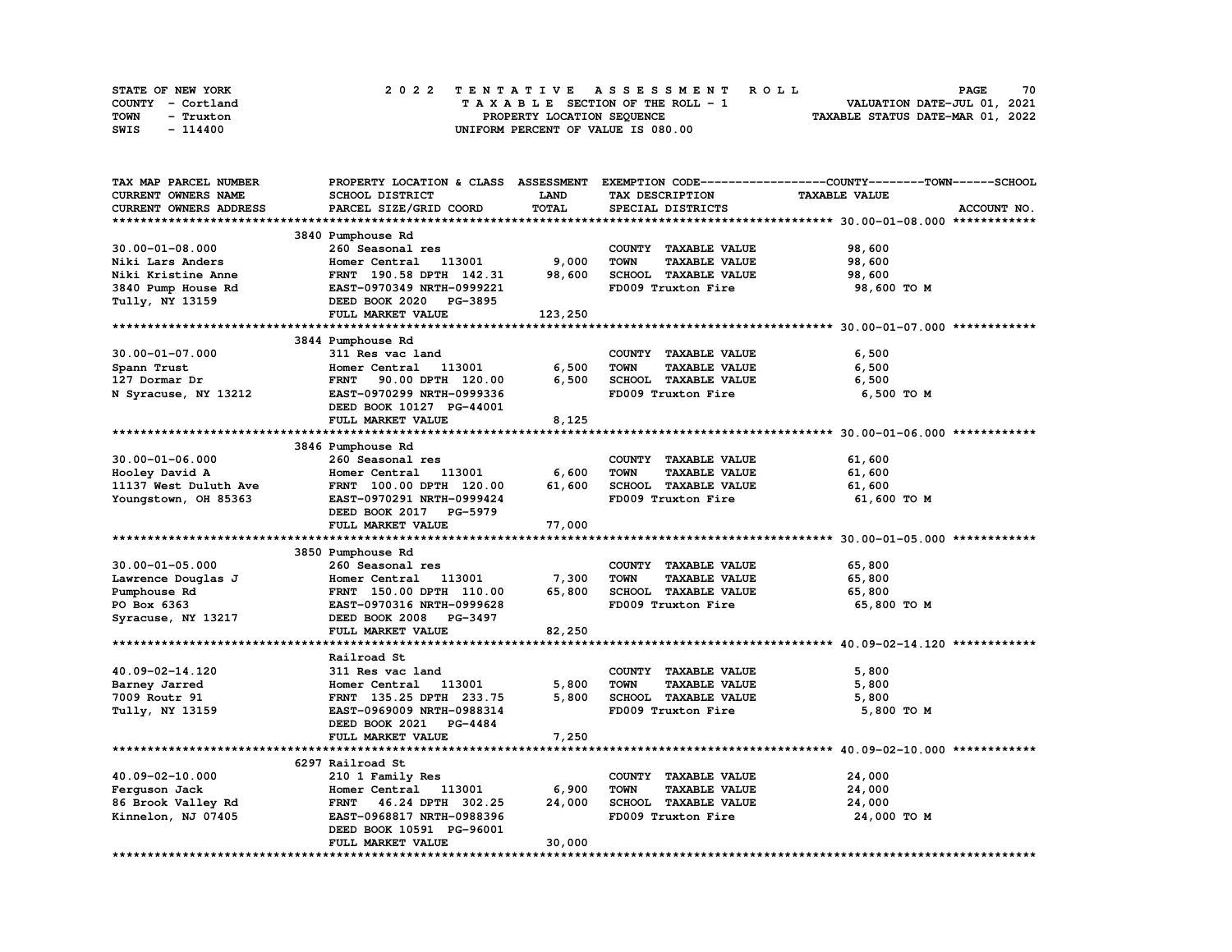STATE OF NEW YORK
COUNTY - Cortland
TOWN - Truxton
SWIS - 114400

2 0 2 2 TENTATIVE ASSESSMENT ROLL
TAXABLE SECTION OF THE ROLL - 1
PROPERTY LOCATION SEQUENCE
UNIFORM PERCENT OF VALUE IS 080.00

VALUATION DATE-JUL 01, 2021
TAXABLE STATUS DATE-MAR 01, 2022

```
TAX MAP PARCEL NUMBER      PROPERTY LOCATION & CLASS  ASSESSMENT  EXEMPTION CODE------------------COUNTY--------TOWN------SCHOOL
CURRENT OWNERS NAME        SCHOOL DISTRICT              LAND      TAX DESCRIPTION             TAXABLE VALUE
CURRENT OWNERS ADDRESS     PARCEL SIZE/GRID COORD       TOTAL     SPECIAL DISTRICTS                                      ACCOUNT NO.
******************************************************************************************************* 30.00-01-08.000 ************
                           3840 Pumphouse Rd
30.00-01-08.000            260 Seasonal res                       COUNTY  TAXABLE VALUE             98,600
Niki Lars Anders           Homer Central   113001       9,000     TOWN    TAXABLE VALUE             98,600
Niki Kristine Anne         FRNT 190.58 DPTH 142.31     98,600     SCHOOL  TAXABLE VALUE             98,600
3840 Pump House Rd         EAST-0970349 NRTH-0999221              FD009 Truxton Fire                 98,600 TO M
Tully, NY 13159            DEED BOOK 2020   PG-3895
                           FULL MARKET VALUE          123,250
******************************************************************************************************* 30.00-01-07.000 ************
                           3844 Pumphouse Rd
30.00-01-07.000            311 Res vac land                       COUNTY  TAXABLE VALUE              6,500
Spann Trust                Homer Central   113001       6,500     TOWN    TAXABLE VALUE              6,500
127 Dormar Dr              FRNT  90.00 DPTH 120.00      6,500     SCHOOL  TAXABLE VALUE              6,500
N Syracuse, NY 13212       EAST-0970299 NRTH-0999336              FD009 Truxton Fire                  6,500 TO M
                           DEED BOOK 10127  PG-44001
                           FULL MARKET VALUE            8,125
******************************************************************************************************* 30.00-01-06.000 ************
                           3846 Pumphouse Rd
30.00-01-06.000            260 Seasonal res                       COUNTY  TAXABLE VALUE             61,600
Hooley David A             Homer Central   113001       6,600     TOWN    TAXABLE VALUE             61,600
11137 West Duluth Ave      FRNT 100.00 DPTH 120.00     61,600     SCHOOL  TAXABLE VALUE             61,600
Youngstown, OH 85363       EAST-0970291 NRTH-0999424              FD009 Truxton Fire                 61,600 TO M
                           DEED BOOK 2017   PG-5979
                           FULL MARKET VALUE           77,000
******************************************************************************************************* 30.00-01-05.000 ************
                           3850 Pumphouse Rd
30.00-01-05.000            260 Seasonal res                       COUNTY  TAXABLE VALUE             65,800
Lawrence Douglas J         Homer Central   113001       7,300     TOWN    TAXABLE VALUE             65,800
Pumphouse Rd               FRNT 150.00 DPTH 110.00     65,800     SCHOOL  TAXABLE VALUE             65,800
PO Box 6363                EAST-0970316 NRTH-0999628              FD009 Truxton Fire                 65,800 TO M
Syracuse, NY 13217         DEED BOOK 2008   PG-3497
                           FULL MARKET VALUE           82,250
******************************************************************************************************* 40.09-02-14.120 ************
                           Railroad St
40.09-02-14.120            311 Res vac land                       COUNTY  TAXABLE VALUE              5,800
Barney Jarred              Homer Central   113001       5,800     TOWN    TAXABLE VALUE              5,800
7009 Routr 91              FRNT 135.25 DPTH 233.75      5,800     SCHOOL  TAXABLE VALUE              5,800
Tully, NY 13159            EAST-0969009 NRTH-0988314              FD009 Truxton Fire                  5,800 TO M
                           DEED BOOK 2021   PG-4484
                           FULL MARKET VALUE            7,250
******************************************************************************************************* 40.09-02-10.000 ************
                           6297 Railroad St
40.09-02-10.000            210 1 Family Res                       COUNTY  TAXABLE VALUE             24,000
Ferguson Jack              Homer Central   113001       6,900     TOWN    TAXABLE VALUE             24,000
86 Brook Valley Rd         FRNT  46.24 DPTH 302.25     24,000     SCHOOL  TAXABLE VALUE             24,000
Kinnelon, NJ 07405         EAST-0968817 NRTH-0988396              FD009 Truxton Fire                 24,000 TO M
                           DEED BOOK 10591  PG-96001
                           FULL MARKET VALUE           30,000
************************************************************************************************************************************
```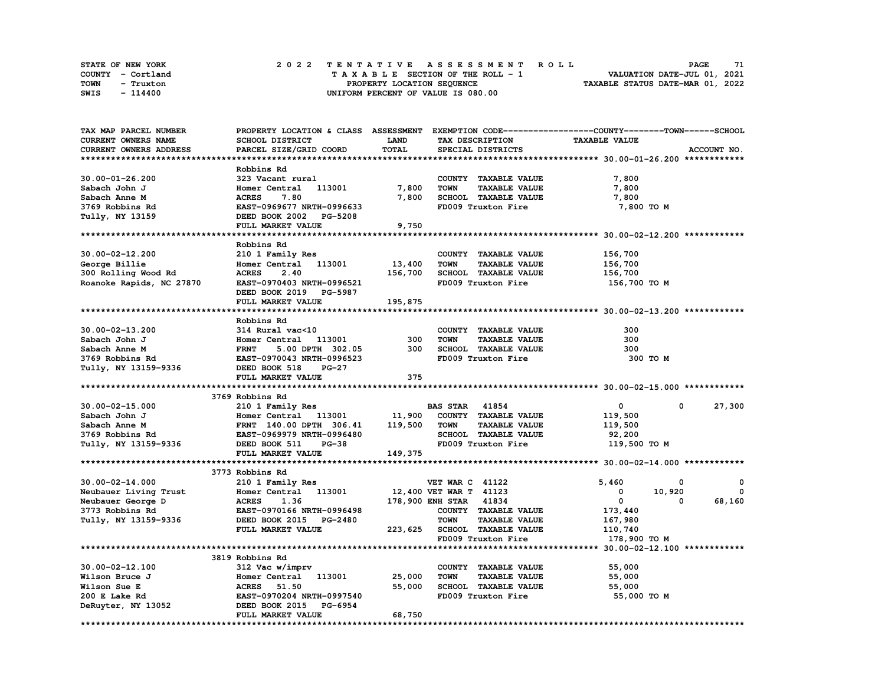STATE OF NEW YORK
COUNTY - Cortland
TOWN - Truxton
SWIS - 114400

2022 TENTATIVE ASSESSMENT ROLL
TAXABLE SECTION OF THE ROLL - 1
PROPERTY LOCATION SEQUENCE
UNIFORM PERCENT OF VALUE IS 080.00

VALUATION DATE-JUL 01, 2021
TAXABLE STATUS DATE-MAR 01, 2022

| TAX MAP PARCEL NUMBER / CURRENT OWNERS NAME / CURRENT OWNERS ADDRESS | PROPERTY LOCATION & CLASS / SCHOOL DISTRICT / PARCEL SIZE/GRID COORD | ASSESSMENT LAND / TOTAL | EXEMPTION CODE / TAX DESCRIPTION / SPECIAL DISTRICTS | COUNTY | TOWN | SCHOOL TAXABLE VALUE / ACCOUNT NO. |
|---|---|---|---|---|---|---|
| **30.00-01-26.200** | Robbins Rd | | | | | |
| 30.00-01-26.200 | 323 Vacant rural | | COUNTY TAXABLE VALUE | 7,800 | | |
| Sabach John J | Homer Central 113001 | 7,800 | TOWN TAXABLE VALUE | | 7,800 | |
| Sabach Anne M | ACRES 7.80 | 7,800 | SCHOOL TAXABLE VALUE | | | 7,800 |
| 3769 Robbins Rd | EAST-0969677 NRTH-0996633 | | FD009 Truxton Fire | 7,800 TO M | | |
| Tully, NY 13159 | DEED BOOK 2002 PG-5208 | | | | | |
| | FULL MARKET VALUE | 9,750 | | | | |
| **30.00-02-12.200** | Robbins Rd | | | | | |
| 30.00-02-12.200 | 210 1 Family Res | | COUNTY TAXABLE VALUE | 156,700 | | |
| George Billie | Homer Central 113001 | 13,400 | TOWN TAXABLE VALUE | | 156,700 | |
| 300 Rolling Wood Rd | ACRES 2.40 | 156,700 | SCHOOL TAXABLE VALUE | | | 156,700 |
| Roanoke Rapids, NC 27870 | EAST-0970403 NRTH-0996521 | | FD009 Truxton Fire | 156,700 TO M | | |
| | DEED BOOK 2019 PG-5987 | | | | | |
| | FULL MARKET VALUE | 195,875 | | | | |
| **30.00-02-13.200** | Robbins Rd | | | | | |
| 30.00-02-13.200 | 314 Rural vac<10 | | COUNTY TAXABLE VALUE | 300 | | |
| Sabach John J | Homer Central 113001 | 300 | TOWN TAXABLE VALUE | | 300 | |
| Sabach Anne M | FRNT 5.00 DPTH 302.05 | 300 | SCHOOL TAXABLE VALUE | | | 300 |
| 3769 Robbins Rd | EAST-0970043 NRTH-0996523 | | FD009 Truxton Fire | 300 TO M | | |
| Tully, NY 13159-9336 | DEED BOOK 518 PG-27 | | | | | |
| | FULL MARKET VALUE | 375 | | | | |
| **30.00-02-15.000** | 3769 Robbins Rd | | | | | |
| 30.00-02-15.000 | 210 1 Family Res | | BAS STAR 41854 | 0 | 0 | 27,300 |
| Sabach John J | Homer Central 113001 | 11,900 | COUNTY TAXABLE VALUE | 119,500 | | |
| Sabach Anne M | FRNT 140.00 DPTH 306.41 | 119,500 | TOWN TAXABLE VALUE | | 119,500 | |
| 3769 Robbins Rd | EAST-0969979 NRTH-0996480 | | SCHOOL TAXABLE VALUE | | | 92,200 |
| Tully, NY 13159-9336 | DEED BOOK 511 PG-38 | | FD009 Truxton Fire | 119,500 TO M | | |
| | FULL MARKET VALUE | 149,375 | | | | |
| **30.00-02-14.000** | 3773 Robbins Rd | | | | | |
| 30.00-02-14.000 | 210 1 Family Res | | VET WAR C 41122 | 5,460 | 0 | 0 |
| Neubauer Living Trust | Homer Central 113001 | 12,400 | VET WAR T 41123 | 0 | 10,920 | 0 |
| Neubauer George D | ACRES 1.36 | 178,900 | ENH STAR 41834 | 0 | 0 | 68,160 |
| 3773 Robbins Rd | EAST-0970166 NRTH-0996498 | | COUNTY TAXABLE VALUE | 173,440 | | |
| Tully, NY 13159-9336 | DEED BOOK 2015 PG-2480 | | TOWN TAXABLE VALUE | | 167,980 | |
| | FULL MARKET VALUE | 223,625 | SCHOOL TAXABLE VALUE | | | 110,740 |
| | | | FD009 Truxton Fire | 178,900 TO M | | |
| **30.00-02-12.100** | 3819 Robbins Rd | | | | | |
| 30.00-02-12.100 | 312 Vac w/imprv | | COUNTY TAXABLE VALUE | 55,000 | | |
| Wilson Bruce J | Homer Central 113001 | 25,000 | TOWN TAXABLE VALUE | | 55,000 | |
| Wilson Sue E | ACRES 51.50 | 55,000 | SCHOOL TAXABLE VALUE | | | 55,000 |
| 200 E Lake Rd | EAST-0970204 NRTH-0997540 | | FD009 Truxton Fire | 55,000 TO M | | |
| DeRuyter, NY 13052 | DEED BOOK 2015 PG-6954 | | | | | |
| | FULL MARKET VALUE | 68,750 | | | | |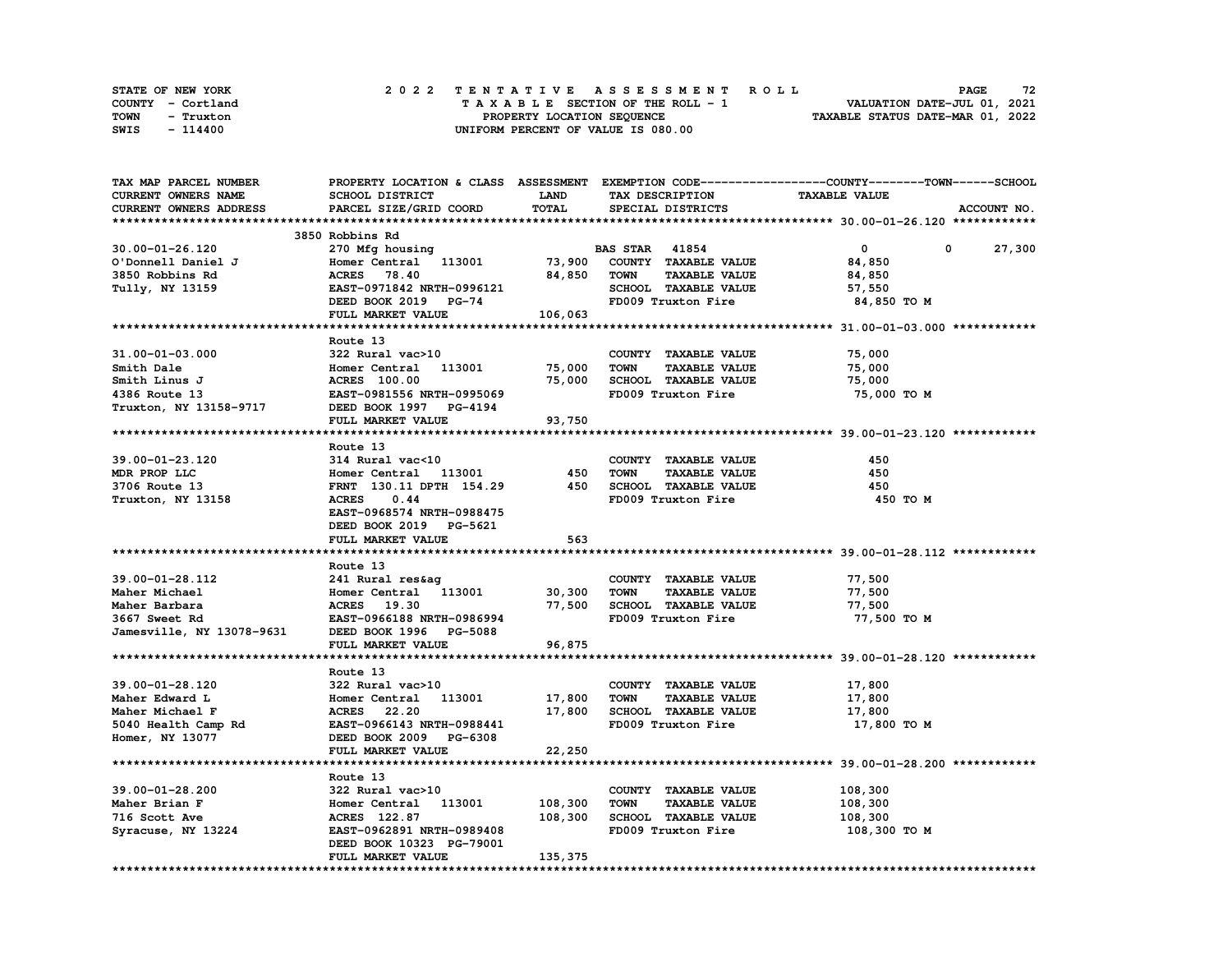STATE OF NEW YORK
COUNTY - Cortland
TOWN - Truxton
SWIS - 114400

2022 TENTATIVE ASSESSMENT ROLL
TAXABLE SECTION OF THE ROLL - 1
PROPERTY LOCATION SEQUENCE
UNIFORM PERCENT OF VALUE IS 080.00

VALUATION DATE-JUL 01, 2021
TAXABLE STATUS DATE-MAR 01, 2022

| TAX MAP PARCEL NUMBER / CURRENT OWNERS NAME / CURRENT OWNERS ADDRESS | PROPERTY LOCATION & CLASS / SCHOOL DISTRICT / PARCEL SIZE/GRID COORD | ASSESSMENT LAND | TOTAL | EXEMPTION CODE / TAX DESCRIPTION / SPECIAL DISTRICTS | COUNTY TAXABLE VALUE | TOWN | SCHOOL | ACCOUNT NO. |
|---|---|---|---|---|---|---|---|---|
| **30.00-01-26.120** | 3850 Robbins Rd | | | | | | | |
| 30.00-01-26.120 | 270 Mfg housing | | | BAS STAR 41854 | 0 | 0 | 27,300 | |
| O'Donnell Daniel J | Homer Central 113001 | 73,900 | | COUNTY TAXABLE VALUE | 84,850 | | | |
| 3850 Robbins Rd | ACRES 78.40 | | 84,850 | TOWN TAXABLE VALUE | 84,850 | | | |
| Tully, NY 13159 | EAST-0971842 NRTH-0996121 | | | SCHOOL TAXABLE VALUE | 57,550 | | | |
| | DEED BOOK 2019 PG-74 | | | FD009 Truxton Fire | 84,850 TO M | | | |
| | FULL MARKET VALUE | | 106,063 | | | | | |
| **31.00-01-03.000** | Route 13 | | | | | | | |
| 31.00-01-03.000 | 322 Rural vac>10 | | | COUNTY TAXABLE VALUE | 75,000 | | | |
| Smith Dale | Homer Central 113001 | 75,000 | | TOWN TAXABLE VALUE | 75,000 | | | |
| Smith Linus J | ACRES 100.00 | | 75,000 | SCHOOL TAXABLE VALUE | 75,000 | | | |
| 4386 Route 13 | EAST-0981556 NRTH-0995069 | | | FD009 Truxton Fire | 75,000 TO M | | | |
| Truxton, NY 13158-9717 | DEED BOOK 1997 PG-4194 | | | | | | | |
| | FULL MARKET VALUE | | 93,750 | | | | | |
| **39.00-01-23.120** | Route 13 | | | | | | | |
| 39.00-01-23.120 | 314 Rural vac<10 | | | COUNTY TAXABLE VALUE | 450 | | | |
| MDR PROP LLC | Homer Central 113001 | 450 | | TOWN TAXABLE VALUE | 450 | | | |
| 3706 Route 13 | FRNT 130.11 DPTH 154.29 | | 450 | SCHOOL TAXABLE VALUE | 450 | | | |
| Truxton, NY 13158 | ACRES 0.44 | | | FD009 Truxton Fire | 450 TO M | | | |
| | EAST-0968574 NRTH-0988475 | | | | | | | |
| | DEED BOOK 2019 PG-5621 | | | | | | | |
| | FULL MARKET VALUE | | 563 | | | | | |
| **39.00-01-28.112** | Route 13 | | | | | | | |
| 39.00-01-28.112 | 241 Rural res&ag | | | COUNTY TAXABLE VALUE | 77,500 | | | |
| Maher Michael | Homer Central 113001 | 30,300 | | TOWN TAXABLE VALUE | 77,500 | | | |
| Maher Barbara | ACRES 19.30 | | 77,500 | SCHOOL TAXABLE VALUE | 77,500 | | | |
| 3667 Sweet Rd | EAST-0966188 NRTH-0986994 | | | FD009 Truxton Fire | 77,500 TO M | | | |
| Jamesville, NY 13078-9631 | DEED BOOK 1996 PG-5088 | | | | | | | |
| | FULL MARKET VALUE | | 96,875 | | | | | |
| **39.00-01-28.120** | Route 13 | | | | | | | |
| 39.00-01-28.120 | 322 Rural vac>10 | | | COUNTY TAXABLE VALUE | 17,800 | | | |
| Maher Edward L | Homer Central 113001 | 17,800 | | TOWN TAXABLE VALUE | 17,800 | | | |
| Maher Michael F | ACRES 22.20 | | 17,800 | SCHOOL TAXABLE VALUE | 17,800 | | | |
| 5040 Health Camp Rd | EAST-0966143 NRTH-0988441 | | | FD009 Truxton Fire | 17,800 TO M | | | |
| Homer, NY 13077 | DEED BOOK 2009 PG-6308 | | | | | | | |
| | FULL MARKET VALUE | | 22,250 | | | | | |
| **39.00-01-28.200** | Route 13 | | | | | | | |
| 39.00-01-28.200 | 322 Rural vac>10 | | | COUNTY TAXABLE VALUE | 108,300 | | | |
| Maher Brian F | Homer Central 113001 | 108,300 | | TOWN TAXABLE VALUE | 108,300 | | | |
| 716 Scott Ave | ACRES 122.87 | | 108,300 | SCHOOL TAXABLE VALUE | 108,300 | | | |
| Syracuse, NY 13224 | EAST-0962891 NRTH-0989408 | | | FD009 Truxton Fire | 108,300 TO M | | | |
| | DEED BOOK 10323 PG-79001 | | | | | | | |
| | FULL MARKET VALUE | | 135,375 | | | | | |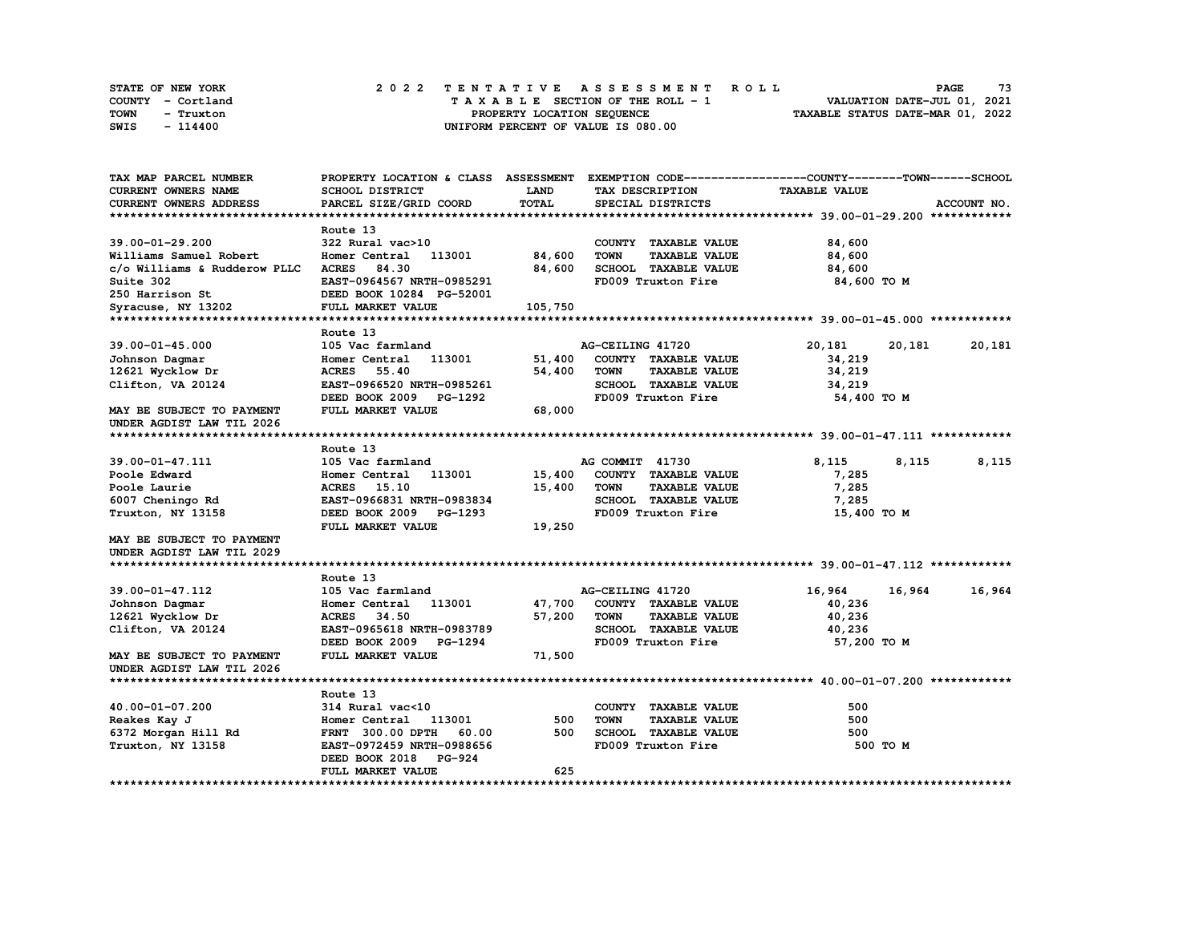STATE OF NEW YORK
COUNTY - Cortland
TOWN - Truxton
SWIS - 114400

# 2022 TENTATIVE ASSESSMENT ROLL

TAXABLE SECTION OF THE ROLL - 1
PROPERTY LOCATION SEQUENCE
UNIFORM PERCENT OF VALUE IS 080.00

VALUATION DATE-JUL 01, 2021
TAXABLE STATUS DATE-MAR 01, 2022

| TAX MAP PARCEL NUMBER / CURRENT OWNERS NAME / CURRENT OWNERS ADDRESS | PROPERTY LOCATION & CLASS / SCHOOL DISTRICT / PARCEL SIZE/GRID COORD | ASSESSMENT LAND / TOTAL | EXEMPTION CODE / TAX DESCRIPTION / SPECIAL DISTRICTS | COUNTY TAXABLE VALUE | TOWN | SCHOOL | ACCOUNT NO. |
|---|---|---|---|---|---|---|---|
| **39.00-01-29.200** | | | | | | | |
| | Route 13 | | | | | | |
| 39.00-01-29.200 | 322 Rural vac>10 | | COUNTY TAXABLE VALUE | 84,600 | | | |
| Williams Samuel Robert | Homer Central 113001 | 84,600 | TOWN TAXABLE VALUE | 84,600 | | | |
| c/o Williams & Rudderow PLLC | ACRES 84.30 | 84,600 | SCHOOL TAXABLE VALUE | 84,600 | | | |
| Suite 302 | EAST-0964567 NRTH-0985291 | | FD009 Truxton Fire | 84,600 TO M | | | |
| 250 Harrison St | DEED BOOK 10284 PG-52001 | | | | | | |
| Syracuse, NY 13202 | FULL MARKET VALUE | 105,750 | | | | | |
| **39.00-01-45.000** | | | | | | | |
| | Route 13 | | | | | | |
| 39.00-01-45.000 | 105 Vac farmland | | AG-CEILING 41720 | 20,181 | 20,181 | 20,181 | |
| Johnson Dagmar | Homer Central 113001 | 51,400 | COUNTY TAXABLE VALUE | 34,219 | | | |
| 12621 Wycklow Dr | ACRES 55.40 | 54,400 | TOWN TAXABLE VALUE | 34,219 | | | |
| Clifton, VA 20124 | EAST-0966520 NRTH-0985261 | | SCHOOL TAXABLE VALUE | 34,219 | | | |
| | DEED BOOK 2009 PG-1292 | | FD009 Truxton Fire | 54,400 TO M | | | |
| MAY BE SUBJECT TO PAYMENT | FULL MARKET VALUE | 68,000 | | | | | |
| UNDER AGDIST LAW TIL 2026 | | | | | | | |
| **39.00-01-47.111** | | | | | | | |
| | Route 13 | | | | | | |
| 39.00-01-47.111 | 105 Vac farmland | | AG COMMIT 41730 | 8,115 | 8,115 | 8,115 | |
| Poole Edward | Homer Central 113001 | 15,400 | COUNTY TAXABLE VALUE | 7,285 | | | |
| Poole Laurie | ACRES 15.10 | 15,400 | TOWN TAXABLE VALUE | 7,285 | | | |
| 6007 Cheningo Rd | EAST-0966831 NRTH-0983834 | | SCHOOL TAXABLE VALUE | 7,285 | | | |
| Truxton, NY 13158 | DEED BOOK 2009 PG-1293 | | FD009 Truxton Fire | 15,400 TO M | | | |
| | FULL MARKET VALUE | 19,250 | | | | | |
| MAY BE SUBJECT TO PAYMENT | | | | | | | |
| UNDER AGDIST LAW TIL 2029 | | | | | | | |
| **39.00-01-47.112** | | | | | | | |
| | Route 13 | | | | | | |
| 39.00-01-47.112 | 105 Vac farmland | | AG-CEILING 41720 | 16,964 | 16,964 | 16,964 | |
| Johnson Dagmar | Homer Central 113001 | 47,700 | COUNTY TAXABLE VALUE | 40,236 | | | |
| 12621 Wycklow Dr | ACRES 34.50 | 57,200 | TOWN TAXABLE VALUE | 40,236 | | | |
| Clifton, VA 20124 | EAST-0965618 NRTH-0983789 | | SCHOOL TAXABLE VALUE | 40,236 | | | |
| | DEED BOOK 2009 PG-1294 | | FD009 Truxton Fire | 57,200 TO M | | | |
| MAY BE SUBJECT TO PAYMENT | FULL MARKET VALUE | 71,500 | | | | | |
| UNDER AGDIST LAW TIL 2026 | | | | | | | |
| **40.00-01-07.200** | | | | | | | |
| | Route 13 | | | | | | |
| 40.00-01-07.200 | 314 Rural vac<10 | | COUNTY TAXABLE VALUE | 500 | | | |
| Reakes Kay J | Homer Central 113001 | 500 | TOWN TAXABLE VALUE | 500 | | | |
| 6372 Morgan Hill Rd | FRNT 300.00 DPTH 60.00 | 500 | SCHOOL TAXABLE VALUE | 500 | | | |
| Truxton, NY 13158 | EAST-0972459 NRTH-0988656 | | FD009 Truxton Fire | 500 TO M | | | |
| | DEED BOOK 2018 PG-924 | | | | | | |
| | FULL MARKET VALUE | 625 | | | | | |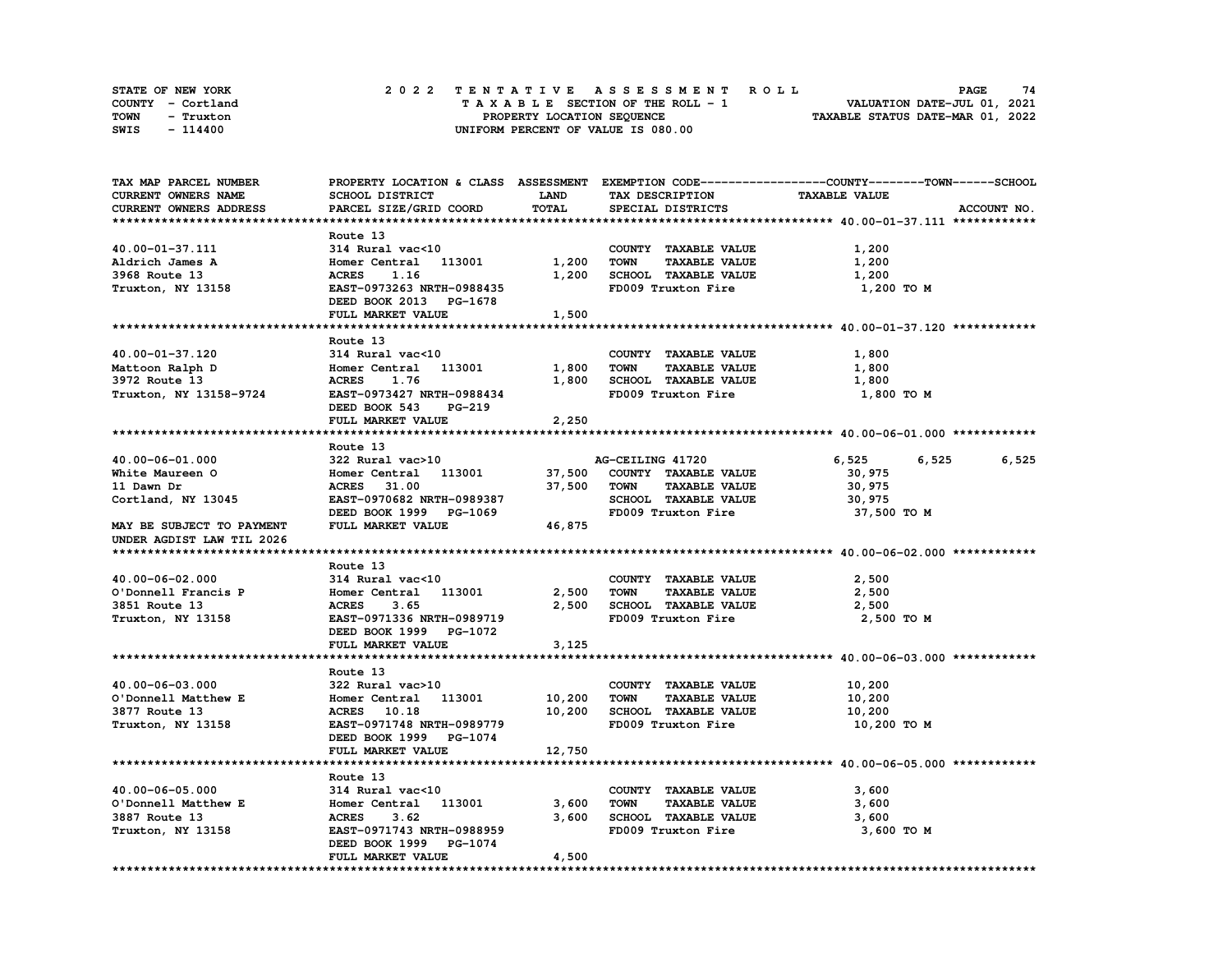STATE OF NEW YORK — COUNTY - Cortland — TOWN - Truxton — SWIS - 114400

# 2022 TENTATIVE ASSESSMENT ROLL

TAXABLE SECTION OF THE ROLL - 1
PROPERTY LOCATION SEQUENCE
UNIFORM PERCENT OF VALUE IS 080.00

VALUATION DATE-JUL 01, 2021
TAXABLE STATUS DATE-MAR 01, 2022

| TAX MAP PARCEL NUMBER / CURRENT OWNERS NAME / CURRENT OWNERS ADDRESS | PROPERTY LOCATION & CLASS / SCHOOL DISTRICT / PARCEL SIZE/GRID COORD | ASSESSMENT LAND | TOTAL | EXEMPTION CODE / TAX DESCRIPTION / SPECIAL DISTRICTS | COUNTY TAXABLE VALUE | TOWN | SCHOOL | ACCOUNT NO. |
|---|---|---|---|---|---|---|---|---|
| **40.00-01-37.111** | Route 13 | | | | | | | |
| 40.00-01-37.111 | 314 Rural vac<10 | | | COUNTY TAXABLE VALUE | 1,200 | | | |
| Aldrich James A | Homer Central 113001 | 1,200 | | TOWN TAXABLE VALUE | 1,200 | | | |
| 3968 Route 13 | ACRES 1.16 | | 1,200 | SCHOOL TAXABLE VALUE | 1,200 | | | |
| Truxton, NY 13158 | EAST-0973263 NRTH-0988435 | | | FD009 Truxton Fire | 1,200 TO M | | | |
| | DEED BOOK 2013 PG-1678 | | | | | | | |
| | FULL MARKET VALUE | | 1,500 | | | | | |
| **40.00-01-37.120** | Route 13 | | | | | | | |
| 40.00-01-37.120 | 314 Rural vac<10 | | | COUNTY TAXABLE VALUE | 1,800 | | | |
| Mattoon Ralph D | Homer Central 113001 | 1,800 | | TOWN TAXABLE VALUE | 1,800 | | | |
| 3972 Route 13 | ACRES 1.76 | | 1,800 | SCHOOL TAXABLE VALUE | 1,800 | | | |
| Truxton, NY 13158-9724 | EAST-0973427 NRTH-0988434 | | | FD009 Truxton Fire | 1,800 TO M | | | |
| | DEED BOOK 543 PG-219 | | | | | | | |
| | FULL MARKET VALUE | | 2,250 | | | | | |
| **40.00-06-01.000** | Route 13 | | | | | | | |
| 40.00-06-01.000 | 322 Rural vac>10 | | | AG-CEILING 41720 | 6,525 | 6,525 | 6,525 | |
| White Maureen O | Homer Central 113001 | 37,500 | | COUNTY TAXABLE VALUE | 30,975 | | | |
| 11 Dawn Dr | ACRES 31.00 | | 37,500 | TOWN TAXABLE VALUE | 30,975 | | | |
| Cortland, NY 13045 | EAST-0970682 NRTH-0989387 | | | SCHOOL TAXABLE VALUE | 30,975 | | | |
| | DEED BOOK 1999 PG-1069 | | | FD009 Truxton Fire | 37,500 TO M | | | |
| MAY BE SUBJECT TO PAYMENT | FULL MARKET VALUE | | 46,875 | | | | | |
| UNDER AGDIST LAW TIL 2026 | | | | | | | | |
| **40.00-06-02.000** | Route 13 | | | | | | | |
| 40.00-06-02.000 | 314 Rural vac<10 | | | COUNTY TAXABLE VALUE | 2,500 | | | |
| O'Donnell Francis P | Homer Central 113001 | 2,500 | | TOWN TAXABLE VALUE | 2,500 | | | |
| 3851 Route 13 | ACRES 3.65 | | 2,500 | SCHOOL TAXABLE VALUE | 2,500 | | | |
| Truxton, NY 13158 | EAST-0971336 NRTH-0989719 | | | FD009 Truxton Fire | 2,500 TO M | | | |
| | DEED BOOK 1999 PG-1072 | | | | | | | |
| | FULL MARKET VALUE | | 3,125 | | | | | |
| **40.00-06-03.000** | Route 13 | | | | | | | |
| 40.00-06-03.000 | 322 Rural vac>10 | | | COUNTY TAXABLE VALUE | 10,200 | | | |
| O'Donnell Matthew E | Homer Central 113001 | 10,200 | | TOWN TAXABLE VALUE | 10,200 | | | |
| 3877 Route 13 | ACRES 10.18 | | 10,200 | SCHOOL TAXABLE VALUE | 10,200 | | | |
| Truxton, NY 13158 | EAST-0971748 NRTH-0989779 | | | FD009 Truxton Fire | 10,200 TO M | | | |
| | DEED BOOK 1999 PG-1074 | | | | | | | |
| | FULL MARKET VALUE | | 12,750 | | | | | |
| **40.00-06-05.000** | Route 13 | | | | | | | |
| 40.00-06-05.000 | 314 Rural vac<10 | | | COUNTY TAXABLE VALUE | 3,600 | | | |
| O'Donnell Matthew E | Homer Central 113001 | 3,600 | | TOWN TAXABLE VALUE | 3,600 | | | |
| 3887 Route 13 | ACRES 3.62 | | 3,600 | SCHOOL TAXABLE VALUE | 3,600 | | | |
| Truxton, NY 13158 | EAST-0971743 NRTH-0988959 | | | FD009 Truxton Fire | 3,600 TO M | | | |
| | DEED BOOK 1999 PG-1074 | | | | | | | |
| | FULL MARKET VALUE | | 4,500 | | | | | |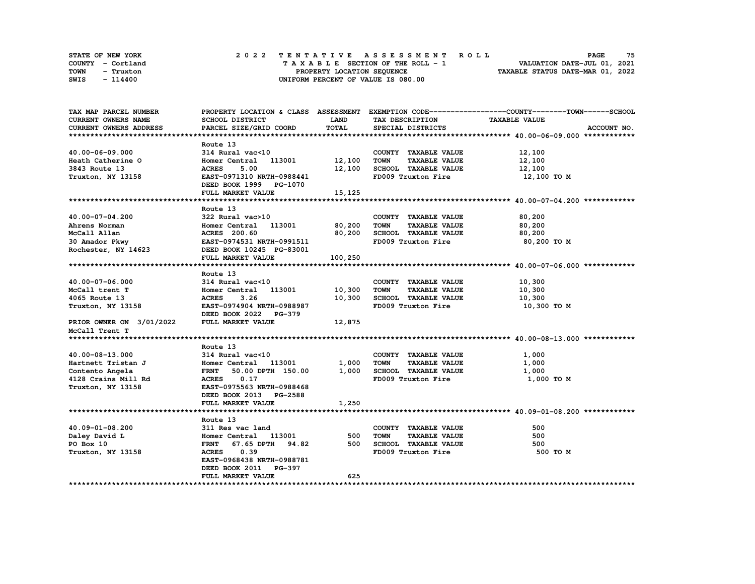STATE OF NEW YORK — COUNTY - Cortland — TOWN - Truxton — SWIS - 114400

**2022 TENTATIVE ASSESSMENT ROLL**
TAXABLE SECTION OF THE ROLL - 1
PROPERTY LOCATION SEQUENCE
UNIFORM PERCENT OF VALUE IS 080.00

VALUATION DATE-JUL 01, 2021
TAXABLE STATUS DATE-MAR 01, 2022

| TAX MAP PARCEL NUMBER / CURRENT OWNERS NAME / CURRENT OWNERS ADDRESS | PROPERTY LOCATION & CLASS / SCHOOL DISTRICT / PARCEL SIZE/GRID COORD | ASSESSMENT LAND / TOTAL | EXEMPTION CODE / TAX DESCRIPTION / SPECIAL DISTRICTS | TAXABLE VALUE (COUNTY / TOWN / SCHOOL) | ACCOUNT NO. |
|---|---|---|---|---|---|
| **40.00-06-09.000** | Route 13 | | | | |
| 40.00-06-09.000 | 314 Rural vac<10 | | COUNTY TAXABLE VALUE | 12,100 | |
| Heath Catherine O | Homer Central 113001 | 12,100 | TOWN TAXABLE VALUE | 12,100 | |
| 3843 Route 13 | ACRES 5.00 | 12,100 | SCHOOL TAXABLE VALUE | 12,100 | |
| Truxton, NY 13158 | EAST-0971310 NRTH-0988441 | | FD009 Truxton Fire | 12,100 TO M | |
| | DEED BOOK 1999 PG-1070 | | | | |
| | FULL MARKET VALUE | 15,125 | | | |
| **40.00-07-04.200** | Route 13 | | | | |
| 40.00-07-04.200 | 322 Rural vac>10 | | COUNTY TAXABLE VALUE | 80,200 | |
| Ahrens Norman | Homer Central 113001 | 80,200 | TOWN TAXABLE VALUE | 80,200 | |
| McCall Allan | ACRES 200.60 | 80,200 | SCHOOL TAXABLE VALUE | 80,200 | |
| 30 Amador Pkwy | EAST-0974531 NRTH-0991511 | | FD009 Truxton Fire | 80,200 TO M | |
| Rochester, NY 14623 | DEED BOOK 10245 PG-83001 | | | | |
| | FULL MARKET VALUE | 100,250 | | | |
| **40.00-07-06.000** | Route 13 | | | | |
| 40.00-07-06.000 | 314 Rural vac<10 | | COUNTY TAXABLE VALUE | 10,300 | |
| McCall trent T | Homer Central 113001 | 10,300 | TOWN TAXABLE VALUE | 10,300 | |
| 4065 Route 13 | ACRES 3.26 | 10,300 | SCHOOL TAXABLE VALUE | 10,300 | |
| Truxton, NY 13158 | EAST-0974904 NRTH-0988987 | | FD009 Truxton Fire | 10,300 TO M | |
| | DEED BOOK 2022 PG-379 | | | | |
| PRIOR OWNER ON 3/01/2022 | FULL MARKET VALUE | 12,875 | | | |
| McCall Trent T | | | | | |
| **40.00-08-13.000** | Route 13 | | | | |
| 40.00-08-13.000 | 314 Rural vac<10 | | COUNTY TAXABLE VALUE | 1,000 | |
| Hartnett Tristan J | Homer Central 113001 | 1,000 | TOWN TAXABLE VALUE | 1,000 | |
| Contento Angela | FRNT 50.00 DPTH 150.00 | 1,000 | SCHOOL TAXABLE VALUE | 1,000 | |
| 4128 Crains Mill Rd | ACRES 0.17 | | FD009 Truxton Fire | 1,000 TO M | |
| Truxton, NY 13158 | EAST-0975563 NRTH-0988468 | | | | |
| | DEED BOOK 2013 PG-2588 | | | | |
| | FULL MARKET VALUE | 1,250 | | | |
| **40.09-01-08.200** | Route 13 | | | | |
| 40.09-01-08.200 | 311 Res vac land | | COUNTY TAXABLE VALUE | 500 | |
| Daley David L | Homer Central 113001 | 500 | TOWN TAXABLE VALUE | 500 | |
| PO Box 10 | FRNT 67.65 DPTH 94.82 | 500 | SCHOOL TAXABLE VALUE | 500 | |
| Truxton, NY 13158 | ACRES 0.39 | | FD009 Truxton Fire | 500 TO M | |
| | EAST-0968438 NRTH-0988781 | | | | |
| | DEED BOOK 2011 PG-397 | | | | |
| | FULL MARKET VALUE | 625 | | | |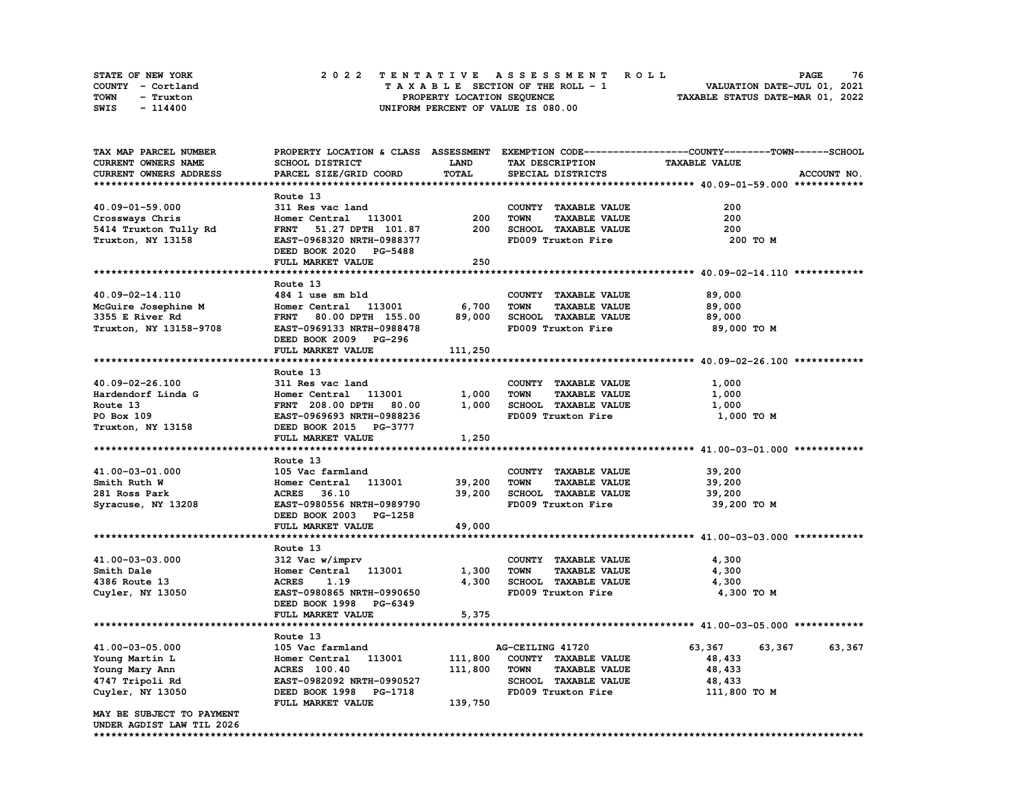STATE OF NEW YORK
COUNTY - Cortland
TOWN - Truxton
SWIS - 114400

# 2022 TENTATIVE ASSESSMENT ROLL

TAXABLE SECTION OF THE ROLL - 1
PROPERTY LOCATION SEQUENCE
UNIFORM PERCENT OF VALUE IS 080.00

VALUATION DATE-JUL 01, 2021
TAXABLE STATUS DATE-MAR 01, 2022

| TAX MAP PARCEL NUMBER / CURRENT OWNERS NAME / CURRENT OWNERS ADDRESS | PROPERTY LOCATION & CLASS / SCHOOL DISTRICT / PARCEL SIZE/GRID COORD | ASSESSMENT LAND / TOTAL | EXEMPTION CODE / TAX DESCRIPTION / SPECIAL DISTRICTS | COUNTY | TOWN | SCHOOL / TAXABLE VALUE |
|---|---|---|---|---|---|---|
| **40.09-01-59.000** | Route 13 | | | | | |
| 40.09-01-59.000 | 311 Res vac land | | COUNTY TAXABLE VALUE | 200 | | |
| Crossways Chris | Homer Central 113001 | 200 | TOWN TAXABLE VALUE | 200 | | |
| 5414 Truxton Tully Rd | FRNT 51.27 DPTH 101.87 | 200 | SCHOOL TAXABLE VALUE | 200 | | |
| Truxton, NY 13158 | EAST-0968320 NRTH-0988377 | | FD009 Truxton Fire | 200 TO M | | |
| | DEED BOOK 2020 PG-5488 | | | | | |
| | FULL MARKET VALUE | 250 | | | | |
| **40.09-02-14.110** | Route 13 | | | | | |
| 40.09-02-14.110 | 484 1 use sm bld | | COUNTY TAXABLE VALUE | 89,000 | | |
| McGuire Josephine M | Homer Central 113001 | 6,700 | TOWN TAXABLE VALUE | 89,000 | | |
| 3355 E River Rd | FRNT 80.00 DPTH 155.00 | 89,000 | SCHOOL TAXABLE VALUE | 89,000 | | |
| Truxton, NY 13158-9708 | EAST-0969133 NRTH-0988478 | | FD009 Truxton Fire | 89,000 TO M | | |
| | DEED BOOK 2009 PG-296 | | | | | |
| | FULL MARKET VALUE | 111,250 | | | | |
| **40.09-02-26.100** | Route 13 | | | | | |
| 40.09-02-26.100 | 311 Res vac land | | COUNTY TAXABLE VALUE | 1,000 | | |
| Hardendorf Linda G | Homer Central 113001 | 1,000 | TOWN TAXABLE VALUE | 1,000 | | |
| Route 13 | FRNT 208.00 DPTH 80.00 | 1,000 | SCHOOL TAXABLE VALUE | 1,000 | | |
| PO Box 109 | EAST-0969693 NRTH-0988236 | | FD009 Truxton Fire | 1,000 TO M | | |
| Truxton, NY 13158 | DEED BOOK 2015 PG-3777 | | | | | |
| | FULL MARKET VALUE | 1,250 | | | | |
| **41.00-03-01.000** | Route 13 | | | | | |
| 41.00-03-01.000 | 105 Vac farmland | | COUNTY TAXABLE VALUE | 39,200 | | |
| Smith Ruth W | Homer Central 113001 | 39,200 | TOWN TAXABLE VALUE | 39,200 | | |
| 281 Ross Park | ACRES 36.10 | 39,200 | SCHOOL TAXABLE VALUE | 39,200 | | |
| Syracuse, NY 13208 | EAST-0980556 NRTH-0989790 | | FD009 Truxton Fire | 39,200 TO M | | |
| | DEED BOOK 2003 PG-1258 | | | | | |
| | FULL MARKET VALUE | 49,000 | | | | |
| **41.00-03-03.000** | Route 13 | | | | | |
| 41.00-03-03.000 | 312 Vac w/imprv | | COUNTY TAXABLE VALUE | 4,300 | | |
| Smith Dale | Homer Central 113001 | 1,300 | TOWN TAXABLE VALUE | 4,300 | | |
| 4386 Route 13 | ACRES 1.19 | 4,300 | SCHOOL TAXABLE VALUE | 4,300 | | |
| Cuyler, NY 13050 | EAST-0980865 NRTH-0990650 | | FD009 Truxton Fire | 4,300 TO M | | |
| | DEED BOOK 1998 PG-6349 | | | | | |
| | FULL MARKET VALUE | 5,375 | | | | |
| **41.00-03-05.000** | Route 13 | | | | | |
| 41.00-03-05.000 | 105 Vac farmland | | AG-CEILING 41720 | 63,367 | 63,367 | 63,367 |
| Young Martin L | Homer Central 113001 | 111,800 | COUNTY TAXABLE VALUE | 48,433 | | |
| Young Mary Ann | ACRES 100.40 | 111,800 | TOWN TAXABLE VALUE | 48,433 | | |
| 4747 Tripoli Rd | EAST-0982092 NRTH-0990527 | | SCHOOL TAXABLE VALUE | 48,433 | | |
| Cuyler, NY 13050 | DEED BOOK 1998 PG-1718 | | FD009 Truxton Fire | 111,800 TO M | | |
| | FULL MARKET VALUE | 139,750 | | | | |
| MAY BE SUBJECT TO PAYMENT | | | | | | |
| UNDER AGDIST LAW TIL 2026 | | | | | | |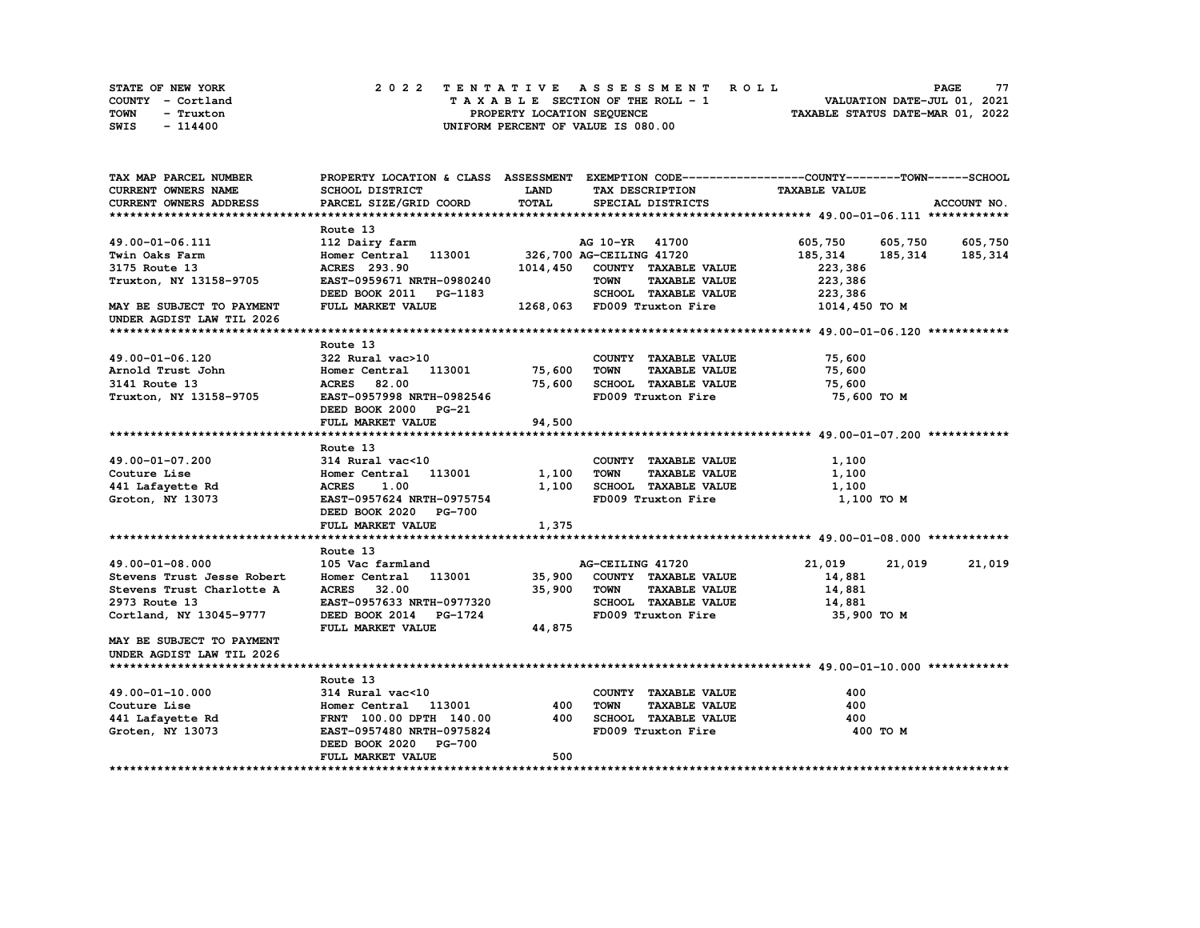STATE OF NEW YORK
COUNTY - Cortland
TOWN - Truxton
SWIS - 114400

2022 TENTATIVE ASSESSMENT ROLL
TAXABLE SECTION OF THE ROLL - 1
PROPERTY LOCATION SEQUENCE
UNIFORM PERCENT OF VALUE IS 080.00

VALUATION DATE-JUL 01, 2021
TAXABLE STATUS DATE-MAR 01, 2022

| TAX MAP PARCEL NUMBER / CURRENT OWNERS NAME / CURRENT OWNERS ADDRESS | PROPERTY LOCATION & CLASS / SCHOOL DISTRICT / PARCEL SIZE/GRID COORD | ASSESSMENT LAND / TOTAL | EXEMPTION CODE / TAX DESCRIPTION / SPECIAL DISTRICTS | COUNTY TAXABLE VALUE | TOWN | SCHOOL | ACCOUNT NO. |
|---|---|---|---|---|---|---|---|
| **49.00-01-06.111** | Route 13 | | | | | | |
| 49.00-01-06.111 | 112 Dairy farm | | AG 10-YR 41700 | 605,750 | 605,750 | 605,750 | |
| Twin Oaks Farm | Homer Central 113001 | 326,700 | AG-CEILING 41720 | 185,314 | 185,314 | 185,314 | |
| 3175 Route 13 | ACRES 293.90 | 1014,450 | COUNTY TAXABLE VALUE | 223,386 | | | |
| Truxton, NY 13158-9705 | EAST-0959671 NRTH-0980240 | | TOWN TAXABLE VALUE | 223,386 | | | |
| | DEED BOOK 2011 PG-1183 | | SCHOOL TAXABLE VALUE | 223,386 | | | |
| MAY BE SUBJECT TO PAYMENT UNDER AGDIST LAW TIL 2026 | FULL MARKET VALUE | 1268,063 | FD009 Truxton Fire | 1014,450 TO M | | | |
| **49.00-01-06.120** | Route 13 | | | | | | |
| 49.00-01-06.120 | 322 Rural vac>10 | | COUNTY TAXABLE VALUE | 75,600 | | | |
| Arnold Trust John | Homer Central 113001 | 75,600 | TOWN TAXABLE VALUE | 75,600 | | | |
| 3141 Route 13 | ACRES 82.00 | 75,600 | SCHOOL TAXABLE VALUE | 75,600 | | | |
| Truxton, NY 13158-9705 | EAST-0957998 NRTH-0982546 | | FD009 Truxton Fire | 75,600 TO M | | | |
| | DEED BOOK 2000 PG-21 | | | | | | |
| | FULL MARKET VALUE | 94,500 | | | | | |
| **49.00-01-07.200** | Route 13 | | | | | | |
| 49.00-01-07.200 | 314 Rural vac<10 | | COUNTY TAXABLE VALUE | 1,100 | | | |
| Couture Lise | Homer Central 113001 | 1,100 | TOWN TAXABLE VALUE | 1,100 | | | |
| 441 Lafayette Rd | ACRES 1.00 | 1,100 | SCHOOL TAXABLE VALUE | 1,100 | | | |
| Groton, NY 13073 | EAST-0957624 NRTH-0975754 | | FD009 Truxton Fire | 1,100 TO M | | | |
| | DEED BOOK 2020 PG-700 | | | | | | |
| | FULL MARKET VALUE | 1,375 | | | | | |
| **49.00-01-08.000** | Route 13 | | | | | | |
| 49.00-01-08.000 | 105 Vac farmland | | AG-CEILING 41720 | 21,019 | 21,019 | 21,019 | |
| Stevens Trust Jesse Robert | Homer Central 113001 | 35,900 | COUNTY TAXABLE VALUE | 14,881 | | | |
| Stevens Trust Charlotte A | ACRES 32.00 | 35,900 | TOWN TAXABLE VALUE | 14,881 | | | |
| 2973 Route 13 | EAST-0957633 NRTH-0977320 | | SCHOOL TAXABLE VALUE | 14,881 | | | |
| Cortland, NY 13045-9777 | DEED BOOK 2014 PG-1724 | | FD009 Truxton Fire | 35,900 TO M | | | |
| | FULL MARKET VALUE | 44,875 | | | | | |
| MAY BE SUBJECT TO PAYMENT UNDER AGDIST LAW TIL 2026 | | | | | | | |
| **49.00-01-10.000** | Route 13 | | | | | | |
| 49.00-01-10.000 | 314 Rural vac<10 | | COUNTY TAXABLE VALUE | 400 | | | |
| Couture Lise | Homer Central 113001 | 400 | TOWN TAXABLE VALUE | 400 | | | |
| 441 Lafayette Rd | FRNT 100.00 DPTH 140.00 | 400 | SCHOOL TAXABLE VALUE | 400 | | | |
| Groten, NY 13073 | EAST-0957480 NRTH-0975824 | | FD009 Truxton Fire | 400 TO M | | | |
| | DEED BOOK 2020 PG-700 | | | | | | |
| | FULL MARKET VALUE | 500 | | | | | |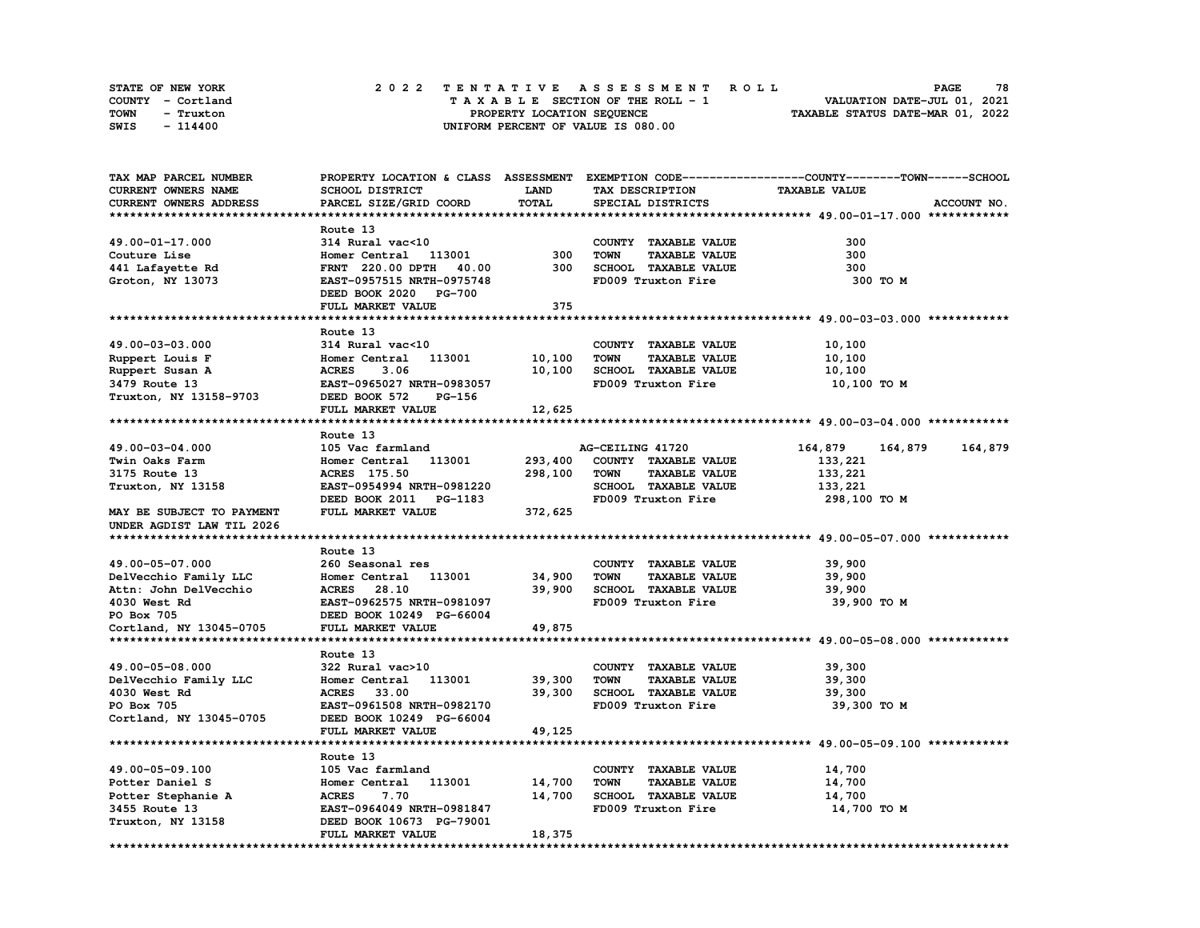STATE OF NEW YORK
COUNTY - Cortland
TOWN - Truxton
SWIS - 114400

# 2022 TENTATIVE ASSESSMENT ROLL

TAXABLE SECTION OF THE ROLL - 1
PROPERTY LOCATION SEQUENCE
UNIFORM PERCENT OF VALUE IS 080.00

VALUATION DATE-JUL 01, 2021
TAXABLE STATUS DATE-MAR 01, 2022

| TAX MAP PARCEL NUMBER / CURRENT OWNERS NAME / CURRENT OWNERS ADDRESS | PROPERTY LOCATION & CLASS / SCHOOL DISTRICT / PARCEL SIZE/GRID COORD | ASSESSMENT LAND | TOTAL | EXEMPTION CODE / TAX DESCRIPTION / SPECIAL DISTRICTS | COUNTY | TOWN | SCHOOL |
|---|---|---|---|---|---|---|---|
| **49.00-01-17.000** | Route 13 | | | | | | |
| 49.00-01-17.000 | 314 Rural vac<10 | | | COUNTY TAXABLE VALUE | 300 | | |
| Couture Lise | Homer Central 113001 | 300 | | TOWN TAXABLE VALUE | 300 | | |
| 441 Lafayette Rd | FRNT 220.00 DPTH 40.00 | | 300 | SCHOOL TAXABLE VALUE | 300 | | |
| Groton, NY 13073 | EAST-0957515 NRTH-0975748 | | | FD009 Truxton Fire | 300 TO M | | |
| | DEED BOOK 2020 PG-700 | | | | | | |
| | FULL MARKET VALUE | | 375 | | | | |
| **49.00-03-03.000** | Route 13 | | | | | | |
| 49.00-03-03.000 | 314 Rural vac<10 | | | COUNTY TAXABLE VALUE | 10,100 | | |
| Ruppert Louis F | Homer Central 113001 | 10,100 | | TOWN TAXABLE VALUE | 10,100 | | |
| Ruppert Susan A | ACRES 3.06 | | 10,100 | SCHOOL TAXABLE VALUE | 10,100 | | |
| 3479 Route 13 | EAST-0965027 NRTH-0983057 | | | FD009 Truxton Fire | 10,100 TO M | | |
| Truxton, NY 13158-9703 | DEED BOOK 572 PG-156 | | | | | | |
| | FULL MARKET VALUE | | 12,625 | | | | |
| **49.00-03-04.000** | Route 13 | | | | | | |
| 49.00-03-04.000 | 105 Vac farmland | | | AG-CEILING 41720 | 164,879 | 164,879 | 164,879 |
| Twin Oaks Farm | Homer Central 113001 | 293,400 | | COUNTY TAXABLE VALUE | 133,221 | | |
| 3175 Route 13 | ACRES 175.50 | | 298,100 | TOWN TAXABLE VALUE | 133,221 | | |
| Truxton, NY 13158 | EAST-0954994 NRTH-0981220 | | | SCHOOL TAXABLE VALUE | 133,221 | | |
| | DEED BOOK 2011 PG-1183 | | | FD009 Truxton Fire | 298,100 TO M | | |
| MAY BE SUBJECT TO PAYMENT | FULL MARKET VALUE | | 372,625 | | | | |
| UNDER AGDIST LAW TIL 2026 | | | | | | | |
| **49.00-05-07.000** | Route 13 | | | | | | |
| 49.00-05-07.000 | 260 Seasonal res | | | COUNTY TAXABLE VALUE | 39,900 | | |
| DelVecchio Family LLC | Homer Central 113001 | 34,900 | | TOWN TAXABLE VALUE | 39,900 | | |
| Attn: John DelVecchio | ACRES 28.10 | | 39,900 | SCHOOL TAXABLE VALUE | 39,900 | | |
| 4030 West Rd | EAST-0962575 NRTH-0981097 | | | FD009 Truxton Fire | 39,900 TO M | | |
| PO Box 705 | DEED BOOK 10249 PG-66004 | | | | | | |
| Cortland, NY 13045-0705 | FULL MARKET VALUE | | 49,875 | | | | |
| **49.00-05-08.000** | Route 13 | | | | | | |
| 49.00-05-08.000 | 322 Rural vac>10 | | | COUNTY TAXABLE VALUE | 39,300 | | |
| DelVecchio Family LLC | Homer Central 113001 | 39,300 | | TOWN TAXABLE VALUE | 39,300 | | |
| 4030 West Rd | ACRES 33.00 | | 39,300 | SCHOOL TAXABLE VALUE | 39,300 | | |
| PO Box 705 | EAST-0961508 NRTH-0982170 | | | FD009 Truxton Fire | 39,300 TO M | | |
| Cortland, NY 13045-0705 | DEED BOOK 10249 PG-66004 | | | | | | |
| | FULL MARKET VALUE | | 49,125 | | | | |
| **49.00-05-09.100** | Route 13 | | | | | | |
| 49.00-05-09.100 | 105 Vac farmland | | | COUNTY TAXABLE VALUE | 14,700 | | |
| Potter Daniel S | Homer Central 113001 | 14,700 | | TOWN TAXABLE VALUE | 14,700 | | |
| Potter Stephanie A | ACRES 7.70 | | 14,700 | SCHOOL TAXABLE VALUE | 14,700 | | |
| 3455 Route 13 | EAST-0964049 NRTH-0981847 | | | FD009 Truxton Fire | 14,700 TO M | | |
| Truxton, NY 13158 | DEED BOOK 10673 PG-79001 | | | | | | |
| | FULL MARKET VALUE | | 18,375 | | | | |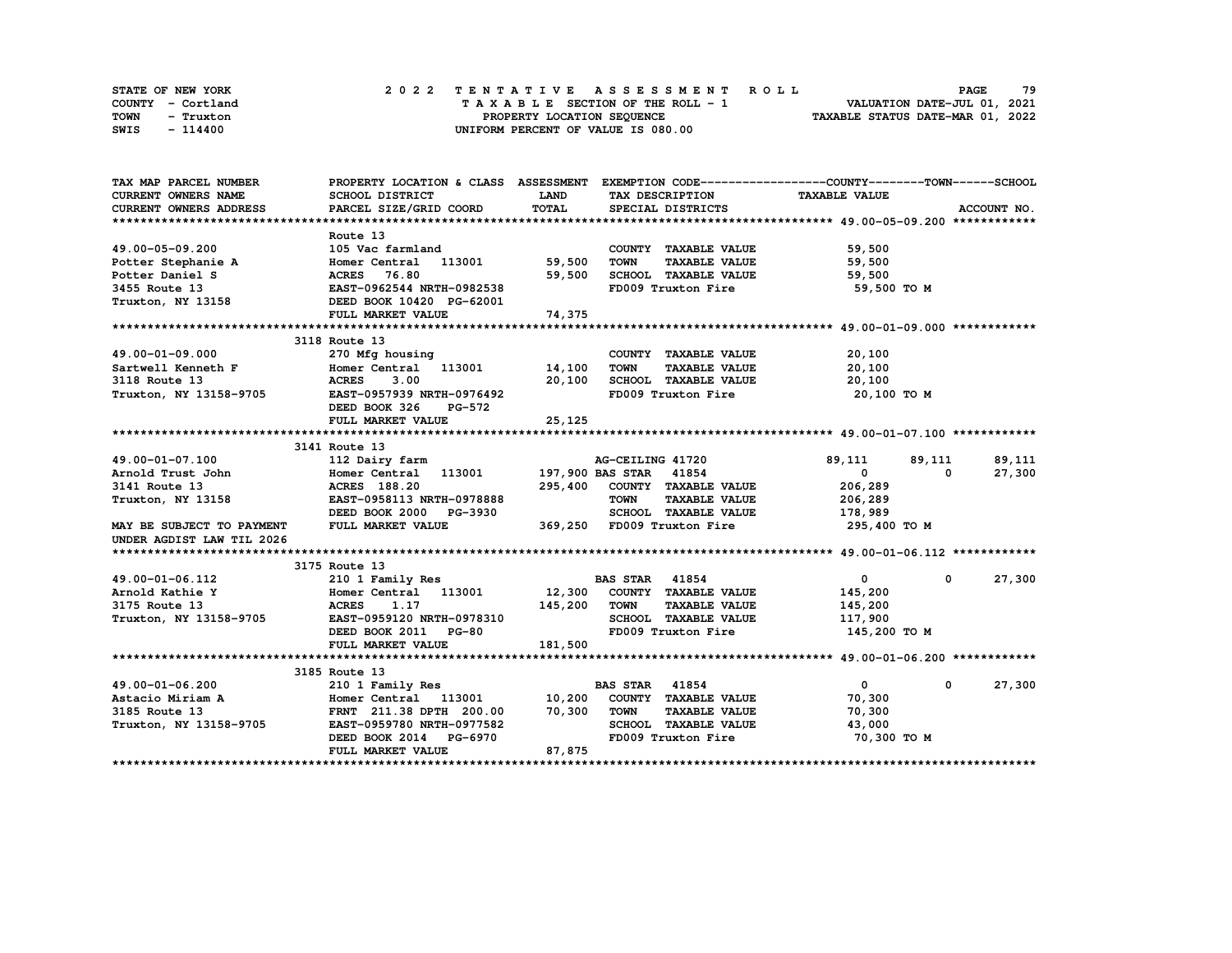STATE OF NEW YORK — 2022 TENTATIVE ASSESSMENT ROLL — PAGE 79
COUNTY - Cortland — TAXABLE SECTION OF THE ROLL - 1 — VALUATION DATE-JUL 01, 2021
TOWN - Truxton — PROPERTY LOCATION SEQUENCE — TAXABLE STATUS DATE-MAR 01, 2022
SWIS - 114400 — UNIFORM PERCENT OF VALUE IS 080.00

| TAX MAP PARCEL NUMBER / CURRENT OWNERS NAME / CURRENT OWNERS ADDRESS | PROPERTY LOCATION & CLASS / SCHOOL DISTRICT / PARCEL SIZE/GRID COORD | ASSESSMENT LAND / TOTAL | EXEMPTION CODE / TAX DESCRIPTION / SPECIAL DISTRICTS | COUNTY TAXABLE VALUE | TOWN | SCHOOL |
|---|---|---|---|---|---|---|
| **49.00-05-09.200** | Route 13 | | | | | |
| 49.00-05-09.200 | 105 Vac farmland | | COUNTY TAXABLE VALUE | 59,500 | | |
| Potter Stephanie A | Homer Central 113001 | 59,500 | TOWN TAXABLE VALUE | 59,500 | | |
| Potter Daniel S | ACRES 76.80 | 59,500 | SCHOOL TAXABLE VALUE | 59,500 | | |
| 3455 Route 13 | EAST-0962544 NRTH-0982538 | | FD009 Truxton Fire | 59,500 TO M | | |
| Truxton, NY 13158 | DEED BOOK 10420 PG-62001 | | | | | |
| | FULL MARKET VALUE | 74,375 | | | | |
| **49.00-01-09.000** | 3118 Route 13 | | | | | |
| 49.00-01-09.000 | 270 Mfg housing | | COUNTY TAXABLE VALUE | 20,100 | | |
| Sartwell Kenneth F | Homer Central 113001 | 14,100 | TOWN TAXABLE VALUE | 20,100 | | |
| 3118 Route 13 | ACRES 3.00 | 20,100 | SCHOOL TAXABLE VALUE | 20,100 | | |
| Truxton, NY 13158-9705 | EAST-0957939 NRTH-0976492 | | FD009 Truxton Fire | 20,100 TO M | | |
| | DEED BOOK 326 PG-572 | | | | | |
| | FULL MARKET VALUE | 25,125 | | | | |
| **49.00-01-07.100** | 3141 Route 13 | | | | | |
| 49.00-01-07.100 | 112 Dairy farm | | AG-CEILING 41720 | 89,111 | 89,111 | 89,111 |
| Arnold Trust John | Homer Central 113001 | 197,900 | BAS STAR 41854 | 0 | 0 | 27,300 |
| 3141 Route 13 | ACRES 188.20 | 295,400 | COUNTY TAXABLE VALUE | 206,289 | | |
| Truxton, NY 13158 | EAST-0958113 NRTH-0978888 | | TOWN TAXABLE VALUE | 206,289 | | |
| | DEED BOOK 2000 PG-3930 | | SCHOOL TAXABLE VALUE | 178,989 | | |
| MAY BE SUBJECT TO PAYMENT | FULL MARKET VALUE | 369,250 | FD009 Truxton Fire | 295,400 TO M | | |
| UNDER AGDIST LAW TIL 2026 | | | | | | |
| **49.00-01-06.112** | 3175 Route 13 | | | | | |
| 49.00-01-06.112 | 210 1 Family Res | | BAS STAR 41854 | 0 | 0 | 27,300 |
| Arnold Kathie Y | Homer Central 113001 | 12,300 | COUNTY TAXABLE VALUE | 145,200 | | |
| 3175 Route 13 | ACRES 1.17 | 145,200 | TOWN TAXABLE VALUE | 145,200 | | |
| Truxton, NY 13158-9705 | EAST-0959120 NRTH-0978310 | | SCHOOL TAXABLE VALUE | 117,900 | | |
| | DEED BOOK 2011 PG-80 | | FD009 Truxton Fire | 145,200 TO M | | |
| | FULL MARKET VALUE | 181,500 | | | | |
| **49.00-01-06.200** | 3185 Route 13 | | | | | |
| 49.00-01-06.200 | 210 1 Family Res | | BAS STAR 41854 | 0 | 0 | 27,300 |
| Astacio Miriam A | Homer Central 113001 | 10,200 | COUNTY TAXABLE VALUE | 70,300 | | |
| 3185 Route 13 | FRNT 211.38 DPTH 200.00 | 70,300 | TOWN TAXABLE VALUE | 70,300 | | |
| Truxton, NY 13158-9705 | EAST-0959780 NRTH-0977582 | | SCHOOL TAXABLE VALUE | 43,000 | | |
| | DEED BOOK 2014 PG-6970 | | FD009 Truxton Fire | 70,300 TO M | | |
| | FULL MARKET VALUE | 87,875 | | | | |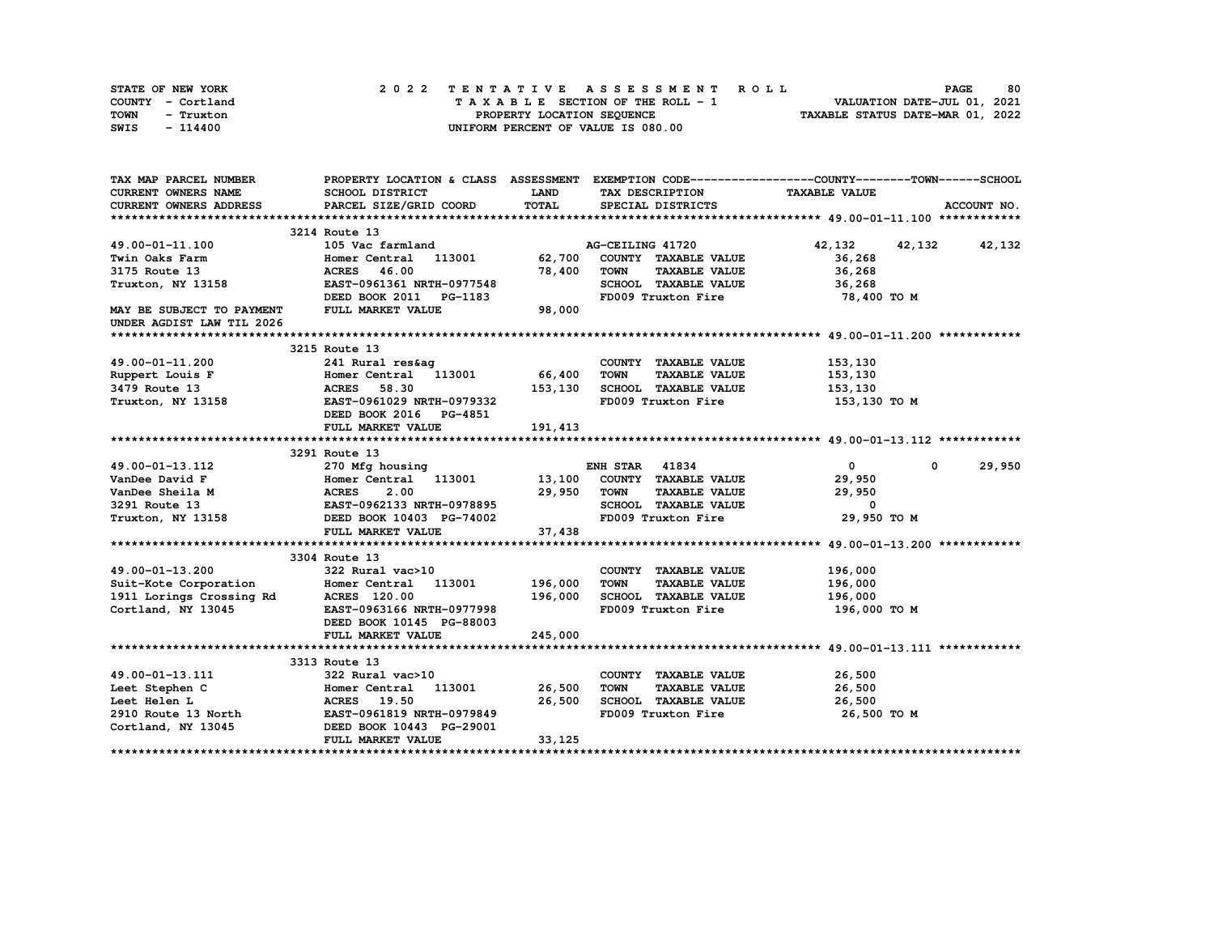STATE OF NEW YORK
COUNTY - Cortland
TOWN - Truxton
SWIS - 114400

2022 TENTATIVE ASSESSMENT ROLL
TAXABLE SECTION OF THE ROLL - 1
PROPERTY LOCATION SEQUENCE
UNIFORM PERCENT OF VALUE IS 080.00

VALUATION DATE-JUL 01, 2021
TAXABLE STATUS DATE-MAR 01, 2022

| TAX MAP PARCEL NUMBER / CURRENT OWNERS NAME / CURRENT OWNERS ADDRESS | PROPERTY LOCATION & CLASS / SCHOOL DISTRICT / PARCEL SIZE/GRID COORD | ASSESSMENT LAND / TOTAL | EXEMPTION CODE / TAX DESCRIPTION / SPECIAL DISTRICTS | COUNTY TAXABLE VALUE | TOWN | SCHOOL |
|---|---|---|---|---|---|---|
| **49.00-01-11.100** | 3214 Route 13 | | | | | |
| 49.00-01-11.100 | 105 Vac farmland | | AG-CEILING 41720 | 42,132 | 42,132 | 42,132 |
| Twin Oaks Farm | Homer Central 113001 | 62,700 | COUNTY TAXABLE VALUE | 36,268 | | |
| 3175 Route 13 | ACRES 46.00 | 78,400 | TOWN TAXABLE VALUE | 36,268 | | |
| Truxton, NY 13158 | EAST-0961361 NRTH-0977548 | | SCHOOL TAXABLE VALUE | 36,268 | | |
| | DEED BOOK 2011 PG-1183 | | FD009 Truxton Fire | 78,400 TO M | | |
| MAY BE SUBJECT TO PAYMENT UNDER AGDIST LAW TIL 2026 | FULL MARKET VALUE | 98,000 | | | | |
| **49.00-01-11.200** | 3215 Route 13 | | | | | |
| 49.00-01-11.200 | 241 Rural res&ag | | COUNTY TAXABLE VALUE | 153,130 | | |
| Ruppert Louis F | Homer Central 113001 | 66,400 | TOWN TAXABLE VALUE | 153,130 | | |
| 3479 Route 13 | ACRES 58.30 | 153,130 | SCHOOL TAXABLE VALUE | 153,130 | | |
| Truxton, NY 13158 | EAST-0961029 NRTH-0979332 | | FD009 Truxton Fire | 153,130 TO M | | |
| | DEED BOOK 2016 PG-4851 | | | | | |
| | FULL MARKET VALUE | 191,413 | | | | |
| **49.00-01-13.112** | 3291 Route 13 | | | | | |
| 49.00-01-13.112 | 270 Mfg housing | | ENH STAR 41834 | 0 | 0 | 29,950 |
| VanDee David F | Homer Central 113001 | 13,100 | COUNTY TAXABLE VALUE | 29,950 | | |
| VanDee Sheila M | ACRES 2.00 | 29,950 | TOWN TAXABLE VALUE | 29,950 | | |
| 3291 Route 13 | EAST-0962133 NRTH-0978895 | | SCHOOL TAXABLE VALUE | 0 | | |
| Truxton, NY 13158 | DEED BOOK 10403 PG-74002 | | FD009 Truxton Fire | 29,950 TO M | | |
| | FULL MARKET VALUE | 37,438 | | | | |
| **49.00-01-13.200** | 3304 Route 13 | | | | | |
| 49.00-01-13.200 | 322 Rural vac>10 | | COUNTY TAXABLE VALUE | 196,000 | | |
| Suit-Kote Corporation | Homer Central 113001 | 196,000 | TOWN TAXABLE VALUE | 196,000 | | |
| 1911 Lorings Crossing Rd | ACRES 120.00 | 196,000 | SCHOOL TAXABLE VALUE | 196,000 | | |
| Cortland, NY 13045 | EAST-0963166 NRTH-0977998 | | FD009 Truxton Fire | 196,000 TO M | | |
| | DEED BOOK 10145 PG-88003 | | | | | |
| | FULL MARKET VALUE | 245,000 | | | | |
| **49.00-01-13.111** | 3313 Route 13 | | | | | |
| 49.00-01-13.111 | 322 Rural vac>10 | | COUNTY TAXABLE VALUE | 26,500 | | |
| Leet Stephen C | Homer Central 113001 | 26,500 | TOWN TAXABLE VALUE | 26,500 | | |
| Leet Helen L | ACRES 19.50 | 26,500 | SCHOOL TAXABLE VALUE | 26,500 | | |
| 2910 Route 13 North | EAST-0961819 NRTH-0979849 | | FD009 Truxton Fire | 26,500 TO M | | |
| Cortland, NY 13045 | DEED BOOK 10443 PG-29001 | | | | | |
| | FULL MARKET VALUE | 33,125 | | | | |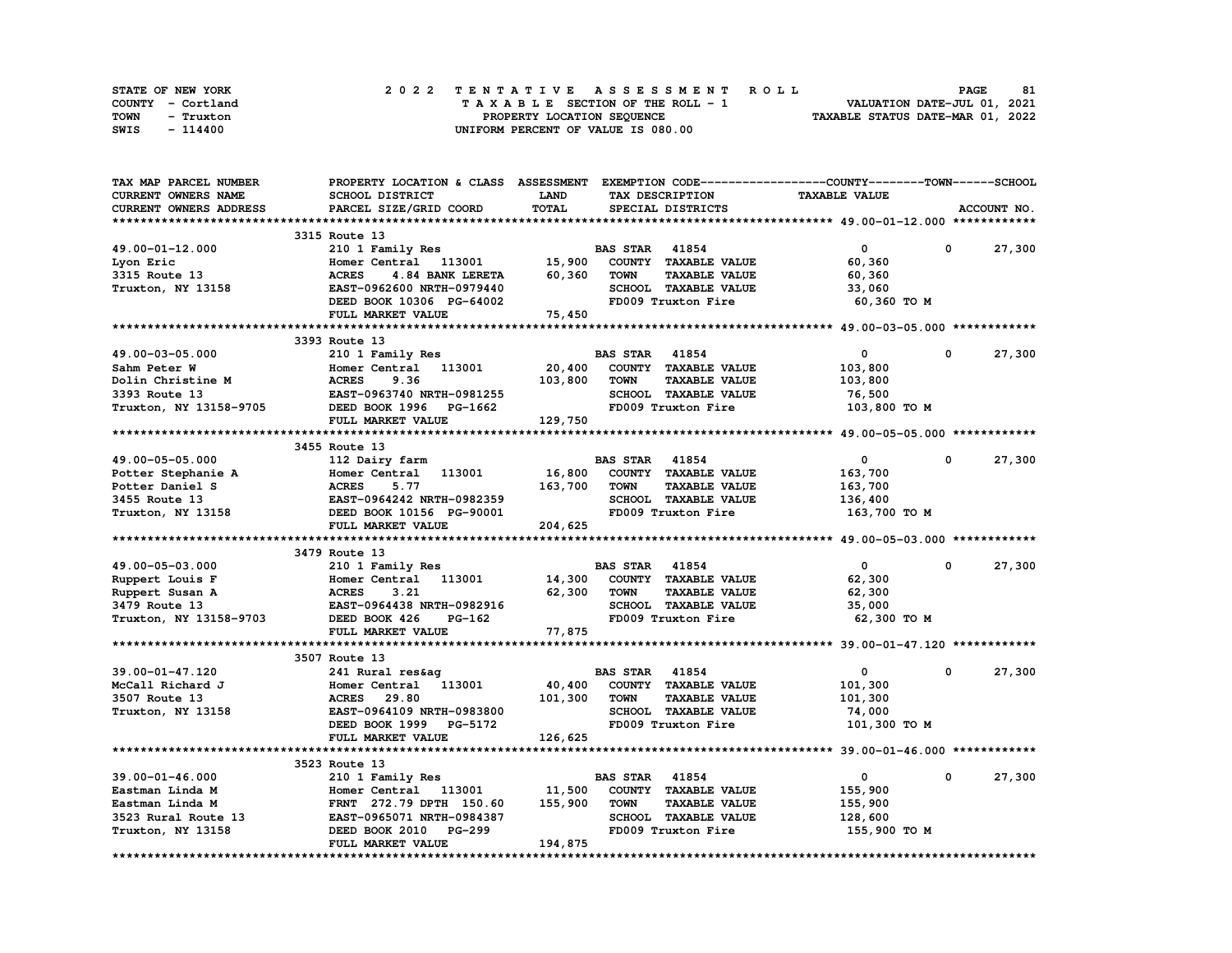STATE OF NEW YORK 2 0 2 2 T E N T A T I V E A S S E S S M E N T R O L L PAGE 81
COUNTY - Cortland T A X A B L E SECTION OF THE ROLL - 1 VALUATION DATE-JUL 01, 2021
TOWN - Truxton PROPERTY LOCATION SEQUENCE TAXABLE STATUS DATE-MAR 01, 2022
SWIS - 114400 UNIFORM PERCENT OF VALUE IS 080.00

| TAX MAP PARCEL NUMBER / CURRENT OWNERS NAME / CURRENT OWNERS ADDRESS | PROPERTY LOCATION & CLASS / SCHOOL DISTRICT / PARCEL SIZE/GRID COORD | ASSESSMENT LAND / TOTAL | EXEMPTION CODE / TAX DESCRIPTION / SPECIAL DISTRICTS | COUNTY | TOWN | SCHOOL / ACCOUNT NO. |
|---|---|---|---|---|---|---|
| **49.00-01-12.000** | 3315 Route 13 | | | | | |
| 49.00-01-12.000 | 210 1 Family Res | | BAS STAR 41854 | 0 | 0 | 27,300 |
| Lyon Eric | Homer Central 113001 | 15,900 | COUNTY TAXABLE VALUE | 60,360 | | |
| 3315 Route 13 | ACRES 4.84 BANK LERETA | 60,360 | TOWN TAXABLE VALUE | | 60,360 | |
| Truxton, NY 13158 | EAST-0962600 NRTH-0979440 | | SCHOOL TAXABLE VALUE | | | 33,060 |
| | DEED BOOK 10306 PG-64002 | | FD009 Truxton Fire | 60,360 TO M | | |
| | FULL MARKET VALUE | 75,450 | | | | |
| **49.00-03-05.000** | 3393 Route 13 | | | | | |
| 49.00-03-05.000 | 210 1 Family Res | | BAS STAR 41854 | 0 | 0 | 27,300 |
| Sahm Peter W | Homer Central 113001 | 20,400 | COUNTY TAXABLE VALUE | 103,800 | | |
| Dolin Christine M | ACRES 9.36 | 103,800 | TOWN TAXABLE VALUE | | 103,800 | |
| 3393 Route 13 | EAST-0963740 NRTH-0981255 | | SCHOOL TAXABLE VALUE | | | 76,500 |
| Truxton, NY 13158-9705 | DEED BOOK 1996 PG-1662 | | FD009 Truxton Fire | 103,800 TO M | | |
| | FULL MARKET VALUE | 129,750 | | | | |
| **49.00-05-05.000** | 3455 Route 13 | | | | | |
| 49.00-05-05.000 | 112 Dairy farm | | BAS STAR 41854 | 0 | 0 | 27,300 |
| Potter Stephanie A | Homer Central 113001 | 16,800 | COUNTY TAXABLE VALUE | 163,700 | | |
| Potter Daniel S | ACRES 5.77 | 163,700 | TOWN TAXABLE VALUE | | 163,700 | |
| 3455 Route 13 | EAST-0964242 NRTH-0982359 | | SCHOOL TAXABLE VALUE | | | 136,400 |
| Truxton, NY 13158 | DEED BOOK 10156 PG-90001 | | FD009 Truxton Fire | 163,700 TO M | | |
| | FULL MARKET VALUE | 204,625 | | | | |
| **49.00-05-03.000** | 3479 Route 13 | | | | | |
| 49.00-05-03.000 | 210 1 Family Res | | BAS STAR 41854 | 0 | 0 | 27,300 |
| Ruppert Louis F | Homer Central 113001 | 14,300 | COUNTY TAXABLE VALUE | 62,300 | | |
| Ruppert Susan A | ACRES 3.21 | 62,300 | TOWN TAXABLE VALUE | | 62,300 | |
| 3479 Route 13 | EAST-0964438 NRTH-0982916 | | SCHOOL TAXABLE VALUE | | | 35,000 |
| Truxton, NY 13158-9703 | DEED BOOK 426 PG-162 | | FD009 Truxton Fire | 62,300 TO M | | |
| | FULL MARKET VALUE | 77,875 | | | | |
| **39.00-01-47.120** | 3507 Route 13 | | | | | |
| 39.00-01-47.120 | 241 Rural res&ag | | BAS STAR 41854 | 0 | 0 | 27,300 |
| McCall Richard J | Homer Central 113001 | 40,400 | COUNTY TAXABLE VALUE | 101,300 | | |
| 3507 Route 13 | ACRES 29.80 | 101,300 | TOWN TAXABLE VALUE | | 101,300 | |
| Truxton, NY 13158 | EAST-0964109 NRTH-0983800 | | SCHOOL TAXABLE VALUE | | | 74,000 |
| | DEED BOOK 1999 PG-5172 | | FD009 Truxton Fire | 101,300 TO M | | |
| | FULL MARKET VALUE | 126,625 | | | | |
| **39.00-01-46.000** | 3523 Route 13 | | | | | |
| 39.00-01-46.000 | 210 1 Family Res | | BAS STAR 41854 | 0 | 0 | 27,300 |
| Eastman Linda M | Homer Central 113001 | 11,500 | COUNTY TAXABLE VALUE | 155,900 | | |
| Eastman Linda M | FRNT 272.79 DPTH 150.60 | 155,900 | TOWN TAXABLE VALUE | | 155,900 | |
| 3523 Rural Route 13 | EAST-0965071 NRTH-0984387 | | SCHOOL TAXABLE VALUE | | | 128,600 |
| Truxton, NY 13158 | DEED BOOK 2010 PG-299 | | FD009 Truxton Fire | 155,900 TO M | | |
| | FULL MARKET VALUE | 194,875 | | | | |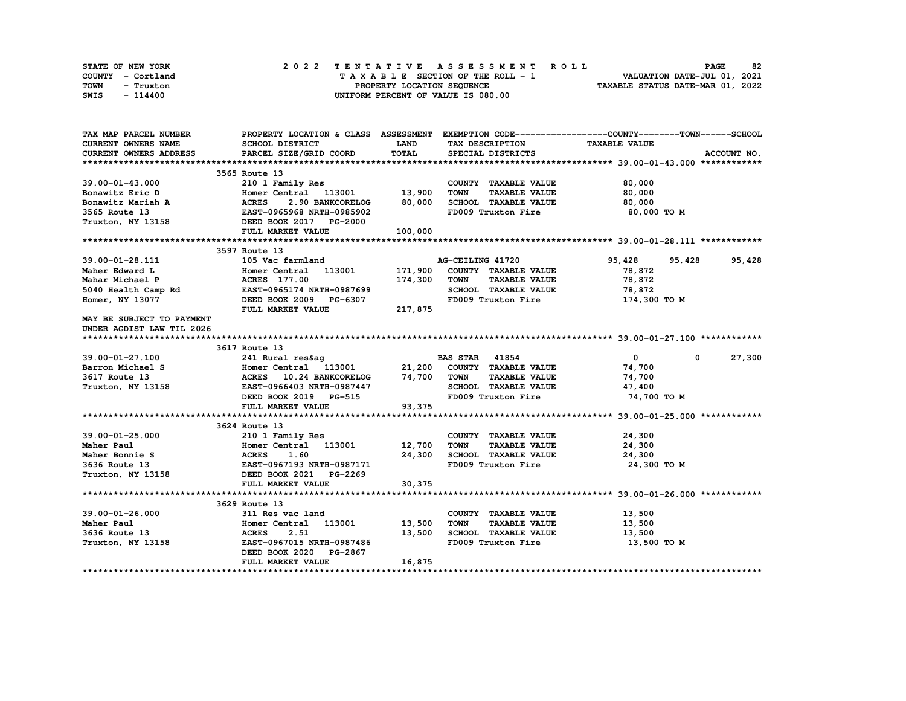STATE OF NEW YORK — 2022 TENTATIVE ASSESSMENT ROLL
COUNTY - Cortland — TAXABLE SECTION OF THE ROLL - 1 — VALUATION DATE-JUL 01, 2021
TOWN - Truxton — PROPERTY LOCATION SEQUENCE — TAXABLE STATUS DATE-MAR 01, 2022
SWIS - 114400 — UNIFORM PERCENT OF VALUE IS 080.00

| TAX MAP PARCEL NUMBER / CURRENT OWNERS NAME / CURRENT OWNERS ADDRESS | PROPERTY LOCATION & CLASS / SCHOOL DISTRICT / PARCEL SIZE/GRID COORD | ASSESSMENT LAND / TOTAL | EXEMPTION CODE / TAX DESCRIPTION / SPECIAL DISTRICTS | COUNTY / TAXABLE VALUE | TOWN | SCHOOL | ACCOUNT NO. |
|---|---|---|---|---|---|---|---|
| **39.00-01-43.000** | 3565 Route 13 | | | | | | |
| 39.00-01-43.000 | 210 1 Family Res | | COUNTY TAXABLE VALUE | 80,000 | | | |
| Bonawitz Eric D | Homer Central 113001 | 13,900 | TOWN TAXABLE VALUE | 80,000 | | | |
| Bonawitz Mariah A | ACRES 2.90 BANKCORELOG | 80,000 | SCHOOL TAXABLE VALUE | 80,000 | | | |
| 3565 Route 13 | EAST-0965968 NRTH-0985902 | | FD009 Truxton Fire | 80,000 TO M | | | |
| Truxton, NY 13158 | DEED BOOK 2017 PG-2000 | | | | | | |
| | FULL MARKET VALUE | 100,000 | | | | | |
| **39.00-01-28.111** | 3597 Route 13 | | | | | | |
| 39.00-01-28.111 | 105 Vac farmland | | AG-CEILING 41720 | 95,428 | 95,428 | 95,428 | |
| Maher Edward L | Homer Central 113001 | 171,900 | COUNTY TAXABLE VALUE | 78,872 | | | |
| Mahar Michael P | ACRES 177.00 | 174,300 | TOWN TAXABLE VALUE | 78,872 | | | |
| 5040 Health Camp Rd | EAST-0965174 NRTH-0987699 | | SCHOOL TAXABLE VALUE | 78,872 | | | |
| Homer, NY 13077 | DEED BOOK 2009 PG-6307 | | FD009 Truxton Fire | 174,300 TO M | | | |
| | FULL MARKET VALUE | 217,875 | | | | | |
| MAY BE SUBJECT TO PAYMENT UNDER AGDIST LAW TIL 2026 | | | | | | | |
| **39.00-01-27.100** | 3617 Route 13 | | | | | | |
| 39.00-01-27.100 | 241 Rural res&ag | | BAS STAR 41854 | 0 | 0 | 27,300 | |
| Barron Michael S | Homer Central 113001 | 21,200 | COUNTY TAXABLE VALUE | 74,700 | | | |
| 3617 Route 13 | ACRES 10.24 BANKCORELOG | 74,700 | TOWN TAXABLE VALUE | 74,700 | | | |
| Truxton, NY 13158 | EAST-0966403 NRTH-0987447 | | SCHOOL TAXABLE VALUE | 47,400 | | | |
| | DEED BOOK 2019 PG-515 | | FD009 Truxton Fire | 74,700 TO M | | | |
| | FULL MARKET VALUE | 93,375 | | | | | |
| **39.00-01-25.000** | 3624 Route 13 | | | | | | |
| 39.00-01-25.000 | 210 1 Family Res | | COUNTY TAXABLE VALUE | 24,300 | | | |
| Maher Paul | Homer Central 113001 | 12,700 | TOWN TAXABLE VALUE | 24,300 | | | |
| Maher Bonnie S | ACRES 1.60 | 24,300 | SCHOOL TAXABLE VALUE | 24,300 | | | |
| 3636 Route 13 | EAST-0967193 NRTH-0987171 | | FD009 Truxton Fire | 24,300 TO M | | | |
| Truxton, NY 13158 | DEED BOOK 2021 PG-2269 | | | | | | |
| | FULL MARKET VALUE | 30,375 | | | | | |
| **39.00-01-26.000** | 3629 Route 13 | | | | | | |
| 39.00-01-26.000 | 311 Res vac land | | COUNTY TAXABLE VALUE | 13,500 | | | |
| Maher Paul | Homer Central 113001 | 13,500 | TOWN TAXABLE VALUE | 13,500 | | | |
| 3636 Route 13 | ACRES 2.51 | 13,500 | SCHOOL TAXABLE VALUE | 13,500 | | | |
| Truxton, NY 13158 | EAST-0967015 NRTH-0987486 | | FD009 Truxton Fire | 13,500 TO M | | | |
| | DEED BOOK 2020 PG-2867 | | | | | | |
| | FULL MARKET VALUE | 16,875 | | | | | |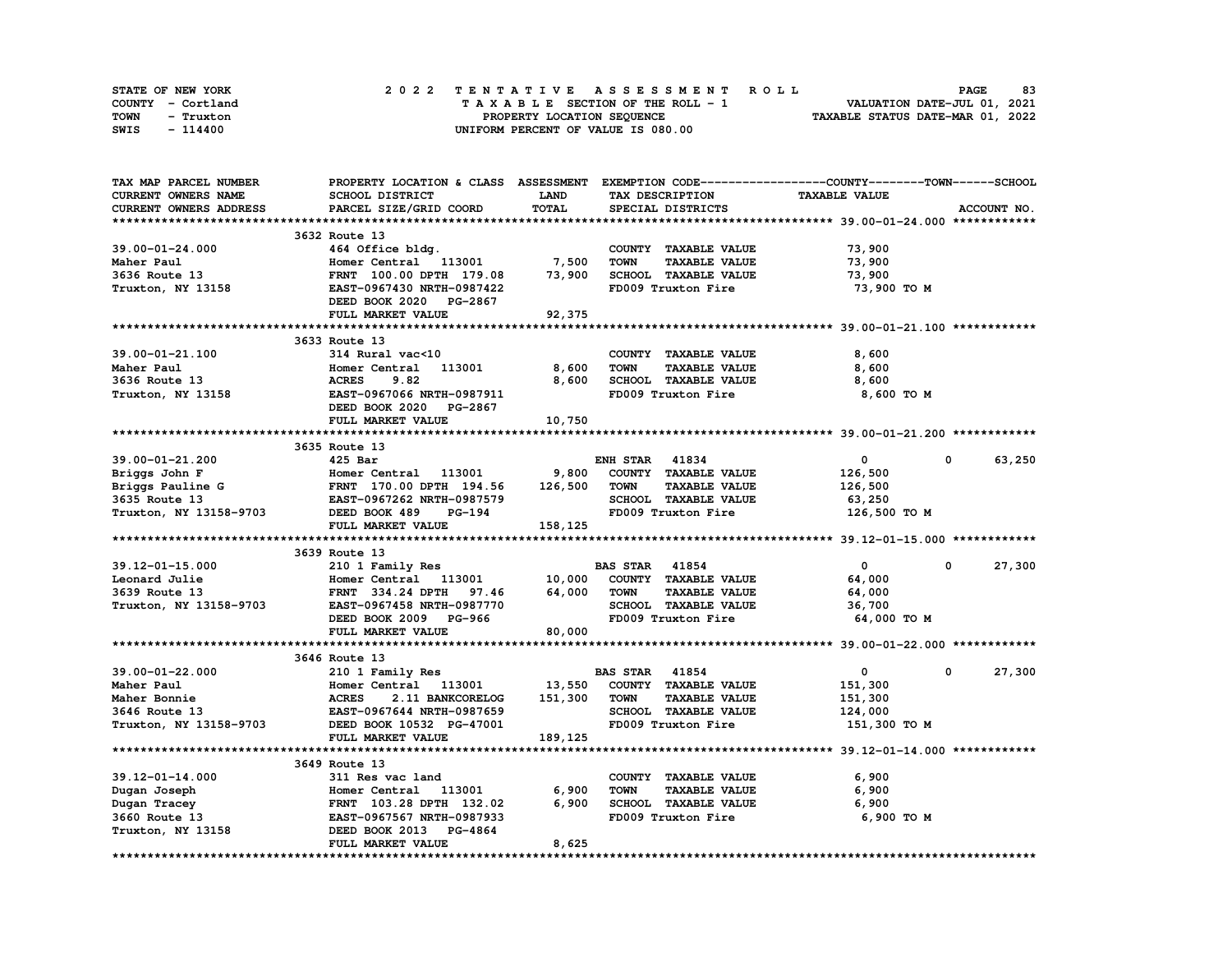STATE OF NEW YORK  
COUNTY - Cortland  
TOWN - Truxton  
SWIS - 114400

2 0 2 2 T E N T A T I V E A S S E S S M E N T R O L L  
T A X A B L E SECTION OF THE ROLL - 1  
PROPERTY LOCATION SEQUENCE  
UNIFORM PERCENT OF VALUE IS 080.00

VALUATION DATE-JUL 01, 2021  
TAXABLE STATUS DATE-MAR 01, 2022

| TAX MAP PARCEL NUMBER / CURRENT OWNERS NAME / CURRENT OWNERS ADDRESS | PROPERTY LOCATION & CLASS / SCHOOL DISTRICT / PARCEL SIZE/GRID COORD | ASSESSMENT LAND / TOTAL | EXEMPTION CODE / TAX DESCRIPTION / SPECIAL DISTRICTS | COUNTY | TOWN | SCHOOL | TAXABLE VALUE / ACCOUNT NO. |
|---|---|---|---|---|---|---|---|
| **39.00-01-24.000** | 3632 Route 13 | | | | | | |
| 39.00-01-24.000 | 464 Office bldg. | | COUNTY TAXABLE VALUE | 73,900 | | | |
| Maher Paul | Homer Central 113001 | 7,500 | TOWN TAXABLE VALUE | | 73,900 | | |
| 3636 Route 13 | FRNT 100.00 DPTH 179.08 | 73,900 | SCHOOL TAXABLE VALUE | | | 73,900 | |
| Truxton, NY 13158 | EAST-0967430 NRTH-0987422 | | FD009 Truxton Fire | | | | 73,900 TO M |
| | DEED BOOK 2020 PG-2867 | | | | | | |
| | FULL MARKET VALUE | 92,375 | | | | | |
| **39.00-01-21.100** | 3633 Route 13 | | | | | | |
| 39.00-01-21.100 | 314 Rural vac<10 | | COUNTY TAXABLE VALUE | 8,600 | | | |
| Maher Paul | Homer Central 113001 | 8,600 | TOWN TAXABLE VALUE | | 8,600 | | |
| 3636 Route 13 | ACRES 9.82 | 8,600 | SCHOOL TAXABLE VALUE | | | 8,600 | |
| Truxton, NY 13158 | EAST-0967066 NRTH-0987911 | | FD009 Truxton Fire | | | | 8,600 TO M |
| | DEED BOOK 2020 PG-2867 | | | | | | |
| | FULL MARKET VALUE | 10,750 | | | | | |
| **39.00-01-21.200** | 3635 Route 13 | | | | | | |
| 39.00-01-21.200 | 425 Bar | | ENH STAR 41834 | 0 | 0 | 63,250 | |
| Briggs John F | Homer Central 113001 | 9,800 | COUNTY TAXABLE VALUE | 126,500 | | | |
| Briggs Pauline G | FRNT 170.00 DPTH 194.56 | 126,500 | TOWN TAXABLE VALUE | | 126,500 | | |
| 3635 Route 13 | EAST-0967262 NRTH-0987579 | | SCHOOL TAXABLE VALUE | | | 63,250 | |
| Truxton, NY 13158-9703 | DEED BOOK 489 PG-194 | | FD009 Truxton Fire | | | | 126,500 TO M |
| | FULL MARKET VALUE | 158,125 | | | | | |
| **39.12-01-15.000** | 3639 Route 13 | | | | | | |
| 39.12-01-15.000 | 210 1 Family Res | | BAS STAR 41854 | 0 | 0 | 27,300 | |
| Leonard Julie | Homer Central 113001 | 10,000 | COUNTY TAXABLE VALUE | 64,000 | | | |
| 3639 Route 13 | FRNT 334.24 DPTH 97.46 | 64,000 | TOWN TAXABLE VALUE | | 64,000 | | |
| Truxton, NY 13158-9703 | EAST-0967458 NRTH-0987770 | | SCHOOL TAXABLE VALUE | | | 36,700 | |
| | DEED BOOK 2009 PG-966 | | FD009 Truxton Fire | | | | 64,000 TO M |
| | FULL MARKET VALUE | 80,000 | | | | | |
| **39.00-01-22.000** | 3646 Route 13 | | | | | | |
| 39.00-01-22.000 | 210 1 Family Res | | BAS STAR 41854 | 0 | 0 | 27,300 | |
| Maher Paul | Homer Central 113001 | 13,550 | COUNTY TAXABLE VALUE | 151,300 | | | |
| Maher Bonnie | ACRES 2.11 BANKCORELOG | 151,300 | TOWN TAXABLE VALUE | | 151,300 | | |
| 3646 Route 13 | EAST-0967644 NRTH-0987659 | | SCHOOL TAXABLE VALUE | | | 124,000 | |
| Truxton, NY 13158-9703 | DEED BOOK 10532 PG-47001 | | FD009 Truxton Fire | | | | 151,300 TO M |
| | FULL MARKET VALUE | 189,125 | | | | | |
| **39.12-01-14.000** | 3649 Route 13 | | | | | | |
| 39.12-01-14.000 | 311 Res vac land | | COUNTY TAXABLE VALUE | 6,900 | | | |
| Dugan Joseph | Homer Central 113001 | 6,900 | TOWN TAXABLE VALUE | | 6,900 | | |
| Dugan Tracey | FRNT 103.28 DPTH 132.02 | 6,900 | SCHOOL TAXABLE VALUE | | | 6,900 | |
| 3660 Route 13 | EAST-0967567 NRTH-0987933 | | FD009 Truxton Fire | | | | 6,900 TO M |
| Truxton, NY 13158 | DEED BOOK 2013 PG-4864 | | | | | | |
| | FULL MARKET VALUE | 8,625 | | | | | |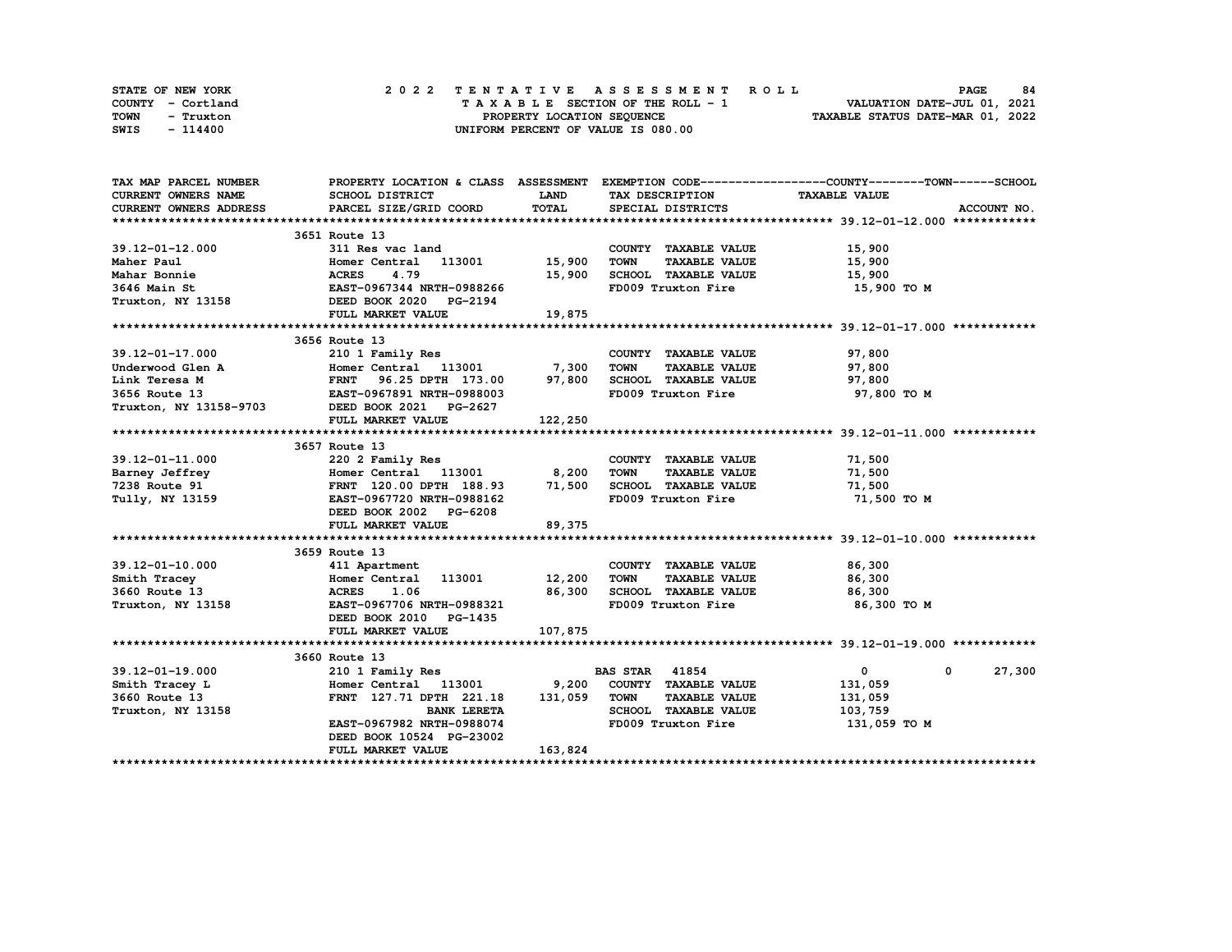STATE OF NEW YORK — COUNTY - Cortland — TOWN - Truxton — SWIS - 114400

2022 TENTATIVE ASSESSMENT ROLL
TAXABLE SECTION OF THE ROLL - 1
PROPERTY LOCATION SEQUENCE
UNIFORM PERCENT OF VALUE IS 080.00

VALUATION DATE-JUL 01, 2021
TAXABLE STATUS DATE-MAR 01, 2022

| TAX MAP PARCEL NUMBER / CURRENT OWNERS NAME / CURRENT OWNERS ADDRESS | PROPERTY LOCATION & CLASS / SCHOOL DISTRICT / PARCEL SIZE/GRID COORD | ASSESSMENT LAND | TOTAL | EXEMPTION CODE / TAX DESCRIPTION / SPECIAL DISTRICTS | COUNTY / TOWN TAXABLE VALUE | SCHOOL | ACCOUNT NO. |
|---|---|---|---|---|---|---|---|
| **39.12-01-12.000** | 3651 Route 13 | | | | | | |
| 39.12-01-12.000 | 311 Res vac land | | | COUNTY TAXABLE VALUE | 15,900 | | |
| Maher Paul | Homer Central 113001 | 15,900 | | TOWN TAXABLE VALUE | 15,900 | | |
| Mahar Bonnie | ACRES 4.79 | | 15,900 | SCHOOL TAXABLE VALUE | 15,900 | | |
| 3646 Main St | EAST-0967344 NRTH-0988266 | | | FD009 Truxton Fire | 15,900 TO M | | |
| Truxton, NY 13158 | DEED BOOK 2020 PG-2194 | | | | | | |
| | FULL MARKET VALUE | | 19,875 | | | | |
| **39.12-01-17.000** | 3656 Route 13 | | | | | | |
| 39.12-01-17.000 | 210 1 Family Res | | | COUNTY TAXABLE VALUE | 97,800 | | |
| Underwood Glen A | Homer Central 113001 | 7,300 | | TOWN TAXABLE VALUE | 97,800 | | |
| Link Teresa M | FRNT 96.25 DPTH 173.00 | | 97,800 | SCHOOL TAXABLE VALUE | 97,800 | | |
| 3656 Route 13 | EAST-0967891 NRTH-0988003 | | | FD009 Truxton Fire | 97,800 TO M | | |
| Truxton, NY 13158-9703 | DEED BOOK 2021 PG-2627 | | | | | | |
| | FULL MARKET VALUE | | 122,250 | | | | |
| **39.12-01-11.000** | 3657 Route 13 | | | | | | |
| 39.12-01-11.000 | 220 2 Family Res | | | COUNTY TAXABLE VALUE | 71,500 | | |
| Barney Jeffrey | Homer Central 113001 | 8,200 | | TOWN TAXABLE VALUE | 71,500 | | |
| 7238 Route 91 | FRNT 120.00 DPTH 188.93 | | 71,500 | SCHOOL TAXABLE VALUE | 71,500 | | |
| Tully, NY 13159 | EAST-0967720 NRTH-0988162 | | | FD009 Truxton Fire | 71,500 TO M | | |
| | DEED BOOK 2002 PG-6208 | | | | | | |
| | FULL MARKET VALUE | | 89,375 | | | | |
| **39.12-01-10.000** | 3659 Route 13 | | | | | | |
| 39.12-01-10.000 | 411 Apartment | | | COUNTY TAXABLE VALUE | 86,300 | | |
| Smith Tracey | Homer Central 113001 | 12,200 | | TOWN TAXABLE VALUE | 86,300 | | |
| 3660 Route 13 | ACRES 1.06 | | 86,300 | SCHOOL TAXABLE VALUE | 86,300 | | |
| Truxton, NY 13158 | EAST-0967706 NRTH-0988321 | | | FD009 Truxton Fire | 86,300 TO M | | |
| | DEED BOOK 2010 PG-1435 | | | | | | |
| | FULL MARKET VALUE | | 107,875 | | | | |
| **39.12-01-19.000** | 3660 Route 13 | | | | | | |
| 39.12-01-19.000 | 210 1 Family Res | | | BAS STAR 41854 | 0 / 0 | 27,300 | |
| Smith Tracey L | Homer Central 113001 | 9,200 | | COUNTY TAXABLE VALUE | 131,059 | | |
| 3660 Route 13 | FRNT 127.71 DPTH 221.18 | | 131,059 | TOWN TAXABLE VALUE | 131,059 | | |
| Truxton, NY 13158 | BANK LERETA | | | SCHOOL TAXABLE VALUE | 103,759 | | |
| | EAST-0967982 NRTH-0988074 | | | FD009 Truxton Fire | 131,059 TO M | | |
| | DEED BOOK 10524 PG-23002 | | | | | | |
| | FULL MARKET VALUE | | 163,824 | | | | |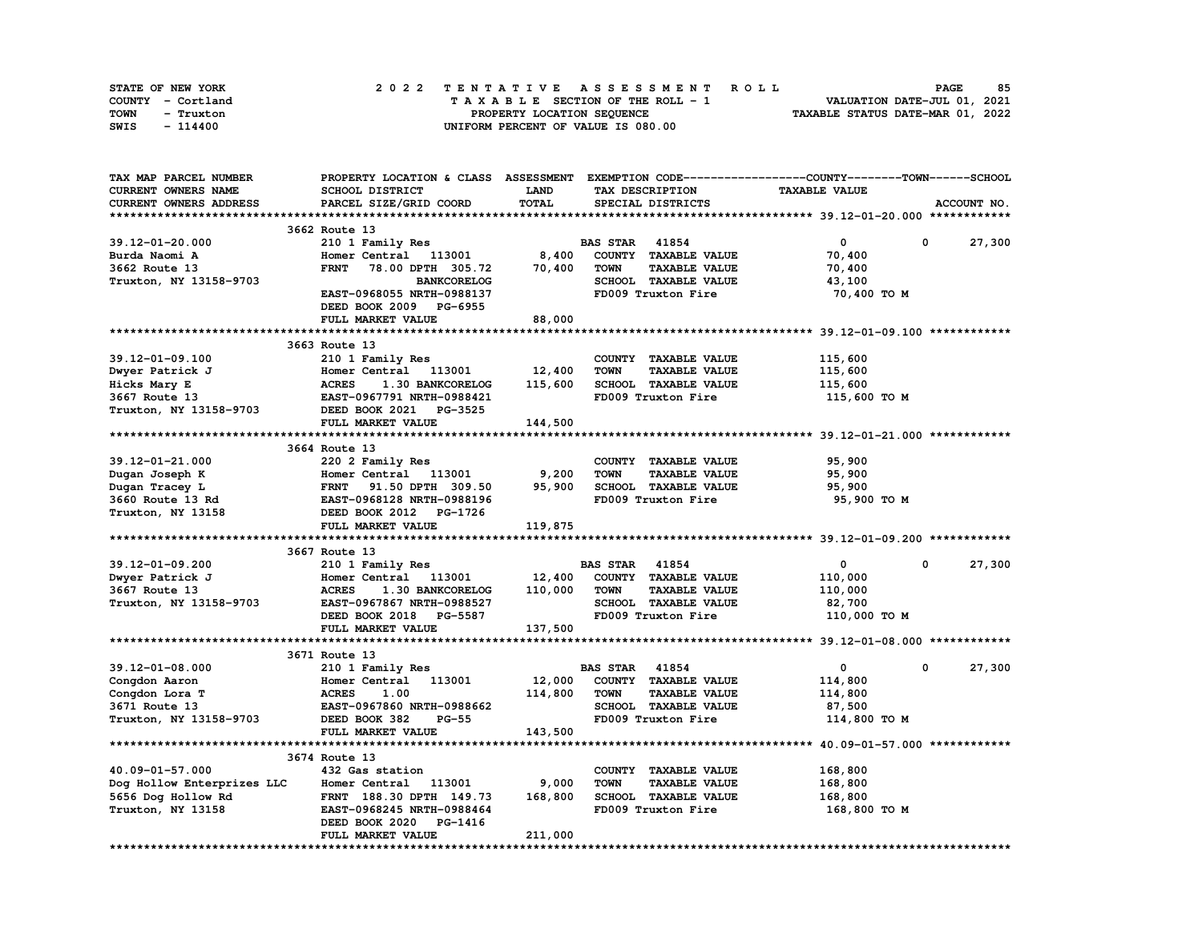STATE OF NEW YORK
COUNTY - Cortland
TOWN - Truxton
SWIS - 114400

2022 TENTATIVE ASSESSMENT ROLL
TAXABLE SECTION OF THE ROLL - 1
PROPERTY LOCATION SEQUENCE
UNIFORM PERCENT OF VALUE IS 080.00

VALUATION DATE-JUL 01, 2021
TAXABLE STATUS DATE-MAR 01, 2022

| TAX MAP PARCEL NUMBER / CURRENT OWNERS NAME / CURRENT OWNERS ADDRESS | PROPERTY LOCATION & CLASS / SCHOOL DISTRICT / PARCEL SIZE/GRID COORD | ASSESSMENT LAND / TOTAL | EXEMPTION CODE / TAX DESCRIPTION / SPECIAL DISTRICTS | COUNTY TAXABLE VALUE | TOWN | SCHOOL |
|---|---|---|---|---|---|---|
| **39.12-01-20.000** | 3662 Route 13 | | | | | |
| 39.12-01-20.000 | 210 1 Family Res | | BAS STAR 41854 | 0 | 0 | 27,300 |
| Burda Naomi A | Homer Central 113001 | 8,400 | COUNTY TAXABLE VALUE | 70,400 | | |
| 3662 Route 13 | FRNT 78.00 DPTH 305.72 | 70,400 | TOWN TAXABLE VALUE | 70,400 | | |
| Truxton, NY 13158-9703 | BANKCORELOG | | SCHOOL TAXABLE VALUE | 43,100 | | |
| | EAST-0968055 NRTH-0988137 | | FD009 Truxton Fire | 70,400 TO M | | |
| | DEED BOOK 2009 PG-6955 | | | | | |
| | FULL MARKET VALUE | 88,000 | | | | |
| **39.12-01-09.100** | 3663 Route 13 | | | | | |
| 39.12-01-09.100 | 210 1 Family Res | | COUNTY TAXABLE VALUE | 115,600 | | |
| Dwyer Patrick J | Homer Central 113001 | 12,400 | TOWN TAXABLE VALUE | 115,600 | | |
| Hicks Mary E | ACRES 1.30 BANKCORELOG | 115,600 | SCHOOL TAXABLE VALUE | 115,600 | | |
| 3667 Route 13 | EAST-0967791 NRTH-0988421 | | FD009 Truxton Fire | 115,600 TO M | | |
| Truxton, NY 13158-9703 | DEED BOOK 2021 PG-3525 | | | | | |
| | FULL MARKET VALUE | 144,500 | | | | |
| **39.12-01-21.000** | 3664 Route 13 | | | | | |
| 39.12-01-21.000 | 220 2 Family Res | | COUNTY TAXABLE VALUE | 95,900 | | |
| Dugan Joseph K | Homer Central 113001 | 9,200 | TOWN TAXABLE VALUE | 95,900 | | |
| Dugan Tracey L | FRNT 91.50 DPTH 309.50 | 95,900 | SCHOOL TAXABLE VALUE | 95,900 | | |
| 3660 Route 13 Rd | EAST-0968128 NRTH-0988196 | | FD009 Truxton Fire | 95,900 TO M | | |
| Truxton, NY 13158 | DEED BOOK 2012 PG-1726 | | | | | |
| | FULL MARKET VALUE | 119,875 | | | | |
| **39.12-01-09.200** | 3667 Route 13 | | | | | |
| 39.12-01-09.200 | 210 1 Family Res | | BAS STAR 41854 | 0 | 0 | 27,300 |
| Dwyer Patrick J | Homer Central 113001 | 12,400 | COUNTY TAXABLE VALUE | 110,000 | | |
| 3667 Route 13 | ACRES 1.30 BANKCORELOG | 110,000 | TOWN TAXABLE VALUE | 110,000 | | |
| Truxton, NY 13158-9703 | EAST-0967867 NRTH-0988527 | | SCHOOL TAXABLE VALUE | 82,700 | | |
| | DEED BOOK 2018 PG-5587 | | FD009 Truxton Fire | 110,000 TO M | | |
| | FULL MARKET VALUE | 137,500 | | | | |
| **39.12-01-08.000** | 3671 Route 13 | | | | | |
| 39.12-01-08.000 | 210 1 Family Res | | BAS STAR 41854 | 0 | 0 | 27,300 |
| Congdon Aaron | Homer Central 113001 | 12,000 | COUNTY TAXABLE VALUE | 114,800 | | |
| Congdon Lora T | ACRES 1.00 | 114,800 | TOWN TAXABLE VALUE | 114,800 | | |
| 3671 Route 13 | EAST-0967860 NRTH-0988662 | | SCHOOL TAXABLE VALUE | 87,500 | | |
| Truxton, NY 13158-9703 | DEED BOOK 382 PG-55 | | FD009 Truxton Fire | 114,800 TO M | | |
| | FULL MARKET VALUE | 143,500 | | | | |
| **40.09-01-57.000** | 3674 Route 13 | | | | | |
| 40.09-01-57.000 | 432 Gas station | | COUNTY TAXABLE VALUE | 168,800 | | |
| Dog Hollow Enterprizes LLC | Homer Central 113001 | 9,000 | TOWN TAXABLE VALUE | 168,800 | | |
| 5656 Dog Hollow Rd | FRNT 188.30 DPTH 149.73 | 168,800 | SCHOOL TAXABLE VALUE | 168,800 | | |
| Truxton, NY 13158 | EAST-0968245 NRTH-0988464 | | FD009 Truxton Fire | 168,800 TO M | | |
| | DEED BOOK 2020 PG-1416 | | | | | |
| | FULL MARKET VALUE | 211,000 | | | | |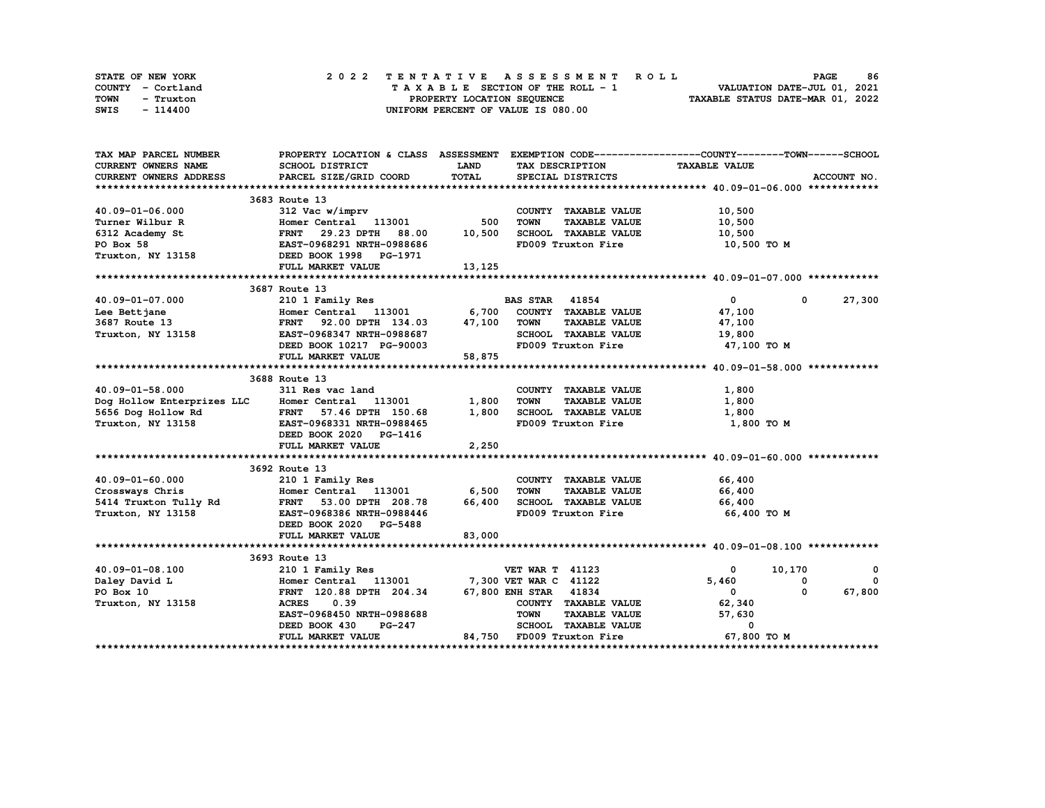STATE OF NEW YORK
COUNTY - Cortland
TOWN - Truxton
SWIS - 114400

# 2022 TENTATIVE ASSESSMENT ROLL

TAXABLE SECTION OF THE ROLL - 1
PROPERTY LOCATION SEQUENCE
UNIFORM PERCENT OF VALUE IS 080.00

VALUATION DATE-JUL 01, 2021
TAXABLE STATUS DATE-MAR 01, 2022

| TAX MAP PARCEL NUMBER / CURRENT OWNERS NAME / CURRENT OWNERS ADDRESS | PROPERTY LOCATION & CLASS / SCHOOL DISTRICT / PARCEL SIZE/GRID COORD | ASSESSMENT LAND / TOTAL | EXEMPTION CODE / TAX DESCRIPTION / SPECIAL DISTRICTS | COUNTY | TOWN | SCHOOL / ACCOUNT NO. |
|---|---|---|---|---|---|---|
| **40.09-01-06.000** | 3683 Route 13 | | | | | |
| 40.09-01-06.000 | 312 Vac w/imprv | | COUNTY TAXABLE VALUE | 10,500 | | |
| Turner Wilbur R | Homer Central 113001 | 500 | TOWN TAXABLE VALUE | 10,500 | | |
| 6312 Academy St | FRNT 29.23 DPTH 88.00 | 10,500 | SCHOOL TAXABLE VALUE | 10,500 | | |
| PO Box 58 | EAST-0968291 NRTH-0988686 | | FD009 Truxton Fire | 10,500 TO M | | |
| Truxton, NY 13158 | DEED BOOK 1998 PG-1971 | | | | | |
| | FULL MARKET VALUE | 13,125 | | | | |
| **40.09-01-07.000** | 3687 Route 13 | | | | | |
| 40.09-01-07.000 | 210 1 Family Res | | BAS STAR 41854 | 0 | 0 | 27,300 |
| Lee Bettjane | Homer Central 113001 | 6,700 | COUNTY TAXABLE VALUE | 47,100 | | |
| 3687 Route 13 | FRNT 92.00 DPTH 134.03 | 47,100 | TOWN TAXABLE VALUE | 47,100 | | |
| Truxton, NY 13158 | EAST-0968347 NRTH-0988687 | | SCHOOL TAXABLE VALUE | 19,800 | | |
| | DEED BOOK 10217 PG-90003 | | FD009 Truxton Fire | 47,100 TO M | | |
| | FULL MARKET VALUE | 58,875 | | | | |
| **40.09-01-58.000** | 3688 Route 13 | | | | | |
| 40.09-01-58.000 | 311 Res vac land | | COUNTY TAXABLE VALUE | 1,800 | | |
| Dog Hollow Enterprizes LLC | Homer Central 113001 | 1,800 | TOWN TAXABLE VALUE | 1,800 | | |
| 5656 Dog Hollow Rd | FRNT 57.46 DPTH 150.68 | 1,800 | SCHOOL TAXABLE VALUE | 1,800 | | |
| Truxton, NY 13158 | EAST-0968331 NRTH-0988465 | | FD009 Truxton Fire | 1,800 TO M | | |
| | DEED BOOK 2020 PG-1416 | | | | | |
| | FULL MARKET VALUE | 2,250 | | | | |
| **40.09-01-60.000** | 3692 Route 13 | | | | | |
| 40.09-01-60.000 | 210 1 Family Res | | COUNTY TAXABLE VALUE | 66,400 | | |
| Crossways Chris | Homer Central 113001 | 6,500 | TOWN TAXABLE VALUE | 66,400 | | |
| 5414 Truxton Tully Rd | FRNT 53.00 DPTH 208.78 | 66,400 | SCHOOL TAXABLE VALUE | 66,400 | | |
| Truxton, NY 13158 | EAST-0968386 NRTH-0988446 | | FD009 Truxton Fire | 66,400 TO M | | |
| | DEED BOOK 2020 PG-5488 | | | | | |
| | FULL MARKET VALUE | 83,000 | | | | |
| **40.09-01-08.100** | 3693 Route 13 | | | | | |
| 40.09-01-08.100 | 210 1 Family Res | | VET WAR T 41123 | 0 | 10,170 | 0 |
| Daley David L | Homer Central 113001 | 7,300 | VET WAR C 41122 | 5,460 | 0 | 0 |
| PO Box 10 | FRNT 120.88 DPTH 204.34 | 67,800 | ENH STAR 41834 | 0 | 0 | 67,800 |
| Truxton, NY 13158 | ACRES 0.39 | | COUNTY TAXABLE VALUE | 62,340 | | |
| | EAST-0968450 NRTH-0988688 | | TOWN TAXABLE VALUE | 57,630 | | |
| | DEED BOOK 430 PG-247 | | SCHOOL TAXABLE VALUE | 0 | | |
| | FULL MARKET VALUE | 84,750 | FD009 Truxton Fire | 67,800 TO M | | |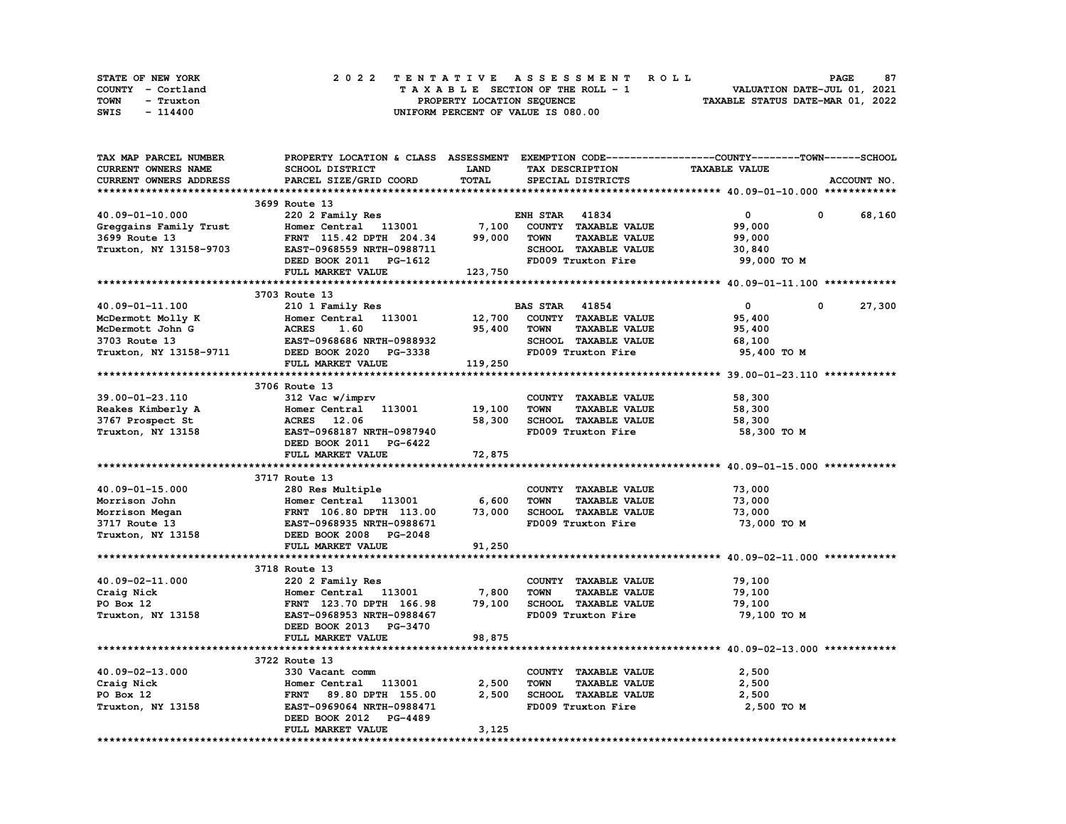STATE OF NEW YORK
COUNTY - Cortland
TOWN - Truxton
SWIS - 114400

# 2022 TENTATIVE ASSESSMENT ROLL

TAXABLE SECTION OF THE ROLL - 1
PROPERTY LOCATION SEQUENCE
UNIFORM PERCENT OF VALUE IS 080.00

VALUATION DATE-JUL 01, 2021
TAXABLE STATUS DATE-MAR 01, 2022

| TAX MAP PARCEL NUMBER / CURRENT OWNERS NAME / CURRENT OWNERS ADDRESS | PROPERTY LOCATION & CLASS / SCHOOL DISTRICT / PARCEL SIZE/GRID COORD | ASSESSMENT LAND | TOTAL | EXEMPTION CODE / TAX DESCRIPTION / SPECIAL DISTRICTS | TAXABLE VALUE COUNTY | TOWN | SCHOOL | ACCOUNT NO. |
|---|---|---|---|---|---|---|---|---|
| **40.09-01-10.000** | 3699 Route 13 | | | | | | | |
| 40.09-01-10.000 | 220 2 Family Res | | | ENH STAR 41834 | 0 | 0 | 68,160 | |
| Greggains Family Trust | Homer Central 113001 | 7,100 | | COUNTY TAXABLE VALUE | 99,000 | | | |
| 3699 Route 13 | FRNT 115.42 DPTH 204.34 | | 99,000 | TOWN TAXABLE VALUE | 99,000 | | | |
| Truxton, NY 13158-9703 | EAST-0968559 NRTH-0988711 | | | SCHOOL TAXABLE VALUE | 30,840 | | | |
| | DEED BOOK 2011 PG-1612 | | | FD009 Truxton Fire | 99,000 TO M | | | |
| | FULL MARKET VALUE | | 123,750 | | | | | |
| **40.09-01-11.100** | 3703 Route 13 | | | | | | | |
| 40.09-01-11.100 | 210 1 Family Res | | | BAS STAR 41854 | 0 | 0 | 27,300 | |
| McDermott Molly K | Homer Central 113001 | 12,700 | | COUNTY TAXABLE VALUE | 95,400 | | | |
| McDermott John G | ACRES 1.60 | | 95,400 | TOWN TAXABLE VALUE | 95,400 | | | |
| 3703 Route 13 | EAST-0968686 NRTH-0988932 | | | SCHOOL TAXABLE VALUE | 68,100 | | | |
| Truxton, NY 13158-9711 | DEED BOOK 2020 PG-3338 | | | FD009 Truxton Fire | 95,400 TO M | | | |
| | FULL MARKET VALUE | | 119,250 | | | | | |
| **39.00-01-23.110** | 3706 Route 13 | | | | | | | |
| 39.00-01-23.110 | 312 Vac w/imprv | | | COUNTY TAXABLE VALUE | 58,300 | | | |
| Reakes Kimberly A | Homer Central 113001 | 19,100 | | TOWN TAXABLE VALUE | 58,300 | | | |
| 3767 Prospect St | ACRES 12.06 | | 58,300 | SCHOOL TAXABLE VALUE | 58,300 | | | |
| Truxton, NY 13158 | EAST-0968187 NRTH-0987940 | | | FD009 Truxton Fire | 58,300 TO M | | | |
| | DEED BOOK 2011 PG-6422 | | | | | | | |
| | FULL MARKET VALUE | | 72,875 | | | | | |
| **40.09-01-15.000** | 3717 Route 13 | | | | | | | |
| 40.09-01-15.000 | 280 Res Multiple | | | COUNTY TAXABLE VALUE | 73,000 | | | |
| Morrison John | Homer Central 113001 | 6,600 | | TOWN TAXABLE VALUE | 73,000 | | | |
| Morrison Megan | FRNT 106.80 DPTH 113.00 | | 73,000 | SCHOOL TAXABLE VALUE | 73,000 | | | |
| 3717 Route 13 | EAST-0968935 NRTH-0988671 | | | FD009 Truxton Fire | 73,000 TO M | | | |
| Truxton, NY 13158 | DEED BOOK 2008 PG-2048 | | | | | | | |
| | FULL MARKET VALUE | | 91,250 | | | | | |
| **40.09-02-11.000** | 3718 Route 13 | | | | | | | |
| 40.09-02-11.000 | 220 2 Family Res | | | COUNTY TAXABLE VALUE | 79,100 | | | |
| Craig Nick | Homer Central 113001 | 7,800 | | TOWN TAXABLE VALUE | 79,100 | | | |
| PO Box 12 | FRNT 123.70 DPTH 166.98 | | 79,100 | SCHOOL TAXABLE VALUE | 79,100 | | | |
| Truxton, NY 13158 | EAST-0968953 NRTH-0988467 | | | FD009 Truxton Fire | 79,100 TO M | | | |
| | DEED BOOK 2013 PG-3470 | | | | | | | |
| | FULL MARKET VALUE | | 98,875 | | | | | |
| **40.09-02-13.000** | 3722 Route 13 | | | | | | | |
| 40.09-02-13.000 | 330 Vacant comm | | | COUNTY TAXABLE VALUE | 2,500 | | | |
| Craig Nick | Homer Central 113001 | 2,500 | | TOWN TAXABLE VALUE | 2,500 | | | |
| PO Box 12 | FRNT 89.80 DPTH 155.00 | | 2,500 | SCHOOL TAXABLE VALUE | 2,500 | | | |
| Truxton, NY 13158 | EAST-0969064 NRTH-0988471 | | | FD009 Truxton Fire | 2,500 TO M | | | |
| | DEED BOOK 2012 PG-4489 | | | | | | | |
| | FULL MARKET VALUE | | 3,125 | | | | | |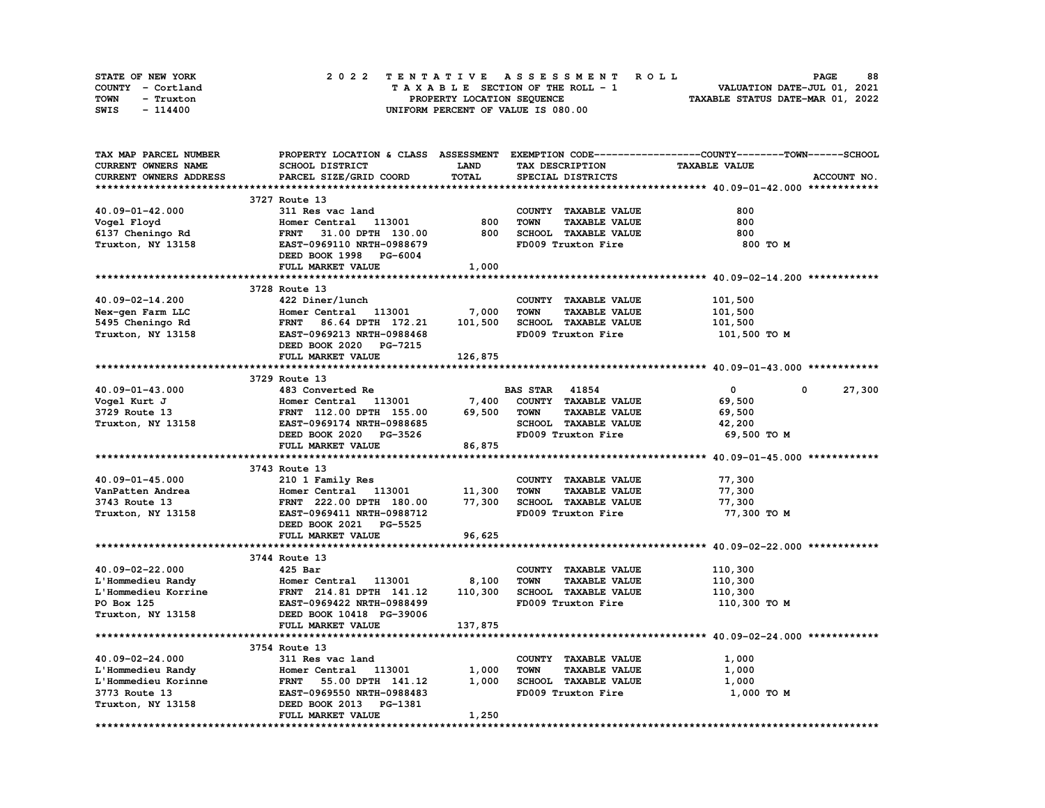STATE OF NEW YORK
COUNTY - Cortland
TOWN - Truxton
SWIS - 114400

# 2022 TENTATIVE ASSESSMENT ROLL
TAXABLE SECTION OF THE ROLL - 1
PROPERTY LOCATION SEQUENCE
UNIFORM PERCENT OF VALUE IS 080.00

VALUATION DATE-JUL 01, 2021
TAXABLE STATUS DATE-MAR 01, 2022

| TAX MAP PARCEL NUMBER / CURRENT OWNERS NAME / CURRENT OWNERS ADDRESS | PROPERTY LOCATION & CLASS / SCHOOL DISTRICT / PARCEL SIZE/GRID COORD | ASSESSMENT LAND | TOTAL | EXEMPTION CODE / TAX DESCRIPTION / SPECIAL DISTRICTS | COUNTY / TOWN TAXABLE VALUE | SCHOOL | ACCOUNT NO. |
|---|---|---|---|---|---|---|---|
| **40.09-01-42.000** | 3727 Route 13 | | | | | | |
| 40.09-01-42.000 | 311 Res vac land | | | COUNTY TAXABLE VALUE | 800 | | |
| Vogel Floyd | Homer Central 113001 | 800 | | TOWN TAXABLE VALUE | 800 | | |
| 6137 Cheningo Rd | FRNT 31.00 DPTH 130.00 | | 800 | SCHOOL TAXABLE VALUE | 800 | | |
| Truxton, NY 13158 | EAST-0969110 NRTH-0988679 | | | FD009 Truxton Fire | 800 TO M | | |
| | DEED BOOK 1998 PG-6004 | | | | | | |
| | FULL MARKET VALUE | | 1,000 | | | | |
| **40.09-02-14.200** | 3728 Route 13 | | | | | | |
| 40.09-02-14.200 | 422 Diner/lunch | | | COUNTY TAXABLE VALUE | 101,500 | | |
| Nex-gen Farm LLC | Homer Central 113001 | 7,000 | | TOWN TAXABLE VALUE | 101,500 | | |
| 5495 Cheningo Rd | FRNT 86.64 DPTH 172.21 | | 101,500 | SCHOOL TAXABLE VALUE | 101,500 | | |
| Truxton, NY 13158 | EAST-0969213 NRTH-0988468 | | | FD009 Truxton Fire | 101,500 TO M | | |
| | DEED BOOK 2020 PG-7215 | | | | | | |
| | FULL MARKET VALUE | | 126,875 | | | | |
| **40.09-01-43.000** | 3729 Route 13 | | | | | | |
| 40.09-01-43.000 | 483 Converted Re | | | BAS STAR 41854 | 0 / 0 | 27,300 | |
| Vogel Kurt J | Homer Central 113001 | 7,400 | | COUNTY TAXABLE VALUE | 69,500 | | |
| 3729 Route 13 | FRNT 112.00 DPTH 155.00 | | 69,500 | TOWN TAXABLE VALUE | 69,500 | | |
| Truxton, NY 13158 | EAST-0969174 NRTH-0988685 | | | SCHOOL TAXABLE VALUE | 42,200 | | |
| | DEED BOOK 2020 PG-3526 | | | FD009 Truxton Fire | 69,500 TO M | | |
| | FULL MARKET VALUE | | 86,875 | | | | |
| **40.09-01-45.000** | 3743 Route 13 | | | | | | |
| 40.09-01-45.000 | 210 1 Family Res | | | COUNTY TAXABLE VALUE | 77,300 | | |
| VanPatten Andrea | Homer Central 113001 | 11,300 | | TOWN TAXABLE VALUE | 77,300 | | |
| 3743 Route 13 | FRNT 222.00 DPTH 180.00 | | 77,300 | SCHOOL TAXABLE VALUE | 77,300 | | |
| Truxton, NY 13158 | EAST-0969411 NRTH-0988712 | | | FD009 Truxton Fire | 77,300 TO M | | |
| | DEED BOOK 2021 PG-5525 | | | | | | |
| | FULL MARKET VALUE | | 96,625 | | | | |
| **40.09-02-22.000** | 3744 Route 13 | | | | | | |
| 40.09-02-22.000 | 425 Bar | | | COUNTY TAXABLE VALUE | 110,300 | | |
| L'Hommedieu Randy | Homer Central 113001 | 8,100 | | TOWN TAXABLE VALUE | 110,300 | | |
| L'Hommedieu Korrine | FRNT 214.81 DPTH 141.12 | | 110,300 | SCHOOL TAXABLE VALUE | 110,300 | | |
| PO Box 125 | EAST-0969422 NRTH-0988499 | | | FD009 Truxton Fire | 110,300 TO M | | |
| Truxton, NY 13158 | DEED BOOK 10418 PG-39006 | | | | | | |
| | FULL MARKET VALUE | | 137,875 | | | | |
| **40.09-02-24.000** | 3754 Route 13 | | | | | | |
| 40.09-02-24.000 | 311 Res vac land | | | COUNTY TAXABLE VALUE | 1,000 | | |
| L'Hommedieu Randy | Homer Central 113001 | 1,000 | | TOWN TAXABLE VALUE | 1,000 | | |
| L'Hommedieu Korinne | FRNT 55.00 DPTH 141.12 | | 1,000 | SCHOOL TAXABLE VALUE | 1,000 | | |
| 3773 Route 13 | EAST-0969550 NRTH-0988483 | | | FD009 Truxton Fire | 1,000 TO M | | |
| Truxton, NY 13158 | DEED BOOK 2013 PG-1381 | | | | | | |
| | FULL MARKET VALUE | | 1,250 | | | | |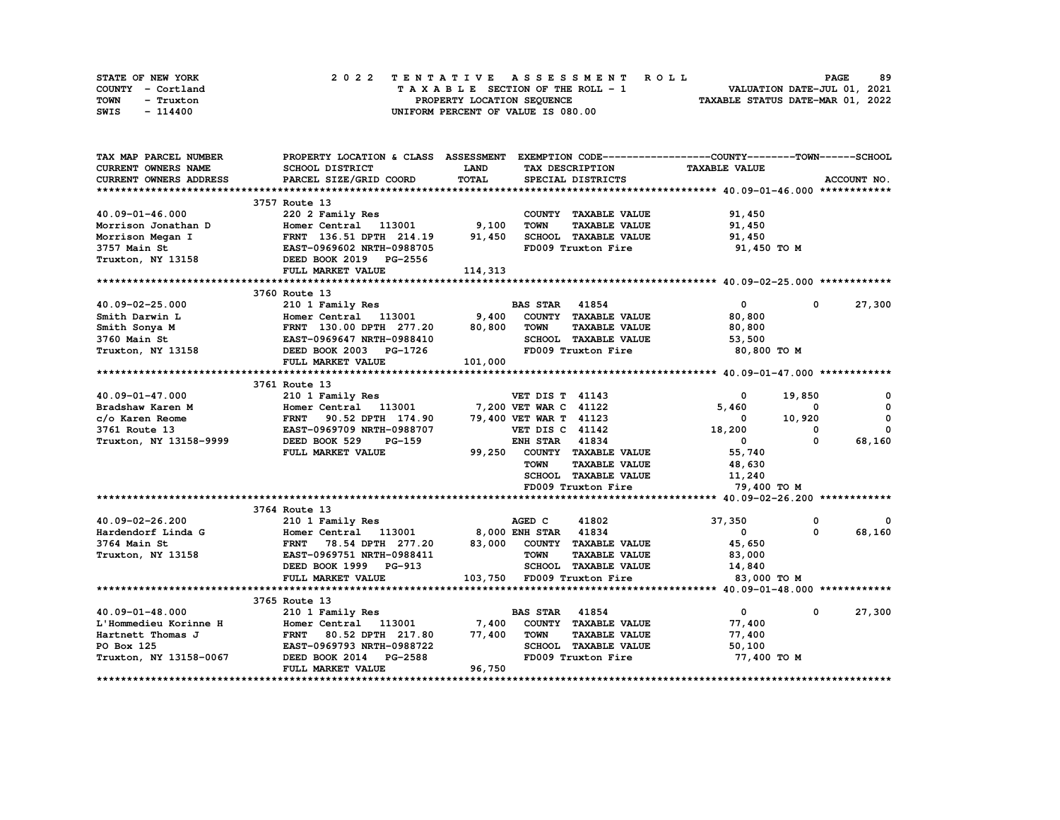STATE OF NEW YORK — 2022 TENTATIVE ASSESSMENT ROLL — VALUATION DATE-JUL 01, 2021
COUNTY - Cortland — TAXABLE SECTION OF THE ROLL - 1 — TAXABLE STATUS DATE-MAR 01, 2022
TOWN - Truxton — PROPERTY LOCATION SEQUENCE
SWIS - 114400 — UNIFORM PERCENT OF VALUE IS 080.00

| TAX MAP PARCEL NUMBER / CURRENT OWNERS NAME / CURRENT OWNERS ADDRESS | PROPERTY LOCATION & CLASS / SCHOOL DISTRICT / PARCEL SIZE/GRID COORD | ASSESSMENT LAND / TOTAL | EXEMPTION CODE / TAX DESCRIPTION / SPECIAL DISTRICTS | COUNTY TAXABLE VALUE | TOWN | SCHOOL |
|---|---|---|---|---|---|---|
| **40.09-01-46.000** | 3757 Route 13 | | | | | |
| | 220 2 Family Res | | COUNTY TAXABLE VALUE | 91,450 | | |
| Morrison Jonathan D | Homer Central 113001 | 9,100 | TOWN TAXABLE VALUE | 91,450 | | |
| Morrison Megan I | FRNT 136.51 DPTH 214.19 | 91,450 | SCHOOL TAXABLE VALUE | 91,450 | | |
| 3757 Main St | EAST-0969602 NRTH-0988705 | | FD009 Truxton Fire | 91,450 TO M | | |
| Truxton, NY 13158 | DEED BOOK 2019 PG-2556 | | | | | |
| | FULL MARKET VALUE | 114,313 | | | | |
| **40.09-02-25.000** | 3760 Route 13 | | | | | |
| | 210 1 Family Res | | BAS STAR 41854 | 0 | 0 | 27,300 |
| Smith Darwin L | Homer Central 113001 | 9,400 | COUNTY TAXABLE VALUE | 80,800 | | |
| Smith Sonya M | FRNT 130.00 DPTH 277.20 | 80,800 | TOWN TAXABLE VALUE | 80,800 | | |
| 3760 Main St | EAST-0969647 NRTH-0988410 | | SCHOOL TAXABLE VALUE | 53,500 | | |
| Truxton, NY 13158 | DEED BOOK 2003 PG-1726 | | FD009 Truxton Fire | 80,800 TO M | | |
| | FULL MARKET VALUE | 101,000 | | | | |
| **40.09-01-47.000** | 3761 Route 13 | | | | | |
| | 210 1 Family Res | | VET DIS T 41143 | 0 | 19,850 | 0 |
| Bradshaw Karen M | Homer Central 113001 | 7,200 | VET WAR C 41122 | 5,460 | 0 | 0 |
| c/o Karen Reome | FRNT 90.52 DPTH 174.90 | 79,400 | VET WAR T 41123 | 0 | 10,920 | 0 |
| 3761 Route 13 | EAST-0969709 NRTH-0988707 | | VET DIS C 41142 | 18,200 | 0 | 0 |
| Truxton, NY 13158-9999 | DEED BOOK 529 PG-159 | | ENH STAR 41834 | 0 | 0 | 68,160 |
| | FULL MARKET VALUE | 99,250 | COUNTY TAXABLE VALUE | 55,740 | | |
| | | | TOWN TAXABLE VALUE | 48,630 | | |
| | | | SCHOOL TAXABLE VALUE | 11,240 | | |
| | | | FD009 Truxton Fire | 79,400 TO M | | |
| **40.09-02-26.200** | 3764 Route 13 | | | | | |
| | 210 1 Family Res | | AGED C 41802 | 37,350 | 0 | 0 |
| Hardendorf Linda G | Homer Central 113001 | 8,000 | ENH STAR 41834 | 0 | 0 | 68,160 |
| 3764 Main St | FRNT 78.54 DPTH 277.20 | 83,000 | COUNTY TAXABLE VALUE | 45,650 | | |
| Truxton, NY 13158 | EAST-0969751 NRTH-0988411 | | TOWN TAXABLE VALUE | 83,000 | | |
| | DEED BOOK 1999 PG-913 | | SCHOOL TAXABLE VALUE | 14,840 | | |
| | FULL MARKET VALUE | 103,750 | FD009 Truxton Fire | 83,000 TO M | | |
| **40.09-01-48.000** | 3765 Route 13 | | | | | |
| | 210 1 Family Res | | BAS STAR 41854 | 0 | 0 | 27,300 |
| L'Hommedieu Korinne H | Homer Central 113001 | 7,400 | COUNTY TAXABLE VALUE | 77,400 | | |
| Hartnett Thomas J | FRNT 80.52 DPTH 217.80 | 77,400 | TOWN TAXABLE VALUE | 77,400 | | |
| PO Box 125 | EAST-0969793 NRTH-0988722 | | SCHOOL TAXABLE VALUE | 50,100 | | |
| Truxton, NY 13158-0067 | DEED BOOK 2014 PG-2588 | | FD009 Truxton Fire | 77,400 TO M | | |
| | FULL MARKET VALUE | 96,750 | | | | |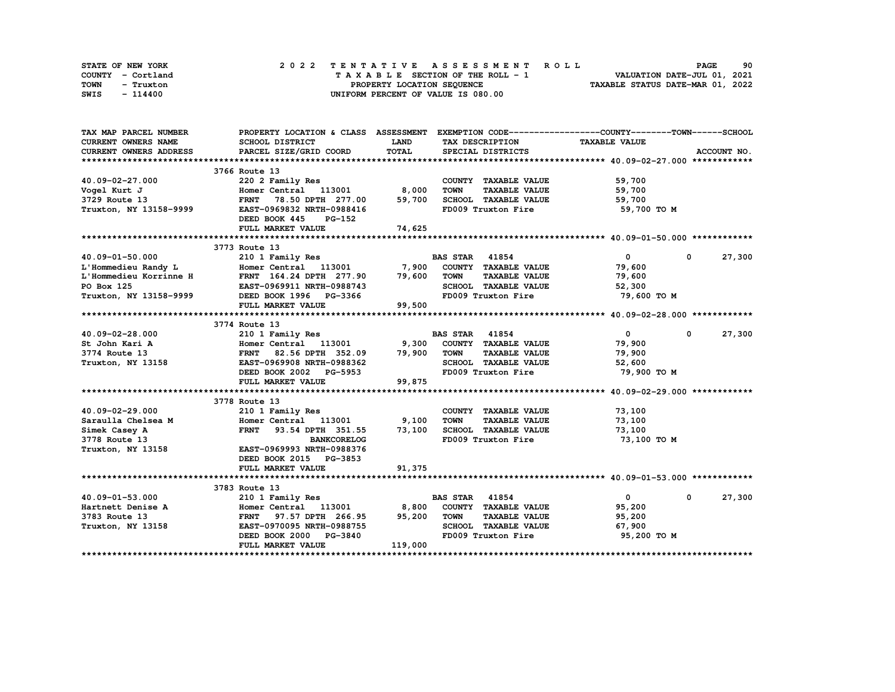STATE OF NEW YORK — COUNTY - Cortland — TOWN - Truxton — SWIS - 114400

2022 TENTATIVE ASSESSMENT ROLL
TAXABLE SECTION OF THE ROLL - 1
PROPERTY LOCATION SEQUENCE
UNIFORM PERCENT OF VALUE IS 080.00

VALUATION DATE-JUL 01, 2021
TAXABLE STATUS DATE-MAR 01, 2022

| TAX MAP PARCEL NUMBER / CURRENT OWNERS NAME / CURRENT OWNERS ADDRESS | PROPERTY LOCATION & CLASS / SCHOOL DISTRICT / PARCEL SIZE/GRID COORD | ASSESSMENT LAND / TOTAL | EXEMPTION CODE / TAX DESCRIPTION / SPECIAL DISTRICTS | COUNTY TAXABLE VALUE | TOWN | SCHOOL / ACCOUNT NO. |
|---|---|---|---|---|---|---|
| **40.09-02-27.000** | 3766 Route 13 | | | | | |
| 40.09-02-27.000 | 220 2 Family Res | | COUNTY TAXABLE VALUE | 59,700 | | |
| Vogel Kurt J | Homer Central 113001 | 8,000 | TOWN TAXABLE VALUE | 59,700 | | |
| 3729 Route 13 | FRNT 78.50 DPTH 277.00 | 59,700 | SCHOOL TAXABLE VALUE | 59,700 | | |
| Truxton, NY 13158-9999 | EAST-0969832 NRTH-0988416 | | FD009 Truxton Fire | 59,700 TO M | | |
| | DEED BOOK 445 PG-152 | | | | | |
| | FULL MARKET VALUE | 74,625 | | | | |
| **40.09-01-50.000** | 3773 Route 13 | | | | | |
| 40.09-01-50.000 | 210 1 Family Res | | BAS STAR 41854 | 0 | 0 | 27,300 |
| L'Hommedieu Randy L | Homer Central 113001 | 7,900 | COUNTY TAXABLE VALUE | 79,600 | | |
| L'Hommedieu Korrinne H | FRNT 164.24 DPTH 277.90 | 79,600 | TOWN TAXABLE VALUE | 79,600 | | |
| PO Box 125 | EAST-0969911 NRTH-0988743 | | SCHOOL TAXABLE VALUE | 52,300 | | |
| Truxton, NY 13158-9999 | DEED BOOK 1996 PG-3366 | | FD009 Truxton Fire | 79,600 TO M | | |
| | FULL MARKET VALUE | 99,500 | | | | |
| **40.09-02-28.000** | 3774 Route 13 | | | | | |
| 40.09-02-28.000 | 210 1 Family Res | | BAS STAR 41854 | 0 | 0 | 27,300 |
| St John Kari A | Homer Central 113001 | 9,300 | COUNTY TAXABLE VALUE | 79,900 | | |
| 3774 Route 13 | FRNT 82.56 DPTH 352.09 | 79,900 | TOWN TAXABLE VALUE | 79,900 | | |
| Truxton, NY 13158 | EAST-0969908 NRTH-0988362 | | SCHOOL TAXABLE VALUE | 52,600 | | |
| | DEED BOOK 2002 PG-5953 | | FD009 Truxton Fire | 79,900 TO M | | |
| | FULL MARKET VALUE | 99,875 | | | | |
| **40.09-02-29.000** | 3778 Route 13 | | | | | |
| 40.09-02-29.000 | 210 1 Family Res | | COUNTY TAXABLE VALUE | 73,100 | | |
| Saraulla Chelsea M | Homer Central 113001 | 9,100 | TOWN TAXABLE VALUE | 73,100 | | |
| Simek Casey A | FRNT 93.54 DPTH 351.55 | 73,100 | SCHOOL TAXABLE VALUE | 73,100 | | |
| 3778 Route 13 | BANKCORELOG | | FD009 Truxton Fire | 73,100 TO M | | |
| Truxton, NY 13158 | EAST-0969993 NRTH-0988376 | | | | | |
| | DEED BOOK 2015 PG-3853 | | | | | |
| | FULL MARKET VALUE | 91,375 | | | | |
| **40.09-01-53.000** | 3783 Route 13 | | | | | |
| 40.09-01-53.000 | 210 1 Family Res | | BAS STAR 41854 | 0 | 0 | 27,300 |
| Hartnett Denise A | Homer Central 113001 | 8,800 | COUNTY TAXABLE VALUE | 95,200 | | |
| 3783 Route 13 | FRNT 97.57 DPTH 266.95 | 95,200 | TOWN TAXABLE VALUE | 95,200 | | |
| Truxton, NY 13158 | EAST-0970095 NRTH-0988755 | | SCHOOL TAXABLE VALUE | 67,900 | | |
| | DEED BOOK 2000 PG-3840 | | FD009 Truxton Fire | 95,200 TO M | | |
| | FULL MARKET VALUE | 119,000 | | | | |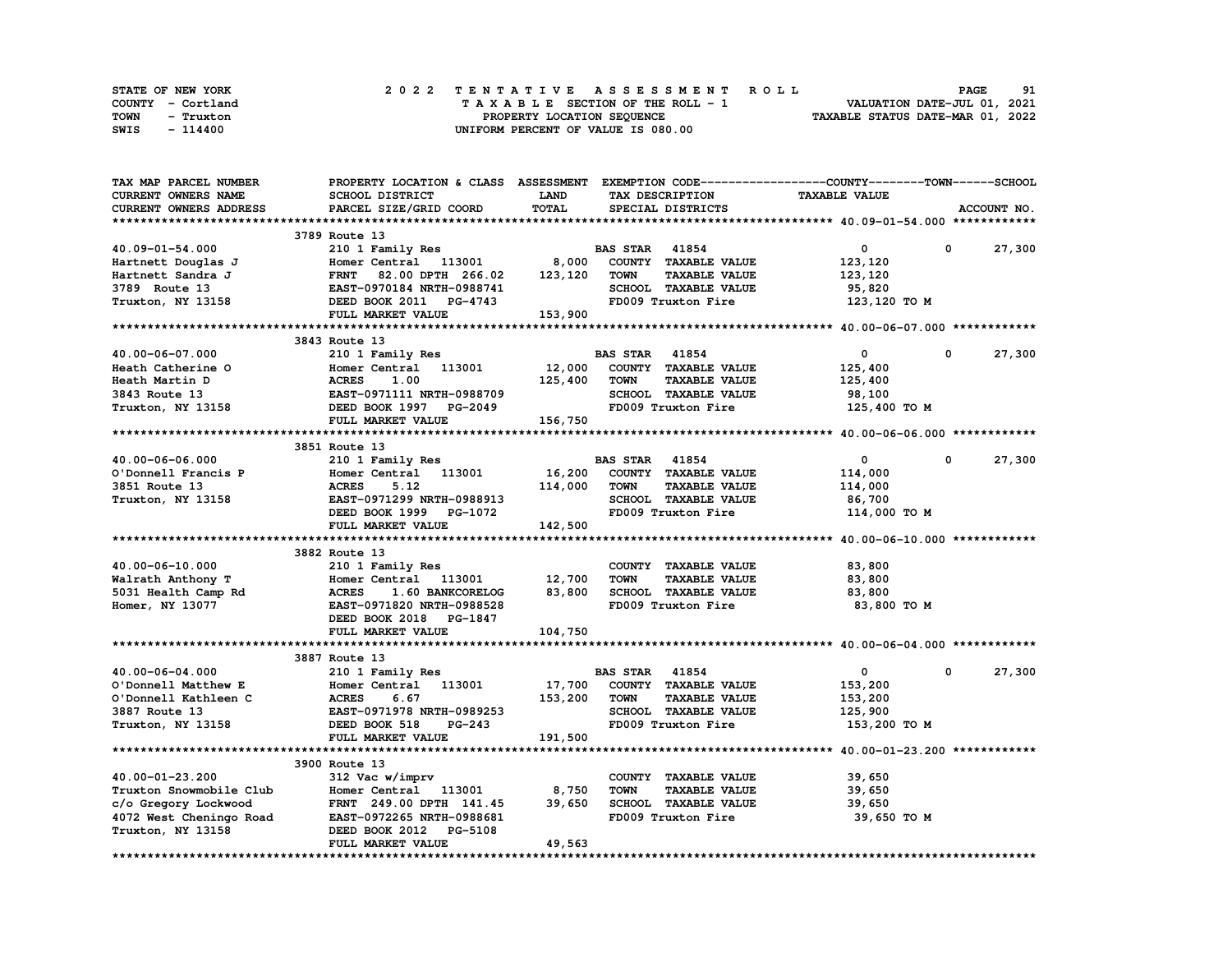STATE OF NEW YORK
COUNTY - Cortland
TOWN - Truxton
SWIS - 114400

2022 TENTATIVE ASSESSMENT ROLL
TAXABLE SECTION OF THE ROLL - 1
PROPERTY LOCATION SEQUENCE
UNIFORM PERCENT OF VALUE IS 080.00

VALUATION DATE-JUL 01, 2021
TAXABLE STATUS DATE-MAR 01, 2022

| TAX MAP PARCEL NUMBER / CURRENT OWNERS NAME / CURRENT OWNERS ADDRESS | PROPERTY LOCATION & CLASS / SCHOOL DISTRICT / PARCEL SIZE/GRID COORD | ASSESSMENT LAND | TOTAL | EXEMPTION CODE / TAX DESCRIPTION / SPECIAL DISTRICTS | COUNTY TAXABLE VALUE | TOWN | SCHOOL |
|---|---|---|---|---|---|---|---|
| **40.09-01-54.000** | 3789 Route 13 | | | | | | |
| 40.09-01-54.000 | 210 1 Family Res | | | BAS STAR 41854 | 0 | 0 | 27,300 |
| Hartnett Douglas J | Homer Central 113001 | 8,000 | | COUNTY TAXABLE VALUE | 123,120 | | |
| Hartnett Sandra J | FRNT 82.00 DPTH 266.02 | | 123,120 | TOWN TAXABLE VALUE | 123,120 | | |
| 3789 Route 13 | EAST-0970184 NRTH-0988741 | | | SCHOOL TAXABLE VALUE | 95,820 | | |
| Truxton, NY 13158 | DEED BOOK 2011 PG-4743 | | | FD009 Truxton Fire | 123,120 TO M | | |
| | FULL MARKET VALUE | | 153,900 | | | | |
| **40.00-06-07.000** | 3843 Route 13 | | | | | | |
| 40.00-06-07.000 | 210 1 Family Res | | | BAS STAR 41854 | 0 | 0 | 27,300 |
| Heath Catherine O | Homer Central 113001 | 12,000 | | COUNTY TAXABLE VALUE | 125,400 | | |
| Heath Martin D | ACRES 1.00 | | 125,400 | TOWN TAXABLE VALUE | 125,400 | | |
| 3843 Route 13 | EAST-0971111 NRTH-0988709 | | | SCHOOL TAXABLE VALUE | 98,100 | | |
| Truxton, NY 13158 | DEED BOOK 1997 PG-2049 | | | FD009 Truxton Fire | 125,400 TO M | | |
| | FULL MARKET VALUE | | 156,750 | | | | |
| **40.00-06-06.000** | 3851 Route 13 | | | | | | |
| 40.00-06-06.000 | 210 1 Family Res | | | BAS STAR 41854 | 0 | 0 | 27,300 |
| O'Donnell Francis P | Homer Central 113001 | 16,200 | | COUNTY TAXABLE VALUE | 114,000 | | |
| 3851 Route 13 | ACRES 5.12 | | 114,000 | TOWN TAXABLE VALUE | 114,000 | | |
| Truxton, NY 13158 | EAST-0971299 NRTH-0988913 | | | SCHOOL TAXABLE VALUE | 86,700 | | |
| | DEED BOOK 1999 PG-1072 | | | FD009 Truxton Fire | 114,000 TO M | | |
| | FULL MARKET VALUE | | 142,500 | | | | |
| **40.00-06-10.000** | 3882 Route 13 | | | | | | |
| 40.00-06-10.000 | 210 1 Family Res | | | COUNTY TAXABLE VALUE | 83,800 | | |
| Walrath Anthony T | Homer Central 113001 | 12,700 | | TOWN TAXABLE VALUE | 83,800 | | |
| 5031 Health Camp Rd | ACRES 1.60 BANKCORELOG | | 83,800 | SCHOOL TAXABLE VALUE | 83,800 | | |
| Homer, NY 13077 | EAST-0971820 NRTH-0988528 | | | FD009 Truxton Fire | 83,800 TO M | | |
| | DEED BOOK 2018 PG-1847 | | | | | | |
| | FULL MARKET VALUE | | 104,750 | | | | |
| **40.00-06-04.000** | 3887 Route 13 | | | | | | |
| 40.00-06-04.000 | 210 1 Family Res | | | BAS STAR 41854 | 0 | 0 | 27,300 |
| O'Donnell Matthew E | Homer Central 113001 | 17,700 | | COUNTY TAXABLE VALUE | 153,200 | | |
| O'Donnell Kathleen C | ACRES 6.67 | | 153,200 | TOWN TAXABLE VALUE | 153,200 | | |
| 3887 Route 13 | EAST-0971978 NRTH-0989253 | | | SCHOOL TAXABLE VALUE | 125,900 | | |
| Truxton, NY 13158 | DEED BOOK 518 PG-243 | | | FD009 Truxton Fire | 153,200 TO M | | |
| | FULL MARKET VALUE | | 191,500 | | | | |
| **40.00-01-23.200** | 3900 Route 13 | | | | | | |
| 40.00-01-23.200 | 312 Vac w/imprv | | | COUNTY TAXABLE VALUE | 39,650 | | |
| Truxton Snowmobile Club | Homer Central 113001 | 8,750 | | TOWN TAXABLE VALUE | 39,650 | | |
| c/o Gregory Lockwood | FRNT 249.00 DPTH 141.45 | | 39,650 | SCHOOL TAXABLE VALUE | 39,650 | | |
| 4072 West Cheningo Road | EAST-0972265 NRTH-0988681 | | | FD009 Truxton Fire | 39,650 TO M | | |
| Truxton, NY 13158 | DEED BOOK 2012 PG-5108 | | | | | | |
| | FULL MARKET VALUE | | 49,563 | | | | |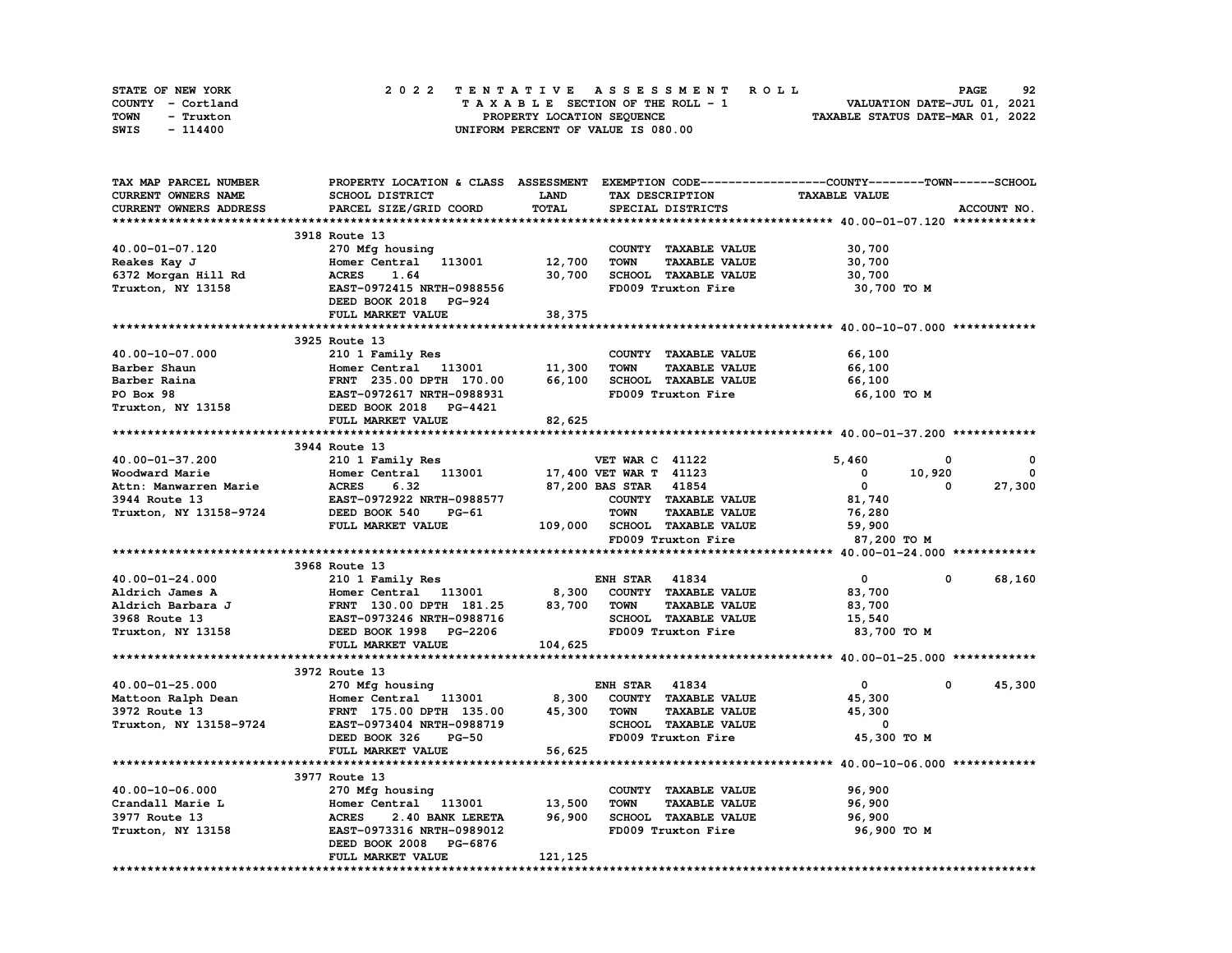STATE OF NEW YORK
COUNTY - Cortland
TOWN - Truxton
SWIS - 114400

2022 TENTATIVE ASSESSMENT ROLL
TAXABLE SECTION OF THE ROLL - 1
PROPERTY LOCATION SEQUENCE
UNIFORM PERCENT OF VALUE IS 080.00

VALUATION DATE-JUL 01, 2021
TAXABLE STATUS DATE-MAR 01, 2022

| TAX MAP PARCEL NUMBER / CURRENT OWNERS NAME / CURRENT OWNERS ADDRESS | PROPERTY LOCATION & CLASS / SCHOOL DISTRICT / PARCEL SIZE/GRID COORD | ASSESSMENT LAND / TOTAL | EXEMPTION CODE / TAX DESCRIPTION / SPECIAL DISTRICTS | COUNTY TAXABLE VALUE | TOWN | SCHOOL |
|---|---|---|---|---|---|---|
| **40.00-01-07.120** | 3918 Route 13 | | | | | |
| | 270 Mfg housing | | COUNTY TAXABLE VALUE | 30,700 | | |
| Reakes Kay J | Homer Central 113001 | 12,700 | TOWN TAXABLE VALUE | 30,700 | | |
| 6372 Morgan Hill Rd | ACRES 1.64 | 30,700 | SCHOOL TAXABLE VALUE | 30,700 | | |
| Truxton, NY 13158 | EAST-0972415 NRTH-0988556 | | FD009 Truxton Fire | 30,700 TO M | | |
| | DEED BOOK 2018 PG-924 | | | | | |
| | FULL MARKET VALUE | 38,375 | | | | |
| **40.00-10-07.000** | 3925 Route 13 | | | | | |
| | 210 1 Family Res | | COUNTY TAXABLE VALUE | 66,100 | | |
| Barber Shaun | Homer Central 113001 | 11,300 | TOWN TAXABLE VALUE | 66,100 | | |
| Barber Raina | FRNT 235.00 DPTH 170.00 | 66,100 | SCHOOL TAXABLE VALUE | 66,100 | | |
| PO Box 98 | EAST-0972617 NRTH-0988931 | | FD009 Truxton Fire | 66,100 TO M | | |
| Truxton, NY 13158 | DEED BOOK 2018 PG-4421 | | | | | |
| | FULL MARKET VALUE | 82,625 | | | | |
| **40.00-01-37.200** | 3944 Route 13 | | | | | |
| | 210 1 Family Res | | VET WAR C 41122 | 5,460 | 0 | 0 |
| Woodward Marie | Homer Central 113001 | 17,400 | VET WAR T 41123 | 0 | 10,920 | 0 |
| Attn: Manwarren Marie | ACRES 6.32 | 87,200 | BAS STAR 41854 | 0 | 0 | 27,300 |
| 3944 Route 13 | EAST-0972922 NRTH-0988577 | | COUNTY TAXABLE VALUE | 81,740 | | |
| Truxton, NY 13158-9724 | DEED BOOK 540 PG-61 | | TOWN TAXABLE VALUE | 76,280 | | |
| | FULL MARKET VALUE | 109,000 | SCHOOL TAXABLE VALUE | 59,900 | | |
| | | | FD009 Truxton Fire | 87,200 TO M | | |
| **40.00-01-24.000** | 3968 Route 13 | | | | | |
| | 210 1 Family Res | | ENH STAR 41834 | 0 | 0 | 68,160 |
| Aldrich James A | Homer Central 113001 | 8,300 | COUNTY TAXABLE VALUE | 83,700 | | |
| Aldrich Barbara J | FRNT 130.00 DPTH 181.25 | 83,700 | TOWN TAXABLE VALUE | 83,700 | | |
| 3968 Route 13 | EAST-0973246 NRTH-0988716 | | SCHOOL TAXABLE VALUE | 15,540 | | |
| Truxton, NY 13158 | DEED BOOK 1998 PG-2206 | | FD009 Truxton Fire | 83,700 TO M | | |
| | FULL MARKET VALUE | 104,625 | | | | |
| **40.00-01-25.000** | 3972 Route 13 | | | | | |
| | 270 Mfg housing | | ENH STAR 41834 | 0 | 0 | 45,300 |
| Mattoon Ralph Dean | Homer Central 113001 | 8,300 | COUNTY TAXABLE VALUE | 45,300 | | |
| 3972 Route 13 | FRNT 175.00 DPTH 135.00 | 45,300 | TOWN TAXABLE VALUE | 45,300 | | |
| Truxton, NY 13158-9724 | EAST-0973404 NRTH-0988719 | | SCHOOL TAXABLE VALUE | 0 | | |
| | DEED BOOK 326 PG-50 | | FD009 Truxton Fire | 45,300 TO M | | |
| | FULL MARKET VALUE | 56,625 | | | | |
| **40.00-10-06.000** | 3977 Route 13 | | | | | |
| | 270 Mfg housing | | COUNTY TAXABLE VALUE | 96,900 | | |
| Crandall Marie L | Homer Central 113001 | 13,500 | TOWN TAXABLE VALUE | 96,900 | | |
| 3977 Route 13 | ACRES 2.40 BANK LERETA | 96,900 | SCHOOL TAXABLE VALUE | 96,900 | | |
| Truxton, NY 13158 | EAST-0973316 NRTH-0989012 | | FD009 Truxton Fire | 96,900 TO M | | |
| | DEED BOOK 2008 PG-6876 | | | | | |
| | FULL MARKET VALUE | 121,125 | | | | |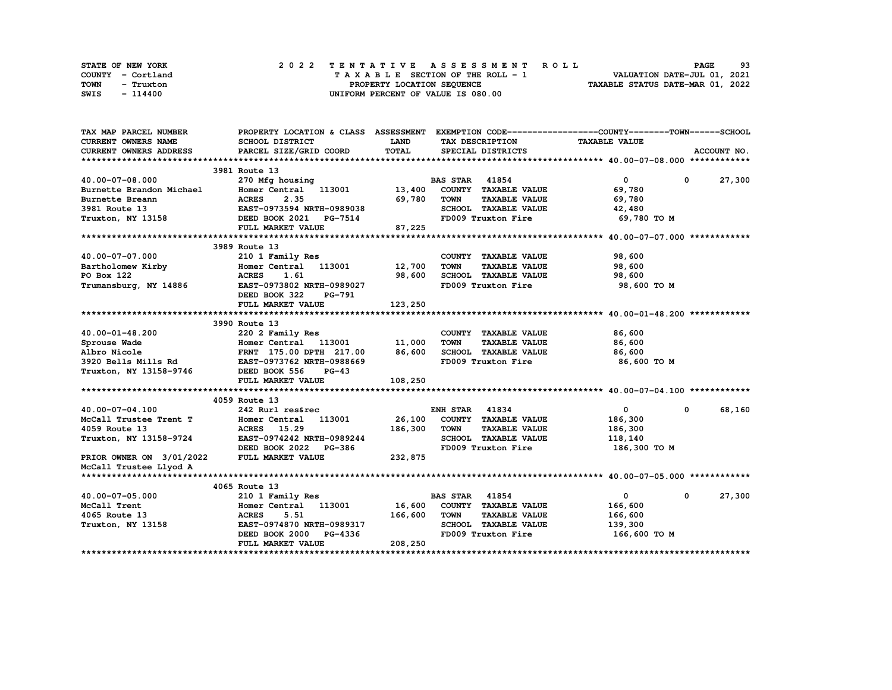STATE OF NEW YORK — COUNTY - Cortland — TOWN - Truxton — SWIS - 114400

**2022 TENTATIVE ASSESSMENT ROLL**
TAXABLE SECTION OF THE ROLL - 1
PROPERTY LOCATION SEQUENCE
UNIFORM PERCENT OF VALUE IS 080.00

VALUATION DATE-JUL 01, 2021
TAXABLE STATUS DATE-MAR 01, 2022

| TAX MAP PARCEL NUMBER / CURRENT OWNERS NAME / CURRENT OWNERS ADDRESS | PROPERTY LOCATION & CLASS / SCHOOL DISTRICT / PARCEL SIZE/GRID COORD | ASSESSMENT LAND / TOTAL | EXEMPTION CODE / TAX DESCRIPTION / SPECIAL DISTRICTS | COUNTY TAXABLE VALUE | TOWN | SCHOOL |
|---|---|---|---|---|---|---|
| **40.00-07-08.000** | 3981 Route 13 | | | | | |
| | 270 Mfg housing | | BAS STAR 41854 | 0 | 0 | 27,300 |
| Burnette Brandon Michael | Homer Central 113001 | 13,400 | COUNTY TAXABLE VALUE | 69,780 | | |
| Burnette Breann | ACRES 2.35 | 69,780 | TOWN TAXABLE VALUE | 69,780 | | |
| 3981 Route 13 | EAST-0973594 NRTH-0989038 | | SCHOOL TAXABLE VALUE | 42,480 | | |
| Truxton, NY 13158 | DEED BOOK 2021 PG-7514 | | FD009 Truxton Fire | 69,780 TO M | | |
| | FULL MARKET VALUE | 87,225 | | | | |
| **40.00-07-07.000** | 3989 Route 13 | | | | | |
| | 210 1 Family Res | | COUNTY TAXABLE VALUE | 98,600 | | |
| Bartholomew Kirby | Homer Central 113001 | 12,700 | TOWN TAXABLE VALUE | 98,600 | | |
| PO Box 122 | ACRES 1.61 | 98,600 | SCHOOL TAXABLE VALUE | 98,600 | | |
| Trumansburg, NY 14886 | EAST-0973802 NRTH-0989027 | | FD009 Truxton Fire | 98,600 TO M | | |
| | DEED BOOK 322 PG-791 | | | | | |
| | FULL MARKET VALUE | 123,250 | | | | |
| **40.00-01-48.200** | 3990 Route 13 | | | | | |
| | 220 2 Family Res | | COUNTY TAXABLE VALUE | 86,600 | | |
| Sprouse Wade | Homer Central 113001 | 11,000 | TOWN TAXABLE VALUE | 86,600 | | |
| Albro Nicole | FRNT 175.00 DPTH 217.00 | 86,600 | SCHOOL TAXABLE VALUE | 86,600 | | |
| 3920 Bells Mills Rd | EAST-0973762 NRTH-0988669 | | FD009 Truxton Fire | 86,600 TO M | | |
| Truxton, NY 13158-9746 | DEED BOOK 556 PG-43 | | | | | |
| | FULL MARKET VALUE | 108,250 | | | | |
| **40.00-07-04.100** | 4059 Route 13 | | | | | |
| | 242 Rurl res&rec | | ENH STAR 41834 | 0 | 0 | 68,160 |
| McCall Trustee Trent T | Homer Central 113001 | 26,100 | COUNTY TAXABLE VALUE | 186,300 | | |
| 4059 Route 13 | ACRES 15.29 | 186,300 | TOWN TAXABLE VALUE | 186,300 | | |
| Truxton, NY 13158-9724 | EAST-0974242 NRTH-0989244 | | SCHOOL TAXABLE VALUE | 118,140 | | |
| | DEED BOOK 2022 PG-386 | | FD009 Truxton Fire | 186,300 TO M | | |
| PRIOR OWNER ON 3/01/2022 | FULL MARKET VALUE | 232,875 | | | | |
| McCall Trustee Llyod A | | | | | | |
| **40.00-07-05.000** | 4065 Route 13 | | | | | |
| | 210 1 Family Res | | BAS STAR 41854 | 0 | 0 | 27,300 |
| McCall Trent | Homer Central 113001 | 16,600 | COUNTY TAXABLE VALUE | 166,600 | | |
| 4065 Route 13 | ACRES 5.51 | 166,600 | TOWN TAXABLE VALUE | 166,600 | | |
| Truxton, NY 13158 | EAST-0974870 NRTH-0989317 | | SCHOOL TAXABLE VALUE | 139,300 | | |
| | DEED BOOK 2000 PG-4336 | | FD009 Truxton Fire | 166,600 TO M | | |
| | FULL MARKET VALUE | 208,250 | | | | |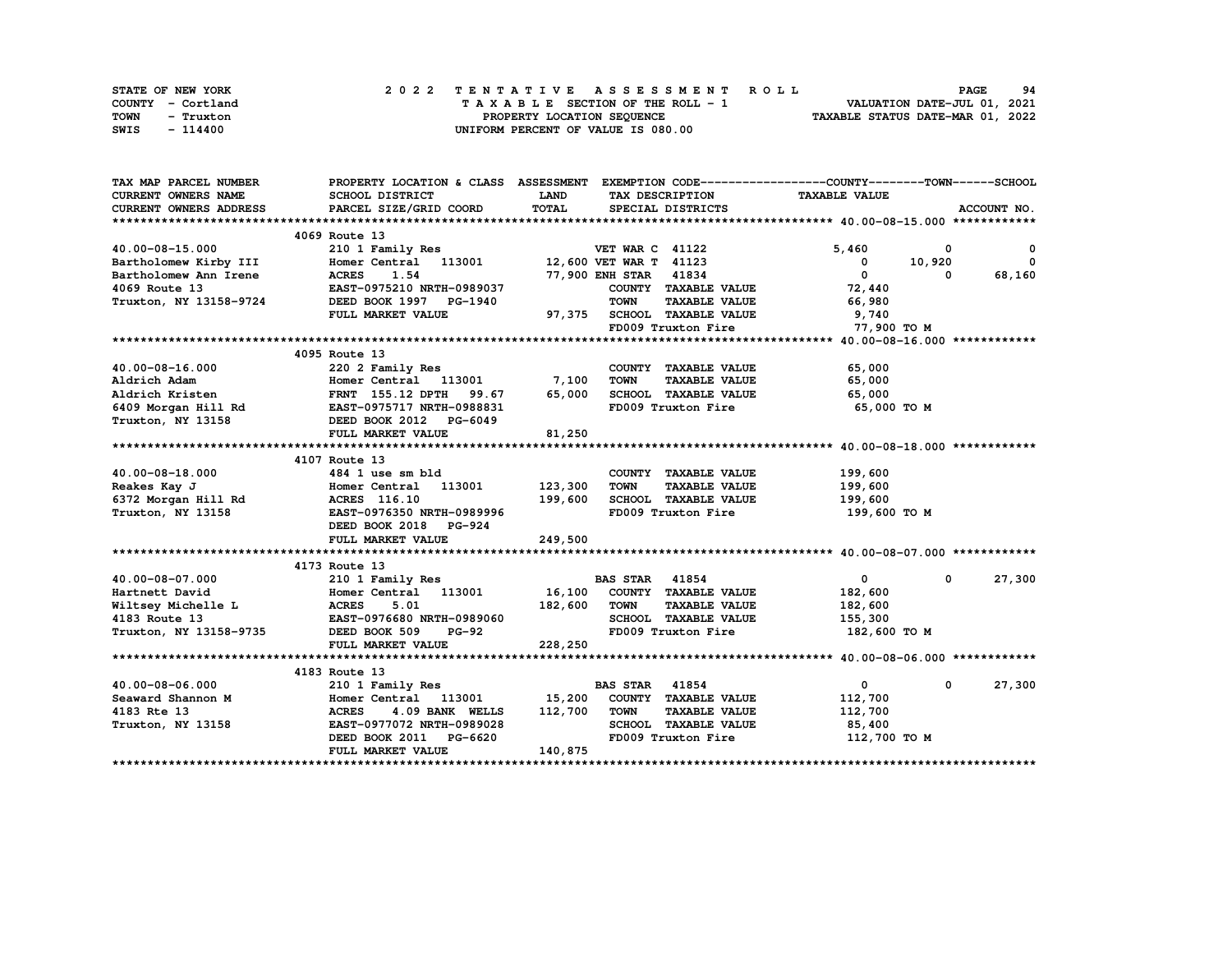STATE OF NEW YORK — 2022 TENTATIVE ASSESSMENT ROLL
COUNTY - Cortland — TAXABLE SECTION OF THE ROLL - 1 — VALUATION DATE-JUL 01, 2021
TOWN - Truxton — PROPERTY LOCATION SEQUENCE — TAXABLE STATUS DATE-MAR 01, 2022
SWIS - 114400 — UNIFORM PERCENT OF VALUE IS 080.00

| TAX MAP PARCEL NUMBER / CURRENT OWNERS NAME / CURRENT OWNERS ADDRESS | PROPERTY LOCATION & CLASS / SCHOOL DISTRICT / PARCEL SIZE/GRID COORD | ASSESSMENT LAND / TOTAL | EXEMPTION CODE / TAX DESCRIPTION / SPECIAL DISTRICTS | COUNTY TAXABLE VALUE | TOWN | SCHOOL |
|---|---|---|---|---|---|---|
| | 4069 Route 13 | | | | | |
| 40.00-08-15.000 | 210 1 Family Res | | VET WAR C 41122 | 5,460 | 0 | 0 |
| Bartholomew Kirby III | Homer Central 113001 | 12,600 | VET WAR T 41123 | 0 | 10,920 | 0 |
| Bartholomew Ann Irene | ACRES 1.54 | 77,900 | ENH STAR 41834 | 0 | 0 | 68,160 |
| 4069 Route 13 | EAST-0975210 NRTH-0989037 | | COUNTY TAXABLE VALUE | 72,440 | | |
| Truxton, NY 13158-9724 | DEED BOOK 1997 PG-1940 | | TOWN TAXABLE VALUE | 66,980 | | |
| | FULL MARKET VALUE | 97,375 | SCHOOL TAXABLE VALUE | 9,740 | | |
| | | | FD009 Truxton Fire | 77,900 TO M | | |
| | 4095 Route 13 | | | | | |
| 40.00-08-16.000 | 220 2 Family Res | | COUNTY TAXABLE VALUE | 65,000 | | |
| Aldrich Adam | Homer Central 113001 | 7,100 | TOWN TAXABLE VALUE | 65,000 | | |
| Aldrich Kristen | FRNT 155.12 DPTH 99.67 | 65,000 | SCHOOL TAXABLE VALUE | 65,000 | | |
| 6409 Morgan Hill Rd | EAST-0975717 NRTH-0988831 | | FD009 Truxton Fire | 65,000 TO M | | |
| Truxton, NY 13158 | DEED BOOK 2012 PG-6049 | | | | | |
| | FULL MARKET VALUE | 81,250 | | | | |
| | 4107 Route 13 | | | | | |
| 40.00-08-18.000 | 484 1 use sm bld | | COUNTY TAXABLE VALUE | 199,600 | | |
| Reakes Kay J | Homer Central 113001 | 123,300 | TOWN TAXABLE VALUE | 199,600 | | |
| 6372 Morgan Hill Rd | ACRES 116.10 | 199,600 | SCHOOL TAXABLE VALUE | 199,600 | | |
| Truxton, NY 13158 | EAST-0976350 NRTH-0989996 | | FD009 Truxton Fire | 199,600 TO M | | |
| | DEED BOOK 2018 PG-924 | | | | | |
| | FULL MARKET VALUE | 249,500 | | | | |
| | 4173 Route 13 | | | | | |
| 40.00-08-07.000 | 210 1 Family Res | | BAS STAR 41854 | 0 | 0 | 27,300 |
| Hartnett David | Homer Central 113001 | 16,100 | COUNTY TAXABLE VALUE | 182,600 | | |
| Wiltsey Michelle L | ACRES 5.01 | 182,600 | TOWN TAXABLE VALUE | 182,600 | | |
| 4183 Route 13 | EAST-0976680 NRTH-0989060 | | SCHOOL TAXABLE VALUE | 155,300 | | |
| Truxton, NY 13158-9735 | DEED BOOK 509 PG-92 | | FD009 Truxton Fire | 182,600 TO M | | |
| | FULL MARKET VALUE | 228,250 | | | | |
| | 4183 Route 13 | | | | | |
| 40.00-08-06.000 | 210 1 Family Res | | BAS STAR 41854 | 0 | 0 | 27,300 |
| Seaward Shannon M | Homer Central 113001 | 15,200 | COUNTY TAXABLE VALUE | 112,700 | | |
| 4183 Rte 13 | ACRES 4.09 BANK WELLS | 112,700 | TOWN TAXABLE VALUE | 112,700 | | |
| Truxton, NY 13158 | EAST-0977072 NRTH-0989028 | | SCHOOL TAXABLE VALUE | 85,400 | | |
| | DEED BOOK 2011 PG-6620 | | FD009 Truxton Fire | 112,700 TO M | | |
| | FULL MARKET VALUE | 140,875 | | | | |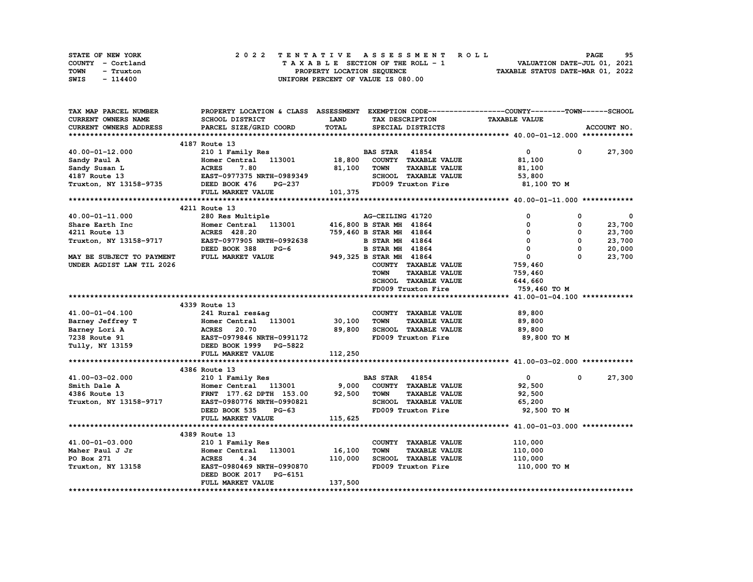STATE OF NEW YORK — COUNTY - Cortland — TOWN - Truxton — SWIS - 114400

**2022 TENTATIVE ASSESSMENT ROLL**
TAXABLE SECTION OF THE ROLL - 1
PROPERTY LOCATION SEQUENCE
UNIFORM PERCENT OF VALUE IS 080.00

VALUATION DATE-JUL 01, 2021
TAXABLE STATUS DATE-MAR 01, 2022

| TAX MAP PARCEL NUMBER / CURRENT OWNERS NAME / CURRENT OWNERS ADDRESS | PROPERTY LOCATION & CLASS / SCHOOL DISTRICT / PARCEL SIZE/GRID COORD | ASSESSMENT LAND | TOTAL | EXEMPTION CODE / TAX DESCRIPTION / SPECIAL DISTRICTS | COUNTY TAXABLE VALUE | TOWN | SCHOOL |
|---|---|---|---|---|---|---|---|
| **40.00-01-12.000** | 4187 Route 13 | | | | | | |
| 40.00-01-12.000 | 210 1 Family Res | | | BAS STAR 41854 | 0 | 0 | 27,300 |
| Sandy Paul A | Homer Central 113001 | 18,800 | | COUNTY TAXABLE VALUE | 81,100 | | |
| Sandy Susan L | ACRES 7.80 | | 81,100 | TOWN TAXABLE VALUE | 81,100 | | |
| 4187 Route 13 | EAST-0977375 NRTH-0989349 | | | SCHOOL TAXABLE VALUE | 53,800 | | |
| Truxton, NY 13158-9735 | DEED BOOK 476 PG-237 | | | FD009 Truxton Fire | 81,100 TO M | | |
| | FULL MARKET VALUE | | 101,375 | | | | |
| **40.00-01-11.000** | 4211 Route 13 | | | | | | |
| 40.00-01-11.000 | 280 Res Multiple | | | AG-CEILING 41720 | 0 | 0 | 0 |
| Share Earth Inc | Homer Central 113001 | 416,800 | | B STAR MH 41864 | 0 | 0 | 23,700 |
| 4211 Route 13 | ACRES 428.20 | | 759,460 | B STAR MH 41864 | 0 | 0 | 23,700 |
| Truxton, NY 13158-9717 | EAST-0977905 NRTH-0992638 | | | B STAR MH 41864 | 0 | 0 | 23,700 |
| | DEED BOOK 388 PG-6 | | | B STAR MH 41864 | 0 | 0 | 20,000 |
| MAY BE SUBJECT TO PAYMENT | FULL MARKET VALUE | | 949,325 | B STAR MH 41864 | 0 | 0 | 23,700 |
| UNDER AGDIST LAW TIL 2026 | | | | COUNTY TAXABLE VALUE | 759,460 | | |
| | | | | TOWN TAXABLE VALUE | 759,460 | | |
| | | | | SCHOOL TAXABLE VALUE | 644,660 | | |
| | | | | FD009 Truxton Fire | 759,460 TO M | | |
| **41.00-01-04.100** | 4339 Route 13 | | | | | | |
| 41.00-01-04.100 | 241 Rural res&ag | | | COUNTY TAXABLE VALUE | 89,800 | | |
| Barney Jeffrey T | Homer Central 113001 | 30,100 | | TOWN TAXABLE VALUE | 89,800 | | |
| Barney Lori A | ACRES 20.70 | | 89,800 | SCHOOL TAXABLE VALUE | 89,800 | | |
| 7238 Route 91 | EAST-0979846 NRTH-0991172 | | | FD009 Truxton Fire | 89,800 TO M | | |
| Tully, NY 13159 | DEED BOOK 1999 PG-5822 | | | | | | |
| | FULL MARKET VALUE | | 112,250 | | | | |
| **41.00-03-02.000** | 4386 Route 13 | | | | | | |
| 41.00-03-02.000 | 210 1 Family Res | | | BAS STAR 41854 | 0 | 0 | 27,300 |
| Smith Dale A | Homer Central 113001 | 9,000 | | COUNTY TAXABLE VALUE | 92,500 | | |
| 4386 Route 13 | FRNT 177.62 DPTH 153.00 | | 92,500 | TOWN TAXABLE VALUE | 92,500 | | |
| Truxton, NY 13158-9717 | EAST-0980776 NRTH-0990821 | | | SCHOOL TAXABLE VALUE | 65,200 | | |
| | DEED BOOK 535 PG-63 | | | FD009 Truxton Fire | 92,500 TO M | | |
| | FULL MARKET VALUE | | 115,625 | | | | |
| **41.00-01-03.000** | 4389 Route 13 | | | | | | |
| 41.00-01-03.000 | 210 1 Family Res | | | COUNTY TAXABLE VALUE | 110,000 | | |
| Maher Paul J Jr | Homer Central 113001 | 16,100 | | TOWN TAXABLE VALUE | 110,000 | | |
| PO Box 271 | ACRES 4.34 | | 110,000 | SCHOOL TAXABLE VALUE | 110,000 | | |
| Truxton, NY 13158 | EAST-0980469 NRTH-0990870 | | | FD009 Truxton Fire | 110,000 TO M | | |
| | DEED BOOK 2017 PG-6151 | | | | | | |
| | FULL MARKET VALUE | | 137,500 | | | | |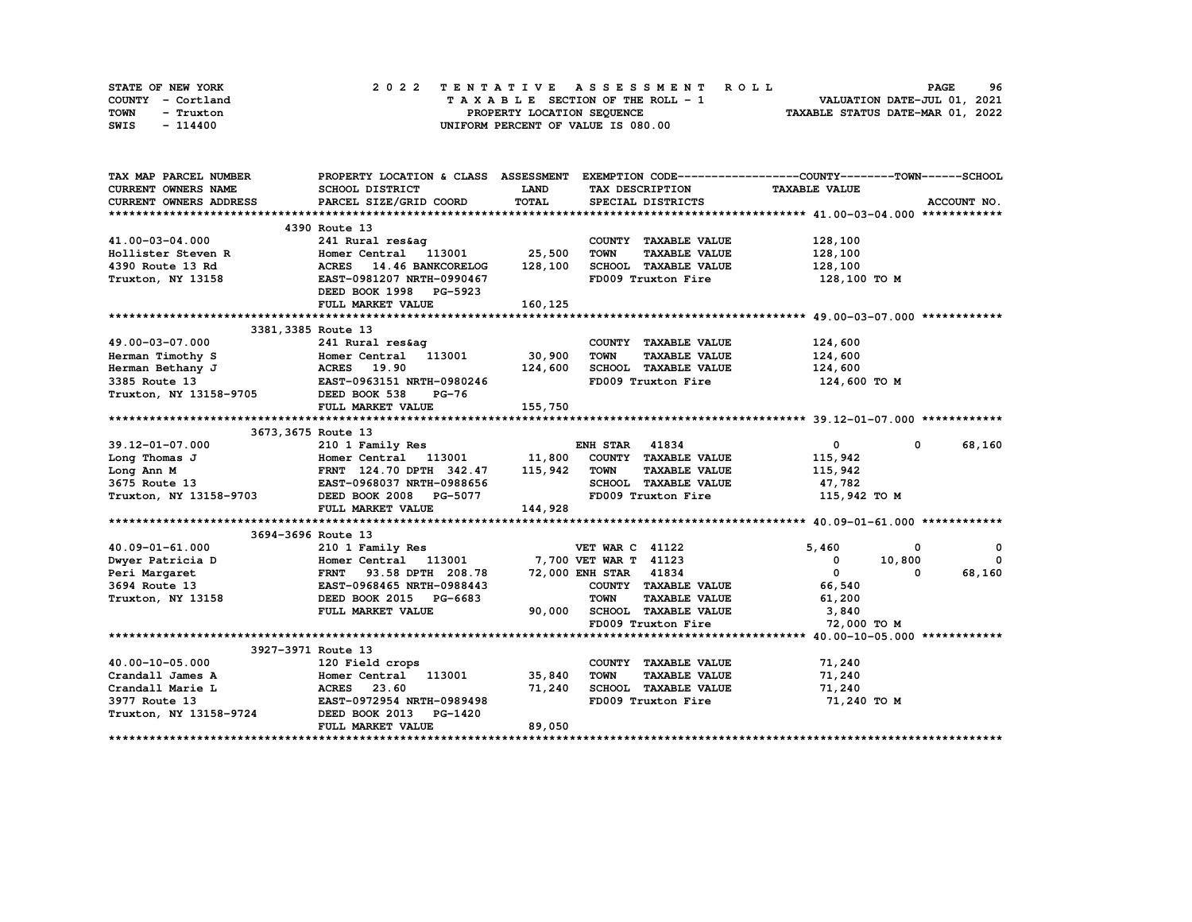STATE OF NEW YORK
COUNTY - Cortland
TOWN - Truxton
SWIS - 114400

2022 TENTATIVE ASSESSMENT ROLL
TAXABLE SECTION OF THE ROLL - 1
PROPERTY LOCATION SEQUENCE
UNIFORM PERCENT OF VALUE IS 080.00

VALUATION DATE-JUL 01, 2021
TAXABLE STATUS DATE-MAR 01, 2022

| TAX MAP PARCEL NUMBER / CURRENT OWNERS NAME / CURRENT OWNERS ADDRESS | PROPERTY LOCATION & CLASS / SCHOOL DISTRICT / PARCEL SIZE/GRID COORD | ASSESSMENT LAND / TOTAL | EXEMPTION CODE / TAX DESCRIPTION / SPECIAL DISTRICTS | COUNTY TAXABLE VALUE | TOWN | SCHOOL |
|---|---|---|---|---|---|---|
| **41.00-03-04.000** | 4390 Route 13 | | | | | |
| 41.00-03-04.000 | 241 Rural res&ag | | COUNTY TAXABLE VALUE | 128,100 | | |
| Hollister Steven R | Homer Central 113001 | 25,500 | TOWN TAXABLE VALUE | 128,100 | | |
| 4390 Route 13 Rd | ACRES 14.46 BANKCORELOG | 128,100 | SCHOOL TAXABLE VALUE | 128,100 | | |
| Truxton, NY 13158 | EAST-0981207 NRTH-0990467 | | FD009 Truxton Fire | 128,100 TO M | | |
| | DEED BOOK 1998 PG-5923 | | | | | |
| | FULL MARKET VALUE | 160,125 | | | | |
| **49.00-03-07.000** | 3381,3385 Route 13 | | | | | |
| 49.00-03-07.000 | 241 Rural res&ag | | COUNTY TAXABLE VALUE | 124,600 | | |
| Herman Timothy S | Homer Central 113001 | 30,900 | TOWN TAXABLE VALUE | 124,600 | | |
| Herman Bethany J | ACRES 19.90 | 124,600 | SCHOOL TAXABLE VALUE | 124,600 | | |
| 3385 Route 13 | EAST-0963151 NRTH-0980246 | | FD009 Truxton Fire | 124,600 TO M | | |
| Truxton, NY 13158-9705 | DEED BOOK 538 PG-76 | | | | | |
| | FULL MARKET VALUE | 155,750 | | | | |
| **39.12-01-07.000** | 3673,3675 Route 13 | | | | | |
| 39.12-01-07.000 | 210 1 Family Res | | ENH STAR 41834 | 0 | 0 | 68,160 |
| Long Thomas J | Homer Central 113001 | 11,800 | COUNTY TAXABLE VALUE | 115,942 | | |
| Long Ann M | FRNT 124.70 DPTH 342.47 | 115,942 | TOWN TAXABLE VALUE | 115,942 | | |
| 3675 Route 13 | EAST-0968037 NRTH-0988656 | | SCHOOL TAXABLE VALUE | 47,782 | | |
| Truxton, NY 13158-9703 | DEED BOOK 2008 PG-5077 | | FD009 Truxton Fire | 115,942 TO M | | |
| | FULL MARKET VALUE | 144,928 | | | | |
| **40.09-01-61.000** | 3694-3696 Route 13 | | | | | |
| 40.09-01-61.000 | 210 1 Family Res | | VET WAR C 41122 | 5,460 | 0 | 0 |
| Dwyer Patricia D | Homer Central 113001 | 7,700 | VET WAR T 41123 | 0 | 10,800 | 0 |
| Peri Margaret | FRNT 93.58 DPTH 208.78 | 72,000 | ENH STAR 41834 | 0 | 0 | 68,160 |
| 3694 Route 13 | EAST-0968465 NRTH-0988443 | | COUNTY TAXABLE VALUE | 66,540 | | |
| Truxton, NY 13158 | DEED BOOK 2015 PG-6683 | | TOWN TAXABLE VALUE | 61,200 | | |
| | FULL MARKET VALUE | 90,000 | SCHOOL TAXABLE VALUE | 3,840 | | |
| | | | FD009 Truxton Fire | 72,000 TO M | | |
| **40.00-10-05.000** | 3927-3971 Route 13 | | | | | |
| 40.00-10-05.000 | 120 Field crops | | COUNTY TAXABLE VALUE | 71,240 | | |
| Crandall James A | Homer Central 113001 | 35,840 | TOWN TAXABLE VALUE | 71,240 | | |
| Crandall Marie L | ACRES 23.60 | 71,240 | SCHOOL TAXABLE VALUE | 71,240 | | |
| 3977 Route 13 | EAST-0972954 NRTH-0989498 | | FD009 Truxton Fire | 71,240 TO M | | |
| Truxton, NY 13158-9724 | DEED BOOK 2013 PG-1420 | | | | | |
| | FULL MARKET VALUE | 89,050 | | | | |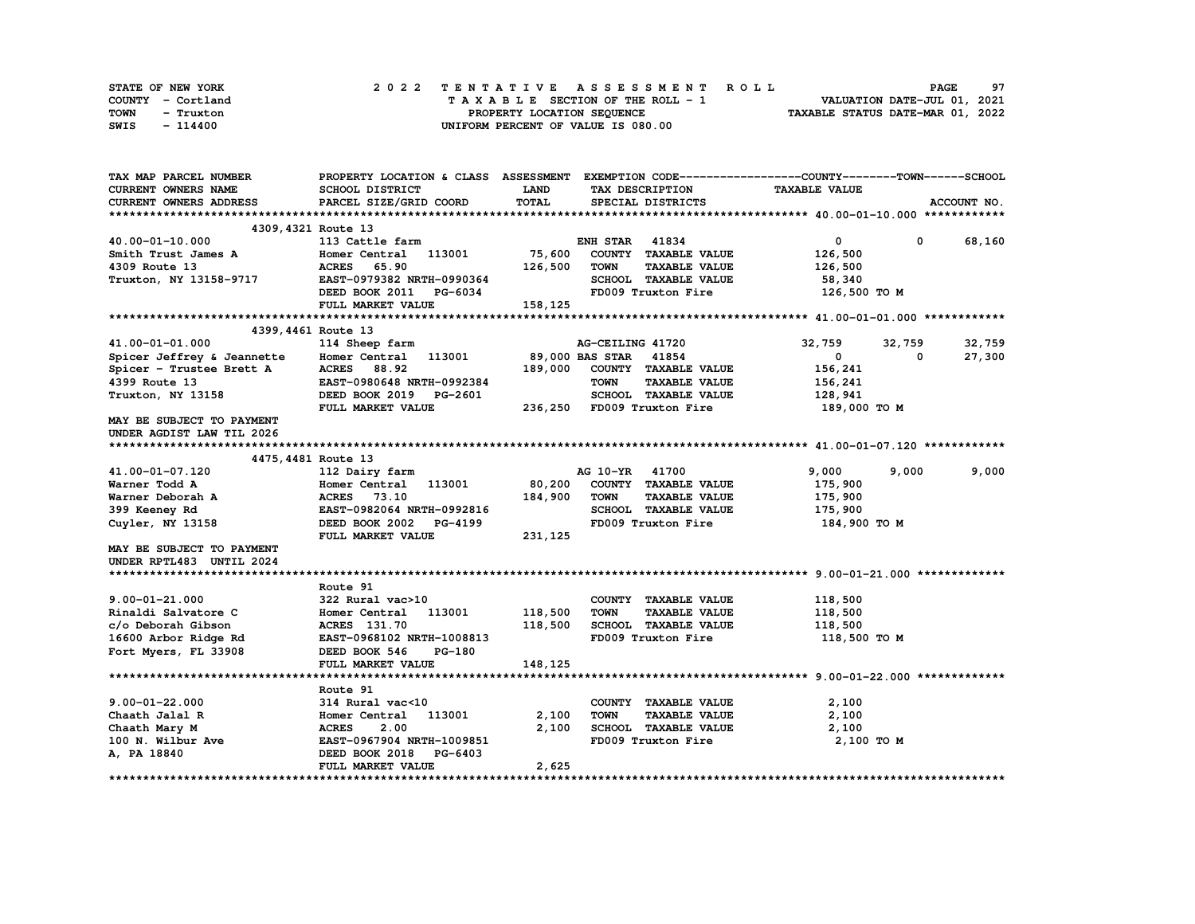STATE OF NEW YORK — 2022 TENTATIVE ASSESSMENT ROLL
COUNTY - Cortland — TAXABLE SECTION OF THE ROLL - 1 — VALUATION DATE-JUL 01, 2021
TOWN - Truxton — PROPERTY LOCATION SEQUENCE — TAXABLE STATUS DATE-MAR 01, 2022
SWIS - 114400 — UNIFORM PERCENT OF VALUE IS 080.00

| TAX MAP PARCEL NUMBER / CURRENT OWNERS NAME / CURRENT OWNERS ADDRESS | PROPERTY LOCATION & CLASS / SCHOOL DISTRICT / PARCEL SIZE/GRID COORD | ASSESSMENT LAND / TOTAL | EXEMPTION CODE / TAX DESCRIPTION / SPECIAL DISTRICTS | COUNTY / TAXABLE VALUE | TOWN | SCHOOL / ACCOUNT NO. |
|---|---|---|---|---|---|---|
| **40.00-01-10.000** | 4309,4321 Route 13 | | | | | |
| 40.00-01-10.000 | 113 Cattle farm | | ENH STAR 41834 | 0 | 0 | 68,160 |
| Smith Trust James A | Homer Central 113001 | 75,600 | COUNTY TAXABLE VALUE | 126,500 | | |
| 4309 Route 13 | ACRES 65.90 | 126,500 | TOWN TAXABLE VALUE | 126,500 | | |
| Truxton, NY 13158-9717 | EAST-0979382 NRTH-0990364 | | SCHOOL TAXABLE VALUE | 58,340 | | |
| | DEED BOOK 2011 PG-6034 | | FD009 Truxton Fire | 126,500 TO M | | |
| | FULL MARKET VALUE | 158,125 | | | | |
| **41.00-01-01.000** | 4399,4461 Route 13 | | | | | |
| 41.00-01-01.000 | 114 Sheep farm | | AG-CEILING 41720 | 32,759 | 32,759 | 32,759 |
| Spicer Jeffrey & Jeannette | Homer Central 113001 | 89,000 | BAS STAR 41854 | 0 | 0 | 27,300 |
| Spicer - Trustee Brett A | ACRES 88.92 | 189,000 | COUNTY TAXABLE VALUE | 156,241 | | |
| 4399 Route 13 | EAST-0980648 NRTH-0992384 | | TOWN TAXABLE VALUE | 156,241 | | |
| Truxton, NY 13158 | DEED BOOK 2019 PG-2601 | | SCHOOL TAXABLE VALUE | 128,941 | | |
| | FULL MARKET VALUE | 236,250 | FD009 Truxton Fire | 189,000 TO M | | |
| MAY BE SUBJECT TO PAYMENT UNDER AGDIST LAW TIL 2026 | | | | | | |
| **41.00-01-07.120** | 4475,4481 Route 13 | | | | | |
| 41.00-01-07.120 | 112 Dairy farm | | AG 10-YR 41700 | 9,000 | 9,000 | 9,000 |
| Warner Todd A | Homer Central 113001 | 80,200 | COUNTY TAXABLE VALUE | 175,900 | | |
| Warner Deborah A | ACRES 73.10 | 184,900 | TOWN TAXABLE VALUE | 175,900 | | |
| 399 Keeney Rd | EAST-0982064 NRTH-0992816 | | SCHOOL TAXABLE VALUE | 175,900 | | |
| Cuyler, NY 13158 | DEED BOOK 2002 PG-4199 | | FD009 Truxton Fire | 184,900 TO M | | |
| | FULL MARKET VALUE | 231,125 | | | | |
| MAY BE SUBJECT TO PAYMENT UNDER RPTL483 UNTIL 2024 | | | | | | |
| **9.00-01-21.000** | Route 91 | | | | | |
| 9.00-01-21.000 | 322 Rural vac>10 | | COUNTY TAXABLE VALUE | 118,500 | | |
| Rinaldi Salvatore C | Homer Central 113001 | 118,500 | TOWN TAXABLE VALUE | 118,500 | | |
| c/o Deborah Gibson | ACRES 131.70 | 118,500 | SCHOOL TAXABLE VALUE | 118,500 | | |
| 16600 Arbor Ridge Rd | EAST-0968102 NRTH-1008813 | | FD009 Truxton Fire | 118,500 TO M | | |
| Fort Myers, FL 33908 | DEED BOOK 546 PG-180 | | | | | |
| | FULL MARKET VALUE | 148,125 | | | | |
| **9.00-01-22.000** | Route 91 | | | | | |
| 9.00-01-22.000 | 314 Rural vac<10 | | COUNTY TAXABLE VALUE | 2,100 | | |
| Chaath Jalal R | Homer Central 113001 | 2,100 | TOWN TAXABLE VALUE | 2,100 | | |
| Chaath Mary M | ACRES 2.00 | 2,100 | SCHOOL TAXABLE VALUE | 2,100 | | |
| 100 N. Wilbur Ave | EAST-0967904 NRTH-1009851 | | FD009 Truxton Fire | 2,100 TO M | | |
| A, PA 18840 | DEED BOOK 2018 PG-6403 | | | | | |
| | FULL MARKET VALUE | 2,625 | | | | |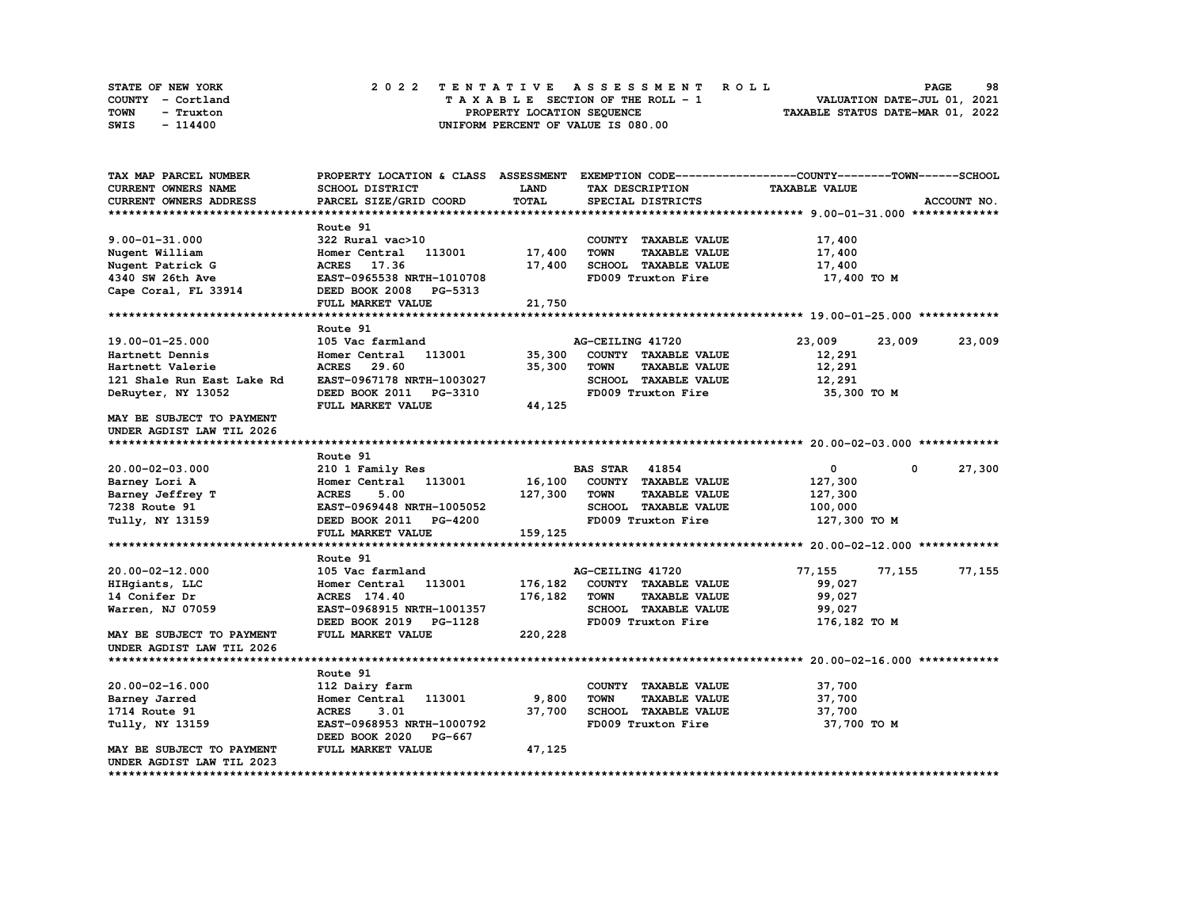STATE OF NEW YORK | COUNTY - Cortland | TOWN - Truxton | SWIS - 114400

**2022 TENTATIVE ASSESSMENT ROLL**
TAXABLE SECTION OF THE ROLL - 1
PROPERTY LOCATION SEQUENCE
UNIFORM PERCENT OF VALUE IS 080.00

VALUATION DATE-JUL 01, 2021
TAXABLE STATUS DATE-MAR 01, 2022

| TAX MAP PARCEL NUMBER / CURRENT OWNERS NAME / CURRENT OWNERS ADDRESS | PROPERTY LOCATION & CLASS / SCHOOL DISTRICT / PARCEL SIZE/GRID COORD | ASSESSMENT LAND / TOTAL | EXEMPTION CODE / TAX DESCRIPTION / SPECIAL DISTRICTS | COUNTY | TOWN | SCHOOL |
|---|---|---|---|---|---|---|
| **9.00-01-31.000** | Route 91 | | | | | |
| 9.00-01-31.000 | 322 Rural vac>10 | | COUNTY TAXABLE VALUE | 17,400 | | |
| Nugent William | Homer Central 113001 | 17,400 | TOWN TAXABLE VALUE | | 17,400 | |
| Nugent Patrick G | ACRES 17.36 | 17,400 | SCHOOL TAXABLE VALUE | | | 17,400 |
| 4340 SW 26th Ave | EAST-0965538 NRTH-1010708 | | FD009 Truxton Fire | 17,400 TO M | | |
| Cape Coral, FL 33914 | DEED BOOK 2008 PG-5313 | | | | | |
| | FULL MARKET VALUE | 21,750 | | | | |
| **19.00-01-25.000** | Route 91 | | | | | |
| 19.00-01-25.000 | 105 Vac farmland | | AG-CEILING 41720 | 23,009 | 23,009 | 23,009 |
| Hartnett Dennis | Homer Central 113001 | 35,300 | COUNTY TAXABLE VALUE | 12,291 | | |
| Hartnett Valerie | ACRES 29.60 | 35,300 | TOWN TAXABLE VALUE | | 12,291 | |
| 121 Shale Run East Lake Rd | EAST-0967178 NRTH-1003027 | | SCHOOL TAXABLE VALUE | | | 12,291 |
| DeRuyter, NY 13052 | DEED BOOK 2011 PG-3310 | | FD009 Truxton Fire | 35,300 TO M | | |
| | FULL MARKET VALUE | 44,125 | | | | |
| MAY BE SUBJECT TO PAYMENT UNDER AGDIST LAW TIL 2026 | | | | | | |
| **20.00-02-03.000** | Route 91 | | | | | |
| 20.00-02-03.000 | 210 1 Family Res | | BAS STAR 41854 | 0 | 0 | 27,300 |
| Barney Lori A | Homer Central 113001 | 16,100 | COUNTY TAXABLE VALUE | 127,300 | | |
| Barney Jeffrey T | ACRES 5.00 | 127,300 | TOWN TAXABLE VALUE | | 127,300 | |
| 7238 Route 91 | EAST-0969448 NRTH-1005052 | | SCHOOL TAXABLE VALUE | | | 100,000 |
| Tully, NY 13159 | DEED BOOK 2011 PG-4200 | | FD009 Truxton Fire | 127,300 TO M | | |
| | FULL MARKET VALUE | 159,125 | | | | |
| **20.00-02-12.000** | Route 91 | | | | | |
| 20.00-02-12.000 | 105 Vac farmland | | AG-CEILING 41720 | 77,155 | 77,155 | 77,155 |
| HIHgiants, LLC | Homer Central 113001 | 176,182 | COUNTY TAXABLE VALUE | 99,027 | | |
| 14 Conifer Dr | ACRES 174.40 | 176,182 | TOWN TAXABLE VALUE | | 99,027 | |
| Warren, NJ 07059 | EAST-0968915 NRTH-1001357 | | SCHOOL TAXABLE VALUE | | | 99,027 |
| | DEED BOOK 2019 PG-1128 | | FD009 Truxton Fire | 176,182 TO M | | |
| MAY BE SUBJECT TO PAYMENT UNDER AGDIST LAW TIL 2026 | FULL MARKET VALUE | 220,228 | | | | |
| **20.00-02-16.000** | Route 91 | | | | | |
| 20.00-02-16.000 | 112 Dairy farm | | COUNTY TAXABLE VALUE | 37,700 | | |
| Barney Jarred | Homer Central 113001 | 9,800 | TOWN TAXABLE VALUE | | 37,700 | |
| 1714 Route 91 | ACRES 3.01 | 37,700 | SCHOOL TAXABLE VALUE | | | 37,700 |
| Tully, NY 13159 | EAST-0968953 NRTH-1000792 | | FD009 Truxton Fire | 37,700 TO M | | |
| | DEED BOOK 2020 PG-667 | | | | | |
| MAY BE SUBJECT TO PAYMENT UNDER AGDIST LAW TIL 2023 | FULL MARKET VALUE | 47,125 | | | | |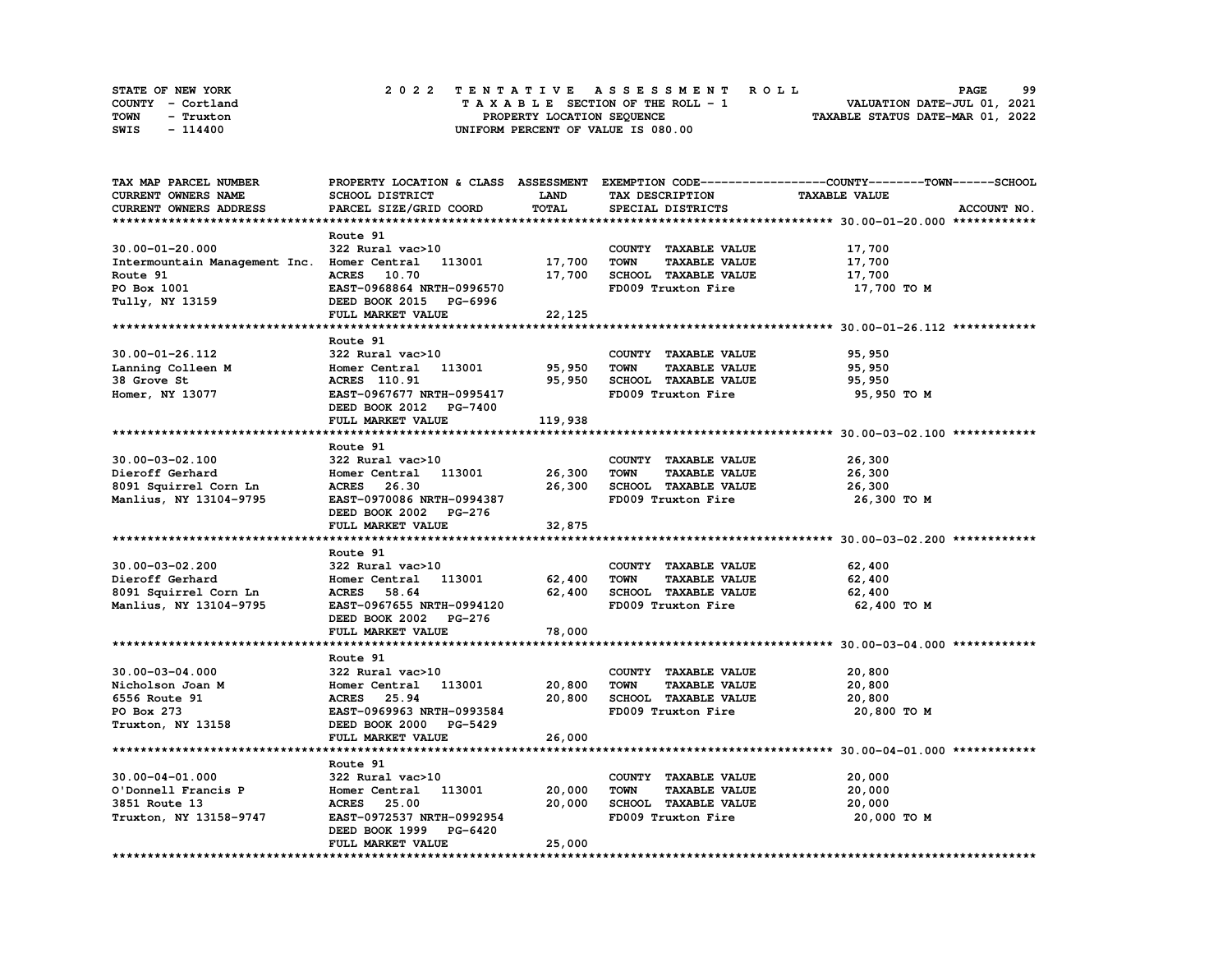STATE OF NEW YORK
COUNTY - Cortland
TOWN - Truxton
SWIS - 114400

# 2022 TENTATIVE ASSESSMENT ROLL

TAXABLE SECTION OF THE ROLL - 1
PROPERTY LOCATION SEQUENCE
UNIFORM PERCENT OF VALUE IS 080.00

VALUATION DATE-JUL 01, 2021
TAXABLE STATUS DATE-MAR 01, 2022

| TAX MAP PARCEL NUMBER / CURRENT OWNERS NAME / CURRENT OWNERS ADDRESS | PROPERTY LOCATION & CLASS / SCHOOL DISTRICT / PARCEL SIZE/GRID COORD | ASSESSMENT LAND | TOTAL | EXEMPTION CODE / TAX DESCRIPTION / SPECIAL DISTRICTS | COUNTY--------TOWN------SCHOOL TAXABLE VALUE | ACCOUNT NO. |
|---|---|---|---|---|---|---|
| **30.00-01-20.000** | Route 91 | | | | | |
| 30.00-01-20.000 | 322 Rural vac>10 | | | COUNTY TAXABLE VALUE | 17,700 | |
| Intermountain Management Inc. | Homer Central 113001 | 17,700 | | TOWN TAXABLE VALUE | 17,700 | |
| Route 91 | ACRES 10.70 | | 17,700 | SCHOOL TAXABLE VALUE | 17,700 | |
| PO Box 1001 | EAST-0968864 NRTH-0996570 | | | FD009 Truxton Fire | 17,700 TO M | |
| Tully, NY 13159 | DEED BOOK 2015 PG-6996 | | | | | |
| | FULL MARKET VALUE | | 22,125 | | | |
| **30.00-01-26.112** | Route 91 | | | | | |
| 30.00-01-26.112 | 322 Rural vac>10 | | | COUNTY TAXABLE VALUE | 95,950 | |
| Lanning Colleen M | Homer Central 113001 | 95,950 | | TOWN TAXABLE VALUE | 95,950 | |
| 38 Grove St | ACRES 110.91 | | 95,950 | SCHOOL TAXABLE VALUE | 95,950 | |
| Homer, NY 13077 | EAST-0967677 NRTH-0995417 | | | FD009 Truxton Fire | 95,950 TO M | |
| | DEED BOOK 2012 PG-7400 | | | | | |
| | FULL MARKET VALUE | | 119,938 | | | |
| **30.00-03-02.100** | Route 91 | | | | | |
| 30.00-03-02.100 | 322 Rural vac>10 | | | COUNTY TAXABLE VALUE | 26,300 | |
| Dieroff Gerhard | Homer Central 113001 | 26,300 | | TOWN TAXABLE VALUE | 26,300 | |
| 8091 Squirrel Corn Ln | ACRES 26.30 | | 26,300 | SCHOOL TAXABLE VALUE | 26,300 | |
| Manlius, NY 13104-9795 | EAST-0970086 NRTH-0994387 | | | FD009 Truxton Fire | 26,300 TO M | |
| | DEED BOOK 2002 PG-276 | | | | | |
| | FULL MARKET VALUE | | 32,875 | | | |
| **30.00-03-02.200** | Route 91 | | | | | |
| 30.00-03-02.200 | 322 Rural vac>10 | | | COUNTY TAXABLE VALUE | 62,400 | |
| Dieroff Gerhard | Homer Central 113001 | 62,400 | | TOWN TAXABLE VALUE | 62,400 | |
| 8091 Squirrel Corn Ln | ACRES 58.64 | | 62,400 | SCHOOL TAXABLE VALUE | 62,400 | |
| Manlius, NY 13104-9795 | EAST-0967655 NRTH-0994120 | | | FD009 Truxton Fire | 62,400 TO M | |
| | DEED BOOK 2002 PG-276 | | | | | |
| | FULL MARKET VALUE | | 78,000 | | | |
| **30.00-03-04.000** | Route 91 | | | | | |
| 30.00-03-04.000 | 322 Rural vac>10 | | | COUNTY TAXABLE VALUE | 20,800 | |
| Nicholson Joan M | Homer Central 113001 | 20,800 | | TOWN TAXABLE VALUE | 20,800 | |
| 6556 Route 91 | ACRES 25.94 | | 20,800 | SCHOOL TAXABLE VALUE | 20,800 | |
| PO Box 273 | EAST-0969963 NRTH-0993584 | | | FD009 Truxton Fire | 20,800 TO M | |
| Truxton, NY 13158 | DEED BOOK 2000 PG-5429 | | | | | |
| | FULL MARKET VALUE | | 26,000 | | | |
| **30.00-04-01.000** | Route 91 | | | | | |
| 30.00-04-01.000 | 322 Rural vac>10 | | | COUNTY TAXABLE VALUE | 20,000 | |
| O'Donnell Francis P | Homer Central 113001 | 20,000 | | TOWN TAXABLE VALUE | 20,000 | |
| 3851 Route 13 | ACRES 25.00 | | 20,000 | SCHOOL TAXABLE VALUE | 20,000 | |
| Truxton, NY 13158-9747 | EAST-0972537 NRTH-0992954 | | | FD009 Truxton Fire | 20,000 TO M | |
| | DEED BOOK 1999 PG-6420 | | | | | |
| | FULL MARKET VALUE | | 25,000 | | | |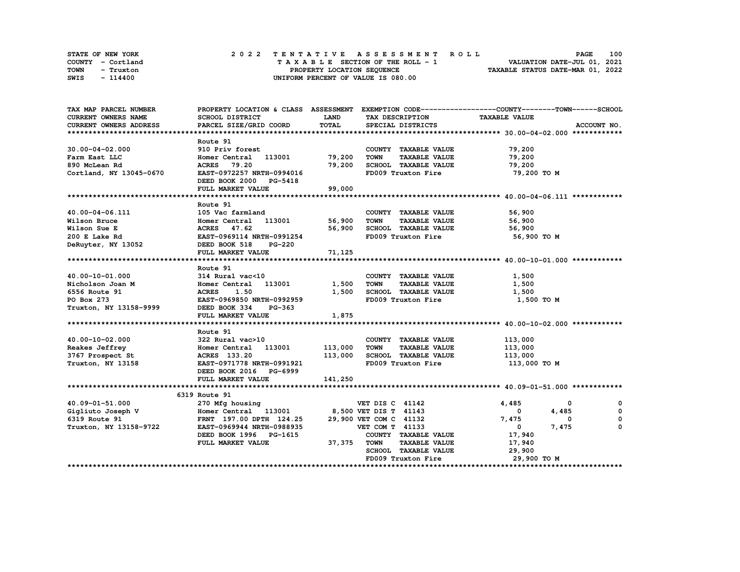STATE OF NEW YORK
COUNTY - Cortland
TOWN - Truxton
SWIS - 114400

2 0 2 2 T E N T A T I V E A S S E S S M E N T R O L L
T A X A B L E SECTION OF THE ROLL - 1
PROPERTY LOCATION SEQUENCE
UNIFORM PERCENT OF VALUE IS 080.00

VALUATION DATE-JUL 01, 2021
TAXABLE STATUS DATE-MAR 01, 2022

| TAX MAP PARCEL NUMBER / CURRENT OWNERS NAME / CURRENT OWNERS ADDRESS | PROPERTY LOCATION & CLASS / SCHOOL DISTRICT / PARCEL SIZE/GRID COORD | ASSESSMENT LAND / TOTAL | EXEMPTION CODE / TAX DESCRIPTION / SPECIAL DISTRICTS | COUNTY TAXABLE VALUE | TOWN | SCHOOL | ACCOUNT NO. |
|---|---|---|---|---|---|---|---|
| **30.00-04-02.000** | Route 91 | | | | | | |
| 30.00-04-02.000 | 910 Priv forest | | COUNTY TAXABLE VALUE | 79,200 | | | |
| Farm East LLC | Homer Central 113001 | 79,200 | TOWN TAXABLE VALUE | 79,200 | | | |
| 890 McLean Rd | ACRES 79.20 | 79,200 | SCHOOL TAXABLE VALUE | 79,200 | | | |
| Cortland, NY 13045-0670 | EAST-0972257 NRTH-0994016 | | FD009 Truxton Fire | 79,200 TO M | | | |
| | DEED BOOK 2000 PG-5418 | | | | | | |
| | FULL MARKET VALUE | 99,000 | | | | | |
| **40.00-04-06.111** | Route 91 | | | | | | |
| 40.00-04-06.111 | 105 Vac farmland | | COUNTY TAXABLE VALUE | 56,900 | | | |
| Wilson Bruce | Homer Central 113001 | 56,900 | TOWN TAXABLE VALUE | 56,900 | | | |
| Wilson Sue E | ACRES 47.62 | 56,900 | SCHOOL TAXABLE VALUE | 56,900 | | | |
| 200 E Lake Rd | EAST-0969114 NRTH-0991254 | | FD009 Truxton Fire | 56,900 TO M | | | |
| DeRuyter, NY 13052 | DEED BOOK 518 PG-220 | | | | | | |
| | FULL MARKET VALUE | 71,125 | | | | | |
| **40.00-10-01.000** | Route 91 | | | | | | |
| 40.00-10-01.000 | 314 Rural vac<10 | | COUNTY TAXABLE VALUE | 1,500 | | | |
| Nicholson Joan M | Homer Central 113001 | 1,500 | TOWN TAXABLE VALUE | 1,500 | | | |
| 6556 Route 91 | ACRES 1.50 | 1,500 | SCHOOL TAXABLE VALUE | 1,500 | | | |
| PO Box 273 | EAST-0969850 NRTH-0992959 | | FD009 Truxton Fire | 1,500 TO M | | | |
| Truxton, NY 13158-9999 | DEED BOOK 334 PG-363 | | | | | | |
| | FULL MARKET VALUE | 1,875 | | | | | |
| **40.00-10-02.000** | Route 91 | | | | | | |
| 40.00-10-02.000 | 322 Rural vac>10 | | COUNTY TAXABLE VALUE | 113,000 | | | |
| Reakes Jeffrey | Homer Central 113001 | 113,000 | TOWN TAXABLE VALUE | 113,000 | | | |
| 3767 Prospect St | ACRES 133.20 | 113,000 | SCHOOL TAXABLE VALUE | 113,000 | | | |
| Truxton, NY 13158 | EAST-0971778 NRTH-0991921 | | FD009 Truxton Fire | 113,000 TO M | | | |
| | DEED BOOK 2016 PG-6999 | | | | | | |
| | FULL MARKET VALUE | 141,250 | | | | | |
| **40.09-01-51.000** | 6319 Route 91 | | | | | | |
| 40.09-01-51.000 | 270 Mfg housing | | VET DIS C 41142 | 4,485 | 0 | 0 | |
| Gigliuto Joseph V | Homer Central 113001 | 8,500 | VET DIS T 41143 | 0 | 4,485 | 0 | |
| 6319 Route 91 | FRNT 197.00 DPTH 124.25 | 29,900 | VET COM C 41132 | 7,475 | 0 | 0 | |
| Truxton, NY 13158-9722 | EAST-0969944 NRTH-0988935 | | VET COM T 41133 | 0 | 7,475 | 0 | |
| | DEED BOOK 1996 PG-1615 | | COUNTY TAXABLE VALUE | 17,940 | | | |
| | FULL MARKET VALUE | 37,375 | TOWN TAXABLE VALUE | 17,940 | | | |
| | | | SCHOOL TAXABLE VALUE | 29,900 | | | |
| | | | FD009 Truxton Fire | 29,900 TO M | | | |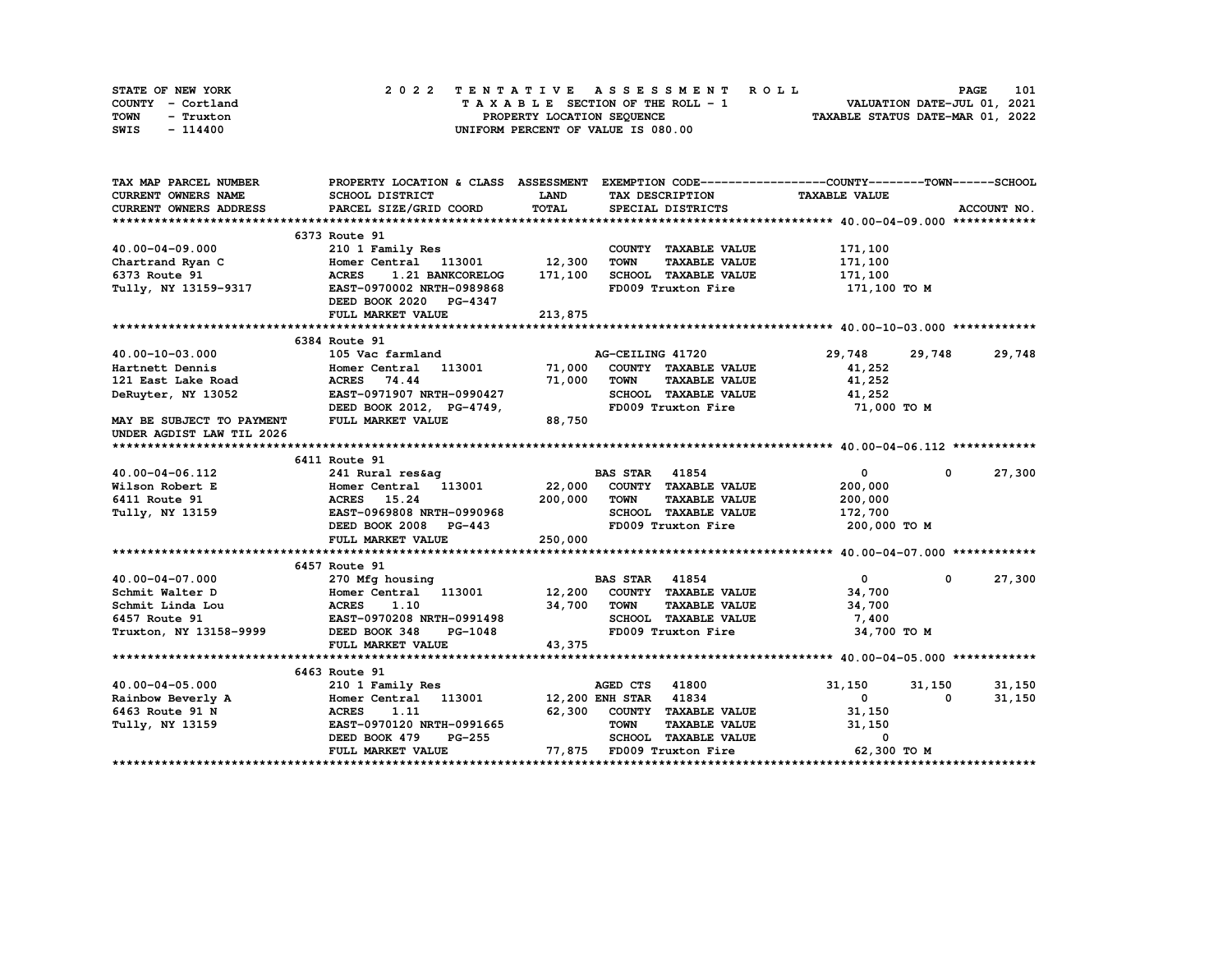STATE OF NEW YORK
COUNTY - Cortland
TOWN - Truxton
SWIS - 114400

2 0 2 2 T E N T A T I V E A S S E S S M E N T R O L L
T A X A B L E SECTION OF THE ROLL - 1
PROPERTY LOCATION SEQUENCE
UNIFORM PERCENT OF VALUE IS 080.00

VALUATION DATE-JUL 01, 2021
TAXABLE STATUS DATE-MAR 01, 2022

```
TAX MAP PARCEL NUMBER          PROPERTY LOCATION & CLASS  ASSESSMENT  EXEMPTION CODE------------------COUNTY--------TOWN------SCHOOL
CURRENT OWNERS NAME            SCHOOL DISTRICT              LAND      TAX DESCRIPTION               TAXABLE VALUE
CURRENT OWNERS ADDRESS         PARCEL SIZE/GRID COORD       TOTAL     SPECIAL DISTRICTS                                    ACCOUNT NO.
******************************************************************************************************* 40.00-04-09.000 ************
                               6373 Route 91
40.00-04-09.000                210 1 Family Res                         COUNTY  TAXABLE VALUE           171,100
Chartrand Ryan C               Homer Central   113001      12,300     TOWN    TAXABLE VALUE           171,100
6373 Route 91                  ACRES    1.21 BANKCORELOG  171,100     SCHOOL  TAXABLE VALUE           171,100
Tully, NY 13159-9317           EAST-0970002 NRTH-0989868              FD009 Truxton Fire               171,100 TO M
                               DEED BOOK 2020   PG-4347
                               FULL MARKET VALUE          213,875
******************************************************************************************************* 40.00-10-03.000 ************
                               6384 Route 91
40.00-10-03.000                105 Vac farmland                       AG-CEILING 41720              29,748     29,748     29,748
Hartnett Dennis                Homer Central   113001      71,000     COUNTY  TAXABLE VALUE            41,252
121 East Lake Road             ACRES   74.44               71,000     TOWN    TAXABLE VALUE            41,252
DeRuyter, NY 13052             EAST-0971907 NRTH-0990427              SCHOOL  TAXABLE VALUE            41,252
                               DEED BOOK 2012, PG-4749,               FD009 Truxton Fire                71,000 TO M
MAY BE SUBJECT TO PAYMENT      FULL MARKET VALUE           88,750
UNDER AGDIST LAW TIL 2026
******************************************************************************************************* 40.00-04-06.112 ************
                               6411 Route 91
40.00-04-06.112                241 Rural res&ag                       BAS STAR  41854                   0          0     27,300
Wilson Robert E                Homer Central   113001      22,000     COUNTY  TAXABLE VALUE           200,000
6411 Route 91                  ACRES   15.24              200,000     TOWN    TAXABLE VALUE           200,000
Tully, NY 13159                EAST-0969808 NRTH-0990968              SCHOOL  TAXABLE VALUE           172,700
                               DEED BOOK 2008   PG-443                FD009 Truxton Fire               200,000 TO M
                               FULL MARKET VALUE          250,000
******************************************************************************************************* 40.00-04-07.000 ************
                               6457 Route 91
40.00-04-07.000                270 Mfg housing                        BAS STAR  41854                   0          0     27,300
Schmit Walter D                Homer Central   113001      12,200     COUNTY  TAXABLE VALUE            34,700
Schmit Linda Lou               ACRES    1.10               34,700     TOWN    TAXABLE VALUE            34,700
6457 Route 91                  EAST-0970208 NRTH-0991498              SCHOOL  TAXABLE VALUE             7,400
Truxton, NY 13158-9999         DEED BOOK 348    PG-1048               FD009 Truxton Fire                34,700 TO M
                               FULL MARKET VALUE           43,375
******************************************************************************************************* 40.00-04-05.000 ************
                               6463 Route 91
40.00-04-05.000                210 1 Family Res                       AGED CTS  41800              31,150     31,150     31,150
Rainbow Beverly A              Homer Central   113001      12,200 ENH STAR  41834                   0          0     31,150
6463 Route 91 N                ACRES    1.11               62,300     COUNTY  TAXABLE VALUE            31,150
Tully, NY 13159                EAST-0970120 NRTH-0991665              TOWN    TAXABLE VALUE            31,150
                               DEED BOOK 479    PG-255                SCHOOL  TAXABLE VALUE                 0
                               FULL MARKET VALUE           77,875     FD009 Truxton Fire                62,300 TO M
************************************************************************************************************************************
```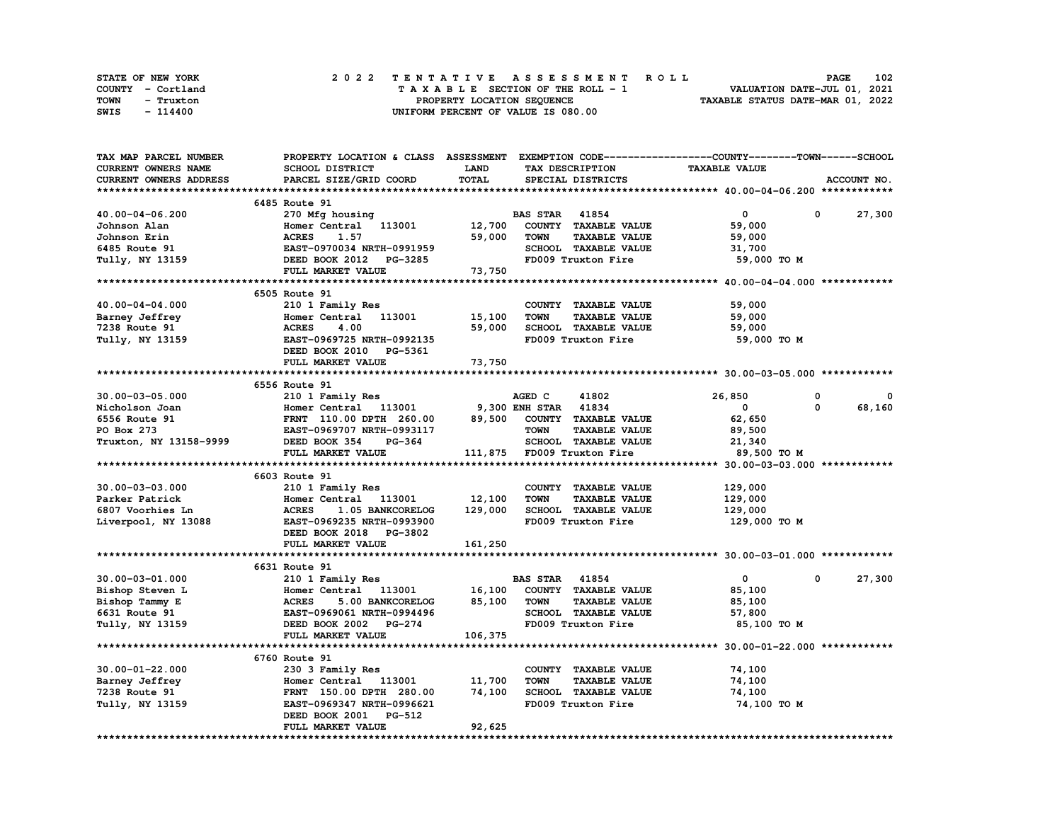STATE OF NEW YORK
COUNTY - Cortland
TOWN - Truxton
SWIS - 114400

2022 TENTATIVE ASSESSMENT ROLL
TAXABLE SECTION OF THE ROLL - 1
PROPERTY LOCATION SEQUENCE
UNIFORM PERCENT OF VALUE IS 080.00

VALUATION DATE-JUL 01, 2021
TAXABLE STATUS DATE-MAR 01, 2022

| TAX MAP PARCEL NUMBER / CURRENT OWNERS NAME / CURRENT OWNERS ADDRESS | PROPERTY LOCATION & CLASS / SCHOOL DISTRICT / PARCEL SIZE/GRID COORD | ASSESSMENT LAND / TOTAL | EXEMPTION CODE / TAX DESCRIPTION / SPECIAL DISTRICTS | COUNTY TAXABLE VALUE | TOWN | SCHOOL |
|---|---|---|---|---|---|---|
| **40.00-04-06.200** | 6485 Route 91 | | | | | |
| | 270 Mfg housing | | BAS STAR 41854 | 0 | 0 | 27,300 |
| Johnson Alan | Homer Central 113001 | 12,700 | COUNTY TAXABLE VALUE | 59,000 | | |
| Johnson Erin | ACRES 1.57 | 59,000 | TOWN TAXABLE VALUE | 59,000 | | |
| 6485 Route 91 | EAST-0970034 NRTH-0991959 | | SCHOOL TAXABLE VALUE | 31,700 | | |
| Tully, NY 13159 | DEED BOOK 2012 PG-3285 | | FD009 Truxton Fire | 59,000 TO M | | |
| | FULL MARKET VALUE | 73,750 | | | | |
| **40.00-04-04.000** | 6505 Route 91 | | | | | |
| | 210 1 Family Res | | COUNTY TAXABLE VALUE | 59,000 | | |
| Barney Jeffrey | Homer Central 113001 | 15,100 | TOWN TAXABLE VALUE | 59,000 | | |
| 7238 Route 91 | ACRES 4.00 | 59,000 | SCHOOL TAXABLE VALUE | 59,000 | | |
| Tully, NY 13159 | EAST-0969725 NRTH-0992135 | | FD009 Truxton Fire | 59,000 TO M | | |
| | DEED BOOK 2010 PG-5361 | | | | | |
| | FULL MARKET VALUE | 73,750 | | | | |
| **30.00-03-05.000** | 6556 Route 91 | | | | | |
| | 210 1 Family Res | | AGED C 41802 | 26,850 | 0 | 0 |
| Nicholson Joan | Homer Central 113001 | 9,300 | ENH STAR 41834 | 0 | 0 | 68,160 |
| 6556 Route 91 | FRNT 110.00 DPTH 260.00 | 89,500 | COUNTY TAXABLE VALUE | 62,650 | | |
| PO Box 273 | EAST-0969707 NRTH-0993117 | | TOWN TAXABLE VALUE | 89,500 | | |
| Truxton, NY 13158-9999 | DEED BOOK 354 PG-364 | | SCHOOL TAXABLE VALUE | 21,340 | | |
| | FULL MARKET VALUE | 111,875 | FD009 Truxton Fire | 89,500 TO M | | |
| **30.00-03-03.000** | 6603 Route 91 | | | | | |
| | 210 1 Family Res | | COUNTY TAXABLE VALUE | 129,000 | | |
| Parker Patrick | Homer Central 113001 | 12,100 | TOWN TAXABLE VALUE | 129,000 | | |
| 6807 Voorhies Ln | ACRES 1.05 BANKCORELOG | 129,000 | SCHOOL TAXABLE VALUE | 129,000 | | |
| Liverpool, NY 13088 | EAST-0969235 NRTH-0993900 | | FD009 Truxton Fire | 129,000 TO M | | |
| | DEED BOOK 2018 PG-3802 | | | | | |
| | FULL MARKET VALUE | 161,250 | | | | |
| **30.00-03-01.000** | 6631 Route 91 | | | | | |
| | 210 1 Family Res | | BAS STAR 41854 | 0 | 0 | 27,300 |
| Bishop Steven L | Homer Central 113001 | 16,100 | COUNTY TAXABLE VALUE | 85,100 | | |
| Bishop Tammy E | ACRES 5.00 BANKCORELOG | 85,100 | TOWN TAXABLE VALUE | 85,100 | | |
| 6631 Route 91 | EAST-0969061 NRTH-0994496 | | SCHOOL TAXABLE VALUE | 57,800 | | |
| Tully, NY 13159 | DEED BOOK 2002 PG-274 | | FD009 Truxton Fire | 85,100 TO M | | |
| | FULL MARKET VALUE | 106,375 | | | | |
| **30.00-01-22.000** | 6760 Route 91 | | | | | |
| | 230 3 Family Res | | COUNTY TAXABLE VALUE | 74,100 | | |
| Barney Jeffrey | Homer Central 113001 | 11,700 | TOWN TAXABLE VALUE | 74,100 | | |
| 7238 Route 91 | FRNT 150.00 DPTH 280.00 | 74,100 | SCHOOL TAXABLE VALUE | 74,100 | | |
| Tully, NY 13159 | EAST-0969347 NRTH-0996621 | | FD009 Truxton Fire | 74,100 TO M | | |
| | DEED BOOK 2001 PG-512 | | | | | |
| | FULL MARKET VALUE | 92,625 | | | | |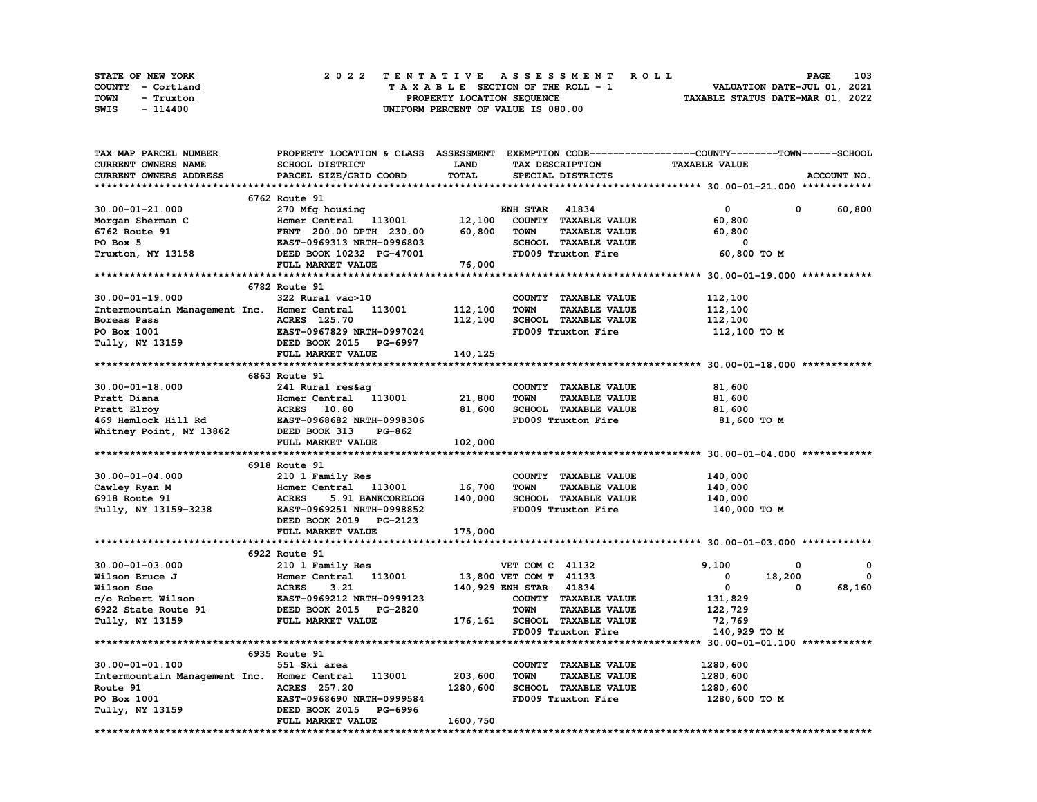STATE OF NEW YORK — 2022 TENTATIVE ASSESSMENT ROLL
COUNTY - Cortland — TAXABLE SECTION OF THE ROLL - 1 — VALUATION DATE-JUL 01, 2021
TOWN - Truxton — PROPERTY LOCATION SEQUENCE — TAXABLE STATUS DATE-MAR 01, 2022
SWIS - 114400 — UNIFORM PERCENT OF VALUE IS 080.00

| TAX MAP PARCEL NUMBER / CURRENT OWNERS NAME / CURRENT OWNERS ADDRESS | PROPERTY LOCATION & CLASS / SCHOOL DISTRICT / PARCEL SIZE/GRID COORD | ASSESSMENT LAND / TOTAL | EXEMPTION CODE / TAX DESCRIPTION / SPECIAL DISTRICTS | COUNTY TAXABLE VALUE | TOWN | SCHOOL / ACCOUNT NO. |
|---|---|---|---|---|---|---|
| **30.00-01-21.000** | 6762 Route 91 | | | | | |
| 30.00-01-21.000 | 270 Mfg housing | | ENH STAR 41834 | 0 | 0 | 60,800 |
| Morgan Sherman C | Homer Central 113001 | 12,100 | COUNTY TAXABLE VALUE | 60,800 | | |
| 6762 Route 91 | FRNT 200.00 DPTH 230.00 | 60,800 | TOWN TAXABLE VALUE | 60,800 | | |
| PO Box 5 | EAST-0969313 NRTH-0996803 | | SCHOOL TAXABLE VALUE | 0 | | |
| Truxton, NY 13158 | DEED BOOK 10232 PG-47001 | | FD009 Truxton Fire | 60,800 TO M | | |
| | FULL MARKET VALUE | 76,000 | | | | |
| **30.00-01-19.000** | 6782 Route 91 | | | | | |
| 30.00-01-19.000 | 322 Rural vac>10 | | COUNTY TAXABLE VALUE | 112,100 | | |
| Intermountain Management Inc. | Homer Central 113001 | 112,100 | TOWN TAXABLE VALUE | 112,100 | | |
| Boreas Pass | ACRES 125.70 | 112,100 | SCHOOL TAXABLE VALUE | 112,100 | | |
| PO Box 1001 | EAST-0967829 NRTH-0997024 | | FD009 Truxton Fire | 112,100 TO M | | |
| Tully, NY 13159 | DEED BOOK 2015 PG-6997 | | | | | |
| | FULL MARKET VALUE | 140,125 | | | | |
| **30.00-01-18.000** | 6863 Route 91 | | | | | |
| 30.00-01-18.000 | 241 Rural res&ag | | COUNTY TAXABLE VALUE | 81,600 | | |
| Pratt Diana | Homer Central 113001 | 21,800 | TOWN TAXABLE VALUE | 81,600 | | |
| Pratt Elroy | ACRES 10.80 | 81,600 | SCHOOL TAXABLE VALUE | 81,600 | | |
| 469 Hemlock Hill Rd | EAST-0968682 NRTH-0998306 | | FD009 Truxton Fire | 81,600 TO M | | |
| Whitney Point, NY 13862 | DEED BOOK 313 PG-862 | | | | | |
| | FULL MARKET VALUE | 102,000 | | | | |
| **30.00-01-04.000** | 6918 Route 91 | | | | | |
| 30.00-01-04.000 | 210 1 Family Res | | COUNTY TAXABLE VALUE | 140,000 | | |
| Cawley Ryan M | Homer Central 113001 | 16,700 | TOWN TAXABLE VALUE | 140,000 | | |
| 6918 Route 91 | ACRES 5.91 BANKCORELOG | 140,000 | SCHOOL TAXABLE VALUE | 140,000 | | |
| Tully, NY 13159-3238 | EAST-0969251 NRTH-0998852 | | FD009 Truxton Fire | 140,000 TO M | | |
| | DEED BOOK 2019 PG-2123 | | | | | |
| | FULL MARKET VALUE | 175,000 | | | | |
| **30.00-01-03.000** | 6922 Route 91 | | | | | |
| 30.00-01-03.000 | 210 1 Family Res | | VET COM C 41132 | 9,100 | 0 | 0 |
| Wilson Bruce J | Homer Central 113001 | 13,800 | VET COM T 41133 | 0 | 18,200 | 0 |
| Wilson Sue | ACRES 3.21 | 140,929 | ENH STAR 41834 | 0 | 0 | 68,160 |
| c/o Robert Wilson | EAST-0969212 NRTH-0999123 | | COUNTY TAXABLE VALUE | 131,829 | | |
| 6922 State Route 91 | DEED BOOK 2015 PG-2820 | | TOWN TAXABLE VALUE | 122,729 | | |
| Tully, NY 13159 | FULL MARKET VALUE | 176,161 | SCHOOL TAXABLE VALUE | 72,769 | | |
| | | | FD009 Truxton Fire | 140,929 TO M | | |
| **30.00-01-01.100** | 6935 Route 91 | | | | | |
| 30.00-01-01.100 | 551 Ski area | | COUNTY TAXABLE VALUE | 1280,600 | | |
| Intermountain Management Inc. | Homer Central 113001 | 203,600 | TOWN TAXABLE VALUE | 1280,600 | | |
| Route 91 | ACRES 257.20 | 1280,600 | SCHOOL TAXABLE VALUE | 1280,600 | | |
| PO Box 1001 | EAST-0968690 NRTH-0999584 | | FD009 Truxton Fire | 1280,600 TO M | | |
| Tully, NY 13159 | DEED BOOK 2015 PG-6996 | | | | | |
| | FULL MARKET VALUE | 1600,750 | | | | |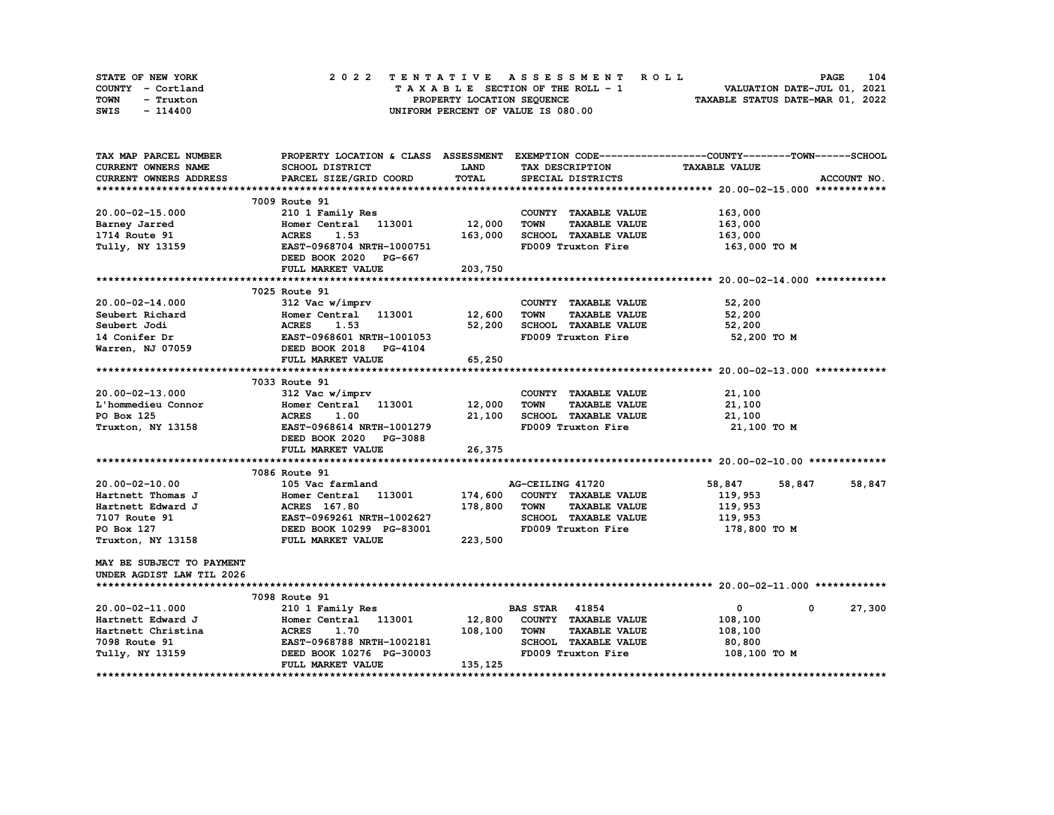STATE OF NEW YORK | 2022 TENTATIVE ASSESSMENT ROLL | VALUATION DATE-JUL 01, 2021
COUNTY - Cortland | TAXABLE SECTION OF THE ROLL - 1 | TAXABLE STATUS DATE-MAR 01, 2022
TOWN - Truxton | PROPERTY LOCATION SEQUENCE
SWIS - 114400 | UNIFORM PERCENT OF VALUE IS 080.00

| TAX MAP PARCEL NUMBER / CURRENT OWNERS NAME / CURRENT OWNERS ADDRESS | PROPERTY LOCATION & CLASS / SCHOOL DISTRICT / PARCEL SIZE/GRID COORD | ASSESSMENT LAND / TOTAL | EXEMPTION CODE / TAX DESCRIPTION / SPECIAL DISTRICTS | COUNTY TAXABLE VALUE | TOWN | SCHOOL | ACCOUNT NO. |
|---|---|---|---|---|---|---|---|
| **20.00-02-15.000** | 7009 Route 91 | | | | | | |
| 20.00-02-15.000 | 210 1 Family Res | | COUNTY TAXABLE VALUE | 163,000 | | | |
| Barney Jarred | Homer Central 113001 | 12,000 | TOWN TAXABLE VALUE | 163,000 | | | |
| 1714 Route 91 | ACRES 1.53 | 163,000 | SCHOOL TAXABLE VALUE | 163,000 | | | |
| Tully, NY 13159 | EAST-0968704 NRTH-1000751 | | FD009 Truxton Fire | 163,000 TO M | | | |
| | DEED BOOK 2020 PG-667 | | | | | | |
| | FULL MARKET VALUE | 203,750 | | | | | |
| **20.00-02-14.000** | 7025 Route 91 | | | | | | |
| 20.00-02-14.000 | 312 Vac w/imprv | | COUNTY TAXABLE VALUE | 52,200 | | | |
| Seubert Richard | Homer Central 113001 | 12,600 | TOWN TAXABLE VALUE | 52,200 | | | |
| Seubert Jodi | ACRES 1.53 | 52,200 | SCHOOL TAXABLE VALUE | 52,200 | | | |
| 14 Conifer Dr | EAST-0968601 NRTH-1001053 | | FD009 Truxton Fire | 52,200 TO M | | | |
| Warren, NJ 07059 | DEED BOOK 2018 PG-4104 | | | | | | |
| | FULL MARKET VALUE | 65,250 | | | | | |
| **20.00-02-13.000** | 7033 Route 91 | | | | | | |
| 20.00-02-13.000 | 312 Vac w/imprv | | COUNTY TAXABLE VALUE | 21,100 | | | |
| L'hommedieu Connor | Homer Central 113001 | 12,000 | TOWN TAXABLE VALUE | 21,100 | | | |
| PO Box 125 | ACRES 1.00 | 21,100 | SCHOOL TAXABLE VALUE | 21,100 | | | |
| Truxton, NY 13158 | EAST-0968614 NRTH-1001279 | | FD009 Truxton Fire | 21,100 TO M | | | |
| | DEED BOOK 2020 PG-3088 | | | | | | |
| | FULL MARKET VALUE | 26,375 | | | | | |
| **20.00-02-10.00** | 7086 Route 91 | | | | | | |
| 20.00-02-10.00 | 105 Vac farmland | | AG-CEILING 41720 | 58,847 | 58,847 | 58,847 | |
| Hartnett Thomas J | Homer Central 113001 | 174,600 | COUNTY TAXABLE VALUE | 119,953 | | | |
| Hartnett Edward J | ACRES 167.80 | 178,800 | TOWN TAXABLE VALUE | 119,953 | | | |
| 7107 Route 91 | EAST-0969261 NRTH-1002627 | | SCHOOL TAXABLE VALUE | 119,953 | | | |
| PO Box 127 | DEED BOOK 10299 PG-83001 | | FD009 Truxton Fire | 178,800 TO M | | | |
| Truxton, NY 13158 | FULL MARKET VALUE | 223,500 | | | | | |
| MAY BE SUBJECT TO PAYMENT | | | | | | | |
| UNDER AGDIST LAW TIL 2026 | | | | | | | |
| **20.00-02-11.000** | 7098 Route 91 | | | | | | |
| 20.00-02-11.000 | 210 1 Family Res | | BAS STAR 41854 | 0 | 0 | 27,300 | |
| Hartnett Edward J | Homer Central 113001 | 12,800 | COUNTY TAXABLE VALUE | 108,100 | | | |
| Hartnett Christina | ACRES 1.70 | 108,100 | TOWN TAXABLE VALUE | 108,100 | | | |
| 7098 Route 91 | EAST-0968788 NRTH-1002181 | | SCHOOL TAXABLE VALUE | 80,800 | | | |
| Tully, NY 13159 | DEED BOOK 10276 PG-30003 | | FD009 Truxton Fire | 108,100 TO M | | | |
| | FULL MARKET VALUE | 135,125 | | | | | |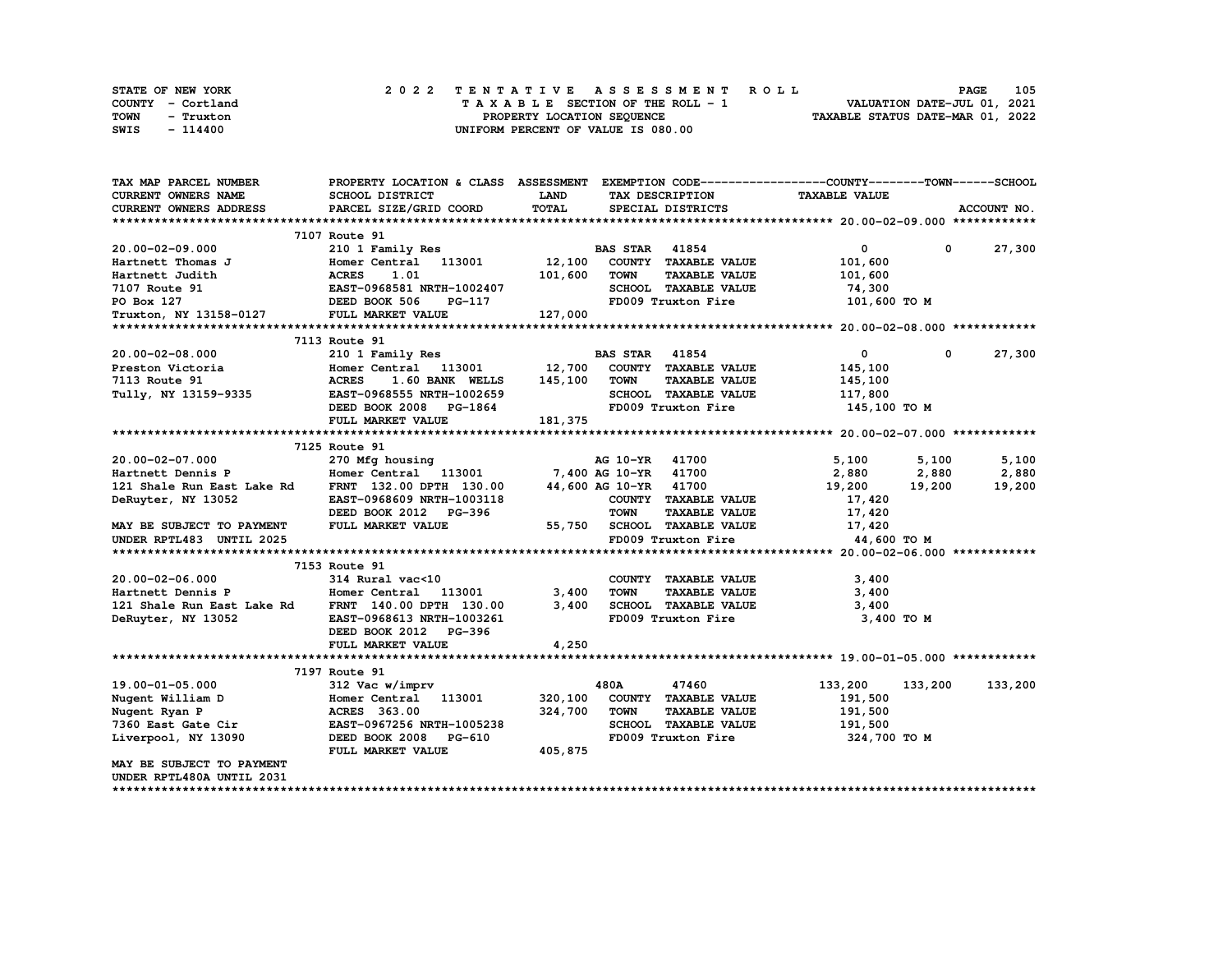STATE OF NEW YORK — 2022 TENTATIVE ASSESSMENT ROLL
COUNTY - Cortland — TAXABLE SECTION OF THE ROLL - 1 — VALUATION DATE-JUL 01, 2021
TOWN - Truxton — PROPERTY LOCATION SEQUENCE — TAXABLE STATUS DATE-MAR 01, 2022
SWIS - 114400 — UNIFORM PERCENT OF VALUE IS 080.00

| TAX MAP PARCEL NUMBER / CURRENT OWNERS NAME / CURRENT OWNERS ADDRESS | PROPERTY LOCATION & CLASS / SCHOOL DISTRICT / PARCEL SIZE/GRID COORD | ASSESSMENT LAND / TOTAL | EXEMPTION CODE / TAX DESCRIPTION / SPECIAL DISTRICTS | COUNTY TAXABLE VALUE | TOWN | SCHOOL / ACCOUNT NO. |
|---|---|---|---|---|---|---|
| | **7107 Route 91** | | | | | |
| 20.00-02-09.000 | 210 1 Family Res | | BAS STAR 41854 | 0 | 0 | 27,300 |
| Hartnett Thomas J | Homer Central 113001 | 12,100 | COUNTY TAXABLE VALUE | 101,600 | | |
| Hartnett Judith | ACRES 1.01 | 101,600 | TOWN TAXABLE VALUE | 101,600 | | |
| 7107 Route 91 | EAST-0968581 NRTH-1002407 | | SCHOOL TAXABLE VALUE | 74,300 | | |
| PO Box 127 | DEED BOOK 506 PG-117 | | FD009 Truxton Fire | 101,600 TO M | | |
| Truxton, NY 13158-0127 | FULL MARKET VALUE | 127,000 | | | | |
| | **7113 Route 91** | | | | | |
| 20.00-02-08.000 | 210 1 Family Res | | BAS STAR 41854 | 0 | 0 | 27,300 |
| Preston Victoria | Homer Central 113001 | 12,700 | COUNTY TAXABLE VALUE | 145,100 | | |
| 7113 Route 91 | ACRES 1.60 BANK WELLS | 145,100 | TOWN TAXABLE VALUE | 145,100 | | |
| Tully, NY 13159-9335 | EAST-0968555 NRTH-1002659 | | SCHOOL TAXABLE VALUE | 117,800 | | |
| | DEED BOOK 2008 PG-1864 | | FD009 Truxton Fire | 145,100 TO M | | |
| | FULL MARKET VALUE | 181,375 | | | | |
| | **7125 Route 91** | | | | | |
| 20.00-02-07.000 | 270 Mfg housing | | AG 10-YR 41700 | 5,100 | 5,100 | 5,100 |
| Hartnett Dennis P | Homer Central 113001 | 7,400 | AG 10-YR 41700 | 2,880 | 2,880 | 2,880 |
| 121 Shale Run East Lake Rd | FRNT 132.00 DPTH 130.00 | 44,600 | AG 10-YR 41700 | 19,200 | 19,200 | 19,200 |
| DeRuyter, NY 13052 | EAST-0968609 NRTH-1003118 | | COUNTY TAXABLE VALUE | 17,420 | | |
| | DEED BOOK 2012 PG-396 | | TOWN TAXABLE VALUE | 17,420 | | |
| MAY BE SUBJECT TO PAYMENT | FULL MARKET VALUE | 55,750 | SCHOOL TAXABLE VALUE | 17,420 | | |
| UNDER RPTL483 UNTIL 2025 | | | FD009 Truxton Fire | 44,600 TO M | | |
| | **7153 Route 91** | | | | | |
| 20.00-02-06.000 | 314 Rural vac<10 | | COUNTY TAXABLE VALUE | 3,400 | | |
| Hartnett Dennis P | Homer Central 113001 | 3,400 | TOWN TAXABLE VALUE | 3,400 | | |
| 121 Shale Run East Lake Rd | FRNT 140.00 DPTH 130.00 | 3,400 | SCHOOL TAXABLE VALUE | 3,400 | | |
| DeRuyter, NY 13052 | EAST-0968613 NRTH-1003261 | | FD009 Truxton Fire | 3,400 TO M | | |
| | DEED BOOK 2012 PG-396 | | | | | |
| | FULL MARKET VALUE | 4,250 | | | | |
| | **7197 Route 91** | | | | | |
| 19.00-01-05.000 | 312 Vac w/imprv | | 480A 47460 | 133,200 | 133,200 | 133,200 |
| Nugent William D | Homer Central 113001 | 320,100 | COUNTY TAXABLE VALUE | 191,500 | | |
| Nugent Ryan P | ACRES 363.00 | 324,700 | TOWN TAXABLE VALUE | 191,500 | | |
| 7360 East Gate Cir | EAST-0967256 NRTH-1005238 | | SCHOOL TAXABLE VALUE | 191,500 | | |
| Liverpool, NY 13090 | DEED BOOK 2008 PG-610 | | FD009 Truxton Fire | 324,700 TO M | | |
| | FULL MARKET VALUE | 405,875 | | | | |
| MAY BE SUBJECT TO PAYMENT | | | | | | |
| UNDER RPTL480A UNTIL 2031 | | | | | | |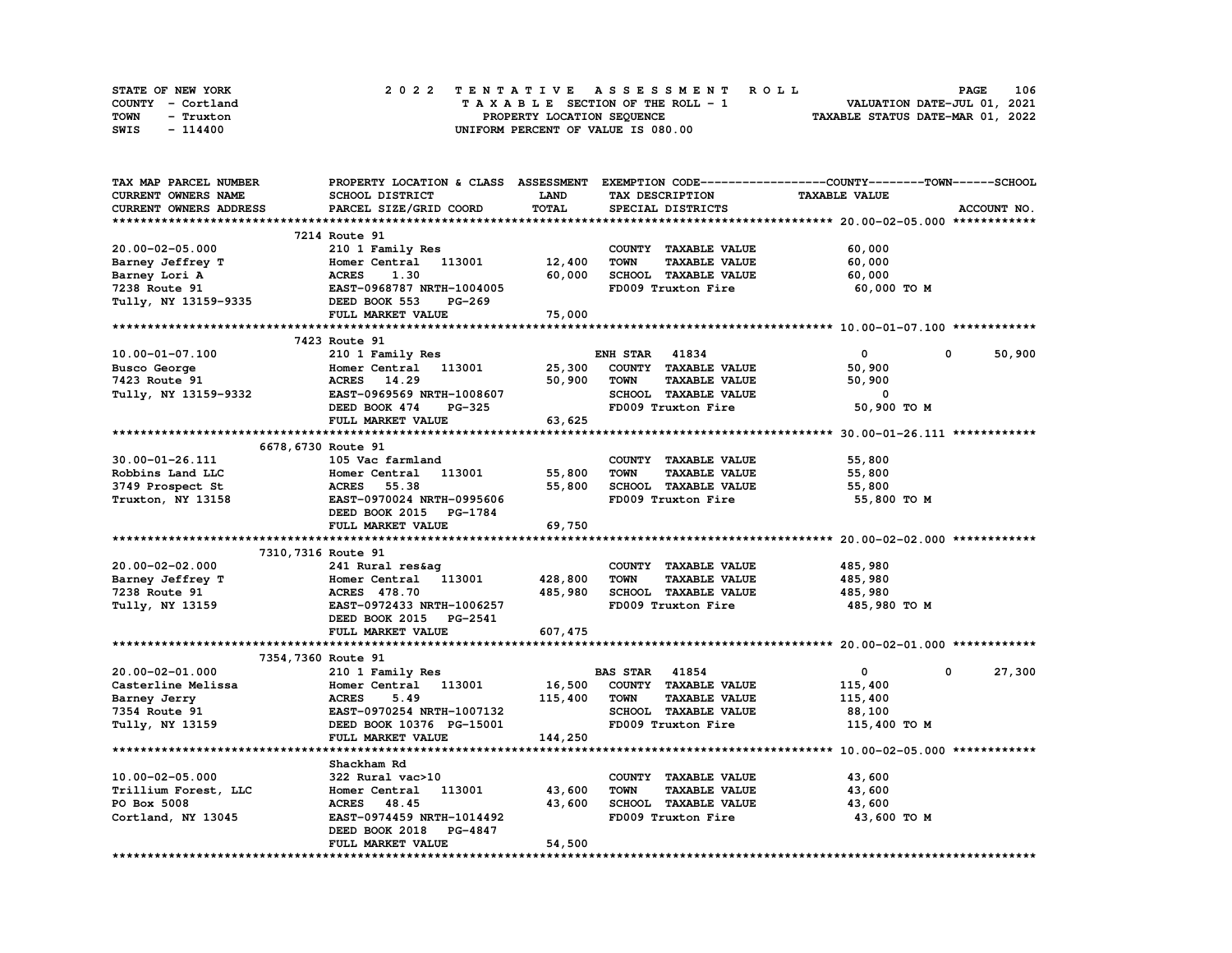STATE OF NEW YORK
COUNTY - Cortland
TOWN - Truxton
SWIS - 114400

2022 TENTATIVE ASSESSMENT ROLL
TAXABLE SECTION OF THE ROLL - 1
PROPERTY LOCATION SEQUENCE
UNIFORM PERCENT OF VALUE IS 080.00

VALUATION DATE-JUL 01, 2021
TAXABLE STATUS DATE-MAR 01, 2022

| TAX MAP PARCEL NUMBER / CURRENT OWNERS NAME / CURRENT OWNERS ADDRESS | PROPERTY LOCATION & CLASS / SCHOOL DISTRICT / PARCEL SIZE/GRID COORD | ASSESSMENT LAND | TOTAL | EXEMPTION CODE / TAX DESCRIPTION / SPECIAL DISTRICTS | COUNTY TAXABLE VALUE | TOWN | SCHOOL |
|---|---|---|---|---|---|---|---|
| **20.00-02-05.000** | 7214 Route 91 | | | | | | |
| 20.00-02-05.000 | 210 1 Family Res | | | COUNTY TAXABLE VALUE | 60,000 | | |
| Barney Jeffrey T | Homer Central 113001 | 12,400 | | TOWN TAXABLE VALUE | 60,000 | | |
| Barney Lori A | ACRES 1.30 | | 60,000 | SCHOOL TAXABLE VALUE | 60,000 | | |
| 7238 Route 91 | EAST-0968787 NRTH-1004005 | | | FD009 Truxton Fire | 60,000 TO M | | |
| Tully, NY 13159-9335 | DEED BOOK 553 PG-269 | | | | | | |
| | FULL MARKET VALUE | | 75,000 | | | | |
| **10.00-01-07.100** | 7423 Route 91 | | | | | | |
| 10.00-01-07.100 | 210 1 Family Res | | | ENH STAR 41834 | 0 | 0 | 50,900 |
| Busco George | Homer Central 113001 | 25,300 | | COUNTY TAXABLE VALUE | 50,900 | | |
| 7423 Route 91 | ACRES 14.29 | | 50,900 | TOWN TAXABLE VALUE | 50,900 | | |
| Tully, NY 13159-9332 | EAST-0969569 NRTH-1008607 | | | SCHOOL TAXABLE VALUE | 0 | | |
| | DEED BOOK 474 PG-325 | | | FD009 Truxton Fire | 50,900 TO M | | |
| | FULL MARKET VALUE | | 63,625 | | | | |
| **30.00-01-26.111** | 6678,6730 Route 91 | | | | | | |
| 30.00-01-26.111 | 105 Vac farmland | | | COUNTY TAXABLE VALUE | 55,800 | | |
| Robbins Land LLC | Homer Central 113001 | 55,800 | | TOWN TAXABLE VALUE | 55,800 | | |
| 3749 Prospect St | ACRES 55.38 | | 55,800 | SCHOOL TAXABLE VALUE | 55,800 | | |
| Truxton, NY 13158 | EAST-0970024 NRTH-0995606 | | | FD009 Truxton Fire | 55,800 TO M | | |
| | DEED BOOK 2015 PG-1784 | | | | | | |
| | FULL MARKET VALUE | | 69,750 | | | | |
| **20.00-02-02.000** | 7310,7316 Route 91 | | | | | | |
| 20.00-02-02.000 | 241 Rural res&ag | | | COUNTY TAXABLE VALUE | 485,980 | | |
| Barney Jeffrey T | Homer Central 113001 | 428,800 | | TOWN TAXABLE VALUE | 485,980 | | |
| 7238 Route 91 | ACRES 478.70 | | 485,980 | SCHOOL TAXABLE VALUE | 485,980 | | |
| Tully, NY 13159 | EAST-0972433 NRTH-1006257 | | | FD009 Truxton Fire | 485,980 TO M | | |
| | DEED BOOK 2015 PG-2541 | | | | | | |
| | FULL MARKET VALUE | | 607,475 | | | | |
| **20.00-02-01.000** | 7354,7360 Route 91 | | | | | | |
| 20.00-02-01.000 | 210 1 Family Res | | | BAS STAR 41854 | 0 | 0 | 27,300 |
| Casterline Melissa | Homer Central 113001 | 16,500 | | COUNTY TAXABLE VALUE | 115,400 | | |
| Barney Jerry | ACRES 5.49 | | 115,400 | TOWN TAXABLE VALUE | 115,400 | | |
| 7354 Route 91 | EAST-0970254 NRTH-1007132 | | | SCHOOL TAXABLE VALUE | 88,100 | | |
| Tully, NY 13159 | DEED BOOK 10376 PG-15001 | | | FD009 Truxton Fire | 115,400 TO M | | |
| | FULL MARKET VALUE | | 144,250 | | | | |
| **10.00-02-05.000** | Shackham Rd | | | | | | |
| 10.00-02-05.000 | 322 Rural vac>10 | | | COUNTY TAXABLE VALUE | 43,600 | | |
| Trillium Forest, LLC | Homer Central 113001 | 43,600 | | TOWN TAXABLE VALUE | 43,600 | | |
| PO Box 5008 | ACRES 48.45 | | 43,600 | SCHOOL TAXABLE VALUE | 43,600 | | |
| Cortland, NY 13045 | EAST-0974459 NRTH-1014492 | | | FD009 Truxton Fire | 43,600 TO M | | |
| | DEED BOOK 2018 PG-4847 | | | | | | |
| | FULL MARKET VALUE | | 54,500 | | | | |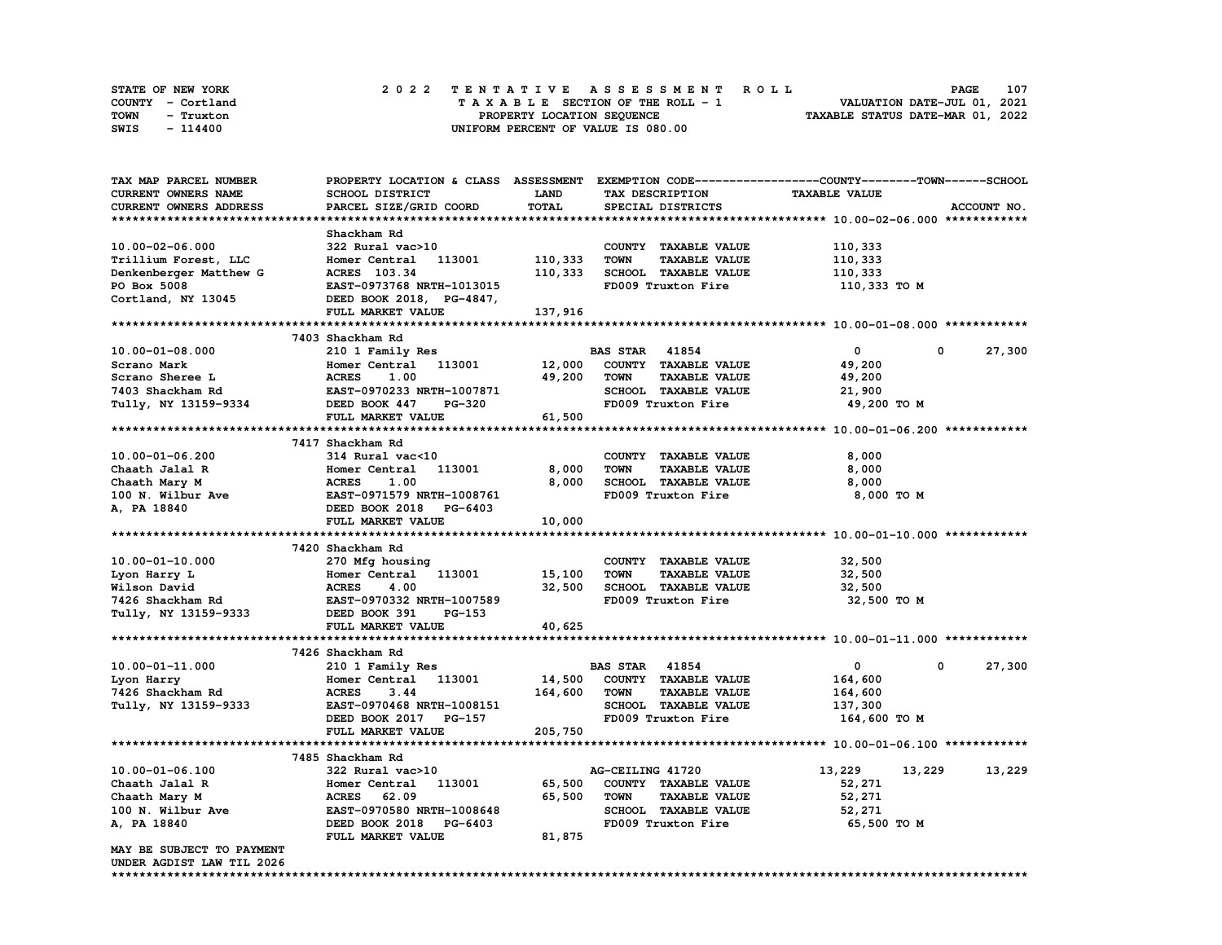STATE OF NEW YORK
COUNTY - Cortland
TOWN - Truxton
SWIS - 114400

2022 TENTATIVE ASSESSMENT ROLL
TAXABLE SECTION OF THE ROLL - 1
PROPERTY LOCATION SEQUENCE
UNIFORM PERCENT OF VALUE IS 080.00

VALUATION DATE-JUL 01, 2021
TAXABLE STATUS DATE-MAR 01, 2022

| TAX MAP PARCEL NUMBER / CURRENT OWNERS NAME / CURRENT OWNERS ADDRESS | PROPERTY LOCATION & CLASS / SCHOOL DISTRICT / PARCEL SIZE/GRID COORD | ASSESSMENT LAND / TOTAL | EXEMPTION CODE / TAX DESCRIPTION / SPECIAL DISTRICTS | COUNTY | TOWN | SCHOOL / ACCOUNT NO. |
|---|---|---|---|---|---|---|
| **10.00-02-06.000** | Shackham Rd | | | | | |
| 10.00-02-06.000 | 322 Rural vac>10 | | COUNTY TAXABLE VALUE | 110,333 | | |
| Trillium Forest, LLC | Homer Central 113001 | 110,333 | TOWN TAXABLE VALUE | | 110,333 | |
| Denkenberger Matthew G | ACRES 103.34 | 110,333 | SCHOOL TAXABLE VALUE | | | 110,333 |
| PO Box 5008 | EAST-0973768 NRTH-1013015 | | FD009 Truxton Fire | 110,333 TO M | | |
| Cortland, NY 13045 | DEED BOOK 2018, PG-4847, | | | | | |
| | FULL MARKET VALUE | 137,916 | | | | |
| **10.00-01-08.000** | 7403 Shackham Rd | | | | | |
| 10.00-01-08.000 | 210 1 Family Res | | BAS STAR 41854 | 0 | 0 | 27,300 |
| Scrano Mark | Homer Central 113001 | 12,000 | COUNTY TAXABLE VALUE | 49,200 | | |
| Scrano Sheree L | ACRES 1.00 | 49,200 | TOWN TAXABLE VALUE | | 49,200 | |
| 7403 Shackham Rd | EAST-0970233 NRTH-1007871 | | SCHOOL TAXABLE VALUE | | | 21,900 |
| Tully, NY 13159-9334 | DEED BOOK 447 PG-320 | | FD009 Truxton Fire | 49,200 TO M | | |
| | FULL MARKET VALUE | 61,500 | | | | |
| **10.00-01-06.200** | 7417 Shackham Rd | | | | | |
| 10.00-01-06.200 | 314 Rural vac<10 | | COUNTY TAXABLE VALUE | 8,000 | | |
| Chaath Jalal R | Homer Central 113001 | 8,000 | TOWN TAXABLE VALUE | | 8,000 | |
| Chaath Mary M | ACRES 1.00 | 8,000 | SCHOOL TAXABLE VALUE | | | 8,000 |
| 100 N. Wilbur Ave | EAST-0971579 NRTH-1008761 | | FD009 Truxton Fire | 8,000 TO M | | |
| A, PA 18840 | DEED BOOK 2018 PG-6403 | | | | | |
| | FULL MARKET VALUE | 10,000 | | | | |
| **10.00-01-10.000** | 7420 Shackham Rd | | | | | |
| 10.00-01-10.000 | 270 Mfg housing | | COUNTY TAXABLE VALUE | 32,500 | | |
| Lyon Harry L | Homer Central 113001 | 15,100 | TOWN TAXABLE VALUE | | 32,500 | |
| Wilson David | ACRES 4.00 | 32,500 | SCHOOL TAXABLE VALUE | | | 32,500 |
| 7426 Shackham Rd | EAST-0970332 NRTH-1007589 | | FD009 Truxton Fire | 32,500 TO M | | |
| Tully, NY 13159-9333 | DEED BOOK 391 PG-153 | | | | | |
| | FULL MARKET VALUE | 40,625 | | | | |
| **10.00-01-11.000** | 7426 Shackham Rd | | | | | |
| 10.00-01-11.000 | 210 1 Family Res | | BAS STAR 41854 | 0 | 0 | 27,300 |
| Lyon Harry | Homer Central 113001 | 14,500 | COUNTY TAXABLE VALUE | 164,600 | | |
| 7426 Shackham Rd | ACRES 3.44 | 164,600 | TOWN TAXABLE VALUE | | 164,600 | |
| Tully, NY 13159-9333 | EAST-0970468 NRTH-1008151 | | SCHOOL TAXABLE VALUE | | | 137,300 |
| | DEED BOOK 2017 PG-157 | | FD009 Truxton Fire | 164,600 TO M | | |
| | FULL MARKET VALUE | 205,750 | | | | |
| **10.00-01-06.100** | 7485 Shackham Rd | | | | | |
| 10.00-01-06.100 | 322 Rural vac>10 | | AG-CEILING 41720 | 13,229 | 13,229 | 13,229 |
| Chaath Jalal R | Homer Central 113001 | 65,500 | COUNTY TAXABLE VALUE | 52,271 | | |
| Chaath Mary M | ACRES 62.09 | 65,500 | TOWN TAXABLE VALUE | | 52,271 | |
| 100 N. Wilbur Ave | EAST-0970580 NRTH-1008648 | | SCHOOL TAXABLE VALUE | | | 52,271 |
| A, PA 18840 | DEED BOOK 2018 PG-6403 | | FD009 Truxton Fire | 65,500 TO M | | |
| | FULL MARKET VALUE | 81,875 | | | | |
| MAY BE SUBJECT TO PAYMENT | | | | | | |
| UNDER AGDIST LAW TIL 2026 | | | | | | |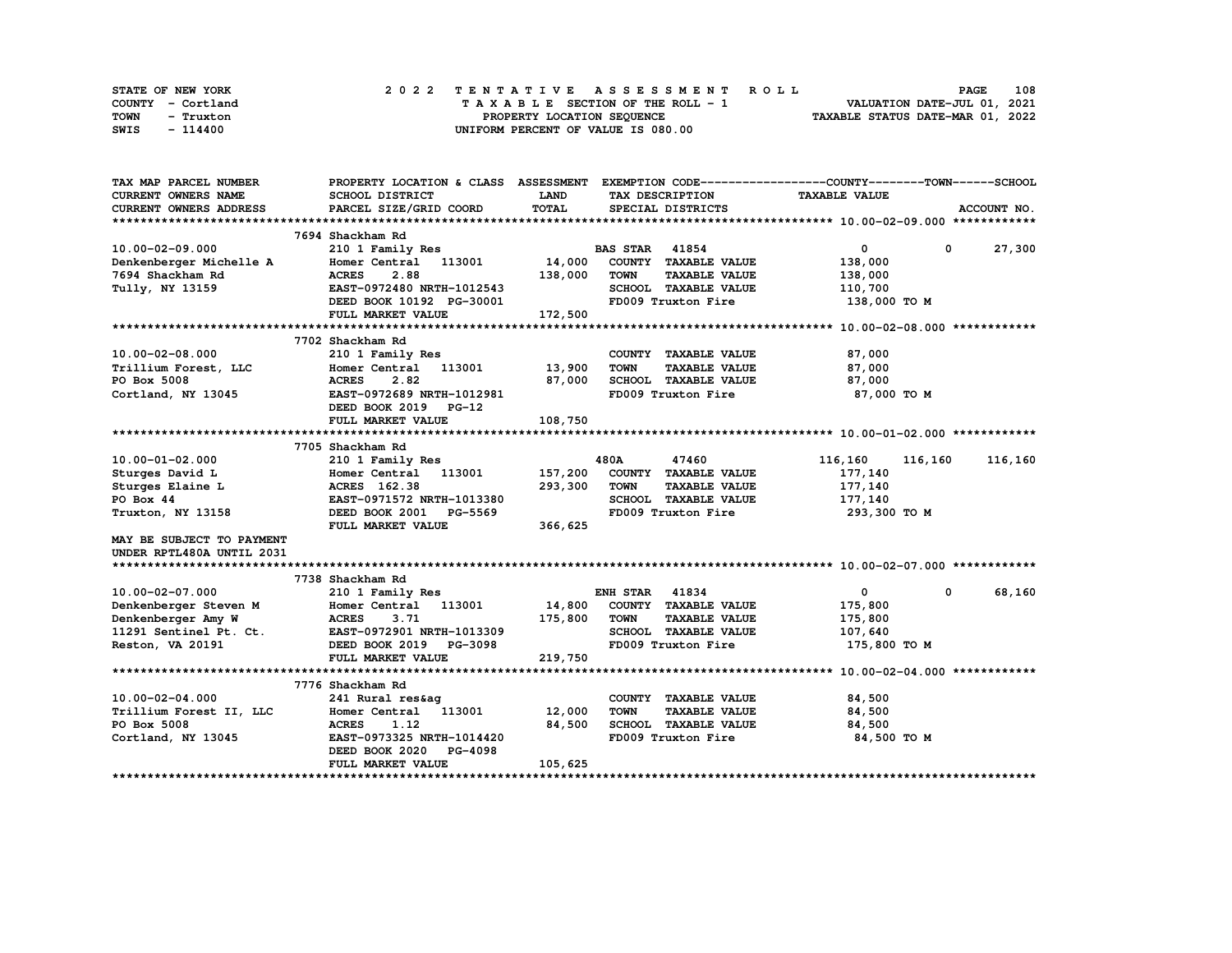STATE OF NEW YORK — COUNTY - Cortland — TOWN - Truxton — SWIS - 114400

2022 TENTATIVE ASSESSMENT ROLL
TAXABLE SECTION OF THE ROLL - 1
PROPERTY LOCATION SEQUENCE
UNIFORM PERCENT OF VALUE IS 080.00

VALUATION DATE-JUL 01, 2021
TAXABLE STATUS DATE-MAR 01, 2022

| TAX MAP PARCEL NUMBER / CURRENT OWNERS NAME / CURRENT OWNERS ADDRESS | PROPERTY LOCATION & CLASS / SCHOOL DISTRICT / PARCEL SIZE/GRID COORD | ASSESSMENT LAND / TOTAL | EXEMPTION CODE / TAX DESCRIPTION / SPECIAL DISTRICTS | COUNTY TAXABLE VALUE | TOWN | SCHOOL |
|---|---|---|---|---|---|---|
| **10.00-02-09.000** | 7694 Shackham Rd | | | | | |
| 10.00-02-09.000 | 210 1 Family Res | | BAS STAR 41854 | 0 | 0 | 27,300 |
| Denkenberger Michelle A | Homer Central 113001 | 14,000 | COUNTY TAXABLE VALUE | 138,000 | | |
| 7694 Shackham Rd | ACRES 2.88 | 138,000 | TOWN TAXABLE VALUE | 138,000 | | |
| Tully, NY 13159 | EAST-0972480 NRTH-1012543 | | SCHOOL TAXABLE VALUE | 110,700 | | |
| | DEED BOOK 10192 PG-30001 | | FD009 Truxton Fire | 138,000 TO M | | |
| | FULL MARKET VALUE | 172,500 | | | | |
| **10.00-02-08.000** | 7702 Shackham Rd | | | | | |
| 10.00-02-08.000 | 210 1 Family Res | | COUNTY TAXABLE VALUE | 87,000 | | |
| Trillium Forest, LLC | Homer Central 113001 | 13,900 | TOWN TAXABLE VALUE | 87,000 | | |
| PO Box 5008 | ACRES 2.82 | 87,000 | SCHOOL TAXABLE VALUE | 87,000 | | |
| Cortland, NY 13045 | EAST-0972689 NRTH-1012981 | | FD009 Truxton Fire | 87,000 TO M | | |
| | DEED BOOK 2019 PG-12 | | | | | |
| | FULL MARKET VALUE | 108,750 | | | | |
| **10.00-01-02.000** | 7705 Shackham Rd | | | | | |
| 10.00-01-02.000 | 210 1 Family Res | | 480A 47460 | 116,160 | 116,160 | 116,160 |
| Sturges David L | Homer Central 113001 | 157,200 | COUNTY TAXABLE VALUE | 177,140 | | |
| Sturges Elaine L | ACRES 162.38 | 293,300 | TOWN TAXABLE VALUE | 177,140 | | |
| PO Box 44 | EAST-0971572 NRTH-1013380 | | SCHOOL TAXABLE VALUE | 177,140 | | |
| Truxton, NY 13158 | DEED BOOK 2001 PG-5569 | | FD009 Truxton Fire | 293,300 TO M | | |
| | FULL MARKET VALUE | 366,625 | | | | |
| MAY BE SUBJECT TO PAYMENT UNDER RPTL480A UNTIL 2031 | | | | | | |
| **10.00-02-07.000** | 7738 Shackham Rd | | | | | |
| 10.00-02-07.000 | 210 1 Family Res | | ENH STAR 41834 | 0 | 0 | 68,160 |
| Denkenberger Steven M | Homer Central 113001 | 14,800 | COUNTY TAXABLE VALUE | 175,800 | | |
| Denkenberger Amy W | ACRES 3.71 | 175,800 | TOWN TAXABLE VALUE | 175,800 | | |
| 11291 Sentinel Pt. Ct. | EAST-0972901 NRTH-1013309 | | SCHOOL TAXABLE VALUE | 107,640 | | |
| Reston, VA 20191 | DEED BOOK 2019 PG-3098 | | FD009 Truxton Fire | 175,800 TO M | | |
| | FULL MARKET VALUE | 219,750 | | | | |
| **10.00-02-04.000** | 7776 Shackham Rd | | | | | |
| 10.00-02-04.000 | 241 Rural res&ag | | COUNTY TAXABLE VALUE | 84,500 | | |
| Trillium Forest II, LLC | Homer Central 113001 | 12,000 | TOWN TAXABLE VALUE | 84,500 | | |
| PO Box 5008 | ACRES 1.12 | 84,500 | SCHOOL TAXABLE VALUE | 84,500 | | |
| Cortland, NY 13045 | EAST-0973325 NRTH-1014420 | | FD009 Truxton Fire | 84,500 TO M | | |
| | DEED BOOK 2020 PG-4098 | | | | | |
| | FULL MARKET VALUE | 105,625 | | | | |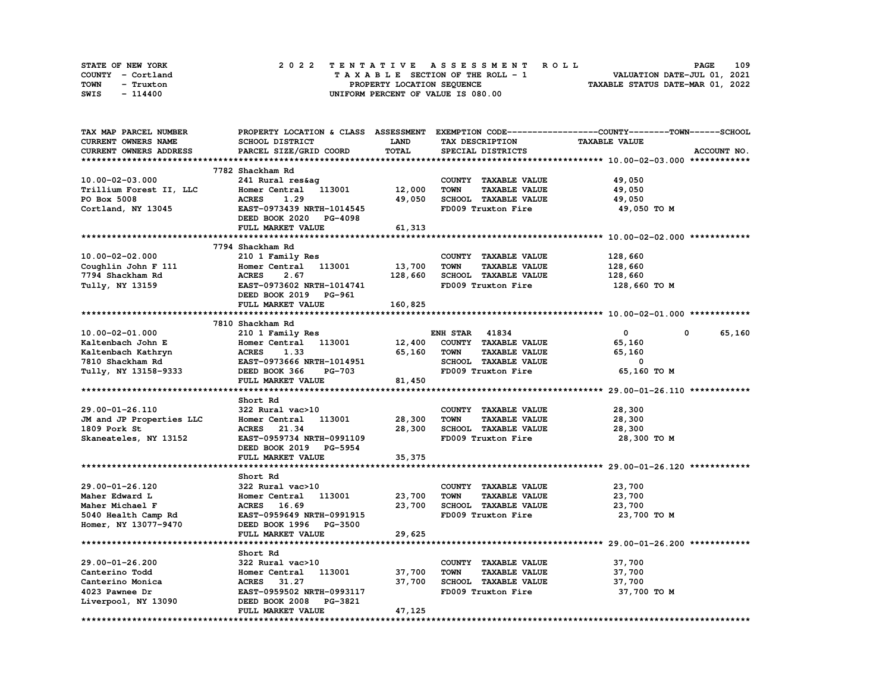STATE OF NEW YORK
COUNTY - Cortland
TOWN - Truxton
SWIS - 114400

2022 TENTATIVE ASSESSMENT ROLL
TAXABLE SECTION OF THE ROLL - 1
PROPERTY LOCATION SEQUENCE
UNIFORM PERCENT OF VALUE IS 080.00

VALUATION DATE-JUL 01, 2021
TAXABLE STATUS DATE-MAR 01, 2022

| TAX MAP PARCEL NUMBER / CURRENT OWNERS NAME / CURRENT OWNERS ADDRESS | PROPERTY LOCATION & CLASS / SCHOOL DISTRICT / PARCEL SIZE/GRID COORD | ASSESSMENT LAND / TOTAL | EXEMPTION CODE / TAX DESCRIPTION / SPECIAL DISTRICTS | COUNTY TAXABLE VALUE | TOWN | SCHOOL |
|---|---|---|---|---|---|---|
| **10.00-02-03.000** | 7782 Shackham Rd | | | | | |
| 10.00-02-03.000 | 241 Rural res&ag | | COUNTY TAXABLE VALUE | 49,050 | | |
| Trillium Forest II, LLC | Homer Central 113001 | 12,000 | TOWN TAXABLE VALUE | 49,050 | | |
| PO Box 5008 | ACRES 1.29 | 49,050 | SCHOOL TAXABLE VALUE | 49,050 | | |
| Cortland, NY 13045 | EAST-0973439 NRTH-1014545 | | FD009 Truxton Fire | 49,050 TO M | | |
| | DEED BOOK 2020 PG-4098 | | | | | |
| | FULL MARKET VALUE | 61,313 | | | | |
| **10.00-02-02.000** | 7794 Shackham Rd | | | | | |
| 10.00-02-02.000 | 210 1 Family Res | | COUNTY TAXABLE VALUE | 128,660 | | |
| Coughlin John F 111 | Homer Central 113001 | 13,700 | TOWN TAXABLE VALUE | 128,660 | | |
| 7794 Shackham Rd | ACRES 2.67 | 128,660 | SCHOOL TAXABLE VALUE | 128,660 | | |
| Tully, NY 13159 | EAST-0973602 NRTH-1014741 | | FD009 Truxton Fire | 128,660 TO M | | |
| | DEED BOOK 2019 PG-961 | | | | | |
| | FULL MARKET VALUE | 160,825 | | | | |
| **10.00-02-01.000** | 7810 Shackham Rd | | | | | |
| 10.00-02-01.000 | 210 1 Family Res | | ENH STAR 41834 | 0 | 0 | 65,160 |
| Kaltenbach John E | Homer Central 113001 | 12,400 | COUNTY TAXABLE VALUE | 65,160 | | |
| Kaltenbach Kathryn | ACRES 1.33 | 65,160 | TOWN TAXABLE VALUE | 65,160 | | |
| 7810 Shackham Rd | EAST-0973666 NRTH-1014951 | | SCHOOL TAXABLE VALUE | 0 | | |
| Tully, NY 13158-9333 | DEED BOOK 366 PG-703 | | FD009 Truxton Fire | 65,160 TO M | | |
| | FULL MARKET VALUE | 81,450 | | | | |
| **29.00-01-26.110** | Short Rd | | | | | |
| 29.00-01-26.110 | 322 Rural vac>10 | | COUNTY TAXABLE VALUE | 28,300 | | |
| JM and JP Properties LLC | Homer Central 113001 | 28,300 | TOWN TAXABLE VALUE | 28,300 | | |
| 1809 Pork St | ACRES 21.34 | 28,300 | SCHOOL TAXABLE VALUE | 28,300 | | |
| Skaneateles, NY 13152 | EAST-0959734 NRTH-0991109 | | FD009 Truxton Fire | 28,300 TO M | | |
| | DEED BOOK 2019 PG-5954 | | | | | |
| | FULL MARKET VALUE | 35,375 | | | | |
| **29.00-01-26.120** | Short Rd | | | | | |
| 29.00-01-26.120 | 322 Rural vac>10 | | COUNTY TAXABLE VALUE | 23,700 | | |
| Maher Edward L | Homer Central 113001 | 23,700 | TOWN TAXABLE VALUE | 23,700 | | |
| Maher Michael F | ACRES 16.69 | 23,700 | SCHOOL TAXABLE VALUE | 23,700 | | |
| 5040 Health Camp Rd | EAST-0959649 NRTH-0991915 | | FD009 Truxton Fire | 23,700 TO M | | |
| Homer, NY 13077-9470 | DEED BOOK 1996 PG-3500 | | | | | |
| | FULL MARKET VALUE | 29,625 | | | | |
| **29.00-01-26.200** | Short Rd | | | | | |
| 29.00-01-26.200 | 322 Rural vac>10 | | COUNTY TAXABLE VALUE | 37,700 | | |
| Canterino Todd | Homer Central 113001 | 37,700 | TOWN TAXABLE VALUE | 37,700 | | |
| Canterino Monica | ACRES 31.27 | 37,700 | SCHOOL TAXABLE VALUE | 37,700 | | |
| 4023 Pawnee Dr | EAST-0959502 NRTH-0993117 | | FD009 Truxton Fire | 37,700 TO M | | |
| Liverpool, NY 13090 | DEED BOOK 2008 PG-3821 | | | | | |
| | FULL MARKET VALUE | 47,125 | | | | |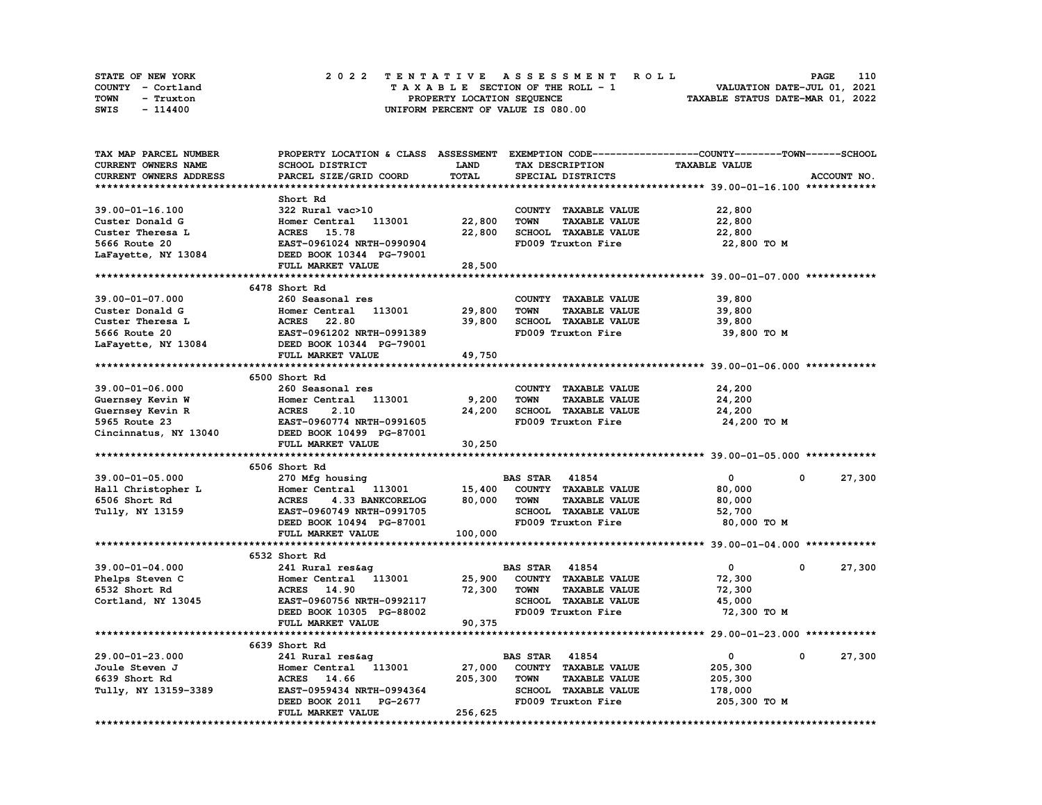STATE OF NEW YORK  
COUNTY - Cortland  
TOWN - Truxton  
SWIS - 114400

# 2022 TENTATIVE ASSESSMENT ROLL

TAXABLE SECTION OF THE ROLL - 1  
PROPERTY LOCATION SEQUENCE  
UNIFORM PERCENT OF VALUE IS 080.00

VALUATION DATE-JUL 01, 2021  
TAXABLE STATUS DATE-MAR 01, 2022

| TAX MAP PARCEL NUMBER / CURRENT OWNERS NAME / CURRENT OWNERS ADDRESS | PROPERTY LOCATION & CLASS / SCHOOL DISTRICT / PARCEL SIZE/GRID COORD | ASSESSMENT LAND / TOTAL | EXEMPTION CODE / TAX DESCRIPTION / SPECIAL DISTRICTS | COUNTY TAXABLE VALUE | TOWN | SCHOOL |
|---|---|---|---|---|---|---|
| **39.00-01-16.100** | Short Rd | | | | | |
| 39.00-01-16.100 | 322 Rural vac>10 | | COUNTY TAXABLE VALUE | 22,800 | | |
| Custer Donald G | Homer Central 113001 | 22,800 | TOWN TAXABLE VALUE | 22,800 | | |
| Custer Theresa L | ACRES 15.78 | 22,800 | SCHOOL TAXABLE VALUE | 22,800 | | |
| 5666 Route 20 | EAST-0961024 NRTH-0990904 | | FD009 Truxton Fire | 22,800 TO M | | |
| LaFayette, NY 13084 | DEED BOOK 10344 PG-79001 | | | | | |
| | FULL MARKET VALUE | 28,500 | | | | |
| **39.00-01-07.000** | 6478 Short Rd | | | | | |
| 39.00-01-07.000 | 260 Seasonal res | | COUNTY TAXABLE VALUE | 39,800 | | |
| Custer Donald G | Homer Central 113001 | 29,800 | TOWN TAXABLE VALUE | 39,800 | | |
| Custer Theresa L | ACRES 22.80 | 39,800 | SCHOOL TAXABLE VALUE | 39,800 | | |
| 5666 Route 20 | EAST-0961202 NRTH-0991389 | | FD009 Truxton Fire | 39,800 TO M | | |
| LaFayette, NY 13084 | DEED BOOK 10344 PG-79001 | | | | | |
| | FULL MARKET VALUE | 49,750 | | | | |
| **39.00-01-06.000** | 6500 Short Rd | | | | | |
| 39.00-01-06.000 | 260 Seasonal res | | COUNTY TAXABLE VALUE | 24,200 | | |
| Guernsey Kevin W | Homer Central 113001 | 9,200 | TOWN TAXABLE VALUE | 24,200 | | |
| Guernsey Kevin R | ACRES 2.10 | 24,200 | SCHOOL TAXABLE VALUE | 24,200 | | |
| 5965 Route 23 | EAST-0960774 NRTH-0991605 | | FD009 Truxton Fire | 24,200 TO M | | |
| Cincinnatus, NY 13040 | DEED BOOK 10499 PG-87001 | | | | | |
| | FULL MARKET VALUE | 30,250 | | | | |
| **39.00-01-05.000** | 6506 Short Rd | | | | | |
| 39.00-01-05.000 | 270 Mfg housing | | BAS STAR 41854 | 0 | 0 | 27,300 |
| Hall Christopher L | Homer Central 113001 | 15,400 | COUNTY TAXABLE VALUE | 80,000 | | |
| 6506 Short Rd | ACRES 4.33 BANKCORELOG | 80,000 | TOWN TAXABLE VALUE | 80,000 | | |
| Tully, NY 13159 | EAST-0960749 NRTH-0991705 | | SCHOOL TAXABLE VALUE | 52,700 | | |
| | DEED BOOK 10494 PG-87001 | | FD009 Truxton Fire | 80,000 TO M | | |
| | FULL MARKET VALUE | 100,000 | | | | |
| **39.00-01-04.000** | 6532 Short Rd | | | | | |
| 39.00-01-04.000 | 241 Rural res&ag | | BAS STAR 41854 | 0 | 0 | 27,300 |
| Phelps Steven C | Homer Central 113001 | 25,900 | COUNTY TAXABLE VALUE | 72,300 | | |
| 6532 Short Rd | ACRES 14.90 | 72,300 | TOWN TAXABLE VALUE | 72,300 | | |
| Cortland, NY 13045 | EAST-0960756 NRTH-0992117 | | SCHOOL TAXABLE VALUE | 45,000 | | |
| | DEED BOOK 10305 PG-88002 | | FD009 Truxton Fire | 72,300 TO M | | |
| | FULL MARKET VALUE | 90,375 | | | | |
| **29.00-01-23.000** | 6639 Short Rd | | | | | |
| 29.00-01-23.000 | 241 Rural res&ag | | BAS STAR 41854 | 0 | 0 | 27,300 |
| Joule Steven J | Homer Central 113001 | 27,000 | COUNTY TAXABLE VALUE | 205,300 | | |
| 6639 Short Rd | ACRES 14.66 | 205,300 | TOWN TAXABLE VALUE | 205,300 | | |
| Tully, NY 13159-3389 | EAST-0959434 NRTH-0994364 | | SCHOOL TAXABLE VALUE | 178,000 | | |
| | DEED BOOK 2011 PG-2677 | | FD009 Truxton Fire | 205,300 TO M | | |
| | FULL MARKET VALUE | 256,625 | | | | |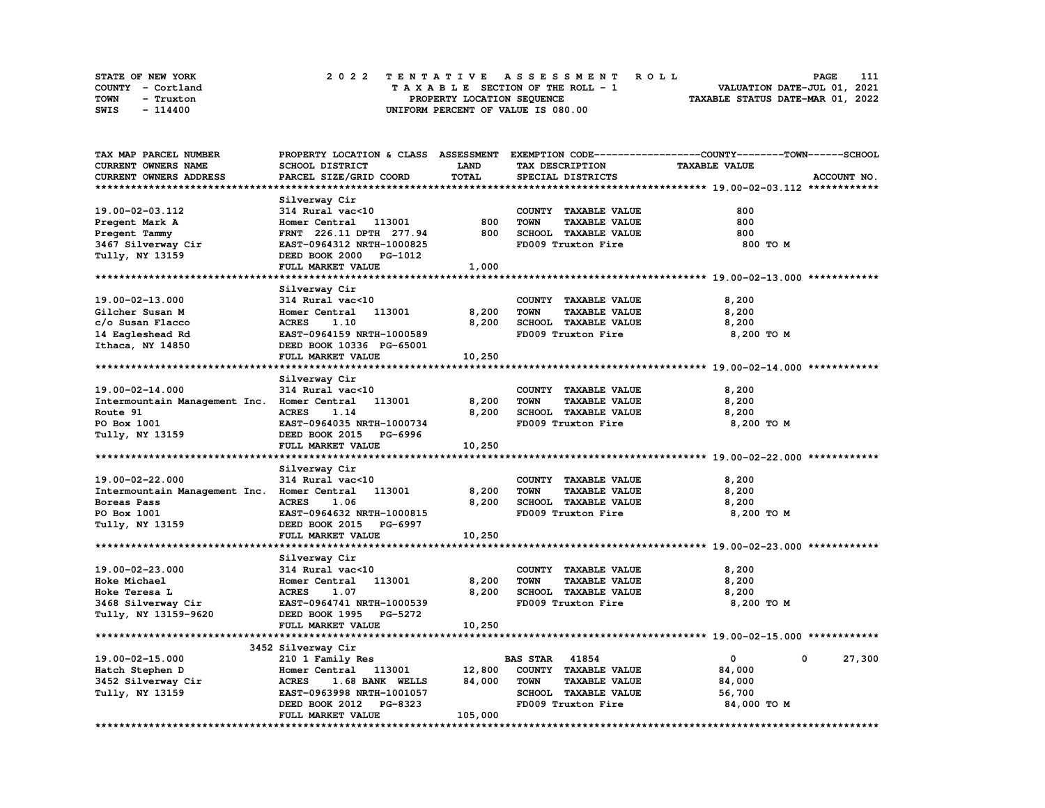STATE OF NEW YORK
COUNTY - Cortland
TOWN - Truxton
SWIS - 114400

2022 TENTATIVE ASSESSMENT ROLL
TAXABLE SECTION OF THE ROLL - 1
PROPERTY LOCATION SEQUENCE
UNIFORM PERCENT OF VALUE IS 080.00

VALUATION DATE-JUL 01, 2021
TAXABLE STATUS DATE-MAR 01, 2022

| TAX MAP PARCEL NUMBER / CURRENT OWNERS NAME / CURRENT OWNERS ADDRESS | PROPERTY LOCATION & CLASS / SCHOOL DISTRICT / PARCEL SIZE/GRID COORD | ASSESSMENT LAND / TOTAL | EXEMPTION CODE / TAX DESCRIPTION / SPECIAL DISTRICTS | COUNTY TAXABLE VALUE | TOWN | SCHOOL |
|---|---|---|---|---|---|---|
| **19.00-02-03.112** | Silverway Cir | | | | | |
| 19.00-02-03.112 | 314 Rural vac<10 | | COUNTY TAXABLE VALUE | 800 | | |
| Pregent Mark A | Homer Central 113001 | 800 | TOWN TAXABLE VALUE | 800 | | |
| Pregent Tammy | FRNT 226.11 DPTH 277.94 | 800 | SCHOOL TAXABLE VALUE | 800 | | |
| 3467 Silverway Cir | EAST-0964312 NRTH-1000825 | | FD009 Truxton Fire | 800 TO M | | |
| Tully, NY 13159 | DEED BOOK 2000 PG-1012 | | | | | |
| | FULL MARKET VALUE | 1,000 | | | | |
| **19.00-02-13.000** | Silverway Cir | | | | | |
| 19.00-02-13.000 | 314 Rural vac<10 | | COUNTY TAXABLE VALUE | 8,200 | | |
| Gilcher Susan M | Homer Central 113001 | 8,200 | TOWN TAXABLE VALUE | 8,200 | | |
| c/o Susan Flacco | ACRES 1.10 | 8,200 | SCHOOL TAXABLE VALUE | 8,200 | | |
| 14 Eagleshead Rd | EAST-0964159 NRTH-1000589 | | FD009 Truxton Fire | 8,200 TO M | | |
| Ithaca, NY 14850 | DEED BOOK 10336 PG-65001 | | | | | |
| | FULL MARKET VALUE | 10,250 | | | | |
| **19.00-02-14.000** | Silverway Cir | | | | | |
| 19.00-02-14.000 | 314 Rural vac<10 | | COUNTY TAXABLE VALUE | 8,200 | | |
| Intermountain Management Inc. | Homer Central 113001 | 8,200 | TOWN TAXABLE VALUE | 8,200 | | |
| Route 91 | ACRES 1.14 | 8,200 | SCHOOL TAXABLE VALUE | 8,200 | | |
| PO Box 1001 | EAST-0964035 NRTH-1000734 | | FD009 Truxton Fire | 8,200 TO M | | |
| Tully, NY 13159 | DEED BOOK 2015 PG-6996 | | | | | |
| | FULL MARKET VALUE | 10,250 | | | | |
| **19.00-02-22.000** | Silverway Cir | | | | | |
| 19.00-02-22.000 | 314 Rural vac<10 | | COUNTY TAXABLE VALUE | 8,200 | | |
| Intermountain Management Inc. | Homer Central 113001 | 8,200 | TOWN TAXABLE VALUE | 8,200 | | |
| Boreas Pass | ACRES 1.06 | 8,200 | SCHOOL TAXABLE VALUE | 8,200 | | |
| PO Box 1001 | EAST-0964632 NRTH-1000815 | | FD009 Truxton Fire | 8,200 TO M | | |
| Tully, NY 13159 | DEED BOOK 2015 PG-6997 | | | | | |
| | FULL MARKET VALUE | 10,250 | | | | |
| **19.00-02-23.000** | Silverway Cir | | | | | |
| 19.00-02-23.000 | 314 Rural vac<10 | | COUNTY TAXABLE VALUE | 8,200 | | |
| Hoke Michael | Homer Central 113001 | 8,200 | TOWN TAXABLE VALUE | 8,200 | | |
| Hoke Teresa L | ACRES 1.07 | 8,200 | SCHOOL TAXABLE VALUE | 8,200 | | |
| 3468 Silverway Cir | EAST-0964741 NRTH-1000539 | | FD009 Truxton Fire | 8,200 TO M | | |
| Tully, NY 13159-9620 | DEED BOOK 1995 PG-5272 | | | | | |
| | FULL MARKET VALUE | 10,250 | | | | |
| **19.00-02-15.000** | 3452 Silverway Cir | | | | | |
| 19.00-02-15.000 | 210 1 Family Res | | BAS STAR 41854 | 0 | 0 | 27,300 |
| Hatch Stephen D | Homer Central 113001 | 12,800 | COUNTY TAXABLE VALUE | 84,000 | | |
| 3452 Silverway Cir | ACRES 1.68 BANK WELLS | 84,000 | TOWN TAXABLE VALUE | 84,000 | | |
| Tully, NY 13159 | EAST-0963998 NRTH-1001057 | | SCHOOL TAXABLE VALUE | 56,700 | | |
| | DEED BOOK 2012 PG-8323 | | FD009 Truxton Fire | 84,000 TO M | | |
| | FULL MARKET VALUE | 105,000 | | | | |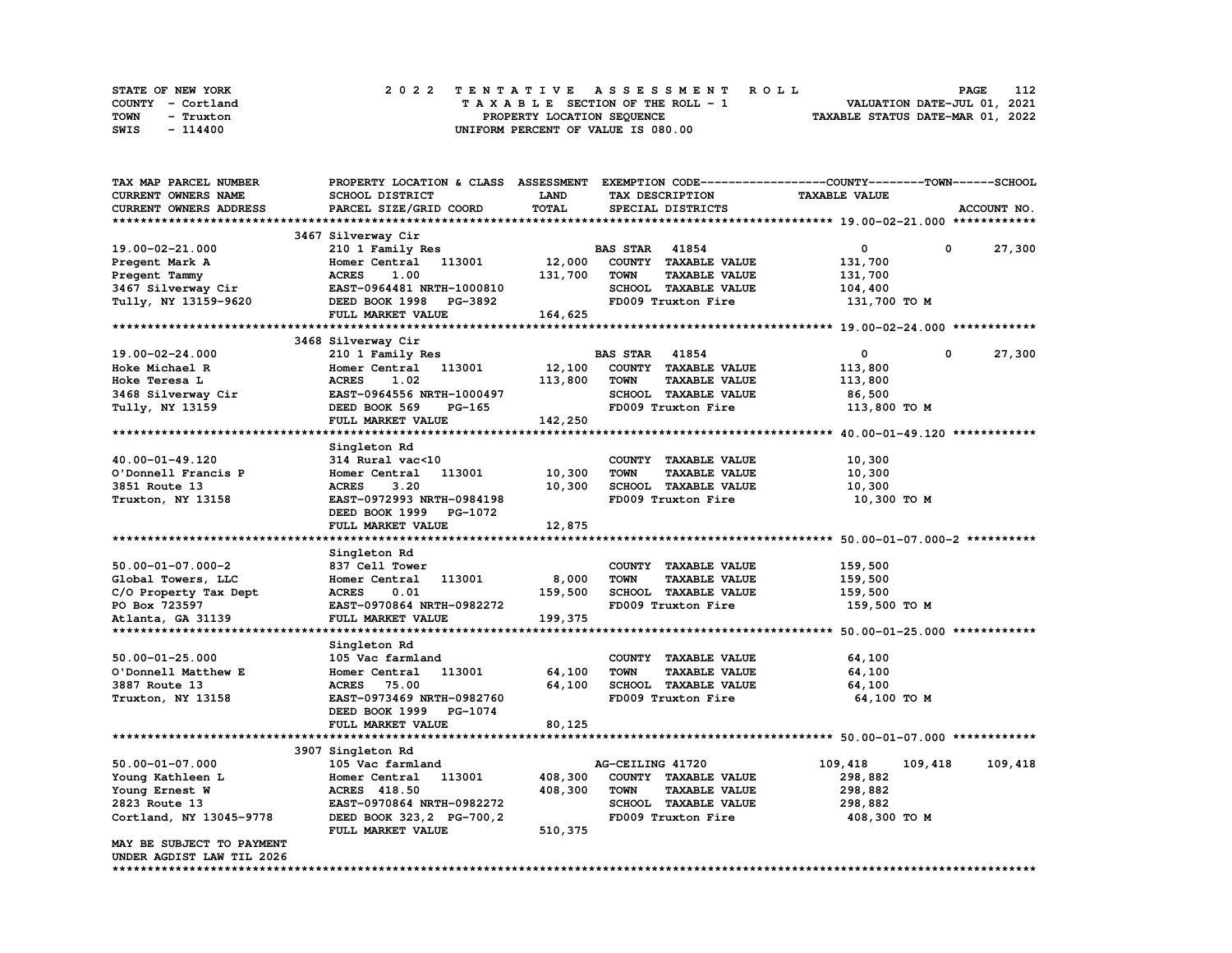STATE OF NEW YORK — 2022 TENTATIVE ASSESSMENT ROLL
COUNTY - Cortland — TAXABLE SECTION OF THE ROLL - 1 — VALUATION DATE-JUL 01, 2021
TOWN - Truxton — PROPERTY LOCATION SEQUENCE — TAXABLE STATUS DATE-MAR 01, 2022
SWIS - 114400 — UNIFORM PERCENT OF VALUE IS 080.00

| TAX MAP PARCEL NUMBER / CURRENT OWNERS NAME / CURRENT OWNERS ADDRESS | PROPERTY LOCATION & CLASS / SCHOOL DISTRICT / PARCEL SIZE/GRID COORD | ASSESSMENT LAND / TOTAL | EXEMPTION CODE / TAX DESCRIPTION / SPECIAL DISTRICTS | COUNTY TAXABLE VALUE | TOWN | SCHOOL / ACCOUNT NO. |
|---|---|---|---|---|---|---|
| **19.00-02-21.000** | 3467 Silverway Cir | | | | | |
| 19.00-02-21.000 | 210 1 Family Res | | BAS STAR 41854 | 0 | 0 | 27,300 |
| Pregent Mark A | Homer Central 113001 | 12,000 | COUNTY TAXABLE VALUE | 131,700 | | |
| Pregent Tammy | ACRES 1.00 | 131,700 | TOWN TAXABLE VALUE | 131,700 | | |
| 3467 Silverway Cir | EAST-0964481 NRTH-1000810 | | SCHOOL TAXABLE VALUE | 104,400 | | |
| Tully, NY 13159-9620 | DEED BOOK 1998 PG-3892 | | FD009 Truxton Fire | 131,700 TO M | | |
| | FULL MARKET VALUE | 164,625 | | | | |
| **19.00-02-24.000** | 3468 Silverway Cir | | | | | |
| 19.00-02-24.000 | 210 1 Family Res | | BAS STAR 41854 | 0 | 0 | 27,300 |
| Hoke Michael R | Homer Central 113001 | 12,100 | COUNTY TAXABLE VALUE | 113,800 | | |
| Hoke Teresa L | ACRES 1.02 | 113,800 | TOWN TAXABLE VALUE | 113,800 | | |
| 3468 Silverway Cir | EAST-0964556 NRTH-1000497 | | SCHOOL TAXABLE VALUE | 86,500 | | |
| Tully, NY 13159 | DEED BOOK 569 PG-165 | | FD009 Truxton Fire | 113,800 TO M | | |
| | FULL MARKET VALUE | 142,250 | | | | |
| **40.00-01-49.120** | Singleton Rd | | | | | |
| 40.00-01-49.120 | 314 Rural vac<10 | | COUNTY TAXABLE VALUE | 10,300 | | |
| O'Donnell Francis P | Homer Central 113001 | 10,300 | TOWN TAXABLE VALUE | 10,300 | | |
| 3851 Route 13 | ACRES 3.20 | 10,300 | SCHOOL TAXABLE VALUE | 10,300 | | |
| Truxton, NY 13158 | EAST-0972993 NRTH-0984198 | | FD009 Truxton Fire | 10,300 TO M | | |
| | DEED BOOK 1999 PG-1072 | | | | | |
| | FULL MARKET VALUE | 12,875 | | | | |
| **50.00-01-07.000-2** | Singleton Rd | | | | | |
| 50.00-01-07.000-2 | 837 Cell Tower | | COUNTY TAXABLE VALUE | 159,500 | | |
| Global Towers, LLC | Homer Central 113001 | 8,000 | TOWN TAXABLE VALUE | 159,500 | | |
| C/O Property Tax Dept | ACRES 0.01 | 159,500 | SCHOOL TAXABLE VALUE | 159,500 | | |
| PO Box 723597 | EAST-0970864 NRTH-0982272 | | FD009 Truxton Fire | 159,500 TO M | | |
| Atlanta, GA 31139 | FULL MARKET VALUE | 199,375 | | | | |
| **50.00-01-25.000** | Singleton Rd | | | | | |
| 50.00-01-25.000 | 105 Vac farmland | | COUNTY TAXABLE VALUE | 64,100 | | |
| O'Donnell Matthew E | Homer Central 113001 | 64,100 | TOWN TAXABLE VALUE | 64,100 | | |
| 3887 Route 13 | ACRES 75.00 | 64,100 | SCHOOL TAXABLE VALUE | 64,100 | | |
| Truxton, NY 13158 | EAST-0973469 NRTH-0982760 | | FD009 Truxton Fire | 64,100 TO M | | |
| | DEED BOOK 1999 PG-1074 | | | | | |
| | FULL MARKET VALUE | 80,125 | | | | |
| **50.00-01-07.000** | 3907 Singleton Rd | | | | | |
| 50.00-01-07.000 | 105 Vac farmland | | AG-CEILING 41720 | 109,418 | 109,418 | 109,418 |
| Young Kathleen L | Homer Central 113001 | 408,300 | COUNTY TAXABLE VALUE | 298,882 | | |
| Young Ernest W | ACRES 418.50 | 408,300 | TOWN TAXABLE VALUE | 298,882 | | |
| 2823 Route 13 | EAST-0970864 NRTH-0982272 | | SCHOOL TAXABLE VALUE | 298,882 | | |
| Cortland, NY 13045-9778 | DEED BOOK 323,2 PG-700,2 | | FD009 Truxton Fire | 408,300 TO M | | |
| | FULL MARKET VALUE | 510,375 | | | | |
| MAY BE SUBJECT TO PAYMENT UNDER AGDIST LAW TIL 2026 | | | | | | |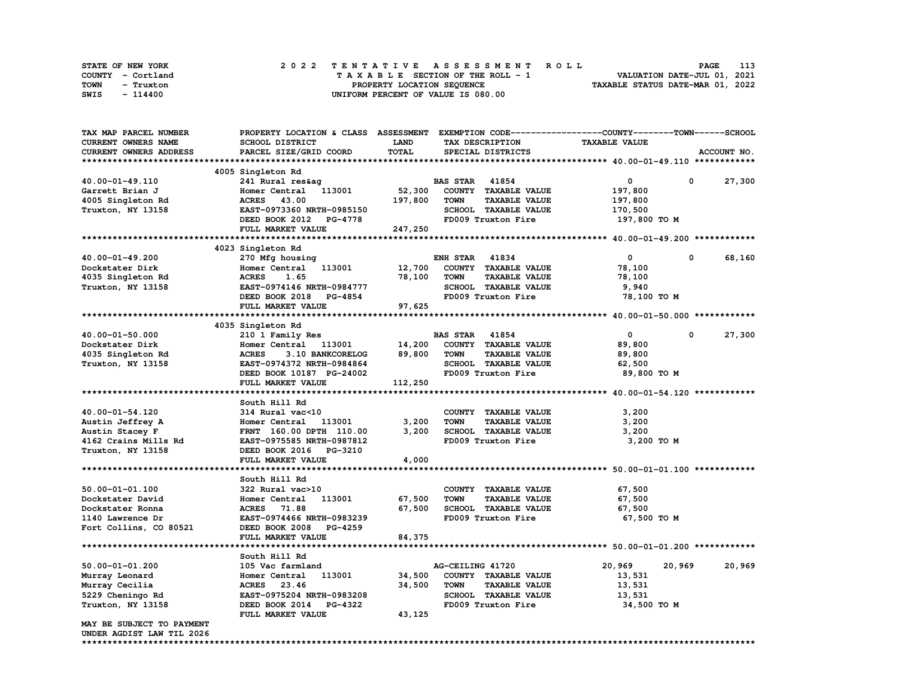STATE OF NEW YORK
COUNTY - Cortland
TOWN - Truxton
SWIS - 114400

2022 TENTATIVE ASSESSMENT ROLL
TAXABLE SECTION OF THE ROLL - 1
PROPERTY LOCATION SEQUENCE
UNIFORM PERCENT OF VALUE IS 080.00

VALUATION DATE-JUL 01, 2021
TAXABLE STATUS DATE-MAR 01, 2022

```
TAX MAP PARCEL NUMBER        PROPERTY LOCATION & CLASS  ASSESSMENT  EXEMPTION CODE------------------COUNTY--------TOWN------SCHOOL
CURRENT OWNERS NAME          SCHOOL DISTRICT              LAND       TAX DESCRIPTION              TAXABLE VALUE
CURRENT OWNERS ADDRESS       PARCEL SIZE/GRID COORD       TOTAL      SPECIAL DISTRICTS                                    ACCOUNT NO.
******************************************************************************************************* 40.00-01-49.110 ************
                             4005 Singleton Rd
40.00-01-49.110              241 Rural res&ag                        BAS STAR  41854                    0           0      27,300
Garrett Brian J              Homer Central   113001       52,300     COUNTY  TAXABLE VALUE         197,800
4005 Singleton Rd            ACRES   43.00               197,800     TOWN    TAXABLE VALUE         197,800
Truxton, NY 13158            EAST-0973360 NRTH-0985150               SCHOOL  TAXABLE VALUE         170,500
                             DEED BOOK 2012   PG-4778                FD009 Truxton Fire            197,800 TO M
                             FULL MARKET VALUE           247,250
******************************************************************************************************* 40.00-01-49.200 ************
                             4023 Singleton Rd
40.00-01-49.200              270 Mfg housing                         ENH STAR  41834                    0           0      68,160
Dockstater Dirk              Homer Central   113001       12,700     COUNTY  TAXABLE VALUE          78,100
4035 Singleton Rd            ACRES    1.65                78,100     TOWN    TAXABLE VALUE          78,100
Truxton, NY 13158            EAST-0974146 NRTH-0984777               SCHOOL  TAXABLE VALUE           9,940
                             DEED BOOK 2018   PG-4854                FD009 Truxton Fire             78,100 TO M
                             FULL MARKET VALUE            97,625
******************************************************************************************************* 40.00-01-50.000 ************
                             4035 Singleton Rd
40.00-01-50.000              210 1 Family Res                        BAS STAR  41854                    0           0      27,300
Dockstater Dirk              Homer Central   113001       14,200     COUNTY  TAXABLE VALUE          89,800
4035 Singleton Rd            ACRES    3.10 BANKCORELOG    89,800     TOWN    TAXABLE VALUE          89,800
Truxton, NY 13158            EAST-0974372 NRTH-0984864               SCHOOL  TAXABLE VALUE          62,500
                             DEED BOOK 10187  PG-24002               FD009 Truxton Fire             89,800 TO M
                             FULL MARKET VALUE           112,250
******************************************************************************************************* 40.00-01-54.120 ************
                             South Hill Rd
40.00-01-54.120              314 Rural vac<10                        COUNTY  TAXABLE VALUE           3,200
Austin Jeffrey A             Homer Central   113001        3,200     TOWN    TAXABLE VALUE           3,200
Austin Stacey F              FRNT 160.00 DPTH 110.00       3,200     SCHOOL  TAXABLE VALUE           3,200
4162 Crains Mills Rd         EAST-0975585 NRTH-0987812               FD009 Truxton Fire              3,200 TO M
Truxton, NY 13158            DEED BOOK 2016   PG-3210
                             FULL MARKET VALUE             4,000
******************************************************************************************************* 50.00-01-01.100 ************
                             South Hill Rd
50.00-01-01.100              322 Rural vac>10                        COUNTY  TAXABLE VALUE          67,500
Dockstater David             Homer Central   113001       67,500     TOWN    TAXABLE VALUE          67,500
Dockstater Ronna             ACRES   71.88                67,500     SCHOOL  TAXABLE VALUE          67,500
1140 Lawrence Dr             EAST-0974466 NRTH-0983239               FD009 Truxton Fire             67,500 TO M
Fort Collins, CO 80521       DEED BOOK 2008   PG-4259
                             FULL MARKET VALUE            84,375
******************************************************************************************************* 50.00-01-01.200 ************
                             South Hill Rd
50.00-01-01.200              105 Vac farmland                        AG-CEILING 41720              20,969      20,969      20,969
Murray Leonard               Homer Central   113001       34,500     COUNTY  TAXABLE VALUE          13,531
Murray Cecilia               ACRES   23.46                34,500     TOWN    TAXABLE VALUE          13,531
5229 Cheningo Rd             EAST-0975204 NRTH-0983208               SCHOOL  TAXABLE VALUE          13,531
Truxton, NY 13158            DEED BOOK 2014   PG-4322                FD009 Truxton Fire             34,500 TO M
                             FULL MARKET VALUE            43,125
MAY BE SUBJECT TO PAYMENT
UNDER AGDIST LAW TIL 2026
************************************************************************************************************************************
```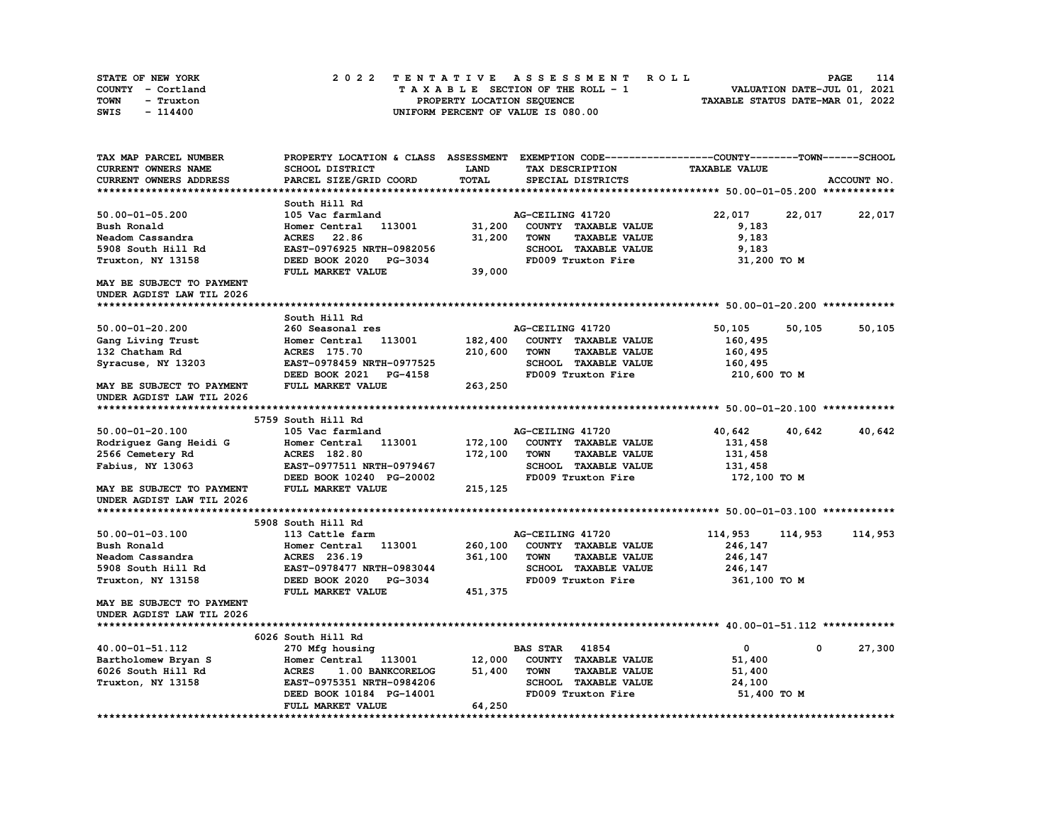STATE OF NEW YORK — 2022 TENTATIVE ASSESSMENT ROLL
COUNTY - Cortland — TAXABLE SECTION OF THE ROLL - 1 — VALUATION DATE-JUL 01, 2021
TOWN - Truxton — PROPERTY LOCATION SEQUENCE — TAXABLE STATUS DATE-MAR 01, 2022
SWIS - 114400 — UNIFORM PERCENT OF VALUE IS 080.00

| TAX MAP PARCEL NUMBER / CURRENT OWNERS NAME / CURRENT OWNERS ADDRESS | PROPERTY LOCATION & CLASS / SCHOOL DISTRICT / PARCEL SIZE/GRID COORD | ASSESSMENT LAND / TOTAL | EXEMPTION CODE / TAX DESCRIPTION / SPECIAL DISTRICTS | COUNTY | TOWN | SCHOOL |
|---|---|---|---|---|---|---|
| **50.00-01-05.200** | South Hill Rd | | | | | |
| 50.00-01-05.200 | 105 Vac farmland | | AG-CEILING 41720 | 22,017 | 22,017 | 22,017 |
| Bush Ronald | Homer Central 113001 | 31,200 | COUNTY TAXABLE VALUE | 9,183 | | |
| Neadom Cassandra | ACRES 22.86 | 31,200 | TOWN TAXABLE VALUE | 9,183 | | |
| 5908 South Hill Rd | EAST-0976925 NRTH-0982056 | | SCHOOL TAXABLE VALUE | 9,183 | | |
| Truxton, NY 13158 | DEED BOOK 2020 PG-3034 | | FD009 Truxton Fire | 31,200 TO M | | |
| | FULL MARKET VALUE | 39,000 | | | | |
| MAY BE SUBJECT TO PAYMENT UNDER AGDIST LAW TIL 2026 | | | | | | |
| **50.00-01-20.200** | South Hill Rd | | | | | |
| 50.00-01-20.200 | 260 Seasonal res | | AG-CEILING 41720 | 50,105 | 50,105 | 50,105 |
| Gang Living Trust | Homer Central 113001 | 182,400 | COUNTY TAXABLE VALUE | 160,495 | | |
| 132 Chatham Rd | ACRES 175.70 | 210,600 | TOWN TAXABLE VALUE | 160,495 | | |
| Syracuse, NY 13203 | EAST-0978459 NRTH-0977525 | | SCHOOL TAXABLE VALUE | 160,495 | | |
| | DEED BOOK 2021 PG-4158 | | FD009 Truxton Fire | 210,600 TO M | | |
| MAY BE SUBJECT TO PAYMENT UNDER AGDIST LAW TIL 2026 | FULL MARKET VALUE | 263,250 | | | | |
| **50.00-01-20.100** | 5759 South Hill Rd | | | | | |
| 50.00-01-20.100 | 105 Vac farmland | | AG-CEILING 41720 | 40,642 | 40,642 | 40,642 |
| Rodriguez Gang Heidi G | Homer Central 113001 | 172,100 | COUNTY TAXABLE VALUE | 131,458 | | |
| 2566 Cemetery Rd | ACRES 182.80 | 172,100 | TOWN TAXABLE VALUE | 131,458 | | |
| Fabius, NY 13063 | EAST-0977511 NRTH-0979467 | | SCHOOL TAXABLE VALUE | 131,458 | | |
| | DEED BOOK 10240 PG-20002 | | FD009 Truxton Fire | 172,100 TO M | | |
| MAY BE SUBJECT TO PAYMENT UNDER AGDIST LAW TIL 2026 | FULL MARKET VALUE | 215,125 | | | | |
| **50.00-01-03.100** | 5908 South Hill Rd | | | | | |
| 50.00-01-03.100 | 113 Cattle farm | | AG-CEILING 41720 | 114,953 | 114,953 | 114,953 |
| Bush Ronald | Homer Central 113001 | 260,100 | COUNTY TAXABLE VALUE | 246,147 | | |
| Neadom Cassandra | ACRES 236.19 | 361,100 | TOWN TAXABLE VALUE | 246,147 | | |
| 5908 South Hill Rd | EAST-0978477 NRTH-0983044 | | SCHOOL TAXABLE VALUE | 246,147 | | |
| Truxton, NY 13158 | DEED BOOK 2020 PG-3034 | | FD009 Truxton Fire | 361,100 TO M | | |
| | FULL MARKET VALUE | 451,375 | | | | |
| MAY BE SUBJECT TO PAYMENT UNDER AGDIST LAW TIL 2026 | | | | | | |
| **40.00-01-51.112** | 6026 South Hill Rd | | | | | |
| 40.00-01-51.112 | 270 Mfg housing | | BAS STAR 41854 | 0 | 0 | 27,300 |
| Bartholomew Bryan S | Homer Central 113001 | 12,000 | COUNTY TAXABLE VALUE | 51,400 | | |
| 6026 South Hill Rd | ACRES 1.00 BANKCORELOG | 51,400 | TOWN TAXABLE VALUE | 51,400 | | |
| Truxton, NY 13158 | EAST-0975351 NRTH-0984206 | | SCHOOL TAXABLE VALUE | 24,100 | | |
| | DEED BOOK 10184 PG-14001 | | FD009 Truxton Fire | 51,400 TO M | | |
| | FULL MARKET VALUE | 64,250 | | | | |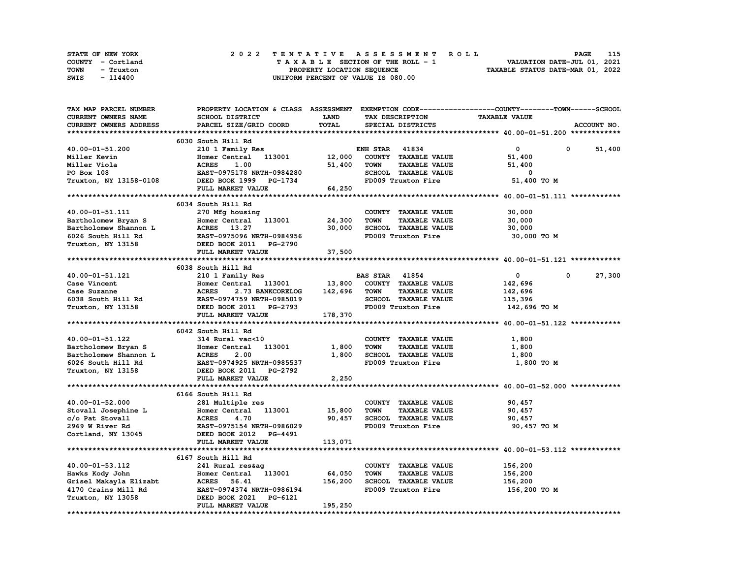STATE OF NEW YORK — 2022 TENTATIVE ASSESSMENT ROLL
COUNTY - Cortland — TAXABLE SECTION OF THE ROLL - 1 — VALUATION DATE-JUL 01, 2021
TOWN - Truxton — PROPERTY LOCATION SEQUENCE — TAXABLE STATUS DATE-MAR 01, 2022
SWIS - 114400 — UNIFORM PERCENT OF VALUE IS 080.00

| TAX MAP PARCEL NUMBER / CURRENT OWNERS NAME / CURRENT OWNERS ADDRESS | PROPERTY LOCATION & CLASS / SCHOOL DISTRICT / PARCEL SIZE/GRID COORD | ASSESSMENT LAND / TOTAL | EXEMPTION CODE / TAX DESCRIPTION / SPECIAL DISTRICTS | COUNTY | TOWN | SCHOOL / TAXABLE VALUE | ACCOUNT NO. |
|---|---|---|---|---|---|---|---|
| **40.00-01-51.200** | 6030 South Hill Rd | | | | | | |
| 40.00-01-51.200 | 210 1 Family Res | | ENH STAR 41834 | 0 | 0 | 51,400 | |
| Miller Kevin | Homer Central 113001 | 12,000 | COUNTY TAXABLE VALUE | 51,400 | | | |
| Miller Viola | ACRES 1.00 | 51,400 | TOWN TAXABLE VALUE | 51,400 | | | |
| PO Box 108 | EAST-0975178 NRTH-0984280 | | SCHOOL TAXABLE VALUE | 0 | | | |
| Truxton, NY 13158-0108 | DEED BOOK 1999 PG-1734 | | FD009 Truxton Fire | 51,400 TO M | | | |
| | FULL MARKET VALUE | 64,250 | | | | | |
| **40.00-01-51.111** | 6034 South Hill Rd | | | | | | |
| 40.00-01-51.111 | 270 Mfg housing | | COUNTY TAXABLE VALUE | 30,000 | | | |
| Bartholomew Bryan S | Homer Central 113001 | 24,300 | TOWN TAXABLE VALUE | 30,000 | | | |
| Bartholomew Shannon L | ACRES 13.27 | 30,000 | SCHOOL TAXABLE VALUE | 30,000 | | | |
| 6026 South Hill Rd | EAST-0975096 NRTH-0984956 | | FD009 Truxton Fire | 30,000 TO M | | | |
| Truxton, NY 13158 | DEED BOOK 2011 PG-2790 | | | | | | |
| | FULL MARKET VALUE | 37,500 | | | | | |
| **40.00-01-51.121** | 6038 South Hill Rd | | | | | | |
| 40.00-01-51.121 | 210 1 Family Res | | BAS STAR 41854 | 0 | 0 | 27,300 | |
| Case Vincent | Homer Central 113001 | 13,800 | COUNTY TAXABLE VALUE | 142,696 | | | |
| Case Suzanne | ACRES 2.73 BANKCORELOG | 142,696 | TOWN TAXABLE VALUE | 142,696 | | | |
| 6038 South Hill Rd | EAST-0974759 NRTH-0985019 | | SCHOOL TAXABLE VALUE | 115,396 | | | |
| Truxton, NY 13158 | DEED BOOK 2011 PG-2793 | | FD009 Truxton Fire | 142,696 TO M | | | |
| | FULL MARKET VALUE | 178,370 | | | | | |
| **40.00-01-51.122** | 6042 South Hill Rd | | | | | | |
| 40.00-01-51.122 | 314 Rural vac<10 | | COUNTY TAXABLE VALUE | 1,800 | | | |
| Bartholomew Bryan S | Homer Central 113001 | 1,800 | TOWN TAXABLE VALUE | 1,800 | | | |
| Bartholomew Shannon L | ACRES 2.00 | 1,800 | SCHOOL TAXABLE VALUE | 1,800 | | | |
| 6026 South Hill Rd | EAST-0974925 NRTH-0985537 | | FD009 Truxton Fire | 1,800 TO M | | | |
| Truxton, NY 13158 | DEED BOOK 2011 PG-2792 | | | | | | |
| | FULL MARKET VALUE | 2,250 | | | | | |
| **40.00-01-52.000** | 6166 South Hill Rd | | | | | | |
| 40.00-01-52.000 | 281 Multiple res | | COUNTY TAXABLE VALUE | 90,457 | | | |
| Stovall Josephine L | Homer Central 113001 | 15,800 | TOWN TAXABLE VALUE | 90,457 | | | |
| c/o Pat Stovall | ACRES 4.70 | 90,457 | SCHOOL TAXABLE VALUE | 90,457 | | | |
| 2969 W River Rd | EAST-0975154 NRTH-0986029 | | FD009 Truxton Fire | 90,457 TO M | | | |
| Cortland, NY 13045 | DEED BOOK 2012 PG-4491 | | | | | | |
| | FULL MARKET VALUE | 113,071 | | | | | |
| **40.00-01-53.112** | 6167 South Hill Rd | | | | | | |
| 40.00-01-53.112 | 241 Rural res&ag | | COUNTY TAXABLE VALUE | 156,200 | | | |
| Hawks Kody John | Homer Central 113001 | 64,050 | TOWN TAXABLE VALUE | 156,200 | | | |
| Grisel Makayla Elizabt | ACRES 56.41 | 156,200 | SCHOOL TAXABLE VALUE | 156,200 | | | |
| 4170 Crains Mill Rd | EAST-0974374 NRTH-0986194 | | FD009 Truxton Fire | 156,200 TO M | | | |
| Truxton, NY 13058 | DEED BOOK 2021 PG-6121 | | | | | | |
| | FULL MARKET VALUE | 195,250 | | | | | |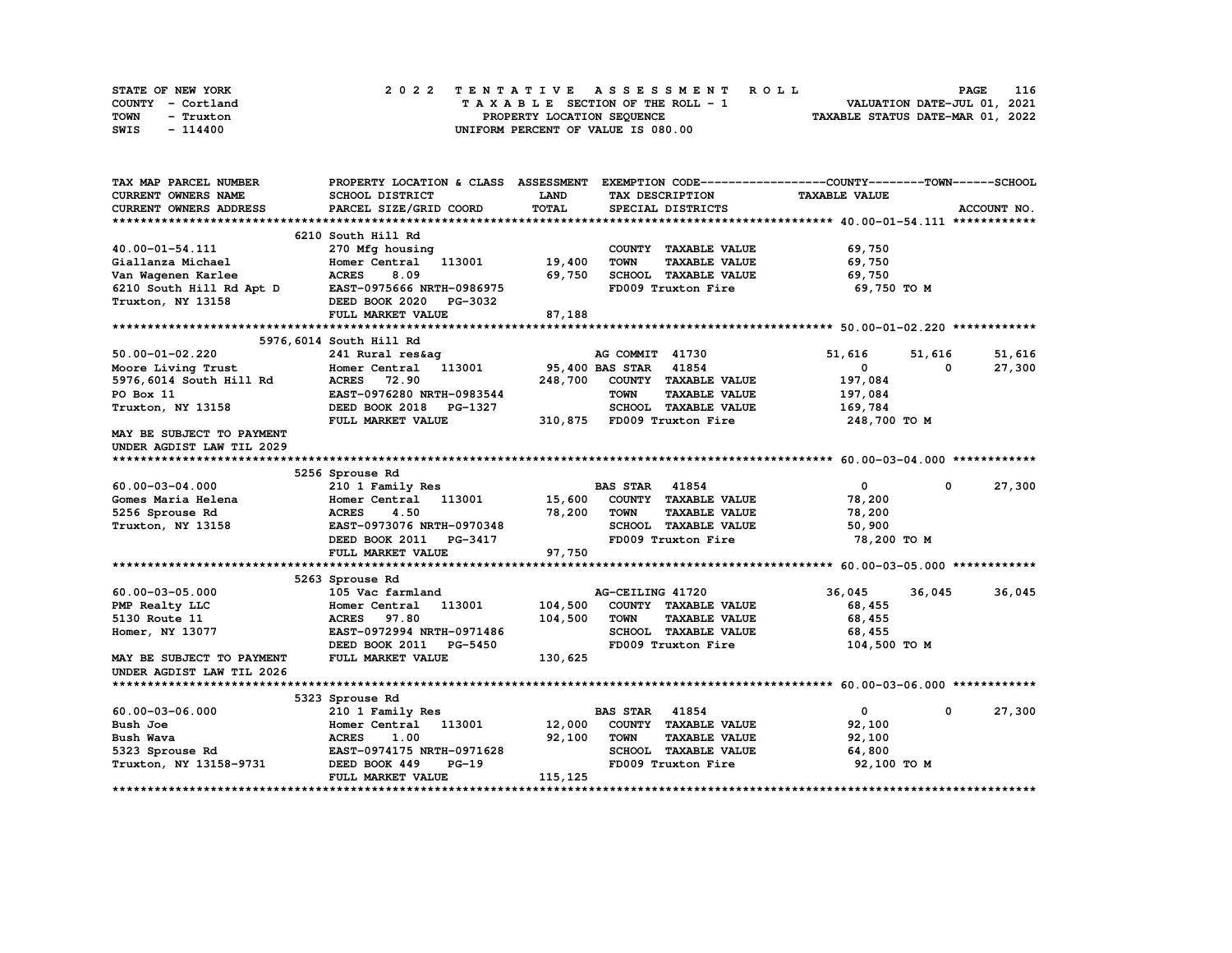STATE OF NEW YORK | 2022 TENTATIVE ASSESSMENT ROLL | VALUATION DATE-JUL 01, 2021
COUNTY - Cortland | TAXABLE SECTION OF THE ROLL - 1 | TAXABLE STATUS DATE-MAR 01, 2022
TOWN - Truxton | PROPERTY LOCATION SEQUENCE
SWIS - 114400 | UNIFORM PERCENT OF VALUE IS 080.00

| TAX MAP PARCEL NUMBER / CURRENT OWNERS NAME / CURRENT OWNERS ADDRESS | PROPERTY LOCATION & CLASS / SCHOOL DISTRICT / PARCEL SIZE/GRID COORD | ASSESSMENT LAND / TOTAL | EXEMPTION CODE / TAX DESCRIPTION / SPECIAL DISTRICTS | COUNTY TAXABLE VALUE | TOWN | SCHOOL | ACCOUNT NO. |
|---|---|---|---|---|---|---|---|
| **40.00-01-54.111** | 6210 South Hill Rd | | | | | | |
| 40.00-01-54.111 | 270 Mfg housing | | COUNTY TAXABLE VALUE | 69,750 | | | |
| Giallanza Michael | Homer Central 113001 | 19,400 | TOWN TAXABLE VALUE | 69,750 | | | |
| Van Wagenen Karlee | ACRES 8.09 | 69,750 | SCHOOL TAXABLE VALUE | 69,750 | | | |
| 6210 South Hill Rd Apt D | EAST-0975666 NRTH-0986975 | | FD009 Truxton Fire | 69,750 TO M | | | |
| Truxton, NY 13158 | DEED BOOK 2020 PG-3032 | | | | | | |
| | FULL MARKET VALUE | 87,188 | | | | | |
| **50.00-01-02.220** | 5976,6014 South Hill Rd | | | | | | |
| 50.00-01-02.220 | 241 Rural res&ag | | AG COMMIT 41730 | 51,616 | 51,616 | 51,616 | |
| Moore Living Trust | Homer Central 113001 | 95,400 | BAS STAR 41854 | 0 | 0 | 27,300 | |
| 5976,6014 South Hill Rd | ACRES 72.90 | 248,700 | COUNTY TAXABLE VALUE | 197,084 | | | |
| PO Box 11 | EAST-0976280 NRTH-0983544 | | TOWN TAXABLE VALUE | 197,084 | | | |
| Truxton, NY 13158 | DEED BOOK 2018 PG-1327 | | SCHOOL TAXABLE VALUE | 169,784 | | | |
| | FULL MARKET VALUE | 310,875 | FD009 Truxton Fire | 248,700 TO M | | | |
| MAY BE SUBJECT TO PAYMENT UNDER AGDIST LAW TIL 2029 | | | | | | | |
| **60.00-03-04.000** | 5256 Sprouse Rd | | | | | | |
| 60.00-03-04.000 | 210 1 Family Res | | BAS STAR 41854 | 0 | 0 | 27,300 | |
| Gomes Maria Helena | Homer Central 113001 | 15,600 | COUNTY TAXABLE VALUE | 78,200 | | | |
| 5256 Sprouse Rd | ACRES 4.50 | 78,200 | TOWN TAXABLE VALUE | 78,200 | | | |
| Truxton, NY 13158 | EAST-0973076 NRTH-0970348 | | SCHOOL TAXABLE VALUE | 50,900 | | | |
| | DEED BOOK 2011 PG-3417 | | FD009 Truxton Fire | 78,200 TO M | | | |
| | FULL MARKET VALUE | 97,750 | | | | | |
| **60.00-03-05.000** | 5263 Sprouse Rd | | | | | | |
| 60.00-03-05.000 | 105 Vac farmland | | AG-CEILING 41720 | 36,045 | 36,045 | 36,045 | |
| PMP Realty LLC | Homer Central 113001 | 104,500 | COUNTY TAXABLE VALUE | 68,455 | | | |
| 5130 Route 11 | ACRES 97.80 | 104,500 | TOWN TAXABLE VALUE | 68,455 | | | |
| Homer, NY 13077 | EAST-0972994 NRTH-0971486 | | SCHOOL TAXABLE VALUE | 68,455 | | | |
| | DEED BOOK 2011 PG-5450 | | FD009 Truxton Fire | 104,500 TO M | | | |
| MAY BE SUBJECT TO PAYMENT UNDER AGDIST LAW TIL 2026 | FULL MARKET VALUE | 130,625 | | | | | |
| **60.00-03-06.000** | 5323 Sprouse Rd | | | | | | |
| 60.00-03-06.000 | 210 1 Family Res | | BAS STAR 41854 | 0 | 0 | 27,300 | |
| Bush Joe | Homer Central 113001 | 12,000 | COUNTY TAXABLE VALUE | 92,100 | | | |
| Bush Wava | ACRES 1.00 | 92,100 | TOWN TAXABLE VALUE | 92,100 | | | |
| 5323 Sprouse Rd | EAST-0974175 NRTH-0971628 | | SCHOOL TAXABLE VALUE | 64,800 | | | |
| Truxton, NY 13158-9731 | DEED BOOK 449 PG-19 | | FD009 Truxton Fire | 92,100 TO M | | | |
| | FULL MARKET VALUE | 115,125 | | | | | |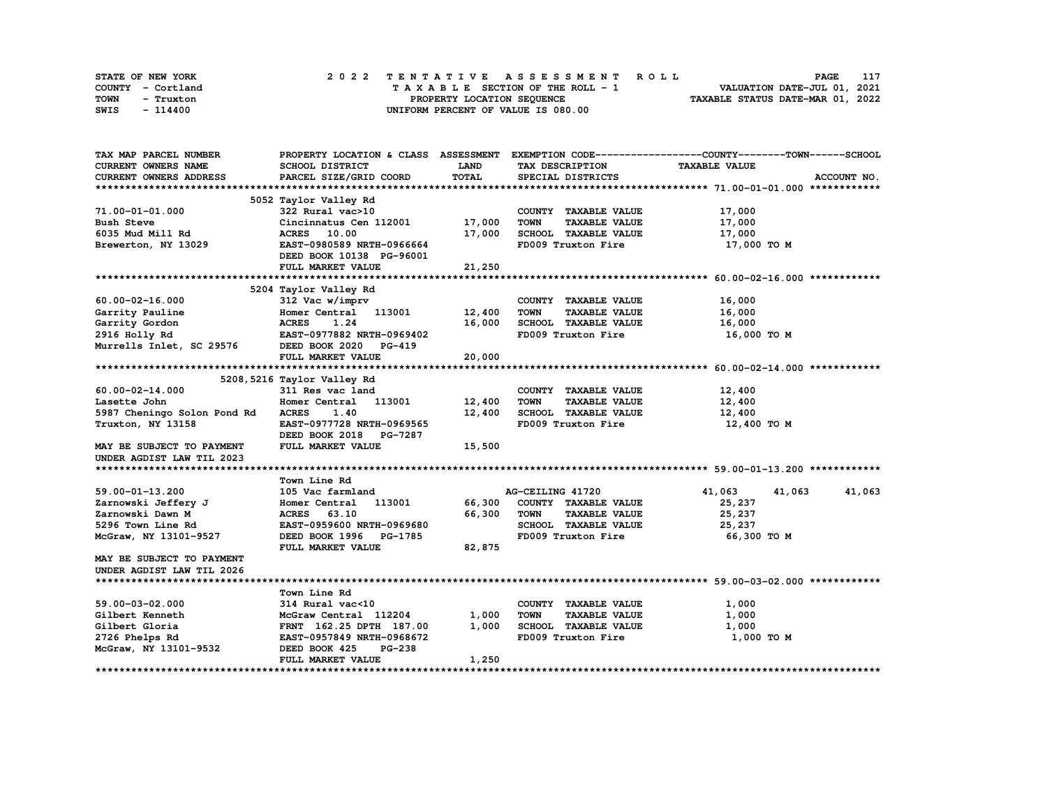STATE OF NEW YORK
COUNTY - Cortland
TOWN - Truxton
SWIS - 114400

# 2022 TENTATIVE ASSESSMENT ROLL
TAXABLE SECTION OF THE ROLL - 1
PROPERTY LOCATION SEQUENCE
UNIFORM PERCENT OF VALUE IS 080.00

VALUATION DATE-JUL 01, 2021
TAXABLE STATUS DATE-MAR 01, 2022

| TAX MAP PARCEL NUMBER / CURRENT OWNERS NAME / CURRENT OWNERS ADDRESS | PROPERTY LOCATION & CLASS / SCHOOL DISTRICT / PARCEL SIZE/GRID COORD | ASSESSMENT LAND / TOTAL | EXEMPTION CODE / TAX DESCRIPTION / SPECIAL DISTRICTS | COUNTY | TOWN | SCHOOL TAXABLE VALUE | ACCOUNT NO. |
|---|---|---|---|---|---|---|---|
| **71.00-01-01.000** | 5052 Taylor Valley Rd | | | | | | |
| 71.00-01-01.000 | 322 Rural vac>10 | | COUNTY TAXABLE VALUE | 17,000 | | | |
| Bush Steve | Cincinnatus Cen 112001 | 17,000 | TOWN TAXABLE VALUE | | 17,000 | | |
| 6035 Mud Mill Rd | ACRES 10.00 | 17,000 | SCHOOL TAXABLE VALUE | | | 17,000 | |
| Brewerton, NY 13029 | EAST-0980589 NRTH-0966664 | | FD009 Truxton Fire | 17,000 TO M | | | |
| | DEED BOOK 10138 PG-96001 | | | | | | |
| | FULL MARKET VALUE | 21,250 | | | | | |
| **60.00-02-16.000** | 5204 Taylor Valley Rd | | | | | | |
| 60.00-02-16.000 | 312 Vac w/imprv | | COUNTY TAXABLE VALUE | 16,000 | | | |
| Garrity Pauline | Homer Central 113001 | 12,400 | TOWN TAXABLE VALUE | | 16,000 | | |
| Garrity Gordon | ACRES 1.24 | 16,000 | SCHOOL TAXABLE VALUE | | | 16,000 | |
| 2916 Holly Rd | EAST-0977882 NRTH-0969402 | | FD009 Truxton Fire | 16,000 TO M | | | |
| Murrells Inlet, SC 29576 | DEED BOOK 2020 PG-419 | | | | | | |
| | FULL MARKET VALUE | 20,000 | | | | | |
| **60.00-02-14.000** | 5208,5216 Taylor Valley Rd | | | | | | |
| 60.00-02-14.000 | 311 Res vac land | | COUNTY TAXABLE VALUE | 12,400 | | | |
| Lasette John | Homer Central 113001 | 12,400 | TOWN TAXABLE VALUE | | 12,400 | | |
| 5987 Cheningo Solon Pond Rd | ACRES 1.40 | 12,400 | SCHOOL TAXABLE VALUE | | | 12,400 | |
| Truxton, NY 13158 | EAST-0977728 NRTH-0969565 | | FD009 Truxton Fire | 12,400 TO M | | | |
| | DEED BOOK 2018 PG-7287 | | | | | | |
| MAY BE SUBJECT TO PAYMENT | FULL MARKET VALUE | 15,500 | | | | | |
| UNDER AGDIST LAW TIL 2023 | | | | | | | |
| **59.00-01-13.200** | Town Line Rd | | | | | | |
| 59.00-01-13.200 | 105 Vac farmland | | AG-CEILING 41720 | 41,063 | 41,063 | 41,063 | |
| Zarnowski Jeffery J | Homer Central 113001 | 66,300 | COUNTY TAXABLE VALUE | 25,237 | | | |
| Zarnowski Dawn M | ACRES 63.10 | 66,300 | TOWN TAXABLE VALUE | | 25,237 | | |
| 5296 Town Line Rd | EAST-0959600 NRTH-0969680 | | SCHOOL TAXABLE VALUE | | | 25,237 | |
| McGraw, NY 13101-9527 | DEED BOOK 1996 PG-1785 | | FD009 Truxton Fire | 66,300 TO M | | | |
| | FULL MARKET VALUE | 82,875 | | | | | |
| MAY BE SUBJECT TO PAYMENT | | | | | | | |
| UNDER AGDIST LAW TIL 2026 | | | | | | | |
| **59.00-03-02.000** | Town Line Rd | | | | | | |
| 59.00-03-02.000 | 314 Rural vac<10 | | COUNTY TAXABLE VALUE | 1,000 | | | |
| Gilbert Kenneth | McGraw Central 112204 | 1,000 | TOWN TAXABLE VALUE | | 1,000 | | |
| Gilbert Gloria | FRNT 162.25 DPTH 187.00 | 1,000 | SCHOOL TAXABLE VALUE | | | 1,000 | |
| 2726 Phelps Rd | EAST-0957849 NRTH-0968672 | | FD009 Truxton Fire | 1,000 TO M | | | |
| McGraw, NY 13101-9532 | DEED BOOK 425 PG-238 | | | | | | |
| | FULL MARKET VALUE | 1,250 | | | | | |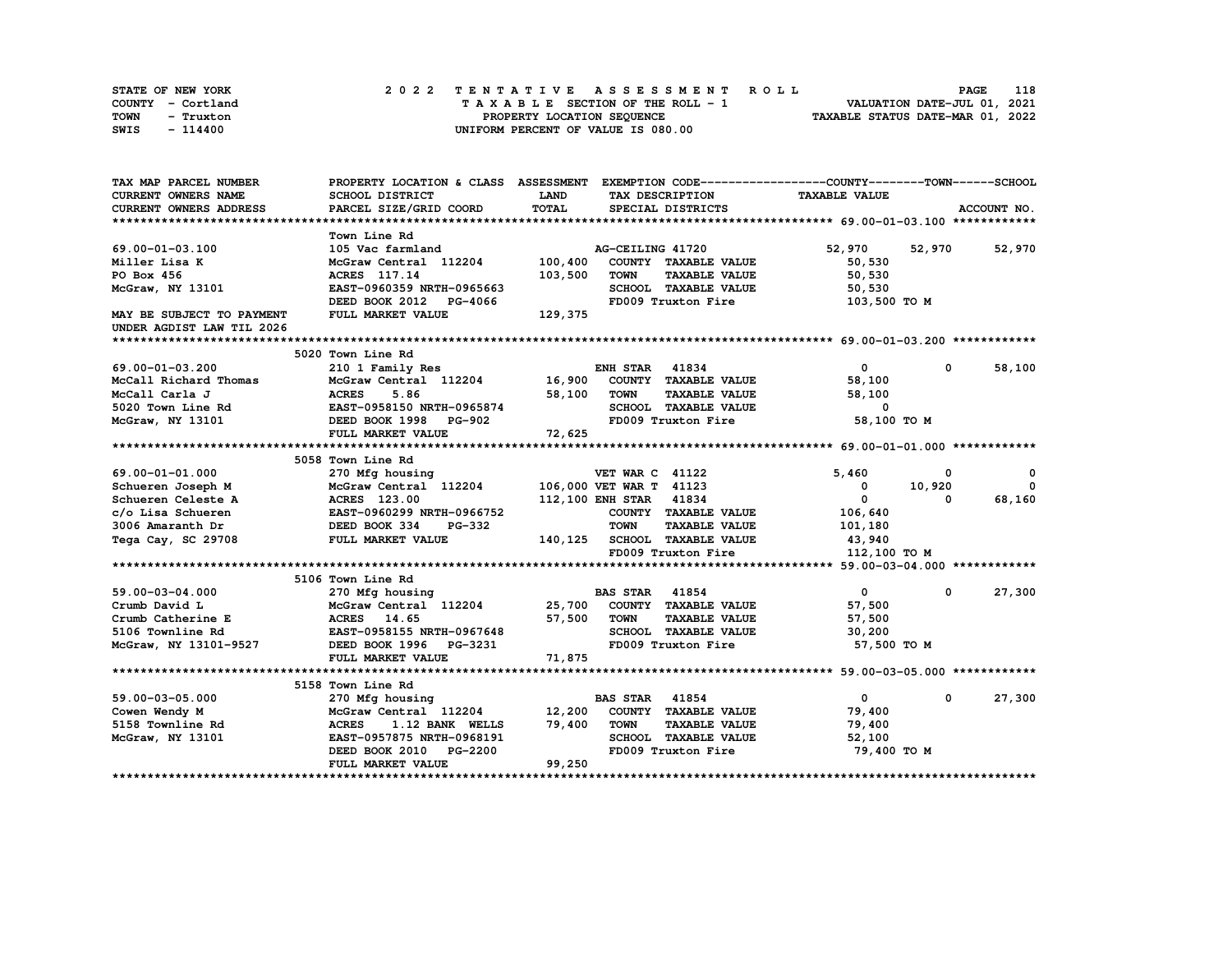STATE OF NEW YORK — 2022 TENTATIVE ASSESSMENT ROLL
COUNTY - Cortland — TAXABLE SECTION OF THE ROLL - 1 — VALUATION DATE-JUL 01, 2021
TOWN - Truxton — PROPERTY LOCATION SEQUENCE — TAXABLE STATUS DATE-MAR 01, 2022
SWIS - 114400 — UNIFORM PERCENT OF VALUE IS 080.00

| TAX MAP PARCEL NUMBER / CURRENT OWNERS NAME / CURRENT OWNERS ADDRESS | PROPERTY LOCATION & CLASS / SCHOOL DISTRICT / PARCEL SIZE/GRID COORD | ASSESSMENT LAND / TOTAL | EXEMPTION CODE / TAX DESCRIPTION / SPECIAL DISTRICTS | COUNTY TAXABLE VALUE | TOWN | SCHOOL |
|---|---|---|---|---|---|---|
| **69.00-01-03.100** | Town Line Rd | | | | | |
| 69.00-01-03.100 | 105 Vac farmland | | AG-CEILING 41720 | 52,970 | 52,970 | 52,970 |
| Miller Lisa K | McGraw Central 112204 | 100,400 | COUNTY TAXABLE VALUE | 50,530 | | |
| PO Box 456 | ACRES 117.14 | 103,500 | TOWN TAXABLE VALUE | 50,530 | | |
| McGraw, NY 13101 | EAST-0960359 NRTH-0965663 | | SCHOOL TAXABLE VALUE | 50,530 | | |
| | DEED BOOK 2012 PG-4066 | | FD009 Truxton Fire | 103,500 TO M | | |
| MAY BE SUBJECT TO PAYMENT UNDER AGDIST LAW TIL 2026 | FULL MARKET VALUE | 129,375 | | | | |
| **69.00-01-03.200** | 5020 Town Line Rd | | | | | |
| 69.00-01-03.200 | 210 1 Family Res | | ENH STAR 41834 | 0 | 0 | 58,100 |
| McCall Richard Thomas | McGraw Central 112204 | 16,900 | COUNTY TAXABLE VALUE | 58,100 | | |
| McCall Carla J | ACRES 5.86 | 58,100 | TOWN TAXABLE VALUE | 58,100 | | |
| 5020 Town Line Rd | EAST-0958150 NRTH-0965874 | | SCHOOL TAXABLE VALUE | 0 | | |
| McGraw, NY 13101 | DEED BOOK 1998 PG-902 | | FD009 Truxton Fire | 58,100 TO M | | |
| | FULL MARKET VALUE | 72,625 | | | | |
| **69.00-01-01.000** | 5058 Town Line Rd | | | | | |
| 69.00-01-01.000 | 270 Mfg housing | | VET WAR C 41122 | 5,460 | 0 | 0 |
| Schueren Joseph M | McGraw Central 112204 | 106,000 | VET WAR T 41123 | 0 | 10,920 | 0 |
| Schueren Celeste A | ACRES 123.00 | 112,100 | ENH STAR 41834 | 0 | 0 | 68,160 |
| c/o Lisa Schueren | EAST-0960299 NRTH-0966752 | | COUNTY TAXABLE VALUE | 106,640 | | |
| 3006 Amaranth Dr | DEED BOOK 334 PG-332 | | TOWN TAXABLE VALUE | 101,180 | | |
| Tega Cay, SC 29708 | FULL MARKET VALUE | 140,125 | SCHOOL TAXABLE VALUE | 43,940 | | |
| | | | FD009 Truxton Fire | 112,100 TO M | | |
| **59.00-03-04.000** | 5106 Town Line Rd | | | | | |
| 59.00-03-04.000 | 270 Mfg housing | | BAS STAR 41854 | 0 | 0 | 27,300 |
| Crumb David L | McGraw Central 112204 | 25,700 | COUNTY TAXABLE VALUE | 57,500 | | |
| Crumb Catherine E | ACRES 14.65 | 57,500 | TOWN TAXABLE VALUE | 57,500 | | |
| 5106 Townline Rd | EAST-0958155 NRTH-0967648 | | SCHOOL TAXABLE VALUE | 30,200 | | |
| McGraw, NY 13101-9527 | DEED BOOK 1996 PG-3231 | | FD009 Truxton Fire | 57,500 TO M | | |
| | FULL MARKET VALUE | 71,875 | | | | |
| **59.00-03-05.000** | 5158 Town Line Rd | | | | | |
| 59.00-03-05.000 | 270 Mfg housing | | BAS STAR 41854 | 0 | 0 | 27,300 |
| Cowen Wendy M | McGraw Central 112204 | 12,200 | COUNTY TAXABLE VALUE | 79,400 | | |
| 5158 Townline Rd | ACRES 1.12 BANK WELLS | 79,400 | TOWN TAXABLE VALUE | 79,400 | | |
| McGraw, NY 13101 | EAST-0957875 NRTH-0968191 | | SCHOOL TAXABLE VALUE | 52,100 | | |
| | DEED BOOK 2010 PG-2200 | | FD009 Truxton Fire | 79,400 TO M | | |
| | FULL MARKET VALUE | 99,250 | | | | |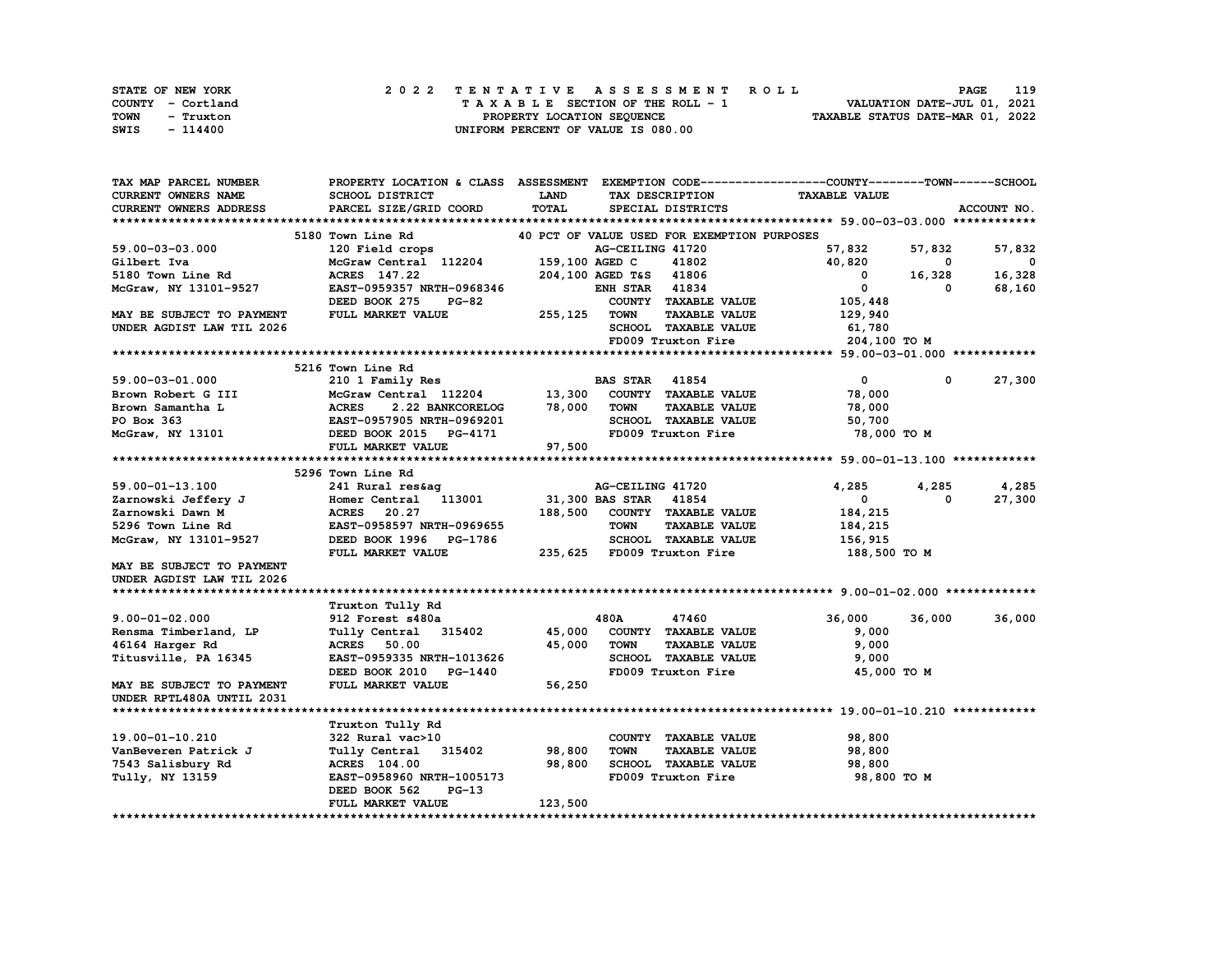STATE OF NEW YORK
COUNTY - Cortland
TOWN - Truxton
SWIS - 114400

2022 TENTATIVE ASSESSMENT ROLL
TAXABLE SECTION OF THE ROLL - 1
PROPERTY LOCATION SEQUENCE
UNIFORM PERCENT OF VALUE IS 080.00

VALUATION DATE-JUL 01, 2021
TAXABLE STATUS DATE-MAR 01, 2022

| TAX MAP PARCEL NUMBER / CURRENT OWNERS NAME / CURRENT OWNERS ADDRESS | PROPERTY LOCATION & CLASS / SCHOOL DISTRICT / PARCEL SIZE/GRID COORD | ASSESSMENT LAND / TOTAL | EXEMPTION CODE / TAX DESCRIPTION / SPECIAL DISTRICTS | COUNTY TAXABLE VALUE | TOWN | SCHOOL / ACCOUNT NO. |
|---|---|---|---|---|---|---|
| **59.00-03-03.000** | 5180 Town Line Rd | | 40 PCT OF VALUE USED FOR EXEMPTION PURPOSES | | | |
| 59.00-03-03.000 | 120 Field crops | | AG-CEILING 41720 | 57,832 | 57,832 | 57,832 |
| Gilbert Iva | McGraw Central 112204 | 159,100 | AGED C 41802 | 40,820 | 0 | 0 |
| 5180 Town Line Rd | ACRES 147.22 | 204,100 | AGED T&S 41806 | 0 | 16,328 | 16,328 |
| McGraw, NY 13101-9527 | EAST-0959357 NRTH-0968346 | | ENH STAR 41834 | 0 | 0 | 68,160 |
| | DEED BOOK 275 PG-82 | | COUNTY TAXABLE VALUE | 105,448 | | |
| MAY BE SUBJECT TO PAYMENT | FULL MARKET VALUE | 255,125 | TOWN TAXABLE VALUE | 129,940 | | |
| UNDER AGDIST LAW TIL 2026 | | | SCHOOL TAXABLE VALUE | 61,780 | | |
| | | | FD009 Truxton Fire | 204,100 TO M | | |
| **59.00-03-01.000** | 5216 Town Line Rd | | | | | |
| 59.00-03-01.000 | 210 1 Family Res | | BAS STAR 41854 | 0 | 0 | 27,300 |
| Brown Robert G III | McGraw Central 112204 | 13,300 | COUNTY TAXABLE VALUE | 78,000 | | |
| Brown Samantha L | ACRES 2.22 BANKCORELOG | 78,000 | TOWN TAXABLE VALUE | 78,000 | | |
| PO Box 363 | EAST-0957905 NRTH-0969201 | | SCHOOL TAXABLE VALUE | 50,700 | | |
| McGraw, NY 13101 | DEED BOOK 2015 PG-4171 | | FD009 Truxton Fire | 78,000 TO M | | |
| | FULL MARKET VALUE | 97,500 | | | | |
| **59.00-01-13.100** | 5296 Town Line Rd | | | | | |
| 59.00-01-13.100 | 241 Rural res&ag | | AG-CEILING 41720 | 4,285 | 4,285 | 4,285 |
| Zarnowski Jeffery J | Homer Central 113001 | 31,300 | BAS STAR 41854 | 0 | 0 | 27,300 |
| Zarnowski Dawn M | ACRES 20.27 | 188,500 | COUNTY TAXABLE VALUE | 184,215 | | |
| 5296 Town Line Rd | EAST-0958597 NRTH-0969655 | | TOWN TAXABLE VALUE | 184,215 | | |
| McGraw, NY 13101-9527 | DEED BOOK 1996 PG-1786 | | SCHOOL TAXABLE VALUE | 156,915 | | |
| | FULL MARKET VALUE | 235,625 | FD009 Truxton Fire | 188,500 TO M | | |
| MAY BE SUBJECT TO PAYMENT | | | | | | |
| UNDER AGDIST LAW TIL 2026 | | | | | | |
| **9.00-01-02.000** | Truxton Tully Rd | | | | | |
| 9.00-01-02.000 | 912 Forest s480a | | 480A 47460 | 36,000 | 36,000 | 36,000 |
| Rensma Timberland, LP | Tully Central 315402 | 45,000 | COUNTY TAXABLE VALUE | 9,000 | | |
| 46164 Harger Rd | ACRES 50.00 | 45,000 | TOWN TAXABLE VALUE | 9,000 | | |
| Titusville, PA 16345 | EAST-0959335 NRTH-1013626 | | SCHOOL TAXABLE VALUE | 9,000 | | |
| | DEED BOOK 2010 PG-1440 | | FD009 Truxton Fire | 45,000 TO M | | |
| MAY BE SUBJECT TO PAYMENT | FULL MARKET VALUE | 56,250 | | | | |
| UNDER RPTL480A UNTIL 2031 | | | | | | |
| **19.00-01-10.210** | Truxton Tully Rd | | | | | |
| 19.00-01-10.210 | 322 Rural vac>10 | | COUNTY TAXABLE VALUE | 98,800 | | |
| VanBeveren Patrick J | Tully Central 315402 | 98,800 | TOWN TAXABLE VALUE | 98,800 | | |
| 7543 Salisbury Rd | ACRES 104.00 | 98,800 | SCHOOL TAXABLE VALUE | 98,800 | | |
| Tully, NY 13159 | EAST-0958960 NRTH-1005173 | | FD009 Truxton Fire | 98,800 TO M | | |
| | DEED BOOK 562 PG-13 | | | | | |
| | FULL MARKET VALUE | 123,500 | | | | |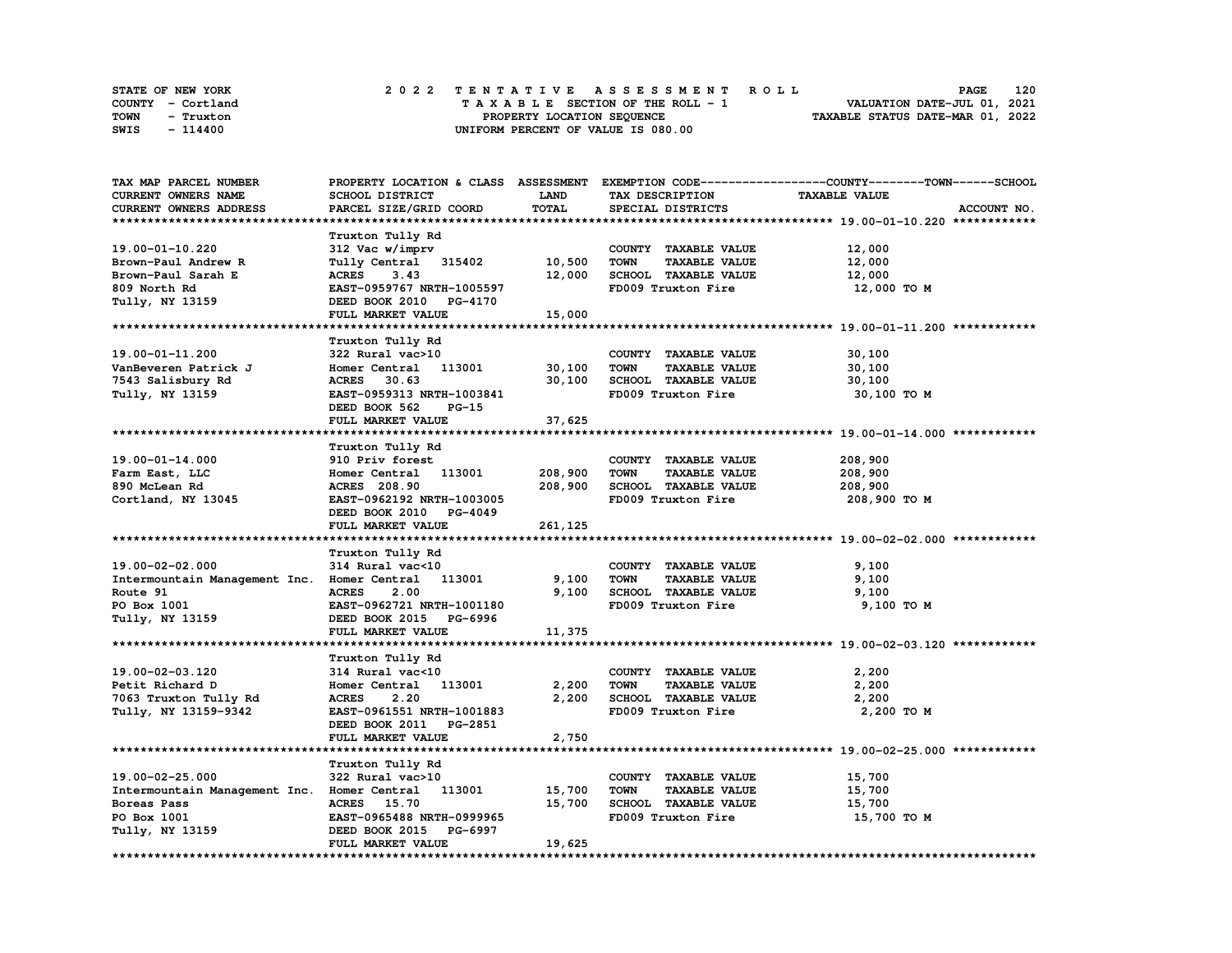STATE OF NEW YORK — COUNTY - Cortland — TOWN - Truxton — SWIS - 114400

**2022 TENTATIVE ASSESSMENT ROLL**
TAXABLE SECTION OF THE ROLL - 1
PROPERTY LOCATION SEQUENCE
UNIFORM PERCENT OF VALUE IS 080.00

VALUATION DATE-JUL 01, 2021
TAXABLE STATUS DATE-MAR 01, 2022

| TAX MAP PARCEL NUMBER / CURRENT OWNERS NAME / CURRENT OWNERS ADDRESS | PROPERTY LOCATION & CLASS / SCHOOL DISTRICT / PARCEL SIZE/GRID COORD | ASSESSMENT LAND | TOTAL | EXEMPTION CODE / TAX DESCRIPTION / SPECIAL DISTRICTS | TAXABLE VALUE (COUNTY / TOWN / SCHOOL) |
|---|---|---|---|---|---|
| **19.00-01-10.220** | Truxton Tully Rd | | | | |
| | 312 Vac w/imprv | | | COUNTY TAXABLE VALUE | 12,000 |
| Brown-Paul Andrew R | Tully Central 315402 | 10,500 | | TOWN TAXABLE VALUE | 12,000 |
| Brown-Paul Sarah E | ACRES 3.43 | | 12,000 | SCHOOL TAXABLE VALUE | 12,000 |
| 809 North Rd | EAST-0959767 NRTH-1005597 | | | FD009 Truxton Fire | 12,000 TO M |
| Tully, NY 13159 | DEED BOOK 2010 PG-4170 | | | | |
| | FULL MARKET VALUE | | 15,000 | | |
| **19.00-01-11.200** | Truxton Tully Rd | | | | |
| | 322 Rural vac>10 | | | COUNTY TAXABLE VALUE | 30,100 |
| VanBeveren Patrick J | Homer Central 113001 | 30,100 | | TOWN TAXABLE VALUE | 30,100 |
| 7543 Salisbury Rd | ACRES 30.63 | | 30,100 | SCHOOL TAXABLE VALUE | 30,100 |
| Tully, NY 13159 | EAST-0959313 NRTH-1003841 | | | FD009 Truxton Fire | 30,100 TO M |
| | DEED BOOK 562 PG-15 | | | | |
| | FULL MARKET VALUE | | 37,625 | | |
| **19.00-01-14.000** | Truxton Tully Rd | | | | |
| | 910 Priv forest | | | COUNTY TAXABLE VALUE | 208,900 |
| Farm East, LLC | Homer Central 113001 | 208,900 | | TOWN TAXABLE VALUE | 208,900 |
| 890 McLean Rd | ACRES 208.90 | | 208,900 | SCHOOL TAXABLE VALUE | 208,900 |
| Cortland, NY 13045 | EAST-0962192 NRTH-1003005 | | | FD009 Truxton Fire | 208,900 TO M |
| | DEED BOOK 2010 PG-4049 | | | | |
| | FULL MARKET VALUE | | 261,125 | | |
| **19.00-02-02.000** | Truxton Tully Rd | | | | |
| | 314 Rural vac<10 | | | COUNTY TAXABLE VALUE | 9,100 |
| Intermountain Management Inc. | Homer Central 113001 | 9,100 | | TOWN TAXABLE VALUE | 9,100 |
| Route 91 | ACRES 2.00 | | 9,100 | SCHOOL TAXABLE VALUE | 9,100 |
| PO Box 1001 | EAST-0962721 NRTH-1001180 | | | FD009 Truxton Fire | 9,100 TO M |
| Tully, NY 13159 | DEED BOOK 2015 PG-6996 | | | | |
| | FULL MARKET VALUE | | 11,375 | | |
| **19.00-02-03.120** | Truxton Tully Rd | | | | |
| | 314 Rural vac<10 | | | COUNTY TAXABLE VALUE | 2,200 |
| Petit Richard D | Homer Central 113001 | 2,200 | | TOWN TAXABLE VALUE | 2,200 |
| 7063 Truxton Tully Rd | ACRES 2.20 | | 2,200 | SCHOOL TAXABLE VALUE | 2,200 |
| Tully, NY 13159-9342 | EAST-0961551 NRTH-1001883 | | | FD009 Truxton Fire | 2,200 TO M |
| | DEED BOOK 2011 PG-2851 | | | | |
| | FULL MARKET VALUE | | 2,750 | | |
| **19.00-02-25.000** | Truxton Tully Rd | | | | |
| | 322 Rural vac>10 | | | COUNTY TAXABLE VALUE | 15,700 |
| Intermountain Management Inc. | Homer Central 113001 | 15,700 | | TOWN TAXABLE VALUE | 15,700 |
| Boreas Pass | ACRES 15.70 | | 15,700 | SCHOOL TAXABLE VALUE | 15,700 |
| PO Box 1001 | EAST-0965488 NRTH-0999965 | | | FD009 Truxton Fire | 15,700 TO M |
| Tully, NY 13159 | DEED BOOK 2015 PG-6997 | | | | |
| | FULL MARKET VALUE | | 19,625 | | |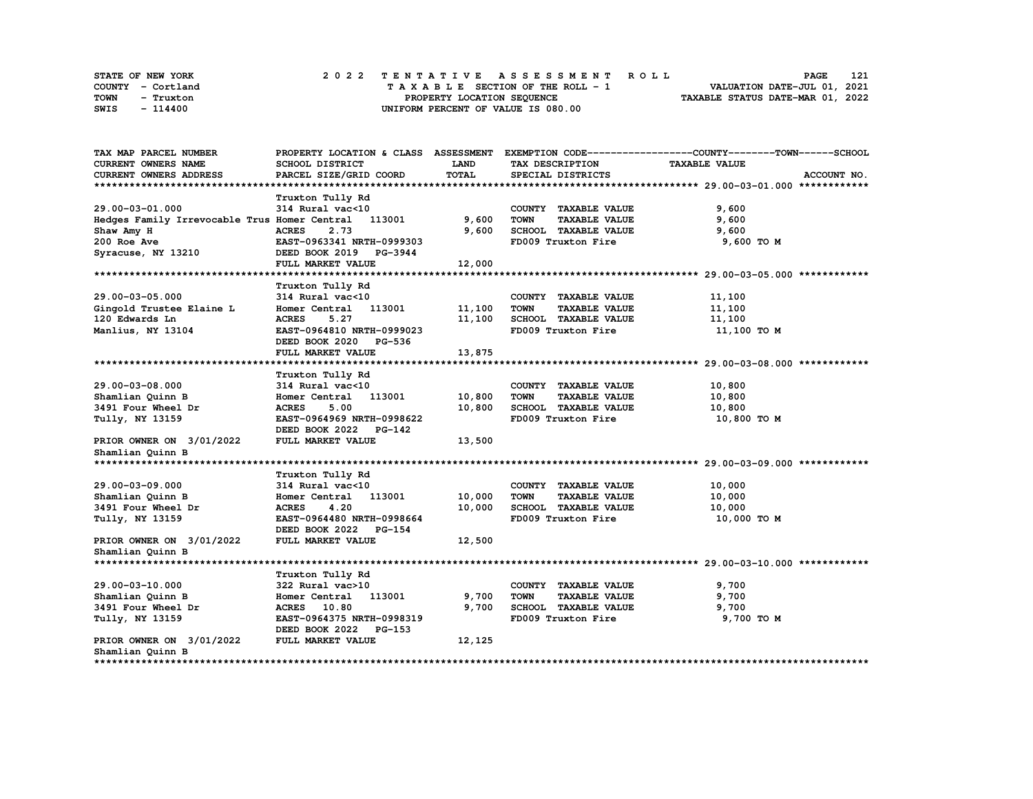STATE OF NEW YORK — COUNTY - Cortland — TOWN - Truxton — SWIS - 114400

**2022 TENTATIVE ASSESSMENT ROLL**
TAXABLE SECTION OF THE ROLL - 1
PROPERTY LOCATION SEQUENCE
UNIFORM PERCENT OF VALUE IS 080.00

VALUATION DATE-JUL 01, 2021
TAXABLE STATUS DATE-MAR 01, 2022

| TAX MAP PARCEL NUMBER / CURRENT OWNERS NAME / CURRENT OWNERS ADDRESS | PROPERTY LOCATION & CLASS / SCHOOL DISTRICT / PARCEL SIZE/GRID COORD | ASSESSMENT LAND | TOTAL | EXEMPTION CODE / TAX DESCRIPTION / SPECIAL DISTRICTS | COUNTY-TOWN-SCHOOL TAXABLE VALUE | ACCOUNT NO. |
|---|---|---|---|---|---|---|
| **29.00-03-01.000** | Truxton Tully Rd | | | | | |
| 29.00-03-01.000 | 314 Rural vac<10 | | | COUNTY TAXABLE VALUE | 9,600 | |
| Hedges Family Irrevocable Trus | Homer Central 113001 | 9,600 | | TOWN TAXABLE VALUE | 9,600 | |
| Shaw Amy H | ACRES 2.73 | | 9,600 | SCHOOL TAXABLE VALUE | 9,600 | |
| 200 Roe Ave | EAST-0963341 NRTH-0999303 | | | FD009 Truxton Fire | 9,600 TO M | |
| Syracuse, NY 13210 | DEED BOOK 2019 PG-3944 | | | | | |
| | FULL MARKET VALUE | | 12,000 | | | |
| **29.00-03-05.000** | Truxton Tully Rd | | | | | |
| 29.00-03-05.000 | 314 Rural vac<10 | | | COUNTY TAXABLE VALUE | 11,100 | |
| Gingold Trustee Elaine L | Homer Central 113001 | 11,100 | | TOWN TAXABLE VALUE | 11,100 | |
| 120 Edwards Ln | ACRES 5.27 | | 11,100 | SCHOOL TAXABLE VALUE | 11,100 | |
| Manlius, NY 13104 | EAST-0964810 NRTH-0999023 | | | FD009 Truxton Fire | 11,100 TO M | |
| | DEED BOOK 2020 PG-536 | | | | | |
| | FULL MARKET VALUE | | 13,875 | | | |
| **29.00-03-08.000** | Truxton Tully Rd | | | | | |
| 29.00-03-08.000 | 314 Rural vac<10 | | | COUNTY TAXABLE VALUE | 10,800 | |
| Shamlian Quinn B | Homer Central 113001 | 10,800 | | TOWN TAXABLE VALUE | 10,800 | |
| 3491 Four Wheel Dr | ACRES 5.00 | | 10,800 | SCHOOL TAXABLE VALUE | 10,800 | |
| Tully, NY 13159 | EAST-0964969 NRTH-0998622 | | | FD009 Truxton Fire | 10,800 TO M | |
| | DEED BOOK 2022 PG-142 | | | | | |
| PRIOR OWNER ON 3/01/2022 | FULL MARKET VALUE | | 13,500 | | | |
| Shamlian Quinn B | | | | | | |
| **29.00-03-09.000** | Truxton Tully Rd | | | | | |
| 29.00-03-09.000 | 314 Rural vac<10 | | | COUNTY TAXABLE VALUE | 10,000 | |
| Shamlian Quinn B | Homer Central 113001 | 10,000 | | TOWN TAXABLE VALUE | 10,000 | |
| 3491 Four Wheel Dr | ACRES 4.20 | | 10,000 | SCHOOL TAXABLE VALUE | 10,000 | |
| Tully, NY 13159 | EAST-0964480 NRTH-0998664 | | | FD009 Truxton Fire | 10,000 TO M | |
| | DEED BOOK 2022 PG-154 | | | | | |
| PRIOR OWNER ON 3/01/2022 | FULL MARKET VALUE | | 12,500 | | | |
| Shamlian Quinn B | | | | | | |
| **29.00-03-10.000** | Truxton Tully Rd | | | | | |
| 29.00-03-10.000 | 322 Rural vac>10 | | | COUNTY TAXABLE VALUE | 9,700 | |
| Shamlian Quinn B | Homer Central 113001 | 9,700 | | TOWN TAXABLE VALUE | 9,700 | |
| 3491 Four Wheel Dr | ACRES 10.80 | | 9,700 | SCHOOL TAXABLE VALUE | 9,700 | |
| Tully, NY 13159 | EAST-0964375 NRTH-0998319 | | | FD009 Truxton Fire | 9,700 TO M | |
| | DEED BOOK 2022 PG-153 | | | | | |
| PRIOR OWNER ON 3/01/2022 | FULL MARKET VALUE | | 12,125 | | | |
| Shamlian Quinn B | | | | | | |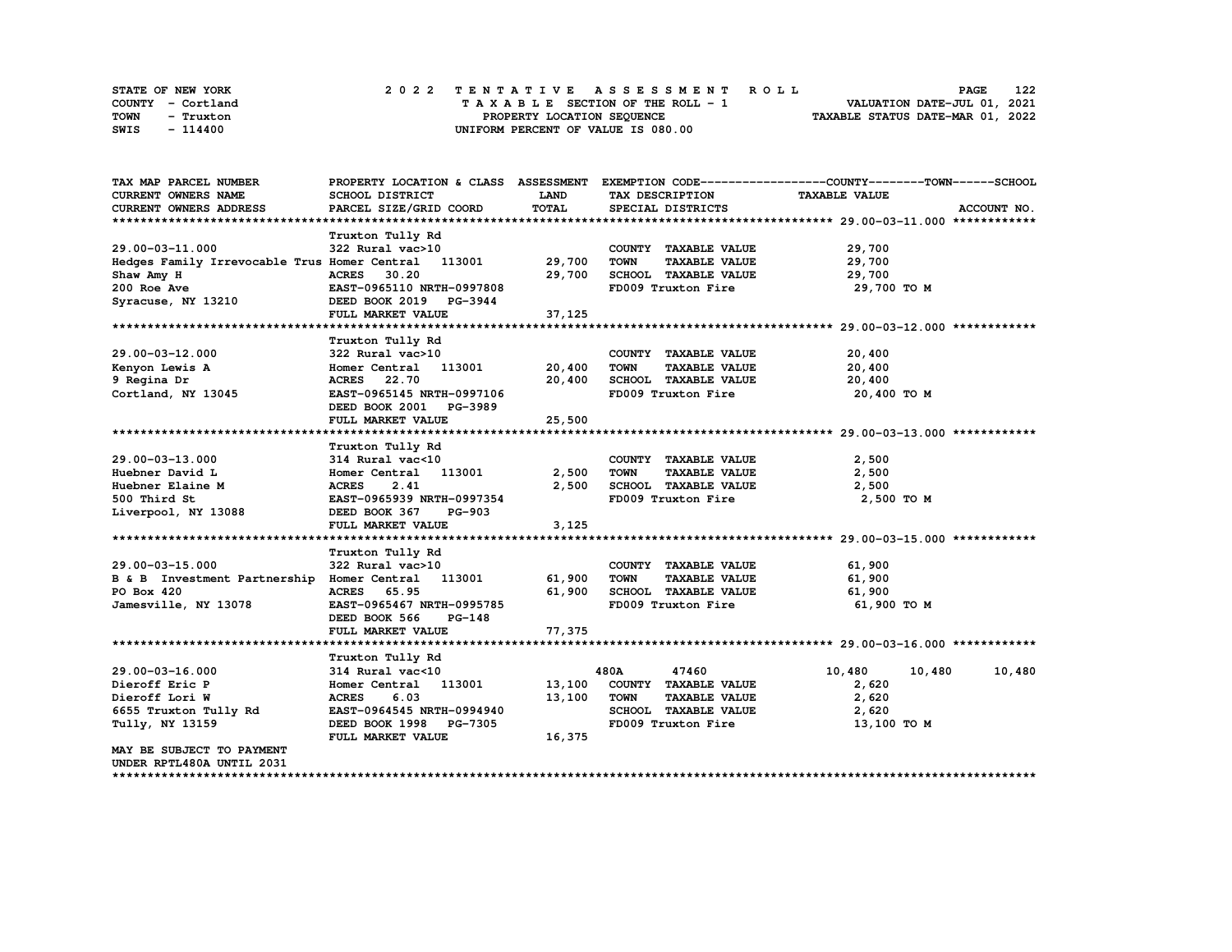STATE OF NEW YORK
COUNTY - Cortland
TOWN - Truxton
SWIS - 114400

2022 TENTATIVE ASSESSMENT ROLL
TAXABLE SECTION OF THE ROLL - 1
PROPERTY LOCATION SEQUENCE
UNIFORM PERCENT OF VALUE IS 080.00

VALUATION DATE-JUL 01, 2021
TAXABLE STATUS DATE-MAR 01, 2022

| TAX MAP PARCEL NUMBER / CURRENT OWNERS NAME / CURRENT OWNERS ADDRESS | PROPERTY LOCATION & CLASS / SCHOOL DISTRICT / PARCEL SIZE/GRID COORD | ASSESSMENT LAND | TOTAL | EXEMPTION CODE / TAX DESCRIPTION / SPECIAL DISTRICTS | TAXABLE VALUE COUNTY | TOWN | SCHOOL |
|---|---|---|---|---|---|---|---|
| **29.00-03-11.000** | Truxton Tully Rd | | | | | | |
| 29.00-03-11.000 | 322 Rural vac>10 | | | COUNTY TAXABLE VALUE | 29,700 | | |
| Hedges Family Irrevocable Trus | Homer Central 113001 | 29,700 | | TOWN TAXABLE VALUE | 29,700 | | |
| Shaw Amy H | ACRES 30.20 | | 29,700 | SCHOOL TAXABLE VALUE | 29,700 | | |
| 200 Roe Ave | EAST-0965110 NRTH-0997808 | | | FD009 Truxton Fire | 29,700 TO M | | |
| Syracuse, NY 13210 | DEED BOOK 2019 PG-3944 | | | | | | |
| | FULL MARKET VALUE | | 37,125 | | | | |
| **29.00-03-12.000** | Truxton Tully Rd | | | | | | |
| 29.00-03-12.000 | 322 Rural vac>10 | | | COUNTY TAXABLE VALUE | 20,400 | | |
| Kenyon Lewis A | Homer Central 113001 | 20,400 | | TOWN TAXABLE VALUE | 20,400 | | |
| 9 Regina Dr | ACRES 22.70 | | 20,400 | SCHOOL TAXABLE VALUE | 20,400 | | |
| Cortland, NY 13045 | EAST-0965145 NRTH-0997106 | | | FD009 Truxton Fire | 20,400 TO M | | |
| | DEED BOOK 2001 PG-3989 | | | | | | |
| | FULL MARKET VALUE | | 25,500 | | | | |
| **29.00-03-13.000** | Truxton Tully Rd | | | | | | |
| 29.00-03-13.000 | 314 Rural vac<10 | | | COUNTY TAXABLE VALUE | 2,500 | | |
| Huebner David L | Homer Central 113001 | 2,500 | | TOWN TAXABLE VALUE | 2,500 | | |
| Huebner Elaine M | ACRES 2.41 | | 2,500 | SCHOOL TAXABLE VALUE | 2,500 | | |
| 500 Third St | EAST-0965939 NRTH-0997354 | | | FD009 Truxton Fire | 2,500 TO M | | |
| Liverpool, NY 13088 | DEED BOOK 367 PG-903 | | | | | | |
| | FULL MARKET VALUE | | 3,125 | | | | |
| **29.00-03-15.000** | Truxton Tully Rd | | | | | | |
| 29.00-03-15.000 | 322 Rural vac>10 | | | COUNTY TAXABLE VALUE | 61,900 | | |
| B & B Investment Partnership | Homer Central 113001 | 61,900 | | TOWN TAXABLE VALUE | 61,900 | | |
| PO Box 420 | ACRES 65.95 | | 61,900 | SCHOOL TAXABLE VALUE | 61,900 | | |
| Jamesville, NY 13078 | EAST-0965467 NRTH-0995785 | | | FD009 Truxton Fire | 61,900 TO M | | |
| | DEED BOOK 566 PG-148 | | | | | | |
| | FULL MARKET VALUE | | 77,375 | | | | |
| **29.00-03-16.000** | Truxton Tully Rd | | | | | | |
| 29.00-03-16.000 | 314 Rural vac<10 | | | 480A 47460 | 10,480 | 10,480 | 10,480 |
| Dieroff Eric P | Homer Central 113001 | 13,100 | | COUNTY TAXABLE VALUE | 2,620 | | |
| Dieroff Lori W | ACRES 6.03 | | 13,100 | TOWN TAXABLE VALUE | 2,620 | | |
| 6655 Truxton Tully Rd | EAST-0964545 NRTH-0994940 | | | SCHOOL TAXABLE VALUE | 2,620 | | |
| Tully, NY 13159 | DEED BOOK 1998 PG-7305 | | | FD009 Truxton Fire | 13,100 TO M | | |
| | FULL MARKET VALUE | | 16,375 | | | | |
| MAY BE SUBJECT TO PAYMENT UNDER RPTL480A UNTIL 2031 | | | | | | | |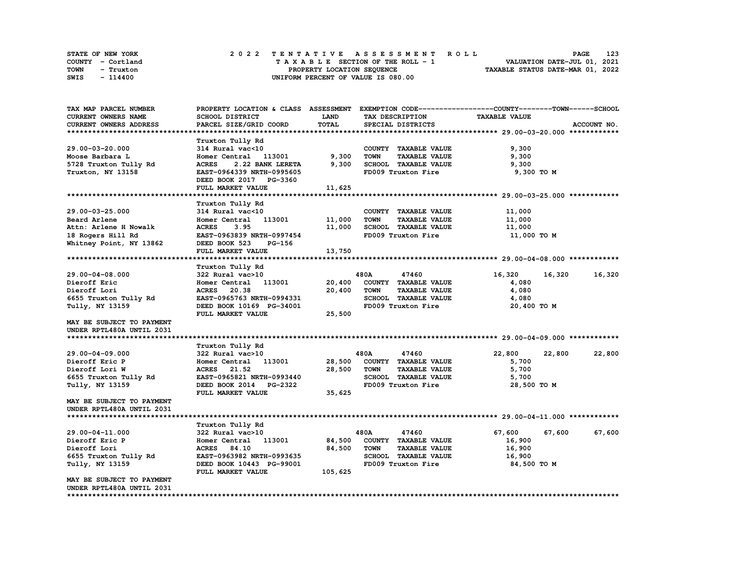STATE OF NEW YORK
COUNTY - Cortland
TOWN - Truxton
SWIS - 114400

2022 TENTATIVE ASSESSMENT ROLL
TAXABLE SECTION OF THE ROLL - 1
PROPERTY LOCATION SEQUENCE
UNIFORM PERCENT OF VALUE IS 080.00

VALUATION DATE-JUL 01, 2021
TAXABLE STATUS DATE-MAR 01, 2022

| TAX MAP PARCEL NUMBER / CURRENT OWNERS NAME / CURRENT OWNERS ADDRESS | PROPERTY LOCATION & CLASS / SCHOOL DISTRICT / PARCEL SIZE/GRID COORD | ASSESSMENT LAND | TOTAL | EXEMPTION CODE / TAX DESCRIPTION / SPECIAL DISTRICTS | COUNTY | TOWN | SCHOOL / ACCOUNT NO. |
|---|---|---|---|---|---|---|---|
| **29.00-03-20.000** | Truxton Tully Rd | | | | | | |
| 29.00-03-20.000 | 314 Rural vac<10 | | | COUNTY TAXABLE VALUE | 9,300 | | |
| Moose Barbara L | Homer Central 113001 | 9,300 | | TOWN TAXABLE VALUE | 9,300 | | |
| 5728 Truxton Tully Rd | ACRES 2.22 BANK LERETA | | 9,300 | SCHOOL TAXABLE VALUE | 9,300 | | |
| Truxton, NY 13158 | EAST-0964339 NRTH-0995605 | | | FD009 Truxton Fire | 9,300 TO M | | |
| | DEED BOOK 2017 PG-3360 | | | | | | |
| | FULL MARKET VALUE | | 11,625 | | | | |
| **29.00-03-25.000** | Truxton Tully Rd | | | | | | |
| 29.00-03-25.000 | 314 Rural vac<10 | | | COUNTY TAXABLE VALUE | 11,000 | | |
| Beard Arlene | Homer Central 113001 | 11,000 | | TOWN TAXABLE VALUE | 11,000 | | |
| Attn: Arlene H Nowalk | ACRES 3.95 | | 11,000 | SCHOOL TAXABLE VALUE | 11,000 | | |
| 18 Rogers Hill Rd | EAST-0963839 NRTH-0997454 | | | FD009 Truxton Fire | 11,000 TO M | | |
| Whitney Point, NY 13862 | DEED BOOK 523 PG-156 | | | | | | |
| | FULL MARKET VALUE | | 13,750 | | | | |
| **29.00-04-08.000** | Truxton Tully Rd | | | | | | |
| 29.00-04-08.000 | 322 Rural vac>10 | | | 480A 47460 | 16,320 | 16,320 | 16,320 |
| Dieroff Eric | Homer Central 113001 | 20,400 | | COUNTY TAXABLE VALUE | 4,080 | | |
| Dieroff Lori | ACRES 20.38 | | 20,400 | TOWN TAXABLE VALUE | 4,080 | | |
| 6655 Truxton Tully Rd | EAST-0965763 NRTH-0994331 | | | SCHOOL TAXABLE VALUE | 4,080 | | |
| Tully, NY 13159 | DEED BOOK 10169 PG-34001 | | | FD009 Truxton Fire | 20,400 TO M | | |
| | FULL MARKET VALUE | | 25,500 | | | | |
| MAY BE SUBJECT TO PAYMENT UNDER RPTL480A UNTIL 2031 | | | | | | | |
| **29.00-04-09.000** | Truxton Tully Rd | | | | | | |
| 29.00-04-09.000 | 322 Rural vac>10 | | | 480A 47460 | 22,800 | 22,800 | 22,800 |
| Dieroff Eric P | Homer Central 113001 | 28,500 | | COUNTY TAXABLE VALUE | 5,700 | | |
| Dieroff Lori W | ACRES 21.52 | | 28,500 | TOWN TAXABLE VALUE | 5,700 | | |
| 6655 Truxton Tully Rd | EAST-0965821 NRTH-0993440 | | | SCHOOL TAXABLE VALUE | 5,700 | | |
| Tully, NY 13159 | DEED BOOK 2014 PG-2322 | | | FD009 Truxton Fire | 28,500 TO M | | |
| | FULL MARKET VALUE | | 35,625 | | | | |
| MAY BE SUBJECT TO PAYMENT UNDER RPTL480A UNTIL 2031 | | | | | | | |
| **29.00-04-11.000** | Truxton Tully Rd | | | | | | |
| 29.00-04-11.000 | 322 Rural vac>10 | | | 480A 47460 | 67,600 | 67,600 | 67,600 |
| Dieroff Eric P | Homer Central 113001 | 84,500 | | COUNTY TAXABLE VALUE | 16,900 | | |
| Dieroff Lori | ACRES 84.10 | | 84,500 | TOWN TAXABLE VALUE | 16,900 | | |
| 6655 Truxton Tully Rd | EAST-0963982 NRTH-0993635 | | | SCHOOL TAXABLE VALUE | 16,900 | | |
| Tully, NY 13159 | DEED BOOK 10443 PG-99001 | | | FD009 Truxton Fire | 84,500 TO M | | |
| | FULL MARKET VALUE | | 105,625 | | | | |
| MAY BE SUBJECT TO PAYMENT UNDER RPTL480A UNTIL 2031 | | | | | | | |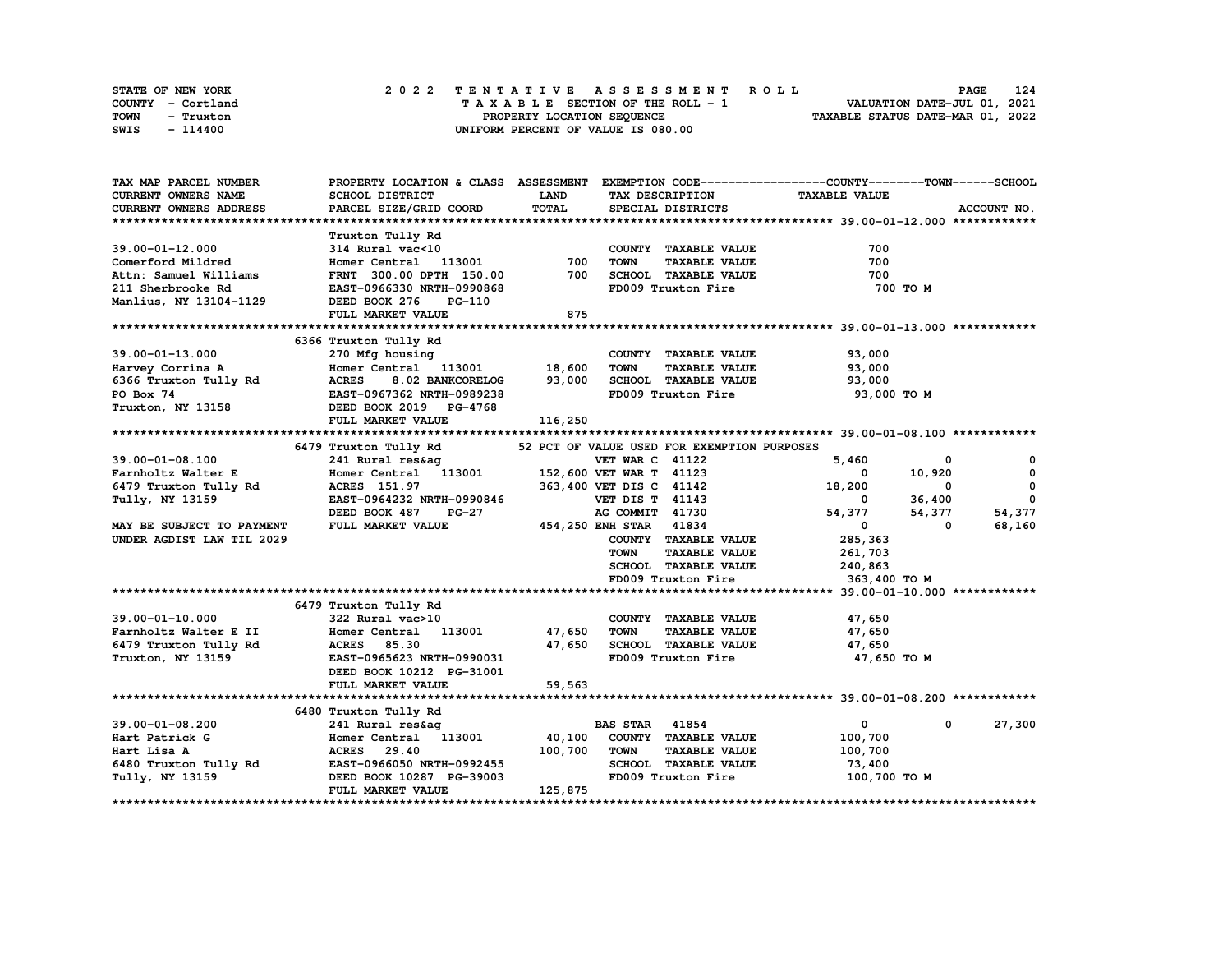STATE OF NEW YORK — COUNTY - Cortland — TOWN - Truxton — SWIS - 114400

**2022 TENTATIVE ASSESSMENT ROLL**
TAXABLE SECTION OF THE ROLL - 1
PROPERTY LOCATION SEQUENCE
UNIFORM PERCENT OF VALUE IS 080.00

VALUATION DATE-JUL 01, 2021
TAXABLE STATUS DATE-MAR 01, 2022

| TAX MAP PARCEL NUMBER / CURRENT OWNERS NAME / CURRENT OWNERS ADDRESS | PROPERTY LOCATION & CLASS / SCHOOL DISTRICT / PARCEL SIZE/GRID COORD | ASSESSMENT LAND / TOTAL | EXEMPTION CODE / TAX DESCRIPTION / SPECIAL DISTRICTS | COUNTY TAXABLE VALUE | TOWN | SCHOOL |
|---|---|---|---|---|---|---|
| **39.00-01-12.000** | Truxton Tully Rd | | | | | |
| 39.00-01-12.000 | 314 Rural vac<10 | | COUNTY TAXABLE VALUE | 700 | | |
| Comerford Mildred | Homer Central 113001 | 700 | TOWN TAXABLE VALUE | 700 | | |
| Attn: Samuel Williams | FRNT 300.00 DPTH 150.00 | 700 | SCHOOL TAXABLE VALUE | 700 | | |
| 211 Sherbrooke Rd | EAST-0966330 NRTH-0990868 | | FD009 Truxton Fire | 700 TO M | | |
| Manlius, NY 13104-1129 | DEED BOOK 276 PG-110 | | | | | |
| | FULL MARKET VALUE | 875 | | | | |
| **39.00-01-13.000** | 6366 Truxton Tully Rd | | | | | |
| 39.00-01-13.000 | 270 Mfg housing | | COUNTY TAXABLE VALUE | 93,000 | | |
| Harvey Corrina A | Homer Central 113001 | 18,600 | TOWN TAXABLE VALUE | 93,000 | | |
| 6366 Truxton Tully Rd | ACRES 8.02 BANKCORELOG | 93,000 | SCHOOL TAXABLE VALUE | 93,000 | | |
| PO Box 74 | EAST-0967362 NRTH-0989238 | | FD009 Truxton Fire | 93,000 TO M | | |
| Truxton, NY 13158 | DEED BOOK 2019 PG-4768 | | | | | |
| | FULL MARKET VALUE | 116,250 | | | | |
| **39.00-01-08.100** | 6479 Truxton Tully Rd | | 52 PCT OF VALUE USED FOR EXEMPTION PURPOSES | | | |
| 39.00-01-08.100 | 241 Rural res&ag | | VET WAR C 41122 | 5,460 | 0 | 0 |
| Farnholtz Walter E | Homer Central 113001 | 152,600 | VET WAR T 41123 | 0 | 10,920 | 0 |
| 6479 Truxton Tully Rd | ACRES 151.97 | 363,400 | VET DIS C 41142 | 18,200 | 0 | 0 |
| Tully, NY 13159 | EAST-0964232 NRTH-0990846 | | VET DIS T 41143 | 0 | 36,400 | 0 |
| | DEED BOOK 487 PG-27 | | AG COMMIT 41730 | 54,377 | 54,377 | 54,377 |
| MAY BE SUBJECT TO PAYMENT | FULL MARKET VALUE | 454,250 | ENH STAR 41834 | 0 | 0 | 68,160 |
| UNDER AGDIST LAW TIL 2029 | | | COUNTY TAXABLE VALUE | 285,363 | | |
| | | | TOWN TAXABLE VALUE | 261,703 | | |
| | | | SCHOOL TAXABLE VALUE | 240,863 | | |
| | | | FD009 Truxton Fire | 363,400 TO M | | |
| **39.00-01-10.000** | 6479 Truxton Tully Rd | | | | | |
| 39.00-01-10.000 | 322 Rural vac>10 | | COUNTY TAXABLE VALUE | 47,650 | | |
| Farnholtz Walter E II | Homer Central 113001 | 47,650 | TOWN TAXABLE VALUE | 47,650 | | |
| 6479 Truxton Tully Rd | ACRES 85.30 | 47,650 | SCHOOL TAXABLE VALUE | 47,650 | | |
| Truxton, NY 13159 | EAST-0965623 NRTH-0990031 | | FD009 Truxton Fire | 47,650 TO M | | |
| | DEED BOOK 10212 PG-31001 | | | | | |
| | FULL MARKET VALUE | 59,563 | | | | |
| **39.00-01-08.200** | 6480 Truxton Tully Rd | | | | | |
| 39.00-01-08.200 | 241 Rural res&ag | | BAS STAR 41854 | 0 | 0 | 27,300 |
| Hart Patrick G | Homer Central 113001 | 40,100 | COUNTY TAXABLE VALUE | 100,700 | | |
| Hart Lisa A | ACRES 29.40 | 100,700 | TOWN TAXABLE VALUE | 100,700 | | |
| 6480 Truxton Tully Rd | EAST-0966050 NRTH-0992455 | | SCHOOL TAXABLE VALUE | 73,400 | | |
| Tully, NY 13159 | DEED BOOK 10287 PG-39003 | | FD009 Truxton Fire | 100,700 TO M | | |
| | FULL MARKET VALUE | 125,875 | | | | |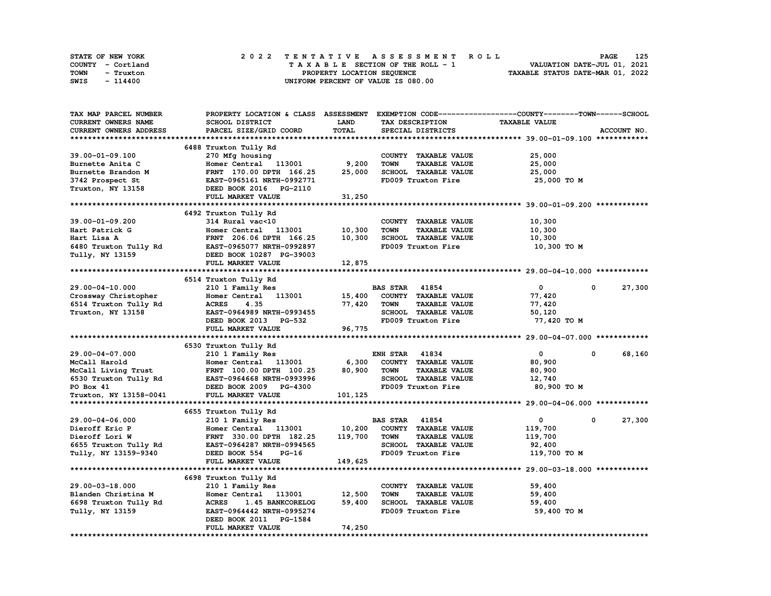STATE OF NEW YORK — COUNTY - Cortland — TOWN - Truxton — SWIS - 114400

2022 TENTATIVE ASSESSMENT ROLL
TAXABLE SECTION OF THE ROLL - 1
PROPERTY LOCATION SEQUENCE
UNIFORM PERCENT OF VALUE IS 080.00

VALUATION DATE-JUL 01, 2021
TAXABLE STATUS DATE-MAR 01, 2022

| TAX MAP PARCEL NUMBER / CURRENT OWNERS NAME / CURRENT OWNERS ADDRESS | PROPERTY LOCATION & CLASS / SCHOOL DISTRICT / PARCEL SIZE/GRID COORD | ASSESSMENT LAND / TOTAL | EXEMPTION CODE / TAX DESCRIPTION / SPECIAL DISTRICTS | COUNTY TAXABLE VALUE | TOWN | SCHOOL | ACCOUNT NO. |
|---|---|---|---|---|---|---|---|
| **39.00-01-09.100** | 6488 Truxton Tully Rd | | | | | | |
| 39.00-01-09.100 | 270 Mfg housing | | COUNTY TAXABLE VALUE | 25,000 | | | |
| Burnette Anita C | Homer Central 113001 | 9,200 | TOWN TAXABLE VALUE | 25,000 | | | |
| Burnette Brandon M | FRNT 170.00 DPTH 166.25 | 25,000 | SCHOOL TAXABLE VALUE | 25,000 | | | |
| 3742 Prospect St | EAST-0965161 NRTH-0992771 | | FD009 Truxton Fire | 25,000 TO M | | | |
| Truxton, NY 13158 | DEED BOOK 2016 PG-2110 | | | | | | |
| | FULL MARKET VALUE | 31,250 | | | | | |
| **39.00-01-09.200** | 6492 Truxton Tully Rd | | | | | | |
| 39.00-01-09.200 | 314 Rural vac<10 | | COUNTY TAXABLE VALUE | 10,300 | | | |
| Hart Patrick G | Homer Central 113001 | 10,300 | TOWN TAXABLE VALUE | 10,300 | | | |
| Hart Lisa A | FRNT 206.06 DPTH 166.25 | 10,300 | SCHOOL TAXABLE VALUE | 10,300 | | | |
| 6480 Truxton Tully Rd | EAST-0965077 NRTH-0992897 | | FD009 Truxton Fire | 10,300 TO M | | | |
| Tully, NY 13159 | DEED BOOK 10287 PG-39003 | | | | | | |
| | FULL MARKET VALUE | 12,875 | | | | | |
| **29.00-04-10.000** | 6514 Truxton Tully Rd | | | | | | |
| 29.00-04-10.000 | 210 1 Family Res | | BAS STAR 41854 | 0 | 0 | 27,300 | |
| Crossway Christopher | Homer Central 113001 | 15,400 | COUNTY TAXABLE VALUE | 77,420 | | | |
| 6514 Truxton Tully Rd | ACRES 4.35 | 77,420 | TOWN TAXABLE VALUE | 77,420 | | | |
| Truxton, NY 13158 | EAST-0964989 NRTH-0993455 | | SCHOOL TAXABLE VALUE | 50,120 | | | |
| | DEED BOOK 2013 PG-532 | | FD009 Truxton Fire | 77,420 TO M | | | |
| | FULL MARKET VALUE | 96,775 | | | | | |
| **29.00-04-07.000** | 6530 Truxton Tully Rd | | | | | | |
| 29.00-04-07.000 | 210 1 Family Res | | ENH STAR 41834 | 0 | 0 | 68,160 | |
| McCall Harold | Homer Central 113001 | 6,300 | COUNTY TAXABLE VALUE | 80,900 | | | |
| McCall Living Trust | FRNT 100.00 DPTH 100.25 | 80,900 | TOWN TAXABLE VALUE | 80,900 | | | |
| 6530 Truxton Tully Rd | EAST-0964668 NRTH-0993996 | | SCHOOL TAXABLE VALUE | 12,740 | | | |
| PO Box 41 | DEED BOOK 2009 PG-4300 | | FD009 Truxton Fire | 80,900 TO M | | | |
| Truxton, NY 13158-0041 | FULL MARKET VALUE | 101,125 | | | | | |
| **29.00-04-06.000** | 6655 Truxton Tully Rd | | | | | | |
| 29.00-04-06.000 | 210 1 Family Res | | BAS STAR 41854 | 0 | 0 | 27,300 | |
| Dieroff Eric P | Homer Central 113001 | 10,200 | COUNTY TAXABLE VALUE | 119,700 | | | |
| Dieroff Lori W | FRNT 330.00 DPTH 182.25 | 119,700 | TOWN TAXABLE VALUE | 119,700 | | | |
| 6655 Truxton Tully Rd | EAST-0964287 NRTH-0994565 | | SCHOOL TAXABLE VALUE | 92,400 | | | |
| Tully, NY 13159-9340 | DEED BOOK 554 PG-16 | | FD009 Truxton Fire | 119,700 TO M | | | |
| | FULL MARKET VALUE | 149,625 | | | | | |
| **29.00-03-18.000** | 6698 Truxton Tully Rd | | | | | | |
| 29.00-03-18.000 | 210 1 Family Res | | COUNTY TAXABLE VALUE | 59,400 | | | |
| Blanden Christina M | Homer Central 113001 | 12,500 | TOWN TAXABLE VALUE | 59,400 | | | |
| 6698 Truxton Tully Rd | ACRES 1.45 BANKCORELOG | 59,400 | SCHOOL TAXABLE VALUE | 59,400 | | | |
| Tully, NY 13159 | EAST-0964442 NRTH-0995274 | | FD009 Truxton Fire | 59,400 TO M | | | |
| | DEED BOOK 2011 PG-1584 | | | | | | |
| | FULL MARKET VALUE | 74,250 | | | | | |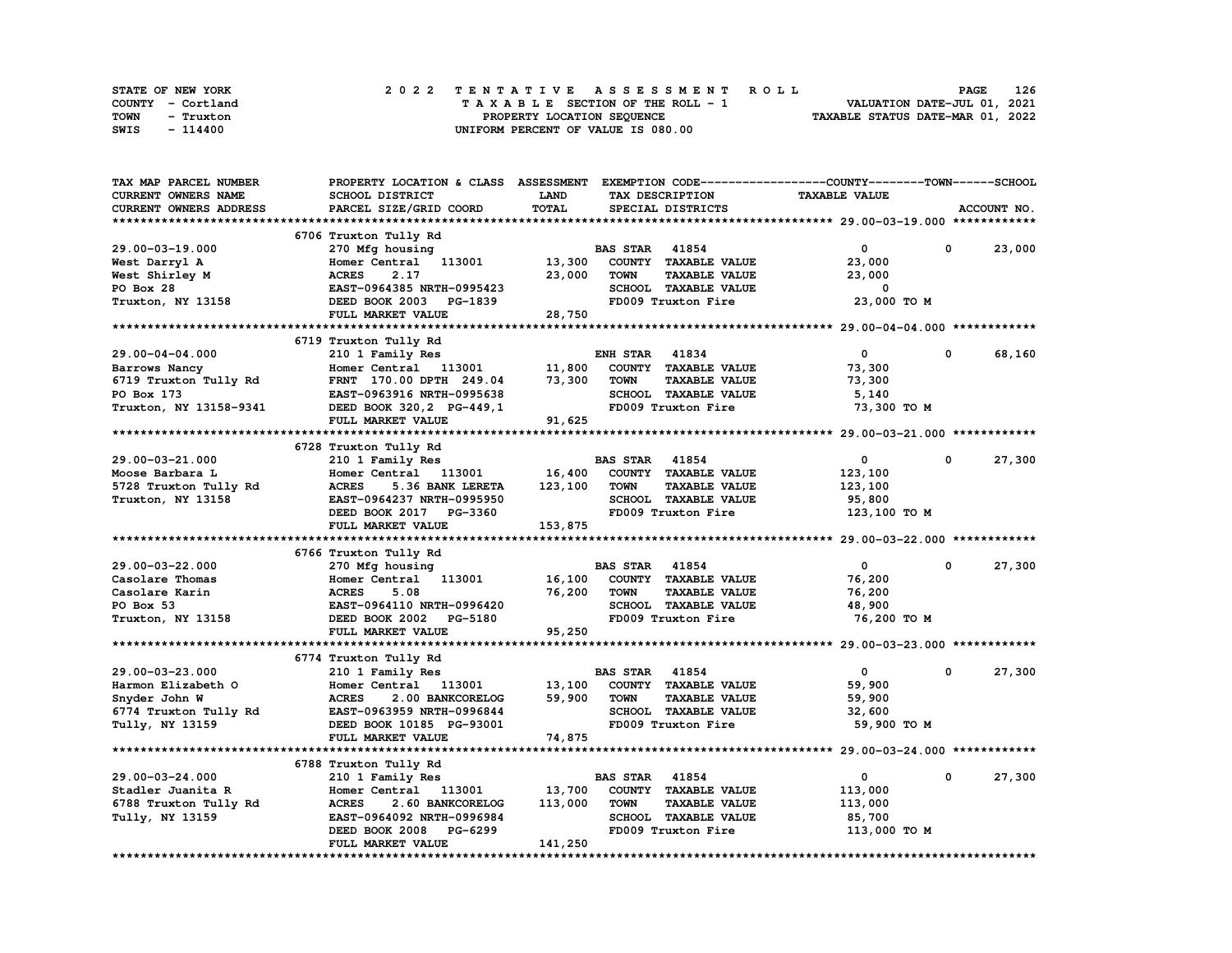STATE OF NEW YORK
COUNTY - Cortland
TOWN - Truxton
SWIS - 114400

2022 TENTATIVE ASSESSMENT ROLL
TAXABLE SECTION OF THE ROLL - 1
PROPERTY LOCATION SEQUENCE
UNIFORM PERCENT OF VALUE IS 080.00

VALUATION DATE-JUL 01, 2021
TAXABLE STATUS DATE-MAR 01, 2022

| TAX MAP PARCEL NUMBER / CURRENT OWNERS NAME / CURRENT OWNERS ADDRESS | PROPERTY LOCATION & CLASS / SCHOOL DISTRICT / PARCEL SIZE/GRID COORD | ASSESSMENT LAND / TOTAL | EXEMPTION CODE / TAX DESCRIPTION / SPECIAL DISTRICTS | COUNTY / TOWN / SCHOOL TAXABLE VALUE | ACCOUNT NO. |
|---|---|---|---|---|---|
| **29.00-03-19.000** | 6706 Truxton Tully Rd | | | | |
| 29.00-03-19.000 | 270 Mfg housing | | BAS STAR 41854 | 0 0 23,000 | |
| West Darryl A | Homer Central 113001 | 13,300 | COUNTY TAXABLE VALUE | 23,000 | |
| West Shirley M | ACRES 2.17 | 23,000 | TOWN TAXABLE VALUE | 23,000 | |
| PO Box 28 | EAST-0964385 NRTH-0995423 | | SCHOOL TAXABLE VALUE | 0 | |
| Truxton, NY 13158 | DEED BOOK 2003 PG-1839 | | FD009 Truxton Fire | 23,000 TO M | |
| | FULL MARKET VALUE | 28,750 | | | |
| **29.00-04-04.000** | 6719 Truxton Tully Rd | | | | |
| 29.00-04-04.000 | 210 1 Family Res | | ENH STAR 41834 | 0 0 68,160 | |
| Barrows Nancy | Homer Central 113001 | 11,800 | COUNTY TAXABLE VALUE | 73,300 | |
| 6719 Truxton Tully Rd | FRNT 170.00 DPTH 249.04 | 73,300 | TOWN TAXABLE VALUE | 73,300 | |
| PO Box 173 | EAST-0963916 NRTH-0995638 | | SCHOOL TAXABLE VALUE | 5,140 | |
| Truxton, NY 13158-9341 | DEED BOOK 320,2 PG-449,1 | | FD009 Truxton Fire | 73,300 TO M | |
| | FULL MARKET VALUE | 91,625 | | | |
| **29.00-03-21.000** | 6728 Truxton Tully Rd | | | | |
| 29.00-03-21.000 | 210 1 Family Res | | BAS STAR 41854 | 0 0 27,300 | |
| Moose Barbara L | Homer Central 113001 | 16,400 | COUNTY TAXABLE VALUE | 123,100 | |
| 5728 Truxton Tully Rd | ACRES 5.36 BANK LERETA | 123,100 | TOWN TAXABLE VALUE | 123,100 | |
| Truxton, NY 13158 | EAST-0964237 NRTH-0995950 | | SCHOOL TAXABLE VALUE | 95,800 | |
| | DEED BOOK 2017 PG-3360 | | FD009 Truxton Fire | 123,100 TO M | |
| | FULL MARKET VALUE | 153,875 | | | |
| **29.00-03-22.000** | 6766 Truxton Tully Rd | | | | |
| 29.00-03-22.000 | 270 Mfg housing | | BAS STAR 41854 | 0 0 27,300 | |
| Casolare Thomas | Homer Central 113001 | 16,100 | COUNTY TAXABLE VALUE | 76,200 | |
| Casolare Karin | ACRES 5.08 | 76,200 | TOWN TAXABLE VALUE | 76,200 | |
| PO Box 53 | EAST-0964110 NRTH-0996420 | | SCHOOL TAXABLE VALUE | 48,900 | |
| Truxton, NY 13158 | DEED BOOK 2002 PG-5180 | | FD009 Truxton Fire | 76,200 TO M | |
| | FULL MARKET VALUE | 95,250 | | | |
| **29.00-03-23.000** | 6774 Truxton Tully Rd | | | | |
| 29.00-03-23.000 | 210 1 Family Res | | BAS STAR 41854 | 0 0 27,300 | |
| Harmon Elizabeth O | Homer Central 113001 | 13,100 | COUNTY TAXABLE VALUE | 59,900 | |
| Snyder John W | ACRES 2.00 BANKCORELOG | 59,900 | TOWN TAXABLE VALUE | 59,900 | |
| 6774 Truxton Tully Rd | EAST-0963959 NRTH-0996844 | | SCHOOL TAXABLE VALUE | 32,600 | |
| Tully, NY 13159 | DEED BOOK 10185 PG-93001 | | FD009 Truxton Fire | 59,900 TO M | |
| | FULL MARKET VALUE | 74,875 | | | |
| **29.00-03-24.000** | 6788 Truxton Tully Rd | | | | |
| 29.00-03-24.000 | 210 1 Family Res | | BAS STAR 41854 | 0 0 27,300 | |
| Stadler Juanita R | Homer Central 113001 | 13,700 | COUNTY TAXABLE VALUE | 113,000 | |
| 6788 Truxton Tully Rd | ACRES 2.60 BANKCORELOG | 113,000 | TOWN TAXABLE VALUE | 113,000 | |
| Tully, NY 13159 | EAST-0964092 NRTH-0996984 | | SCHOOL TAXABLE VALUE | 85,700 | |
| | DEED BOOK 2008 PG-6299 | | FD009 Truxton Fire | 113,000 TO M | |
| | FULL MARKET VALUE | 141,250 | | | |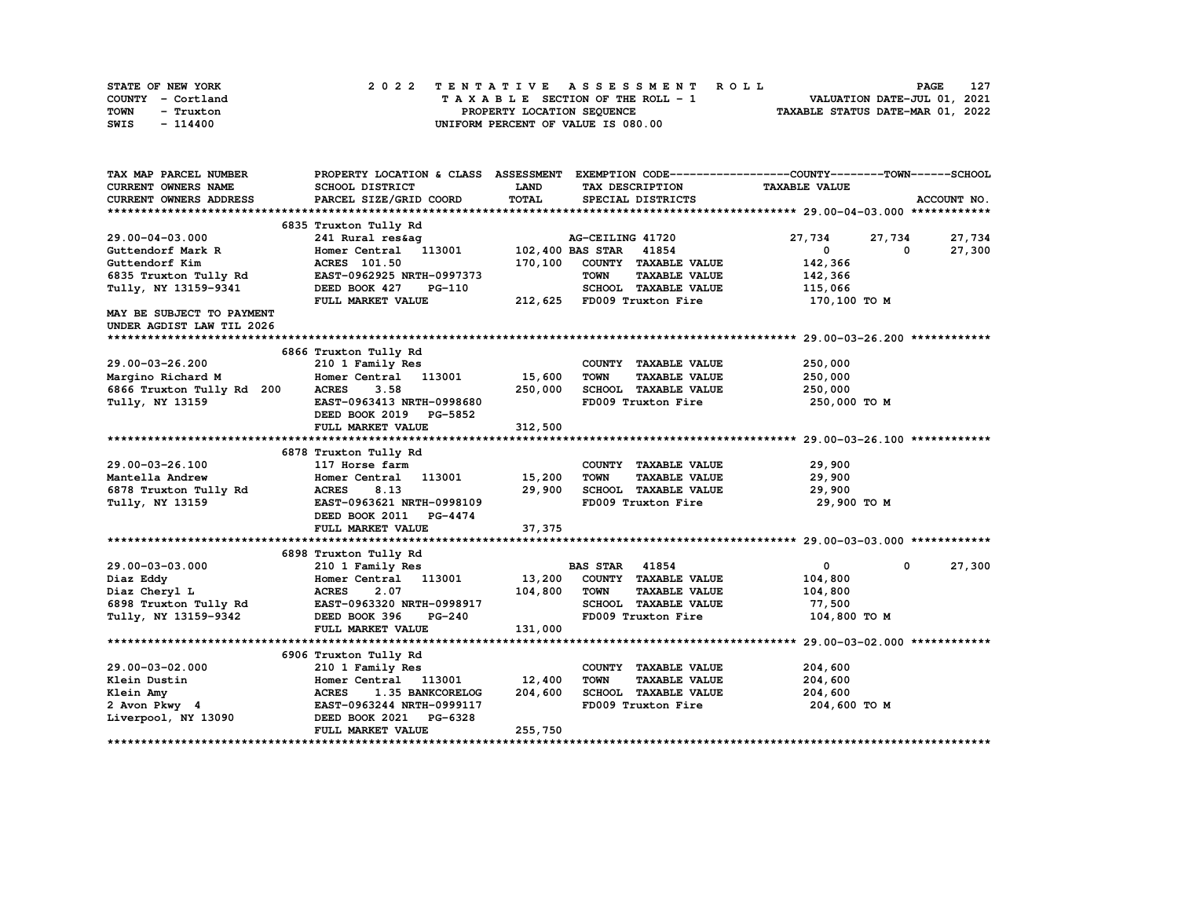STATE OF NEW YORK — 2022 TENTATIVE ASSESSMENT ROLL — PAGE 127
COUNTY - Cortland — TAXABLE SECTION OF THE ROLL - 1 — VALUATION DATE-JUL 01, 2021
TOWN - Truxton — PROPERTY LOCATION SEQUENCE — TAXABLE STATUS DATE-MAR 01, 2022
SWIS - 114400 — UNIFORM PERCENT OF VALUE IS 080.00

| TAX MAP PARCEL NUMBER / CURRENT OWNERS NAME / CURRENT OWNERS ADDRESS | PROPERTY LOCATION & CLASS / SCHOOL DISTRICT / PARCEL SIZE/GRID COORD | ASSESSMENT LAND / TOTAL | EXEMPTION CODE / TAX DESCRIPTION / SPECIAL DISTRICTS | COUNTY TAXABLE VALUE | TOWN | SCHOOL / ACCOUNT NO. |
|---|---|---|---|---|---|---|
| **29.00-04-03.000** | 6835 Truxton Tully Rd | | | | | |
| 29.00-04-03.000 | 241 Rural res&ag | | AG-CEILING 41720 | 27,734 | 27,734 | 27,734 |
| Guttendorf Mark R | Homer Central 113001 | 102,400 | BAS STAR 41854 | 0 | 0 | 27,300 |
| Guttendorf Kim | ACRES 101.50 | 170,100 | COUNTY TAXABLE VALUE | 142,366 | | |
| 6835 Truxton Tully Rd | EAST-0962925 NRTH-0997373 | | TOWN TAXABLE VALUE | 142,366 | | |
| Tully, NY 13159-9341 | DEED BOOK 427 PG-110 | | SCHOOL TAXABLE VALUE | 115,066 | | |
| | FULL MARKET VALUE | 212,625 | FD009 Truxton Fire | 170,100 TO M | | |
| MAY BE SUBJECT TO PAYMENT | | | | | | |
| UNDER AGDIST LAW TIL 2026 | | | | | | |
| **29.00-03-26.200** | 6866 Truxton Tully Rd | | | | | |
| 29.00-03-26.200 | 210 1 Family Res | | COUNTY TAXABLE VALUE | 250,000 | | |
| Margino Richard M | Homer Central 113001 | 15,600 | TOWN TAXABLE VALUE | 250,000 | | |
| 6866 Truxton Tully Rd 200 | ACRES 3.58 | 250,000 | SCHOOL TAXABLE VALUE | 250,000 | | |
| Tully, NY 13159 | EAST-0963413 NRTH-0998680 | | FD009 Truxton Fire | 250,000 TO M | | |
| | DEED BOOK 2019 PG-5852 | | | | | |
| | FULL MARKET VALUE | 312,500 | | | | |
| **29.00-03-26.100** | 6878 Truxton Tully Rd | | | | | |
| 29.00-03-26.100 | 117 Horse farm | | COUNTY TAXABLE VALUE | 29,900 | | |
| Mantella Andrew | Homer Central 113001 | 15,200 | TOWN TAXABLE VALUE | 29,900 | | |
| 6878 Truxton Tully Rd | ACRES 8.13 | 29,900 | SCHOOL TAXABLE VALUE | 29,900 | | |
| Tully, NY 13159 | EAST-0963621 NRTH-0998109 | | FD009 Truxton Fire | 29,900 TO M | | |
| | DEED BOOK 2011 PG-4474 | | | | | |
| | FULL MARKET VALUE | 37,375 | | | | |
| **29.00-03-03.000** | 6898 Truxton Tully Rd | | | | | |
| 29.00-03-03.000 | 210 1 Family Res | | BAS STAR 41854 | 0 | 0 | 27,300 |
| Diaz Eddy | Homer Central 113001 | 13,200 | COUNTY TAXABLE VALUE | 104,800 | | |
| Diaz Cheryl L | ACRES 2.07 | 104,800 | TOWN TAXABLE VALUE | 104,800 | | |
| 6898 Truxton Tully Rd | EAST-0963320 NRTH-0998917 | | SCHOOL TAXABLE VALUE | 77,500 | | |
| Tully, NY 13159-9342 | DEED BOOK 396 PG-240 | | FD009 Truxton Fire | 104,800 TO M | | |
| | FULL MARKET VALUE | 131,000 | | | | |
| **29.00-03-02.000** | 6906 Truxton Tully Rd | | | | | |
| 29.00-03-02.000 | 210 1 Family Res | | COUNTY TAXABLE VALUE | 204,600 | | |
| Klein Dustin | Homer Central 113001 | 12,400 | TOWN TAXABLE VALUE | 204,600 | | |
| Klein Amy | ACRES 1.35 BANKCORELOG | 204,600 | SCHOOL TAXABLE VALUE | 204,600 | | |
| 2 Avon Pkwy 4 | EAST-0963244 NRTH-0999117 | | FD009 Truxton Fire | 204,600 TO M | | |
| Liverpool, NY 13090 | DEED BOOK 2021 PG-6328 | | | | | |
| | FULL MARKET VALUE | 255,750 | | | | |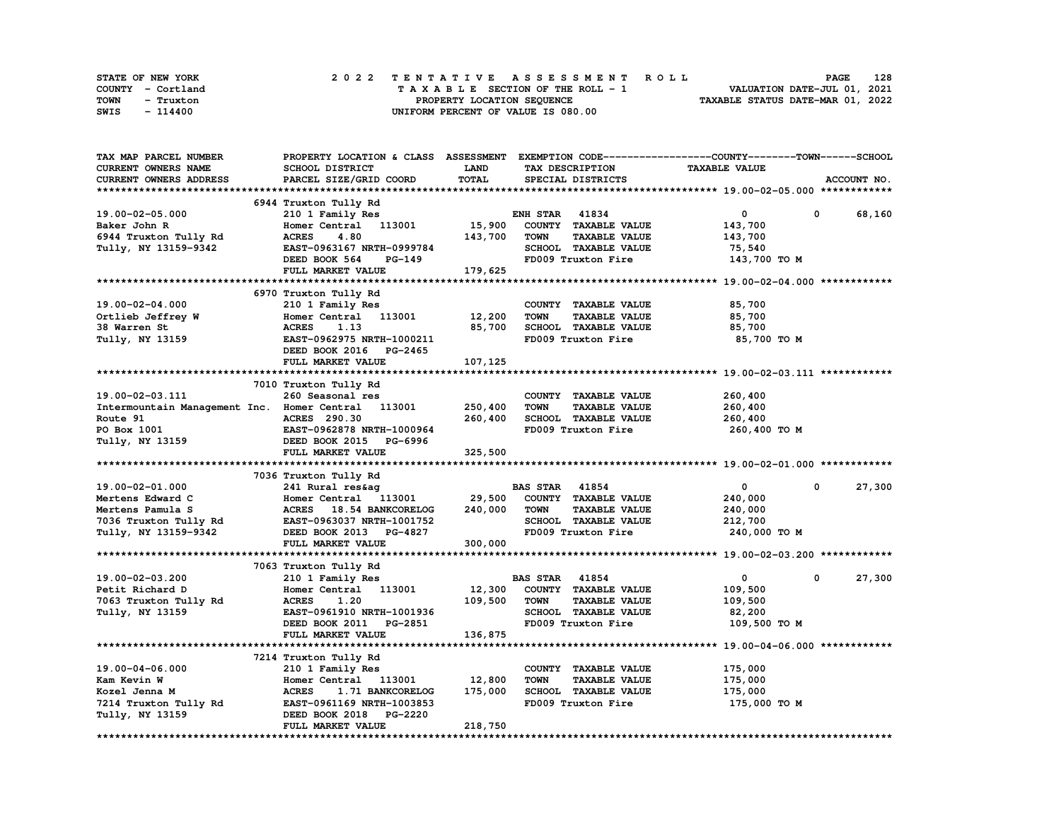STATE OF NEW YORK
COUNTY - Cortland
TOWN - Truxton
SWIS - 114400

2022 TENTATIVE ASSESSMENT ROLL
TAXABLE SECTION OF THE ROLL - 1
PROPERTY LOCATION SEQUENCE
UNIFORM PERCENT OF VALUE IS 080.00

VALUATION DATE-JUL 01, 2021
TAXABLE STATUS DATE-MAR 01, 2022

| TAX MAP PARCEL NUMBER / CURRENT OWNERS NAME / CURRENT OWNERS ADDRESS | PROPERTY LOCATION & CLASS / SCHOOL DISTRICT / PARCEL SIZE/GRID COORD | ASSESSMENT LAND / TOTAL | EXEMPTION CODE / TAX DESCRIPTION / SPECIAL DISTRICTS | COUNTY TAXABLE VALUE | TOWN | SCHOOL |
|---|---|---|---|---|---|---|
| **19.00-02-05.000** | 6944 Truxton Tully Rd | | | | | |
| | 210 1 Family Res | | ENH STAR 41834 | 0 | 0 | 68,160 |
| Baker John R | Homer Central 113001 | 15,900 | COUNTY TAXABLE VALUE | 143,700 | | |
| 6944 Truxton Tully Rd | ACRES 4.80 | 143,700 | TOWN TAXABLE VALUE | 143,700 | | |
| Tully, NY 13159-9342 | EAST-0963167 NRTH-0999784 | | SCHOOL TAXABLE VALUE | 75,540 | | |
| | DEED BOOK 564 PG-149 | | FD009 Truxton Fire | 143,700 TO M | | |
| | FULL MARKET VALUE | 179,625 | | | | |
| **19.00-02-04.000** | 6970 Truxton Tully Rd | | | | | |
| | 210 1 Family Res | | COUNTY TAXABLE VALUE | 85,700 | | |
| Ortlieb Jeffrey W | Homer Central 113001 | 12,200 | TOWN TAXABLE VALUE | 85,700 | | |
| 38 Warren St | ACRES 1.13 | 85,700 | SCHOOL TAXABLE VALUE | 85,700 | | |
| Tully, NY 13159 | EAST-0962975 NRTH-1000211 | | FD009 Truxton Fire | 85,700 TO M | | |
| | DEED BOOK 2016 PG-2465 | | | | | |
| | FULL MARKET VALUE | 107,125 | | | | |
| **19.00-02-03.111** | 7010 Truxton Tully Rd | | | | | |
| | 260 Seasonal res | | COUNTY TAXABLE VALUE | 260,400 | | |
| Intermountain Management Inc. | Homer Central 113001 | 250,400 | TOWN TAXABLE VALUE | 260,400 | | |
| Route 91 | ACRES 290.30 | 260,400 | SCHOOL TAXABLE VALUE | 260,400 | | |
| PO Box 1001 | EAST-0962878 NRTH-1000964 | | FD009 Truxton Fire | 260,400 TO M | | |
| Tully, NY 13159 | DEED BOOK 2015 PG-6996 | | | | | |
| | FULL MARKET VALUE | 325,500 | | | | |
| **19.00-02-01.000** | 7036 Truxton Tully Rd | | | | | |
| | 241 Rural res&ag | | BAS STAR 41854 | 0 | 0 | 27,300 |
| Mertens Edward C | Homer Central 113001 | 29,500 | COUNTY TAXABLE VALUE | 240,000 | | |
| Mertens Pamula S | ACRES 18.54 BANKCORELOG | 240,000 | TOWN TAXABLE VALUE | 240,000 | | |
| 7036 Truxton Tully Rd | EAST-0963037 NRTH-1001752 | | SCHOOL TAXABLE VALUE | 212,700 | | |
| Tully, NY 13159-9342 | DEED BOOK 2013 PG-4827 | | FD009 Truxton Fire | 240,000 TO M | | |
| | FULL MARKET VALUE | 300,000 | | | | |
| **19.00-02-03.200** | 7063 Truxton Tully Rd | | | | | |
| | 210 1 Family Res | | BAS STAR 41854 | 0 | 0 | 27,300 |
| Petit Richard D | Homer Central 113001 | 12,300 | COUNTY TAXABLE VALUE | 109,500 | | |
| 7063 Truxton Tully Rd | ACRES 1.20 | 109,500 | TOWN TAXABLE VALUE | 109,500 | | |
| Tully, NY 13159 | EAST-0961910 NRTH-1001936 | | SCHOOL TAXABLE VALUE | 82,200 | | |
| | DEED BOOK 2011 PG-2851 | | FD009 Truxton Fire | 109,500 TO M | | |
| | FULL MARKET VALUE | 136,875 | | | | |
| **19.00-04-06.000** | 7214 Truxton Tully Rd | | | | | |
| | 210 1 Family Res | | COUNTY TAXABLE VALUE | 175,000 | | |
| Kam Kevin W | Homer Central 113001 | 12,800 | TOWN TAXABLE VALUE | 175,000 | | |
| Kozel Jenna M | ACRES 1.71 BANKCORELOG | 175,000 | SCHOOL TAXABLE VALUE | 175,000 | | |
| 7214 Truxton Tully Rd | EAST-0961169 NRTH-1003853 | | FD009 Truxton Fire | 175,000 TO M | | |
| Tully, NY 13159 | DEED BOOK 2018 PG-2220 | | | | | |
| | FULL MARKET VALUE | 218,750 | | | | |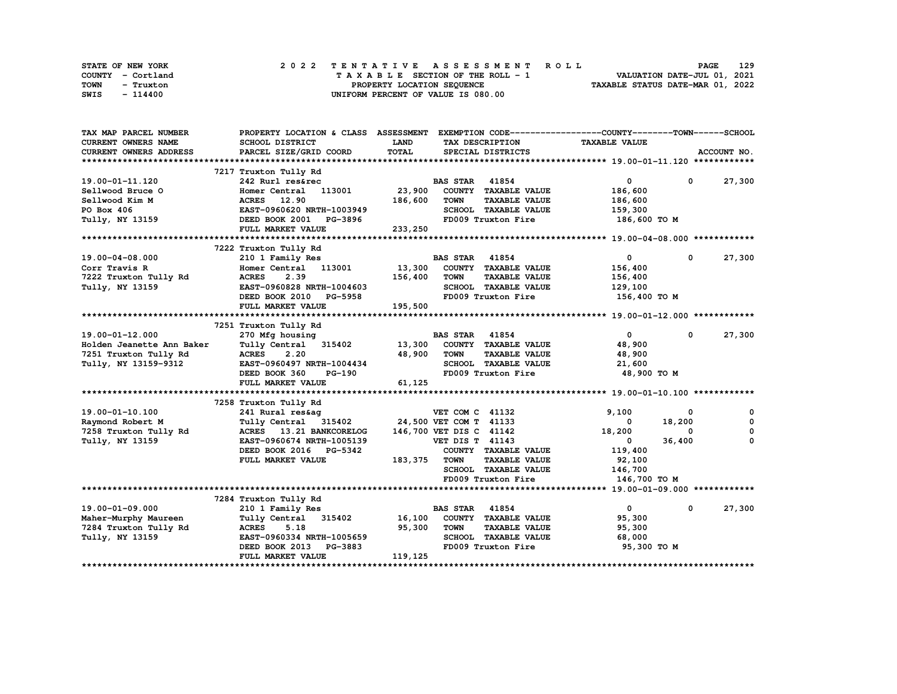STATE OF NEW YORK
COUNTY - Cortland
TOWN - Truxton
SWIS - 114400

2022 TENTATIVE ASSESSMENT ROLL
TAXABLE SECTION OF THE ROLL - 1
PROPERTY LOCATION SEQUENCE
UNIFORM PERCENT OF VALUE IS 080.00

VALUATION DATE-JUL 01, 2021
TAXABLE STATUS DATE-MAR 01, 2022

| TAX MAP PARCEL NUMBER / CURRENT OWNERS NAME / CURRENT OWNERS ADDRESS | PROPERTY LOCATION & CLASS / SCHOOL DISTRICT / PARCEL SIZE/GRID COORD | ASSESSMENT LAND / TOTAL | EXEMPTION CODE / TAX DESCRIPTION / SPECIAL DISTRICTS | COUNTY TAXABLE VALUE | TOWN | SCHOOL |
|---|---|---|---|---|---|---|
| | 7217 Truxton Tully Rd | | | | | |
| 19.00-01-11.120 | 242 Rurl res&rec | | BAS STAR 41854 | 0 | 0 | 27,300 |
| Sellwood Bruce O | Homer Central 113001 | 23,900 | COUNTY TAXABLE VALUE | 186,600 | | |
| Sellwood Kim M | ACRES 12.90 | 186,600 | TOWN TAXABLE VALUE | 186,600 | | |
| PO Box 406 | EAST-0960620 NRTH-1003949 | | SCHOOL TAXABLE VALUE | 159,300 | | |
| Tully, NY 13159 | DEED BOOK 2001 PG-3896 | | FD009 Truxton Fire | 186,600 TO M | | |
| | FULL MARKET VALUE | 233,250 | | | | |
| | 7222 Truxton Tully Rd | | | | | |
| 19.00-04-08.000 | 210 1 Family Res | | BAS STAR 41854 | 0 | 0 | 27,300 |
| Corr Travis R | Homer Central 113001 | 13,300 | COUNTY TAXABLE VALUE | 156,400 | | |
| 7222 Truxton Tully Rd | ACRES 2.39 | 156,400 | TOWN TAXABLE VALUE | 156,400 | | |
| Tully, NY 13159 | EAST-0960828 NRTH-1004603 | | SCHOOL TAXABLE VALUE | 129,100 | | |
| | DEED BOOK 2010 PG-5958 | | FD009 Truxton Fire | 156,400 TO M | | |
| | FULL MARKET VALUE | 195,500 | | | | |
| | 7251 Truxton Tully Rd | | | | | |
| 19.00-01-12.000 | 270 Mfg housing | | BAS STAR 41854 | 0 | 0 | 27,300 |
| Holden Jeanette Ann Baker | Tully Central 315402 | 13,300 | COUNTY TAXABLE VALUE | 48,900 | | |
| 7251 Truxton Tully Rd | ACRES 2.20 | 48,900 | TOWN TAXABLE VALUE | 48,900 | | |
| Tully, NY 13159-9312 | EAST-0960497 NRTH-1004434 | | SCHOOL TAXABLE VALUE | 21,600 | | |
| | DEED BOOK 360 PG-190 | | FD009 Truxton Fire | 48,900 TO M | | |
| | FULL MARKET VALUE | 61,125 | | | | |
| | 7258 Truxton Tully Rd | | | | | |
| 19.00-01-10.100 | 241 Rural res&ag | | VET COM C 41132 | 9,100 | 0 | 0 |
| Raymond Robert M | Tully Central 315402 | 24,500 | VET COM T 41133 | 0 | 18,200 | 0 |
| 7258 Truxton Tully Rd | ACRES 13.21 BANKCORELOG | 146,700 | VET DIS C 41142 | 18,200 | 0 | 0 |
| Tully, NY 13159 | EAST-0960674 NRTH-1005139 | | VET DIS T 41143 | 0 | 36,400 | 0 |
| | DEED BOOK 2016 PG-5342 | | COUNTY TAXABLE VALUE | 119,400 | | |
| | FULL MARKET VALUE | 183,375 | TOWN TAXABLE VALUE | 92,100 | | |
| | | | SCHOOL TAXABLE VALUE | 146,700 | | |
| | | | FD009 Truxton Fire | 146,700 TO M | | |
| | 7284 Truxton Tully Rd | | | | | |
| 19.00-01-09.000 | 210 1 Family Res | | BAS STAR 41854 | 0 | 0 | 27,300 |
| Maher-Murphy Maureen | Tully Central 315402 | 16,100 | COUNTY TAXABLE VALUE | 95,300 | | |
| 7284 Truxton Tully Rd | ACRES 5.18 | 95,300 | TOWN TAXABLE VALUE | 95,300 | | |
| Tully, NY 13159 | EAST-0960334 NRTH-1005659 | | SCHOOL TAXABLE VALUE | 68,000 | | |
| | DEED BOOK 2013 PG-3883 | | FD009 Truxton Fire | 95,300 TO M | | |
| | FULL MARKET VALUE | 119,125 | | | | |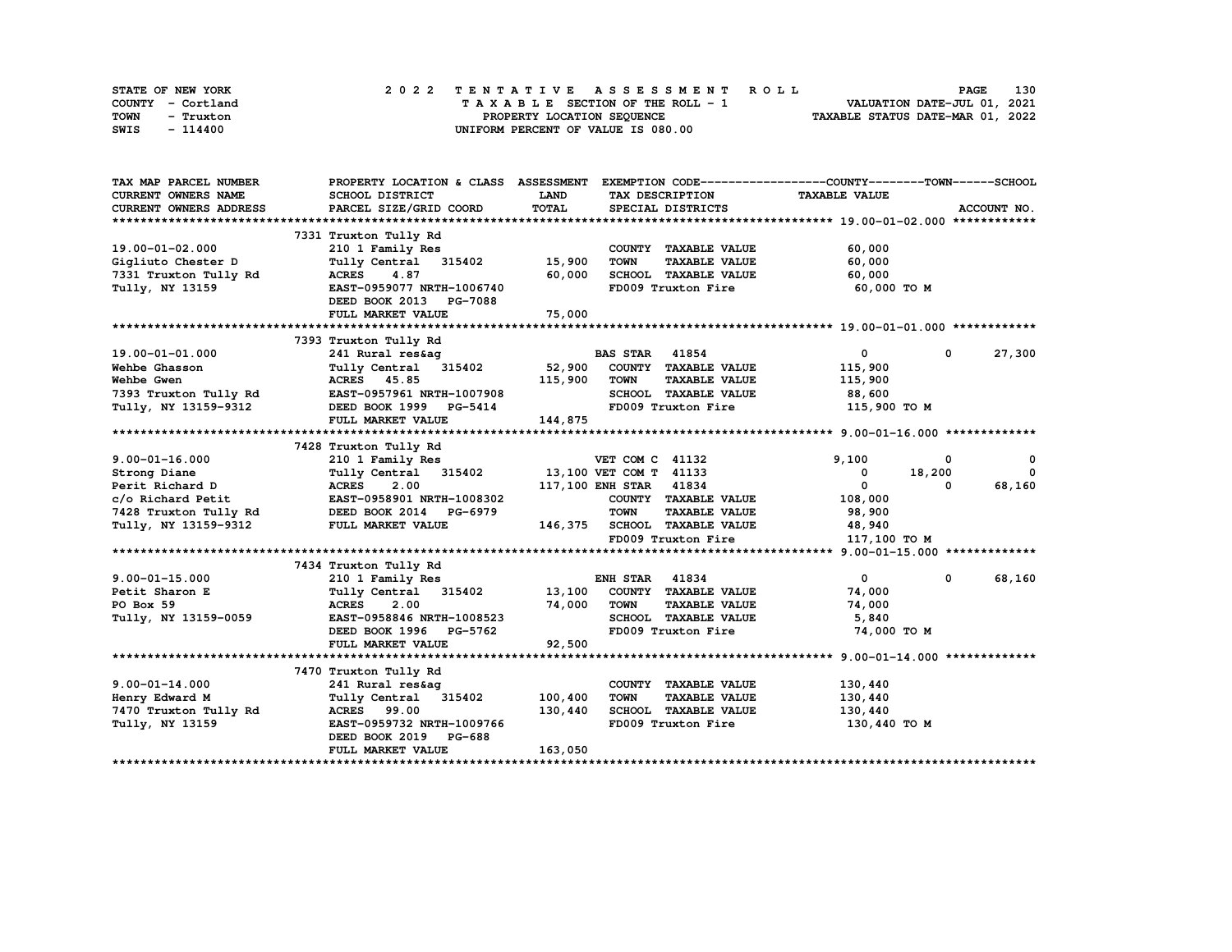STATE OF NEW YORK
COUNTY - Cortland
TOWN - Truxton
SWIS - 114400

2022 TENTATIVE ASSESSMENT ROLL
TAXABLE SECTION OF THE ROLL - 1
PROPERTY LOCATION SEQUENCE
UNIFORM PERCENT OF VALUE IS 080.00

VALUATION DATE-JUL 01, 2021
TAXABLE STATUS DATE-MAR 01, 2022

| TAX MAP PARCEL NUMBER / CURRENT OWNERS NAME / CURRENT OWNERS ADDRESS | PROPERTY LOCATION & CLASS / SCHOOL DISTRICT / PARCEL SIZE/GRID COORD | ASSESSMENT LAND / TOTAL | EXEMPTION CODE / TAX DESCRIPTION / SPECIAL DISTRICTS | COUNTY TAXABLE VALUE | TOWN | SCHOOL | ACCOUNT NO. |
|---|---|---|---|---|---|---|---|
| **19.00-01-02.000** | 7331 Truxton Tully Rd | | | | | | |
| 19.00-01-02.000 | 210 1 Family Res | | COUNTY TAXABLE VALUE | 60,000 | | | |
| Gigliuto Chester D | Tully Central 315402 | 15,900 | TOWN TAXABLE VALUE | 60,000 | | | |
| 7331 Truxton Tully Rd | ACRES 4.87 | 60,000 | SCHOOL TAXABLE VALUE | 60,000 | | | |
| Tully, NY 13159 | EAST-0959077 NRTH-1006740 | | FD009 Truxton Fire | 60,000 TO M | | | |
| | DEED BOOK 2013 PG-7088 | | | | | | |
| | FULL MARKET VALUE | 75,000 | | | | | |
| **19.00-01-01.000** | 7393 Truxton Tully Rd | | | | | | |
| 19.00-01-01.000 | 241 Rural res&ag | | BAS STAR 41854 | 0 | 0 | 27,300 | |
| Wehbe Ghasson | Tully Central 315402 | 52,900 | COUNTY TAXABLE VALUE | 115,900 | | | |
| Wehbe Gwen | ACRES 45.85 | 115,900 | TOWN TAXABLE VALUE | 115,900 | | | |
| 7393 Truxton Tully Rd | EAST-0957961 NRTH-1007908 | | SCHOOL TAXABLE VALUE | 88,600 | | | |
| Tully, NY 13159-9312 | DEED BOOK 1999 PG-5414 | | FD009 Truxton Fire | 115,900 TO M | | | |
| | FULL MARKET VALUE | 144,875 | | | | | |
| **9.00-01-16.000** | 7428 Truxton Tully Rd | | | | | | |
| 9.00-01-16.000 | 210 1 Family Res | | VET COM C 41132 | 9,100 | 0 | 0 | |
| Strong Diane | Tully Central 315402 | 13,100 | VET COM T 41133 | 0 | 18,200 | 0 | |
| Perit Richard D | ACRES 2.00 | 117,100 | ENH STAR 41834 | 0 | 0 | 68,160 | |
| c/o Richard Petit | EAST-0958901 NRTH-1008302 | | COUNTY TAXABLE VALUE | 108,000 | | | |
| 7428 Truxton Tully Rd | DEED BOOK 2014 PG-6979 | | TOWN TAXABLE VALUE | 98,900 | | | |
| Tully, NY 13159-9312 | FULL MARKET VALUE | 146,375 | SCHOOL TAXABLE VALUE | 48,940 | | | |
| | | | FD009 Truxton Fire | 117,100 TO M | | | |
| **9.00-01-15.000** | 7434 Truxton Tully Rd | | | | | | |
| 9.00-01-15.000 | 210 1 Family Res | | ENH STAR 41834 | 0 | 0 | 68,160 | |
| Petit Sharon E | Tully Central 315402 | 13,100 | COUNTY TAXABLE VALUE | 74,000 | | | |
| PO Box 59 | ACRES 2.00 | 74,000 | TOWN TAXABLE VALUE | 74,000 | | | |
| Tully, NY 13159-0059 | EAST-0958846 NRTH-1008523 | | SCHOOL TAXABLE VALUE | 5,840 | | | |
| | DEED BOOK 1996 PG-5762 | | FD009 Truxton Fire | 74,000 TO M | | | |
| | FULL MARKET VALUE | 92,500 | | | | | |
| **9.00-01-14.000** | 7470 Truxton Tully Rd | | | | | | |
| 9.00-01-14.000 | 241 Rural res&ag | | COUNTY TAXABLE VALUE | 130,440 | | | |
| Henry Edward M | Tully Central 315402 | 100,400 | TOWN TAXABLE VALUE | 130,440 | | | |
| 7470 Truxton Tully Rd | ACRES 99.00 | 130,440 | SCHOOL TAXABLE VALUE | 130,440 | | | |
| Tully, NY 13159 | EAST-0959732 NRTH-1009766 | | FD009 Truxton Fire | 130,440 TO M | | | |
| | DEED BOOK 2019 PG-688 | | | | | | |
| | FULL MARKET VALUE | 163,050 | | | | | |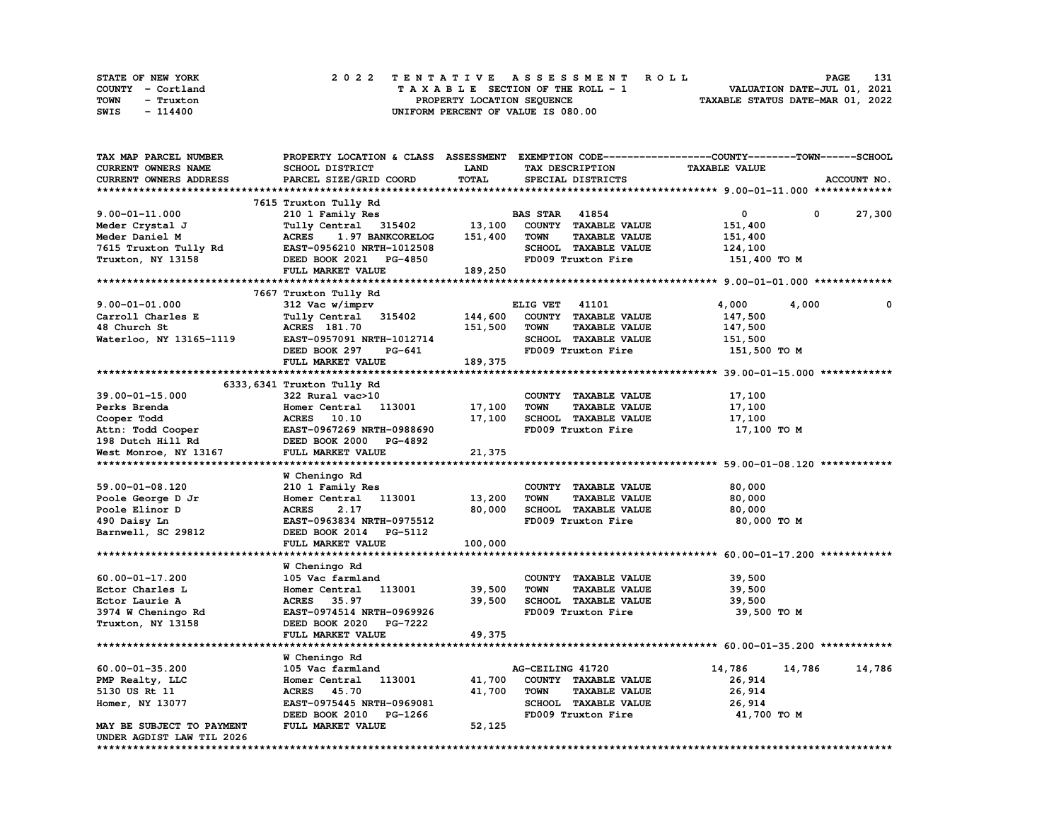STATE OF NEW YORK
COUNTY - Cortland
TOWN - Truxton
SWIS - 114400

2022 TENTATIVE ASSESSMENT ROLL
TAXABLE SECTION OF THE ROLL - 1
PROPERTY LOCATION SEQUENCE
UNIFORM PERCENT OF VALUE IS 080.00

VALUATION DATE-JUL 01, 2021
TAXABLE STATUS DATE-MAR 01, 2022

| TAX MAP PARCEL NUMBER / CURRENT OWNERS NAME / CURRENT OWNERS ADDRESS | PROPERTY LOCATION & CLASS / SCHOOL DISTRICT / PARCEL SIZE/GRID COORD | ASSESSMENT LAND / TOTAL | EXEMPTION CODE / TAX DESCRIPTION / SPECIAL DISTRICTS | COUNTY TAXABLE VALUE | TOWN | SCHOOL |
|---|---|---|---|---|---|---|
| **9.00-01-11.000** | 7615 Truxton Tully Rd | | | | | |
| 9.00-01-11.000 | 210 1 Family Res | | BAS STAR 41854 | 0 | 0 | 27,300 |
| Meder Crystal J | Tully Central 315402 | 13,100 | COUNTY TAXABLE VALUE | 151,400 | | |
| Meder Daniel M | ACRES 1.97 BANKCORELOG | 151,400 | TOWN TAXABLE VALUE | 151,400 | | |
| 7615 Truxton Tully Rd | EAST-0956210 NRTH-1012508 | | SCHOOL TAXABLE VALUE | 124,100 | | |
| Truxton, NY 13158 | DEED BOOK 2021 PG-4850 | | FD009 Truxton Fire | 151,400 TO M | | |
| | FULL MARKET VALUE | 189,250 | | | | |
| **9.00-01-01.000** | 7667 Truxton Tully Rd | | | | | |
| 9.00-01-01.000 | 312 Vac w/imprv | | ELIG VET 41101 | 4,000 | 4,000 | 0 |
| Carroll Charles E | Tully Central 315402 | 144,600 | COUNTY TAXABLE VALUE | 147,500 | | |
| 48 Church St | ACRES 181.70 | 151,500 | TOWN TAXABLE VALUE | 147,500 | | |
| Waterloo, NY 13165-1119 | EAST-0957091 NRTH-1012714 | | SCHOOL TAXABLE VALUE | 151,500 | | |
| | DEED BOOK 297 PG-641 | | FD009 Truxton Fire | 151,500 TO M | | |
| | FULL MARKET VALUE | 189,375 | | | | |
| **39.00-01-15.000** | 6333,6341 Truxton Tully Rd | | | | | |
| 39.00-01-15.000 | 322 Rural vac>10 | | COUNTY TAXABLE VALUE | 17,100 | | |
| Perks Brenda | Homer Central 113001 | 17,100 | TOWN TAXABLE VALUE | 17,100 | | |
| Cooper Todd | ACRES 10.10 | 17,100 | SCHOOL TAXABLE VALUE | 17,100 | | |
| Attn: Todd Cooper | EAST-0967269 NRTH-0988690 | | FD009 Truxton Fire | 17,100 TO M | | |
| 198 Dutch Hill Rd | DEED BOOK 2000 PG-4892 | | | | | |
| West Monroe, NY 13167 | FULL MARKET VALUE | 21,375 | | | | |
| **59.00-01-08.120** | W Cheningo Rd | | | | | |
| 59.00-01-08.120 | 210 1 Family Res | | COUNTY TAXABLE VALUE | 80,000 | | |
| Poole George D Jr | Homer Central 113001 | 13,200 | TOWN TAXABLE VALUE | 80,000 | | |
| Poole Elinor D | ACRES 2.17 | 80,000 | SCHOOL TAXABLE VALUE | 80,000 | | |
| 490 Daisy Ln | EAST-0963834 NRTH-0975512 | | FD009 Truxton Fire | 80,000 TO M | | |
| Barnwell, SC 29812 | DEED BOOK 2014 PG-5112 | | | | | |
| | FULL MARKET VALUE | 100,000 | | | | |
| **60.00-01-17.200** | W Cheningo Rd | | | | | |
| 60.00-01-17.200 | 105 Vac farmland | | COUNTY TAXABLE VALUE | 39,500 | | |
| Ector Charles L | Homer Central 113001 | 39,500 | TOWN TAXABLE VALUE | 39,500 | | |
| Ector Laurie A | ACRES 35.97 | 39,500 | SCHOOL TAXABLE VALUE | 39,500 | | |
| 3974 W Cheningo Rd | EAST-0974514 NRTH-0969926 | | FD009 Truxton Fire | 39,500 TO M | | |
| Truxton, NY 13158 | DEED BOOK 2020 PG-7222 | | | | | |
| | FULL MARKET VALUE | 49,375 | | | | |
| **60.00-01-35.200** | W Cheningo Rd | | | | | |
| 60.00-01-35.200 | 105 Vac farmland | | AG-CEILING 41720 | 14,786 | 14,786 | 14,786 |
| PMP Realty, LLC | Homer Central 113001 | 41,700 | COUNTY TAXABLE VALUE | 26,914 | | |
| 5130 US Rt 11 | ACRES 45.70 | 41,700 | TOWN TAXABLE VALUE | 26,914 | | |
| Homer, NY 13077 | EAST-0975445 NRTH-0969081 | | SCHOOL TAXABLE VALUE | 26,914 | | |
| | DEED BOOK 2010 PG-1266 | | FD009 Truxton Fire | 41,700 TO M | | |
| MAY BE SUBJECT TO PAYMENT | FULL MARKET VALUE | 52,125 | | | | |
| UNDER AGDIST LAW TIL 2026 | | | | | | |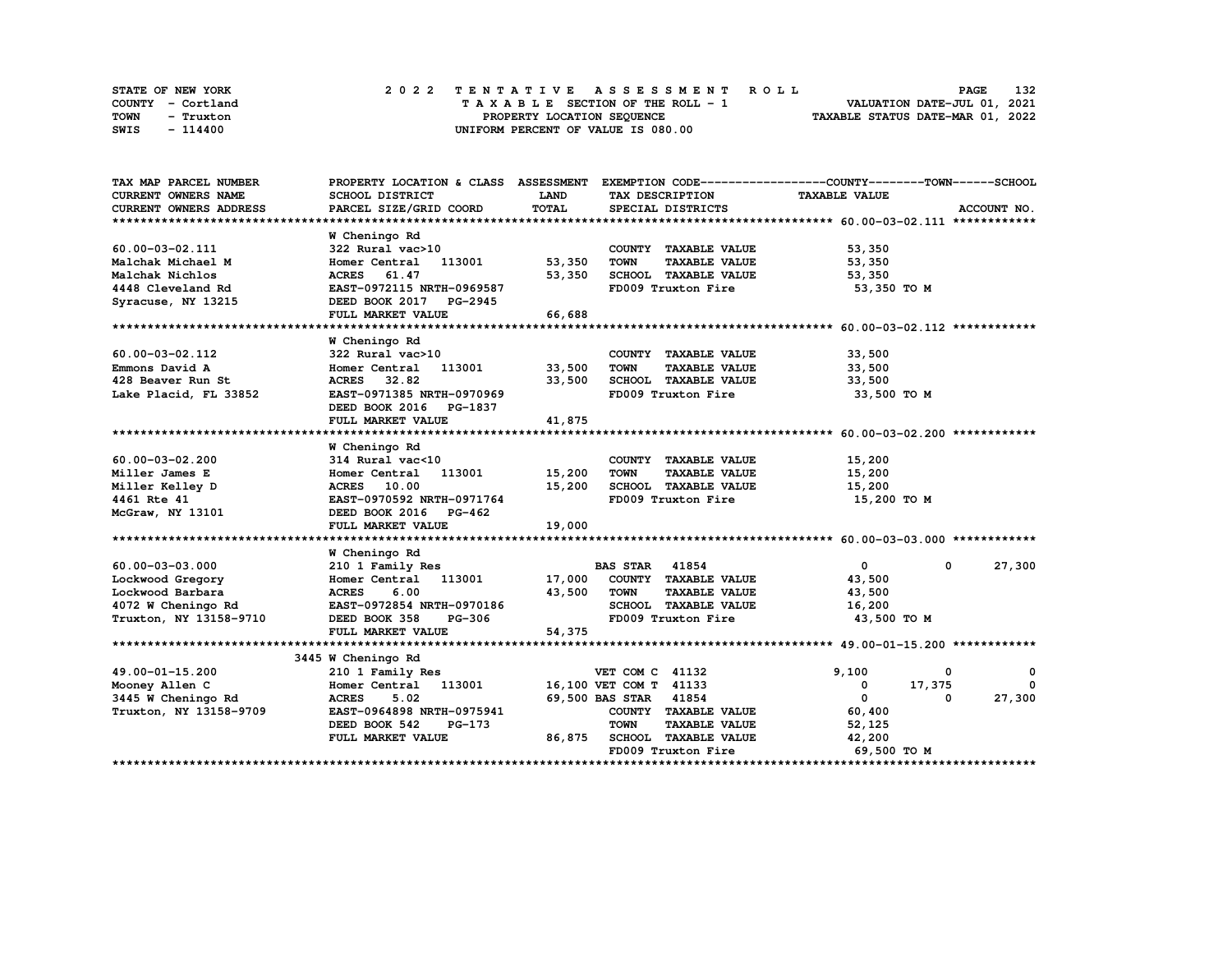STATE OF NEW YORK
COUNTY - Cortland
TOWN - Truxton
SWIS - 114400

**2022 TENTATIVE ASSESSMENT ROLL**
TAXABLE SECTION OF THE ROLL - 1
PROPERTY LOCATION SEQUENCE
UNIFORM PERCENT OF VALUE IS 080.00

VALUATION DATE-JUL 01, 2021
TAXABLE STATUS DATE-MAR 01, 2022

```
TAX MAP PARCEL NUMBER     PROPERTY LOCATION & CLASS  ASSESSMENT  EXEMPTION CODE------------------COUNTY--------TOWN------SCHOOL
CURRENT OWNERS NAME       SCHOOL DISTRICT               LAND      TAX DESCRIPTION            TAXABLE VALUE
CURRENT OWNERS ADDRESS    PARCEL SIZE/GRID COORD        TOTAL     SPECIAL DISTRICTS                                     ACCOUNT NO.
******************************************************************************************************* 60.00-03-02.111 ************
                          W Cheningo Rd
60.00-03-02.111           322 Rural vac>10                         COUNTY  TAXABLE VALUE          53,350
Malchak Michael M         Homer Central   113001      53,350      TOWN    TAXABLE VALUE          53,350
Malchak Nichlos           ACRES   61.47               53,350      SCHOOL  TAXABLE VALUE          53,350
4448 Cleveland Rd         EAST-0972115 NRTH-0969587               FD009 Truxton Fire              53,350 TO M
Syracuse, NY 13215        DEED BOOK 2017   PG-2945
                          FULL MARKET VALUE            66,688
******************************************************************************************************* 60.00-03-02.112 ************
                          W Cheningo Rd
60.00-03-02.112           322 Rural vac>10                         COUNTY  TAXABLE VALUE          33,500
Emmons David A            Homer Central   113001      33,500      TOWN    TAXABLE VALUE          33,500
428 Beaver Run St         ACRES   32.82               33,500      SCHOOL  TAXABLE VALUE          33,500
Lake Placid, FL 33852     EAST-0971385 NRTH-0970969               FD009 Truxton Fire              33,500 TO M
                          DEED BOOK 2016   PG-1837
                          FULL MARKET VALUE            41,875
******************************************************************************************************* 60.00-03-02.200 ************
                          W Cheningo Rd
60.00-03-02.200           314 Rural vac<10                         COUNTY  TAXABLE VALUE          15,200
Miller James E            Homer Central   113001      15,200      TOWN    TAXABLE VALUE          15,200
Miller Kelley D           ACRES   10.00               15,200      SCHOOL  TAXABLE VALUE          15,200
4461 Rte 41               EAST-0970592 NRTH-0971764               FD009 Truxton Fire              15,200 TO M
McGraw, NY 13101          DEED BOOK 2016   PG-462
                          FULL MARKET VALUE            19,000
******************************************************************************************************* 60.00-03-03.000 ************
                          W Cheningo Rd
60.00-03-03.000           210 1 Family Res                        BAS STAR  41854                     0          0      27,300
Lockwood Gregory          Homer Central   113001      17,000      COUNTY  TAXABLE VALUE          43,500
Lockwood Barbara          ACRES    6.00               43,500      TOWN    TAXABLE VALUE          43,500
4072 W Cheningo Rd        EAST-0972854 NRTH-0970186               SCHOOL  TAXABLE VALUE          16,200
Truxton, NY 13158-9710    DEED BOOK 358    PG-306                 FD009 Truxton Fire              43,500 TO M
                          FULL MARKET VALUE            54,375
******************************************************************************************************* 49.00-01-15.200 ************
                          3445 W Cheningo Rd
49.00-01-15.200           210 1 Family Res                        VET COM C 41132                 9,100          0           0
Mooney Allen C            Homer Central   113001      16,100 VET COM T 41133                     0     17,375           0
3445 W Cheningo Rd        ACRES    5.02               69,500 BAS STAR  41854                     0          0      27,300
Truxton, NY 13158-9709    EAST-0964898 NRTH-0975941               COUNTY  TAXABLE VALUE          60,400
                          DEED BOOK 542    PG-173                 TOWN    TAXABLE VALUE          52,125
                          FULL MARKET VALUE            86,875     SCHOOL  TAXABLE VALUE          42,200
                                                                  FD009 Truxton Fire              69,500 TO M
************************************************************************************************************************************
```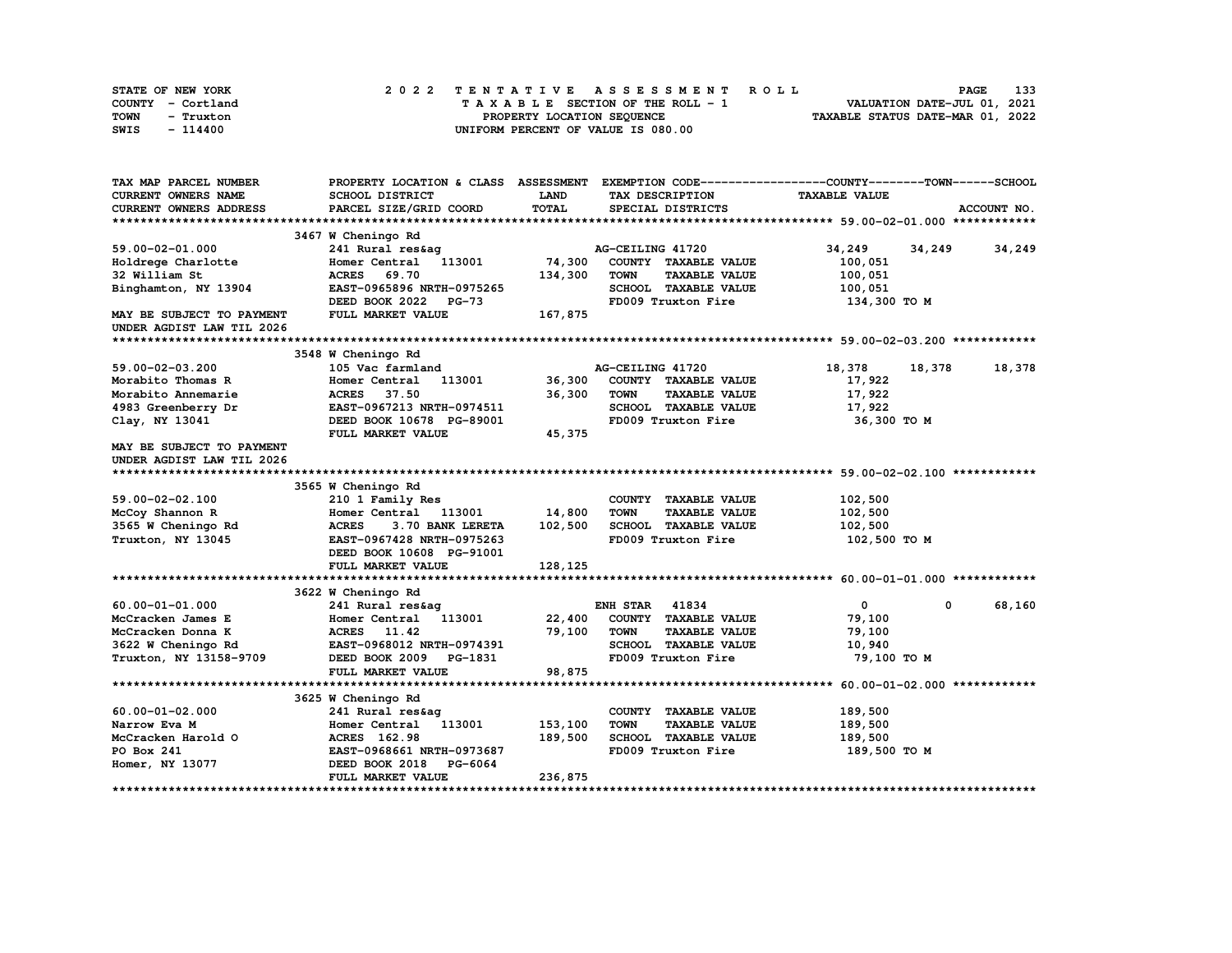STATE OF NEW YORK | COUNTY - Cortland | TOWN - Truxton | SWIS - 114400

# 2022 TENTATIVE ASSESSMENT ROLL

TAXABLE SECTION OF THE ROLL - 1
PROPERTY LOCATION SEQUENCE
UNIFORM PERCENT OF VALUE IS 080.00

VALUATION DATE-JUL 01, 2021
TAXABLE STATUS DATE-MAR 01, 2022

| TAX MAP PARCEL NUMBER / CURRENT OWNERS NAME / CURRENT OWNERS ADDRESS | PROPERTY LOCATION & CLASS / SCHOOL DISTRICT / PARCEL SIZE/GRID COORD | ASSESSMENT LAND / TOTAL | EXEMPTION CODE / TAX DESCRIPTION / SPECIAL DISTRICTS | COUNTY TAXABLE VALUE | TOWN | SCHOOL |
|---|---|---|---|---|---|---|
| **59.00-02-01.000** | 3467 W Cheningo Rd | | | | | |
| 59.00-02-01.000 | 241 Rural res&ag | | AG-CEILING 41720 | 34,249 | 34,249 | 34,249 |
| Holdrege Charlotte | Homer Central 113001 | 74,300 | COUNTY TAXABLE VALUE | 100,051 | | |
| 32 William St | ACRES 69.70 | 134,300 | TOWN TAXABLE VALUE | 100,051 | | |
| Binghamton, NY 13904 | EAST-0965896 NRTH-0975265 | | SCHOOL TAXABLE VALUE | 100,051 | | |
| | DEED BOOK 2022 PG-73 | | FD009 Truxton Fire | 134,300 TO M | | |
| MAY BE SUBJECT TO PAYMENT UNDER AGDIST LAW TIL 2026 | FULL MARKET VALUE | 167,875 | | | | |
| **59.00-02-03.200** | 3548 W Cheningo Rd | | | | | |
| 59.00-02-03.200 | 105 Vac farmland | | AG-CEILING 41720 | 18,378 | 18,378 | 18,378 |
| Morabito Thomas R | Homer Central 113001 | 36,300 | COUNTY TAXABLE VALUE | 17,922 | | |
| Morabito Annemarie | ACRES 37.50 | 36,300 | TOWN TAXABLE VALUE | 17,922 | | |
| 4983 Greenberry Dr | EAST-0967213 NRTH-0974511 | | SCHOOL TAXABLE VALUE | 17,922 | | |
| Clay, NY 13041 | DEED BOOK 10678 PG-89001 | | FD009 Truxton Fire | 36,300 TO M | | |
| | FULL MARKET VALUE | 45,375 | | | | |
| MAY BE SUBJECT TO PAYMENT UNDER AGDIST LAW TIL 2026 | | | | | | |
| **59.00-02-02.100** | 3565 W Cheningo Rd | | | | | |
| 59.00-02-02.100 | 210 1 Family Res | | COUNTY TAXABLE VALUE | 102,500 | | |
| McCoy Shannon R | Homer Central 113001 | 14,800 | TOWN TAXABLE VALUE | 102,500 | | |
| 3565 W Cheningo Rd | ACRES 3.70 BANK LERETA | 102,500 | SCHOOL TAXABLE VALUE | 102,500 | | |
| Truxton, NY 13045 | EAST-0967428 NRTH-0975263 | | FD009 Truxton Fire | 102,500 TO M | | |
| | DEED BOOK 10608 PG-91001 | | | | | |
| | FULL MARKET VALUE | 128,125 | | | | |
| **60.00-01-01.000** | 3622 W Cheningo Rd | | | | | |
| 60.00-01-01.000 | 241 Rural res&ag | | ENH STAR 41834 | 0 | 0 | 68,160 |
| McCracken James E | Homer Central 113001 | 22,400 | COUNTY TAXABLE VALUE | 79,100 | | |
| McCracken Donna K | ACRES 11.42 | 79,100 | TOWN TAXABLE VALUE | 79,100 | | |
| 3622 W Cheningo Rd | EAST-0968012 NRTH-0974391 | | SCHOOL TAXABLE VALUE | 10,940 | | |
| Truxton, NY 13158-9709 | DEED BOOK 2009 PG-1831 | | FD009 Truxton Fire | 79,100 TO M | | |
| | FULL MARKET VALUE | 98,875 | | | | |
| **60.00-01-02.000** | 3625 W Cheningo Rd | | | | | |
| 60.00-01-02.000 | 241 Rural res&ag | | COUNTY TAXABLE VALUE | 189,500 | | |
| Narrow Eva M | Homer Central 113001 | 153,100 | TOWN TAXABLE VALUE | 189,500 | | |
| McCracken Harold O | ACRES 162.98 | 189,500 | SCHOOL TAXABLE VALUE | 189,500 | | |
| PO Box 241 | EAST-0968661 NRTH-0973687 | | FD009 Truxton Fire | 189,500 TO M | | |
| Homer, NY 13077 | DEED BOOK 2018 PG-6064 | | | | | |
| | FULL MARKET VALUE | 236,875 | | | | |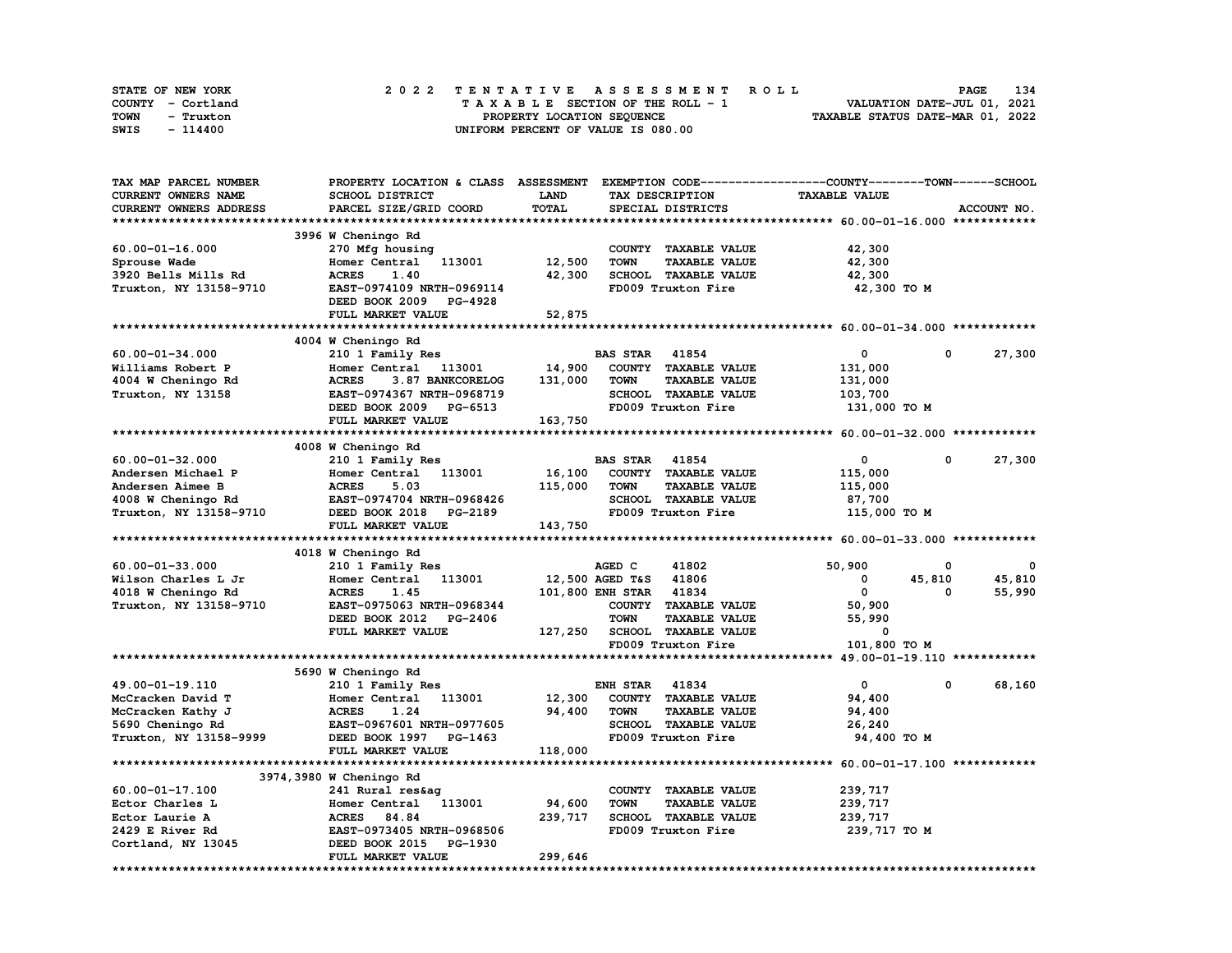STATE OF NEW YORK | COUNTY - Cortland | TOWN - Truxton | SWIS - 114400

**2022 TENTATIVE ASSESSMENT ROLL**
TAXABLE SECTION OF THE ROLL - 1
PROPERTY LOCATION SEQUENCE
UNIFORM PERCENT OF VALUE IS 080.00

VALUATION DATE-JUL 01, 2021
TAXABLE STATUS DATE-MAR 01, 2022

| TAX MAP PARCEL NUMBER / CURRENT OWNERS NAME / CURRENT OWNERS ADDRESS | PROPERTY LOCATION & CLASS / SCHOOL DISTRICT / PARCEL SIZE/GRID COORD | ASSESSMENT LAND / TOTAL | EXEMPTION CODE / TAX DESCRIPTION / SPECIAL DISTRICTS | COUNTY TAXABLE VALUE | TOWN | SCHOOL |
|---|---|---|---|---|---|---|
| **60.00-01-16.000** | 3996 W Cheningo Rd | | | | | |
| Sprouse Wade | 270 Mfg housing | | COUNTY TAXABLE VALUE | 42,300 | | |
| 3920 Bells Mills Rd | Homer Central 113001 | 12,500 | TOWN TAXABLE VALUE | 42,300 | | |
| Truxton, NY 13158-9710 | ACRES 1.40 | 42,300 | SCHOOL TAXABLE VALUE | 42,300 | | |
| | EAST-0974109 NRTH-0969114 | | FD009 Truxton Fire | 42,300 TO M | | |
| | DEED BOOK 2009 PG-4928 | | | | | |
| | FULL MARKET VALUE | 52,875 | | | | |
| **60.00-01-34.000** | 4004 W Cheningo Rd | | | | | |
| Williams Robert P | 210 1 Family Res | | BAS STAR 41854 | 0 | 0 | 27,300 |
| 4004 W Cheningo Rd | Homer Central 113001 | 14,900 | COUNTY TAXABLE VALUE | 131,000 | | |
| Truxton, NY 13158 | ACRES 3.87 BANKCORELOG | 131,000 | TOWN TAXABLE VALUE | 131,000 | | |
| | EAST-0974367 NRTH-0968719 | | SCHOOL TAXABLE VALUE | 103,700 | | |
| | DEED BOOK 2009 PG-6513 | | FD009 Truxton Fire | 131,000 TO M | | |
| | FULL MARKET VALUE | 163,750 | | | | |
| **60.00-01-32.000** | 4008 W Cheningo Rd | | | | | |
| Andersen Michael P | 210 1 Family Res | | BAS STAR 41854 | 0 | 0 | 27,300 |
| Andersen Aimee B | Homer Central 113001 | 16,100 | COUNTY TAXABLE VALUE | 115,000 | | |
| 4008 W Cheningo Rd | ACRES 5.03 | 115,000 | TOWN TAXABLE VALUE | 115,000 | | |
| Truxton, NY 13158-9710 | EAST-0974704 NRTH-0968426 | | SCHOOL TAXABLE VALUE | 87,700 | | |
| | DEED BOOK 2018 PG-2189 | | FD009 Truxton Fire | 115,000 TO M | | |
| | FULL MARKET VALUE | 143,750 | | | | |
| **60.00-01-33.000** | 4018 W Cheningo Rd | | | | | |
| Wilson Charles L Jr | 210 1 Family Res | | AGED C 41802 | 50,900 | 0 | 0 |
| 4018 W Cheningo Rd | Homer Central 113001 | 12,500 | AGED T&S 41806 | 0 | 45,810 | 45,810 |
| Truxton, NY 13158-9710 | ACRES 1.45 | 101,800 | ENH STAR 41834 | 0 | 0 | 55,990 |
| | EAST-0975063 NRTH-0968344 | | COUNTY TAXABLE VALUE | 50,900 | | |
| | DEED BOOK 2012 PG-2406 | | TOWN TAXABLE VALUE | 55,990 | | |
| | FULL MARKET VALUE | 127,250 | SCHOOL TAXABLE VALUE | 0 | | |
| | | | FD009 Truxton Fire | 101,800 TO M | | |
| **49.00-01-19.110** | 5690 W Cheningo Rd | | | | | |
| McCracken David T | 210 1 Family Res | | ENH STAR 41834 | 0 | 0 | 68,160 |
| McCracken Kathy J | Homer Central 113001 | 12,300 | COUNTY TAXABLE VALUE | 94,400 | | |
| 5690 Cheningo Rd | ACRES 1.24 | 94,400 | TOWN TAXABLE VALUE | 94,400 | | |
| Truxton, NY 13158-9999 | EAST-0967601 NRTH-0977605 | | SCHOOL TAXABLE VALUE | 26,240 | | |
| | DEED BOOK 1997 PG-1463 | | FD009 Truxton Fire | 94,400 TO M | | |
| | FULL MARKET VALUE | 118,000 | | | | |
| **60.00-01-17.100** | 3974,3980 W Cheningo Rd | | | | | |
| Ector Charles L | 241 Rural res&ag | | COUNTY TAXABLE VALUE | 239,717 | | |
| Ector Laurie A | Homer Central 113001 | 94,600 | TOWN TAXABLE VALUE | 239,717 | | |
| 2429 E River Rd | ACRES 84.84 | 239,717 | SCHOOL TAXABLE VALUE | 239,717 | | |
| Cortland, NY 13045 | EAST-0973405 NRTH-0968506 | | FD009 Truxton Fire | 239,717 TO M | | |
| | DEED BOOK 2015 PG-1930 | | | | | |
| | FULL MARKET VALUE | 299,646 | | | | |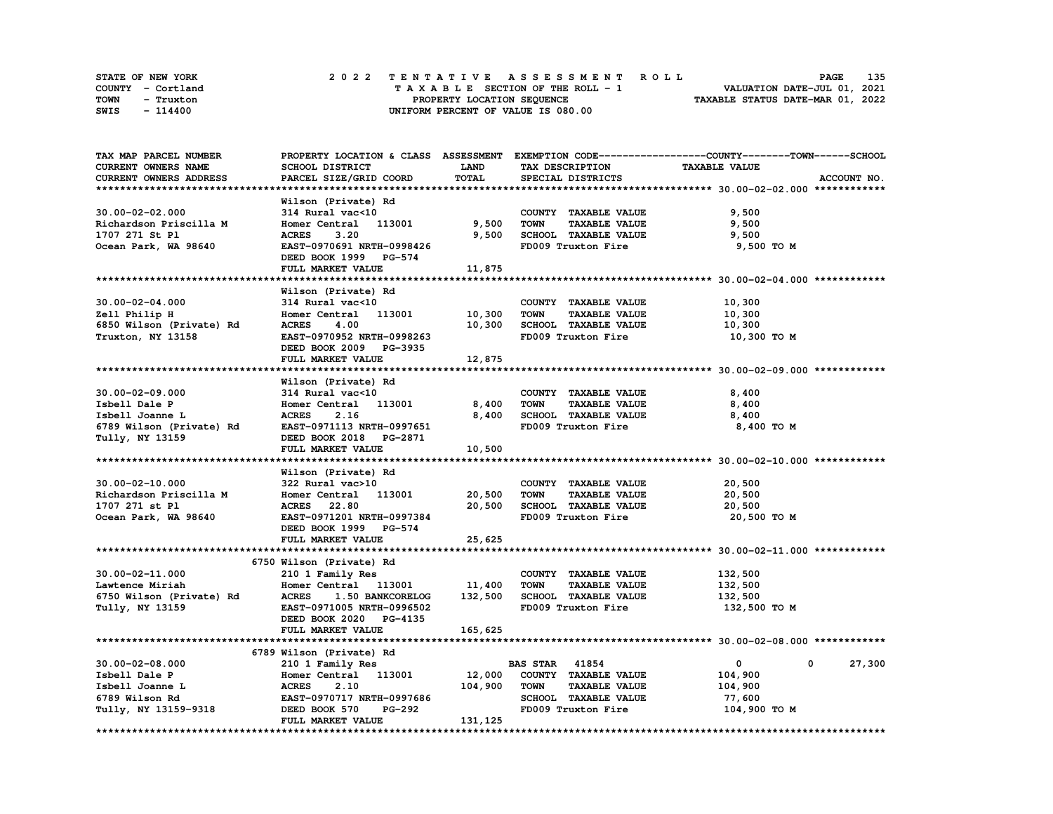STATE OF NEW YORK
COUNTY - Cortland
TOWN - Truxton
SWIS - 114400

# 2022 TENTATIVE ASSESSMENT ROLL

TAXABLE SECTION OF THE ROLL - 1
PROPERTY LOCATION SEQUENCE
UNIFORM PERCENT OF VALUE IS 080.00

VALUATION DATE-JUL 01, 2021
TAXABLE STATUS DATE-MAR 01, 2022

| TAX MAP PARCEL NUMBER / CURRENT OWNERS NAME / CURRENT OWNERS ADDRESS | PROPERTY LOCATION & CLASS / SCHOOL DISTRICT / PARCEL SIZE/GRID COORD | ASSESSMENT LAND / TOTAL | EXEMPTION CODE / TAX DESCRIPTION / SPECIAL DISTRICTS | COUNTY / TOWN / SCHOOL TAXABLE VALUE | ACCOUNT NO. |
|---|---|---|---|---|---|
| **30.00-02-02.000** | Wilson (Private) Rd | | | | |
| 30.00-02-02.000 | 314 Rural vac<10 | | COUNTY TAXABLE VALUE | 9,500 | |
| Richardson Priscilla M | Homer Central 113001 | 9,500 | TOWN TAXABLE VALUE | 9,500 | |
| 1707 271 St Pl | ACRES 3.20 | 9,500 | SCHOOL TAXABLE VALUE | 9,500 | |
| Ocean Park, WA 98640 | EAST-0970691 NRTH-0998426 | | FD009 Truxton Fire | 9,500 TO M | |
| | DEED BOOK 1999 PG-574 | | | | |
| | FULL MARKET VALUE | 11,875 | | | |
| **30.00-02-04.000** | Wilson (Private) Rd | | | | |
| 30.00-02-04.000 | 314 Rural vac<10 | | COUNTY TAXABLE VALUE | 10,300 | |
| Zell Philip H | Homer Central 113001 | 10,300 | TOWN TAXABLE VALUE | 10,300 | |
| 6850 Wilson (Private) Rd | ACRES 4.00 | 10,300 | SCHOOL TAXABLE VALUE | 10,300 | |
| Truxton, NY 13158 | EAST-0970952 NRTH-0998263 | | FD009 Truxton Fire | 10,300 TO M | |
| | DEED BOOK 2009 PG-3935 | | | | |
| | FULL MARKET VALUE | 12,875 | | | |
| **30.00-02-09.000** | Wilson (Private) Rd | | | | |
| 30.00-02-09.000 | 314 Rural vac<10 | | COUNTY TAXABLE VALUE | 8,400 | |
| Isbell Dale P | Homer Central 113001 | 8,400 | TOWN TAXABLE VALUE | 8,400 | |
| Isbell Joanne L | ACRES 2.16 | 8,400 | SCHOOL TAXABLE VALUE | 8,400 | |
| 6789 Wilson (Private) Rd | EAST-0971113 NRTH-0997651 | | FD009 Truxton Fire | 8,400 TO M | |
| Tully, NY 13159 | DEED BOOK 2018 PG-2871 | | | | |
| | FULL MARKET VALUE | 10,500 | | | |
| **30.00-02-10.000** | Wilson (Private) Rd | | | | |
| 30.00-02-10.000 | 322 Rural vac>10 | | COUNTY TAXABLE VALUE | 20,500 | |
| Richardson Priscilla M | Homer Central 113001 | 20,500 | TOWN TAXABLE VALUE | 20,500 | |
| 1707 271 st Pl | ACRES 22.80 | 20,500 | SCHOOL TAXABLE VALUE | 20,500 | |
| Ocean Park, WA 98640 | EAST-0971201 NRTH-0997384 | | FD009 Truxton Fire | 20,500 TO M | |
| | DEED BOOK 1999 PG-574 | | | | |
| | FULL MARKET VALUE | 25,625 | | | |
| **30.00-02-11.000** | 6750 Wilson (Private) Rd | | | | |
| 30.00-02-11.000 | 210 1 Family Res | | COUNTY TAXABLE VALUE | 132,500 | |
| Lawtence Miriah | Homer Central 113001 | 11,400 | TOWN TAXABLE VALUE | 132,500 | |
| 6750 Wilson (Private) Rd | ACRES 1.50 BANKCORELOG | 132,500 | SCHOOL TAXABLE VALUE | 132,500 | |
| Tully, NY 13159 | EAST-0971005 NRTH-0996502 | | FD009 Truxton Fire | 132,500 TO M | |
| | DEED BOOK 2020 PG-4135 | | | | |
| | FULL MARKET VALUE | 165,625 | | | |
| **30.00-02-08.000** | 6789 Wilson (Private) Rd | | | | |
| 30.00-02-08.000 | 210 1 Family Res | | BAS STAR 41854 | 0 / 0 / 27,300 | |
| Isbell Dale P | Homer Central 113001 | 12,000 | COUNTY TAXABLE VALUE | 104,900 | |
| Isbell Joanne L | ACRES 2.10 | 104,900 | TOWN TAXABLE VALUE | 104,900 | |
| 6789 Wilson Rd | EAST-0970717 NRTH-0997686 | | SCHOOL TAXABLE VALUE | 77,600 | |
| Tully, NY 13159-9318 | DEED BOOK 570 PG-292 | | FD009 Truxton Fire | 104,900 TO M | |
| | FULL MARKET VALUE | 131,125 | | | |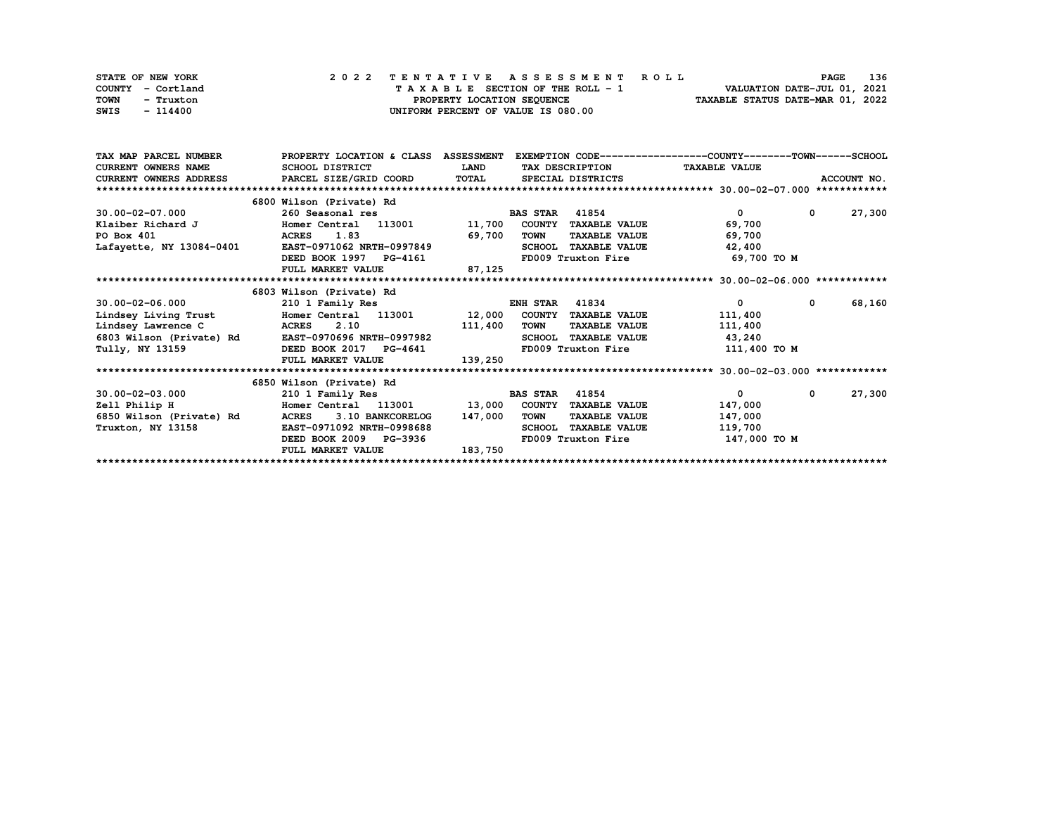STATE OF NEW YORK
COUNTY - Cortland
TOWN - Truxton
SWIS - 114400

2 0 2 2 T E N T A T I V E A S S E S S M E N T R O L L
T A X A B L E SECTION OF THE ROLL - 1
PROPERTY LOCATION SEQUENCE
UNIFORM PERCENT OF VALUE IS 080.00

VALUATION DATE-JUL 01, 2021
TAXABLE STATUS DATE-MAR 01, 2022

| TAX MAP PARCEL NUMBER / CURRENT OWNERS NAME / CURRENT OWNERS ADDRESS | PROPERTY LOCATION & CLASS / SCHOOL DISTRICT / PARCEL SIZE/GRID COORD | ASSESSMENT LAND / TOTAL | EXEMPTION CODE / TAX DESCRIPTION / SPECIAL DISTRICTS | COUNTY TAXABLE VALUE | TOWN | SCHOOL / ACCOUNT NO. |
|---|---|---|---|---|---|---|
| **30.00-02-07.000** | 6800 Wilson (Private) Rd | | | | | |
| 30.00-02-07.000 | 260 Seasonal res | | BAS STAR 41854 | 0 | 0 | 27,300 |
| Klaiber Richard J | Homer Central 113001 | 11,700 | COUNTY TAXABLE VALUE | 69,700 | | |
| PO Box 401 | ACRES 1.83 | 69,700 | TOWN TAXABLE VALUE | 69,700 | | |
| Lafayette, NY 13084-0401 | EAST-0971062 NRTH-0997849 | | SCHOOL TAXABLE VALUE | 42,400 | | |
| | DEED BOOK 1997 PG-4161 | | FD009 Truxton Fire | 69,700 TO M | | |
| | FULL MARKET VALUE | 87,125 | | | | |
| **30.00-02-06.000** | 6803 Wilson (Private) Rd | | | | | |
| 30.00-02-06.000 | 210 1 Family Res | | ENH STAR 41834 | 0 | 0 | 68,160 |
| Lindsey Living Trust | Homer Central 113001 | 12,000 | COUNTY TAXABLE VALUE | 111,400 | | |
| Lindsey Lawrence C | ACRES 2.10 | 111,400 | TOWN TAXABLE VALUE | 111,400 | | |
| 6803 Wilson (Private) Rd | EAST-0970696 NRTH-0997982 | | SCHOOL TAXABLE VALUE | 43,240 | | |
| Tully, NY 13159 | DEED BOOK 2017 PG-4641 | | FD009 Truxton Fire | 111,400 TO M | | |
| | FULL MARKET VALUE | 139,250 | | | | |
| **30.00-02-03.000** | 6850 Wilson (Private) Rd | | | | | |
| 30.00-02-03.000 | 210 1 Family Res | | BAS STAR 41854 | 0 | 0 | 27,300 |
| Zell Philip H | Homer Central 113001 | 13,000 | COUNTY TAXABLE VALUE | 147,000 | | |
| 6850 Wilson (Private) Rd | ACRES 3.10 BANKCORELOG | 147,000 | TOWN TAXABLE VALUE | 147,000 | | |
| Truxton, NY 13158 | EAST-0971092 NRTH-0998688 | | SCHOOL TAXABLE VALUE | 119,700 | | |
| | DEED BOOK 2009 PG-3936 | | FD009 Truxton Fire | 147,000 TO M | | |
| | FULL MARKET VALUE | 183,750 | | | | |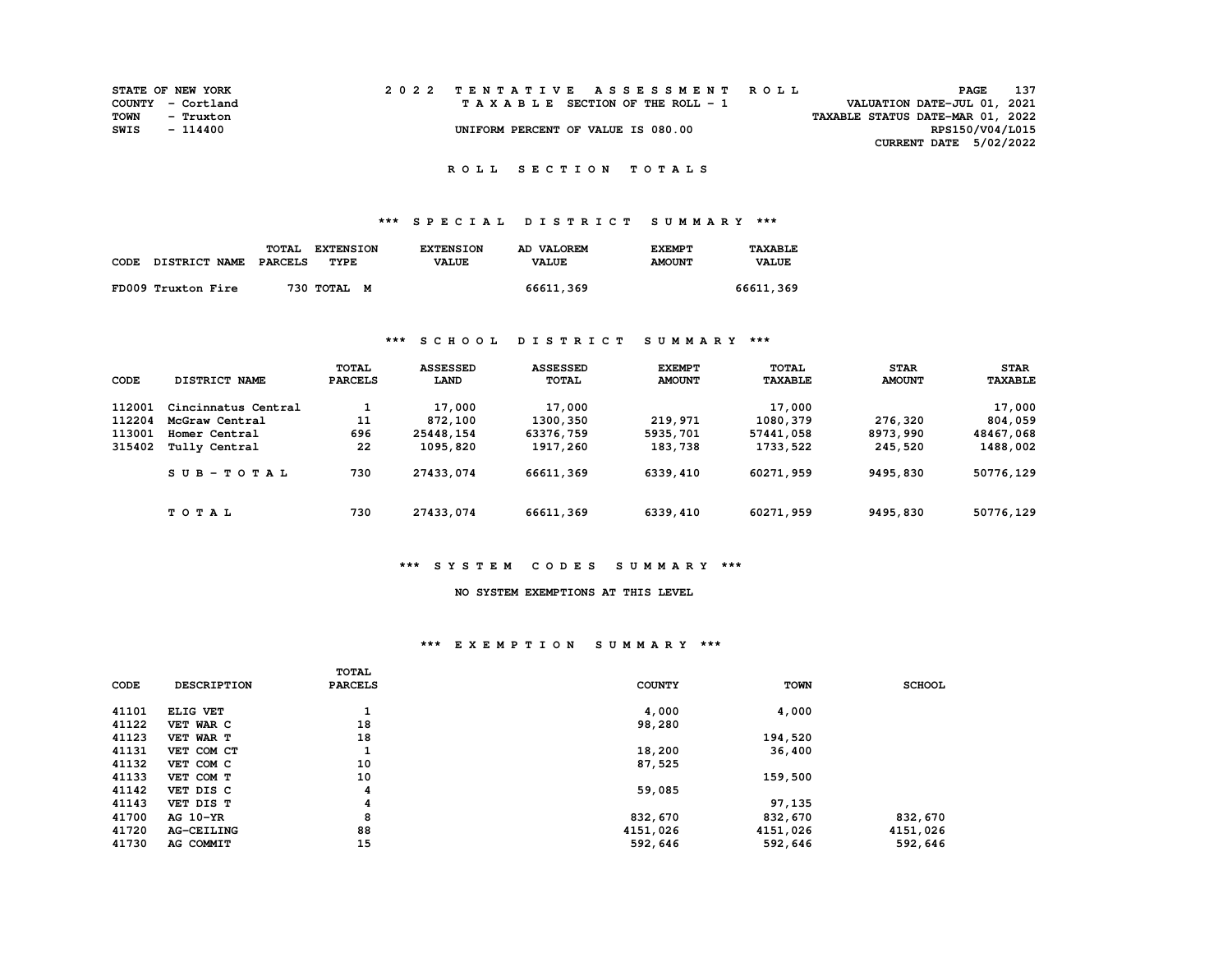STATE OF NEW YORK
COUNTY - Cortland
TOWN - Truxton
SWIS - 114400

2022 TENTATIVE ASSESSMENT ROLL
TAXABLE SECTION OF THE ROLL - 1
UNIFORM PERCENT OF VALUE IS 080.00

VALUATION DATE-JUL 01, 2021
TAXABLE STATUS DATE-MAR 01, 2022
RPS150/V04/L015
CURRENT DATE 5/02/2022

## ROLL SECTION TOTALS

### *** SPECIAL DISTRICT SUMMARY ***

| CODE | DISTRICT NAME | TOTAL PARCELS | EXTENSION TYPE | EXTENSION VALUE | AD VALOREM VALUE | EXEMPT AMOUNT | TAXABLE VALUE |
|---|---|---|---|---|---|---|---|
| FD009 | Truxton Fire | 730 | TOTAL M | | 66611,369 | | 66611,369 |

### *** SCHOOL DISTRICT SUMMARY ***

| CODE | DISTRICT NAME | TOTAL PARCELS | ASSESSED LAND | ASSESSED TOTAL | EXEMPT AMOUNT | TOTAL TAXABLE | STAR AMOUNT | STAR TAXABLE |
|---|---|---|---|---|---|---|---|---|
| 112001 | Cincinnatus Central | 1 | 17,000 | 17,000 | | 17,000 | | 17,000 |
| 112204 | McGraw Central | 11 | 872,100 | 1300,350 | 219,971 | 1080,379 | 276,320 | 804,059 |
| 113001 | Homer Central | 696 | 25448,154 | 63376,759 | 5935,701 | 57441,058 | 8973,990 | 48467,068 |
| 315402 | Tully Central | 22 | 1095,820 | 1917,260 | 183,738 | 1733,522 | 245,520 | 1488,002 |
| | SUB-TOTAL | 730 | 27433,074 | 66611,369 | 6339,410 | 60271,959 | 9495,830 | 50776,129 |
| | TOTAL | 730 | 27433,074 | 66611,369 | 6339,410 | 60271,959 | 9495,830 | 50776,129 |

### *** SYSTEM CODES SUMMARY ***

NO SYSTEM EXEMPTIONS AT THIS LEVEL

### *** EXEMPTION SUMMARY ***

| CODE | DESCRIPTION | TOTAL PARCELS | COUNTY | TOWN | SCHOOL |
|---|---|---|---|---|---|
| 41101 | ELIG VET | 1 | 4,000 | 4,000 | |
| 41122 | VET WAR C | 18 | 98,280 | | |
| 41123 | VET WAR T | 18 | | 194,520 | |
| 41131 | VET COM CT | 1 | 18,200 | 36,400 | |
| 41132 | VET COM C | 10 | 87,525 | | |
| 41133 | VET COM T | 10 | | 159,500 | |
| 41142 | VET DIS C | 4 | 59,085 | | |
| 41143 | VET DIS T | 4 | | 97,135 | |
| 41700 | AG 10-YR | 8 | 832,670 | 832,670 | 832,670 |
| 41720 | AG-CEILING | 88 | 4151,026 | 4151,026 | 4151,026 |
| 41730 | AG COMMIT | 15 | 592,646 | 592,646 | 592,646 |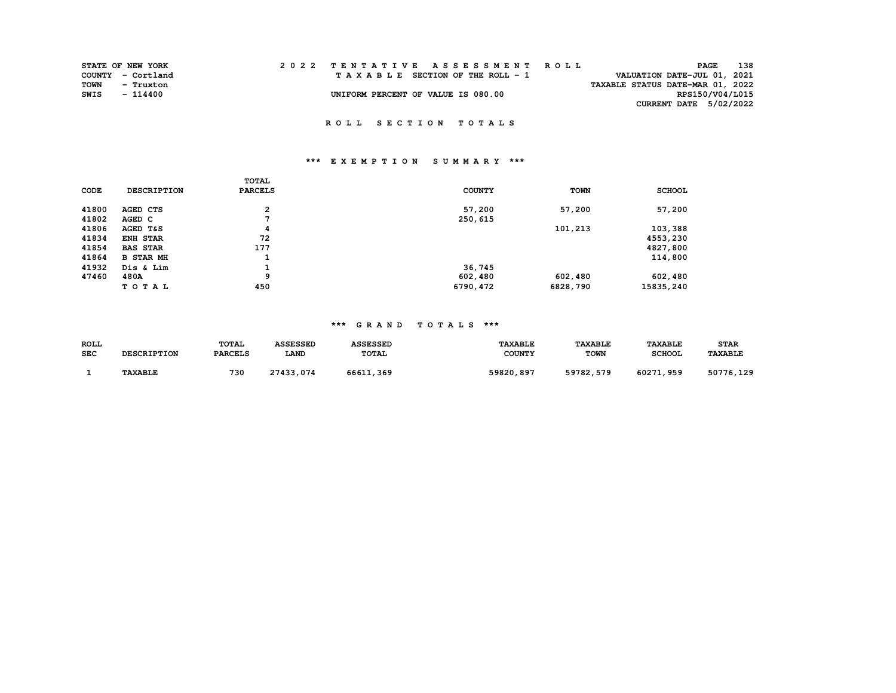STATE OF NEW YORK
COUNTY - Cortland
TOWN - Truxton
SWIS - 114400

2022 TENTATIVE ASSESSMENT ROLL
TAXABLE SECTION OF THE ROLL - 1
UNIFORM PERCENT OF VALUE IS 080.00

VALUATION DATE-JUL 01, 2021
TAXABLE STATUS DATE-MAR 01, 2022
RPS150/V04/L015
CURRENT DATE 5/02/2022

## ROLL SECTION TOTALS

### *** EXEMPTION SUMMARY ***

| CODE | DESCRIPTION | TOTAL PARCELS | COUNTY | TOWN | SCHOOL |
|---|---|---|---|---|---|
| 41800 | AGED CTS | 2 | 57,200 | 57,200 | 57,200 |
| 41802 | AGED C | 7 | 250,615 | | |
| 41806 | AGED T&S | 4 | | 101,213 | 103,388 |
| 41834 | ENH STAR | 72 | | | 4553,230 |
| 41854 | BAS STAR | 177 | | | 4827,800 |
| 41864 | B STAR MH | 1 | | | 114,800 |
| 41932 | Dis & Lim | 1 | 36,745 | | |
| 47460 | 480A | 9 | 602,480 | 602,480 | 602,480 |
| | TOTAL | 450 | 6790,472 | 6828,790 | 15835,240 |

### *** GRAND TOTALS ***

| ROLL SEC | DESCRIPTION | TOTAL PARCELS | ASSESSED LAND | ASSESSED TOTAL | TAXABLE COUNTY | TAXABLE TOWN | TAXABLE SCHOOL | STAR TAXABLE |
|---|---|---|---|---|---|---|---|---|
| 1 | TAXABLE | 730 | 27433,074 | 66611,369 | 59820,897 | 59782,579 | 60271,959 | 50776,129 |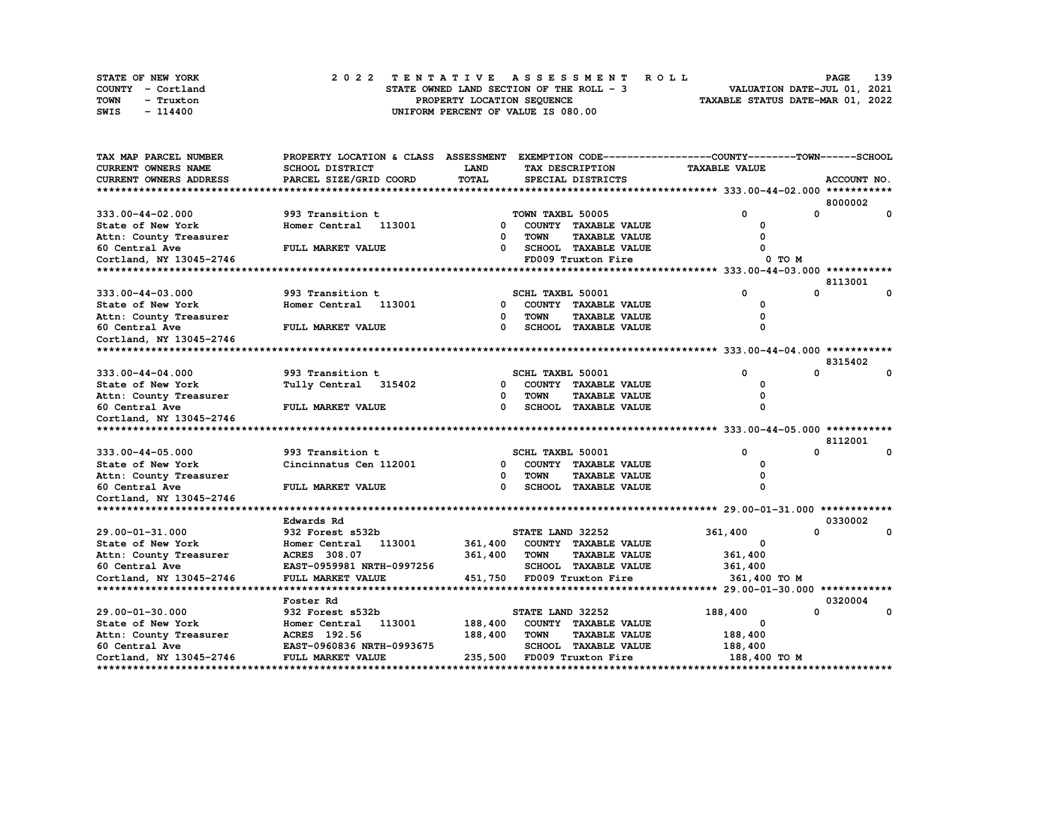STATE OF NEW YORK — 2022 TENTATIVE ASSESSMENT ROLL
COUNTY - Cortland — STATE OWNED LAND SECTION OF THE ROLL - 3 — VALUATION DATE-JUL 01, 2021
TOWN - Truxton — PROPERTY LOCATION SEQUENCE — TAXABLE STATUS DATE-MAR 01, 2022
SWIS - 114400 — UNIFORM PERCENT OF VALUE IS 080.00

| TAX MAP PARCEL NUMBER / CURRENT OWNERS NAME / CURRENT OWNERS ADDRESS | PROPERTY LOCATION & CLASS / SCHOOL DISTRICT / PARCEL SIZE/GRID COORD | ASSESSMENT LAND / TOTAL | EXEMPTION CODE / TAX DESCRIPTION / SPECIAL DISTRICTS | COUNTY TAXABLE VALUE | TOWN | SCHOOL | ACCOUNT NO. |
|---|---|---|---|---|---|---|---|
| 333.00-44-02.000 | 993 Transition t | | TOWN TAXBL 50005 | 0 | 0 | 0 | 8000002 |
| State of New York | Homer Central 113001 | 0 | COUNTY TAXABLE VALUE | 0 | | | |
| Attn: County Treasurer | | 0 | TOWN TAXABLE VALUE | 0 | | | |
| 60 Central Ave | FULL MARKET VALUE | 0 | SCHOOL TAXABLE VALUE | 0 | | | |
| Cortland, NY 13045-2746 | | | FD009 Truxton Fire | 0 TO M | | | |
| 333.00-44-03.000 | 993 Transition t | | SCHL TAXBL 50001 | 0 | 0 | 0 | 8113001 |
| State of New York | Homer Central 113001 | 0 | COUNTY TAXABLE VALUE | 0 | | | |
| Attn: County Treasurer | | 0 | TOWN TAXABLE VALUE | 0 | | | |
| 60 Central Ave | FULL MARKET VALUE | 0 | SCHOOL TAXABLE VALUE | 0 | | | |
| Cortland, NY 13045-2746 | | | | | | | |
| 333.00-44-04.000 | 993 Transition t | | SCHL TAXBL 50001 | 0 | 0 | 0 | 8315402 |
| State of New York | Tully Central 315402 | 0 | COUNTY TAXABLE VALUE | 0 | | | |
| Attn: County Treasurer | | 0 | TOWN TAXABLE VALUE | 0 | | | |
| 60 Central Ave | FULL MARKET VALUE | 0 | SCHOOL TAXABLE VALUE | 0 | | | |
| Cortland, NY 13045-2746 | | | | | | | |
| 333.00-44-05.000 | 993 Transition t | | SCHL TAXBL 50001 | 0 | 0 | 0 | 8112001 |
| State of New York | Cincinnatus Cen 112001 | 0 | COUNTY TAXABLE VALUE | 0 | | | |
| Attn: County Treasurer | | 0 | TOWN TAXABLE VALUE | 0 | | | |
| 60 Central Ave | FULL MARKET VALUE | 0 | SCHOOL TAXABLE VALUE | 0 | | | |
| Cortland, NY 13045-2746 | | | | | | | |
| | Edwards Rd | | | | | | 0330002 |
| 29.00-01-31.000 | 932 Forest s532b | | STATE LAND 32252 | 361,400 | 0 | 0 | |
| State of New York | Homer Central 113001 | 361,400 | COUNTY TAXABLE VALUE | 0 | | | |
| Attn: County Treasurer | ACRES 308.07 | 361,400 | TOWN TAXABLE VALUE | 361,400 | | | |
| 60 Central Ave | EAST-0959981 NRTH-0997256 | | SCHOOL TAXABLE VALUE | 361,400 | | | |
| Cortland, NY 13045-2746 | FULL MARKET VALUE | 451,750 | FD009 Truxton Fire | 361,400 TO M | | | |
| | Foster Rd | | | | | | 0320004 |
| 29.00-01-30.000 | 932 Forest s532b | | STATE LAND 32252 | 188,400 | 0 | 0 | |
| State of New York | Homer Central 113001 | 188,400 | COUNTY TAXABLE VALUE | 0 | | | |
| Attn: County Treasurer | ACRES 192.56 | 188,400 | TOWN TAXABLE VALUE | 188,400 | | | |
| 60 Central Ave | EAST-0960836 NRTH-0993675 | | SCHOOL TAXABLE VALUE | 188,400 | | | |
| Cortland, NY 13045-2746 | FULL MARKET VALUE | 235,500 | FD009 Truxton Fire | 188,400 TO M | | | |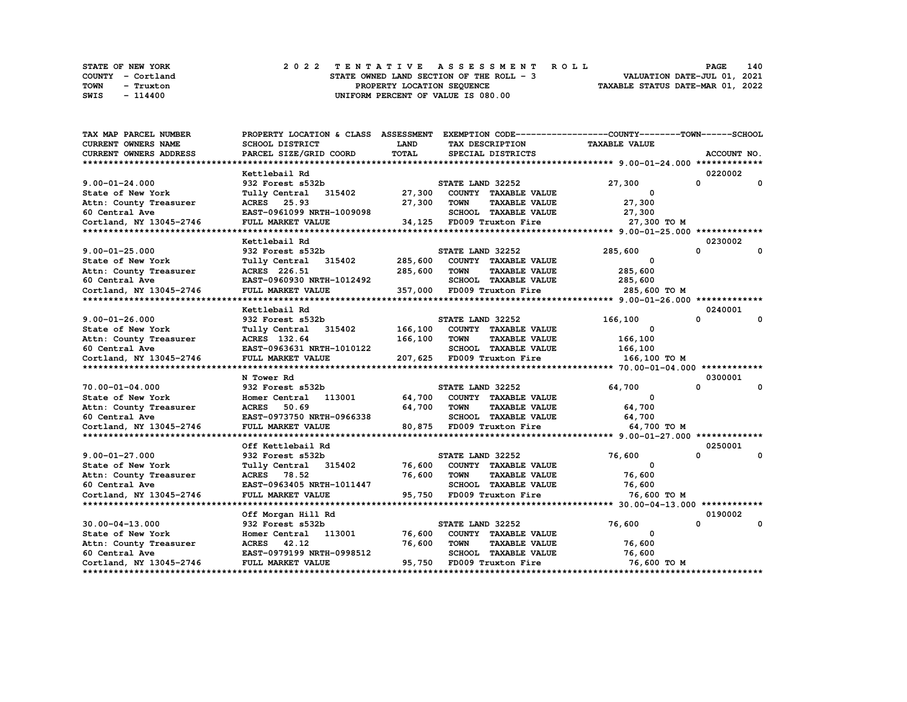STATE OF NEW YORK
COUNTY - Cortland
TOWN - Truxton
SWIS - 114400

2 0 2 2 T E N T A T I V E A S S E S S M E N T R O L L
STATE OWNED LAND SECTION OF THE ROLL - 3
PROPERTY LOCATION SEQUENCE
UNIFORM PERCENT OF VALUE IS 080.00

VALUATION DATE-JUL 01, 2021
TAXABLE STATUS DATE-MAR 01, 2022

| TAX MAP PARCEL NUMBER / CURRENT OWNERS NAME / CURRENT OWNERS ADDRESS | PROPERTY LOCATION & CLASS / SCHOOL DISTRICT / PARCEL SIZE/GRID COORD | ASSESSMENT LAND / TOTAL | EXEMPTION CODE / TAX DESCRIPTION / SPECIAL DISTRICTS | COUNTY TAXABLE VALUE | TOWN | SCHOOL | ACCOUNT NO. |
|---|---|---|---|---|---|---|---|
| 9.00-01-24.000 | Kettlebail Rd | | | | | | 0220002 |
| 9.00-01-24.000 | 932 Forest s532b | | STATE LAND 32252 | 27,300 | 0 | 0 | |
| State of New York | Tully Central 315402 | 27,300 | COUNTY TAXABLE VALUE | 0 | | | |
| Attn: County Treasurer | ACRES 25.93 | 27,300 | TOWN TAXABLE VALUE | 27,300 | | | |
| 60 Central Ave | EAST-0961099 NRTH-1009098 | | SCHOOL TAXABLE VALUE | 27,300 | | | |
| Cortland, NY 13045-2746 | FULL MARKET VALUE | 34,125 | FD009 Truxton Fire | 27,300 TO M | | | |
| 9.00-01-25.000 | Kettlebail Rd | | | | | | 0230002 |
| 9.00-01-25.000 | 932 Forest s532b | | STATE LAND 32252 | 285,600 | 0 | 0 | |
| State of New York | Tully Central 315402 | 285,600 | COUNTY TAXABLE VALUE | 0 | | | |
| Attn: County Treasurer | ACRES 226.51 | 285,600 | TOWN TAXABLE VALUE | 285,600 | | | |
| 60 Central Ave | EAST-0960930 NRTH-1012492 | | SCHOOL TAXABLE VALUE | 285,600 | | | |
| Cortland, NY 13045-2746 | FULL MARKET VALUE | 357,000 | FD009 Truxton Fire | 285,600 TO M | | | |
| 9.00-01-26.000 | Kettlebail Rd | | | | | | 0240001 |
| 9.00-01-26.000 | 932 Forest s532b | | STATE LAND 32252 | 166,100 | 0 | 0 | |
| State of New York | Tully Central 315402 | 166,100 | COUNTY TAXABLE VALUE | 0 | | | |
| Attn: County Treasurer | ACRES 132.64 | 166,100 | TOWN TAXABLE VALUE | 166,100 | | | |
| 60 Central Ave | EAST-0963631 NRTH-1010122 | | SCHOOL TAXABLE VALUE | 166,100 | | | |
| Cortland, NY 13045-2746 | FULL MARKET VALUE | 207,625 | FD009 Truxton Fire | 166,100 TO M | | | |
| 70.00-01-04.000 | N Tower Rd | | | | | | 0300001 |
| 70.00-01-04.000 | 932 Forest s532b | | STATE LAND 32252 | 64,700 | 0 | 0 | |
| State of New York | Homer Central 113001 | 64,700 | COUNTY TAXABLE VALUE | 0 | | | |
| Attn: County Treasurer | ACRES 50.69 | 64,700 | TOWN TAXABLE VALUE | 64,700 | | | |
| 60 Central Ave | EAST-0973750 NRTH-0966338 | | SCHOOL TAXABLE VALUE | 64,700 | | | |
| Cortland, NY 13045-2746 | FULL MARKET VALUE | 80,875 | FD009 Truxton Fire | 64,700 TO M | | | |
| 9.00-01-27.000 | Off Kettlebail Rd | | | | | | 0250001 |
| 9.00-01-27.000 | 932 Forest s532b | | STATE LAND 32252 | 76,600 | 0 | 0 | |
| State of New York | Tully Central 315402 | 76,600 | COUNTY TAXABLE VALUE | 0 | | | |
| Attn: County Treasurer | ACRES 78.52 | 76,600 | TOWN TAXABLE VALUE | 76,600 | | | |
| 60 Central Ave | EAST-0963405 NRTH-1011447 | | SCHOOL TAXABLE VALUE | 76,600 | | | |
| Cortland, NY 13045-2746 | FULL MARKET VALUE | 95,750 | FD009 Truxton Fire | 76,600 TO M | | | |
| 30.00-04-13.000 | Off Morgan Hill Rd | | | | | | 0190002 |
| 30.00-04-13.000 | 932 Forest s532b | | STATE LAND 32252 | 76,600 | 0 | 0 | |
| State of New York | Homer Central 113001 | 76,600 | COUNTY TAXABLE VALUE | 0 | | | |
| Attn: County Treasurer | ACRES 42.12 | 76,600 | TOWN TAXABLE VALUE | 76,600 | | | |
| 60 Central Ave | EAST-0979199 NRTH-0998512 | | SCHOOL TAXABLE VALUE | 76,600 | | | |
| Cortland, NY 13045-2746 | FULL MARKET VALUE | 95,750 | FD009 Truxton Fire | 76,600 TO M | | | |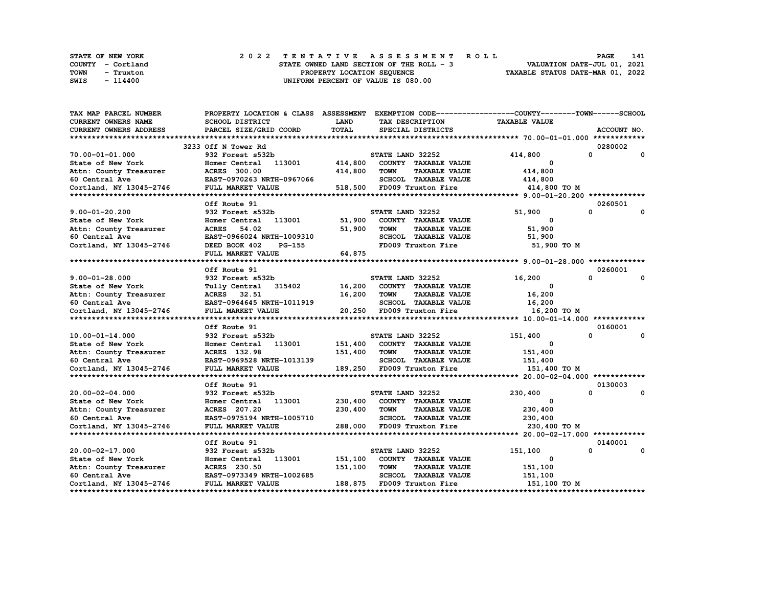STATE OF NEW YORK
COUNTY - Cortland
TOWN - Truxton
SWIS - 114400

# 2022 TENTATIVE ASSESSMENT ROLL

STATE OWNED LAND SECTION OF THE ROLL - 3
PROPERTY LOCATION SEQUENCE
UNIFORM PERCENT OF VALUE IS 080.00

VALUATION DATE-JUL 01, 2021
TAXABLE STATUS DATE-MAR 01, 2022

| TAX MAP PARCEL NUMBER / CURRENT OWNERS NAME / CURRENT OWNERS ADDRESS | PROPERTY LOCATION & CLASS / SCHOOL DISTRICT / PARCEL SIZE/GRID COORD | ASSESSMENT LAND / TOTAL | EXEMPTION CODE / TAX DESCRIPTION / SPECIAL DISTRICTS | COUNTY / TAXABLE VALUE | TOWN | SCHOOL / ACCOUNT NO. |
|---|---|---|---|---|---|---|
| 70.00-01-01.000 | 3233 Off N Tower Rd | | | | | 0280002 |
| 70.00-01-01.000 | 932 Forest s532b | | STATE LAND 32252 | 414,800 | 0 | 0 |
| State of New York | Homer Central 113001 | 414,800 | COUNTY TAXABLE VALUE | 0 | | |
| Attn: County Treasurer | ACRES 300.00 | 414,800 | TOWN TAXABLE VALUE | 414,800 | | |
| 60 Central Ave | EAST-0970263 NRTH-0967066 | | SCHOOL TAXABLE VALUE | 414,800 | | |
| Cortland, NY 13045-2746 | FULL MARKET VALUE | 518,500 | FD009 Truxton Fire | 414,800 TO M | | |
| 9.00-01-20.200 | Off Route 91 | | | | | 0260501 |
| 9.00-01-20.200 | 932 Forest s532b | | STATE LAND 32252 | 51,900 | 0 | 0 |
| State of New York | Homer Central 113001 | 51,900 | COUNTY TAXABLE VALUE | 0 | | |
| Attn: County Treasurer | ACRES 54.02 | 51,900 | TOWN TAXABLE VALUE | 51,900 | | |
| 60 Central Ave | EAST-0966024 NRTH-1009310 | | SCHOOL TAXABLE VALUE | 51,900 | | |
| Cortland, NY 13045-2746 | DEED BOOK 402 PG-155 | | FD009 Truxton Fire | 51,900 TO M | | |
| | FULL MARKET VALUE | 64,875 | | | | |
| 9.00-01-28.000 | Off Route 91 | | | | | 0260001 |
| 9.00-01-28.000 | 932 Forest s532b | | STATE LAND 32252 | 16,200 | 0 | 0 |
| State of New York | Tully Central 315402 | 16,200 | COUNTY TAXABLE VALUE | 0 | | |
| Attn: County Treasurer | ACRES 32.51 | 16,200 | TOWN TAXABLE VALUE | 16,200 | | |
| 60 Central Ave | EAST-0964645 NRTH-1011919 | | SCHOOL TAXABLE VALUE | 16,200 | | |
| Cortland, NY 13045-2746 | FULL MARKET VALUE | 20,250 | FD009 Truxton Fire | 16,200 TO M | | |
| 10.00-01-14.000 | Off Route 91 | | | | | 0160001 |
| 10.00-01-14.000 | 932 Forest s532b | | STATE LAND 32252 | 151,400 | 0 | 0 |
| State of New York | Homer Central 113001 | 151,400 | COUNTY TAXABLE VALUE | 0 | | |
| Attn: County Treasurer | ACRES 132.98 | 151,400 | TOWN TAXABLE VALUE | 151,400 | | |
| 60 Central Ave | EAST-0969528 NRTH-1013139 | | SCHOOL TAXABLE VALUE | 151,400 | | |
| Cortland, NY 13045-2746 | FULL MARKET VALUE | 189,250 | FD009 Truxton Fire | 151,400 TO M | | |
| 20.00-02-04.000 | Off Route 91 | | | | | 0130003 |
| 20.00-02-04.000 | 932 Forest s532b | | STATE LAND 32252 | 230,400 | 0 | 0 |
| State of New York | Homer Central 113001 | 230,400 | COUNTY TAXABLE VALUE | 0 | | |
| Attn: County Treasurer | ACRES 207.20 | 230,400 | TOWN TAXABLE VALUE | 230,400 | | |
| 60 Central Ave | EAST-0975194 NRTH-1005710 | | SCHOOL TAXABLE VALUE | 230,400 | | |
| Cortland, NY 13045-2746 | FULL MARKET VALUE | 288,000 | FD009 Truxton Fire | 230,400 TO M | | |
| 20.00-02-17.000 | Off Route 91 | | | | | 0140001 |
| 20.00-02-17.000 | 932 Forest s532b | | STATE LAND 32252 | 151,100 | 0 | 0 |
| State of New York | Homer Central 113001 | 151,100 | COUNTY TAXABLE VALUE | 0 | | |
| Attn: County Treasurer | ACRES 230.50 | 151,100 | TOWN TAXABLE VALUE | 151,100 | | |
| 60 Central Ave | EAST-0973349 NRTH-1002685 | | SCHOOL TAXABLE VALUE | 151,100 | | |
| Cortland, NY 13045-2746 | FULL MARKET VALUE | 188,875 | FD009 Truxton Fire | 151,100 TO M | | |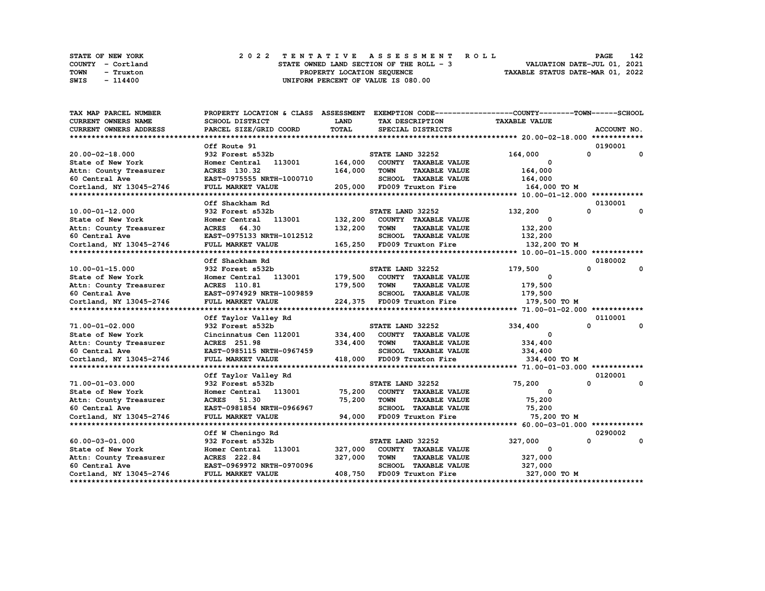STATE OF NEW YORK
COUNTY - Cortland
TOWN - Truxton
SWIS - 114400

2022 TENTATIVE ASSESSMENT ROLL
STATE OWNED LAND SECTION OF THE ROLL - 3
PROPERTY LOCATION SEQUENCE
UNIFORM PERCENT OF VALUE IS 080.00

VALUATION DATE-JUL 01, 2021
TAXABLE STATUS DATE-MAR 01, 2022

| TAX MAP PARCEL NUMBER / CURRENT OWNERS NAME / CURRENT OWNERS ADDRESS | PROPERTY LOCATION & CLASS / SCHOOL DISTRICT / PARCEL SIZE/GRID COORD | ASSESSMENT LAND | TOTAL | EXEMPTION CODE / TAX DESCRIPTION / SPECIAL DISTRICTS | TAXABLE VALUE COUNTY | TOWN | SCHOOL | ACCOUNT NO. |
|---|---|---|---|---|---|---|---|---|
| | Off Route 91 | | | | | | | 0190001 |
| 20.00-02-18.000 | 932 Forest s532b | | | STATE LAND 32252 | 164,000 | 0 | 0 | |
| State of New York | Homer Central 113001 | 164,000 | | COUNTY TAXABLE VALUE | 0 | | | |
| Attn: County Treasurer | ACRES 130.32 | | 164,000 | TOWN TAXABLE VALUE | 164,000 | | | |
| 60 Central Ave | EAST-0975555 NRTH-1000710 | | | SCHOOL TAXABLE VALUE | 164,000 | | | |
| Cortland, NY 13045-2746 | FULL MARKET VALUE | | 205,000 | FD009 Truxton Fire | 164,000 TO M | | | |
| | Off Shackham Rd | | | | | | | 0130001 |
| 10.00-01-12.000 | 932 Forest s532b | | | STATE LAND 32252 | 132,200 | 0 | 0 | |
| State of New York | Homer Central 113001 | 132,200 | | COUNTY TAXABLE VALUE | 0 | | | |
| Attn: County Treasurer | ACRES 64.30 | | 132,200 | TOWN TAXABLE VALUE | 132,200 | | | |
| 60 Central Ave | EAST-0975133 NRTH-1012512 | | | SCHOOL TAXABLE VALUE | 132,200 | | | |
| Cortland, NY 13045-2746 | FULL MARKET VALUE | | 165,250 | FD009 Truxton Fire | 132,200 TO M | | | |
| | Off Shackham Rd | | | | | | | 0180002 |
| 10.00-01-15.000 | 932 Forest s532b | | | STATE LAND 32252 | 179,500 | 0 | 0 | |
| State of New York | Homer Central 113001 | 179,500 | | COUNTY TAXABLE VALUE | 0 | | | |
| Attn: County Treasurer | ACRES 110.81 | | 179,500 | TOWN TAXABLE VALUE | 179,500 | | | |
| 60 Central Ave | EAST-0974929 NRTH-1009859 | | | SCHOOL TAXABLE VALUE | 179,500 | | | |
| Cortland, NY 13045-2746 | FULL MARKET VALUE | | 224,375 | FD009 Truxton Fire | 179,500 TO M | | | |
| | Off Taylor Valley Rd | | | | | | | 0110001 |
| 71.00-01-02.000 | 932 Forest s532b | | | STATE LAND 32252 | 334,400 | 0 | 0 | |
| State of New York | Cincinnatus Cen 112001 | 334,400 | | COUNTY TAXABLE VALUE | 0 | | | |
| Attn: County Treasurer | ACRES 251.98 | | 334,400 | TOWN TAXABLE VALUE | 334,400 | | | |
| 60 Central Ave | EAST-0985115 NRTH-0967459 | | | SCHOOL TAXABLE VALUE | 334,400 | | | |
| Cortland, NY 13045-2746 | FULL MARKET VALUE | | 418,000 | FD009 Truxton Fire | 334,400 TO M | | | |
| | Off Taylor Valley Rd | | | | | | | 0120001 |
| 71.00-01-03.000 | 932 Forest s532b | | | STATE LAND 32252 | 75,200 | 0 | 0 | |
| State of New York | Homer Central 113001 | 75,200 | | COUNTY TAXABLE VALUE | 0 | | | |
| Attn: County Treasurer | ACRES 51.30 | | 75,200 | TOWN TAXABLE VALUE | 75,200 | | | |
| 60 Central Ave | EAST-0981854 NRTH-0966967 | | | SCHOOL TAXABLE VALUE | 75,200 | | | |
| Cortland, NY 13045-2746 | FULL MARKET VALUE | | 94,000 | FD009 Truxton Fire | 75,200 TO M | | | |
| | Off W Cheningo Rd | | | | | | | 0290002 |
| 60.00-03-01.000 | 932 Forest s532b | | | STATE LAND 32252 | 327,000 | 0 | 0 | |
| State of New York | Homer Central 113001 | 327,000 | | COUNTY TAXABLE VALUE | 0 | | | |
| Attn: County Treasurer | ACRES 222.84 | | 327,000 | TOWN TAXABLE VALUE | 327,000 | | | |
| 60 Central Ave | EAST-0969972 NRTH-0970096 | | | SCHOOL TAXABLE VALUE | 327,000 | | | |
| Cortland, NY 13045-2746 | FULL MARKET VALUE | | 408,750 | FD009 Truxton Fire | 327,000 TO M | | | |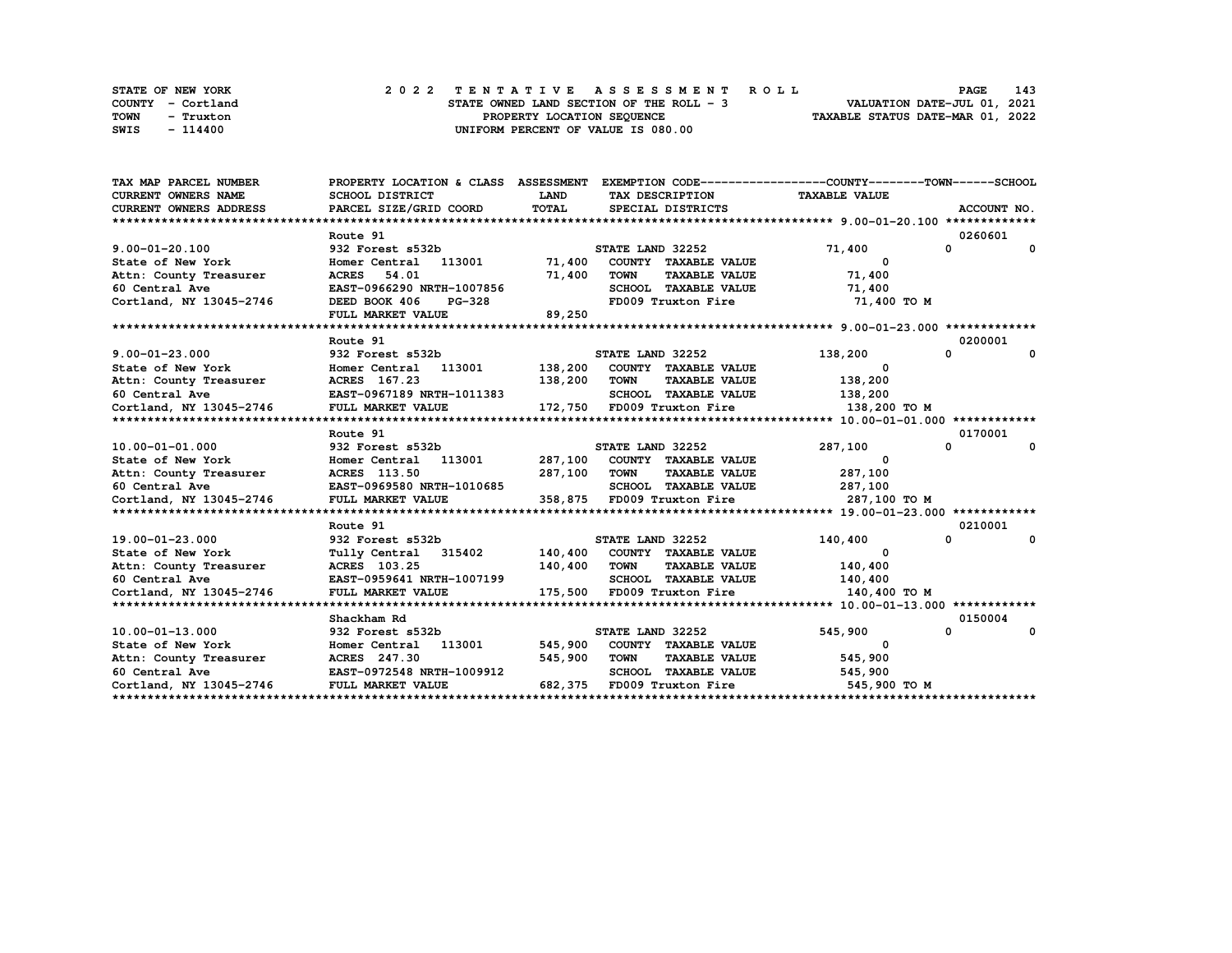STATE OF NEW YORK
COUNTY - Cortland
TOWN - Truxton
SWIS - 114400

2 0 2 2 T E N T A T I V E A S S E S S M E N T R O L L
STATE OWNED LAND SECTION OF THE ROLL - 3
PROPERTY LOCATION SEQUENCE
UNIFORM PERCENT OF VALUE IS 080.00

VALUATION DATE-JUL 01, 2021
TAXABLE STATUS DATE-MAR 01, 2022

| TAX MAP PARCEL NUMBER / CURRENT OWNERS NAME / CURRENT OWNERS ADDRESS | PROPERTY LOCATION & CLASS / SCHOOL DISTRICT / PARCEL SIZE/GRID COORD | ASSESSMENT LAND / TOTAL | EXEMPTION CODE / TAX DESCRIPTION / SPECIAL DISTRICTS | COUNTY TAXABLE VALUE | TOWN | SCHOOL | ACCOUNT NO. |
|---|---|---|---|---|---|---|---|
| **9.00-01-20.100** | Route 91 | | | | | | 0260601 |
| | 932 Forest s532b | | STATE LAND 32252 | 71,400 | 0 | 0 | |
| State of New York | Homer Central 113001 | 71,400 | COUNTY TAXABLE VALUE | 0 | | | |
| Attn: County Treasurer | ACRES 54.01 | 71,400 | TOWN TAXABLE VALUE | 71,400 | | | |
| 60 Central Ave | EAST-0966290 NRTH-1007856 | | SCHOOL TAXABLE VALUE | 71,400 | | | |
| Cortland, NY 13045-2746 | DEED BOOK 406 PG-328 | | FD009 Truxton Fire | 71,400 TO M | | | |
| | FULL MARKET VALUE | 89,250 | | | | | |
| **9.00-01-23.000** | Route 91 | | | | | | 0200001 |
| | 932 Forest s532b | | STATE LAND 32252 | 138,200 | 0 | 0 | |
| State of New York | Homer Central 113001 | 138,200 | COUNTY TAXABLE VALUE | 0 | | | |
| Attn: County Treasurer | ACRES 167.23 | 138,200 | TOWN TAXABLE VALUE | 138,200 | | | |
| 60 Central Ave | EAST-0967189 NRTH-1011383 | | SCHOOL TAXABLE VALUE | 138,200 | | | |
| Cortland, NY 13045-2746 | FULL MARKET VALUE | 172,750 | FD009 Truxton Fire | 138,200 TO M | | | |
| **10.00-01-01.000** | Route 91 | | | | | | 0170001 |
| | 932 Forest s532b | | STATE LAND 32252 | 287,100 | 0 | 0 | |
| State of New York | Homer Central 113001 | 287,100 | COUNTY TAXABLE VALUE | 0 | | | |
| Attn: County Treasurer | ACRES 113.50 | 287,100 | TOWN TAXABLE VALUE | 287,100 | | | |
| 60 Central Ave | EAST-0969580 NRTH-1010685 | | SCHOOL TAXABLE VALUE | 287,100 | | | |
| Cortland, NY 13045-2746 | FULL MARKET VALUE | 358,875 | FD009 Truxton Fire | 287,100 TO M | | | |
| **19.00-01-23.000** | Route 91 | | | | | | 0210001 |
| | 932 Forest s532b | | STATE LAND 32252 | 140,400 | 0 | 0 | |
| State of New York | Tully Central 315402 | 140,400 | COUNTY TAXABLE VALUE | 0 | | | |
| Attn: County Treasurer | ACRES 103.25 | 140,400 | TOWN TAXABLE VALUE | 140,400 | | | |
| 60 Central Ave | EAST-0959641 NRTH-1007199 | | SCHOOL TAXABLE VALUE | 140,400 | | | |
| Cortland, NY 13045-2746 | FULL MARKET VALUE | 175,500 | FD009 Truxton Fire | 140,400 TO M | | | |
| **10.00-01-13.000** | Shackham Rd | | | | | | 0150004 |
| | 932 Forest s532b | | STATE LAND 32252 | 545,900 | 0 | 0 | |
| State of New York | Homer Central 113001 | 545,900 | COUNTY TAXABLE VALUE | 0 | | | |
| Attn: County Treasurer | ACRES 247.30 | 545,900 | TOWN TAXABLE VALUE | 545,900 | | | |
| 60 Central Ave | EAST-0972548 NRTH-1009912 | | SCHOOL TAXABLE VALUE | 545,900 | | | |
| Cortland, NY 13045-2746 | FULL MARKET VALUE | 682,375 | FD009 Truxton Fire | 545,900 TO M | | | |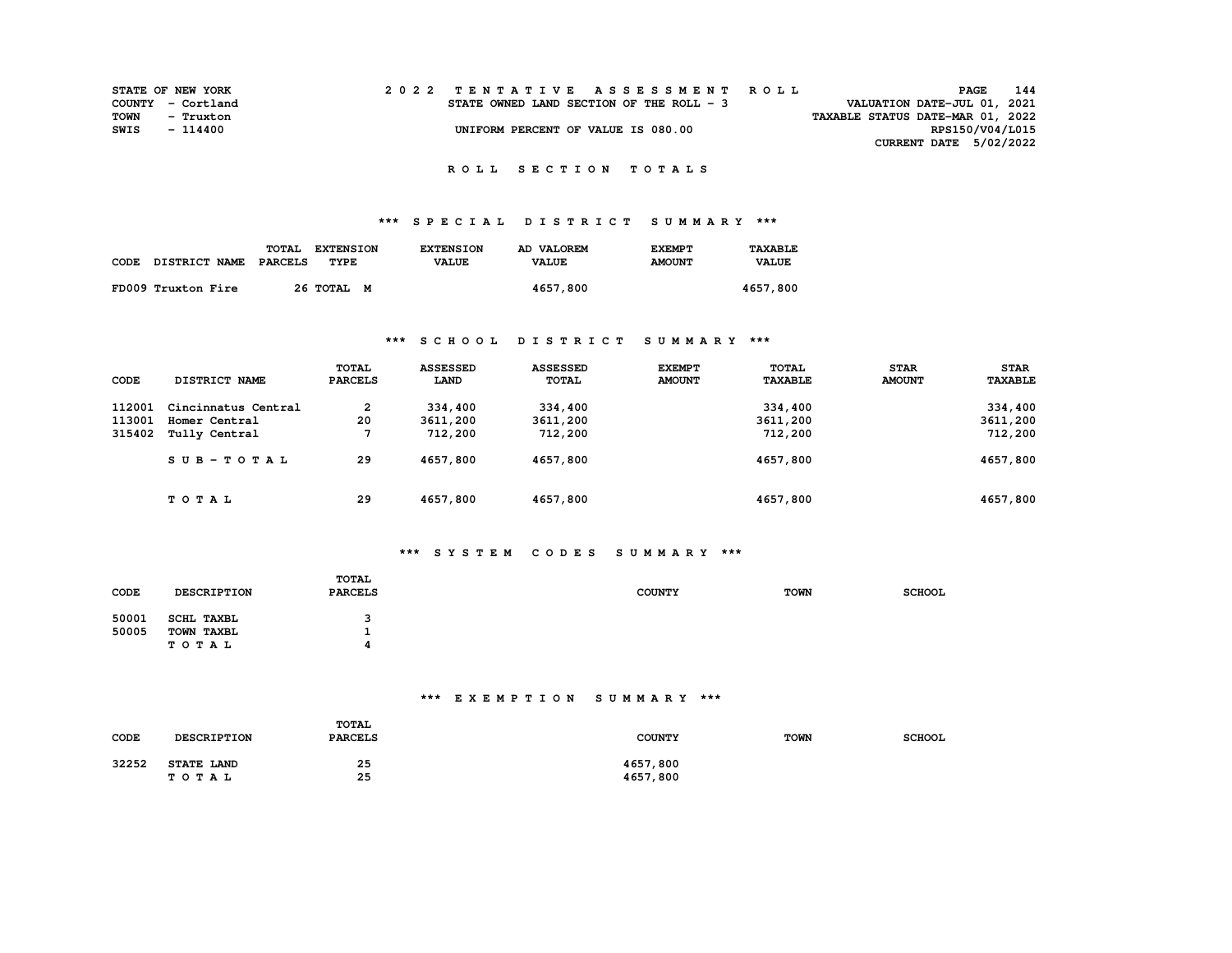STATE OF NEW YORK
COUNTY - Cortland
TOWN - Truxton
SWIS - 114400

2 0 2 2 TENTATIVE ASSESSMENT ROLL
STATE OWNED LAND SECTION OF THE ROLL - 3
UNIFORM PERCENT OF VALUE IS 080.00

VALUATION DATE-JUL 01, 2021
TAXABLE STATUS DATE-MAR 01, 2022
RPS150/V04/L015
CURRENT DATE 5/02/2022

## R O L L   S E C T I O N   T O T A L S

### *** S P E C I A L   D I S T R I C T   S U M M A R Y ***

| CODE | DISTRICT NAME | TOTAL PARCELS | EXTENSION TYPE | EXTENSION VALUE | AD VALOREM VALUE | EXEMPT AMOUNT | TAXABLE VALUE |
|---|---|---|---|---|---|---|---|
| FD009 | Truxton Fire | 26 | TOTAL M | | 4657,800 | | 4657,800 |

### *** S C H O O L   D I S T R I C T   S U M M A R Y ***

| CODE | DISTRICT NAME | TOTAL PARCELS | ASSESSED LAND | ASSESSED TOTAL | EXEMPT AMOUNT | TOTAL TAXABLE | STAR AMOUNT | STAR TAXABLE |
|---|---|---|---|---|---|---|---|---|
| 112001 | Cincinnatus Central | 2 | 334,400 | 334,400 | | 334,400 | | 334,400 |
| 113001 | Homer Central | 20 | 3611,200 | 3611,200 | | 3611,200 | | 3611,200 |
| 315402 | Tully Central | 7 | 712,200 | 712,200 | | 712,200 | | 712,200 |
| | S U B - T O T A L | 29 | 4657,800 | 4657,800 | | 4657,800 | | 4657,800 |
| | T O T A L | 29 | 4657,800 | 4657,800 | | 4657,800 | | 4657,800 |

### *** S Y S T E M   C O D E S   S U M M A R Y ***

| CODE | DESCRIPTION | TOTAL PARCELS | COUNTY | TOWN | SCHOOL |
|---|---|---|---|---|---|
| 50001 | SCHL TAXBL | 3 | | | |
| 50005 | TOWN TAXBL | 1 | | | |
| | T O T A L | 4 | | | |

### *** E X E M P T I O N   S U M M A R Y ***

| CODE | DESCRIPTION | TOTAL PARCELS | COUNTY | TOWN | SCHOOL |
|---|---|---|---|---|---|
| 32252 | STATE LAND | 25 | 4657,800 | | |
| | T O T A L | 25 | 4657,800 | | |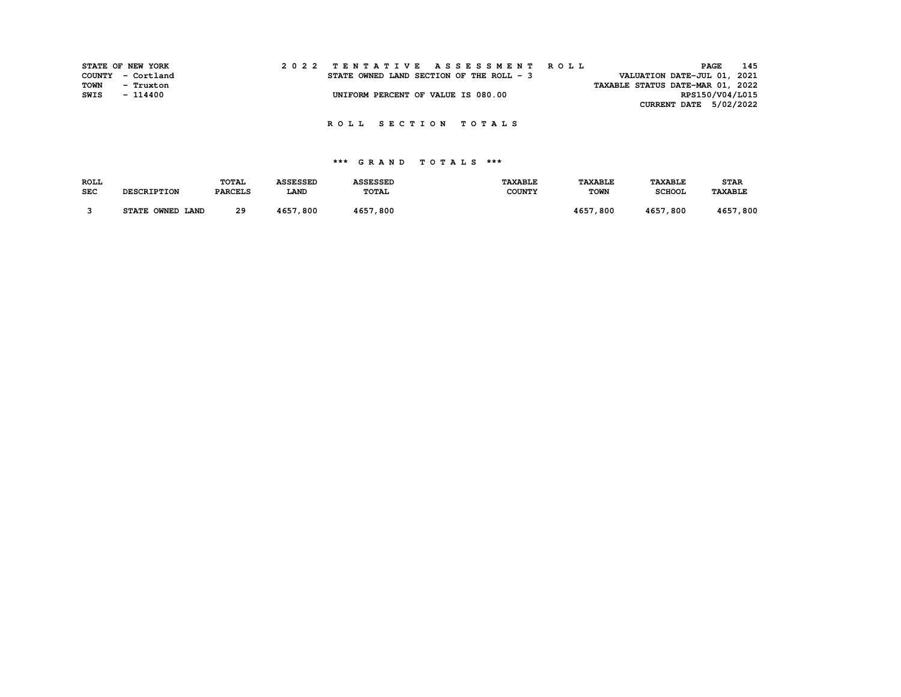STATE OF NEW YORK
COUNTY - Cortland
TOWN - Truxton
SWIS - 114400

2 0 2 2 T E N T A T I V E A S S E S S M E N T R O L L
STATE OWNED LAND SECTION OF THE ROLL - 3
UNIFORM PERCENT OF VALUE IS 080.00

VALUATION DATE-JUL 01, 2021
TAXABLE STATUS DATE-MAR 01, 2022
RPS150/V04/L015
CURRENT DATE 5/02/2022

R O L L S E C T I O N T O T A L S

*** G R A N D T O T A L S ***

| ROLL SEC | DESCRIPTION | TOTAL PARCELS | ASSESSED LAND | ASSESSED TOTAL | TAXABLE COUNTY | TAXABLE TOWN | TAXABLE SCHOOL | STAR TAXABLE |
|---|---|---|---|---|---|---|---|---|
| 3 | STATE OWNED LAND | 29 | 4657,800 | 4657,800 | | 4657,800 | 4657,800 | 4657,800 |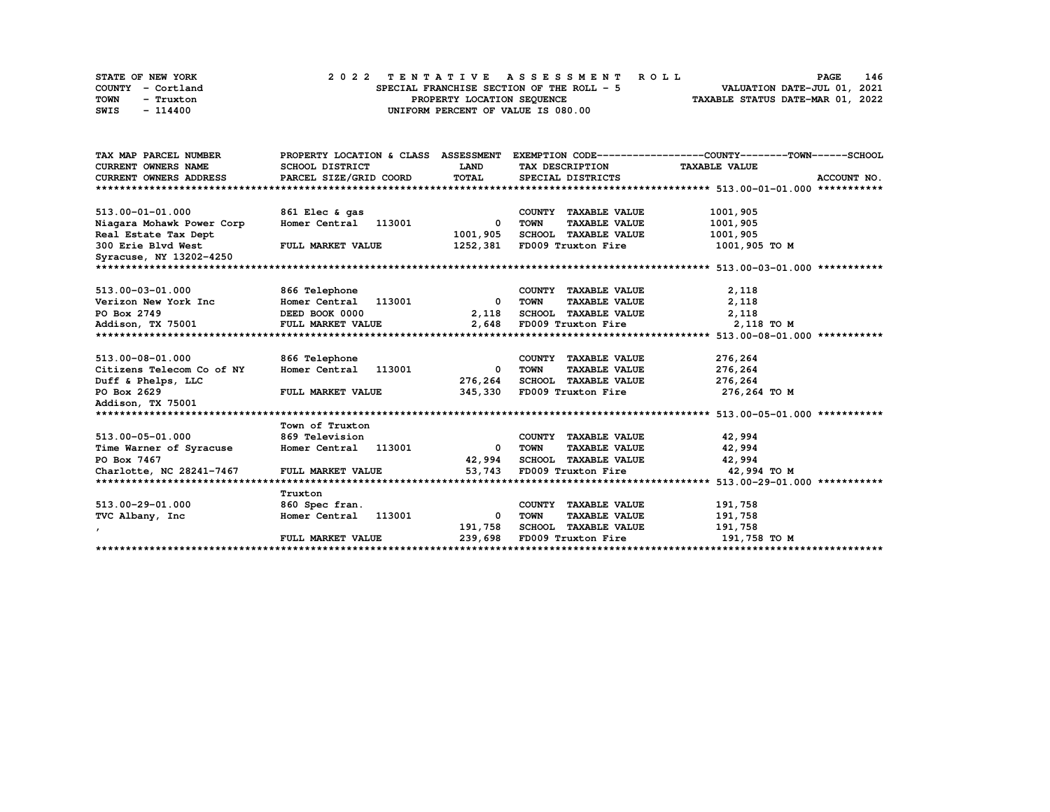STATE OF NEW YORK
COUNTY - Cortland
TOWN - Truxton
SWIS - 114400

# 2022 TENTATIVE ASSESSMENT ROLL

SPECIAL FRANCHISE SECTION OF THE ROLL - 5
PROPERTY LOCATION SEQUENCE
UNIFORM PERCENT OF VALUE IS 080.00

VALUATION DATE-JUL 01, 2021
TAXABLE STATUS DATE-MAR 01, 2022

| TAX MAP PARCEL NUMBER / CURRENT OWNERS NAME / CURRENT OWNERS ADDRESS | PROPERTY LOCATION & CLASS / SCHOOL DISTRICT / PARCEL SIZE/GRID COORD | ASSESSMENT LAND / TOTAL | EXEMPTION CODE / TAX DESCRIPTION / SPECIAL DISTRICTS | COUNTY--TOWN--SCHOOL TAXABLE VALUE | ACCOUNT NO. |
|---|---|---|---|---|---|
| **513.00-01-01.000** | | | | | |
| 513.00-01-01.000 | 861 Elec & gas | | COUNTY TAXABLE VALUE | 1001,905 | |
| Niagara Mohawk Power Corp | Homer Central 113001 | 0 | TOWN TAXABLE VALUE | 1001,905 | |
| Real Estate Tax Dept | | 1001,905 | SCHOOL TAXABLE VALUE | 1001,905 | |
| 300 Erie Blvd West | FULL MARKET VALUE | 1252,381 | FD009 Truxton Fire | 1001,905 TO M | |
| Syracuse, NY 13202-4250 | | | | | |
| **513.00-03-01.000** | | | | | |
| 513.00-03-01.000 | 866 Telephone | | COUNTY TAXABLE VALUE | 2,118 | |
| Verizon New York Inc | Homer Central 113001 | 0 | TOWN TAXABLE VALUE | 2,118 | |
| PO Box 2749 | DEED BOOK 0000 | 2,118 | SCHOOL TAXABLE VALUE | 2,118 | |
| Addison, TX 75001 | FULL MARKET VALUE | 2,648 | FD009 Truxton Fire | 2,118 TO M | |
| **513.00-08-01.000** | | | | | |
| 513.00-08-01.000 | 866 Telephone | | COUNTY TAXABLE VALUE | 276,264 | |
| Citizens Telecom Co of NY | Homer Central 113001 | 0 | TOWN TAXABLE VALUE | 276,264 | |
| Duff & Phelps, LLC | | 276,264 | SCHOOL TAXABLE VALUE | 276,264 | |
| PO Box 2629 | FULL MARKET VALUE | 345,330 | FD009 Truxton Fire | 276,264 TO M | |
| Addison, TX 75001 | | | | | |
| **513.00-05-01.000** | | | | | |
| | Town of Truxton | | | | |
| 513.00-05-01.000 | 869 Television | | COUNTY TAXABLE VALUE | 42,994 | |
| Time Warner of Syracuse | Homer Central 113001 | 0 | TOWN TAXABLE VALUE | 42,994 | |
| PO Box 7467 | | 42,994 | SCHOOL TAXABLE VALUE | 42,994 | |
| Charlotte, NC 28241-7467 | FULL MARKET VALUE | 53,743 | FD009 Truxton Fire | 42,994 TO M | |
| **513.00-29-01.000** | | | | | |
| | Truxton | | | | |
| 513.00-29-01.000 | 860 Spec fran. | | COUNTY TAXABLE VALUE | 191,758 | |
| TVC Albany, Inc | Homer Central 113001 | 0 | TOWN TAXABLE VALUE | 191,758 | |
| , | | 191,758 | SCHOOL TAXABLE VALUE | 191,758 | |
| | FULL MARKET VALUE | 239,698 | FD009 Truxton Fire | 191,758 TO M | |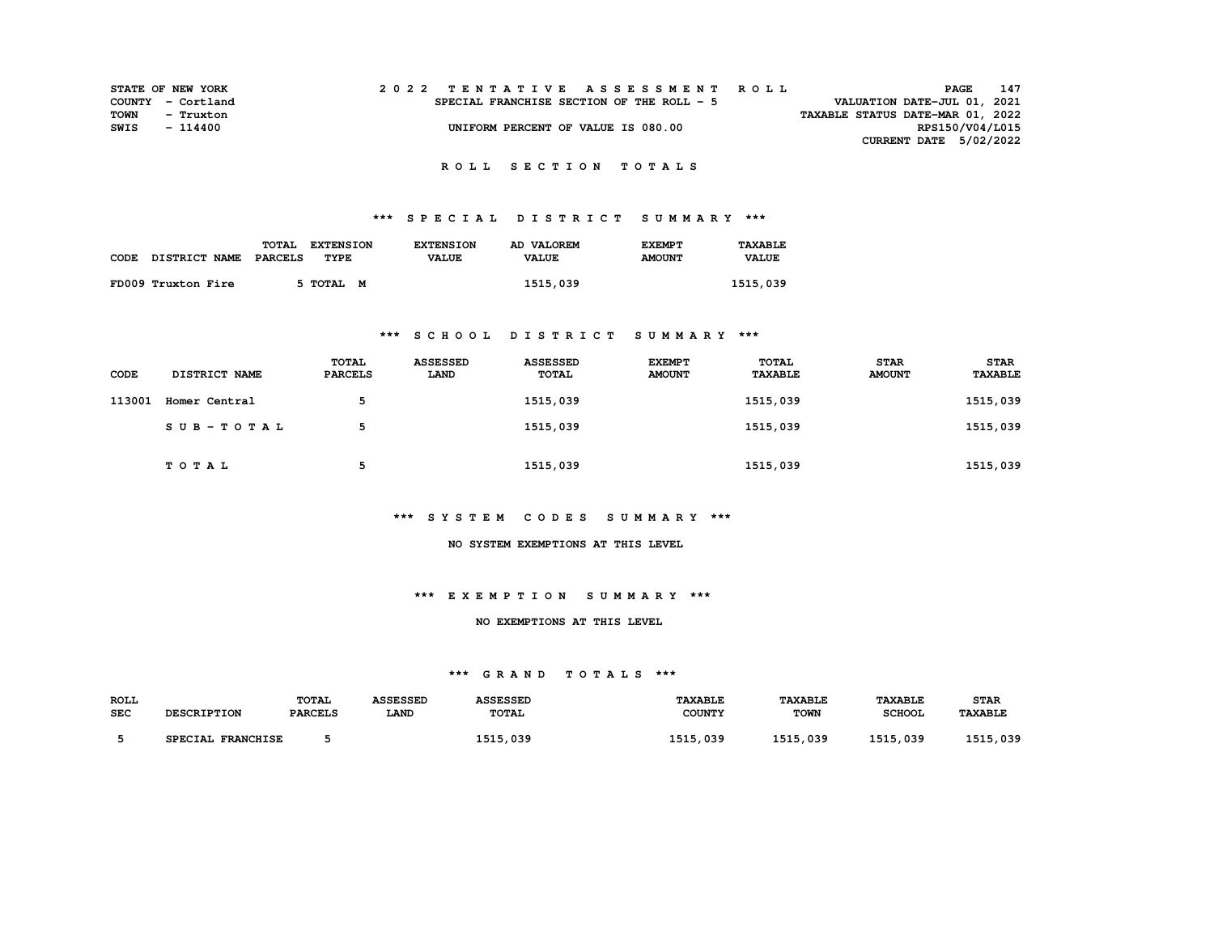STATE OF NEW YORK
COUNTY - Cortland
TOWN - Truxton
SWIS - 114400

2022 TENTATIVE ASSESSMENT ROLL
SPECIAL FRANCHISE SECTION OF THE ROLL - 5
UNIFORM PERCENT OF VALUE IS 080.00

VALUATION DATE-JUL 01, 2021
TAXABLE STATUS DATE-MAR 01, 2022
RPS150/V04/L015
CURRENT DATE 5/02/2022

## ROLL SECTION TOTALS

### *** SPECIAL DISTRICT SUMMARY ***

| CODE | DISTRICT NAME | TOTAL PARCELS | EXTENSION TYPE | EXTENSION VALUE | AD VALOREM VALUE | EXEMPT AMOUNT | TAXABLE VALUE |
|---|---|---|---|---|---|---|---|
| FD009 | Truxton Fire | 5 | TOTAL M | | 1515,039 | | 1515,039 |

### *** SCHOOL DISTRICT SUMMARY ***

| CODE | DISTRICT NAME | TOTAL PARCELS | ASSESSED LAND | ASSESSED TOTAL | EXEMPT AMOUNT | TOTAL TAXABLE | STAR AMOUNT | STAR TAXABLE |
|---|---|---|---|---|---|---|---|---|
| 113001 | Homer Central | 5 | | 1515,039 | | 1515,039 | | 1515,039 |
| | SUB-TOTAL | 5 | | 1515,039 | | 1515,039 | | 1515,039 |
| | TOTAL | 5 | | 1515,039 | | 1515,039 | | 1515,039 |

### *** SYSTEM CODES SUMMARY ***

NO SYSTEM EXEMPTIONS AT THIS LEVEL

### *** EXEMPTION SUMMARY ***

NO EXEMPTIONS AT THIS LEVEL

### *** GRAND TOTALS ***

| ROLL SEC | DESCRIPTION | TOTAL PARCELS | ASSESSED LAND | ASSESSED TOTAL | TAXABLE COUNTY | TAXABLE TOWN | TAXABLE SCHOOL | STAR TAXABLE |
|---|---|---|---|---|---|---|---|---|
| 5 | SPECIAL FRANCHISE | 5 | | 1515,039 | 1515,039 | 1515,039 | 1515,039 | 1515,039 |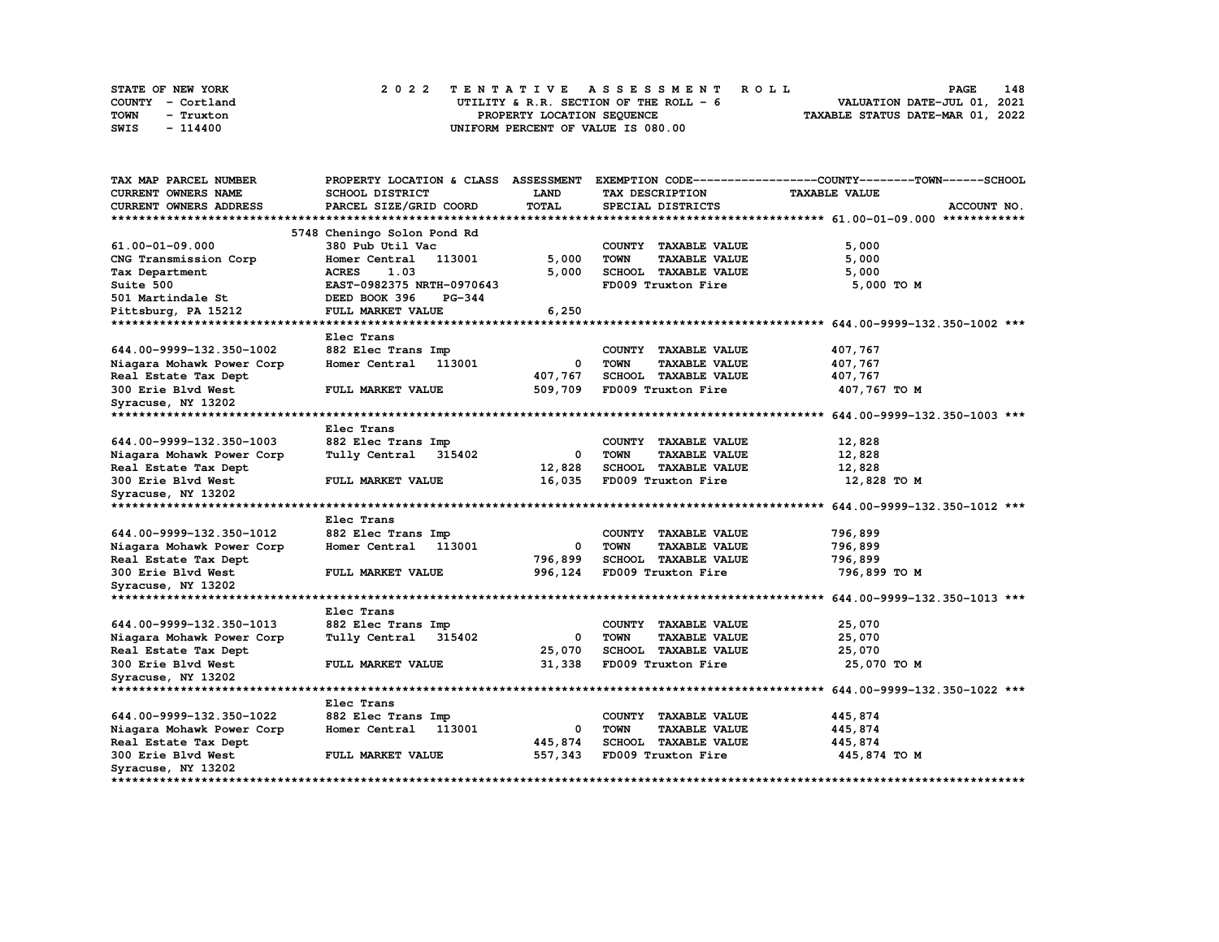STATE OF NEW YORK
COUNTY - Cortland
TOWN - Truxton
SWIS - 114400

2022 TENTATIVE ASSESSMENT ROLL
UTILITY & R.R. SECTION OF THE ROLL - 6
PROPERTY LOCATION SEQUENCE
UNIFORM PERCENT OF VALUE IS 080.00

VALUATION DATE-JUL 01, 2021
TAXABLE STATUS DATE-MAR 01, 2022

| TAX MAP PARCEL NUMBER / CURRENT OWNERS NAME / CURRENT OWNERS ADDRESS | PROPERTY LOCATION & CLASS / SCHOOL DISTRICT / PARCEL SIZE/GRID COORD | ASSESSMENT LAND | TOTAL | EXEMPTION CODE / TAX DESCRIPTION / SPECIAL DISTRICTS | TAXABLE VALUE (COUNTY / TOWN / SCHOOL) | ACCOUNT NO. |
|---|---|---|---|---|---|---|
| **61.00-01-09.000** | 5748 Cheningo Solon Pond Rd | | | | | |
| 61.00-01-09.000 | 380 Pub Util Vac | | | COUNTY TAXABLE VALUE | 5,000 | |
| CNG Transmission Corp | Homer Central 113001 | 5,000 | | TOWN TAXABLE VALUE | 5,000 | |
| Tax Department | ACRES 1.03 | | 5,000 | SCHOOL TAXABLE VALUE | 5,000 | |
| Suite 500 | EAST-0982375 NRTH-0970643 | | | FD009 Truxton Fire | 5,000 TO M | |
| 501 Martindale St | DEED BOOK 396 PG-344 | | | | | |
| Pittsburg, PA 15212 | FULL MARKET VALUE | | 6,250 | | | |
| **644.00-9999-132.350-1002** | Elec Trans | | | | | |
| 644.00-9999-132.350-1002 | 882 Elec Trans Imp | | | COUNTY TAXABLE VALUE | 407,767 | |
| Niagara Mohawk Power Corp | Homer Central 113001 | 0 | | TOWN TAXABLE VALUE | 407,767 | |
| Real Estate Tax Dept | | | 407,767 | SCHOOL TAXABLE VALUE | 407,767 | |
| 300 Erie Blvd West | FULL MARKET VALUE | | 509,709 | FD009 Truxton Fire | 407,767 TO M | |
| Syracuse, NY 13202 | | | | | | |
| **644.00-9999-132.350-1003** | Elec Trans | | | | | |
| 644.00-9999-132.350-1003 | 882 Elec Trans Imp | | | COUNTY TAXABLE VALUE | 12,828 | |
| Niagara Mohawk Power Corp | Tully Central 315402 | 0 | | TOWN TAXABLE VALUE | 12,828 | |
| Real Estate Tax Dept | | | 12,828 | SCHOOL TAXABLE VALUE | 12,828 | |
| 300 Erie Blvd West | FULL MARKET VALUE | | 16,035 | FD009 Truxton Fire | 12,828 TO M | |
| Syracuse, NY 13202 | | | | | | |
| **644.00-9999-132.350-1012** | Elec Trans | | | | | |
| 644.00-9999-132.350-1012 | 882 Elec Trans Imp | | | COUNTY TAXABLE VALUE | 796,899 | |
| Niagara Mohawk Power Corp | Homer Central 113001 | 0 | | TOWN TAXABLE VALUE | 796,899 | |
| Real Estate Tax Dept | | | 796,899 | SCHOOL TAXABLE VALUE | 796,899 | |
| 300 Erie Blvd West | FULL MARKET VALUE | | 996,124 | FD009 Truxton Fire | 796,899 TO M | |
| Syracuse, NY 13202 | | | | | | |
| **644.00-9999-132.350-1013** | Elec Trans | | | | | |
| 644.00-9999-132.350-1013 | 882 Elec Trans Imp | | | COUNTY TAXABLE VALUE | 25,070 | |
| Niagara Mohawk Power Corp | Tully Central 315402 | 0 | | TOWN TAXABLE VALUE | 25,070 | |
| Real Estate Tax Dept | | | 25,070 | SCHOOL TAXABLE VALUE | 25,070 | |
| 300 Erie Blvd West | FULL MARKET VALUE | | 31,338 | FD009 Truxton Fire | 25,070 TO M | |
| Syracuse, NY 13202 | | | | | | |
| **644.00-9999-132.350-1022** | Elec Trans | | | | | |
| 644.00-9999-132.350-1022 | 882 Elec Trans Imp | | | COUNTY TAXABLE VALUE | 445,874 | |
| Niagara Mohawk Power Corp | Homer Central 113001 | 0 | | TOWN TAXABLE VALUE | 445,874 | |
| Real Estate Tax Dept | | | 445,874 | SCHOOL TAXABLE VALUE | 445,874 | |
| 300 Erie Blvd West | FULL MARKET VALUE | | 557,343 | FD009 Truxton Fire | 445,874 TO M | |
| Syracuse, NY 13202 | | | | | | |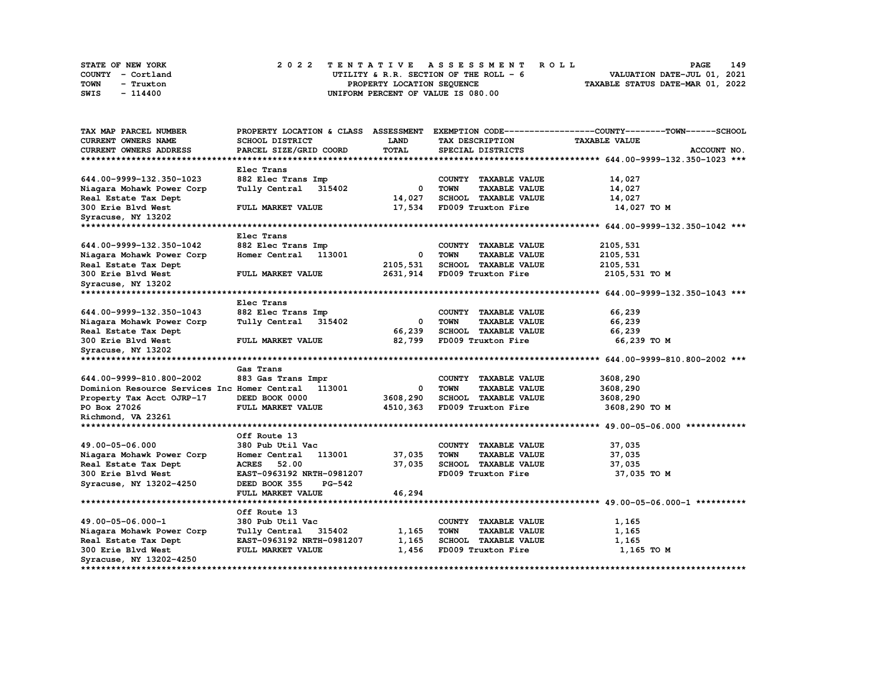STATE OF NEW YORK
COUNTY - Cortland
TOWN - Truxton
SWIS - 114400

2 0 2 2 TENTATIVE ASSESSMENT ROLL
UTILITY & R.R. SECTION OF THE ROLL - 6
PROPERTY LOCATION SEQUENCE
UNIFORM PERCENT OF VALUE IS 080.00

VALUATION DATE-JUL 01, 2021
TAXABLE STATUS DATE-MAR 01, 2022

| TAX MAP PARCEL NUMBER / CURRENT OWNERS NAME / CURRENT OWNERS ADDRESS | PROPERTY LOCATION & CLASS / SCHOOL DISTRICT / PARCEL SIZE/GRID COORD | ASSESSMENT LAND / TOTAL | EXEMPTION CODE / TAX DESCRIPTION / SPECIAL DISTRICTS | COUNTY--------TOWN------SCHOOL TAXABLE VALUE / ACCOUNT NO. |
|---|---|---|---|---|
| **644.00-9999-132.350-1023** | | | | |
| | Elec Trans | | | |
| 644.00-9999-132.350-1023 | 882 Elec Trans Imp | | COUNTY TAXABLE VALUE | 14,027 |
| Niagara Mohawk Power Corp | Tully Central 315402 | 0 | TOWN TAXABLE VALUE | 14,027 |
| Real Estate Tax Dept | | 14,027 | SCHOOL TAXABLE VALUE | 14,027 |
| 300 Erie Blvd West | FULL MARKET VALUE | 17,534 | FD009 Truxton Fire | 14,027 TO M |
| Syracuse, NY 13202 | | | | |
| **644.00-9999-132.350-1042** | | | | |
| | Elec Trans | | | |
| 644.00-9999-132.350-1042 | 882 Elec Trans Imp | | COUNTY TAXABLE VALUE | 2105,531 |
| Niagara Mohawk Power Corp | Homer Central 113001 | 0 | TOWN TAXABLE VALUE | 2105,531 |
| Real Estate Tax Dept | | 2105,531 | SCHOOL TAXABLE VALUE | 2105,531 |
| 300 Erie Blvd West | FULL MARKET VALUE | 2631,914 | FD009 Truxton Fire | 2105,531 TO M |
| Syracuse, NY 13202 | | | | |
| **644.00-9999-132.350-1043** | | | | |
| | Elec Trans | | | |
| 644.00-9999-132.350-1043 | 882 Elec Trans Imp | | COUNTY TAXABLE VALUE | 66,239 |
| Niagara Mohawk Power Corp | Tully Central 315402 | 0 | TOWN TAXABLE VALUE | 66,239 |
| Real Estate Tax Dept | | 66,239 | SCHOOL TAXABLE VALUE | 66,239 |
| 300 Erie Blvd West | FULL MARKET VALUE | 82,799 | FD009 Truxton Fire | 66,239 TO M |
| Syracuse, NY 13202 | | | | |
| **644.00-9999-810.800-2002** | | | | |
| | Gas Trans | | | |
| 644.00-9999-810.800-2002 | 883 Gas Trans Impr | | COUNTY TAXABLE VALUE | 3608,290 |
| Dominion Resource Services Inc | Homer Central 113001 | 0 | TOWN TAXABLE VALUE | 3608,290 |
| Property Tax Acct OJRP-17 | DEED BOOK 0000 | 3608,290 | SCHOOL TAXABLE VALUE | 3608,290 |
| PO Box 27026 | FULL MARKET VALUE | 4510,363 | FD009 Truxton Fire | 3608,290 TO M |
| Richmond, VA 23261 | | | | |
| **49.00-05-06.000** | | | | |
| | Off Route 13 | | | |
| 49.00-05-06.000 | 380 Pub Util Vac | | COUNTY TAXABLE VALUE | 37,035 |
| Niagara Mohawk Power Corp | Homer Central 113001 | 37,035 | TOWN TAXABLE VALUE | 37,035 |
| Real Estate Tax Dept | ACRES 52.00 | 37,035 | SCHOOL TAXABLE VALUE | 37,035 |
| 300 Erie Blvd West | EAST-0963192 NRTH-0981207 | | FD009 Truxton Fire | 37,035 TO M |
| Syracuse, NY 13202-4250 | DEED BOOK 355 PG-542 | | | |
| | FULL MARKET VALUE | 46,294 | | |
| **49.00-05-06.000-1** | | | | |
| | Off Route 13 | | | |
| 49.00-05-06.000-1 | 380 Pub Util Vac | | COUNTY TAXABLE VALUE | 1,165 |
| Niagara Mohawk Power Corp | Tully Central 315402 | 1,165 | TOWN TAXABLE VALUE | 1,165 |
| Real Estate Tax Dept | EAST-0963192 NRTH-0981207 | 1,165 | SCHOOL TAXABLE VALUE | 1,165 |
| 300 Erie Blvd West | FULL MARKET VALUE | 1,456 | FD009 Truxton Fire | 1,165 TO M |
| Syracuse, NY 13202-4250 | | | | |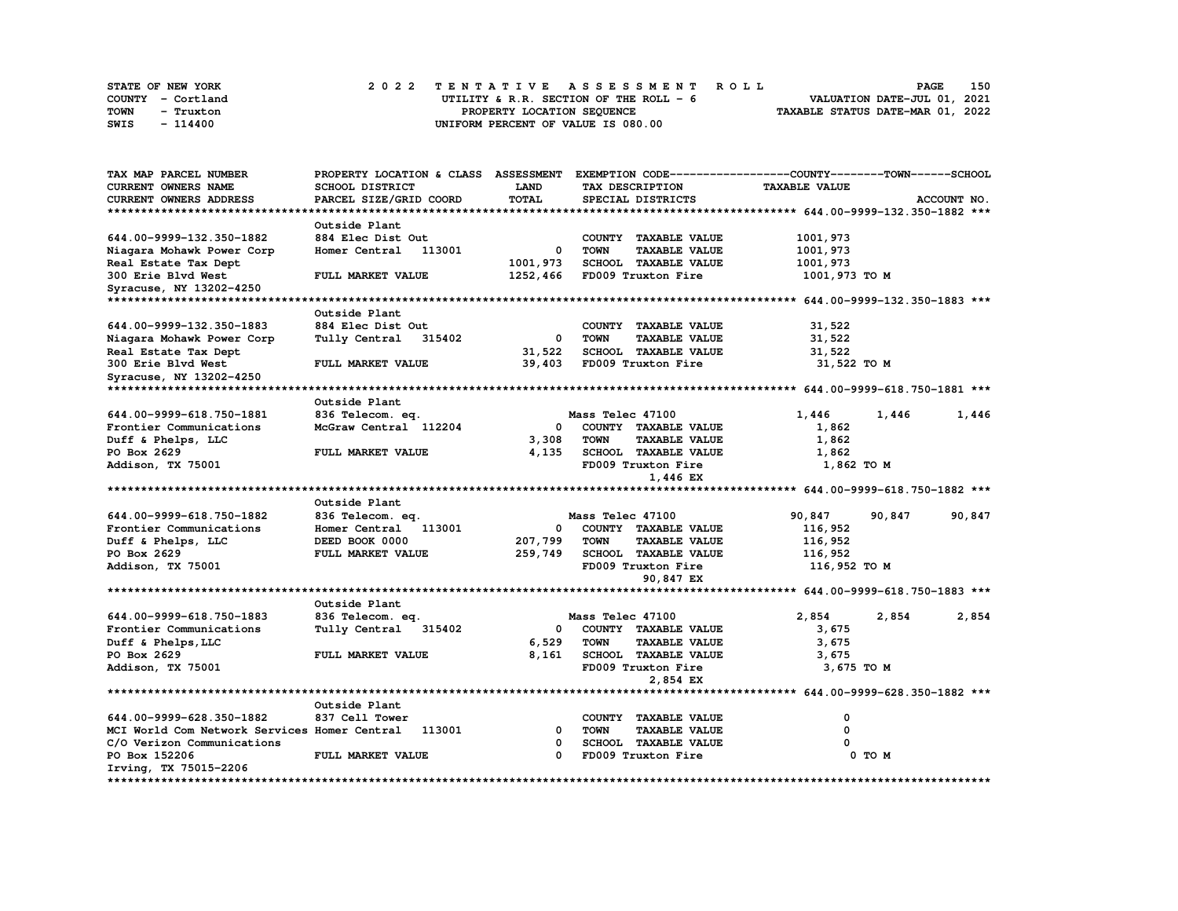STATE OF NEW YORK
COUNTY - Cortland
TOWN - Truxton
SWIS - 114400

# 2022 TENTATIVE ASSESSMENT ROLL

UTILITY & R.R. SECTION OF THE ROLL - 6
PROPERTY LOCATION SEQUENCE
UNIFORM PERCENT OF VALUE IS 080.00

VALUATION DATE-JUL 01, 2021
TAXABLE STATUS DATE-MAR 01, 2022

| TAX MAP PARCEL NUMBER / CURRENT OWNERS NAME / CURRENT OWNERS ADDRESS | PROPERTY LOCATION & CLASS / SCHOOL DISTRICT / PARCEL SIZE/GRID COORD | ASSESSMENT LAND / TOTAL | EXEMPTION CODE / TAX DESCRIPTION / SPECIAL DISTRICTS | COUNTY TAXABLE VALUE | TOWN | SCHOOL | ACCOUNT NO. |
|---|---|---|---|---|---|---|---|
| **644.00-9999-132.350-1882** | Outside Plant | | | | | | |
| 644.00-9999-132.350-1882 | 884 Elec Dist Out | | COUNTY TAXABLE VALUE | 1001,973 | | | |
| Niagara Mohawk Power Corp | Homer Central 113001 | 0 | TOWN TAXABLE VALUE | 1001,973 | | | |
| Real Estate Tax Dept | | 1001,973 | SCHOOL TAXABLE VALUE | 1001,973 | | | |
| 300 Erie Blvd West | FULL MARKET VALUE | 1252,466 | FD009 Truxton Fire | 1001,973 TO M | | | |
| Syracuse, NY 13202-4250 | | | | | | | |
| **644.00-9999-132.350-1883** | Outside Plant | | | | | | |
| 644.00-9999-132.350-1883 | 884 Elec Dist Out | | COUNTY TAXABLE VALUE | 31,522 | | | |
| Niagara Mohawk Power Corp | Tully Central 315402 | 0 | TOWN TAXABLE VALUE | 31,522 | | | |
| Real Estate Tax Dept | | 31,522 | SCHOOL TAXABLE VALUE | 31,522 | | | |
| 300 Erie Blvd West | FULL MARKET VALUE | 39,403 | FD009 Truxton Fire | 31,522 TO M | | | |
| Syracuse, NY 13202-4250 | | | | | | | |
| **644.00-9999-618.750-1881** | Outside Plant | | | | | | |
| 644.00-9999-618.750-1881 | 836 Telecom. eq. | | Mass Telec 47100 | 1,446 | 1,446 | 1,446 | |
| Frontier Communications | McGraw Central 112204 | 0 | COUNTY TAXABLE VALUE | 1,862 | | | |
| Duff & Phelps, LLC | | 3,308 | TOWN TAXABLE VALUE | 1,862 | | | |
| PO Box 2629 | FULL MARKET VALUE | 4,135 | SCHOOL TAXABLE VALUE | 1,862 | | | |
| Addison, TX 75001 | | | FD009 Truxton Fire | 1,862 TO M | | | |
| | | | 1,446 EX | | | | |
| **644.00-9999-618.750-1882** | Outside Plant | | | | | | |
| 644.00-9999-618.750-1882 | 836 Telecom. eq. | | Mass Telec 47100 | 90,847 | 90,847 | 90,847 | |
| Frontier Communications | Homer Central 113001 | 0 | COUNTY TAXABLE VALUE | 116,952 | | | |
| Duff & Phelps, LLC | DEED BOOK 0000 | 207,799 | TOWN TAXABLE VALUE | 116,952 | | | |
| PO Box 2629 | FULL MARKET VALUE | 259,749 | SCHOOL TAXABLE VALUE | 116,952 | | | |
| Addison, TX 75001 | | | FD009 Truxton Fire | 116,952 TO M | | | |
| | | | 90,847 EX | | | | |
| **644.00-9999-618.750-1883** | Outside Plant | | | | | | |
| 644.00-9999-618.750-1883 | 836 Telecom. eq. | | Mass Telec 47100 | 2,854 | 2,854 | 2,854 | |
| Frontier Communications | Tully Central 315402 | 0 | COUNTY TAXABLE VALUE | 3,675 | | | |
| Duff & Phelps,LLC | | 6,529 | TOWN TAXABLE VALUE | 3,675 | | | |
| PO Box 2629 | FULL MARKET VALUE | 8,161 | SCHOOL TAXABLE VALUE | 3,675 | | | |
| Addison, TX 75001 | | | FD009 Truxton Fire | 3,675 TO M | | | |
| | | | 2,854 EX | | | | |
| **644.00-9999-628.350-1882** | Outside Plant | | | | | | |
| 644.00-9999-628.350-1882 | 837 Cell Tower | | COUNTY TAXABLE VALUE | 0 | | | |
| MCI World Com Network Services | Homer Central 113001 | 0 | TOWN TAXABLE VALUE | 0 | | | |
| C/O Verizon Communications | | 0 | SCHOOL TAXABLE VALUE | 0 | | | |
| PO Box 152206 | FULL MARKET VALUE | 0 | FD009 Truxton Fire | 0 TO M | | | |
| Irving, TX 75015-2206 | | | | | | | |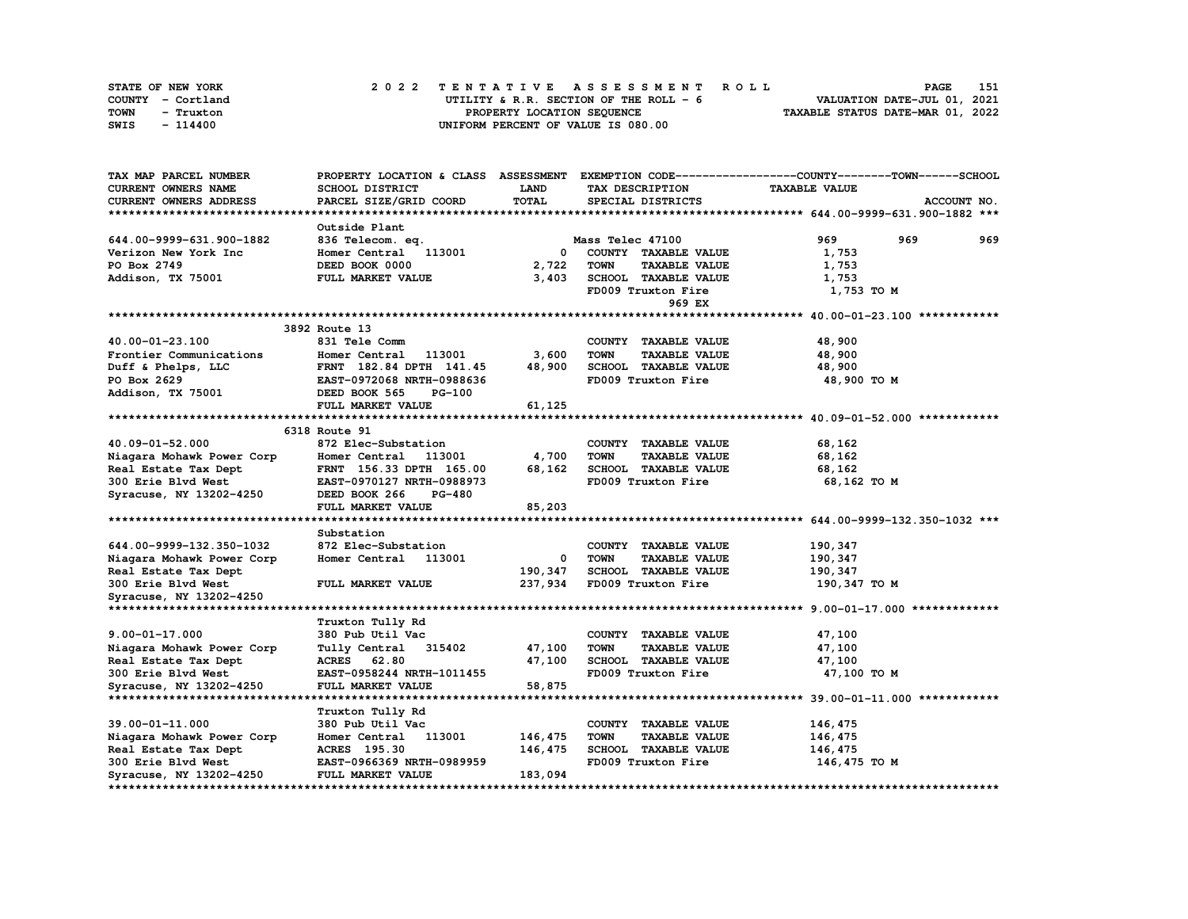STATE OF NEW YORK — COUNTY - Cortland — TOWN - Truxton — SWIS - 114400

2022 TENTATIVE ASSESSMENT ROLL
UTILITY & R.R. SECTION OF THE ROLL - 6
PROPERTY LOCATION SEQUENCE
UNIFORM PERCENT OF VALUE IS 080.00

VALUATION DATE-JUL 01, 2021
TAXABLE STATUS DATE-MAR 01, 2022

| TAX MAP PARCEL NUMBER / CURRENT OWNERS NAME / CURRENT OWNERS ADDRESS | PROPERTY LOCATION & CLASS / SCHOOL DISTRICT / PARCEL SIZE/GRID COORD | ASSESSMENT LAND / TOTAL | EXEMPTION CODE / TAX DESCRIPTION / SPECIAL DISTRICTS | COUNTY / TAXABLE VALUE | TOWN | SCHOOL |
|---|---|---|---|---|---|---|
| **644.00-9999-631.900-1882** | Outside Plant | | | | | |
| 644.00-9999-631.900-1882 | 836 Telecom. eq. | | Mass Telec 47100 | 969 | 969 | 969 |
| Verizon New York Inc | Homer Central 113001 | 0 | COUNTY TAXABLE VALUE | 1,753 | | |
| PO Box 2749 | DEED BOOK 0000 | 2,722 | TOWN TAXABLE VALUE | 1,753 | | |
| Addison, TX 75001 | FULL MARKET VALUE | 3,403 | SCHOOL TAXABLE VALUE | 1,753 | | |
| | | | FD009 Truxton Fire | 1,753 TO M | | |
| | | | 969 EX | | | |
| **40.00-01-23.100** | 3892 Route 13 | | | | | |
| 40.00-01-23.100 | 831 Tele Comm | | COUNTY TAXABLE VALUE | 48,900 | | |
| Frontier Communications | Homer Central 113001 | 3,600 | TOWN TAXABLE VALUE | 48,900 | | |
| Duff & Phelps, LLC | FRNT 182.84 DPTH 141.45 | 48,900 | SCHOOL TAXABLE VALUE | 48,900 | | |
| PO Box 2629 | EAST-0972068 NRTH-0988636 | | FD009 Truxton Fire | 48,900 TO M | | |
| Addison, TX 75001 | DEED BOOK 565 PG-100 | | | | | |
| | FULL MARKET VALUE | 61,125 | | | | |
| **40.09-01-52.000** | 6318 Route 91 | | | | | |
| 40.09-01-52.000 | 872 Elec-Substation | | COUNTY TAXABLE VALUE | 68,162 | | |
| Niagara Mohawk Power Corp | Homer Central 113001 | 4,700 | TOWN TAXABLE VALUE | 68,162 | | |
| Real Estate Tax Dept | FRNT 156.33 DPTH 165.00 | 68,162 | SCHOOL TAXABLE VALUE | 68,162 | | |
| 300 Erie Blvd West | EAST-0970127 NRTH-0988973 | | FD009 Truxton Fire | 68,162 TO M | | |
| Syracuse, NY 13202-4250 | DEED BOOK 266 PG-480 | | | | | |
| | FULL MARKET VALUE | 85,203 | | | | |
| **644.00-9999-132.350-1032** | Substation | | | | | |
| 644.00-9999-132.350-1032 | 872 Elec-Substation | | COUNTY TAXABLE VALUE | 190,347 | | |
| Niagara Mohawk Power Corp | Homer Central 113001 | 0 | TOWN TAXABLE VALUE | 190,347 | | |
| Real Estate Tax Dept | | 190,347 | SCHOOL TAXABLE VALUE | 190,347 | | |
| 300 Erie Blvd West | FULL MARKET VALUE | 237,934 | FD009 Truxton Fire | 190,347 TO M | | |
| Syracuse, NY 13202-4250 | | | | | | |
| **9.00-01-17.000** | Truxton Tully Rd | | | | | |
| 9.00-01-17.000 | 380 Pub Util Vac | | COUNTY TAXABLE VALUE | 47,100 | | |
| Niagara Mohawk Power Corp | Tully Central 315402 | 47,100 | TOWN TAXABLE VALUE | 47,100 | | |
| Real Estate Tax Dept | ACRES 62.80 | 47,100 | SCHOOL TAXABLE VALUE | 47,100 | | |
| 300 Erie Blvd West | EAST-0958244 NRTH-1011455 | | FD009 Truxton Fire | 47,100 TO M | | |
| Syracuse, NY 13202-4250 | FULL MARKET VALUE | 58,875 | | | | |
| **39.00-01-11.000** | Truxton Tully Rd | | | | | |
| 39.00-01-11.000 | 380 Pub Util Vac | | COUNTY TAXABLE VALUE | 146,475 | | |
| Niagara Mohawk Power Corp | Homer Central 113001 | 146,475 | TOWN TAXABLE VALUE | 146,475 | | |
| Real Estate Tax Dept | ACRES 195.30 | 146,475 | SCHOOL TAXABLE VALUE | 146,475 | | |
| 300 Erie Blvd West | EAST-0966369 NRTH-0989959 | | FD009 Truxton Fire | 146,475 TO M | | |
| Syracuse, NY 13202-4250 | FULL MARKET VALUE | 183,094 | | | | |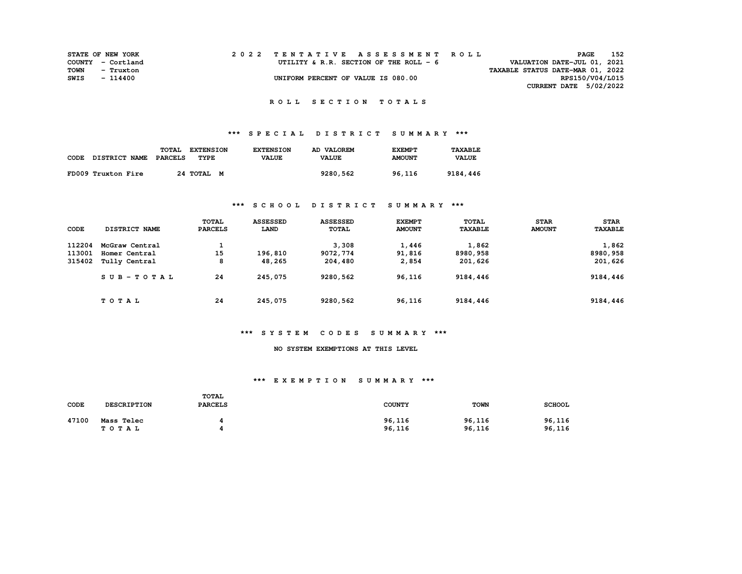STATE OF NEW YORK
COUNTY - Cortland
TOWN - Truxton
SWIS - 114400

2022 TENTATIVE ASSESSMENT ROLL
UTILITY & R.R. SECTION OF THE ROLL - 6
UNIFORM PERCENT OF VALUE IS 080.00

VALUATION DATE-JUL 01, 2021
TAXABLE STATUS DATE-MAR 01, 2022
RPS150/V04/L015
CURRENT DATE 5/02/2022

## ROLL SECTION TOTALS

### *** SPECIAL DISTRICT SUMMARY ***

| CODE | DISTRICT NAME | TOTAL PARCELS | EXTENSION TYPE | EXTENSION VALUE | AD VALOREM VALUE | EXEMPT AMOUNT | TAXABLE VALUE |
|---|---|---|---|---|---|---|---|
| FD009 | Truxton Fire | 24 | TOTAL M | | 9280,562 | 96,116 | 9184,446 |

### *** SCHOOL DISTRICT SUMMARY ***

| CODE | DISTRICT NAME | TOTAL PARCELS | ASSESSED LAND | ASSESSED TOTAL | EXEMPT AMOUNT | TOTAL TAXABLE | STAR AMOUNT | STAR TAXABLE |
|---|---|---|---|---|---|---|---|---|
| 112204 | McGraw Central | 1 | | 3,308 | 1,446 | 1,862 | | 1,862 |
| 113001 | Homer Central | 15 | 196,810 | 9072,774 | 91,816 | 8980,958 | | 8980,958 |
| 315402 | Tully Central | 8 | 48,265 | 204,480 | 2,854 | 201,626 | | 201,626 |
| | SUB-TOTAL | 24 | 245,075 | 9280,562 | 96,116 | 9184,446 | | 9184,446 |
| | TOTAL | 24 | 245,075 | 9280,562 | 96,116 | 9184,446 | | 9184,446 |

### *** SYSTEM CODES SUMMARY ***

NO SYSTEM EXEMPTIONS AT THIS LEVEL

### *** EXEMPTION SUMMARY ***

| CODE | DESCRIPTION | TOTAL PARCELS | COUNTY | TOWN | SCHOOL |
|---|---|---|---|---|---|
| 47100 | Mass Telec | 4 | 96,116 | 96,116 | 96,116 |
| | TOTAL | 4 | 96,116 | 96,116 | 96,116 |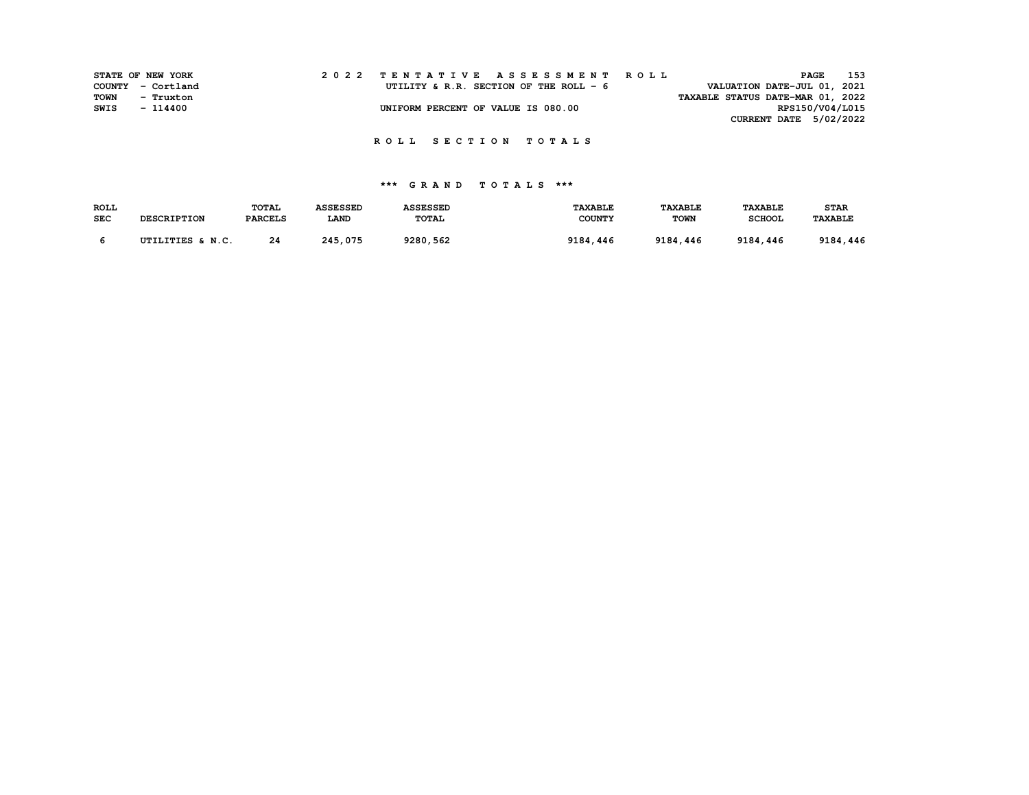STATE OF NEW YORK
COUNTY - Cortland
TOWN - Truxton
SWIS - 114400

2 0 2 2 T E N T A T I V E A S S E S S M E N T R O L L

UTILITY & R.R. SECTION OF THE ROLL - 6

UNIFORM PERCENT OF VALUE IS 080.00

VALUATION DATE-JUL 01, 2021
TAXABLE STATUS DATE-MAR 01, 2022
RPS150/V04/L015
CURRENT DATE 5/02/2022

## R O L L S E C T I O N T O T A L S

### *** G R A N D T O T A L S ***

| ROLL SEC | DESCRIPTION | TOTAL PARCELS | ASSESSED LAND | ASSESSED TOTAL | TAXABLE COUNTY | TAXABLE TOWN | TAXABLE SCHOOL | STAR TAXABLE |
|---|---|---|---|---|---|---|---|---|
| 6 | UTILITIES & N.C. | 24 | 245,075 | 9280,562 | 9184,446 | 9184,446 | 9184,446 | 9184,446 |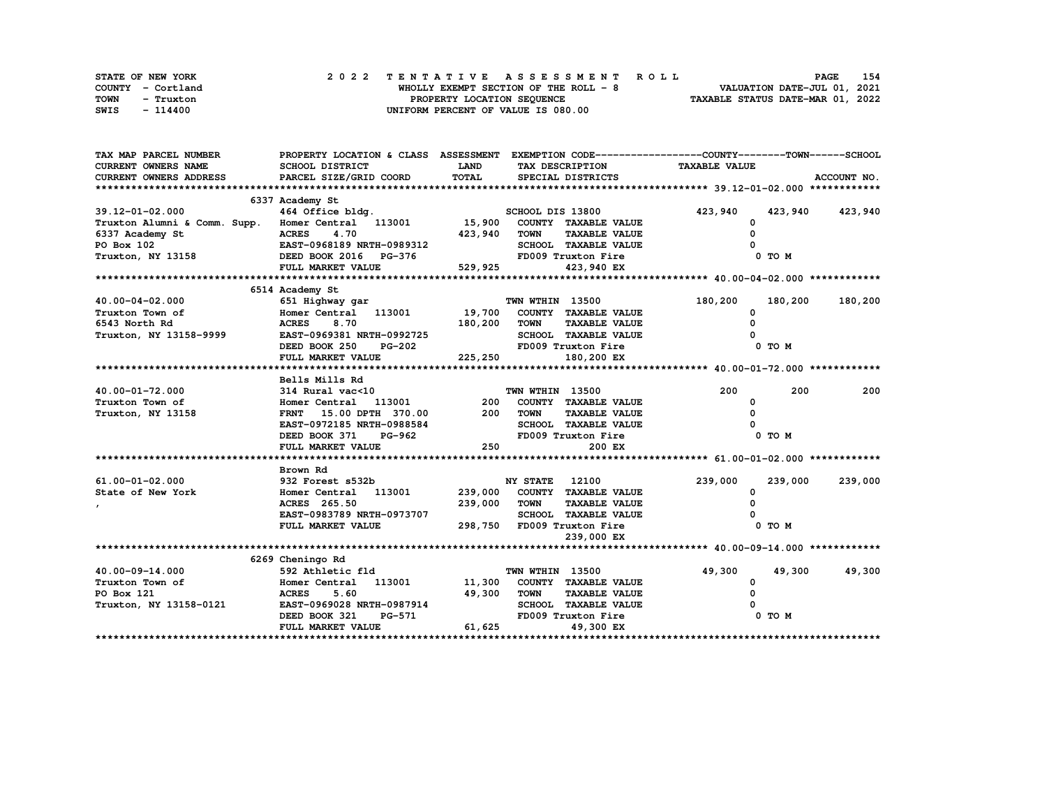STATE OF NEW YORK | COUNTY - Cortland | TOWN - Truxton | SWIS - 114400

**2022 TENTATIVE ASSESSMENT ROLL**
WHOLLY EXEMPT SECTION OF THE ROLL - 8
PROPERTY LOCATION SEQUENCE
UNIFORM PERCENT OF VALUE IS 080.00

VALUATION DATE-JUL 01, 2021
TAXABLE STATUS DATE-MAR 01, 2022

| TAX MAP PARCEL NUMBER / CURRENT OWNERS NAME / CURRENT OWNERS ADDRESS | PROPERTY LOCATION & CLASS / SCHOOL DISTRICT / PARCEL SIZE/GRID COORD | ASSESSMENT LAND / TOTAL | EXEMPTION CODE / TAX DESCRIPTION / SPECIAL DISTRICTS | COUNTY TAXABLE VALUE | TOWN | SCHOOL |
|---|---|---|---|---|---|---|
| **39.12-01-02.000** | 6337 Academy St | | | | | |
| 39.12-01-02.000 | 464 Office bldg. | | SCHOOL DIS 13800 | 423,940 | 423,940 | 423,940 |
| Truxton Alumni & Comm. Supp. | Homer Central 113001 | 15,900 | COUNTY TAXABLE VALUE | 0 | | |
| 6337 Academy St | ACRES 4.70 | 423,940 | TOWN TAXABLE VALUE | 0 | | |
| PO Box 102 | EAST-0968189 NRTH-0989312 | | SCHOOL TAXABLE VALUE | 0 | | |
| Truxton, NY 13158 | DEED BOOK 2016 PG-376 | | FD009 Truxton Fire | 0 TO M | | |
| | FULL MARKET VALUE | 529,925 | 423,940 EX | | | |
| **40.00-04-02.000** | 6514 Academy St | | | | | |
| 40.00-04-02.000 | 651 Highway gar | | TWN WTHIN 13500 | 180,200 | 180,200 | 180,200 |
| Truxton Town of | Homer Central 113001 | 19,700 | COUNTY TAXABLE VALUE | 0 | | |
| 6543 North Rd | ACRES 8.70 | 180,200 | TOWN TAXABLE VALUE | 0 | | |
| Truxton, NY 13158-9999 | EAST-0969381 NRTH-0992725 | | SCHOOL TAXABLE VALUE | 0 | | |
| | DEED BOOK 250 PG-202 | | FD009 Truxton Fire | 0 TO M | | |
| | FULL MARKET VALUE | 225,250 | 180,200 EX | | | |
| **40.00-01-72.000** | Bells Mills Rd | | | | | |
| 40.00-01-72.000 | 314 Rural vac<10 | | TWN WTHIN 13500 | 200 | 200 | 200 |
| Truxton Town of | Homer Central 113001 | 200 | COUNTY TAXABLE VALUE | 0 | | |
| Truxton, NY 13158 | FRNT 15.00 DPTH 370.00 | 200 | TOWN TAXABLE VALUE | 0 | | |
| | EAST-0972185 NRTH-0988584 | | SCHOOL TAXABLE VALUE | 0 | | |
| | DEED BOOK 371 PG-962 | | FD009 Truxton Fire | 0 TO M | | |
| | FULL MARKET VALUE | 250 | 200 EX | | | |
| **61.00-01-02.000** | Brown Rd | | | | | |
| 61.00-01-02.000 | 932 Forest s532b | | NY STATE 12100 | 239,000 | 239,000 | 239,000 |
| State of New York | Homer Central 113001 | 239,000 | COUNTY TAXABLE VALUE | 0 | | |
| , | ACRES 265.50 | 239,000 | TOWN TAXABLE VALUE | 0 | | |
| | EAST-0983789 NRTH-0973707 | | SCHOOL TAXABLE VALUE | 0 | | |
| | FULL MARKET VALUE | 298,750 | FD009 Truxton Fire | 0 TO M | | |
| | | | 239,000 EX | | | |
| **40.00-09-14.000** | 6269 Cheningo Rd | | | | | |
| 40.00-09-14.000 | 592 Athletic fld | | TWN WTHIN 13500 | 49,300 | 49,300 | 49,300 |
| Truxton Town of | Homer Central 113001 | 11,300 | COUNTY TAXABLE VALUE | 0 | | |
| PO Box 121 | ACRES 5.60 | 49,300 | TOWN TAXABLE VALUE | 0 | | |
| Truxton, NY 13158-0121 | EAST-0969028 NRTH-0987914 | | SCHOOL TAXABLE VALUE | 0 | | |
| | DEED BOOK 321 PG-571 | | FD009 Truxton Fire | 0 TO M | | |
| | FULL MARKET VALUE | 61,625 | 49,300 EX | | | |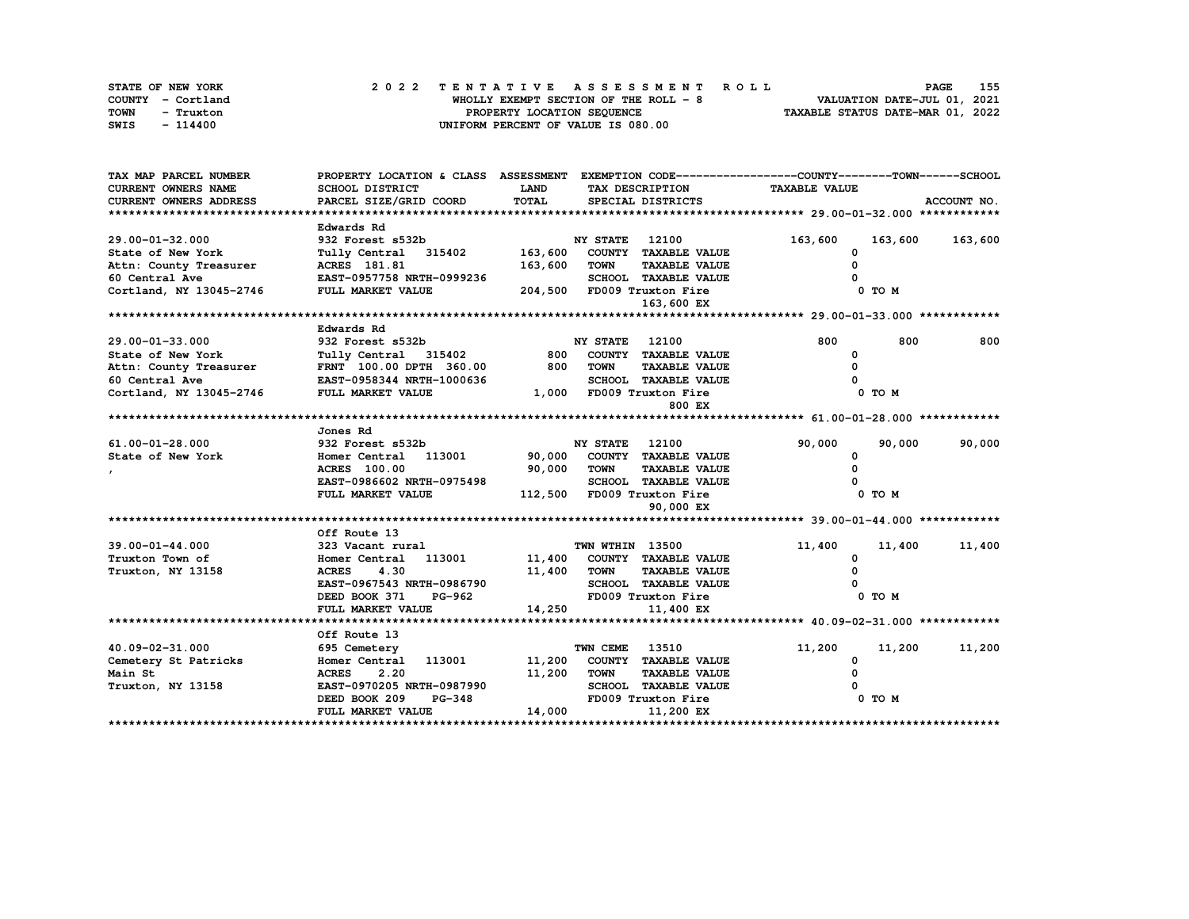STATE OF NEW YORK — COUNTY - Cortland — TOWN - Truxton — SWIS - 114400

**2022 TENTATIVE ASSESSMENT ROLL**
WHOLLY EXEMPT SECTION OF THE ROLL - 8
PROPERTY LOCATION SEQUENCE
UNIFORM PERCENT OF VALUE IS 080.00

VALUATION DATE-JUL 01, 2021
TAXABLE STATUS DATE-MAR 01, 2022

| TAX MAP PARCEL NUMBER / CURRENT OWNERS NAME / CURRENT OWNERS ADDRESS | PROPERTY LOCATION & CLASS / SCHOOL DISTRICT / PARCEL SIZE/GRID COORD | ASSESSMENT LAND / TOTAL | EXEMPTION CODE / TAX DESCRIPTION / SPECIAL DISTRICTS | COUNTY TAXABLE VALUE | TOWN | SCHOOL |
|---|---|---|---|---|---|---|
| **29.00-01-32.000** | Edwards Rd | | | | | |
| 29.00-01-32.000 | 932 Forest s532b | | NY STATE 12100 | 163,600 | 163,600 | 163,600 |
| State of New York | Tully Central 315402 | 163,600 | COUNTY TAXABLE VALUE | 0 | | |
| Attn: County Treasurer | ACRES 181.81 | 163,600 | TOWN TAXABLE VALUE | 0 | | |
| 60 Central Ave | EAST-0957758 NRTH-0999236 | | SCHOOL TAXABLE VALUE | 0 | | |
| Cortland, NY 13045-2746 | FULL MARKET VALUE | 204,500 | FD009 Truxton Fire | 0 TO M | | |
| | | | 163,600 EX | | | |
| **29.00-01-33.000** | Edwards Rd | | | | | |
| 29.00-01-33.000 | 932 Forest s532b | | NY STATE 12100 | 800 | 800 | 800 |
| State of New York | Tully Central 315402 | 800 | COUNTY TAXABLE VALUE | 0 | | |
| Attn: County Treasurer | FRNT 100.00 DPTH 360.00 | 800 | TOWN TAXABLE VALUE | 0 | | |
| 60 Central Ave | EAST-0958344 NRTH-1000636 | | SCHOOL TAXABLE VALUE | 0 | | |
| Cortland, NY 13045-2746 | FULL MARKET VALUE | 1,000 | FD009 Truxton Fire | 0 TO M | | |
| | | | 800 EX | | | |
| **61.00-01-28.000** | Jones Rd | | | | | |
| 61.00-01-28.000 | 932 Forest s532b | | NY STATE 12100 | 90,000 | 90,000 | 90,000 |
| State of New York | Homer Central 113001 | 90,000 | COUNTY TAXABLE VALUE | 0 | | |
| , | ACRES 100.00 | 90,000 | TOWN TAXABLE VALUE | 0 | | |
| | EAST-0986602 NRTH-0975498 | | SCHOOL TAXABLE VALUE | 0 | | |
| | FULL MARKET VALUE | 112,500 | FD009 Truxton Fire | 0 TO M | | |
| | | | 90,000 EX | | | |
| **39.00-01-44.000** | Off Route 13 | | | | | |
| 39.00-01-44.000 | 323 Vacant rural | | TWN WTHIN 13500 | 11,400 | 11,400 | 11,400 |
| Truxton Town of | Homer Central 113001 | 11,400 | COUNTY TAXABLE VALUE | 0 | | |
| Truxton, NY 13158 | ACRES 4.30 | 11,400 | TOWN TAXABLE VALUE | 0 | | |
| | EAST-0967543 NRTH-0986790 | | SCHOOL TAXABLE VALUE | 0 | | |
| | DEED BOOK 371 PG-962 | | FD009 Truxton Fire | 0 TO M | | |
| | FULL MARKET VALUE | 14,250 | 11,400 EX | | | |
| **40.09-02-31.000** | Off Route 13 | | | | | |
| 40.09-02-31.000 | 695 Cemetery | | TWN CEME 13510 | 11,200 | 11,200 | 11,200 |
| Cemetery St Patricks | Homer Central 113001 | 11,200 | COUNTY TAXABLE VALUE | 0 | | |
| Main St | ACRES 2.20 | 11,200 | TOWN TAXABLE VALUE | 0 | | |
| Truxton, NY 13158 | EAST-0970205 NRTH-0987990 | | SCHOOL TAXABLE VALUE | 0 | | |
| | DEED BOOK 209 PG-348 | | FD009 Truxton Fire | 0 TO M | | |
| | FULL MARKET VALUE | 14,000 | 11,200 EX | | | |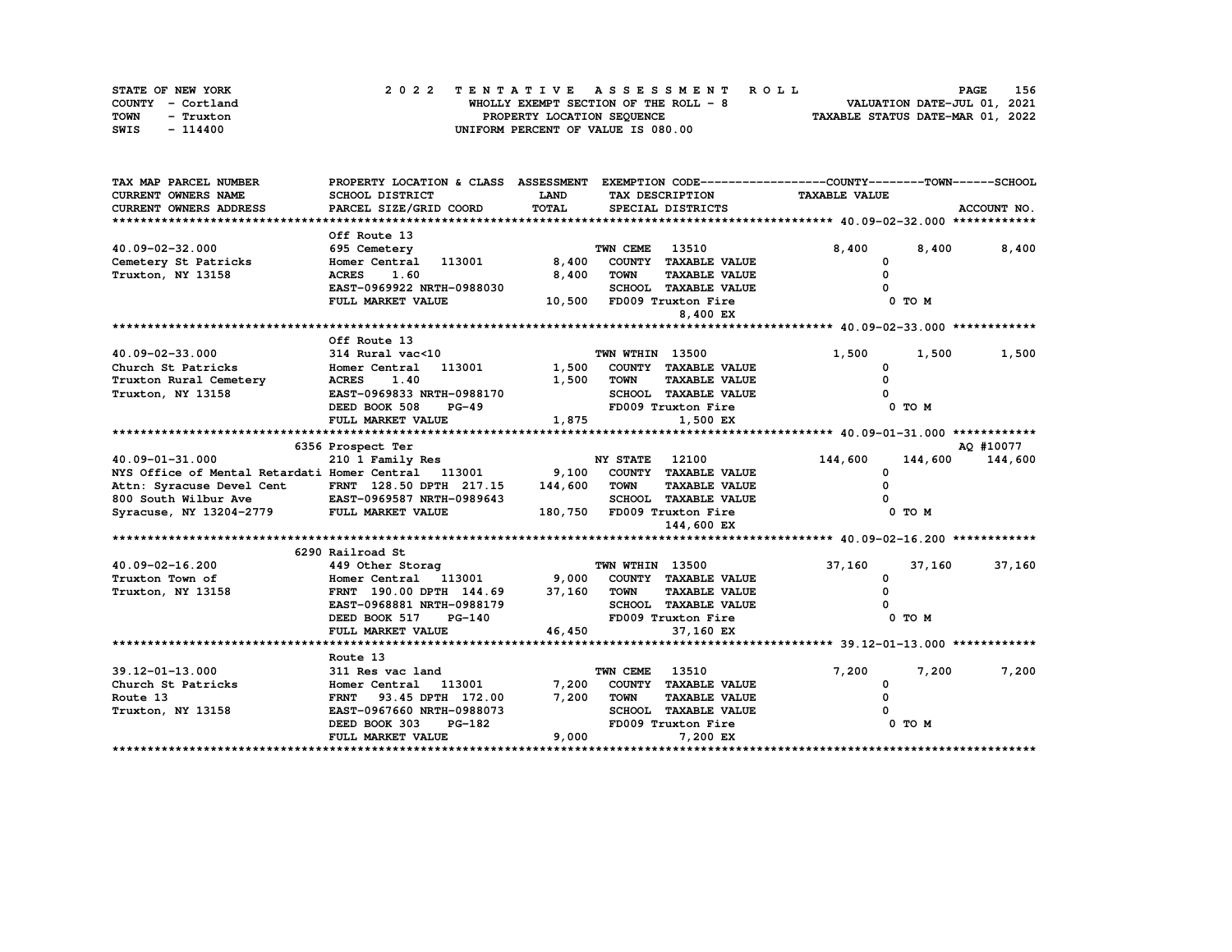STATE OF NEW YORK
COUNTY - Cortland
TOWN - Truxton
SWIS - 114400

# 2022 TENTATIVE ASSESSMENT ROLL

WHOLLY EXEMPT SECTION OF THE ROLL - 8
PROPERTY LOCATION SEQUENCE
UNIFORM PERCENT OF VALUE IS 080.00

VALUATION DATE-JUL 01, 2021
TAXABLE STATUS DATE-MAR 01, 2022

| TAX MAP PARCEL NUMBER / CURRENT OWNERS NAME / CURRENT OWNERS ADDRESS | PROPERTY LOCATION & CLASS / SCHOOL DISTRICT / PARCEL SIZE/GRID COORD | ASSESSMENT LAND / TOTAL | EXEMPTION CODE / TAX DESCRIPTION / SPECIAL DISTRICTS | COUNTY TAXABLE VALUE | TOWN | SCHOOL / ACCOUNT NO. |
|---|---|---|---|---|---|---|
| **40.09-02-32.000** | Off Route 13 | | | | | |
| 40.09-02-32.000 | 695 Cemetery | | TWN CEME 13510 | 8,400 | 8,400 | 8,400 |
| Cemetery St Patricks | Homer Central 113001 | 8,400 | COUNTY TAXABLE VALUE | 0 | | |
| Truxton, NY 13158 | ACRES 1.60 | 8,400 | TOWN TAXABLE VALUE | 0 | | |
| | EAST-0969922 NRTH-0988030 | | SCHOOL TAXABLE VALUE | 0 | | |
| | FULL MARKET VALUE | 10,500 | FD009 Truxton Fire | 0 TO M | | |
| | | | 8,400 EX | | | |
| **40.09-02-33.000** | Off Route 13 | | | | | |
| 40.09-02-33.000 | 314 Rural vac<10 | | TWN WTHIN 13500 | 1,500 | 1,500 | 1,500 |
| Church St Patricks | Homer Central 113001 | 1,500 | COUNTY TAXABLE VALUE | 0 | | |
| Truxton Rural Cemetery | ACRES 1.40 | 1,500 | TOWN TAXABLE VALUE | 0 | | |
| Truxton, NY 13158 | EAST-0969833 NRTH-0988170 | | SCHOOL TAXABLE VALUE | 0 | | |
| | DEED BOOK 508 PG-49 | | FD009 Truxton Fire | 0 TO M | | |
| | FULL MARKET VALUE | 1,875 | 1,500 EX | | | |
| **40.09-01-31.000** | 6356 Prospect Ter | | | | | AQ #10077 |
| 40.09-01-31.000 | 210 1 Family Res | | NY STATE 12100 | 144,600 | 144,600 | 144,600 |
| NYS Office of Mental Retardati | Homer Central 113001 | 9,100 | COUNTY TAXABLE VALUE | 0 | | |
| Attn: Syracuse Devel Cent | FRNT 128.50 DPTH 217.15 | 144,600 | TOWN TAXABLE VALUE | 0 | | |
| 800 South Wilbur Ave | EAST-0969587 NRTH-0989643 | | SCHOOL TAXABLE VALUE | 0 | | |
| Syracuse, NY 13204-2779 | FULL MARKET VALUE | 180,750 | FD009 Truxton Fire | 0 TO M | | |
| | | | 144,600 EX | | | |
| **40.09-02-16.200** | 6290 Railroad St | | | | | |
| 40.09-02-16.200 | 449 Other Storag | | TWN WTHIN 13500 | 37,160 | 37,160 | 37,160 |
| Truxton Town of | Homer Central 113001 | 9,000 | COUNTY TAXABLE VALUE | 0 | | |
| Truxton, NY 13158 | FRNT 190.00 DPTH 144.69 | 37,160 | TOWN TAXABLE VALUE | 0 | | |
| | EAST-0968881 NRTH-0988179 | | SCHOOL TAXABLE VALUE | 0 | | |
| | DEED BOOK 517 PG-140 | | FD009 Truxton Fire | 0 TO M | | |
| | FULL MARKET VALUE | 46,450 | 37,160 EX | | | |
| **39.12-01-13.000** | Route 13 | | | | | |
| 39.12-01-13.000 | 311 Res vac land | | TWN CEME 13510 | 7,200 | 7,200 | 7,200 |
| Church St Patricks | Homer Central 113001 | 7,200 | COUNTY TAXABLE VALUE | 0 | | |
| Route 13 | FRNT 93.45 DPTH 172.00 | 7,200 | TOWN TAXABLE VALUE | 0 | | |
| Truxton, NY 13158 | EAST-0967660 NRTH-0988073 | | SCHOOL TAXABLE VALUE | 0 | | |
| | DEED BOOK 303 PG-182 | | FD009 Truxton Fire | 0 TO M | | |
| | FULL MARKET VALUE | 9,000 | 7,200 EX | | | |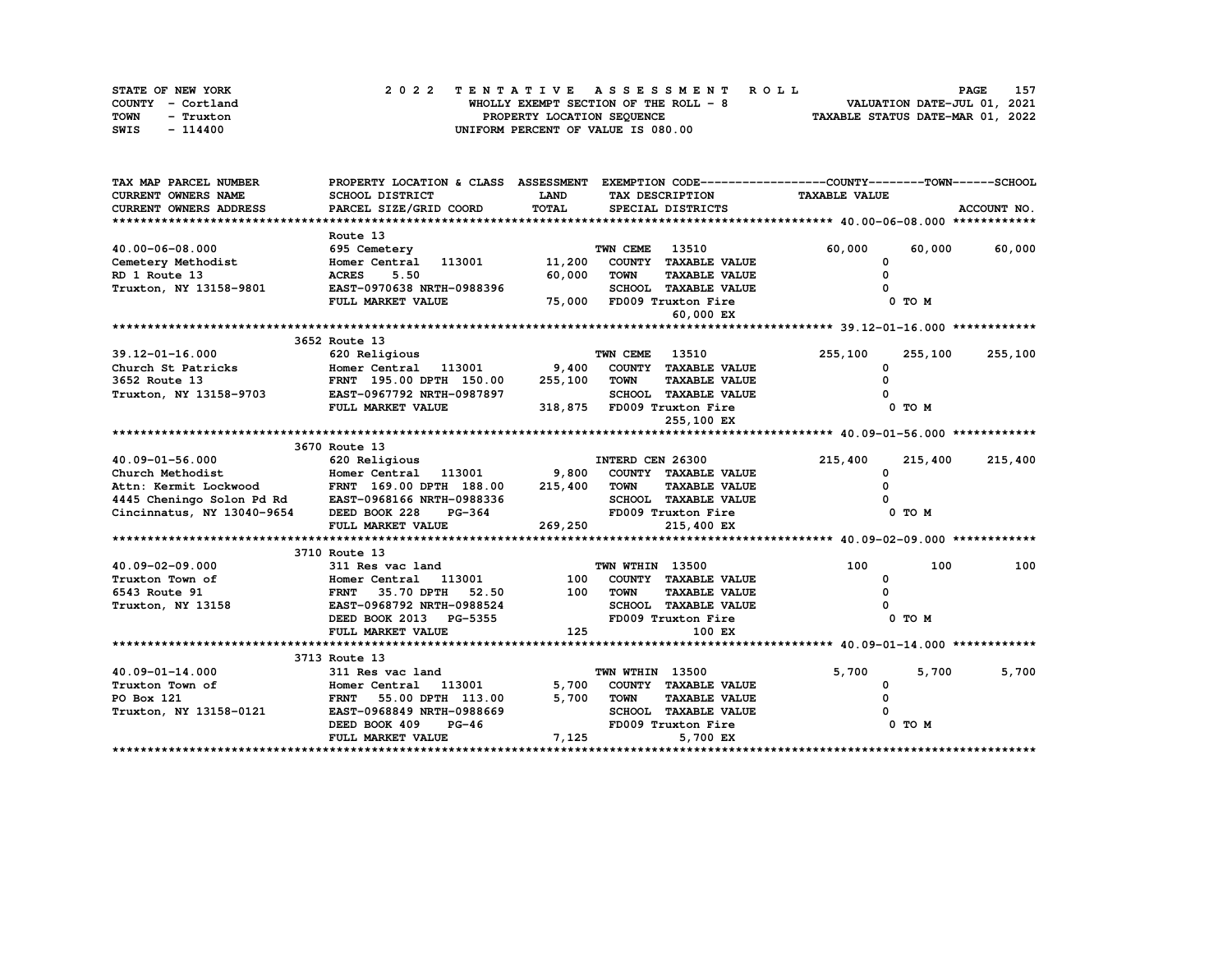STATE OF NEW YORK
COUNTY - Cortland
TOWN - Truxton
SWIS - 114400

# 2022 TENTATIVE ASSESSMENT ROLL

WHOLLY EXEMPT SECTION OF THE ROLL - 8
PROPERTY LOCATION SEQUENCE
UNIFORM PERCENT OF VALUE IS 080.00

VALUATION DATE-JUL 01, 2021
TAXABLE STATUS DATE-MAR 01, 2022

| TAX MAP PARCEL NUMBER / CURRENT OWNERS NAME / CURRENT OWNERS ADDRESS | PROPERTY LOCATION & CLASS / SCHOOL DISTRICT / PARCEL SIZE/GRID COORD | ASSESSMENT LAND / TOTAL | EXEMPTION CODE / TAX DESCRIPTION / SPECIAL DISTRICTS | COUNTY | TOWN | SCHOOL |
|---|---|---|---|---|---|---|
| **40.00-06-08.000** | Route 13 | | | | | |
| 40.00-06-08.000 | 695 Cemetery | | TWN CEME 13510 | 60,000 | 60,000 | 60,000 |
| Cemetery Methodist | Homer Central 113001 | 11,200 | COUNTY TAXABLE VALUE | 0 | | |
| RD 1 Route 13 | ACRES 5.50 | 60,000 | TOWN TAXABLE VALUE | | 0 | |
| Truxton, NY 13158-9801 | EAST-0970638 NRTH-0988396 | | SCHOOL TAXABLE VALUE | | | 0 |
| | FULL MARKET VALUE | 75,000 | FD009 Truxton Fire 60,000 EX | 0 TO M | | |
| **39.12-01-16.000** | 3652 Route 13 | | | | | |
| 39.12-01-16.000 | 620 Religious | | TWN CEME 13510 | 255,100 | 255,100 | 255,100 |
| Church St Patricks | Homer Central 113001 | 9,400 | COUNTY TAXABLE VALUE | 0 | | |
| 3652 Route 13 | FRNT 195.00 DPTH 150.00 | 255,100 | TOWN TAXABLE VALUE | | 0 | |
| Truxton, NY 13158-9703 | EAST-0967792 NRTH-0987897 | | SCHOOL TAXABLE VALUE | | | 0 |
| | FULL MARKET VALUE | 318,875 | FD009 Truxton Fire 255,100 EX | 0 TO M | | |
| **40.09-01-56.000** | 3670 Route 13 | | | | | |
| 40.09-01-56.000 | 620 Religious | | INTERD CEN 26300 | 215,400 | 215,400 | 215,400 |
| Church Methodist | Homer Central 113001 | 9,800 | COUNTY TAXABLE VALUE | 0 | | |
| Attn: Kermit Lockwood | FRNT 169.00 DPTH 188.00 | 215,400 | TOWN TAXABLE VALUE | | 0 | |
| 4445 Cheningo Solon Pd Rd | EAST-0968166 NRTH-0988336 | | SCHOOL TAXABLE VALUE | | | 0 |
| Cincinnatus, NY 13040-9654 | DEED BOOK 228 PG-364 | | FD009 Truxton Fire | 0 TO M | | |
| | FULL MARKET VALUE | 269,250 | 215,400 EX | | | |
| **40.09-02-09.000** | 3710 Route 13 | | | | | |
| 40.09-02-09.000 | 311 Res vac land | | TWN WTHIN 13500 | 100 | 100 | 100 |
| Truxton Town of | Homer Central 113001 | 100 | COUNTY TAXABLE VALUE | 0 | | |
| 6543 Route 91 | FRNT 35.70 DPTH 52.50 | 100 | TOWN TAXABLE VALUE | | 0 | |
| Truxton, NY 13158 | EAST-0968792 NRTH-0988524 | | SCHOOL TAXABLE VALUE | | | 0 |
| | DEED BOOK 2013 PG-5355 | | FD009 Truxton Fire | 0 TO M | | |
| | FULL MARKET VALUE | 125 | 100 EX | | | |
| **40.09-01-14.000** | 3713 Route 13 | | | | | |
| 40.09-01-14.000 | 311 Res vac land | | TWN WTHIN 13500 | 5,700 | 5,700 | 5,700 |
| Truxton Town of | Homer Central 113001 | 5,700 | COUNTY TAXABLE VALUE | 0 | | |
| PO Box 121 | FRNT 55.00 DPTH 113.00 | 5,700 | TOWN TAXABLE VALUE | | 0 | |
| Truxton, NY 13158-0121 | EAST-0968849 NRTH-0988669 | | SCHOOL TAXABLE VALUE | | | 0 |
| | DEED BOOK 409 PG-46 | | FD009 Truxton Fire | 0 TO M | | |
| | FULL MARKET VALUE | 7,125 | 5,700 EX | | | |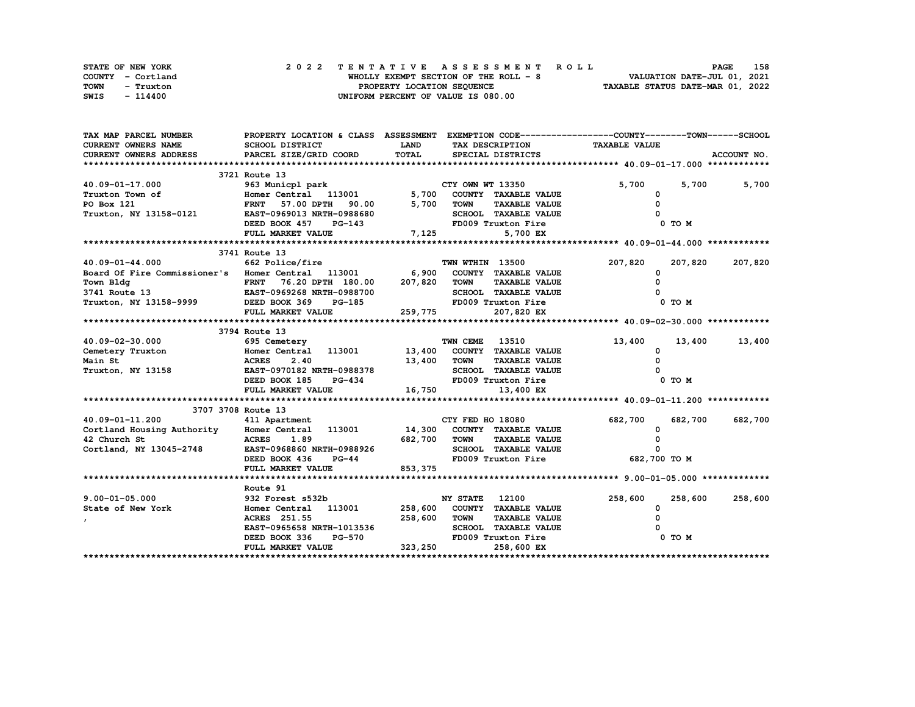STATE OF NEW YORK
COUNTY - Cortland
TOWN - Truxton
SWIS - 114400

# 2022 TENTATIVE ASSESSMENT ROLL

WHOLLY EXEMPT SECTION OF THE ROLL - 8
PROPERTY LOCATION SEQUENCE
UNIFORM PERCENT OF VALUE IS 080.00

VALUATION DATE-JUL 01, 2021
TAXABLE STATUS DATE-MAR 01, 2022

| TAX MAP PARCEL NUMBER / CURRENT OWNERS NAME / CURRENT OWNERS ADDRESS | PROPERTY LOCATION & CLASS / SCHOOL DISTRICT / PARCEL SIZE/GRID COORD | ASSESSMENT LAND / TOTAL | EXEMPTION CODE / TAX DESCRIPTION / SPECIAL DISTRICTS | COUNTY TAXABLE VALUE | TOWN | SCHOOL |
|---|---|---|---|---|---|---|
| **40.09-01-17.000** | 3721 Route 13 | | | | | |
| 40.09-01-17.000 | 963 Municpl park | | CTY OWN WT 13350 | 5,700 | 5,700 | 5,700 |
| Truxton Town of | Homer Central 113001 | 5,700 | COUNTY TAXABLE VALUE | 0 | | |
| PO Box 121 | FRNT 57.00 DPTH 90.00 | 5,700 | TOWN TAXABLE VALUE | 0 | | |
| Truxton, NY 13158-0121 | EAST-0969013 NRTH-0988680 | | SCHOOL TAXABLE VALUE | 0 | | |
| | DEED BOOK 457 PG-143 | | FD009 Truxton Fire | 0 TO M | | |
| | FULL MARKET VALUE | 7,125 | 5,700 EX | | | |
| **40.09-01-44.000** | 3741 Route 13 | | | | | |
| 40.09-01-44.000 | 662 Police/fire | | TWN WTHIN 13500 | 207,820 | 207,820 | 207,820 |
| Board Of Fire Commissioner's | Homer Central 113001 | 6,900 | COUNTY TAXABLE VALUE | 0 | | |
| Town Bldg | FRNT 76.20 DPTH 180.00 | 207,820 | TOWN TAXABLE VALUE | 0 | | |
| 3741 Route 13 | EAST-0969268 NRTH-0988700 | | SCHOOL TAXABLE VALUE | 0 | | |
| Truxton, NY 13158-9999 | DEED BOOK 369 PG-185 | | FD009 Truxton Fire | 0 TO M | | |
| | FULL MARKET VALUE | 259,775 | 207,820 EX | | | |
| **40.09-02-30.000** | 3794 Route 13 | | | | | |
| 40.09-02-30.000 | 695 Cemetery | | TWN CEME 13510 | 13,400 | 13,400 | 13,400 |
| Cemetery Truxton | Homer Central 113001 | 13,400 | COUNTY TAXABLE VALUE | 0 | | |
| Main St | ACRES 2.40 | 13,400 | TOWN TAXABLE VALUE | 0 | | |
| Truxton, NY 13158 | EAST-0970182 NRTH-0988378 | | SCHOOL TAXABLE VALUE | 0 | | |
| | DEED BOOK 185 PG-434 | | FD009 Truxton Fire | 0 TO M | | |
| | FULL MARKET VALUE | 16,750 | 13,400 EX | | | |
| **40.09-01-11.200** | 3707 3708 Route 13 | | | | | |
| 40.09-01-11.200 | 411 Apartment | | CTY FED HO 18080 | 682,700 | 682,700 | 682,700 |
| Cortland Housing Authority | Homer Central 113001 | 14,300 | COUNTY TAXABLE VALUE | 0 | | |
| 42 Church St | ACRES 1.89 | 682,700 | TOWN TAXABLE VALUE | 0 | | |
| Cortland, NY 13045-2748 | EAST-0968860 NRTH-0988926 | | SCHOOL TAXABLE VALUE | 0 | | |
| | DEED BOOK 436 PG-44 | | FD009 Truxton Fire | 682,700 TO M | | |
| | FULL MARKET VALUE | 853,375 | | | | |
| **9.00-01-05.000** | Route 91 | | | | | |
| 9.00-01-05.000 | 932 Forest s532b | | NY STATE 12100 | 258,600 | 258,600 | 258,600 |
| State of New York | Homer Central 113001 | 258,600 | COUNTY TAXABLE VALUE | 0 | | |
| , | ACRES 251.55 | 258,600 | TOWN TAXABLE VALUE | 0 | | |
| | EAST-0965658 NRTH-1013536 | | SCHOOL TAXABLE VALUE | 0 | | |
| | DEED BOOK 336 PG-570 | | FD009 Truxton Fire | 0 TO M | | |
| | FULL MARKET VALUE | 323,250 | 258,600 EX | | | |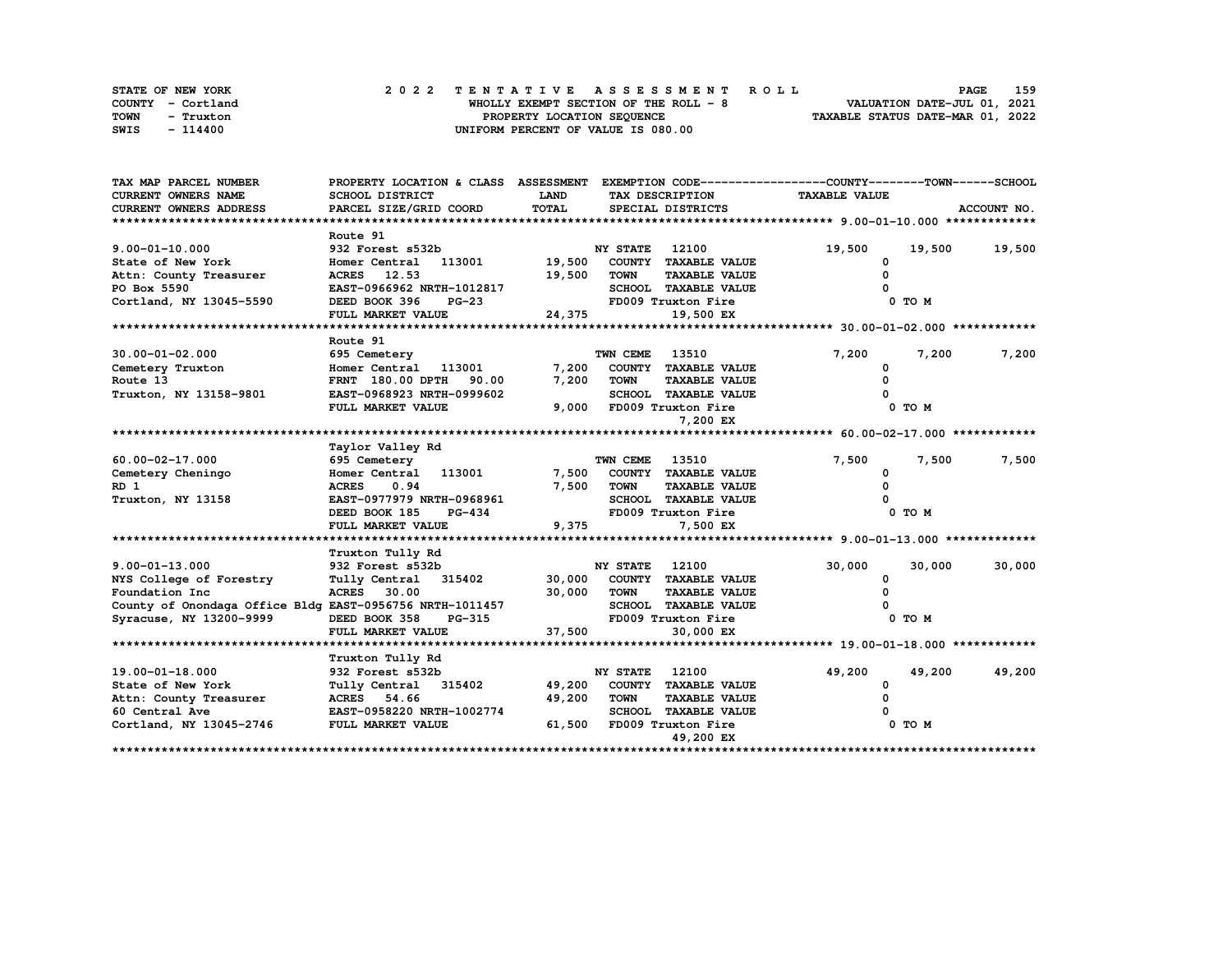STATE OF NEW YORK
COUNTY - Cortland
TOWN - Truxton
SWIS - 114400

2022 TENTATIVE ASSESSMENT ROLL
WHOLLY EXEMPT SECTION OF THE ROLL - 8
PROPERTY LOCATION SEQUENCE
UNIFORM PERCENT OF VALUE IS 080.00

VALUATION DATE-JUL 01, 2021
TAXABLE STATUS DATE-MAR 01, 2022

| TAX MAP PARCEL NUMBER / CURRENT OWNERS NAME / CURRENT OWNERS ADDRESS | PROPERTY LOCATION & CLASS / SCHOOL DISTRICT / PARCEL SIZE/GRID COORD | ASSESSMENT LAND / TOTAL | EXEMPTION CODE / TAX DESCRIPTION / SPECIAL DISTRICTS | COUNTY | TOWN | SCHOOL |
|---|---|---|---|---|---|---|
| **9.00-01-10.000** | Route 91 | | | | | |
| 9.00-01-10.000 | 932 Forest s532b | | NY STATE 12100 | 19,500 | 19,500 | 19,500 |
| State of New York | Homer Central 113001 | 19,500 | COUNTY TAXABLE VALUE | 0 | | |
| Attn: County Treasurer | ACRES 12.53 | 19,500 | TOWN TAXABLE VALUE | 0 | | |
| PO Box 5590 | EAST-0966962 NRTH-1012817 | | SCHOOL TAXABLE VALUE | 0 | | |
| Cortland, NY 13045-5590 | DEED BOOK 396 PG-23 | | FD009 Truxton Fire | 0 TO M | | |
| | FULL MARKET VALUE | 24,375 | 19,500 EX | | | |
| **30.00-01-02.000** | Route 91 | | | | | |
| 30.00-01-02.000 | 695 Cemetery | | TWN CEME 13510 | 7,200 | 7,200 | 7,200 |
| Cemetery Truxton | Homer Central 113001 | 7,200 | COUNTY TAXABLE VALUE | 0 | | |
| Route 13 | FRNT 180.00 DPTH 90.00 | 7,200 | TOWN TAXABLE VALUE | 0 | | |
| Truxton, NY 13158-9801 | EAST-0968923 NRTH-0999602 | | SCHOOL TAXABLE VALUE | 0 | | |
| | FULL MARKET VALUE | 9,000 | FD009 Truxton Fire | 0 TO M | | |
| | | | 7,200 EX | | | |
| **60.00-02-17.000** | Taylor Valley Rd | | | | | |
| 60.00-02-17.000 | 695 Cemetery | | TWN CEME 13510 | 7,500 | 7,500 | 7,500 |
| Cemetery Cheningo | Homer Central 113001 | 7,500 | COUNTY TAXABLE VALUE | 0 | | |
| RD 1 | ACRES 0.94 | 7,500 | TOWN TAXABLE VALUE | 0 | | |
| Truxton, NY 13158 | EAST-0977979 NRTH-0968961 | | SCHOOL TAXABLE VALUE | 0 | | |
| | DEED BOOK 185 PG-434 | | FD009 Truxton Fire | 0 TO M | | |
| | FULL MARKET VALUE | 9,375 | 7,500 EX | | | |
| **9.00-01-13.000** | Truxton Tully Rd | | | | | |
| 9.00-01-13.000 | 932 Forest s532b | | NY STATE 12100 | 30,000 | 30,000 | 30,000 |
| NYS College of Forestry | Tully Central 315402 | 30,000 | COUNTY TAXABLE VALUE | 0 | | |
| Foundation Inc | ACRES 30.00 | 30,000 | TOWN TAXABLE VALUE | 0 | | |
| County of Onondaga Office Bldg | EAST-0956756 NRTH-1011457 | | SCHOOL TAXABLE VALUE | 0 | | |
| Syracuse, NY 13200-9999 | DEED BOOK 358 PG-315 | | FD009 Truxton Fire | 0 TO M | | |
| | FULL MARKET VALUE | 37,500 | 30,000 EX | | | |
| **19.00-01-18.000** | Truxton Tully Rd | | | | | |
| 19.00-01-18.000 | 932 Forest s532b | | NY STATE 12100 | 49,200 | 49,200 | 49,200 |
| State of New York | Tully Central 315402 | 49,200 | COUNTY TAXABLE VALUE | 0 | | |
| Attn: County Treasurer | ACRES 54.66 | 49,200 | TOWN TAXABLE VALUE | 0 | | |
| 60 Central Ave | EAST-0958220 NRTH-1002774 | | SCHOOL TAXABLE VALUE | 0 | | |
| Cortland, NY 13045-2746 | FULL MARKET VALUE | 61,500 | FD009 Truxton Fire | 0 TO M | | |
| | | | 49,200 EX | | | |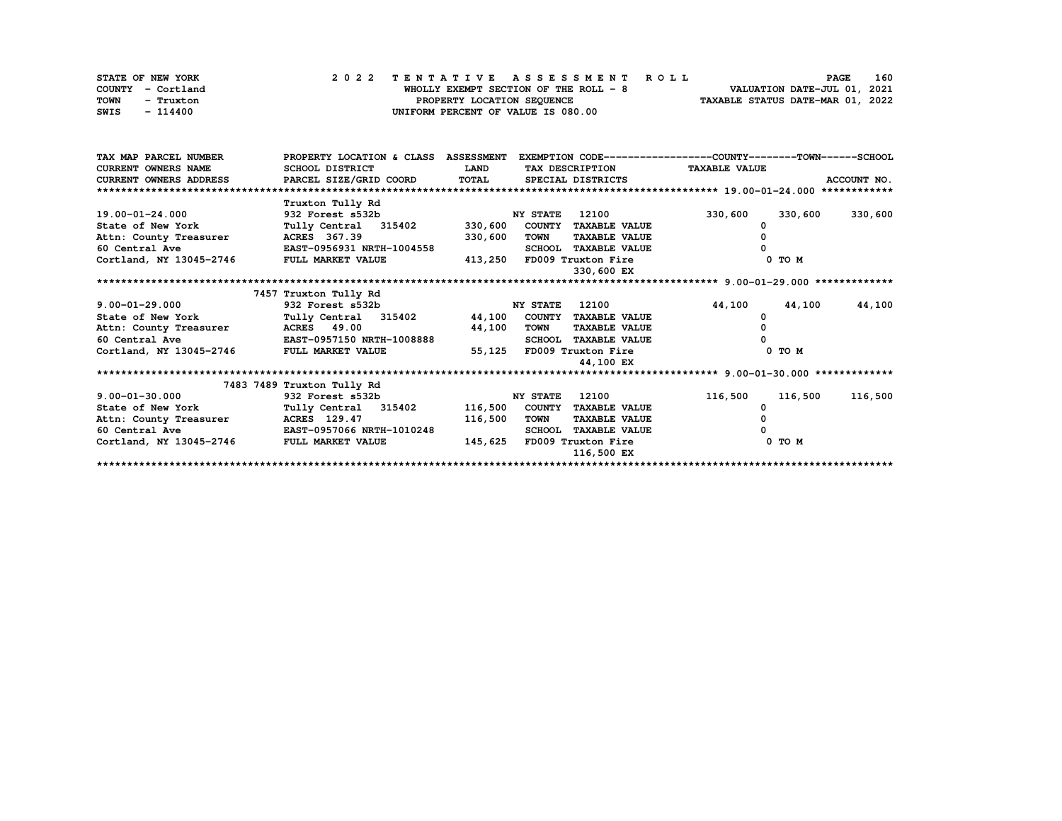STATE OF NEW YORK
COUNTY - Cortland
TOWN - Truxton
SWIS - 114400

2 0 2 2 TENTATIVE ASSESSMENT ROLL
WHOLLY EXEMPT SECTION OF THE ROLL - 8
PROPERTY LOCATION SEQUENCE
UNIFORM PERCENT OF VALUE IS 080.00

VALUATION DATE-JUL 01, 2021
TAXABLE STATUS DATE-MAR 01, 2022

| TAX MAP PARCEL NUMBER / CURRENT OWNERS NAME / CURRENT OWNERS ADDRESS | PROPERTY LOCATION & CLASS / SCHOOL DISTRICT / PARCEL SIZE/GRID COORD | ASSESSMENT LAND / TOTAL | EXEMPTION CODE / TAX DESCRIPTION / SPECIAL DISTRICTS | COUNTY | TOWN | SCHOOL |
|---|---|---|---|---|---|---|
| **19.00-01-24.000** | Truxton Tully Rd | | | | | |
| 19.00-01-24.000 | 932 Forest s532b | | NY STATE 12100 | 330,600 | 330,600 | 330,600 |
| State of New York | Tully Central 315402 | 330,600 | COUNTY TAXABLE VALUE | 0 | | |
| Attn: County Treasurer | ACRES 367.39 | 330,600 | TOWN TAXABLE VALUE | 0 | | |
| 60 Central Ave | EAST-0956931 NRTH-1004558 | | SCHOOL TAXABLE VALUE | 0 | | |
| Cortland, NY 13045-2746 | FULL MARKET VALUE | 413,250 | FD009 Truxton Fire | 0 TO M | | |
| | | | 330,600 EX | | | |
| **9.00-01-29.000** | 7457 Truxton Tully Rd | | | | | |
| 9.00-01-29.000 | 932 Forest s532b | | NY STATE 12100 | 44,100 | 44,100 | 44,100 |
| State of New York | Tully Central 315402 | 44,100 | COUNTY TAXABLE VALUE | 0 | | |
| Attn: County Treasurer | ACRES 49.00 | 44,100 | TOWN TAXABLE VALUE | 0 | | |
| 60 Central Ave | EAST-0957150 NRTH-1008888 | | SCHOOL TAXABLE VALUE | 0 | | |
| Cortland, NY 13045-2746 | FULL MARKET VALUE | 55,125 | FD009 Truxton Fire | 0 TO M | | |
| | | | 44,100 EX | | | |
| **9.00-01-30.000** | 7483 7489 Truxton Tully Rd | | | | | |
| 9.00-01-30.000 | 932 Forest s532b | | NY STATE 12100 | 116,500 | 116,500 | 116,500 |
| State of New York | Tully Central 315402 | 116,500 | COUNTY TAXABLE VALUE | 0 | | |
| Attn: County Treasurer | ACRES 129.47 | 116,500 | TOWN TAXABLE VALUE | 0 | | |
| 60 Central Ave | EAST-0957066 NRTH-1010248 | | SCHOOL TAXABLE VALUE | 0 | | |
| Cortland, NY 13045-2746 | FULL MARKET VALUE | 145,625 | FD009 Truxton Fire | 0 TO M | | |
| | | | 116,500 EX | | | |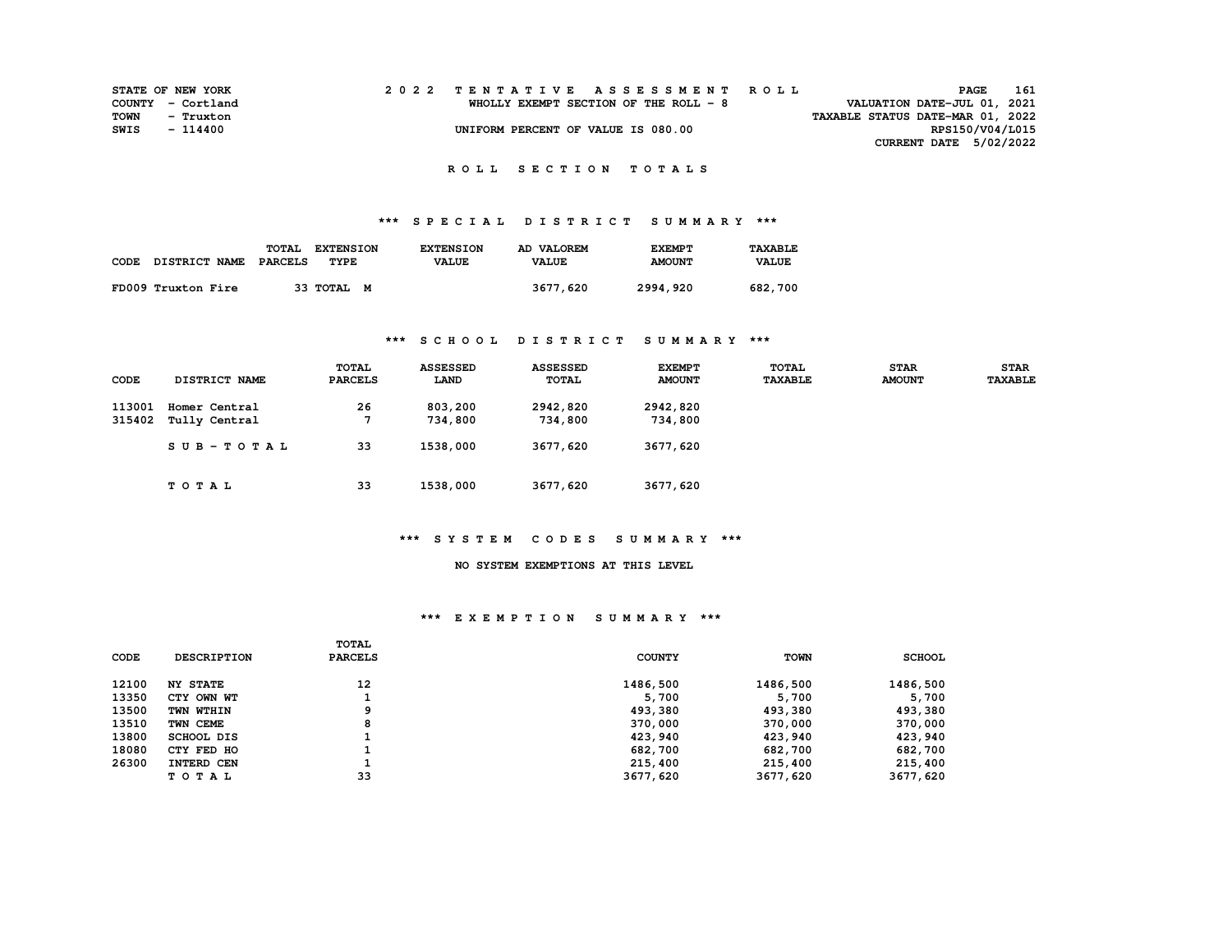STATE OF NEW YORK
COUNTY - Cortland
TOWN - Truxton
SWIS - 114400

# 2022 TENTATIVE ASSESSMENT ROLL

WHOLLY EXEMPT SECTION OF THE ROLL - 8

UNIFORM PERCENT OF VALUE IS 080.00

VALUATION DATE-JUL 01, 2021
TAXABLE STATUS DATE-MAR 01, 2022
RPS150/V04/L015
CURRENT DATE 5/02/2022

## ROLL SECTION TOTALS

### *** SPECIAL DISTRICT SUMMARY ***

| CODE | DISTRICT NAME | TOTAL PARCELS | EXTENSION TYPE | EXTENSION VALUE | AD VALOREM VALUE | EXEMPT AMOUNT | TAXABLE VALUE |
|---|---|---|---|---|---|---|---|
| FD009 | Truxton Fire | 33 | TOTAL M | | 3677,620 | 2994,920 | 682,700 |

### *** SCHOOL DISTRICT SUMMARY ***

| CODE | DISTRICT NAME | TOTAL PARCELS | ASSESSED LAND | ASSESSED TOTAL | EXEMPT AMOUNT | TOTAL TAXABLE | STAR AMOUNT | STAR TAXABLE |
|---|---|---|---|---|---|---|---|---|
| 113001 | Homer Central | 26 | 803,200 | 2942,820 | 2942,820 | | | |
| 315402 | Tully Central | 7 | 734,800 | 734,800 | 734,800 | | | |
| | SUB-TOTAL | 33 | 1538,000 | 3677,620 | 3677,620 | | | |
| | TOTAL | 33 | 1538,000 | 3677,620 | 3677,620 | | | |

### *** SYSTEM CODES SUMMARY ***

NO SYSTEM EXEMPTIONS AT THIS LEVEL

### *** EXEMPTION SUMMARY ***

| CODE | DESCRIPTION | TOTAL PARCELS | COUNTY | TOWN | SCHOOL |
|---|---|---|---|---|---|
| 12100 | NY STATE | 12 | 1486,500 | 1486,500 | 1486,500 |
| 13350 | CTY OWN WT | 1 | 5,700 | 5,700 | 5,700 |
| 13500 | TWN WTHIN | 9 | 493,380 | 493,380 | 493,380 |
| 13510 | TWN CEME | 8 | 370,000 | 370,000 | 370,000 |
| 13800 | SCHOOL DIS | 1 | 423,940 | 423,940 | 423,940 |
| 18080 | CTY FED HO | 1 | 682,700 | 682,700 | 682,700 |
| 26300 | INTERD CEN | 1 | 215,400 | 215,400 | 215,400 |
| | TOTAL | 33 | 3677,620 | 3677,620 | 3677,620 |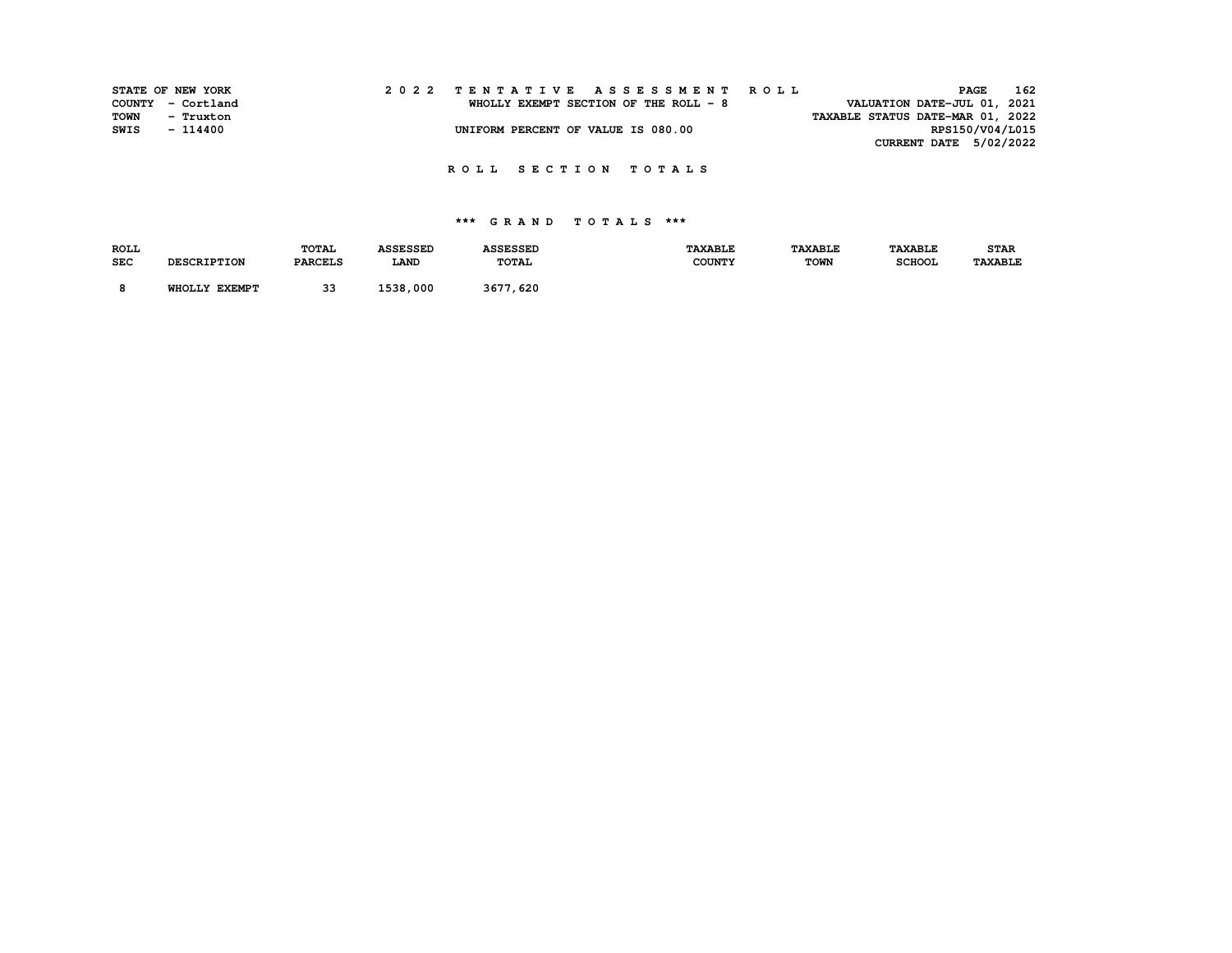STATE OF NEW YORK — 2022 TENTATIVE ASSESSMENT ROLL
COUNTY - Cortland — WHOLLY EXEMPT SECTION OF THE ROLL - 8 — VALUATION DATE-JUL 01, 2021
TOWN - Truxton — TAXABLE STATUS DATE-MAR 01, 2022
SWIS - 114400 — UNIFORM PERCENT OF VALUE IS 080.00 — RPS150/V04/L015
CURRENT DATE 5/02/2022

## ROLL SECTION TOTALS

### *** GRAND TOTALS ***

| ROLL SEC | DESCRIPTION | TOTAL PARCELS | ASSESSED LAND | ASSESSED TOTAL | TAXABLE COUNTY | TAXABLE TOWN | TAXABLE SCHOOL | STAR TAXABLE |
|---|---|---|---|---|---|---|---|---|
| 8 | WHOLLY EXEMPT | 33 | 1538,000 | 3677,620 | | | | |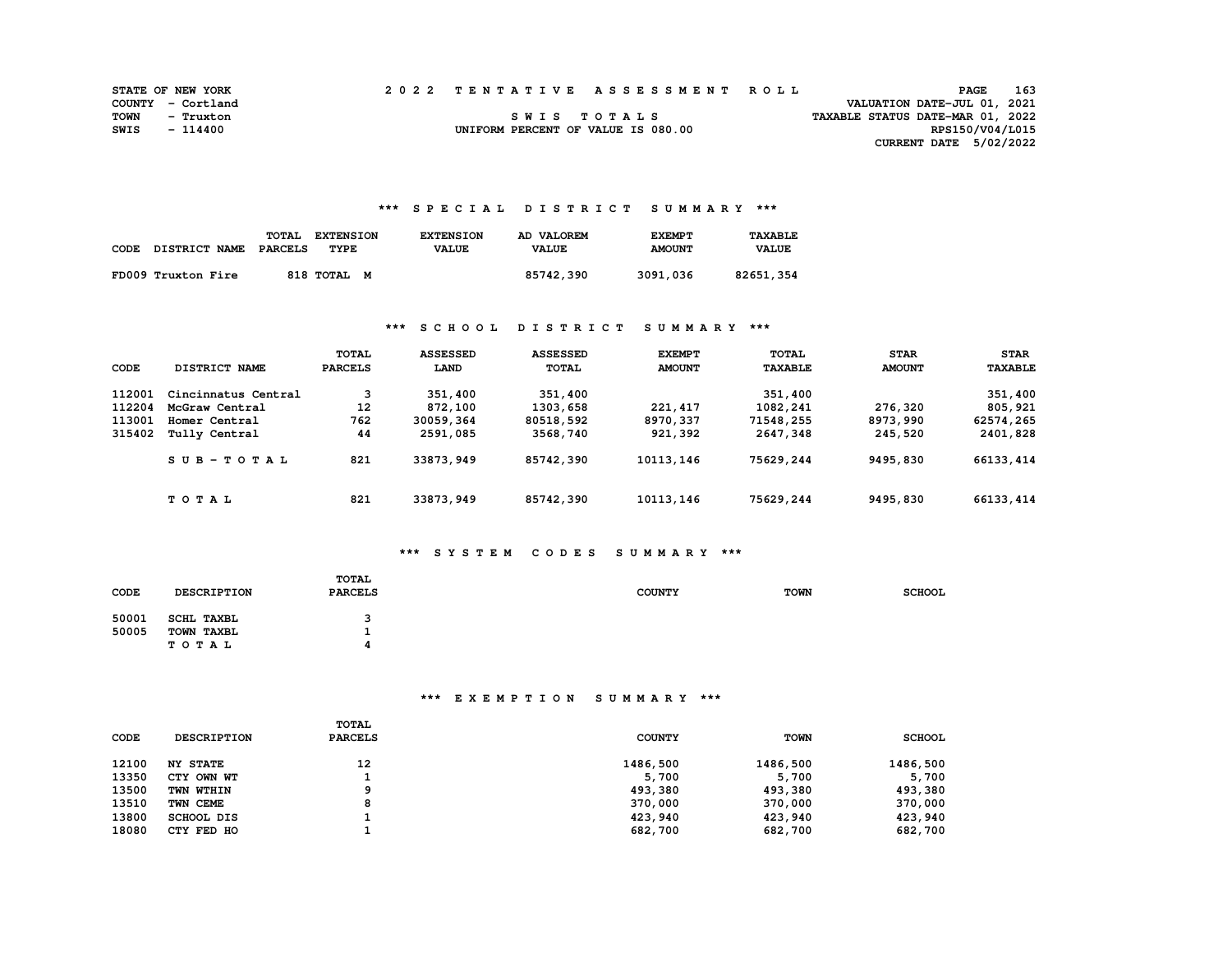STATE OF NEW YORK
COUNTY - Cortland
TOWN - Truxton
SWIS - 114400

2 0 2 2 T E N T A T I V E A S S E S S M E N T R O L L

S W I S T O T A L S

UNIFORM PERCENT OF VALUE IS 080.00

VALUATION DATE-JUL 01, 2021
TAXABLE STATUS DATE-MAR 01, 2022
RPS150/V04/L015
CURRENT DATE 5/02/2022

## *** S P E C I A L D I S T R I C T S U M M A R Y ***

| CODE | DISTRICT NAME | TOTAL PARCELS | EXTENSION TYPE | EXTENSION VALUE | AD VALOREM VALUE | EXEMPT AMOUNT | TAXABLE VALUE |
|---|---|---|---|---|---|---|---|
| FD009 | Truxton Fire | 818 | TOTAL M | | 85742,390 | 3091,036 | 82651,354 |

## *** S C H O O L D I S T R I C T S U M M A R Y ***

| CODE | DISTRICT NAME | TOTAL PARCELS | ASSESSED LAND | ASSESSED TOTAL | EXEMPT AMOUNT | TOTAL TAXABLE | STAR AMOUNT | STAR TAXABLE |
|---|---|---|---|---|---|---|---|---|
| 112001 | Cincinnatus Central | 3 | 351,400 | 351,400 | | 351,400 | | 351,400 |
| 112204 | McGraw Central | 12 | 872,100 | 1303,658 | 221,417 | 1082,241 | 276,320 | 805,921 |
| 113001 | Homer Central | 762 | 30059,364 | 80518,592 | 8970,337 | 71548,255 | 8973,990 | 62574,265 |
| 315402 | Tully Central | 44 | 2591,085 | 3568,740 | 921,392 | 2647,348 | 245,520 | 2401,828 |
| | S U B - T O T A L | 821 | 33873,949 | 85742,390 | 10113,146 | 75629,244 | 9495,830 | 66133,414 |
| | T O T A L | 821 | 33873,949 | 85742,390 | 10113,146 | 75629,244 | 9495,830 | 66133,414 |

## *** S Y S T E M C O D E S S U M M A R Y ***

| CODE | DESCRIPTION | TOTAL PARCELS | COUNTY | TOWN | SCHOOL |
|---|---|---|---|---|---|
| 50001 | SCHL TAXBL | 3 | | | |
| 50005 | TOWN TAXBL | 1 | | | |
| | T O T A L | 4 | | | |

## *** E X E M P T I O N S U M M A R Y ***

| CODE | DESCRIPTION | TOTAL PARCELS | COUNTY | TOWN | SCHOOL |
|---|---|---|---|---|---|
| 12100 | NY STATE | 12 | 1486,500 | 1486,500 | 1486,500 |
| 13350 | CTY OWN WT | 1 | 5,700 | 5,700 | 5,700 |
| 13500 | TWN WTHIN | 9 | 493,380 | 493,380 | 493,380 |
| 13510 | TWN CEME | 8 | 370,000 | 370,000 | 370,000 |
| 13800 | SCHOOL DIS | 1 | 423,940 | 423,940 | 423,940 |
| 18080 | CTY FED HO | 1 | 682,700 | 682,700 | 682,700 |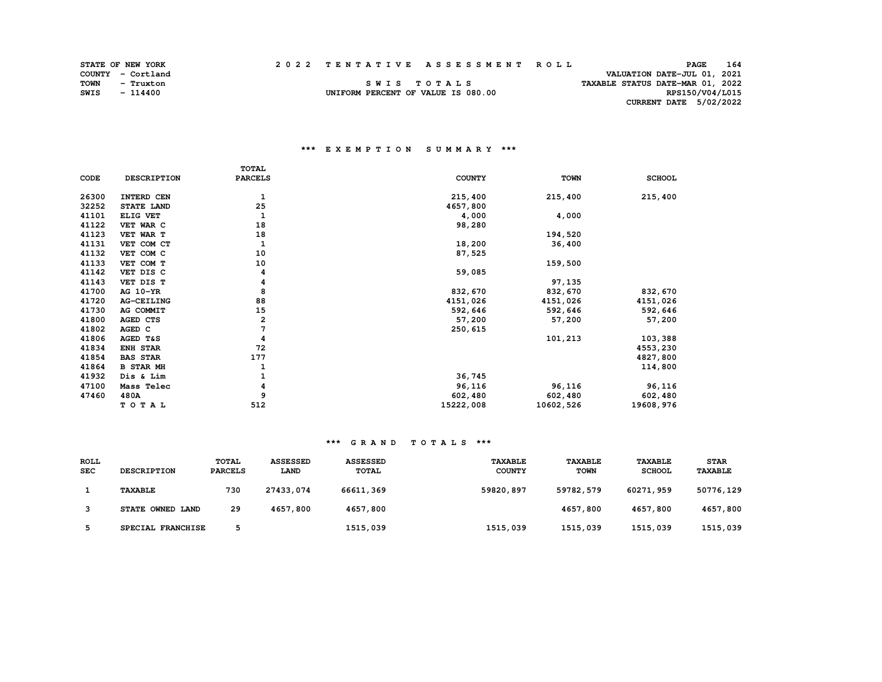STATE OF NEW YORK
COUNTY - Cortland
TOWN - Truxton
SWIS - 114400

**2 0 2 2 T E N T A T I V E A S S E S S M E N T R O L L**

S W I S T O T A L S
UNIFORM PERCENT OF VALUE IS 080.00

VALUATION DATE-JUL 01, 2021
TAXABLE STATUS DATE-MAR 01, 2022
RPS150/V04/L015
CURRENT DATE 5/02/2022

### *** E X E M P T I O N S U M M A R Y ***

| CODE | DESCRIPTION | TOTAL PARCELS | COUNTY | TOWN | SCHOOL |
|---|---|---|---|---|---|
| 26300 | INTERD CEN | 1 | 215,400 | 215,400 | 215,400 |
| 32252 | STATE LAND | 25 | 4657,800 | | |
| 41101 | ELIG VET | 1 | 4,000 | 4,000 | |
| 41122 | VET WAR C | 18 | 98,280 | | |
| 41123 | VET WAR T | 18 | | 194,520 | |
| 41131 | VET COM CT | 1 | 18,200 | 36,400 | |
| 41132 | VET COM C | 10 | 87,525 | | |
| 41133 | VET COM T | 10 | | 159,500 | |
| 41142 | VET DIS C | 4 | 59,085 | | |
| 41143 | VET DIS T | 4 | | 97,135 | |
| 41700 | AG 10-YR | 8 | 832,670 | 832,670 | 832,670 |
| 41720 | AG-CEILING | 88 | 4151,026 | 4151,026 | 4151,026 |
| 41730 | AG COMMIT | 15 | 592,646 | 592,646 | 592,646 |
| 41800 | AGED CTS | 2 | 57,200 | 57,200 | 57,200 |
| 41802 | AGED C | 7 | 250,615 | | |
| 41806 | AGED T&S | 4 | | 101,213 | 103,388 |
| 41834 | ENH STAR | 72 | | | 4553,230 |
| 41854 | BAS STAR | 177 | | | 4827,800 |
| 41864 | B STAR MH | 1 | | | 114,800 |
| 41932 | Dis & Lim | 1 | 36,745 | | |
| 47100 | Mass Telec | 4 | 96,116 | 96,116 | 96,116 |
| 47460 | 480A | 9 | 602,480 | 602,480 | 602,480 |
| | T O T A L | 512 | 15222,008 | 10602,526 | 19608,976 |

### *** G R A N D T O T A L S ***

| ROLL SEC | DESCRIPTION | TOTAL PARCELS | ASSESSED LAND | ASSESSED TOTAL | TAXABLE COUNTY | TAXABLE TOWN | TAXABLE SCHOOL | STAR TAXABLE |
|---|---|---|---|---|---|---|---|---|
| 1 | TAXABLE | 730 | 27433,074 | 66611,369 | 59820,897 | 59782,579 | 60271,959 | 50776,129 |
| 3 | STATE OWNED LAND | 29 | 4657,800 | 4657,800 | | 4657,800 | 4657,800 | 4657,800 |
| 5 | SPECIAL FRANCHISE | 5 | | 1515,039 | 1515,039 | 1515,039 | 1515,039 | 1515,039 |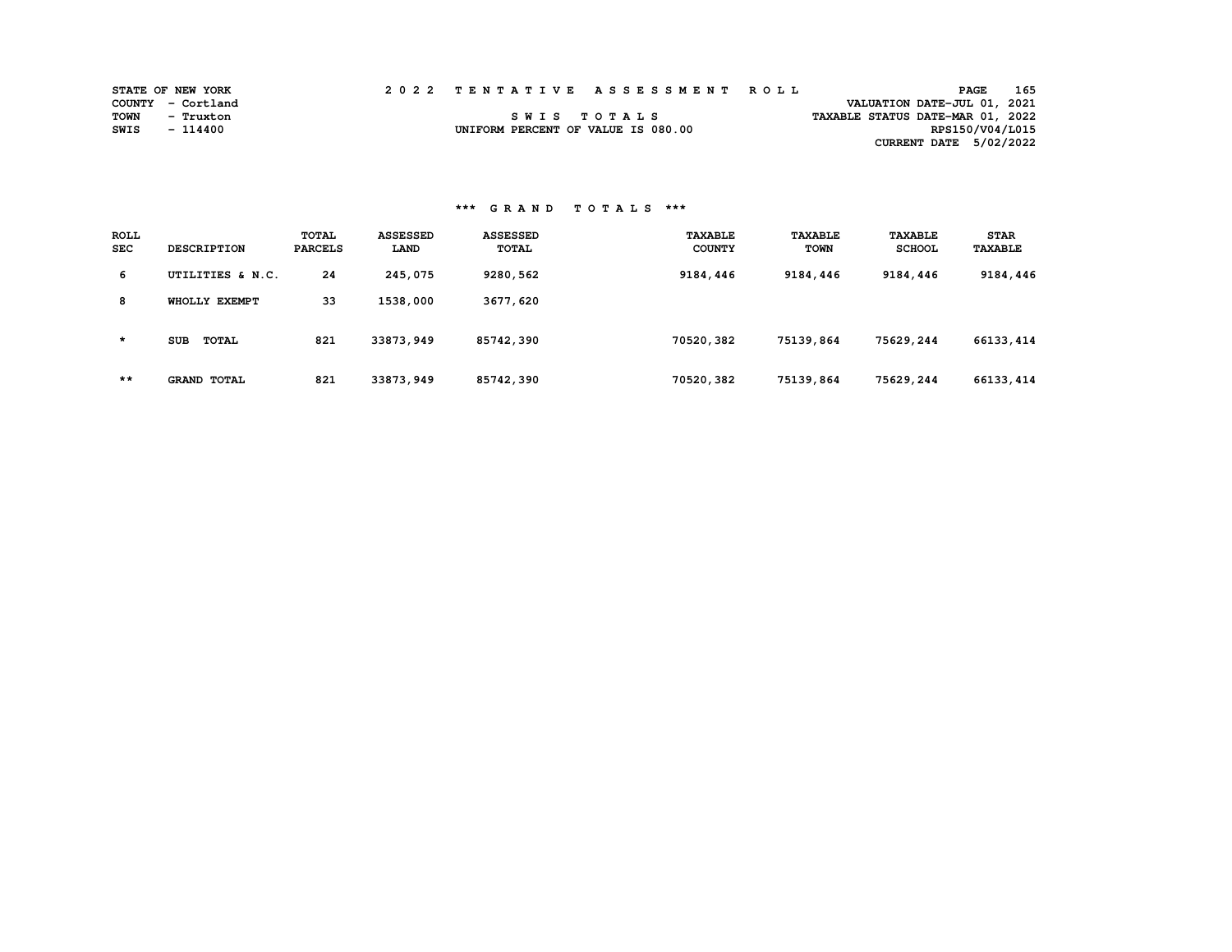STATE OF NEW YORK
COUNTY - Cortland
TOWN - Truxton
SWIS - 114400

2 0 2 2 T E N T A T I V E A S S E S S M E N T R O L L

S W I S T O T A L S
UNIFORM PERCENT OF VALUE IS 080.00

VALUATION DATE-JUL 01, 2021
TAXABLE STATUS DATE-MAR 01, 2022
RPS150/V04/L015
CURRENT DATE 5/02/2022

### *** G R A N D T O T A L S ***

| ROLL SEC | DESCRIPTION | TOTAL PARCELS | ASSESSED LAND | ASSESSED TOTAL | TAXABLE COUNTY | TAXABLE TOWN | TAXABLE SCHOOL | STAR TAXABLE |
|---|---|---|---|---|---|---|---|---|
| 6 | UTILITIES & N.C. | 24 | 245,075 | 9280,562 | 9184,446 | 9184,446 | 9184,446 | 9184,446 |
| 8 | WHOLLY EXEMPT | 33 | 1538,000 | 3677,620 | | | | |
| * | SUB TOTAL | 821 | 33873,949 | 85742,390 | 70520,382 | 75139,864 | 75629,244 | 66133,414 |
| ** | GRAND TOTAL | 821 | 33873,949 | 85742,390 | 70520,382 | 75139,864 | 75629,244 | 66133,414 |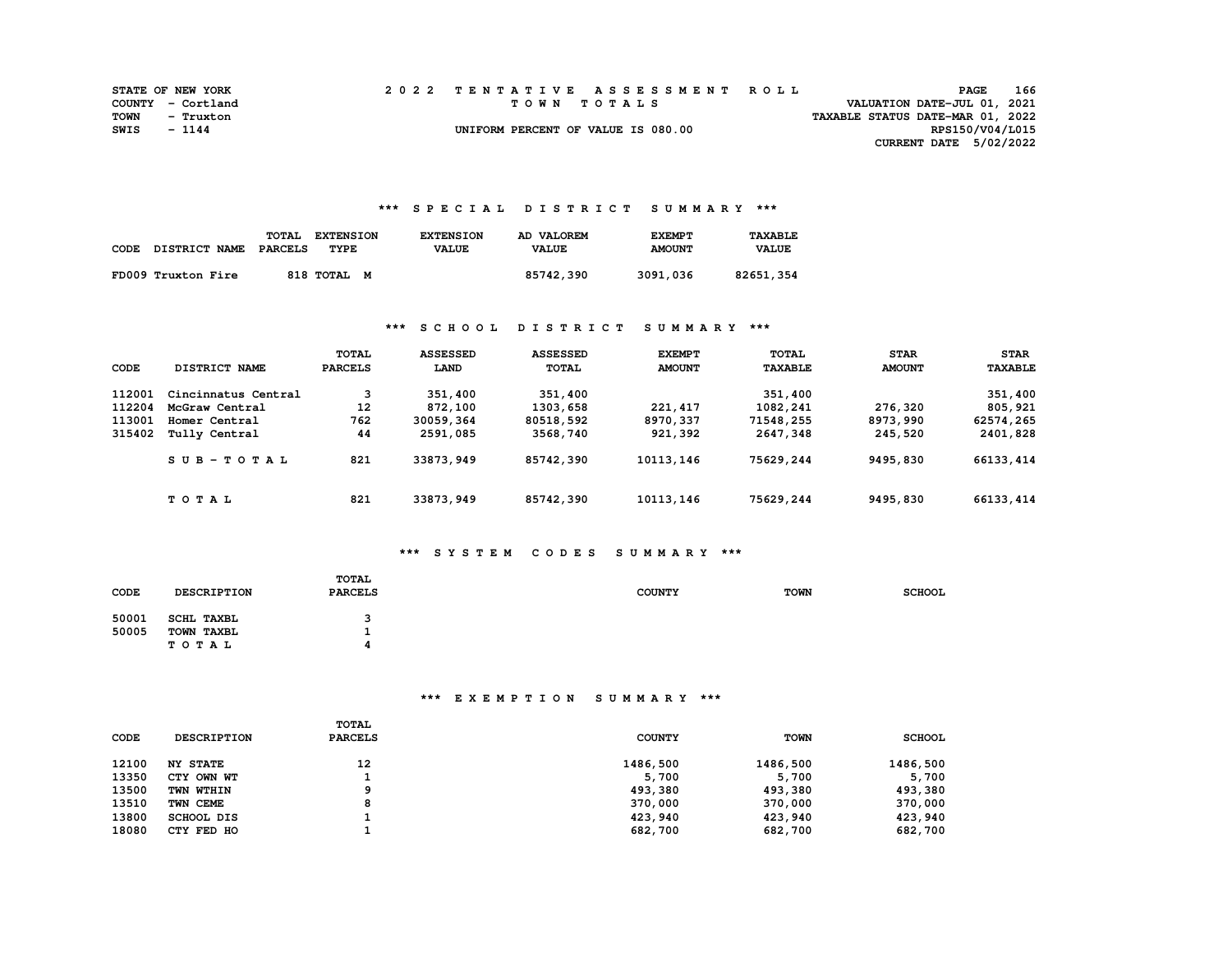STATE OF NEW YORK
COUNTY - Cortland
TOWN - Truxton
SWIS - 1144

2022 TENTATIVE ASSESSMENT ROLL
TOWN TOTALS
UNIFORM PERCENT OF VALUE IS 080.00

VALUATION DATE-JUL 01, 2021
TAXABLE STATUS DATE-MAR 01, 2022
RPS150/V04/L015
CURRENT DATE 5/02/2022

### *** SPECIAL DISTRICT SUMMARY ***

| CODE | DISTRICT NAME | TOTAL PARCELS | EXTENSION TYPE | EXTENSION VALUE | AD VALOREM VALUE | EXEMPT AMOUNT | TAXABLE VALUE |
|---|---|---|---|---|---|---|---|
| FD009 | Truxton Fire | 818 | TOTAL M | | 85742,390 | 3091,036 | 82651,354 |

### *** SCHOOL DISTRICT SUMMARY ***

| CODE | DISTRICT NAME | TOTAL PARCELS | ASSESSED LAND | ASSESSED TOTAL | EXEMPT AMOUNT | TOTAL TAXABLE | STAR AMOUNT | STAR TAXABLE |
|---|---|---|---|---|---|---|---|---|
| 112001 | Cincinnatus Central | 3 | 351,400 | 351,400 | | 351,400 | | 351,400 |
| 112204 | McGraw Central | 12 | 872,100 | 1303,658 | 221,417 | 1082,241 | 276,320 | 805,921 |
| 113001 | Homer Central | 762 | 30059,364 | 80518,592 | 8970,337 | 71548,255 | 8973,990 | 62574,265 |
| 315402 | Tully Central | 44 | 2591,085 | 3568,740 | 921,392 | 2647,348 | 245,520 | 2401,828 |
| | SUB-TOTAL | 821 | 33873,949 | 85742,390 | 10113,146 | 75629,244 | 9495,830 | 66133,414 |
| | TOTAL | 821 | 33873,949 | 85742,390 | 10113,146 | 75629,244 | 9495,830 | 66133,414 |

### *** SYSTEM CODES SUMMARY ***

| CODE | DESCRIPTION | TOTAL PARCELS | COUNTY | TOWN | SCHOOL |
|---|---|---|---|---|---|
| 50001 | SCHL TAXBL | 3 | | | |
| 50005 | TOWN TAXBL | 1 | | | |
| | TOTAL | 4 | | | |

### *** EXEMPTION SUMMARY ***

| CODE | DESCRIPTION | TOTAL PARCELS | COUNTY | TOWN | SCHOOL |
|---|---|---|---|---|---|
| 12100 | NY STATE | 12 | 1486,500 | 1486,500 | 1486,500 |
| 13350 | CTY OWN WT | 1 | 5,700 | 5,700 | 5,700 |
| 13500 | TWN WTHIN | 9 | 493,380 | 493,380 | 493,380 |
| 13510 | TWN CEME | 8 | 370,000 | 370,000 | 370,000 |
| 13800 | SCHOOL DIS | 1 | 423,940 | 423,940 | 423,940 |
| 18080 | CTY FED HO | 1 | 682,700 | 682,700 | 682,700 |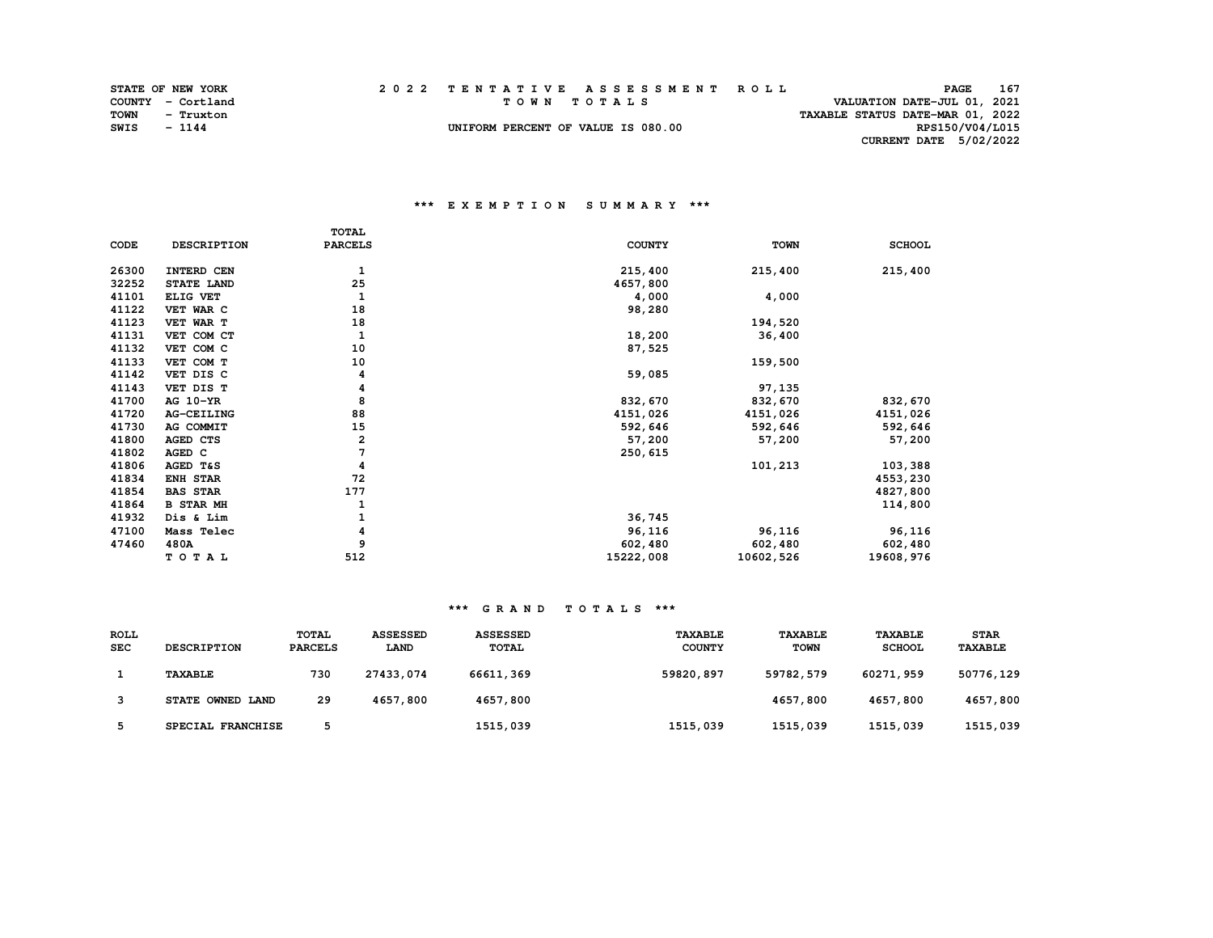STATE OF NEW YORK | 2 0 2 2 T E N T A T I V E A S S E S S M E N T R O L L
COUNTY - Cortland | T O W N T O T A L S | VALUATION DATE-JUL 01, 2021
TOWN - Truxton | TAXABLE STATUS DATE-MAR 01, 2022
SWIS - 1144 | UNIFORM PERCENT OF VALUE IS 080.00 | RPS150/V04/L015
CURRENT DATE 5/02/2022

### *** E X E M P T I O N S U M M A R Y ***

| CODE | DESCRIPTION | TOTAL PARCELS | COUNTY | TOWN | SCHOOL |
|---|---|---|---|---|---|
| 26300 | INTERD CEN | 1 | 215,400 | 215,400 | 215,400 |
| 32252 | STATE LAND | 25 | 4657,800 | | |
| 41101 | ELIG VET | 1 | 4,000 | 4,000 | |
| 41122 | VET WAR C | 18 | 98,280 | | |
| 41123 | VET WAR T | 18 | | 194,520 | |
| 41131 | VET COM CT | 1 | 18,200 | 36,400 | |
| 41132 | VET COM C | 10 | 87,525 | | |
| 41133 | VET COM T | 10 | | 159,500 | |
| 41142 | VET DIS C | 4 | 59,085 | | |
| 41143 | VET DIS T | 4 | | 97,135 | |
| 41700 | AG 10-YR | 8 | 832,670 | 832,670 | 832,670 |
| 41720 | AG-CEILING | 88 | 4151,026 | 4151,026 | 4151,026 |
| 41730 | AG COMMIT | 15 | 592,646 | 592,646 | 592,646 |
| 41800 | AGED CTS | 2 | 57,200 | 57,200 | 57,200 |
| 41802 | AGED C | 7 | 250,615 | | |
| 41806 | AGED T&S | 4 | | 101,213 | 103,388 |
| 41834 | ENH STAR | 72 | | | 4553,230 |
| 41854 | BAS STAR | 177 | | | 4827,800 |
| 41864 | B STAR MH | 1 | | | 114,800 |
| 41932 | Dis & Lim | 1 | 36,745 | | |
| 47100 | Mass Telec | 4 | 96,116 | 96,116 | 96,116 |
| 47460 | 480A | 9 | 602,480 | 602,480 | 602,480 |
| | T O T A L | 512 | 15222,008 | 10602,526 | 19608,976 |

### *** G R A N D T O T A L S ***

| ROLL SEC | DESCRIPTION | TOTAL PARCELS | ASSESSED LAND | ASSESSED TOTAL | TAXABLE COUNTY | TAXABLE TOWN | TAXABLE SCHOOL | STAR TAXABLE |
|---|---|---|---|---|---|---|---|---|
| 1 | TAXABLE | 730 | 27433,074 | 66611,369 | 59820,897 | 59782,579 | 60271,959 | 50776,129 |
| 3 | STATE OWNED LAND | 29 | 4657,800 | 4657,800 | | 4657,800 | 4657,800 | 4657,800 |
| 5 | SPECIAL FRANCHISE | 5 | | 1515,039 | 1515,039 | 1515,039 | 1515,039 | 1515,039 |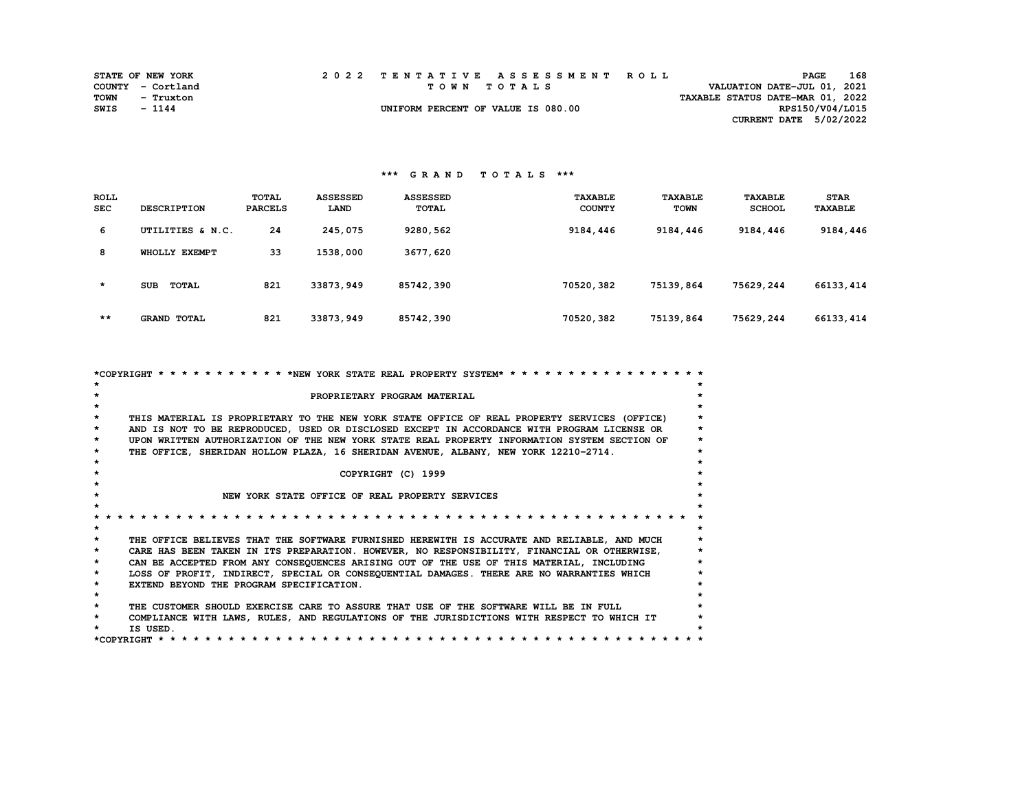STATE OF NEW YORK
COUNTY - Cortland
TOWN - Truxton
SWIS - 1144

2 0 2 2 T E N T A T I V E A S S E S S M E N T R O L L
T O W N T O T A L S
UNIFORM PERCENT OF VALUE IS 080.00

VALUATION DATE-JUL 01, 2021
TAXABLE STATUS DATE-MAR 01, 2022
RPS150/V04/L015
CURRENT DATE 5/02/2022

### *** G R A N D T O T A L S ***

| ROLL SEC | DESCRIPTION | TOTAL PARCELS | ASSESSED LAND | ASSESSED TOTAL | TAXABLE COUNTY | TAXABLE TOWN | TAXABLE SCHOOL | STAR TAXABLE |
|---|---|---|---|---|---|---|---|---|
| 6 | UTILITIES & N.C. | 24 | 245,075 | 9280,562 | 9184,446 | 9184,446 | 9184,446 | 9184,446 |
| 8 | WHOLLY EXEMPT | 33 | 1538,000 | 3677,620 | | | | |
| * | SUB TOTAL | 821 | 33873,949 | 85742,390 | 70520,382 | 75139,864 | 75629,244 | 66133,414 |
| ** | GRAND TOTAL | 821 | 33873,949 | 85742,390 | 70520,382 | 75139,864 | 75629,244 | 66133,414 |

*COPYRIGHT * * * * * * * * * * * *NEW YORK STATE REAL PROPERTY SYSTEM* * * * * * * * * * * * * * * * * * *

PROPRIETARY PROGRAM MATERIAL

THIS MATERIAL IS PROPRIETARY TO THE NEW YORK STATE OFFICE OF REAL PROPERTY SERVICES (OFFICE) AND IS NOT TO BE REPRODUCED, USED OR DISCLOSED EXCEPT IN ACCORDANCE WITH PROGRAM LICENSE OR UPON WRITTEN AUTHORIZATION OF THE NEW YORK STATE REAL PROPERTY INFORMATION SYSTEM SECTION OF THE OFFICE, SHERIDAN HOLLOW PLAZA, 16 SHERIDAN AVENUE, ALBANY, NEW YORK 12210-2714.

COPYRIGHT (C) 1999

NEW YORK STATE OFFICE OF REAL PROPERTY SERVICES

THE OFFICE BELIEVES THAT THE SOFTWARE FURNISHED HEREWITH IS ACCURATE AND RELIABLE, AND MUCH CARE HAS BEEN TAKEN IN ITS PREPARATION. HOWEVER, NO RESPONSIBILITY, FINANCIAL OR OTHERWISE, CAN BE ACCEPTED FROM ANY CONSEQUENCES ARISING OUT OF THE USE OF THIS MATERIAL, INCLUDING LOSS OF PROFIT, INDIRECT, SPECIAL OR CONSEQUENTIAL DAMAGES. THERE ARE NO WARRANTIES WHICH EXTEND BEYOND THE PROGRAM SPECIFICATION.

THE CUSTOMER SHOULD EXERCISE CARE TO ASSURE THAT USE OF THE SOFTWARE WILL BE IN FULL COMPLIANCE WITH LAWS, RULES, AND REGULATIONS OF THE JURISDICTIONS WITH RESPECT TO WHICH IT IS USED.

*COPYRIGHT * * * * * * * * * * * * * * * * * * * * * * * * * * * * * * * * * * * * * * * * * * * * *